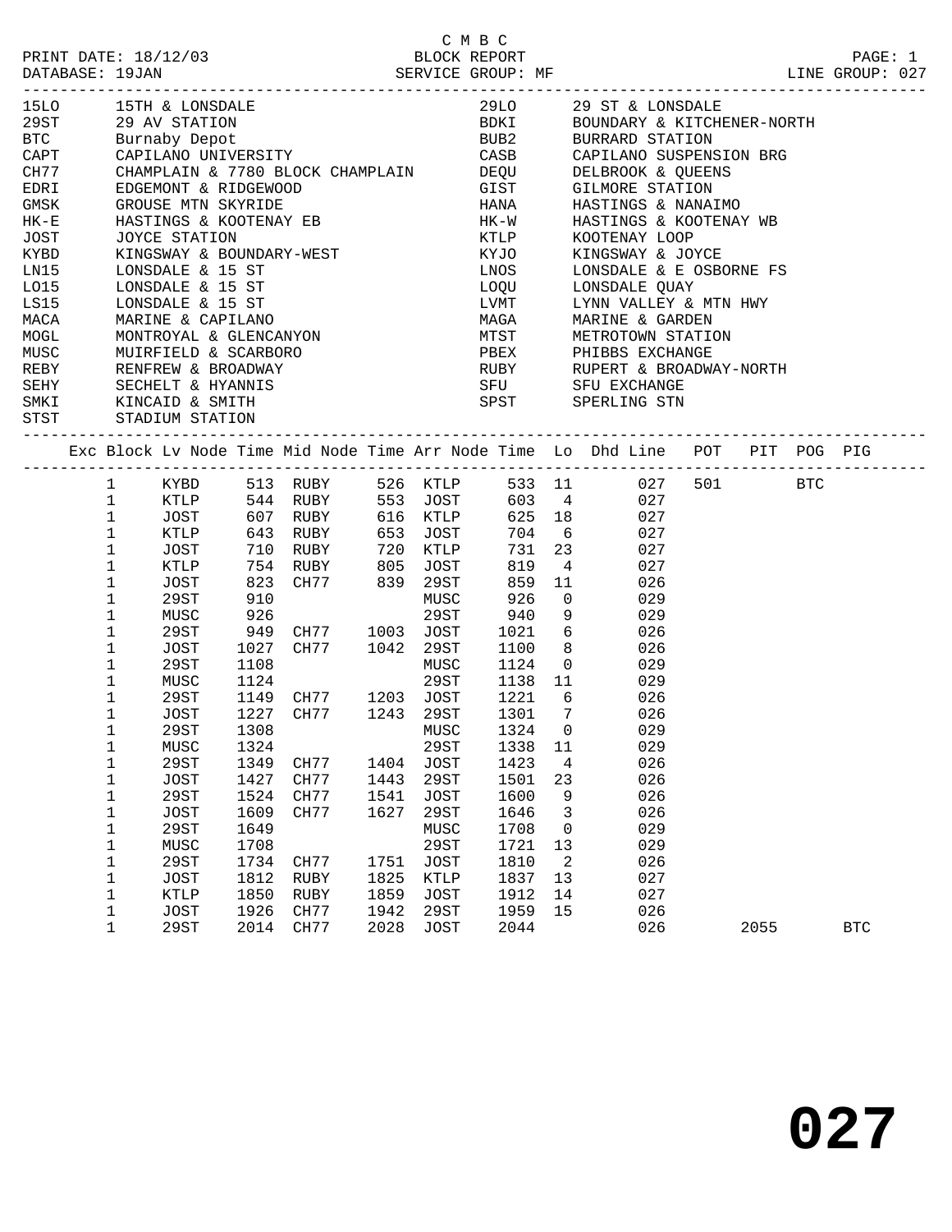C M B C

PRINT DATE: 18/12/03 BLOCK REPORT
DATABASE: 19JAN SERVICE GROUP: MF LINE GROUP: 027

| Code | Name | Code | Name |
|---|---|---|---|
| 15LO | 15TH & LONSDALE | 29LO | 29 ST & LONSDALE |
| 29ST | 29 AV STATION | BDKI | BOUNDARY & KITCHENER-NORTH |
| BTC | Burnaby Depot | BUB2 | BURRARD STATION |
| CAPT | CAPILANO UNIVERSITY | CASB | CAPILANO SUSPENSION BRG |
| CH77 | CHAMPLAIN & 7780 BLOCK CHAMPLAIN | DEQU | DELBROOK & QUEENS |
| EDRI | EDGEMONT & RIDGEWOOD | GIST | GILMORE STATION |
| GMSK | GROUSE MTN SKYRIDE | HANA | HASTINGS & NANAIMO |
| HK-E | HASTINGS & KOOTENAY EB | HK-W | HASTINGS & KOOTENAY WB |
| JOST | JOYCE STATION | KTLP | KOOTENAY LOOP |
| KYBD | KINGSWAY & BOUNDARY-WEST | KYJO | KINGSWAY & JOYCE |
| LN15 | LONSDALE & 15 ST | LNOS | LONSDALE & E OSBORNE FS |
| LO15 | LONSDALE & 15 ST | LOQU | LONSDALE QUAY |
| LS15 | LONSDALE & 15 ST | LVMT | LYNN VALLEY & MTN HWY |
| MACA | MARINE & CAPILANO | MAGA | MARINE & GARDEN |
| MOGL | MONTROYAL & GLENCANYON | MTST | METROTOWN STATION |
| MUSC | MUIRFIELD & SCARBORO | PBEX | PHIBBS EXCHANGE |
| REBY | RENFREW & BROADWAY | RUBY | RUPERT & BROADWAY-NORTH |
| SEHY | SECHELT & HYANNIS | SFU | SFU EXCHANGE |
| SMKI | KINCAID & SMITH | SPST | SPERLING STN |
| STST | STADIUM STATION | | |

| Exc | Block | Lv Node | Time | Mid Node | Time | Arr Node | Time | Lo | Dhd Line | POT | PIT | POG | PIG |
|---|---|---|---|---|---|---|---|---|---|---|---|---|---|
| | 1 | KYBD | 513 | RUBY | 526 | KTLP | 533 | 11 | 027 | 501 | | BTC | |
| | 1 | KTLP | 544 | RUBY | 553 | JOST | 603 | 4 | 027 | | | | |
| | 1 | JOST | 607 | RUBY | 616 | KTLP | 625 | 18 | 027 | | | | |
| | 1 | KTLP | 643 | RUBY | 653 | JOST | 704 | 6 | 027 | | | | |
| | 1 | JOST | 710 | RUBY | 720 | KTLP | 731 | 23 | 027 | | | | |
| | 1 | KTLP | 754 | RUBY | 805 | JOST | 819 | 4 | 027 | | | | |
| | 1 | JOST | 823 | CH77 | 839 | 29ST | 859 | 11 | 026 | | | | |
| | 1 | 29ST | 910 | | | MUSC | 926 | 0 | 029 | | | | |
| | 1 | MUSC | 926 | | | 29ST | 940 | 9 | 029 | | | | |
| | 1 | 29ST | 949 | CH77 | 1003 | JOST | 1021 | 6 | 026 | | | | |
| | 1 | JOST | 1027 | CH77 | 1042 | 29ST | 1100 | 8 | 026 | | | | |
| | 1 | 29ST | 1108 | | | MUSC | 1124 | 0 | 029 | | | | |
| | 1 | MUSC | 1124 | | | 29ST | 1138 | 11 | 029 | | | | |
| | 1 | 29ST | 1149 | CH77 | 1203 | JOST | 1221 | 6 | 026 | | | | |
| | 1 | JOST | 1227 | CH77 | 1243 | 29ST | 1301 | 7 | 026 | | | | |
| | 1 | 29ST | 1308 | | | MUSC | 1324 | 0 | 029 | | | | |
| | 1 | MUSC | 1324 | | | 29ST | 1338 | 11 | 029 | | | | |
| | 1 | 29ST | 1349 | CH77 | 1404 | JOST | 1423 | 4 | 026 | | | | |
| | 1 | JOST | 1427 | CH77 | 1443 | 29ST | 1501 | 23 | 026 | | | | |
| | 1 | 29ST | 1524 | CH77 | 1541 | JOST | 1600 | 9 | 026 | | | | |
| | 1 | JOST | 1609 | CH77 | 1627 | 29ST | 1646 | 3 | 026 | | | | |
| | 1 | 29ST | 1649 | | | MUSC | 1708 | 0 | 029 | | | | |
| | 1 | MUSC | 1708 | | | 29ST | 1721 | 13 | 029 | | | | |
| | 1 | 29ST | 1734 | CH77 | 1751 | JOST | 1810 | 2 | 026 | | | | |
| | 1 | JOST | 1812 | RUBY | 1825 | KTLP | 1837 | 13 | 027 | | | | |
| | 1 | KTLP | 1850 | RUBY | 1859 | JOST | 1912 | 14 | 027 | | | | |
| | 1 | JOST | 1926 | CH77 | 1942 | 29ST | 1959 | 15 | 026 | | | | |
| | 1 | 29ST | 2014 | CH77 | 2028 | JOST | 2044 | | 026 | | 2055 | | BTC |

# 027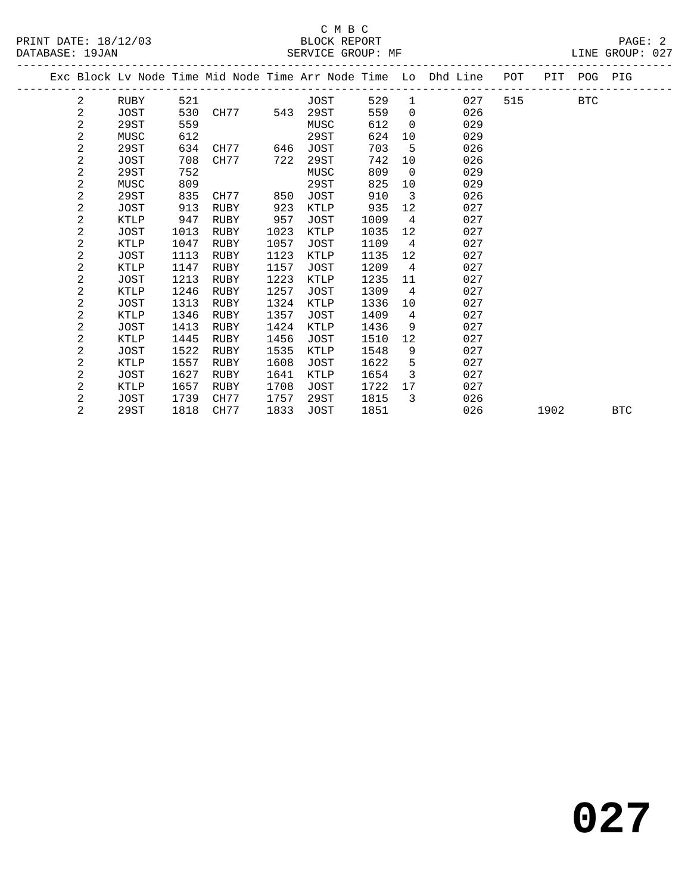C M B C
BLOCK REPORT
SERVICE GROUP: MF

PRINT DATE: 18/12/03
DATABASE: 19JAN
LINE GROUP: 027

| Exc | Block | Lv Node | Time | Mid Node | Time | Arr Node | Time | Lo | Dhd Line | POT | PIT | POG | PIG |
|---|---|---|---|---|---|---|---|---|---|---|---|---|---|
| | 2 | RUBY | 521 | | | JOST | 529 | 1 | 027 | 515 | | BTC | |
| | 2 | JOST | 530 | CH77 | 543 | 29ST | 559 | 0 | 026 | | | | |
| | 2 | 29ST | 559 | | | MUSC | 612 | 0 | 029 | | | | |
| | 2 | MUSC | 612 | | | 29ST | 624 | 10 | 029 | | | | |
| | 2 | 29ST | 634 | CH77 | 646 | JOST | 703 | 5 | 026 | | | | |
| | 2 | JOST | 708 | CH77 | 722 | 29ST | 742 | 10 | 026 | | | | |
| | 2 | 29ST | 752 | | | MUSC | 809 | 0 | 029 | | | | |
| | 2 | MUSC | 809 | | | 29ST | 825 | 10 | 029 | | | | |
| | 2 | 29ST | 835 | CH77 | 850 | JOST | 910 | 3 | 026 | | | | |
| | 2 | JOST | 913 | RUBY | 923 | KTLP | 935 | 12 | 027 | | | | |
| | 2 | KTLP | 947 | RUBY | 957 | JOST | 1009 | 4 | 027 | | | | |
| | 2 | JOST | 1013 | RUBY | 1023 | KTLP | 1035 | 12 | 027 | | | | |
| | 2 | KTLP | 1047 | RUBY | 1057 | JOST | 1109 | 4 | 027 | | | | |
| | 2 | JOST | 1113 | RUBY | 1123 | KTLP | 1135 | 12 | 027 | | | | |
| | 2 | KTLP | 1147 | RUBY | 1157 | JOST | 1209 | 4 | 027 | | | | |
| | 2 | JOST | 1213 | RUBY | 1223 | KTLP | 1235 | 11 | 027 | | | | |
| | 2 | KTLP | 1246 | RUBY | 1257 | JOST | 1309 | 4 | 027 | | | | |
| | 2 | JOST | 1313 | RUBY | 1324 | KTLP | 1336 | 10 | 027 | | | | |
| | 2 | KTLP | 1346 | RUBY | 1357 | JOST | 1409 | 4 | 027 | | | | |
| | 2 | JOST | 1413 | RUBY | 1424 | KTLP | 1436 | 9 | 027 | | | | |
| | 2 | KTLP | 1445 | RUBY | 1456 | JOST | 1510 | 12 | 027 | | | | |
| | 2 | JOST | 1522 | RUBY | 1535 | KTLP | 1548 | 9 | 027 | | | | |
| | 2 | KTLP | 1557 | RUBY | 1608 | JOST | 1622 | 5 | 027 | | | | |
| | 2 | JOST | 1627 | RUBY | 1641 | KTLP | 1654 | 3 | 027 | | | | |
| | 2 | KTLP | 1657 | RUBY | 1708 | JOST | 1722 | 17 | 027 | | | | |
| | 2 | JOST | 1739 | CH77 | 1757 | 29ST | 1815 | 3 | 026 | | | | |
| | 2 | 29ST | 1818 | CH77 | 1833 | JOST | 1851 | | 026 | | 1902 | | BTC |

**027**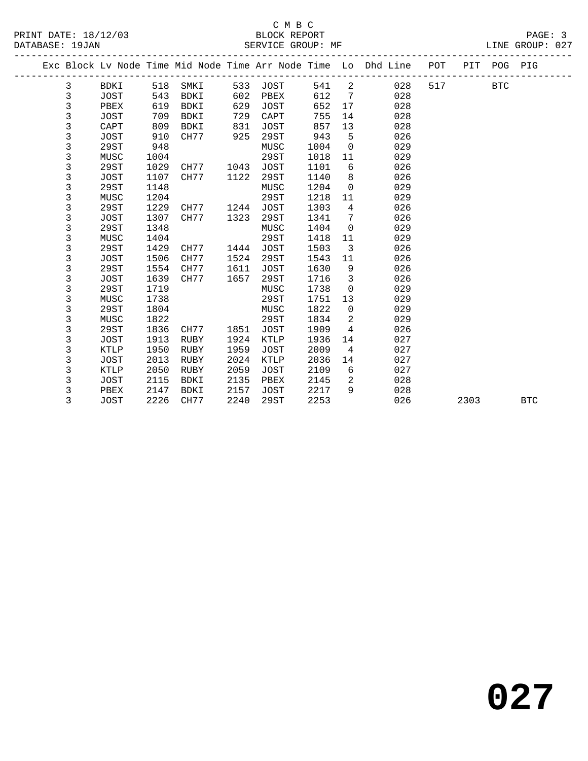C M B C
BLOCK REPORT
SERVICE GROUP: MF

PRINT DATE: 18/12/03
DATABASE: 19JAN
LINE GROUP: 027

| Exc | Block | Lv Node | Time | Mid Node | Time | Arr Node | Time | Lo | Dhd Line | POT | PIT | POG | PIG |
|---|---|---|---|---|---|---|---|---|---|---|---|---|---|
| | 3 | BDKI | 518 | SMKI | 533 | JOST | 541 | 2 | 028 | 517 | | BTC | |
| | 3 | JOST | 543 | BDKI | 602 | PBEX | 612 | 7 | 028 | | | | |
| | 3 | PBEX | 619 | BDKI | 629 | JOST | 652 | 17 | 028 | | | | |
| | 3 | JOST | 709 | BDKI | 729 | CAPT | 755 | 14 | 028 | | | | |
| | 3 | CAPT | 809 | BDKI | 831 | JOST | 857 | 13 | 028 | | | | |
| | 3 | JOST | 910 | CH77 | 925 | 29ST | 943 | 5 | 026 | | | | |
| | 3 | 29ST | 948 | | | MUSC | 1004 | 0 | 029 | | | | |
| | 3 | MUSC | 1004 | | | 29ST | 1018 | 11 | 029 | | | | |
| | 3 | 29ST | 1029 | CH77 | 1043 | JOST | 1101 | 6 | 026 | | | | |
| | 3 | JOST | 1107 | CH77 | 1122 | 29ST | 1140 | 8 | 026 | | | | |
| | 3 | 29ST | 1148 | | | MUSC | 1204 | 0 | 029 | | | | |
| | 3 | MUSC | 1204 | | | 29ST | 1218 | 11 | 029 | | | | |
| | 3 | 29ST | 1229 | CH77 | 1244 | JOST | 1303 | 4 | 026 | | | | |
| | 3 | JOST | 1307 | CH77 | 1323 | 29ST | 1341 | 7 | 026 | | | | |
| | 3 | 29ST | 1348 | | | MUSC | 1404 | 0 | 029 | | | | |
| | 3 | MUSC | 1404 | | | 29ST | 1418 | 11 | 029 | | | | |
| | 3 | 29ST | 1429 | CH77 | 1444 | JOST | 1503 | 3 | 026 | | | | |
| | 3 | JOST | 1506 | CH77 | 1524 | 29ST | 1543 | 11 | 026 | | | | |
| | 3 | 29ST | 1554 | CH77 | 1611 | JOST | 1630 | 9 | 026 | | | | |
| | 3 | JOST | 1639 | CH77 | 1657 | 29ST | 1716 | 3 | 026 | | | | |
| | 3 | 29ST | 1719 | | | MUSC | 1738 | 0 | 029 | | | | |
| | 3 | MUSC | 1738 | | | 29ST | 1751 | 13 | 029 | | | | |
| | 3 | 29ST | 1804 | | | MUSC | 1822 | 0 | 029 | | | | |
| | 3 | MUSC | 1822 | | | 29ST | 1834 | 2 | 029 | | | | |
| | 3 | 29ST | 1836 | CH77 | 1851 | JOST | 1909 | 4 | 026 | | | | |
| | 3 | JOST | 1913 | RUBY | 1924 | KTLP | 1936 | 14 | 027 | | | | |
| | 3 | KTLP | 1950 | RUBY | 1959 | JOST | 2009 | 4 | 027 | | | | |
| | 3 | JOST | 2013 | RUBY | 2024 | KTLP | 2036 | 14 | 027 | | | | |
| | 3 | KTLP | 2050 | RUBY | 2059 | JOST | 2109 | 6 | 027 | | | | |
| | 3 | JOST | 2115 | BDKI | 2135 | PBEX | 2145 | 2 | 028 | | | | |
| | 3 | PBEX | 2147 | BDKI | 2157 | JOST | 2217 | 9 | 028 | | | | |
| | 3 | JOST | 2226 | CH77 | 2240 | 29ST | 2253 | | 026 | | 2303 | | BTC |

**027**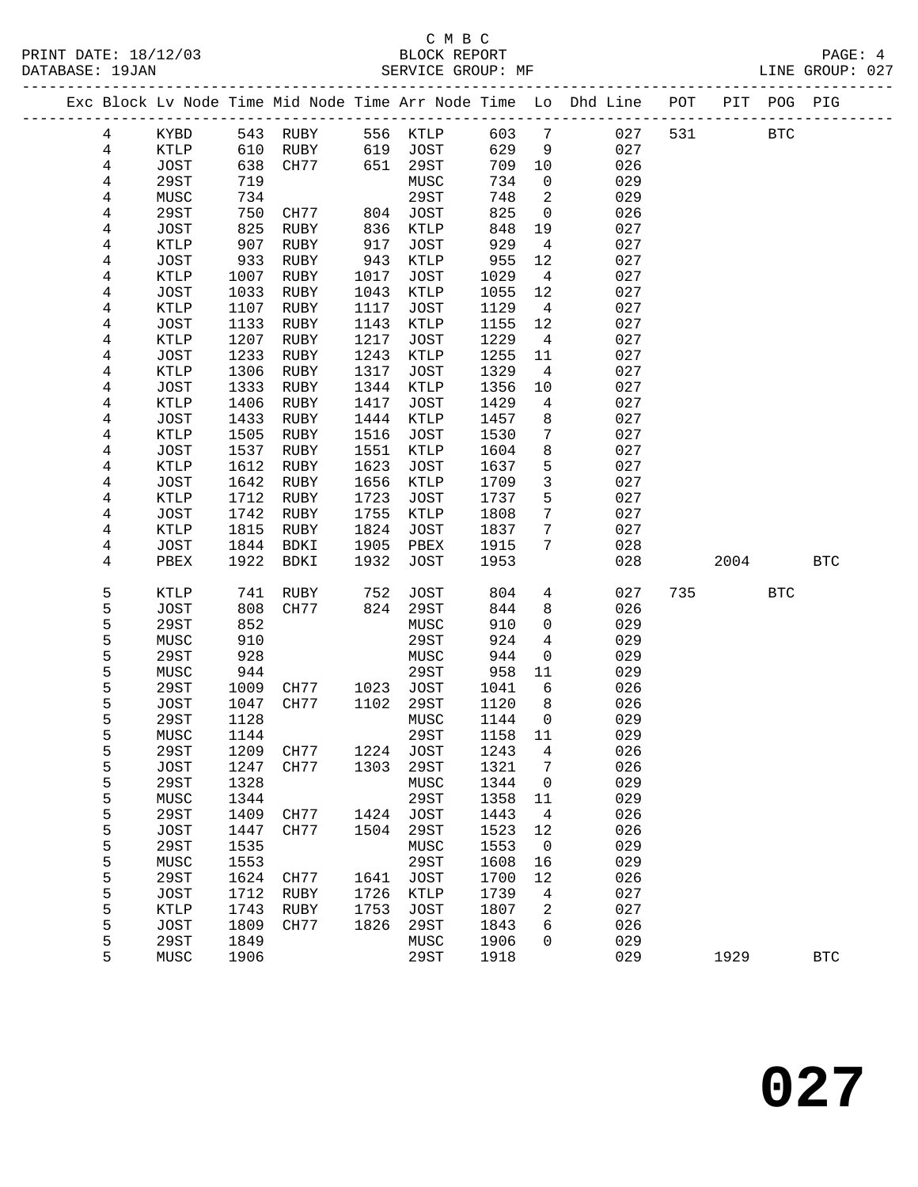C M B C
BLOCK REPORT
SERVICE GROUP: MF

PRINT DATE: 18/12/03
DATABASE: 19JAN
LINE GROUP: 027

| Exc | Block | Lv Node | Time | Mid Node | Time | Arr Node | Time | Lo | Dhd Line | POT | PIT | POG | PIG |
|---|---|---|---|---|---|---|---|---|---|---|---|---|---|
| | 4 | KYBD | 543 | RUBY | 556 | KTLP | 603 | 7 | 027 | 531 | | BTC | |
| | 4 | KTLP | 610 | RUBY | 619 | JOST | 629 | 9 | 027 | | | | |
| | 4 | JOST | 638 | CH77 | 651 | 29ST | 709 | 10 | 026 | | | | |
| | 4 | 29ST | 719 | | | MUSC | 734 | 0 | 029 | | | | |
| | 4 | MUSC | 734 | | | 29ST | 748 | 2 | 029 | | | | |
| | 4 | 29ST | 750 | CH77 | 804 | JOST | 825 | 0 | 026 | | | | |
| | 4 | JOST | 825 | RUBY | 836 | KTLP | 848 | 19 | 027 | | | | |
| | 4 | KTLP | 907 | RUBY | 917 | JOST | 929 | 4 | 027 | | | | |
| | 4 | JOST | 933 | RUBY | 943 | KTLP | 955 | 12 | 027 | | | | |
| | 4 | KTLP | 1007 | RUBY | 1017 | JOST | 1029 | 4 | 027 | | | | |
| | 4 | JOST | 1033 | RUBY | 1043 | KTLP | 1055 | 12 | 027 | | | | |
| | 4 | KTLP | 1107 | RUBY | 1117 | JOST | 1129 | 4 | 027 | | | | |
| | 4 | JOST | 1133 | RUBY | 1143 | KTLP | 1155 | 12 | 027 | | | | |
| | 4 | KTLP | 1207 | RUBY | 1217 | JOST | 1229 | 4 | 027 | | | | |
| | 4 | JOST | 1233 | RUBY | 1243 | KTLP | 1255 | 11 | 027 | | | | |
| | 4 | KTLP | 1306 | RUBY | 1317 | JOST | 1329 | 4 | 027 | | | | |
| | 4 | JOST | 1333 | RUBY | 1344 | KTLP | 1356 | 10 | 027 | | | | |
| | 4 | KTLP | 1406 | RUBY | 1417 | JOST | 1429 | 4 | 027 | | | | |
| | 4 | JOST | 1433 | RUBY | 1444 | KTLP | 1457 | 8 | 027 | | | | |
| | 4 | KTLP | 1505 | RUBY | 1516 | JOST | 1530 | 7 | 027 | | | | |
| | 4 | JOST | 1537 | RUBY | 1551 | KTLP | 1604 | 8 | 027 | | | | |
| | 4 | KTLP | 1612 | RUBY | 1623 | JOST | 1637 | 5 | 027 | | | | |
| | 4 | JOST | 1642 | RUBY | 1656 | KTLP | 1709 | 3 | 027 | | | | |
| | 4 | KTLP | 1712 | RUBY | 1723 | JOST | 1737 | 5 | 027 | | | | |
| | 4 | JOST | 1742 | RUBY | 1755 | KTLP | 1808 | 7 | 027 | | | | |
| | 4 | KTLP | 1815 | RUBY | 1824 | JOST | 1837 | 7 | 027 | | | | |
| | 4 | JOST | 1844 | BDKI | 1905 | PBEX | 1915 | 7 | 028 | | | | |
| | 4 | PBEX | 1922 | BDKI | 1932 | JOST | 1953 | | 028 | | 2004 | | BTC |
| | 5 | KTLP | 741 | RUBY | 752 | JOST | 804 | 4 | 027 | 735 | | BTC | |
| | 5 | JOST | 808 | CH77 | 824 | 29ST | 844 | 8 | 026 | | | | |
| | 5 | 29ST | 852 | | | MUSC | 910 | 0 | 029 | | | | |
| | 5 | MUSC | 910 | | | 29ST | 924 | 4 | 029 | | | | |
| | 5 | 29ST | 928 | | | MUSC | 944 | 0 | 029 | | | | |
| | 5 | MUSC | 944 | | | 29ST | 958 | 11 | 029 | | | | |
| | 5 | 29ST | 1009 | CH77 | 1023 | JOST | 1041 | 6 | 026 | | | | |
| | 5 | JOST | 1047 | CH77 | 1102 | 29ST | 1120 | 8 | 026 | | | | |
| | 5 | 29ST | 1128 | | | MUSC | 1144 | 0 | 029 | | | | |
| | 5 | MUSC | 1144 | | | 29ST | 1158 | 11 | 029 | | | | |
| | 5 | 29ST | 1209 | CH77 | 1224 | JOST | 1243 | 4 | 026 | | | | |
| | 5 | JOST | 1247 | CH77 | 1303 | 29ST | 1321 | 7 | 026 | | | | |
| | 5 | 29ST | 1328 | | | MUSC | 1344 | 0 | 029 | | | | |
| | 5 | MUSC | 1344 | | | 29ST | 1358 | 11 | 029 | | | | |
| | 5 | 29ST | 1409 | CH77 | 1424 | JOST | 1443 | 4 | 026 | | | | |
| | 5 | JOST | 1447 | CH77 | 1504 | 29ST | 1523 | 12 | 026 | | | | |
| | 5 | 29ST | 1535 | | | MUSC | 1553 | 0 | 029 | | | | |
| | 5 | MUSC | 1553 | | | 29ST | 1608 | 16 | 029 | | | | |
| | 5 | 29ST | 1624 | CH77 | 1641 | JOST | 1700 | 12 | 026 | | | | |
| | 5 | JOST | 1712 | RUBY | 1726 | KTLP | 1739 | 4 | 027 | | | | |
| | 5 | KTLP | 1743 | RUBY | 1753 | JOST | 1807 | 2 | 027 | | | | |
| | 5 | JOST | 1809 | CH77 | 1826 | 29ST | 1843 | 6 | 026 | | | | |
| | 5 | 29ST | 1849 | | | MUSC | 1906 | 0 | 029 | | | | |
| | 5 | MUSC | 1906 | | | 29ST | 1918 | | 029 | | 1929 | | BTC |

# 027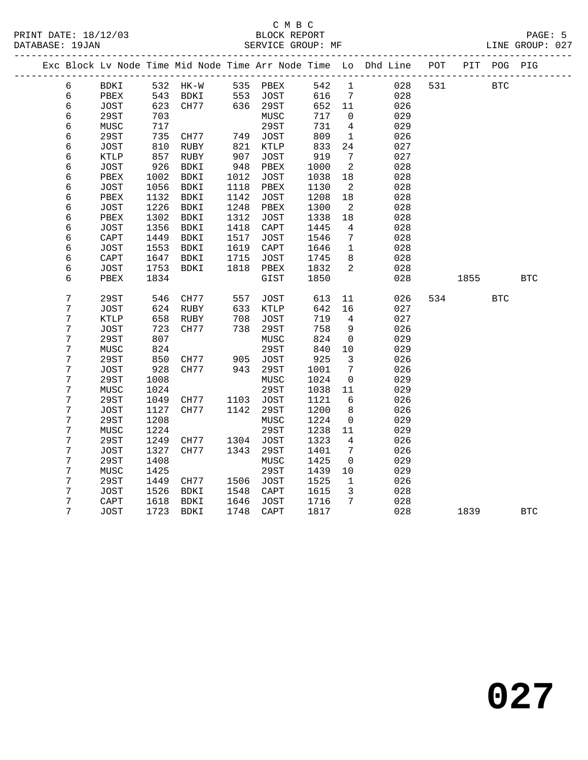C M B C
BLOCK REPORT
SERVICE GROUP: MF

PRINT DATE: 18/12/03
DATABASE: 19JAN
LINE GROUP: 027

| Exc | Block | Lv Node | Time | Mid Node | Time | Arr Node | Time | Lo | Dhd Line | POT | PIT | POG | PIG |
|---|---|---|---|---|---|---|---|---|---|---|---|---|---|
| | 6 | BDKI | 532 | HK-W | 535 | PBEX | 542 | 1 | 028 | 531 | | BTC | |
| | 6 | PBEX | 543 | BDKI | 553 | JOST | 616 | 7 | 028 | | | | |
| | 6 | JOST | 623 | CH77 | 636 | 29ST | 652 | 11 | 026 | | | | |
| | 6 | 29ST | 703 | | | MUSC | 717 | 0 | 029 | | | | |
| | 6 | MUSC | 717 | | | 29ST | 731 | 4 | 029 | | | | |
| | 6 | 29ST | 735 | CH77 | 749 | JOST | 809 | 1 | 026 | | | | |
| | 6 | JOST | 810 | RUBY | 821 | KTLP | 833 | 24 | 027 | | | | |
| | 6 | KTLP | 857 | RUBY | 907 | JOST | 919 | 7 | 027 | | | | |
| | 6 | JOST | 926 | BDKI | 948 | PBEX | 1000 | 2 | 028 | | | | |
| | 6 | PBEX | 1002 | BDKI | 1012 | JOST | 1038 | 18 | 028 | | | | |
| | 6 | JOST | 1056 | BDKI | 1118 | PBEX | 1130 | 2 | 028 | | | | |
| | 6 | PBEX | 1132 | BDKI | 1142 | JOST | 1208 | 18 | 028 | | | | |
| | 6 | JOST | 1226 | BDKI | 1248 | PBEX | 1300 | 2 | 028 | | | | |
| | 6 | PBEX | 1302 | BDKI | 1312 | JOST | 1338 | 18 | 028 | | | | |
| | 6 | JOST | 1356 | BDKI | 1418 | CAPT | 1445 | 4 | 028 | | | | |
| | 6 | CAPT | 1449 | BDKI | 1517 | JOST | 1546 | 7 | 028 | | | | |
| | 6 | JOST | 1553 | BDKI | 1619 | CAPT | 1646 | 1 | 028 | | | | |
| | 6 | CAPT | 1647 | BDKI | 1715 | JOST | 1745 | 8 | 028 | | | | |
| | 6 | JOST | 1753 | BDKI | 1818 | PBEX | 1832 | 2 | 028 | | | | |
| | 6 | PBEX | 1834 | | | GIST | 1850 | | 028 | | 1855 | | BTC |
| | 7 | 29ST | 546 | CH77 | 557 | JOST | 613 | 11 | 026 | 534 | | BTC | |
| | 7 | JOST | 624 | RUBY | 633 | KTLP | 642 | 16 | 027 | | | | |
| | 7 | KTLP | 658 | RUBY | 708 | JOST | 719 | 4 | 027 | | | | |
| | 7 | JOST | 723 | CH77 | 738 | 29ST | 758 | 9 | 026 | | | | |
| | 7 | 29ST | 807 | | | MUSC | 824 | 0 | 029 | | | | |
| | 7 | MUSC | 824 | | | 29ST | 840 | 10 | 029 | | | | |
| | 7 | 29ST | 850 | CH77 | 905 | JOST | 925 | 3 | 026 | | | | |
| | 7 | JOST | 928 | CH77 | 943 | 29ST | 1001 | 7 | 026 | | | | |
| | 7 | 29ST | 1008 | | | MUSC | 1024 | 0 | 029 | | | | |
| | 7 | MUSC | 1024 | | | 29ST | 1038 | 11 | 029 | | | | |
| | 7 | 29ST | 1049 | CH77 | 1103 | JOST | 1121 | 6 | 026 | | | | |
| | 7 | JOST | 1127 | CH77 | 1142 | 29ST | 1200 | 8 | 026 | | | | |
| | 7 | 29ST | 1208 | | | MUSC | 1224 | 0 | 029 | | | | |
| | 7 | MUSC | 1224 | | | 29ST | 1238 | 11 | 029 | | | | |
| | 7 | 29ST | 1249 | CH77 | 1304 | JOST | 1323 | 4 | 026 | | | | |
| | 7 | JOST | 1327 | CH77 | 1343 | 29ST | 1401 | 7 | 026 | | | | |
| | 7 | 29ST | 1408 | | | MUSC | 1425 | 0 | 029 | | | | |
| | 7 | MUSC | 1425 | | | 29ST | 1439 | 10 | 029 | | | | |
| | 7 | 29ST | 1449 | CH77 | 1506 | JOST | 1525 | 1 | 026 | | | | |
| | 7 | JOST | 1526 | BDKI | 1548 | CAPT | 1615 | 3 | 028 | | | | |
| | 7 | CAPT | 1618 | BDKI | 1646 | JOST | 1716 | 7 | 028 | | | | |
| | 7 | JOST | 1723 | BDKI | 1748 | CAPT | 1817 | | 028 | | 1839 | | BTC |

# 027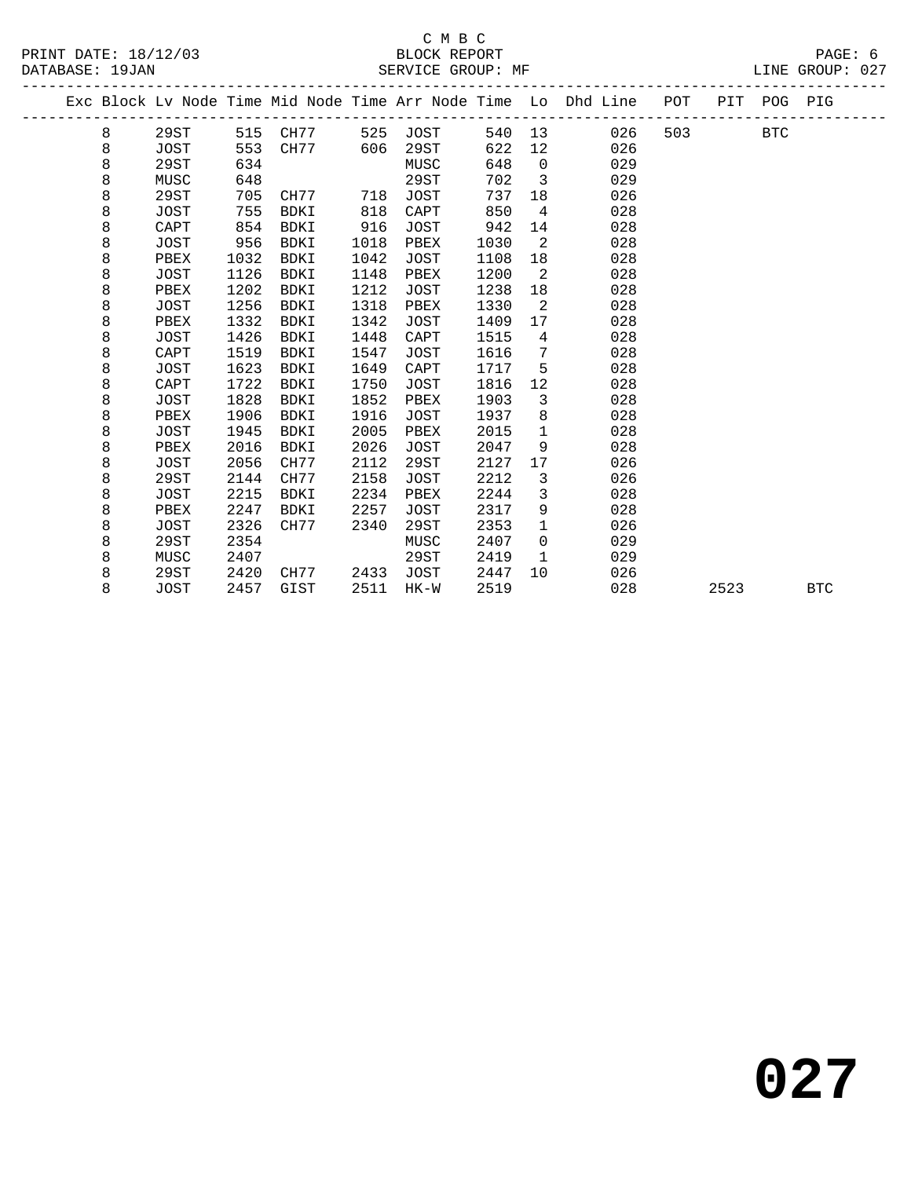C M B C

BLOCK REPORT

SERVICE GROUP: MF

PRINT DATE: 18/12/03
DATABASE: 19JAN

LINE GROUP: 027

| Exc | Block | Lv Node | Time | Mid Node | Time | Arr Node | Time | Lo | Dhd Line | POT | PIT | POG | PIG |
|---|---|---|---|---|---|---|---|---|---|---|---|---|---|
| | 8 | 29ST | 515 | CH77 | 525 | JOST | 540 | 13 | 026 | 503 | | BTC | |
| | 8 | JOST | 553 | CH77 | 606 | 29ST | 622 | 12 | 026 | | | | |
| | 8 | 29ST | 634 | | | MUSC | 648 | 0 | 029 | | | | |
| | 8 | MUSC | 648 | | | 29ST | 702 | 3 | 029 | | | | |
| | 8 | 29ST | 705 | CH77 | 718 | JOST | 737 | 18 | 026 | | | | |
| | 8 | JOST | 755 | BDKI | 818 | CAPT | 850 | 4 | 028 | | | | |
| | 8 | CAPT | 854 | BDKI | 916 | JOST | 942 | 14 | 028 | | | | |
| | 8 | JOST | 956 | BDKI | 1018 | PBEX | 1030 | 2 | 028 | | | | |
| | 8 | PBEX | 1032 | BDKI | 1042 | JOST | 1108 | 18 | 028 | | | | |
| | 8 | JOST | 1126 | BDKI | 1148 | PBEX | 1200 | 2 | 028 | | | | |
| | 8 | PBEX | 1202 | BDKI | 1212 | JOST | 1238 | 18 | 028 | | | | |
| | 8 | JOST | 1256 | BDKI | 1318 | PBEX | 1330 | 2 | 028 | | | | |
| | 8 | PBEX | 1332 | BDKI | 1342 | JOST | 1409 | 17 | 028 | | | | |
| | 8 | JOST | 1426 | BDKI | 1448 | CAPT | 1515 | 4 | 028 | | | | |
| | 8 | CAPT | 1519 | BDKI | 1547 | JOST | 1616 | 7 | 028 | | | | |
| | 8 | JOST | 1623 | BDKI | 1649 | CAPT | 1717 | 5 | 028 | | | | |
| | 8 | CAPT | 1722 | BDKI | 1750 | JOST | 1816 | 12 | 028 | | | | |
| | 8 | JOST | 1828 | BDKI | 1852 | PBEX | 1903 | 3 | 028 | | | | |
| | 8 | PBEX | 1906 | BDKI | 1916 | JOST | 1937 | 8 | 028 | | | | |
| | 8 | JOST | 1945 | BDKI | 2005 | PBEX | 2015 | 1 | 028 | | | | |
| | 8 | PBEX | 2016 | BDKI | 2026 | JOST | 2047 | 9 | 028 | | | | |
| | 8 | JOST | 2056 | CH77 | 2112 | 29ST | 2127 | 17 | 026 | | | | |
| | 8 | 29ST | 2144 | CH77 | 2158 | JOST | 2212 | 3 | 026 | | | | |
| | 8 | JOST | 2215 | BDKI | 2234 | PBEX | 2244 | 3 | 028 | | | | |
| | 8 | PBEX | 2247 | BDKI | 2257 | JOST | 2317 | 9 | 028 | | | | |
| | 8 | JOST | 2326 | CH77 | 2340 | 29ST | 2353 | 1 | 026 | | | | |
| | 8 | 29ST | 2354 | | | MUSC | 2407 | 0 | 029 | | | | |
| | 8 | MUSC | 2407 | | | 29ST | 2419 | 1 | 029 | | | | |
| | 8 | 29ST | 2420 | CH77 | 2433 | JOST | 2447 | 10 | 026 | | | | |
| | 8 | JOST | 2457 | GIST | 2511 | HK-W | 2519 | | 028 | | 2523 | | BTC |

# 027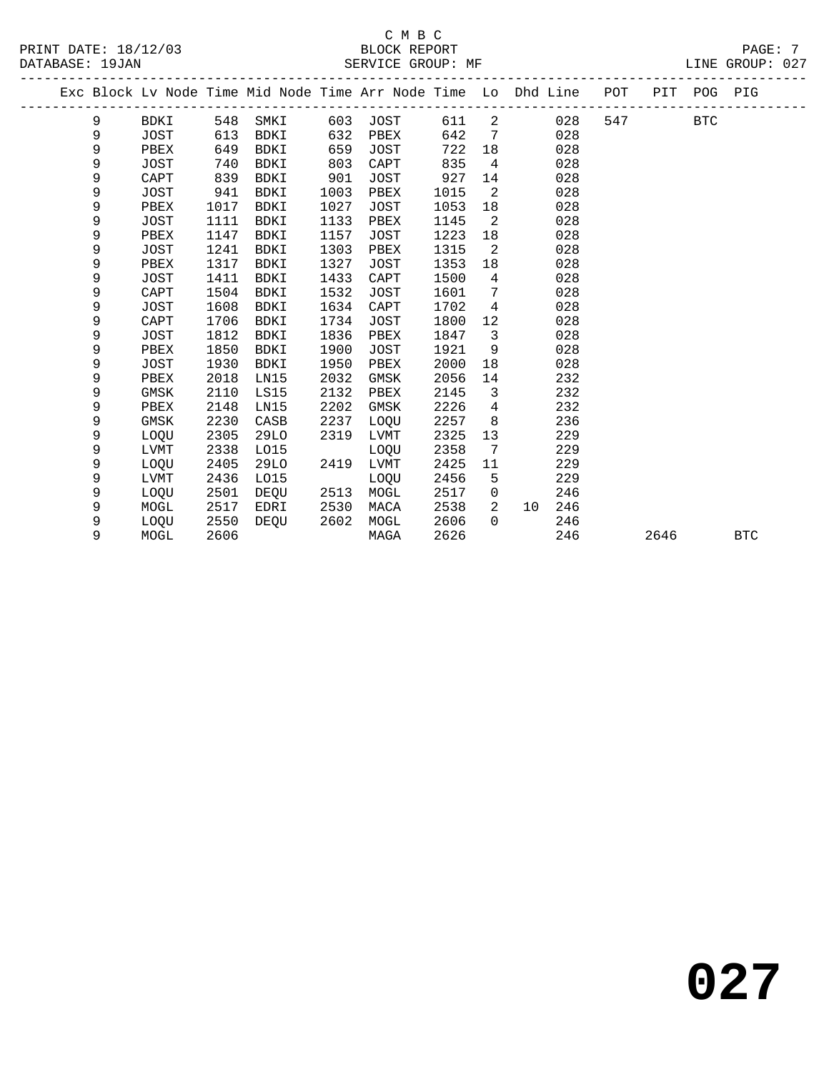C M B C

BLOCK REPORT

SERVICE GROUP: MF

PRINT DATE: 18/12/03
DATABASE: 19JAN
LINE GROUP: 027

| Exc | Block | Lv Node | Time | Mid Node | Time | Arr Node | Time | Lo | Dhd | Line | POT | PIT | POG | PIG |
|---|---|---|---|---|---|---|---|---|---|---|---|---|---|---|
| | 9 | BDKI | 548 | SMKI | 603 | JOST | 611 | 2 | | 028 | 547 | | BTC | |
| | 9 | JOST | 613 | BDKI | 632 | PBEX | 642 | 7 | | 028 | | | | |
| | 9 | PBEX | 649 | BDKI | 659 | JOST | 722 | 18 | | 028 | | | | |
| | 9 | JOST | 740 | BDKI | 803 | CAPT | 835 | 4 | | 028 | | | | |
| | 9 | CAPT | 839 | BDKI | 901 | JOST | 927 | 14 | | 028 | | | | |
| | 9 | JOST | 941 | BDKI | 1003 | PBEX | 1015 | 2 | | 028 | | | | |
| | 9 | PBEX | 1017 | BDKI | 1027 | JOST | 1053 | 18 | | 028 | | | | |
| | 9 | JOST | 1111 | BDKI | 1133 | PBEX | 1145 | 2 | | 028 | | | | |
| | 9 | PBEX | 1147 | BDKI | 1157 | JOST | 1223 | 18 | | 028 | | | | |
| | 9 | JOST | 1241 | BDKI | 1303 | PBEX | 1315 | 2 | | 028 | | | | |
| | 9 | PBEX | 1317 | BDKI | 1327 | JOST | 1353 | 18 | | 028 | | | | |
| | 9 | JOST | 1411 | BDKI | 1433 | CAPT | 1500 | 4 | | 028 | | | | |
| | 9 | CAPT | 1504 | BDKI | 1532 | JOST | 1601 | 7 | | 028 | | | | |
| | 9 | JOST | 1608 | BDKI | 1634 | CAPT | 1702 | 4 | | 028 | | | | |
| | 9 | CAPT | 1706 | BDKI | 1734 | JOST | 1800 | 12 | | 028 | | | | |
| | 9 | JOST | 1812 | BDKI | 1836 | PBEX | 1847 | 3 | | 028 | | | | |
| | 9 | PBEX | 1850 | BDKI | 1900 | JOST | 1921 | 9 | | 028 | | | | |
| | 9 | JOST | 1930 | BDKI | 1950 | PBEX | 2000 | 18 | | 028 | | | | |
| | 9 | PBEX | 2018 | LN15 | 2032 | GMSK | 2056 | 14 | | 232 | | | | |
| | 9 | GMSK | 2110 | LS15 | 2132 | PBEX | 2145 | 3 | | 232 | | | | |
| | 9 | PBEX | 2148 | LN15 | 2202 | GMSK | 2226 | 4 | | 232 | | | | |
| | 9 | GMSK | 2230 | CASB | 2237 | LOQU | 2257 | 8 | | 236 | | | | |
| | 9 | LOQU | 2305 | 29LO | 2319 | LVMT | 2325 | 13 | | 229 | | | | |
| | 9 | LVMT | 2338 | LO15 | | LOQU | 2358 | 7 | | 229 | | | | |
| | 9 | LOQU | 2405 | 29LO | 2419 | LVMT | 2425 | 11 | | 229 | | | | |
| | 9 | LVMT | 2436 | LO15 | | LOQU | 2456 | 5 | | 229 | | | | |
| | 9 | LOQU | 2501 | DEQU | 2513 | MOGL | 2517 | 0 | | 246 | | | | |
| | 9 | MOGL | 2517 | EDRI | 2530 | MACA | 2538 | 2 | 10 | 246 | | | | |
| | 9 | LOQU | 2550 | DEQU | 2602 | MOGL | 2606 | 0 | | 246 | | | | |
| | 9 | MOGL | 2606 | | | MAGA | 2626 | | | 246 | | 2646 | | BTC |

# 027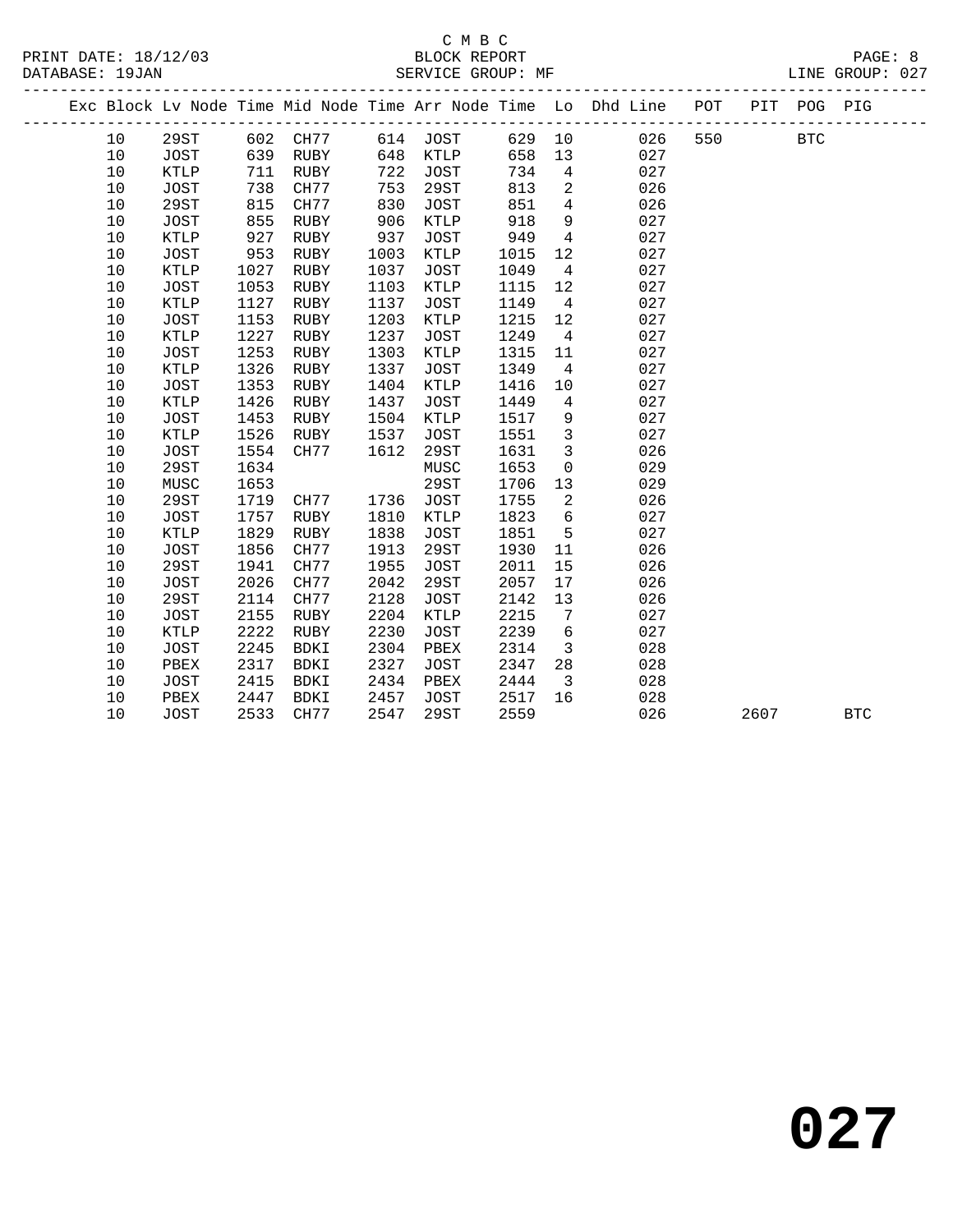C M B C
PRINT DATE: 18/12/03 BLOCK REPORT
DATABASE: 19JAN SERVICE GROUP: MF LINE GROUP: 027

| Exc | Block | Lv Node | Time | Mid Node | Time | Arr Node | Time | Lo | Dhd Line | POT | PIT | POG | PIG |
|---|---|---|---|---|---|---|---|---|---|---|---|---|---|
| | 10 | 29ST | 602 | CH77 | 614 | JOST | 629 | 10 | 026 | 550 | | BTC | |
| | 10 | JOST | 639 | RUBY | 648 | KTLP | 658 | 13 | 027 | | | | |
| | 10 | KTLP | 711 | RUBY | 722 | JOST | 734 | 4 | 027 | | | | |
| | 10 | JOST | 738 | CH77 | 753 | 29ST | 813 | 2 | 026 | | | | |
| | 10 | 29ST | 815 | CH77 | 830 | JOST | 851 | 4 | 026 | | | | |
| | 10 | JOST | 855 | RUBY | 906 | KTLP | 918 | 9 | 027 | | | | |
| | 10 | KTLP | 927 | RUBY | 937 | JOST | 949 | 4 | 027 | | | | |
| | 10 | JOST | 953 | RUBY | 1003 | KTLP | 1015 | 12 | 027 | | | | |
| | 10 | KTLP | 1027 | RUBY | 1037 | JOST | 1049 | 4 | 027 | | | | |
| | 10 | JOST | 1053 | RUBY | 1103 | KTLP | 1115 | 12 | 027 | | | | |
| | 10 | KTLP | 1127 | RUBY | 1137 | JOST | 1149 | 4 | 027 | | | | |
| | 10 | JOST | 1153 | RUBY | 1203 | KTLP | 1215 | 12 | 027 | | | | |
| | 10 | KTLP | 1227 | RUBY | 1237 | JOST | 1249 | 4 | 027 | | | | |
| | 10 | JOST | 1253 | RUBY | 1303 | KTLP | 1315 | 11 | 027 | | | | |
| | 10 | KTLP | 1326 | RUBY | 1337 | JOST | 1349 | 4 | 027 | | | | |
| | 10 | JOST | 1353 | RUBY | 1404 | KTLP | 1416 | 10 | 027 | | | | |
| | 10 | KTLP | 1426 | RUBY | 1437 | JOST | 1449 | 4 | 027 | | | | |
| | 10 | JOST | 1453 | RUBY | 1504 | KTLP | 1517 | 9 | 027 | | | | |
| | 10 | KTLP | 1526 | RUBY | 1537 | JOST | 1551 | 3 | 027 | | | | |
| | 10 | JOST | 1554 | CH77 | 1612 | 29ST | 1631 | 3 | 026 | | | | |
| | 10 | 29ST | 1634 | | | MUSC | 1653 | 0 | 029 | | | | |
| | 10 | MUSC | 1653 | | | 29ST | 1706 | 13 | 029 | | | | |
| | 10 | 29ST | 1719 | CH77 | 1736 | JOST | 1755 | 2 | 026 | | | | |
| | 10 | JOST | 1757 | RUBY | 1810 | KTLP | 1823 | 6 | 027 | | | | |
| | 10 | KTLP | 1829 | RUBY | 1838 | JOST | 1851 | 5 | 027 | | | | |
| | 10 | JOST | 1856 | CH77 | 1913 | 29ST | 1930 | 11 | 026 | | | | |
| | 10 | 29ST | 1941 | CH77 | 1955 | JOST | 2011 | 15 | 026 | | | | |
| | 10 | JOST | 2026 | CH77 | 2042 | 29ST | 2057 | 17 | 026 | | | | |
| | 10 | 29ST | 2114 | CH77 | 2128 | JOST | 2142 | 13 | 026 | | | | |
| | 10 | JOST | 2155 | RUBY | 2204 | KTLP | 2215 | 7 | 027 | | | | |
| | 10 | KTLP | 2222 | RUBY | 2230 | JOST | 2239 | 6 | 027 | | | | |
| | 10 | JOST | 2245 | BDKI | 2304 | PBEX | 2314 | 3 | 028 | | | | |
| | 10 | PBEX | 2317 | BDKI | 2327 | JOST | 2347 | 28 | 028 | | | | |
| | 10 | JOST | 2415 | BDKI | 2434 | PBEX | 2444 | 3 | 028 | | | | |
| | 10 | PBEX | 2447 | BDKI | 2457 | JOST | 2517 | 16 | 028 | | | | |
| | 10 | JOST | 2533 | CH77 | 2547 | 29ST | 2559 | | 026 | | 2607 | | BTC |

# 027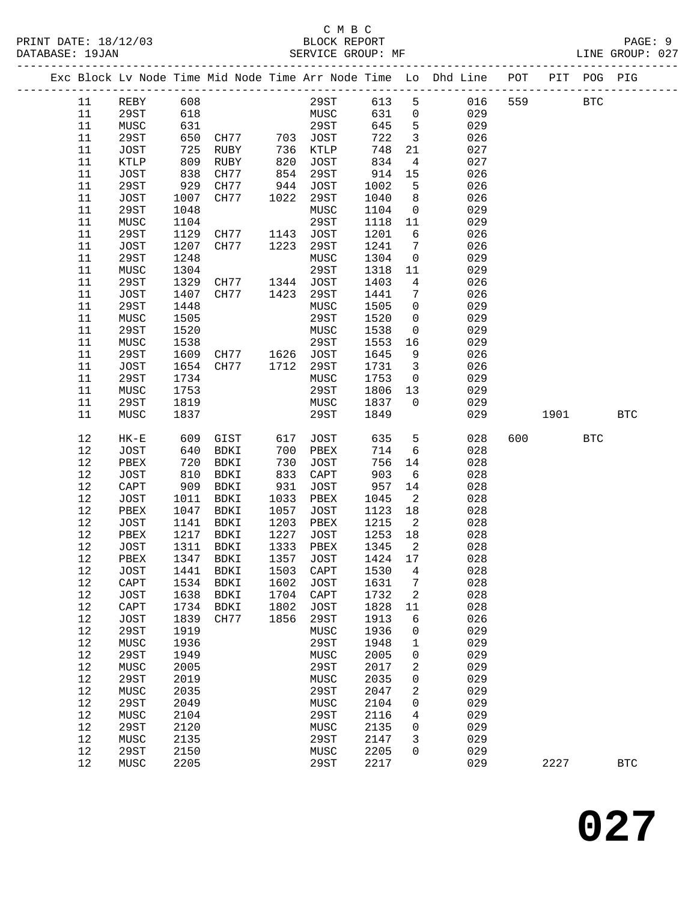C M B C

PRINT DATE: 18/12/03 BLOCK REPORT

DATABASE: 19JAN SERVICE GROUP: MF LINE GROUP: 027

| Exc | Block | Lv | Node | Time | Mid Node | Time | Arr Node | Time | Lo | Dhd Line | POT | PIT | POG | PIG |
|---|---|---|---|---|---|---|---|---|---|---|---|---|---|---|
| | 11 | | REBY | 608 | | | 29ST | 613 | 5 | 016 | 559 | | BTC | |
| | 11 | | 29ST | 618 | | | MUSC | 631 | 0 | 029 | | | | |
| | 11 | | MUSC | 631 | | | 29ST | 645 | 5 | 029 | | | | |
| | 11 | | 29ST | 650 | CH77 | 703 | JOST | 722 | 3 | 026 | | | | |
| | 11 | | JOST | 725 | RUBY | 736 | KTLP | 748 | 21 | 027 | | | | |
| | 11 | | KTLP | 809 | RUBY | 820 | JOST | 834 | 4 | 027 | | | | |
| | 11 | | JOST | 838 | CH77 | 854 | 29ST | 914 | 15 | 026 | | | | |
| | 11 | | 29ST | 929 | CH77 | 944 | JOST | 1002 | 5 | 026 | | | | |
| | 11 | | JOST | 1007 | CH77 | 1022 | 29ST | 1040 | 8 | 026 | | | | |
| | 11 | | 29ST | 1048 | | | MUSC | 1104 | 0 | 029 | | | | |
| | 11 | | MUSC | 1104 | | | 29ST | 1118 | 11 | 029 | | | | |
| | 11 | | 29ST | 1129 | CH77 | 1143 | JOST | 1201 | 6 | 026 | | | | |
| | 11 | | JOST | 1207 | CH77 | 1223 | 29ST | 1241 | 7 | 026 | | | | |
| | 11 | | 29ST | 1248 | | | MUSC | 1304 | 0 | 029 | | | | |
| | 11 | | MUSC | 1304 | | | 29ST | 1318 | 11 | 029 | | | | |
| | 11 | | 29ST | 1329 | CH77 | 1344 | JOST | 1403 | 4 | 026 | | | | |
| | 11 | | JOST | 1407 | CH77 | 1423 | 29ST | 1441 | 7 | 026 | | | | |
| | 11 | | 29ST | 1448 | | | MUSC | 1505 | 0 | 029 | | | | |
| | 11 | | MUSC | 1505 | | | 29ST | 1520 | 0 | 029 | | | | |
| | 11 | | 29ST | 1520 | | | MUSC | 1538 | 0 | 029 | | | | |
| | 11 | | MUSC | 1538 | | | 29ST | 1553 | 16 | 029 | | | | |
| | 11 | | 29ST | 1609 | CH77 | 1626 | JOST | 1645 | 9 | 026 | | | | |
| | 11 | | JOST | 1654 | CH77 | 1712 | 29ST | 1731 | 3 | 026 | | | | |
| | 11 | | 29ST | 1734 | | | MUSC | 1753 | 0 | 029 | | | | |
| | 11 | | MUSC | 1753 | | | 29ST | 1806 | 13 | 029 | | | | |
| | 11 | | 29ST | 1819 | | | MUSC | 1837 | 0 | 029 | | | | |
| | 11 | | MUSC | 1837 | | | 29ST | 1849 | | 029 | | 1901 | | BTC |
| | 12 | | HK-E | 609 | GIST | 617 | JOST | 635 | 5 | 028 | 600 | | BTC | |
| | 12 | | JOST | 640 | BDKI | 700 | PBEX | 714 | 6 | 028 | | | | |
| | 12 | | PBEX | 720 | BDKI | 730 | JOST | 756 | 14 | 028 | | | | |
| | 12 | | JOST | 810 | BDKI | 833 | CAPT | 903 | 6 | 028 | | | | |
| | 12 | | CAPT | 909 | BDKI | 931 | JOST | 957 | 14 | 028 | | | | |
| | 12 | | JOST | 1011 | BDKI | 1033 | PBEX | 1045 | 2 | 028 | | | | |
| | 12 | | PBEX | 1047 | BDKI | 1057 | JOST | 1123 | 18 | 028 | | | | |
| | 12 | | JOST | 1141 | BDKI | 1203 | PBEX | 1215 | 2 | 028 | | | | |
| | 12 | | PBEX | 1217 | BDKI | 1227 | JOST | 1253 | 18 | 028 | | | | |
| | 12 | | JOST | 1311 | BDKI | 1333 | PBEX | 1345 | 2 | 028 | | | | |
| | 12 | | PBEX | 1347 | BDKI | 1357 | JOST | 1424 | 17 | 028 | | | | |
| | 12 | | JOST | 1441 | BDKI | 1503 | CAPT | 1530 | 4 | 028 | | | | |
| | 12 | | CAPT | 1534 | BDKI | 1602 | JOST | 1631 | 7 | 028 | | | | |
| | 12 | | JOST | 1638 | BDKI | 1704 | CAPT | 1732 | 2 | 028 | | | | |
| | 12 | | CAPT | 1734 | BDKI | 1802 | JOST | 1828 | 11 | 028 | | | | |
| | 12 | | JOST | 1839 | CH77 | 1856 | 29ST | 1913 | 6 | 026 | | | | |
| | 12 | | 29ST | 1919 | | | MUSC | 1936 | 0 | 029 | | | | |
| | 12 | | MUSC | 1936 | | | 29ST | 1948 | 1 | 029 | | | | |
| | 12 | | 29ST | 1949 | | | MUSC | 2005 | 0 | 029 | | | | |
| | 12 | | MUSC | 2005 | | | 29ST | 2017 | 2 | 029 | | | | |
| | 12 | | 29ST | 2019 | | | MUSC | 2035 | 0 | 029 | | | | |
| | 12 | | MUSC | 2035 | | | 29ST | 2047 | 2 | 029 | | | | |
| | 12 | | 29ST | 2049 | | | MUSC | 2104 | 0 | 029 | | | | |
| | 12 | | MUSC | 2104 | | | 29ST | 2116 | 4 | 029 | | | | |
| | 12 | | 29ST | 2120 | | | MUSC | 2135 | 0 | 029 | | | | |
| | 12 | | MUSC | 2135 | | | 29ST | 2147 | 3 | 029 | | | | |
| | 12 | | 29ST | 2150 | | | MUSC | 2205 | 0 | 029 | | | | |
| | 12 | | MUSC | 2205 | | | 29ST | 2217 | | 029 | | 2227 | | BTC |

# 027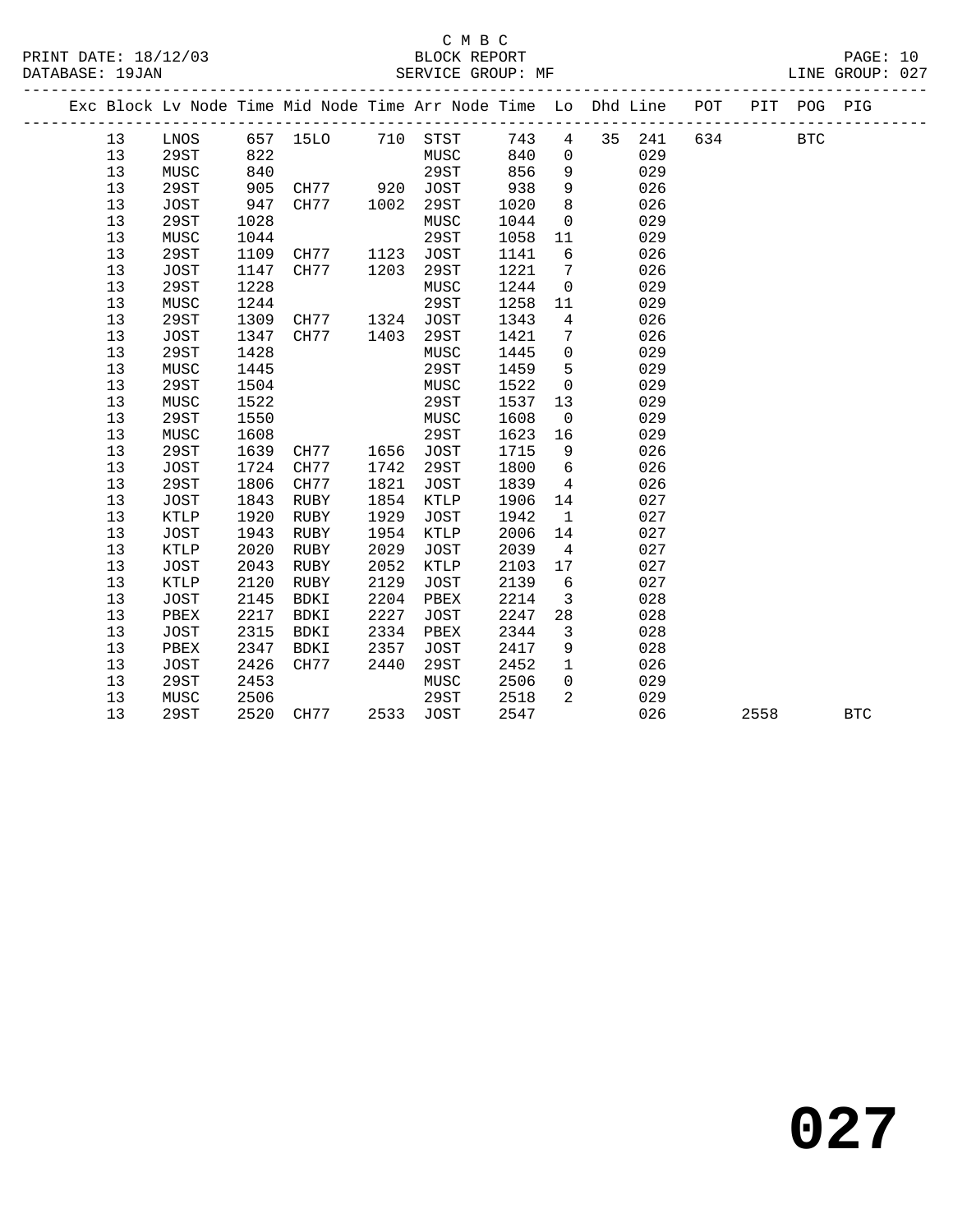C M B C
BLOCK REPORT
SERVICE GROUP: MF

PRINT DATE: 18/12/03
DATABASE: 19JAN
LINE GROUP: 027

| Exc | Block | Lv Node | Time | Mid Node | Time | Arr Node | Time | Lo | Dhd | Line | POT | PIT | POG | PIG |
|---|---|---|---|---|---|---|---|---|---|---|---|---|---|---|
| | 13 | LNOS | 657 | 15LO | 710 | STST | 743 | 4 | 35 | 241 | 634 | | BTC | |
| | 13 | 29ST | 822 | | | MUSC | 840 | 0 | | 029 | | | | |
| | 13 | MUSC | 840 | | | 29ST | 856 | 9 | | 029 | | | | |
| | 13 | 29ST | 905 | CH77 | 920 | JOST | 938 | 9 | | 026 | | | | |
| | 13 | JOST | 947 | CH77 | 1002 | 29ST | 1020 | 8 | | 026 | | | | |
| | 13 | 29ST | 1028 | | | MUSC | 1044 | 0 | | 029 | | | | |
| | 13 | MUSC | 1044 | | | 29ST | 1058 | 11 | | 029 | | | | |
| | 13 | 29ST | 1109 | CH77 | 1123 | JOST | 1141 | 6 | | 026 | | | | |
| | 13 | JOST | 1147 | CH77 | 1203 | 29ST | 1221 | 7 | | 026 | | | | |
| | 13 | 29ST | 1228 | | | MUSC | 1244 | 0 | | 029 | | | | |
| | 13 | MUSC | 1244 | | | 29ST | 1258 | 11 | | 029 | | | | |
| | 13 | 29ST | 1309 | CH77 | 1324 | JOST | 1343 | 4 | | 026 | | | | |
| | 13 | JOST | 1347 | CH77 | 1403 | 29ST | 1421 | 7 | | 026 | | | | |
| | 13 | 29ST | 1428 | | | MUSC | 1445 | 0 | | 029 | | | | |
| | 13 | MUSC | 1445 | | | 29ST | 1459 | 5 | | 029 | | | | |
| | 13 | 29ST | 1504 | | | MUSC | 1522 | 0 | | 029 | | | | |
| | 13 | MUSC | 1522 | | | 29ST | 1537 | 13 | | 029 | | | | |
| | 13 | 29ST | 1550 | | | MUSC | 1608 | 0 | | 029 | | | | |
| | 13 | MUSC | 1608 | | | 29ST | 1623 | 16 | | 029 | | | | |
| | 13 | 29ST | 1639 | CH77 | 1656 | JOST | 1715 | 9 | | 026 | | | | |
| | 13 | JOST | 1724 | CH77 | 1742 | 29ST | 1800 | 6 | | 026 | | | | |
| | 13 | 29ST | 1806 | CH77 | 1821 | JOST | 1839 | 4 | | 026 | | | | |
| | 13 | JOST | 1843 | RUBY | 1854 | KTLP | 1906 | 14 | | 027 | | | | |
| | 13 | KTLP | 1920 | RUBY | 1929 | JOST | 1942 | 1 | | 027 | | | | |
| | 13 | JOST | 1943 | RUBY | 1954 | KTLP | 2006 | 14 | | 027 | | | | |
| | 13 | KTLP | 2020 | RUBY | 2029 | JOST | 2039 | 4 | | 027 | | | | |
| | 13 | JOST | 2043 | RUBY | 2052 | KTLP | 2103 | 17 | | 027 | | | | |
| | 13 | KTLP | 2120 | RUBY | 2129 | JOST | 2139 | 6 | | 027 | | | | |
| | 13 | JOST | 2145 | BDKI | 2204 | PBEX | 2214 | 3 | | 028 | | | | |
| | 13 | PBEX | 2217 | BDKI | 2227 | JOST | 2247 | 28 | | 028 | | | | |
| | 13 | JOST | 2315 | BDKI | 2334 | PBEX | 2344 | 3 | | 028 | | | | |
| | 13 | PBEX | 2347 | BDKI | 2357 | JOST | 2417 | 9 | | 028 | | | | |
| | 13 | JOST | 2426 | CH77 | 2440 | 29ST | 2452 | 1 | | 026 | | | | |
| | 13 | 29ST | 2453 | | | MUSC | 2506 | 0 | | 029 | | | | |
| | 13 | MUSC | 2506 | | | 29ST | 2518 | 2 | | 029 | | | | |
| | 13 | 29ST | 2520 | CH77 | 2533 | JOST | 2547 | | | 026 | | 2558 | | BTC |

# 027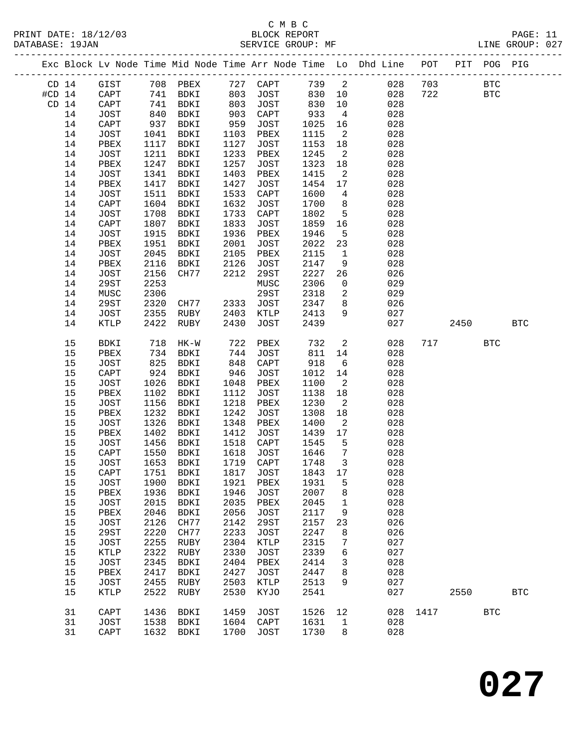C M B C
PRINT DATE: 18/12/03 BLOCK REPORT
DATABASE: 19JAN SERVICE GROUP: MF LINE GROUP: 027

| Exc | Block | Lv | Node | Time | Mid Node | Time | Arr Node | Time | Lo | Dhd Line | POT | PIT | POG | PIG |
|---|---|---|---|---|---|---|---|---|---|---|---|---|---|---|
| CD | 14 | | GIST | 708 | PBEX | 727 | CAPT | 739 | 2 | 028 | 703 | | BTC | |
| #CD | 14 | | CAPT | 741 | BDKI | 803 | JOST | 830 | 10 | 028 | 722 | | BTC | |
| CD | 14 | | CAPT | 741 | BDKI | 803 | JOST | 830 | 10 | 028 | | | | |
| | 14 | | JOST | 840 | BDKI | 903 | CAPT | 933 | 4 | 028 | | | | |
| | 14 | | CAPT | 937 | BDKI | 959 | JOST | 1025 | 16 | 028 | | | | |
| | 14 | | JOST | 1041 | BDKI | 1103 | PBEX | 1115 | 2 | 028 | | | | |
| | 14 | | PBEX | 1117 | BDKI | 1127 | JOST | 1153 | 18 | 028 | | | | |
| | 14 | | JOST | 1211 | BDKI | 1233 | PBEX | 1245 | 2 | 028 | | | | |
| | 14 | | PBEX | 1247 | BDKI | 1257 | JOST | 1323 | 18 | 028 | | | | |
| | 14 | | JOST | 1341 | BDKI | 1403 | PBEX | 1415 | 2 | 028 | | | | |
| | 14 | | PBEX | 1417 | BDKI | 1427 | JOST | 1454 | 17 | 028 | | | | |
| | 14 | | JOST | 1511 | BDKI | 1533 | CAPT | 1600 | 4 | 028 | | | | |
| | 14 | | CAPT | 1604 | BDKI | 1632 | JOST | 1700 | 8 | 028 | | | | |
| | 14 | | JOST | 1708 | BDKI | 1733 | CAPT | 1802 | 5 | 028 | | | | |
| | 14 | | CAPT | 1807 | BDKI | 1833 | JOST | 1859 | 16 | 028 | | | | |
| | 14 | | JOST | 1915 | BDKI | 1936 | PBEX | 1946 | 5 | 028 | | | | |
| | 14 | | PBEX | 1951 | BDKI | 2001 | JOST | 2022 | 23 | 028 | | | | |
| | 14 | | JOST | 2045 | BDKI | 2105 | PBEX | 2115 | 1 | 028 | | | | |
| | 14 | | PBEX | 2116 | BDKI | 2126 | JOST | 2147 | 9 | 028 | | | | |
| | 14 | | JOST | 2156 | CH77 | 2212 | 29ST | 2227 | 26 | 026 | | | | |
| | 14 | | 29ST | 2253 | | | MUSC | 2306 | 0 | 029 | | | | |
| | 14 | | MUSC | 2306 | | | 29ST | 2318 | 2 | 029 | | | | |
| | 14 | | 29ST | 2320 | CH77 | 2333 | JOST | 2347 | 8 | 026 | | | | |
| | 14 | | JOST | 2355 | RUBY | 2403 | KTLP | 2413 | 9 | 027 | | | | |
| | 14 | | KTLP | 2422 | RUBY | 2430 | JOST | 2439 | | 027 | | 2450 | | BTC |
| | 15 | | BDKI | 718 | HK-W | 722 | PBEX | 732 | 2 | 028 | 717 | | BTC | |
| | 15 | | PBEX | 734 | BDKI | 744 | JOST | 811 | 14 | 028 | | | | |
| | 15 | | JOST | 825 | BDKI | 848 | CAPT | 918 | 6 | 028 | | | | |
| | 15 | | CAPT | 924 | BDKI | 946 | JOST | 1012 | 14 | 028 | | | | |
| | 15 | | JOST | 1026 | BDKI | 1048 | PBEX | 1100 | 2 | 028 | | | | |
| | 15 | | PBEX | 1102 | BDKI | 1112 | JOST | 1138 | 18 | 028 | | | | |
| | 15 | | JOST | 1156 | BDKI | 1218 | PBEX | 1230 | 2 | 028 | | | | |
| | 15 | | PBEX | 1232 | BDKI | 1242 | JOST | 1308 | 18 | 028 | | | | |
| | 15 | | JOST | 1326 | BDKI | 1348 | PBEX | 1400 | 2 | 028 | | | | |
| | 15 | | PBEX | 1402 | BDKI | 1412 | JOST | 1439 | 17 | 028 | | | | |
| | 15 | | JOST | 1456 | BDKI | 1518 | CAPT | 1545 | 5 | 028 | | | | |
| | 15 | | CAPT | 1550 | BDKI | 1618 | JOST | 1646 | 7 | 028 | | | | |
| | 15 | | JOST | 1653 | BDKI | 1719 | CAPT | 1748 | 3 | 028 | | | | |
| | 15 | | CAPT | 1751 | BDKI | 1817 | JOST | 1843 | 17 | 028 | | | | |
| | 15 | | JOST | 1900 | BDKI | 1921 | PBEX | 1931 | 5 | 028 | | | | |
| | 15 | | PBEX | 1936 | BDKI | 1946 | JOST | 2007 | 8 | 028 | | | | |
| | 15 | | JOST | 2015 | BDKI | 2035 | PBEX | 2045 | 1 | 028 | | | | |
| | 15 | | PBEX | 2046 | BDKI | 2056 | JOST | 2117 | 9 | 028 | | | | |
| | 15 | | JOST | 2126 | CH77 | 2142 | 29ST | 2157 | 23 | 026 | | | | |
| | 15 | | 29ST | 2220 | CH77 | 2233 | JOST | 2247 | 8 | 026 | | | | |
| | 15 | | JOST | 2255 | RUBY | 2304 | KTLP | 2315 | 7 | 027 | | | | |
| | 15 | | KTLP | 2322 | RUBY | 2330 | JOST | 2339 | 6 | 027 | | | | |
| | 15 | | JOST | 2345 | BDKI | 2404 | PBEX | 2414 | 3 | 028 | | | | |
| | 15 | | PBEX | 2417 | BDKI | 2427 | JOST | 2447 | 8 | 028 | | | | |
| | 15 | | JOST | 2455 | RUBY | 2503 | KTLP | 2513 | 9 | 027 | | | | |
| | 15 | | KTLP | 2522 | RUBY | 2530 | KYJO | 2541 | | 027 | | 2550 | | BTC |
| | 31 | | CAPT | 1436 | BDKI | 1459 | JOST | 1526 | 12 | 028 | 1417 | | BTC | |
| | 31 | | JOST | 1538 | BDKI | 1604 | CAPT | 1631 | 1 | 028 | | | | |
| | 31 | | CAPT | 1632 | BDKI | 1700 | JOST | 1730 | 8 | 028 | | | | |

**027**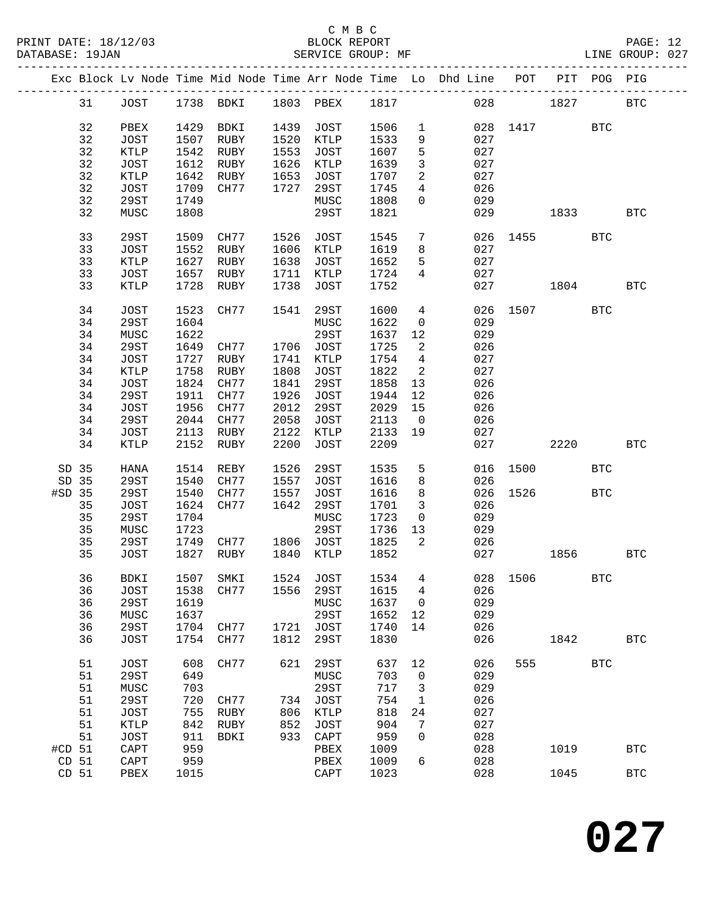C M B C
PRINT DATE: 18/12/03 BLOCK REPORT
DATABASE: 19JAN SERVICE GROUP: MF LINE GROUP: 027

| Exc | Block | Lv Node | Time | Mid Node | Time | Arr Node | Time | Lo | Dhd Line | POT | PIT | POG | PIG |
|---|---|---|---|---|---|---|---|---|---|---|---|---|---|
| | 31 | JOST | 1738 | BDKI | 1803 | PBEX | 1817 | | 028 | | 1827 | | BTC |
| | 32 | PBEX | 1429 | BDKI | 1439 | JOST | 1506 | 1 | 028 | 1417 | | BTC | |
| | 32 | JOST | 1507 | RUBY | 1520 | KTLP | 1533 | 9 | 027 | | | | |
| | 32 | KTLP | 1542 | RUBY | 1553 | JOST | 1607 | 5 | 027 | | | | |
| | 32 | JOST | 1612 | RUBY | 1626 | KTLP | 1639 | 3 | 027 | | | | |
| | 32 | KTLP | 1642 | RUBY | 1653 | JOST | 1707 | 2 | 027 | | | | |
| | 32 | JOST | 1709 | CH77 | 1727 | 29ST | 1745 | 4 | 026 | | | | |
| | 32 | 29ST | 1749 | | | MUSC | 1808 | 0 | 029 | | | | |
| | 32 | MUSC | 1808 | | | 29ST | 1821 | | 029 | | 1833 | | BTC |
| | 33 | 29ST | 1509 | CH77 | 1526 | JOST | 1545 | 7 | 026 | 1455 | | BTC | |
| | 33 | JOST | 1552 | RUBY | 1606 | KTLP | 1619 | 8 | 027 | | | | |
| | 33 | KTLP | 1627 | RUBY | 1638 | JOST | 1652 | 5 | 027 | | | | |
| | 33 | JOST | 1657 | RUBY | 1711 | KTLP | 1724 | 4 | 027 | | | | |
| | 33 | KTLP | 1728 | RUBY | 1738 | JOST | 1752 | | 027 | | 1804 | | BTC |
| | 34 | JOST | 1523 | CH77 | 1541 | 29ST | 1600 | 4 | 026 | 1507 | | BTC | |
| | 34 | 29ST | 1604 | | | MUSC | 1622 | 0 | 029 | | | | |
| | 34 | MUSC | 1622 | | | 29ST | 1637 | 12 | 029 | | | | |
| | 34 | 29ST | 1649 | CH77 | 1706 | JOST | 1725 | 2 | 026 | | | | |
| | 34 | JOST | 1727 | RUBY | 1741 | KTLP | 1754 | 4 | 027 | | | | |
| | 34 | KTLP | 1758 | RUBY | 1808 | JOST | 1822 | 2 | 027 | | | | |
| | 34 | JOST | 1824 | CH77 | 1841 | 29ST | 1858 | 13 | 026 | | | | |
| | 34 | 29ST | 1911 | CH77 | 1926 | JOST | 1944 | 12 | 026 | | | | |
| | 34 | JOST | 1956 | CH77 | 2012 | 29ST | 2029 | 15 | 026 | | | | |
| | 34 | 29ST | 2044 | CH77 | 2058 | JOST | 2113 | 0 | 026 | | | | |
| | 34 | JOST | 2113 | RUBY | 2122 | KTLP | 2133 | 19 | 027 | | | | |
| | 34 | KTLP | 2152 | RUBY | 2200 | JOST | 2209 | | 027 | | 2220 | | BTC |
| SD | 35 | HANA | 1514 | REBY | 1526 | 29ST | 1535 | 5 | 016 | 1500 | | BTC | |
| SD | 35 | 29ST | 1540 | CH77 | 1557 | JOST | 1616 | 8 | 026 | | | | |
| #SD | 35 | 29ST | 1540 | CH77 | 1557 | JOST | 1616 | 8 | 026 | 1526 | | BTC | |
| | 35 | JOST | 1624 | CH77 | 1642 | 29ST | 1701 | 3 | 026 | | | | |
| | 35 | 29ST | 1704 | | | MUSC | 1723 | 0 | 029 | | | | |
| | 35 | MUSC | 1723 | | | 29ST | 1736 | 13 | 029 | | | | |
| | 35 | 29ST | 1749 | CH77 | 1806 | JOST | 1825 | 2 | 026 | | | | |
| | 35 | JOST | 1827 | RUBY | 1840 | KTLP | 1852 | | 027 | | 1856 | | BTC |
| | 36 | BDKI | 1507 | SMKI | 1524 | JOST | 1534 | 4 | 028 | 1506 | | BTC | |
| | 36 | JOST | 1538 | CH77 | 1556 | 29ST | 1615 | 4 | 026 | | | | |
| | 36 | 29ST | 1619 | | | MUSC | 1637 | 0 | 029 | | | | |
| | 36 | MUSC | 1637 | | | 29ST | 1652 | 12 | 029 | | | | |
| | 36 | 29ST | 1704 | CH77 | 1721 | JOST | 1740 | 14 | 026 | | | | |
| | 36 | JOST | 1754 | CH77 | 1812 | 29ST | 1830 | | 026 | | 1842 | | BTC |
| | 51 | JOST | 608 | CH77 | 621 | 29ST | 637 | 12 | 026 | 555 | | BTC | |
| | 51 | 29ST | 649 | | | MUSC | 703 | 0 | 029 | | | | |
| | 51 | MUSC | 703 | | | 29ST | 717 | 3 | 029 | | | | |
| | 51 | 29ST | 720 | CH77 | 734 | JOST | 754 | 1 | 026 | | | | |
| | 51 | JOST | 755 | RUBY | 806 | KTLP | 818 | 24 | 027 | | | | |
| | 51 | KTLP | 842 | RUBY | 852 | JOST | 904 | 7 | 027 | | | | |
| | 51 | JOST | 911 | BDKI | 933 | CAPT | 959 | 0 | 028 | | | | |
| #CD | 51 | CAPT | 959 | | | PBEX | 1009 | | 028 | | 1019 | | BTC |
| CD | 51 | CAPT | 959 | | | PBEX | 1009 | 6 | 028 | | | | |
| CD | 51 | PBEX | 1015 | | | CAPT | 1023 | | 028 | | 1045 | | BTC |

# 027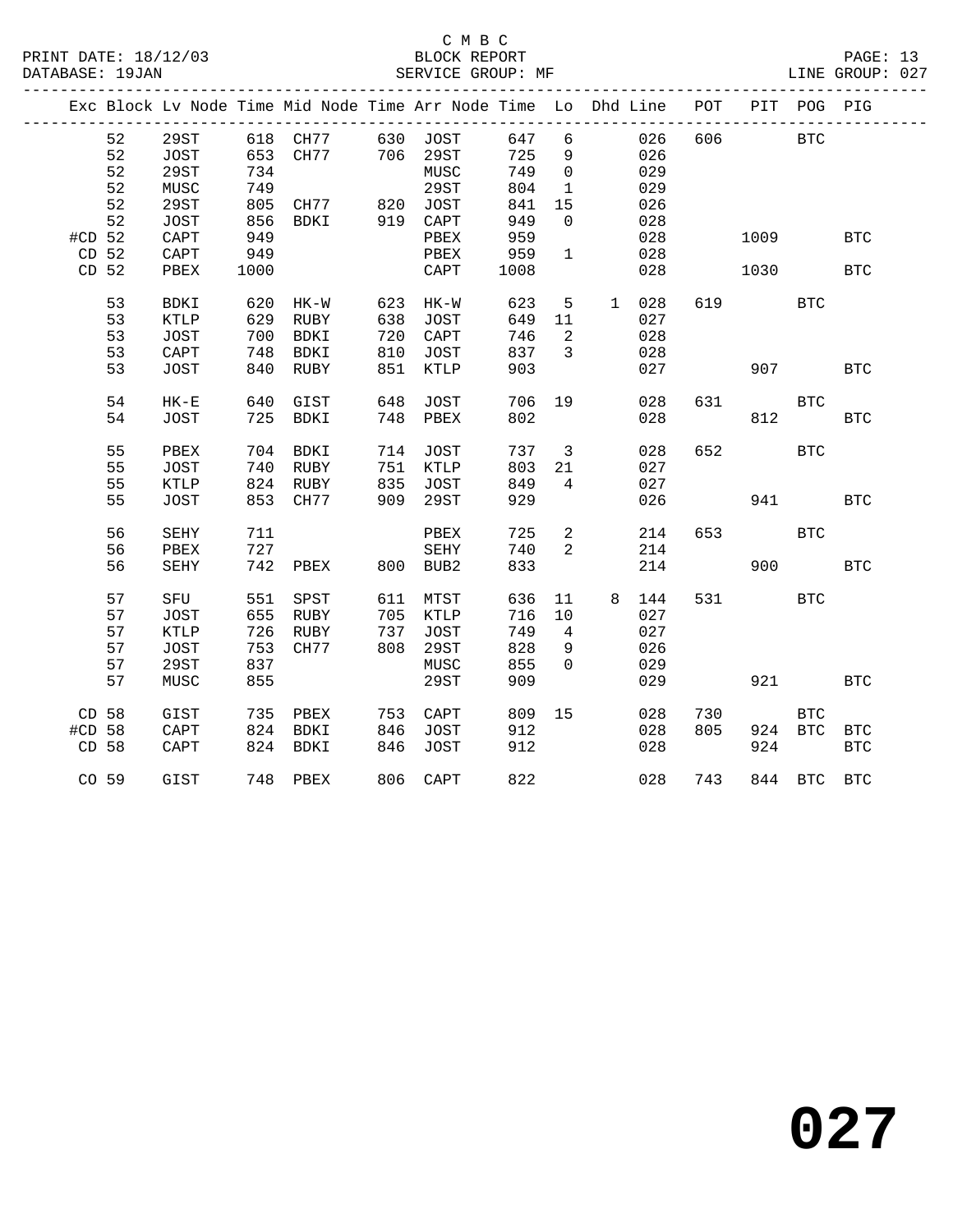C M B C

BLOCK REPORT

SERVICE GROUP: MF

PRINT DATE: 18/12/03
DATABASE: 19JAN
LINE GROUP: 027

| Exc | Block | Lv | Node | Time | Mid Node | Time | Arr Node | Time | Lo | Dhd | Line | POT | PIT | POG | PIG |
|---|---|---|---|---|---|---|---|---|---|---|---|---|---|---|---|
| | 52 | | 29ST | 618 | CH77 | 630 | JOST | 647 | 6 | | 026 | 606 | | BTC | |
| | 52 | | JOST | 653 | CH77 | 706 | 29ST | 725 | 9 | | 026 | | | | |
| | 52 | | 29ST | 734 | | | MUSC | 749 | 0 | | 029 | | | | |
| | 52 | | MUSC | 749 | | | 29ST | 804 | 1 | | 029 | | | | |
| | 52 | | 29ST | 805 | CH77 | 820 | JOST | 841 | 15 | | 026 | | | | |
| | 52 | | JOST | 856 | BDKI | 919 | CAPT | 949 | 0 | | 028 | | | | |
| #CD | 52 | | CAPT | 949 | | | PBEX | 959 | | | 028 | | 1009 | | BTC |
| CD | 52 | | CAPT | 949 | | | PBEX | 959 | 1 | | 028 | | | | |
| CD | 52 | | PBEX | 1000 | | | CAPT | 1008 | | | 028 | | 1030 | | BTC |
| | 53 | | BDKI | 620 | HK-W | 623 | HK-W | 623 | 5 | 1 | 028 | 619 | | BTC | |
| | 53 | | KTLP | 629 | RUBY | 638 | JOST | 649 | 11 | | 027 | | | | |
| | 53 | | JOST | 700 | BDKI | 720 | CAPT | 746 | 2 | | 028 | | | | |
| | 53 | | CAPT | 748 | BDKI | 810 | JOST | 837 | 3 | | 028 | | | | |
| | 53 | | JOST | 840 | RUBY | 851 | KTLP | 903 | | | 027 | | 907 | | BTC |
| | 54 | | HK-E | 640 | GIST | 648 | JOST | 706 | 19 | | 028 | 631 | | BTC | |
| | 54 | | JOST | 725 | BDKI | 748 | PBEX | 802 | | | 028 | | 812 | | BTC |
| | 55 | | PBEX | 704 | BDKI | 714 | JOST | 737 | 3 | | 028 | 652 | | BTC | |
| | 55 | | JOST | 740 | RUBY | 751 | KTLP | 803 | 21 | | 027 | | | | |
| | 55 | | KTLP | 824 | RUBY | 835 | JOST | 849 | 4 | | 027 | | | | |
| | 55 | | JOST | 853 | CH77 | 909 | 29ST | 929 | | | 026 | | 941 | | BTC |
| | 56 | | SEHY | 711 | | | PBEX | 725 | 2 | | 214 | 653 | | BTC | |
| | 56 | | PBEX | 727 | | | SEHY | 740 | 2 | | 214 | | | | |
| | 56 | | SEHY | 742 | PBEX | 800 | BUB2 | 833 | | | 214 | | 900 | | BTC |
| | 57 | | SFU | 551 | SPST | 611 | MTST | 636 | 11 | 8 | 144 | 531 | | BTC | |
| | 57 | | JOST | 655 | RUBY | 705 | KTLP | 716 | 10 | | 027 | | | | |
| | 57 | | KTLP | 726 | RUBY | 737 | JOST | 749 | 4 | | 027 | | | | |
| | 57 | | JOST | 753 | CH77 | 808 | 29ST | 828 | 9 | | 026 | | | | |
| | 57 | | 29ST | 837 | | | MUSC | 855 | 0 | | 029 | | | | |
| | 57 | | MUSC | 855 | | | 29ST | 909 | | | 029 | | 921 | | BTC |
| CD | 58 | | GIST | 735 | PBEX | 753 | CAPT | 809 | 15 | | 028 | 730 | | BTC | |
| #CD | 58 | | CAPT | 824 | BDKI | 846 | JOST | 912 | | | 028 | 805 | 924 | BTC | BTC |
| CD | 58 | | CAPT | 824 | BDKI | 846 | JOST | 912 | | | 028 | | 924 | | BTC |
| CO | 59 | | GIST | 748 | PBEX | 806 | CAPT | 822 | | | 028 | 743 | 844 | BTC | BTC |

# 027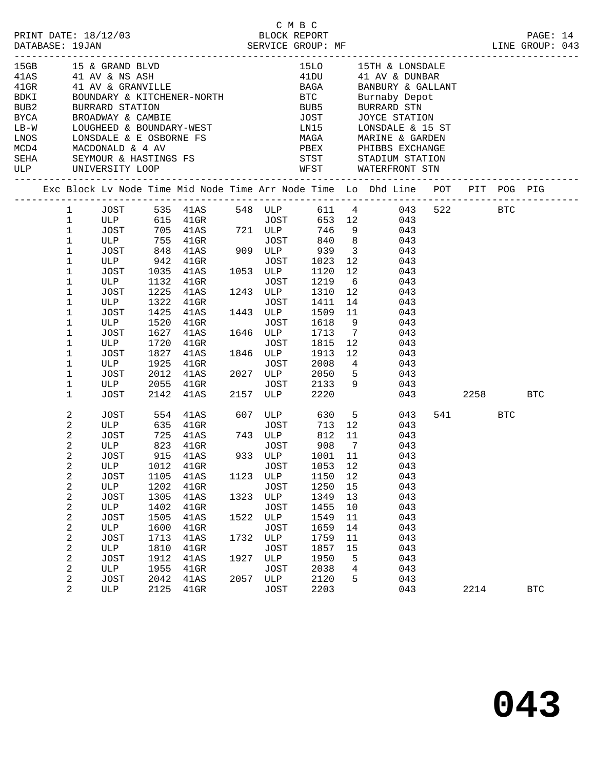C M B C

PRINT DATE: 18/12/03 BLOCK REPORT
DATABASE: 19JAN SERVICE GROUP: MF LINE GROUP: 043

| Code | Name | Code | Name |
|---|---|---|---|
| 15GB | 15 & GRAND BLVD | 15LO | 15TH & LONSDALE |
| 41AS | 41 AV & NS ASH | 41DU | 41 AV & DUNBAR |
| 41GR | 41 AV & GRANVILLE | BAGA | BANBURY & GALLANT |
| BDKI | BOUNDARY & KITCHENER-NORTH | BTC | Burnaby Depot |
| BUB2 | BURRARD STATION | BUB5 | BURRARD STN |
| BYCA | BROADWAY & CAMBIE | JOST | JOYCE STATION |
| LB-W | LOUGHEED & BOUNDARY-WEST | LN15 | LONSDALE & 15 ST |
| LNOS | LONSDALE & E OSBORNE FS | MAGA | MARINE & GARDEN |
| MCD4 | MACDONALD & 4 AV | PBEX | PHIBBS EXCHANGE |
| SEHA | SEYMOUR & HASTINGS FS | STST | STADIUM STATION |
| ULP | UNIVERSITY LOOP | WFST | WATERFRONT STN |

| Exc | Block | Lv Node | Time | Mid Node | Time | Arr Node | Time | Lo | Dhd Line | POT | PIT | POG | PIG |
|---|---|---|---|---|---|---|---|---|---|---|---|---|---|
| | 1 | JOST | 535 | 41AS | 548 | ULP | 611 | 4 | 043 | 522 | | BTC | |
| | 1 | ULP | 615 | 41GR | | JOST | 653 | 12 | 043 | | | | |
| | 1 | JOST | 705 | 41AS | 721 | ULP | 746 | 9 | 043 | | | | |
| | 1 | ULP | 755 | 41GR | | JOST | 840 | 8 | 043 | | | | |
| | 1 | JOST | 848 | 41AS | 909 | ULP | 939 | 3 | 043 | | | | |
| | 1 | ULP | 942 | 41GR | | JOST | 1023 | 12 | 043 | | | | |
| | 1 | JOST | 1035 | 41AS | 1053 | ULP | 1120 | 12 | 043 | | | | |
| | 1 | ULP | 1132 | 41GR | | JOST | 1219 | 6 | 043 | | | | |
| | 1 | JOST | 1225 | 41AS | 1243 | ULP | 1310 | 12 | 043 | | | | |
| | 1 | ULP | 1322 | 41GR | | JOST | 1411 | 14 | 043 | | | | |
| | 1 | JOST | 1425 | 41AS | 1443 | ULP | 1509 | 11 | 043 | | | | |
| | 1 | ULP | 1520 | 41GR | | JOST | 1618 | 9 | 043 | | | | |
| | 1 | JOST | 1627 | 41AS | 1646 | ULP | 1713 | 7 | 043 | | | | |
| | 1 | ULP | 1720 | 41GR | | JOST | 1815 | 12 | 043 | | | | |
| | 1 | JOST | 1827 | 41AS | 1846 | ULP | 1913 | 12 | 043 | | | | |
| | 1 | ULP | 1925 | 41GR | | JOST | 2008 | 4 | 043 | | | | |
| | 1 | JOST | 2012 | 41AS | 2027 | ULP | 2050 | 5 | 043 | | | | |
| | 1 | ULP | 2055 | 41GR | | JOST | 2133 | 9 | 043 | | | | |
| | 1 | JOST | 2142 | 41AS | 2157 | ULP | 2220 | | 043 | | 2258 | | BTC |
| | 2 | JOST | 554 | 41AS | 607 | ULP | 630 | 5 | 043 | 541 | | BTC | |
| | 2 | ULP | 635 | 41GR | | JOST | 713 | 12 | 043 | | | | |
| | 2 | JOST | 725 | 41AS | 743 | ULP | 812 | 11 | 043 | | | | |
| | 2 | ULP | 823 | 41GR | | JOST | 908 | 7 | 043 | | | | |
| | 2 | JOST | 915 | 41AS | 933 | ULP | 1001 | 11 | 043 | | | | |
| | 2 | ULP | 1012 | 41GR | | JOST | 1053 | 12 | 043 | | | | |
| | 2 | JOST | 1105 | 41AS | 1123 | ULP | 1150 | 12 | 043 | | | | |
| | 2 | ULP | 1202 | 41GR | | JOST | 1250 | 15 | 043 | | | | |
| | 2 | JOST | 1305 | 41AS | 1323 | ULP | 1349 | 13 | 043 | | | | |
| | 2 | ULP | 1402 | 41GR | | JOST | 1455 | 10 | 043 | | | | |
| | 2 | JOST | 1505 | 41AS | 1522 | ULP | 1549 | 11 | 043 | | | | |
| | 2 | ULP | 1600 | 41GR | | JOST | 1659 | 14 | 043 | | | | |
| | 2 | JOST | 1713 | 41AS | 1732 | ULP | 1759 | 11 | 043 | | | | |
| | 2 | ULP | 1810 | 41GR | | JOST | 1857 | 15 | 043 | | | | |
| | 2 | JOST | 1912 | 41AS | 1927 | ULP | 1950 | 5 | 043 | | | | |
| | 2 | ULP | 1955 | 41GR | | JOST | 2038 | 4 | 043 | | | | |
| | 2 | JOST | 2042 | 41AS | 2057 | ULP | 2120 | 5 | 043 | | | | |
| | 2 | ULP | 2125 | 41GR | | JOST | 2203 | | 043 | | 2214 | | BTC |

**043**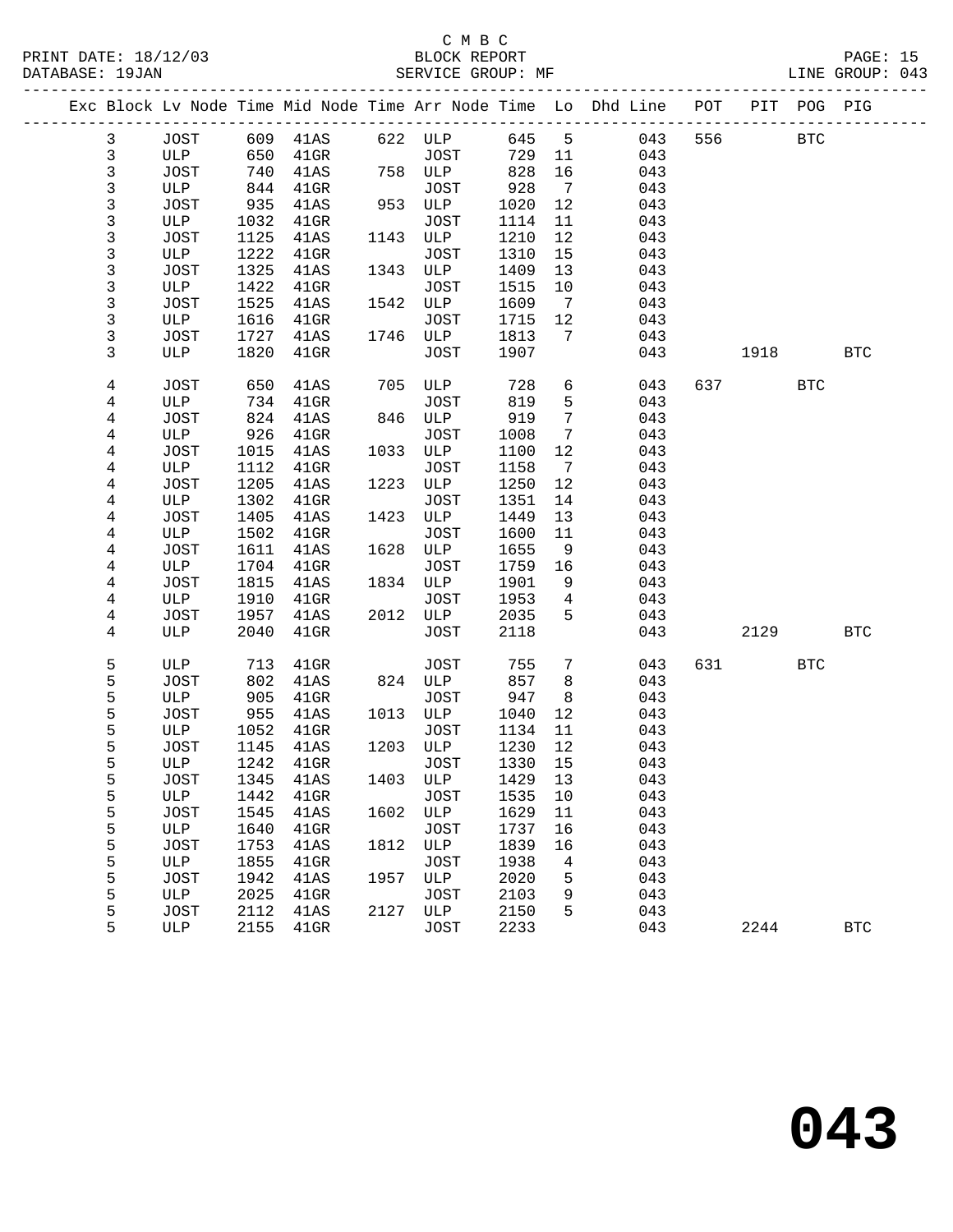C M B C
PRINT DATE: 18/12/03 BLOCK REPORT
DATABASE: 19JAN SERVICE GROUP: MF LINE GROUP: 043

| Exc | Block | Lv | Node | Time | Mid Node | Time | Arr Node | Time | Lo | Dhd Line | POT | PIT | POG | PIG |
|---|---|---|---|---|---|---|---|---|---|---|---|---|---|---|
| | 3 | | JOST | 609 | 41AS | 622 | ULP | 645 | 5 | 043 | 556 | | BTC | |
| | 3 | | ULP | 650 | 41GR | | JOST | 729 | 11 | 043 | | | | |
| | 3 | | JOST | 740 | 41AS | 758 | ULP | 828 | 16 | 043 | | | | |
| | 3 | | ULP | 844 | 41GR | | JOST | 928 | 7 | 043 | | | | |
| | 3 | | JOST | 935 | 41AS | 953 | ULP | 1020 | 12 | 043 | | | | |
| | 3 | | ULP | 1032 | 41GR | | JOST | 1114 | 11 | 043 | | | | |
| | 3 | | JOST | 1125 | 41AS | 1143 | ULP | 1210 | 12 | 043 | | | | |
| | 3 | | ULP | 1222 | 41GR | | JOST | 1310 | 15 | 043 | | | | |
| | 3 | | JOST | 1325 | 41AS | 1343 | ULP | 1409 | 13 | 043 | | | | |
| | 3 | | ULP | 1422 | 41GR | | JOST | 1515 | 10 | 043 | | | | |
| | 3 | | JOST | 1525 | 41AS | 1542 | ULP | 1609 | 7 | 043 | | | | |
| | 3 | | ULP | 1616 | 41GR | | JOST | 1715 | 12 | 043 | | | | |
| | 3 | | JOST | 1727 | 41AS | 1746 | ULP | 1813 | 7 | 043 | | | | |
| | 3 | | ULP | 1820 | 41GR | | JOST | 1907 | | 043 | | 1918 | | BTC |
| | 4 | | JOST | 650 | 41AS | 705 | ULP | 728 | 6 | 043 | 637 | | BTC | |
| | 4 | | ULP | 734 | 41GR | | JOST | 819 | 5 | 043 | | | | |
| | 4 | | JOST | 824 | 41AS | 846 | ULP | 919 | 7 | 043 | | | | |
| | 4 | | ULP | 926 | 41GR | | JOST | 1008 | 7 | 043 | | | | |
| | 4 | | JOST | 1015 | 41AS | 1033 | ULP | 1100 | 12 | 043 | | | | |
| | 4 | | ULP | 1112 | 41GR | | JOST | 1158 | 7 | 043 | | | | |
| | 4 | | JOST | 1205 | 41AS | 1223 | ULP | 1250 | 12 | 043 | | | | |
| | 4 | | ULP | 1302 | 41GR | | JOST | 1351 | 14 | 043 | | | | |
| | 4 | | JOST | 1405 | 41AS | 1423 | ULP | 1449 | 13 | 043 | | | | |
| | 4 | | ULP | 1502 | 41GR | | JOST | 1600 | 11 | 043 | | | | |
| | 4 | | JOST | 1611 | 41AS | 1628 | ULP | 1655 | 9 | 043 | | | | |
| | 4 | | ULP | 1704 | 41GR | | JOST | 1759 | 16 | 043 | | | | |
| | 4 | | JOST | 1815 | 41AS | 1834 | ULP | 1901 | 9 | 043 | | | | |
| | 4 | | ULP | 1910 | 41GR | | JOST | 1953 | 4 | 043 | | | | |
| | 4 | | JOST | 1957 | 41AS | 2012 | ULP | 2035 | 5 | 043 | | | | |
| | 4 | | ULP | 2040 | 41GR | | JOST | 2118 | | 043 | | 2129 | | BTC |
| | 5 | | ULP | 713 | 41GR | | JOST | 755 | 7 | 043 | 631 | | BTC | |
| | 5 | | JOST | 802 | 41AS | 824 | ULP | 857 | 8 | 043 | | | | |
| | 5 | | ULP | 905 | 41GR | | JOST | 947 | 8 | 043 | | | | |
| | 5 | | JOST | 955 | 41AS | 1013 | ULP | 1040 | 12 | 043 | | | | |
| | 5 | | ULP | 1052 | 41GR | | JOST | 1134 | 11 | 043 | | | | |
| | 5 | | JOST | 1145 | 41AS | 1203 | ULP | 1230 | 12 | 043 | | | | |
| | 5 | | ULP | 1242 | 41GR | | JOST | 1330 | 15 | 043 | | | | |
| | 5 | | JOST | 1345 | 41AS | 1403 | ULP | 1429 | 13 | 043 | | | | |
| | 5 | | ULP | 1442 | 41GR | | JOST | 1535 | 10 | 043 | | | | |
| | 5 | | JOST | 1545 | 41AS | 1602 | ULP | 1629 | 11 | 043 | | | | |
| | 5 | | ULP | 1640 | 41GR | | JOST | 1737 | 16 | 043 | | | | |
| | 5 | | JOST | 1753 | 41AS | 1812 | ULP | 1839 | 16 | 043 | | | | |
| | 5 | | ULP | 1855 | 41GR | | JOST | 1938 | 4 | 043 | | | | |
| | 5 | | JOST | 1942 | 41AS | 1957 | ULP | 2020 | 5 | 043 | | | | |
| | 5 | | ULP | 2025 | 41GR | | JOST | 2103 | 9 | 043 | | | | |
| | 5 | | JOST | 2112 | 41AS | 2127 | ULP | 2150 | 5 | 043 | | | | |
| | 5 | | ULP | 2155 | 41GR | | JOST | 2233 | | 043 | | 2244 | | BTC |

# 043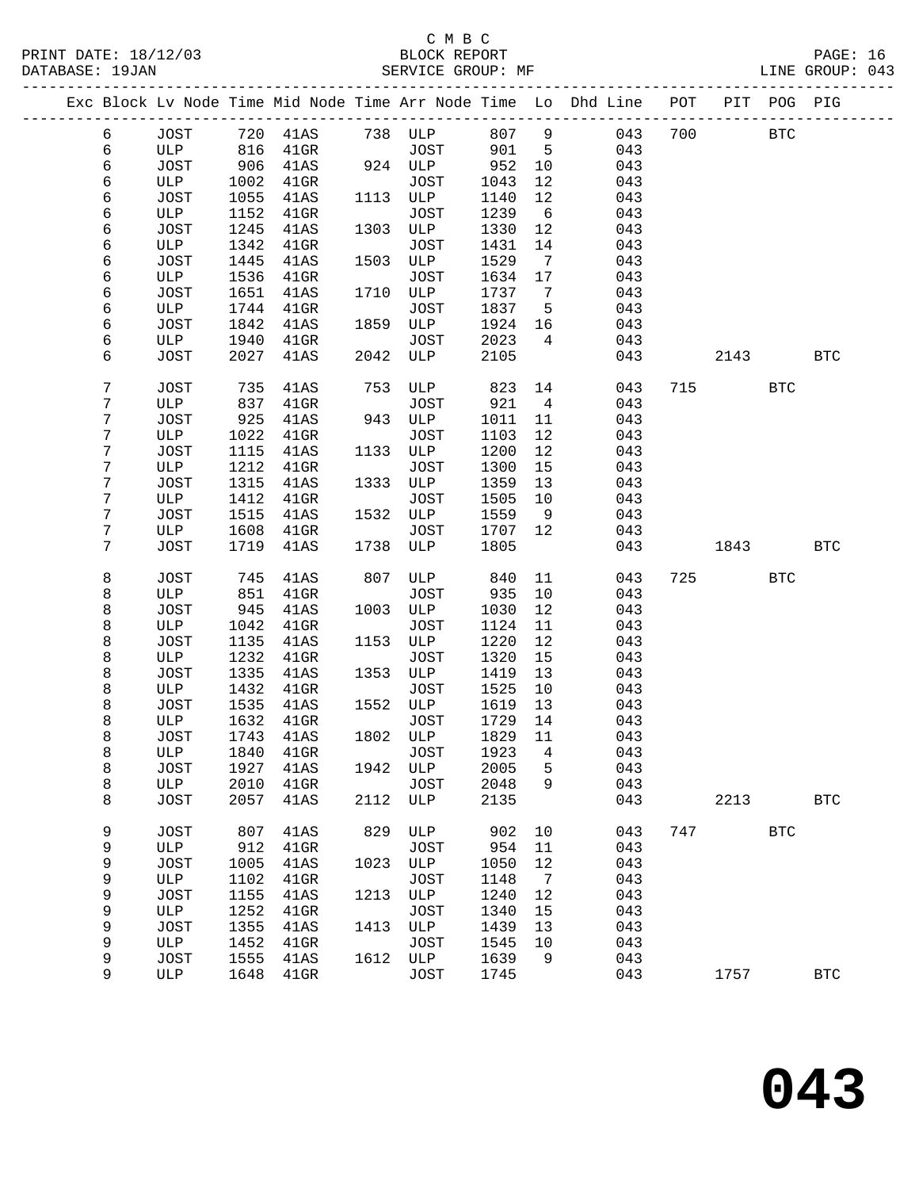C M B C
PRINT DATE: 18/12/03 BLOCK REPORT PAGE: 16
DATABASE: 19JAN SERVICE GROUP: MF LINE GROUP: 043

| Exc | Block | Lv | Node | Time | Mid Node | Time | Arr Node | Time | Lo | Dhd Line | POT | PIT | POG | PIG |
|---|---|---|---|---|---|---|---|---|---|---|---|---|---|---|
| | 6 | | JOST | 720 | 41AS | 738 | ULP | 807 | 9 | 043 | 700 | | BTC | |
| | 6 | | ULP | 816 | 41GR | | JOST | 901 | 5 | 043 | | | | |
| | 6 | | JOST | 906 | 41AS | 924 | ULP | 952 | 10 | 043 | | | | |
| | 6 | | ULP | 1002 | 41GR | | JOST | 1043 | 12 | 043 | | | | |
| | 6 | | JOST | 1055 | 41AS | 1113 | ULP | 1140 | 12 | 043 | | | | |
| | 6 | | ULP | 1152 | 41GR | | JOST | 1239 | 6 | 043 | | | | |
| | 6 | | JOST | 1245 | 41AS | 1303 | ULP | 1330 | 12 | 043 | | | | |
| | 6 | | ULP | 1342 | 41GR | | JOST | 1431 | 14 | 043 | | | | |
| | 6 | | JOST | 1445 | 41AS | 1503 | ULP | 1529 | 7 | 043 | | | | |
| | 6 | | ULP | 1536 | 41GR | | JOST | 1634 | 17 | 043 | | | | |
| | 6 | | JOST | 1651 | 41AS | 1710 | ULP | 1737 | 7 | 043 | | | | |
| | 6 | | ULP | 1744 | 41GR | | JOST | 1837 | 5 | 043 | | | | |
| | 6 | | JOST | 1842 | 41AS | 1859 | ULP | 1924 | 16 | 043 | | | | |
| | 6 | | ULP | 1940 | 41GR | | JOST | 2023 | 4 | 043 | | | | |
| | 6 | | JOST | 2027 | 41AS | 2042 | ULP | 2105 | | 043 | | 2143 | | BTC |
| | 7 | | JOST | 735 | 41AS | 753 | ULP | 823 | 14 | 043 | 715 | | BTC | |
| | 7 | | ULP | 837 | 41GR | | JOST | 921 | 4 | 043 | | | | |
| | 7 | | JOST | 925 | 41AS | 943 | ULP | 1011 | 11 | 043 | | | | |
| | 7 | | ULP | 1022 | 41GR | | JOST | 1103 | 12 | 043 | | | | |
| | 7 | | JOST | 1115 | 41AS | 1133 | ULP | 1200 | 12 | 043 | | | | |
| | 7 | | ULP | 1212 | 41GR | | JOST | 1300 | 15 | 043 | | | | |
| | 7 | | JOST | 1315 | 41AS | 1333 | ULP | 1359 | 13 | 043 | | | | |
| | 7 | | ULP | 1412 | 41GR | | JOST | 1505 | 10 | 043 | | | | |
| | 7 | | JOST | 1515 | 41AS | 1532 | ULP | 1559 | 9 | 043 | | | | |
| | 7 | | ULP | 1608 | 41GR | | JOST | 1707 | 12 | 043 | | | | |
| | 7 | | JOST | 1719 | 41AS | 1738 | ULP | 1805 | | 043 | | 1843 | | BTC |
| | 8 | | JOST | 745 | 41AS | 807 | ULP | 840 | 11 | 043 | 725 | | BTC | |
| | 8 | | ULP | 851 | 41GR | | JOST | 935 | 10 | 043 | | | | |
| | 8 | | JOST | 945 | 41AS | 1003 | ULP | 1030 | 12 | 043 | | | | |
| | 8 | | ULP | 1042 | 41GR | | JOST | 1124 | 11 | 043 | | | | |
| | 8 | | JOST | 1135 | 41AS | 1153 | ULP | 1220 | 12 | 043 | | | | |
| | 8 | | ULP | 1232 | 41GR | | JOST | 1320 | 15 | 043 | | | | |
| | 8 | | JOST | 1335 | 41AS | 1353 | ULP | 1419 | 13 | 043 | | | | |
| | 8 | | ULP | 1432 | 41GR | | JOST | 1525 | 10 | 043 | | | | |
| | 8 | | JOST | 1535 | 41AS | 1552 | ULP | 1619 | 13 | 043 | | | | |
| | 8 | | ULP | 1632 | 41GR | | JOST | 1729 | 14 | 043 | | | | |
| | 8 | | JOST | 1743 | 41AS | 1802 | ULP | 1829 | 11 | 043 | | | | |
| | 8 | | ULP | 1840 | 41GR | | JOST | 1923 | 4 | 043 | | | | |
| | 8 | | JOST | 1927 | 41AS | 1942 | ULP | 2005 | 5 | 043 | | | | |
| | 8 | | ULP | 2010 | 41GR | | JOST | 2048 | 9 | 043 | | | | |
| | 8 | | JOST | 2057 | 41AS | 2112 | ULP | 2135 | | 043 | | 2213 | | BTC |
| | 9 | | JOST | 807 | 41AS | 829 | ULP | 902 | 10 | 043 | 747 | | BTC | |
| | 9 | | ULP | 912 | 41GR | | JOST | 954 | 11 | 043 | | | | |
| | 9 | | JOST | 1005 | 41AS | 1023 | ULP | 1050 | 12 | 043 | | | | |
| | 9 | | ULP | 1102 | 41GR | | JOST | 1148 | 7 | 043 | | | | |
| | 9 | | JOST | 1155 | 41AS | 1213 | ULP | 1240 | 12 | 043 | | | | |
| | 9 | | ULP | 1252 | 41GR | | JOST | 1340 | 15 | 043 | | | | |
| | 9 | | JOST | 1355 | 41AS | 1413 | ULP | 1439 | 13 | 043 | | | | |
| | 9 | | ULP | 1452 | 41GR | | JOST | 1545 | 10 | 043 | | | | |
| | 9 | | JOST | 1555 | 41AS | 1612 | ULP | 1639 | 9 | 043 | | | | |
| | 9 | | ULP | 1648 | 41GR | | JOST | 1745 | | 043 | | 1757 | | BTC |

**043**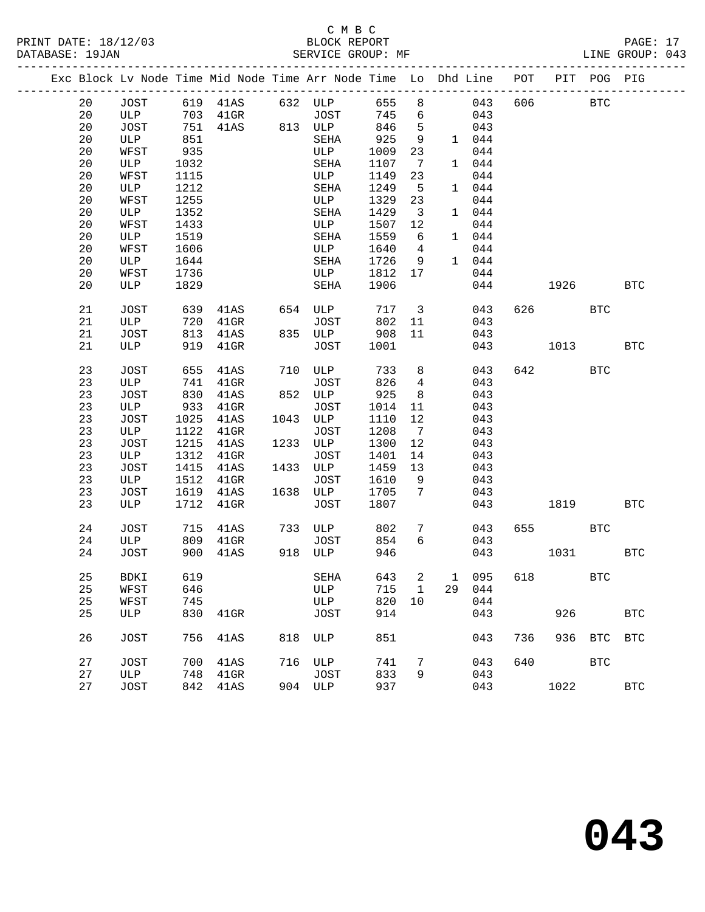C M B C

PRINT DATE: 18/12/03 BLOCK REPORT

DATABASE: 19JAN SERVICE GROUP: MF LINE GROUP: 043

| Exc | Block | Lv | Node | Time | Mid Node | Time | Arr Node | Time | Lo | Dhd | Line | POT | PIT | POG | PIG |
|---|---|---|---|---|---|---|---|---|---|---|---|---|---|---|---|
| | 20 | | JOST | 619 | 41AS | 632 | ULP | 655 | 8 | | 043 | 606 | | BTC | |
| | 20 | | ULP | 703 | 41GR | | JOST | 745 | 6 | | 043 | | | | |
| | 20 | | JOST | 751 | 41AS | 813 | ULP | 846 | 5 | | 043 | | | | |
| | 20 | | ULP | 851 | | | SEHA | 925 | 9 | 1 | 044 | | | | |
| | 20 | | WFST | 935 | | | ULP | 1009 | 23 | | 044 | | | | |
| | 20 | | ULP | 1032 | | | SEHA | 1107 | 7 | 1 | 044 | | | | |
| | 20 | | WFST | 1115 | | | ULP | 1149 | 23 | | 044 | | | | |
| | 20 | | ULP | 1212 | | | SEHA | 1249 | 5 | 1 | 044 | | | | |
| | 20 | | WFST | 1255 | | | ULP | 1329 | 23 | | 044 | | | | |
| | 20 | | ULP | 1352 | | | SEHA | 1429 | 3 | 1 | 044 | | | | |
| | 20 | | WFST | 1433 | | | ULP | 1507 | 12 | | 044 | | | | |
| | 20 | | ULP | 1519 | | | SEHA | 1559 | 6 | 1 | 044 | | | | |
| | 20 | | WFST | 1606 | | | ULP | 1640 | 4 | | 044 | | | | |
| | 20 | | ULP | 1644 | | | SEHA | 1726 | 9 | 1 | 044 | | | | |
| | 20 | | WFST | 1736 | | | ULP | 1812 | 17 | | 044 | | | | |
| | 20 | | ULP | 1829 | | | SEHA | 1906 | | | 044 | | 1926 | | BTC |
| | 21 | | JOST | 639 | 41AS | 654 | ULP | 717 | 3 | | 043 | 626 | | BTC | |
| | 21 | | ULP | 720 | 41GR | | JOST | 802 | 11 | | 043 | | | | |
| | 21 | | JOST | 813 | 41AS | 835 | ULP | 908 | 11 | | 043 | | | | |
| | 21 | | ULP | 919 | 41GR | | JOST | 1001 | | | 043 | | 1013 | | BTC |
| | 23 | | JOST | 655 | 41AS | 710 | ULP | 733 | 8 | | 043 | 642 | | BTC | |
| | 23 | | ULP | 741 | 41GR | | JOST | 826 | 4 | | 043 | | | | |
| | 23 | | JOST | 830 | 41AS | 852 | ULP | 925 | 8 | | 043 | | | | |
| | 23 | | ULP | 933 | 41GR | | JOST | 1014 | 11 | | 043 | | | | |
| | 23 | | JOST | 1025 | 41AS | 1043 | ULP | 1110 | 12 | | 043 | | | | |
| | 23 | | ULP | 1122 | 41GR | | JOST | 1208 | 7 | | 043 | | | | |
| | 23 | | JOST | 1215 | 41AS | 1233 | ULP | 1300 | 12 | | 043 | | | | |
| | 23 | | ULP | 1312 | 41GR | | JOST | 1401 | 14 | | 043 | | | | |
| | 23 | | JOST | 1415 | 41AS | 1433 | ULP | 1459 | 13 | | 043 | | | | |
| | 23 | | ULP | 1512 | 41GR | | JOST | 1610 | 9 | | 043 | | | | |
| | 23 | | JOST | 1619 | 41AS | 1638 | ULP | 1705 | 7 | | 043 | | | | |
| | 23 | | ULP | 1712 | 41GR | | JOST | 1807 | | | 043 | | 1819 | | BTC |
| | 24 | | JOST | 715 | 41AS | 733 | ULP | 802 | 7 | | 043 | 655 | | BTC | |
| | 24 | | ULP | 809 | 41GR | | JOST | 854 | 6 | | 043 | | | | |
| | 24 | | JOST | 900 | 41AS | 918 | ULP | 946 | | | 043 | | 1031 | | BTC |
| | 25 | | BDKI | 619 | | | SEHA | 643 | 2 | 1 | 095 | 618 | | BTC | |
| | 25 | | WFST | 646 | | | ULP | 715 | 1 | 29 | 044 | | | | |
| | 25 | | WFST | 745 | | | ULP | 820 | 10 | | 044 | | | | |
| | 25 | | ULP | 830 | 41GR | | JOST | 914 | | | 043 | | 926 | | BTC |
| | 26 | | JOST | 756 | 41AS | 818 | ULP | 851 | | | 043 | 736 | 936 | BTC | BTC |
| | 27 | | JOST | 700 | 41AS | 716 | ULP | 741 | 7 | | 043 | 640 | | BTC | |
| | 27 | | ULP | 748 | 41GR | | JOST | 833 | 9 | | 043 | | | | |
| | 27 | | JOST | 842 | 41AS | 904 | ULP | 937 | | | 043 | | 1022 | | BTC |

# 043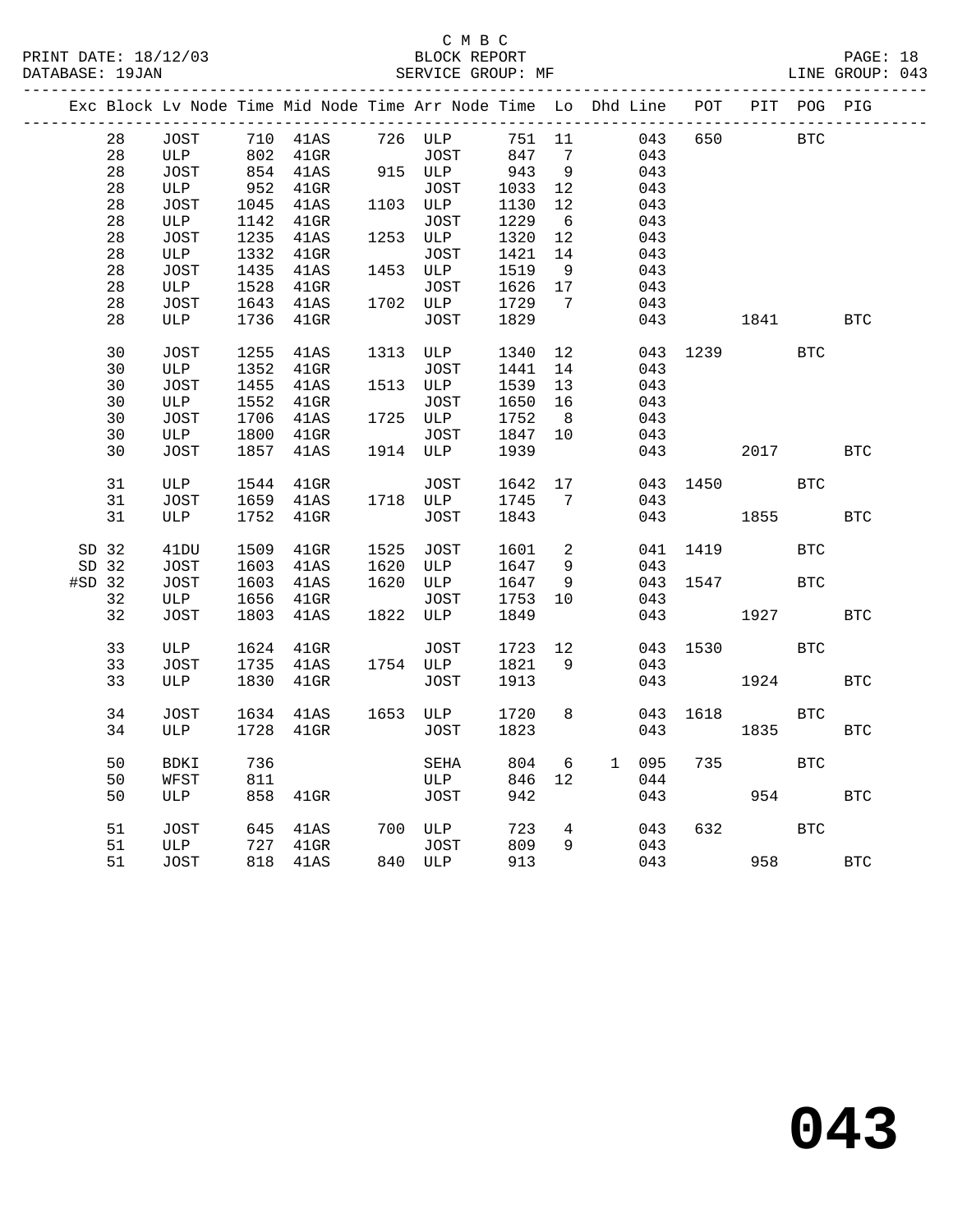C M B C

BLOCK REPORT

SERVICE GROUP: MF

PRINT DATE: 18/12/03
DATABASE: 19JAN

LINE GROUP: 043

| Exc | Block | Lv | Node | Time | Mid Node | Time | Arr Node | Time | Lo | Dhd | Line | POT | PIT | POG | PIG |
|---|---|---|---|---|---|---|---|---|---|---|---|---|---|---|---|
| | 28 | | JOST | 710 | 41AS | 726 | ULP | 751 | 11 | | 043 | 650 | | BTC | |
| | 28 | | ULP | 802 | 41GR | | JOST | 847 | 7 | | 043 | | | | |
| | 28 | | JOST | 854 | 41AS | 915 | ULP | 943 | 9 | | 043 | | | | |
| | 28 | | ULP | 952 | 41GR | | JOST | 1033 | 12 | | 043 | | | | |
| | 28 | | JOST | 1045 | 41AS | 1103 | ULP | 1130 | 12 | | 043 | | | | |
| | 28 | | ULP | 1142 | 41GR | | JOST | 1229 | 6 | | 043 | | | | |
| | 28 | | JOST | 1235 | 41AS | 1253 | ULP | 1320 | 12 | | 043 | | | | |
| | 28 | | ULP | 1332 | 41GR | | JOST | 1421 | 14 | | 043 | | | | |
| | 28 | | JOST | 1435 | 41AS | 1453 | ULP | 1519 | 9 | | 043 | | | | |
| | 28 | | ULP | 1528 | 41GR | | JOST | 1626 | 17 | | 043 | | | | |
| | 28 | | JOST | 1643 | 41AS | 1702 | ULP | 1729 | 7 | | 043 | | | | |
| | 28 | | ULP | 1736 | 41GR | | JOST | 1829 | | | 043 | | 1841 | | BTC |
| | 30 | | JOST | 1255 | 41AS | 1313 | ULP | 1340 | 12 | | 043 | 1239 | | BTC | |
| | 30 | | ULP | 1352 | 41GR | | JOST | 1441 | 14 | | 043 | | | | |
| | 30 | | JOST | 1455 | 41AS | 1513 | ULP | 1539 | 13 | | 043 | | | | |
| | 30 | | ULP | 1552 | 41GR | | JOST | 1650 | 16 | | 043 | | | | |
| | 30 | | JOST | 1706 | 41AS | 1725 | ULP | 1752 | 8 | | 043 | | | | |
| | 30 | | ULP | 1800 | 41GR | | JOST | 1847 | 10 | | 043 | | | | |
| | 30 | | JOST | 1857 | 41AS | 1914 | ULP | 1939 | | | 043 | | 2017 | | BTC |
| | 31 | | ULP | 1544 | 41GR | | JOST | 1642 | 17 | | 043 | 1450 | | BTC | |
| | 31 | | JOST | 1659 | 41AS | 1718 | ULP | 1745 | 7 | | 043 | | | | |
| | 31 | | ULP | 1752 | 41GR | | JOST | 1843 | | | 043 | | 1855 | | BTC |
| SD | 32 | | 41DU | 1509 | 41GR | 1525 | JOST | 1601 | 2 | | 041 | 1419 | | BTC | |
| SD | 32 | | JOST | 1603 | 41AS | 1620 | ULP | 1647 | 9 | | 043 | | | | |
| #SD | 32 | | JOST | 1603 | 41AS | 1620 | ULP | 1647 | 9 | | 043 | 1547 | | BTC | |
| | 32 | | ULP | 1656 | 41GR | | JOST | 1753 | 10 | | 043 | | | | |
| | 32 | | JOST | 1803 | 41AS | 1822 | ULP | 1849 | | | 043 | | 1927 | | BTC |
| | 33 | | ULP | 1624 | 41GR | | JOST | 1723 | 12 | | 043 | 1530 | | BTC | |
| | 33 | | JOST | 1735 | 41AS | 1754 | ULP | 1821 | 9 | | 043 | | | | |
| | 33 | | ULP | 1830 | 41GR | | JOST | 1913 | | | 043 | | 1924 | | BTC |
| | 34 | | JOST | 1634 | 41AS | 1653 | ULP | 1720 | 8 | | 043 | 1618 | | BTC | |
| | 34 | | ULP | 1728 | 41GR | | JOST | 1823 | | | 043 | | 1835 | | BTC |
| | 50 | | BDKI | 736 | | | SEHA | 804 | 6 | 1 | 095 | 735 | | BTC | |
| | 50 | | WFST | 811 | | | ULP | 846 | 12 | | 044 | | | | |
| | 50 | | ULP | 858 | 41GR | | JOST | 942 | | | 043 | | 954 | | BTC |
| | 51 | | JOST | 645 | 41AS | 700 | ULP | 723 | 4 | | 043 | 632 | | BTC | |
| | 51 | | ULP | 727 | 41GR | | JOST | 809 | 9 | | 043 | | | | |
| | 51 | | JOST | 818 | 41AS | 840 | ULP | 913 | | | 043 | | 958 | | BTC |

# 043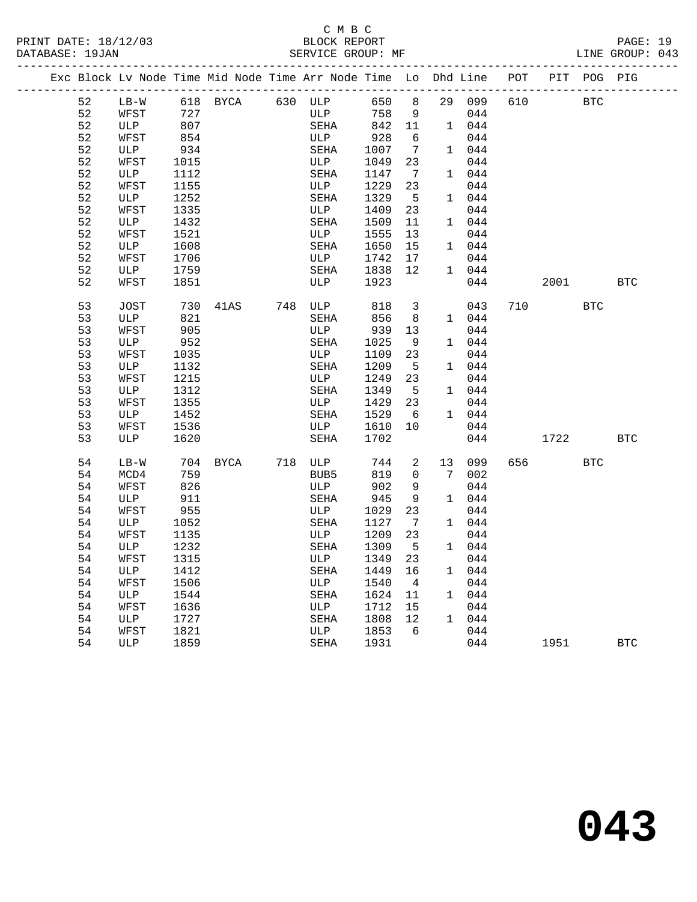C M B C
BLOCK REPORT
SERVICE GROUP: MF

PRINT DATE: 18/12/03
DATABASE: 19JAN
LINE GROUP: 043

| Exc | Block | Lv | Node | Time | Mid Node | Time | Arr Node | Time | Lo | Dhd | Line | POT | PIT | POG | PIG |
|---|---|---|---|---|---|---|---|---|---|---|---|---|---|---|---|
| | 52 | | LB-W | 618 | BYCA | 630 | ULP | 650 | 8 | 29 | 099 | 610 | | BTC | |
| | 52 | | WFST | 727 | | | ULP | 758 | 9 | | 044 | | | | |
| | 52 | | ULP | 807 | | | SEHA | 842 | 11 | 1 | 044 | | | | |
| | 52 | | WFST | 854 | | | ULP | 928 | 6 | | 044 | | | | |
| | 52 | | ULP | 934 | | | SEHA | 1007 | 7 | 1 | 044 | | | | |
| | 52 | | WFST | 1015 | | | ULP | 1049 | 23 | | 044 | | | | |
| | 52 | | ULP | 1112 | | | SEHA | 1147 | 7 | 1 | 044 | | | | |
| | 52 | | WFST | 1155 | | | ULP | 1229 | 23 | | 044 | | | | |
| | 52 | | ULP | 1252 | | | SEHA | 1329 | 5 | 1 | 044 | | | | |
| | 52 | | WFST | 1335 | | | ULP | 1409 | 23 | | 044 | | | | |
| | 52 | | ULP | 1432 | | | SEHA | 1509 | 11 | 1 | 044 | | | | |
| | 52 | | WFST | 1521 | | | ULP | 1555 | 13 | | 044 | | | | |
| | 52 | | ULP | 1608 | | | SEHA | 1650 | 15 | 1 | 044 | | | | |
| | 52 | | WFST | 1706 | | | ULP | 1742 | 17 | | 044 | | | | |
| | 52 | | ULP | 1759 | | | SEHA | 1838 | 12 | 1 | 044 | | | | |
| | 52 | | WFST | 1851 | | | ULP | 1923 | | | 044 | | 2001 | | BTC |
| | 53 | | JOST | 730 | 41AS | 748 | ULP | 818 | 3 | | 043 | 710 | | BTC | |
| | 53 | | ULP | 821 | | | SEHA | 856 | 8 | 1 | 044 | | | | |
| | 53 | | WFST | 905 | | | ULP | 939 | 13 | | 044 | | | | |
| | 53 | | ULP | 952 | | | SEHA | 1025 | 9 | 1 | 044 | | | | |
| | 53 | | WFST | 1035 | | | ULP | 1109 | 23 | | 044 | | | | |
| | 53 | | ULP | 1132 | | | SEHA | 1209 | 5 | 1 | 044 | | | | |
| | 53 | | WFST | 1215 | | | ULP | 1249 | 23 | | 044 | | | | |
| | 53 | | ULP | 1312 | | | SEHA | 1349 | 5 | 1 | 044 | | | | |
| | 53 | | WFST | 1355 | | | ULP | 1429 | 23 | | 044 | | | | |
| | 53 | | ULP | 1452 | | | SEHA | 1529 | 6 | 1 | 044 | | | | |
| | 53 | | WFST | 1536 | | | ULP | 1610 | 10 | | 044 | | | | |
| | 53 | | ULP | 1620 | | | SEHA | 1702 | | | 044 | | 1722 | | BTC |
| | 54 | | LB-W | 704 | BYCA | 718 | ULP | 744 | 2 | 13 | 099 | 656 | | BTC | |
| | 54 | | MCD4 | 759 | | | BUB5 | 819 | 0 | 7 | 002 | | | | |
| | 54 | | WFST | 826 | | | ULP | 902 | 9 | | 044 | | | | |
| | 54 | | ULP | 911 | | | SEHA | 945 | 9 | 1 | 044 | | | | |
| | 54 | | WFST | 955 | | | ULP | 1029 | 23 | | 044 | | | | |
| | 54 | | ULP | 1052 | | | SEHA | 1127 | 7 | 1 | 044 | | | | |
| | 54 | | WFST | 1135 | | | ULP | 1209 | 23 | | 044 | | | | |
| | 54 | | ULP | 1232 | | | SEHA | 1309 | 5 | 1 | 044 | | | | |
| | 54 | | WFST | 1315 | | | ULP | 1349 | 23 | | 044 | | | | |
| | 54 | | ULP | 1412 | | | SEHA | 1449 | 16 | 1 | 044 | | | | |
| | 54 | | WFST | 1506 | | | ULP | 1540 | 4 | | 044 | | | | |
| | 54 | | ULP | 1544 | | | SEHA | 1624 | 11 | 1 | 044 | | | | |
| | 54 | | WFST | 1636 | | | ULP | 1712 | 15 | | 044 | | | | |
| | 54 | | ULP | 1727 | | | SEHA | 1808 | 12 | 1 | 044 | | | | |
| | 54 | | WFST | 1821 | | | ULP | 1853 | 6 | | 044 | | | | |
| | 54 | | ULP | 1859 | | | SEHA | 1931 | | | 044 | | 1951 | | BTC |

**043**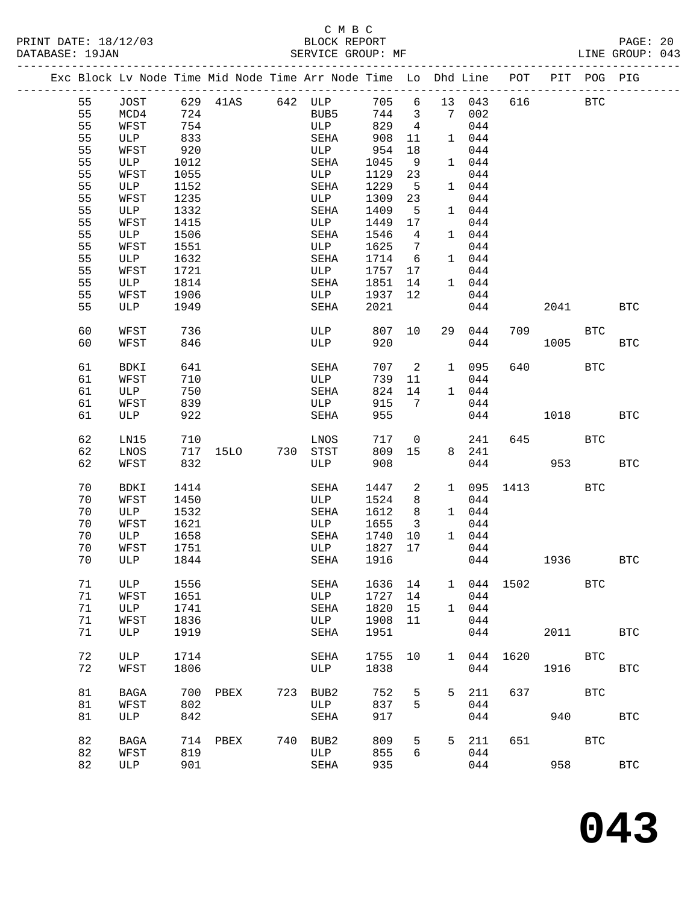C M B C

BLOCK REPORT

SERVICE GROUP: MF

PRINT DATE: 18/12/03
DATABASE: 19JAN
LINE GROUP: 043

| Exc | Block | Lv | Node | Time | Mid | Node | Time | Arr | Node | Time | Lo | Dhd | Line | POT | PIT | POG | PIG |
|---|---|---|---|---|---|---|---|---|---|---|---|---|---|---|---|---|---|
| | 55 | | JOST | 629 | 41AS | | 642 | ULP | | 705 | 6 | 13 | 043 | 616 | | BTC | |
| | 55 | | MCD4 | 724 | | | | BUB5 | | 744 | 3 | 7 | 002 | | | | |
| | 55 | | WFST | 754 | | | | ULP | | 829 | 4 | | 044 | | | | |
| | 55 | | ULP | 833 | | | | SEHA | | 908 | 11 | 1 | 044 | | | | |
| | 55 | | WFST | 920 | | | | ULP | | 954 | 18 | | 044 | | | | |
| | 55 | | ULP | 1012 | | | | SEHA | | 1045 | 9 | 1 | 044 | | | | |
| | 55 | | WFST | 1055 | | | | ULP | | 1129 | 23 | | 044 | | | | |
| | 55 | | ULP | 1152 | | | | SEHA | | 1229 | 5 | 1 | 044 | | | | |
| | 55 | | WFST | 1235 | | | | ULP | | 1309 | 23 | | 044 | | | | |
| | 55 | | ULP | 1332 | | | | SEHA | | 1409 | 5 | 1 | 044 | | | | |
| | 55 | | WFST | 1415 | | | | ULP | | 1449 | 17 | | 044 | | | | |
| | 55 | | ULP | 1506 | | | | SEHA | | 1546 | 4 | 1 | 044 | | | | |
| | 55 | | WFST | 1551 | | | | ULP | | 1625 | 7 | | 044 | | | | |
| | 55 | | ULP | 1632 | | | | SEHA | | 1714 | 6 | 1 | 044 | | | | |
| | 55 | | WFST | 1721 | | | | ULP | | 1757 | 17 | | 044 | | | | |
| | 55 | | ULP | 1814 | | | | SEHA | | 1851 | 14 | 1 | 044 | | | | |
| | 55 | | WFST | 1906 | | | | ULP | | 1937 | 12 | | 044 | | | | |
| | 55 | | ULP | 1949 | | | | SEHA | | 2021 | | | 044 | | 2041 | | BTC |
| | 60 | | WFST | 736 | | | | ULP | | 807 | 10 | 29 | 044 | 709 | | BTC | |
| | 60 | | WFST | 846 | | | | ULP | | 920 | | | 044 | | 1005 | | BTC |
| | 61 | | BDKI | 641 | | | | SEHA | | 707 | 2 | 1 | 095 | 640 | | BTC | |
| | 61 | | WFST | 710 | | | | ULP | | 739 | 11 | | 044 | | | | |
| | 61 | | ULP | 750 | | | | SEHA | | 824 | 14 | 1 | 044 | | | | |
| | 61 | | WFST | 839 | | | | ULP | | 915 | 7 | | 044 | | | | |
| | 61 | | ULP | 922 | | | | SEHA | | 955 | | | 044 | | 1018 | | BTC |
| | 62 | | LN15 | 710 | | | | LNOS | | 717 | 0 | | 241 | 645 | | BTC | |
| | 62 | | LNOS | 717 | 15LO | | 730 | STST | | 809 | 15 | 8 | 241 | | | | |
| | 62 | | WFST | 832 | | | | ULP | | 908 | | | 044 | | 953 | | BTC |
| | 70 | | BDKI | 1414 | | | | SEHA | | 1447 | 2 | 1 | 095 | 1413 | | BTC | |
| | 70 | | WFST | 1450 | | | | ULP | | 1524 | 8 | | 044 | | | | |
| | 70 | | ULP | 1532 | | | | SEHA | | 1612 | 8 | 1 | 044 | | | | |
| | 70 | | WFST | 1621 | | | | ULP | | 1655 | 3 | | 044 | | | | |
| | 70 | | ULP | 1658 | | | | SEHA | | 1740 | 10 | 1 | 044 | | | | |
| | 70 | | WFST | 1751 | | | | ULP | | 1827 | 17 | | 044 | | | | |
| | 70 | | ULP | 1844 | | | | SEHA | | 1916 | | | 044 | | 1936 | | BTC |
| | 71 | | ULP | 1556 | | | | SEHA | | 1636 | 14 | 1 | 044 | 1502 | | BTC | |
| | 71 | | WFST | 1651 | | | | ULP | | 1727 | 14 | | 044 | | | | |
| | 71 | | ULP | 1741 | | | | SEHA | | 1820 | 15 | 1 | 044 | | | | |
| | 71 | | WFST | 1836 | | | | ULP | | 1908 | 11 | | 044 | | | | |
| | 71 | | ULP | 1919 | | | | SEHA | | 1951 | | | 044 | | 2011 | | BTC |
| | 72 | | ULP | 1714 | | | | SEHA | | 1755 | 10 | 1 | 044 | 1620 | | BTC | |
| | 72 | | WFST | 1806 | | | | ULP | | 1838 | | | 044 | | 1916 | | BTC |
| | 81 | | BAGA | 700 | PBEX | | 723 | BUB2 | | 752 | 5 | 5 | 211 | 637 | | BTC | |
| | 81 | | WFST | 802 | | | | ULP | | 837 | 5 | | 044 | | | | |
| | 81 | | ULP | 842 | | | | SEHA | | 917 | | | 044 | | 940 | | BTC |
| | 82 | | BAGA | 714 | PBEX | | 740 | BUB2 | | 809 | 5 | 5 | 211 | 651 | | BTC | |
| | 82 | | WFST | 819 | | | | ULP | | 855 | 6 | | 044 | | | | |
| | 82 | | ULP | 901 | | | | SEHA | | 935 | | | 044 | | 958 | | BTC |

**043**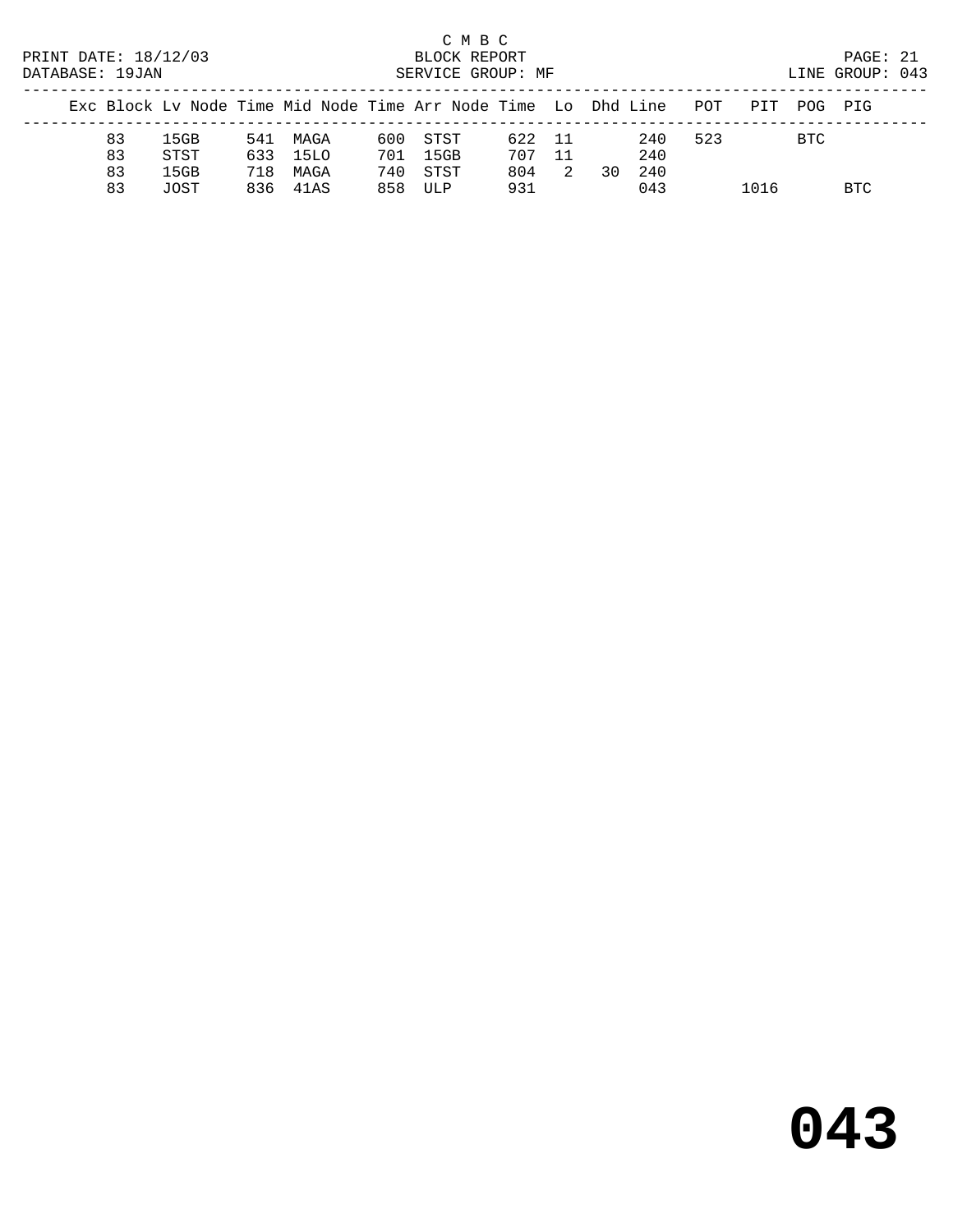C M B C
BLOCK REPORT
SERVICE GROUP: MF

PRINT DATE: 18/12/03
DATABASE: 19JAN

LINE GROUP: 043

| Exc | Block | Lv Node | Time | Mid Node | Time | Arr Node | Time | Lo | Dhd | Line | POT | PIT | POG | PIG |
|---|---|---|---|---|---|---|---|---|---|---|---|---|---|---|
| | 83 | 15GB | 541 | MAGA | 600 | STST | 622 | 11 | | 240 | 523 | | BTC | |
| | 83 | STST | 633 | 15LO | 701 | 15GB | 707 | 11 | | 240 | | | | |
| | 83 | 15GB | 718 | MAGA | 740 | STST | 804 | 2 | 30 | 240 | | | | |
| | 83 | JOST | 836 | 41AS | 858 | ULP | 931 | | | 043 | | 1016 | | BTC |

# 043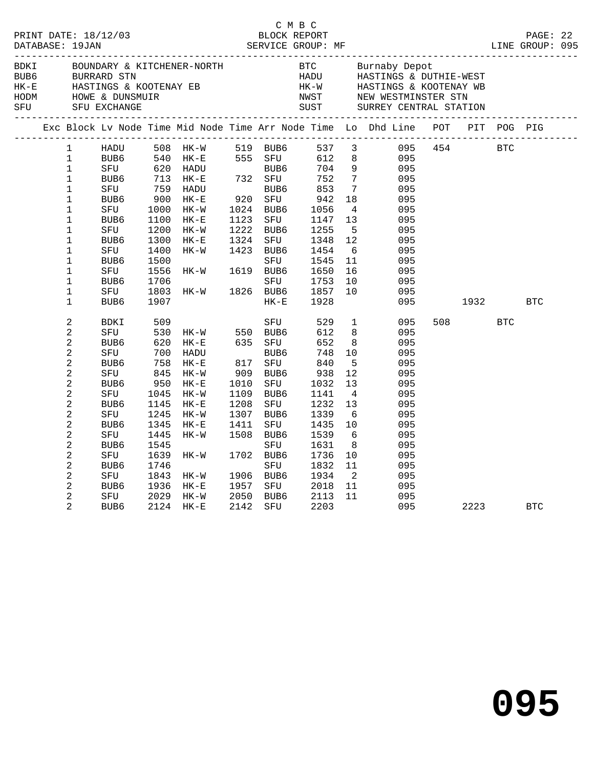C M B C

PRINT DATE: 18/12/03 BLOCK REPORT

DATABASE: 19JAN SERVICE GROUP: MF LINE GROUP: 095

| Code | Name | Code | Name |
|---|---|---|---|
| BDKI | BOUNDARY & KITCHENER-NORTH | BTC | Burnaby Depot |
| BUB6 | BURRARD STN | HADU | HASTINGS & DUTHIE-WEST |
| HK-E | HASTINGS & KOOTENAY EB | HK-W | HASTINGS & KOOTENAY WB |
| HODM | HOWE & DUNSMUIR | NWST | NEW WESTMINSTER STN |
| SFU | SFU EXCHANGE | SUST | SURREY CENTRAL STATION |

| Exc | Block | Lv Node | Time | Mid Node | Time | Arr Node | Time | Lo | Dhd Line | POT | PIT | POG | PIG |
|---|---|---|---|---|---|---|---|---|---|---|---|---|---|
| | 1 | HADU | 508 | HK-W | 519 | BUB6 | 537 | 3 | 095 | 454 | | BTC | |
| | 1 | BUB6 | 540 | HK-E | 555 | SFU | 612 | 8 | 095 | | | | |
| | 1 | SFU | 620 | HADU | | BUB6 | 704 | 9 | 095 | | | | |
| | 1 | BUB6 | 713 | HK-E | 732 | SFU | 752 | 7 | 095 | | | | |
| | 1 | SFU | 759 | HADU | | BUB6 | 853 | 7 | 095 | | | | |
| | 1 | BUB6 | 900 | HK-E | 920 | SFU | 942 | 18 | 095 | | | | |
| | 1 | SFU | 1000 | HK-W | 1024 | BUB6 | 1056 | 4 | 095 | | | | |
| | 1 | BUB6 | 1100 | HK-E | 1123 | SFU | 1147 | 13 | 095 | | | | |
| | 1 | SFU | 1200 | HK-W | 1222 | BUB6 | 1255 | 5 | 095 | | | | |
| | 1 | BUB6 | 1300 | HK-E | 1324 | SFU | 1348 | 12 | 095 | | | | |
| | 1 | SFU | 1400 | HK-W | 1423 | BUB6 | 1454 | 6 | 095 | | | | |
| | 1 | BUB6 | 1500 | | | SFU | 1545 | 11 | 095 | | | | |
| | 1 | SFU | 1556 | HK-W | 1619 | BUB6 | 1650 | 16 | 095 | | | | |
| | 1 | BUB6 | 1706 | | | SFU | 1753 | 10 | 095 | | | | |
| | 1 | SFU | 1803 | HK-W | 1826 | BUB6 | 1857 | 10 | 095 | | | | |
| | 1 | BUB6 | 1907 | | | HK-E | 1928 | | 095 | | 1932 | | BTC |
| | 2 | BDKI | 509 | | | SFU | 529 | 1 | 095 | 508 | | BTC | |
| | 2 | SFU | 530 | HK-W | 550 | BUB6 | 612 | 8 | 095 | | | | |
| | 2 | BUB6 | 620 | HK-E | 635 | SFU | 652 | 8 | 095 | | | | |
| | 2 | SFU | 700 | HADU | | BUB6 | 748 | 10 | 095 | | | | |
| | 2 | BUB6 | 758 | HK-E | 817 | SFU | 840 | 5 | 095 | | | | |
| | 2 | SFU | 845 | HK-W | 909 | BUB6 | 938 | 12 | 095 | | | | |
| | 2 | BUB6 | 950 | HK-E | 1010 | SFU | 1032 | 13 | 095 | | | | |
| | 2 | SFU | 1045 | HK-W | 1109 | BUB6 | 1141 | 4 | 095 | | | | |
| | 2 | BUB6 | 1145 | HK-E | 1208 | SFU | 1232 | 13 | 095 | | | | |
| | 2 | SFU | 1245 | HK-W | 1307 | BUB6 | 1339 | 6 | 095 | | | | |
| | 2 | BUB6 | 1345 | HK-E | 1411 | SFU | 1435 | 10 | 095 | | | | |
| | 2 | SFU | 1445 | HK-W | 1508 | BUB6 | 1539 | 6 | 095 | | | | |
| | 2 | BUB6 | 1545 | | | SFU | 1631 | 8 | 095 | | | | |
| | 2 | SFU | 1639 | HK-W | 1702 | BUB6 | 1736 | 10 | 095 | | | | |
| | 2 | BUB6 | 1746 | | | SFU | 1832 | 11 | 095 | | | | |
| | 2 | SFU | 1843 | HK-W | 1906 | BUB6 | 1934 | 2 | 095 | | | | |
| | 2 | BUB6 | 1936 | HK-E | 1957 | SFU | 2018 | 11 | 095 | | | | |
| | 2 | SFU | 2029 | HK-W | 2050 | BUB6 | 2113 | 11 | 095 | | | | |
| | 2 | BUB6 | 2124 | HK-E | 2142 | SFU | 2203 | | 095 | | 2223 | | BTC |

095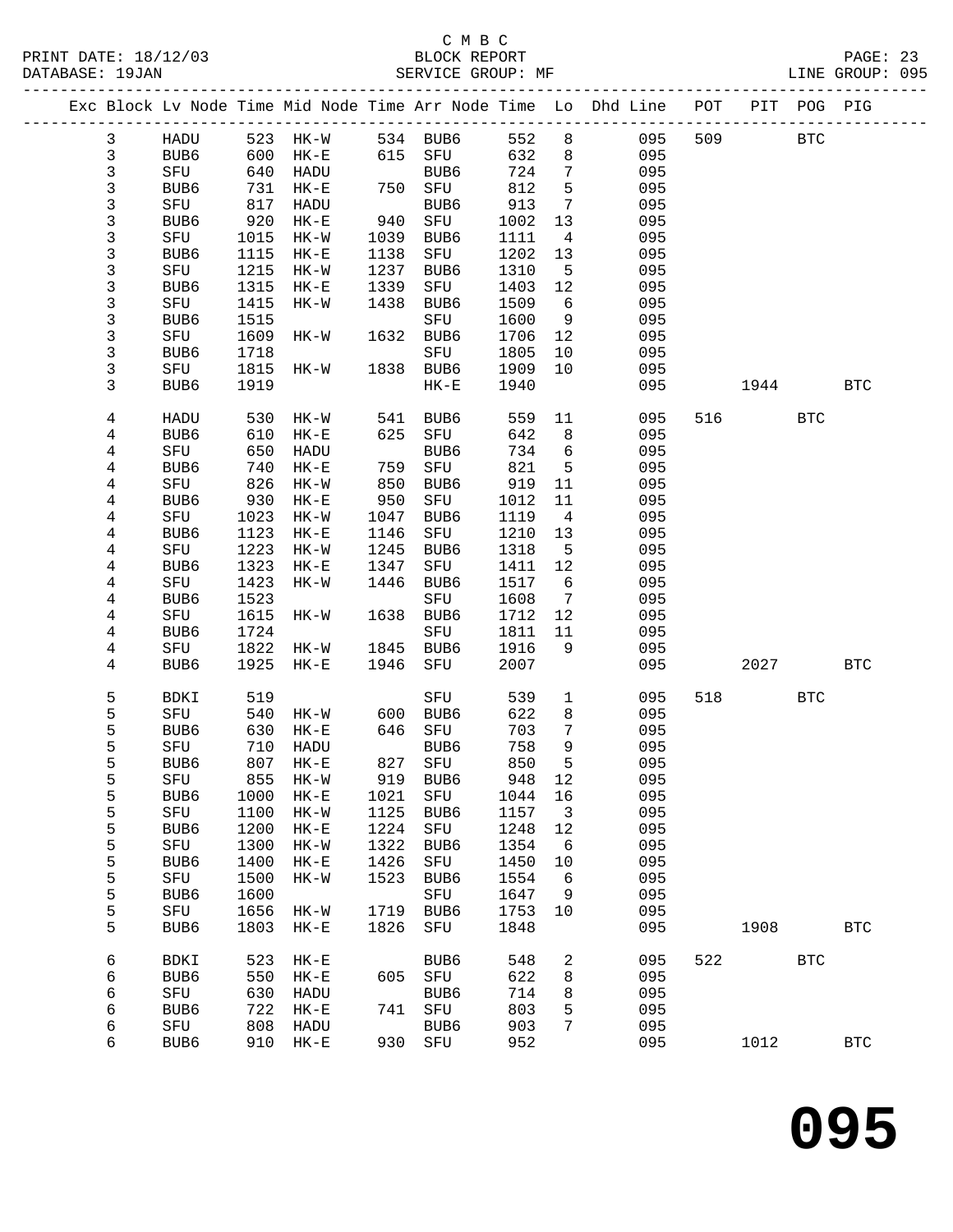C M B C

PRINT DATE: 18/12/03 BLOCK REPORT

DATABASE: 19JAN SERVICE GROUP: MF LINE GROUP: 095

| Exc | Block | Lv | Node | Time | Mid Node | Time | Arr Node | Time | Lo | Dhd Line | POT | PIT | POG | PIG |
|---|---|---|---|---|---|---|---|---|---|---|---|---|---|---|
| | 3 | | HADU | 523 | HK-W | 534 | BUB6 | 552 | 8 | 095 | 509 | | BTC | |
| | 3 | | BUB6 | 600 | HK-E | 615 | SFU | 632 | 8 | 095 | | | | |
| | 3 | | SFU | 640 | HADU | | BUB6 | 724 | 7 | 095 | | | | |
| | 3 | | BUB6 | 731 | HK-E | 750 | SFU | 812 | 5 | 095 | | | | |
| | 3 | | SFU | 817 | HADU | | BUB6 | 913 | 7 | 095 | | | | |
| | 3 | | BUB6 | 920 | HK-E | 940 | SFU | 1002 | 13 | 095 | | | | |
| | 3 | | SFU | 1015 | HK-W | 1039 | BUB6 | 1111 | 4 | 095 | | | | |
| | 3 | | BUB6 | 1115 | HK-E | 1138 | SFU | 1202 | 13 | 095 | | | | |
| | 3 | | SFU | 1215 | HK-W | 1237 | BUB6 | 1310 | 5 | 095 | | | | |
| | 3 | | BUB6 | 1315 | HK-E | 1339 | SFU | 1403 | 12 | 095 | | | | |
| | 3 | | SFU | 1415 | HK-W | 1438 | BUB6 | 1509 | 6 | 095 | | | | |
| | 3 | | BUB6 | 1515 | | | SFU | 1600 | 9 | 095 | | | | |
| | 3 | | SFU | 1609 | HK-W | 1632 | BUB6 | 1706 | 12 | 095 | | | | |
| | 3 | | BUB6 | 1718 | | | SFU | 1805 | 10 | 095 | | | | |
| | 3 | | SFU | 1815 | HK-W | 1838 | BUB6 | 1909 | 10 | 095 | | | | |
| | 3 | | BUB6 | 1919 | | | HK-E | 1940 | | 095 | | 1944 | | BTC |
| | 4 | | HADU | 530 | HK-W | 541 | BUB6 | 559 | 11 | 095 | 516 | | BTC | |
| | 4 | | BUB6 | 610 | HK-E | 625 | SFU | 642 | 8 | 095 | | | | |
| | 4 | | SFU | 650 | HADU | | BUB6 | 734 | 6 | 095 | | | | |
| | 4 | | BUB6 | 740 | HK-E | 759 | SFU | 821 | 5 | 095 | | | | |
| | 4 | | SFU | 826 | HK-W | 850 | BUB6 | 919 | 11 | 095 | | | | |
| | 4 | | BUB6 | 930 | HK-E | 950 | SFU | 1012 | 11 | 095 | | | | |
| | 4 | | SFU | 1023 | HK-W | 1047 | BUB6 | 1119 | 4 | 095 | | | | |
| | 4 | | BUB6 | 1123 | HK-E | 1146 | SFU | 1210 | 13 | 095 | | | | |
| | 4 | | SFU | 1223 | HK-W | 1245 | BUB6 | 1318 | 5 | 095 | | | | |
| | 4 | | BUB6 | 1323 | HK-E | 1347 | SFU | 1411 | 12 | 095 | | | | |
| | 4 | | SFU | 1423 | HK-W | 1446 | BUB6 | 1517 | 6 | 095 | | | | |
| | 4 | | BUB6 | 1523 | | | SFU | 1608 | 7 | 095 | | | | |
| | 4 | | SFU | 1615 | HK-W | 1638 | BUB6 | 1712 | 12 | 095 | | | | |
| | 4 | | BUB6 | 1724 | | | SFU | 1811 | 11 | 095 | | | | |
| | 4 | | SFU | 1822 | HK-W | 1845 | BUB6 | 1916 | 9 | 095 | | | | |
| | 4 | | BUB6 | 1925 | HK-E | 1946 | SFU | 2007 | | 095 | | 2027 | | BTC |
| | 5 | | BDKI | 519 | | | SFU | 539 | 1 | 095 | 518 | | BTC | |
| | 5 | | SFU | 540 | HK-W | 600 | BUB6 | 622 | 8 | 095 | | | | |
| | 5 | | BUB6 | 630 | HK-E | 646 | SFU | 703 | 7 | 095 | | | | |
| | 5 | | SFU | 710 | HADU | | BUB6 | 758 | 9 | 095 | | | | |
| | 5 | | BUB6 | 807 | HK-E | 827 | SFU | 850 | 5 | 095 | | | | |
| | 5 | | SFU | 855 | HK-W | 919 | BUB6 | 948 | 12 | 095 | | | | |
| | 5 | | BUB6 | 1000 | HK-E | 1021 | SFU | 1044 | 16 | 095 | | | | |
| | 5 | | SFU | 1100 | HK-W | 1125 | BUB6 | 1157 | 3 | 095 | | | | |
| | 5 | | BUB6 | 1200 | HK-E | 1224 | SFU | 1248 | 12 | 095 | | | | |
| | 5 | | SFU | 1300 | HK-W | 1322 | BUB6 | 1354 | 6 | 095 | | | | |
| | 5 | | BUB6 | 1400 | HK-E | 1426 | SFU | 1450 | 10 | 095 | | | | |
| | 5 | | SFU | 1500 | HK-W | 1523 | BUB6 | 1554 | 6 | 095 | | | | |
| | 5 | | BUB6 | 1600 | | | SFU | 1647 | 9 | 095 | | | | |
| | 5 | | SFU | 1656 | HK-W | 1719 | BUB6 | 1753 | 10 | 095 | | | | |
| | 5 | | BUB6 | 1803 | HK-E | 1826 | SFU | 1848 | | 095 | | 1908 | | BTC |
| | 6 | | BDKI | 523 | HK-E | | BUB6 | 548 | 2 | 095 | 522 | | BTC | |
| | 6 | | BUB6 | 550 | HK-E | 605 | SFU | 622 | 8 | 095 | | | | |
| | 6 | | SFU | 630 | HADU | | BUB6 | 714 | 8 | 095 | | | | |
| | 6 | | BUB6 | 722 | HK-E | 741 | SFU | 803 | 5 | 095 | | | | |
| | 6 | | SFU | 808 | HADU | | BUB6 | 903 | 7 | 095 | | | | |
| | 6 | | BUB6 | 910 | HK-E | 930 | SFU | 952 | | 095 | | 1012 | | BTC |

# 095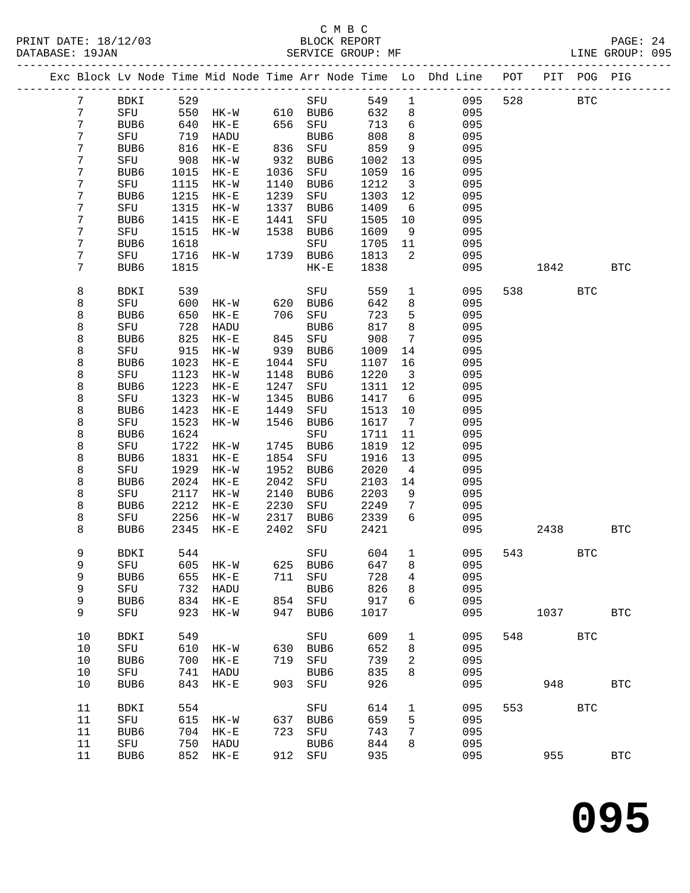C M B C
BLOCK REPORT
SERVICE GROUP: MF
LINE GROUP: 095

PRINT DATE: 18/12/03
DATABASE: 19JAN

| Exc | Block | Lv | Node | Time | Mid Node | Time | Arr Node | Time | Lo | Dhd Line | POT | PIT | POG | PIG |
|---|---|---|---|---|---|---|---|---|---|---|---|---|---|---|
| | 7 | | BDKI | 529 | | | SFU | 549 | 1 | 095 | 528 | | BTC | |
| | 7 | | SFU | 550 | HK-W | 610 | BUB6 | 632 | 8 | 095 | | | | |
| | 7 | | BUB6 | 640 | HK-E | 656 | SFU | 713 | 6 | 095 | | | | |
| | 7 | | SFU | 719 | HADU | | BUB6 | 808 | 8 | 095 | | | | |
| | 7 | | BUB6 | 816 | HK-E | 836 | SFU | 859 | 9 | 095 | | | | |
| | 7 | | SFU | 908 | HK-W | 932 | BUB6 | 1002 | 13 | 095 | | | | |
| | 7 | | BUB6 | 1015 | HK-E | 1036 | SFU | 1059 | 16 | 095 | | | | |
| | 7 | | SFU | 1115 | HK-W | 1140 | BUB6 | 1212 | 3 | 095 | | | | |
| | 7 | | BUB6 | 1215 | HK-E | 1239 | SFU | 1303 | 12 | 095 | | | | |
| | 7 | | SFU | 1315 | HK-W | 1337 | BUB6 | 1409 | 6 | 095 | | | | |
| | 7 | | BUB6 | 1415 | HK-E | 1441 | SFU | 1505 | 10 | 095 | | | | |
| | 7 | | SFU | 1515 | HK-W | 1538 | BUB6 | 1609 | 9 | 095 | | | | |
| | 7 | | BUB6 | 1618 | | | SFU | 1705 | 11 | 095 | | | | |
| | 7 | | SFU | 1716 | HK-W | 1739 | BUB6 | 1813 | 2 | 095 | | | | |
| | 7 | | BUB6 | 1815 | | | HK-E | 1838 | | 095 | | 1842 | | BTC |
| | 8 | | BDKI | 539 | | | SFU | 559 | 1 | 095 | 538 | | BTC | |
| | 8 | | SFU | 600 | HK-W | 620 | BUB6 | 642 | 8 | 095 | | | | |
| | 8 | | BUB6 | 650 | HK-E | 706 | SFU | 723 | 5 | 095 | | | | |
| | 8 | | SFU | 728 | HADU | | BUB6 | 817 | 8 | 095 | | | | |
| | 8 | | BUB6 | 825 | HK-E | 845 | SFU | 908 | 7 | 095 | | | | |
| | 8 | | SFU | 915 | HK-W | 939 | BUB6 | 1009 | 14 | 095 | | | | |
| | 8 | | BUB6 | 1023 | HK-E | 1044 | SFU | 1107 | 16 | 095 | | | | |
| | 8 | | SFU | 1123 | HK-W | 1148 | BUB6 | 1220 | 3 | 095 | | | | |
| | 8 | | BUB6 | 1223 | HK-E | 1247 | SFU | 1311 | 12 | 095 | | | | |
| | 8 | | SFU | 1323 | HK-W | 1345 | BUB6 | 1417 | 6 | 095 | | | | |
| | 8 | | BUB6 | 1423 | HK-E | 1449 | SFU | 1513 | 10 | 095 | | | | |
| | 8 | | SFU | 1523 | HK-W | 1546 | BUB6 | 1617 | 7 | 095 | | | | |
| | 8 | | BUB6 | 1624 | | | SFU | 1711 | 11 | 095 | | | | |
| | 8 | | SFU | 1722 | HK-W | 1745 | BUB6 | 1819 | 12 | 095 | | | | |
| | 8 | | BUB6 | 1831 | HK-E | 1854 | SFU | 1916 | 13 | 095 | | | | |
| | 8 | | SFU | 1929 | HK-W | 1952 | BUB6 | 2020 | 4 | 095 | | | | |
| | 8 | | BUB6 | 2024 | HK-E | 2042 | SFU | 2103 | 14 | 095 | | | | |
| | 8 | | SFU | 2117 | HK-W | 2140 | BUB6 | 2203 | 9 | 095 | | | | |
| | 8 | | BUB6 | 2212 | HK-E | 2230 | SFU | 2249 | 7 | 095 | | | | |
| | 8 | | SFU | 2256 | HK-W | 2317 | BUB6 | 2339 | 6 | 095 | | | | |
| | 8 | | BUB6 | 2345 | HK-E | 2402 | SFU | 2421 | | 095 | | 2438 | | BTC |
| | 9 | | BDKI | 544 | | | SFU | 604 | 1 | 095 | 543 | | BTC | |
| | 9 | | SFU | 605 | HK-W | 625 | BUB6 | 647 | 8 | 095 | | | | |
| | 9 | | BUB6 | 655 | HK-E | 711 | SFU | 728 | 4 | 095 | | | | |
| | 9 | | SFU | 732 | HADU | | BUB6 | 826 | 8 | 095 | | | | |
| | 9 | | BUB6 | 834 | HK-E | 854 | SFU | 917 | 6 | 095 | | | | |
| | 9 | | SFU | 923 | HK-W | 947 | BUB6 | 1017 | | 095 | | 1037 | | BTC |
| | 10 | | BDKI | 549 | | | SFU | 609 | 1 | 095 | 548 | | BTC | |
| | 10 | | SFU | 610 | HK-W | 630 | BUB6 | 652 | 8 | 095 | | | | |
| | 10 | | BUB6 | 700 | HK-E | 719 | SFU | 739 | 2 | 095 | | | | |
| | 10 | | SFU | 741 | HADU | | BUB6 | 835 | 8 | 095 | | | | |
| | 10 | | BUB6 | 843 | HK-E | 903 | SFU | 926 | | 095 | | 948 | | BTC |
| | 11 | | BDKI | 554 | | | SFU | 614 | 1 | 095 | 553 | | BTC | |
| | 11 | | SFU | 615 | HK-W | 637 | BUB6 | 659 | 5 | 095 | | | | |
| | 11 | | BUB6 | 704 | HK-E | 723 | SFU | 743 | 7 | 095 | | | | |
| | 11 | | SFU | 750 | HADU | | BUB6 | 844 | 8 | 095 | | | | |
| | 11 | | BUB6 | 852 | HK-E | 912 | SFU | 935 | | 095 | | 955 | | BTC |

095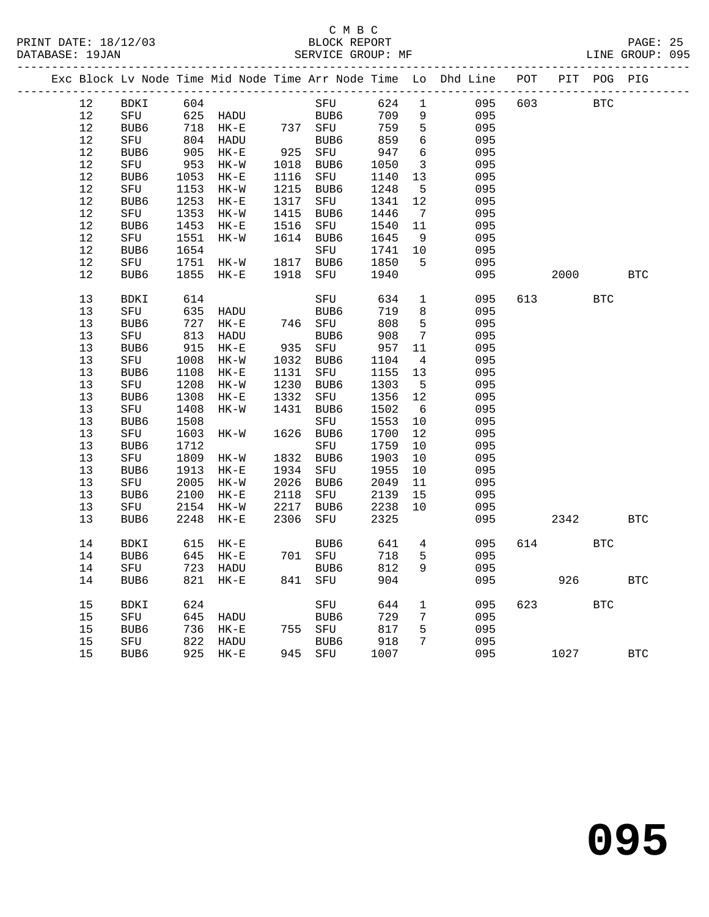C M B C
BLOCK REPORT
SERVICE GROUP: MF

PRINT DATE: 18/12/03
DATABASE: 19JAN
LINE GROUP: 095

| Exc | Block | Lv Node | Time | Mid Node | Time | Arr Node | Time | Lo | Dhd Line | POT | PIT | POG | PIG |
|---|---|---|---|---|---|---|---|---|---|---|---|---|---|
| | 12 | BDKI | 604 | | | SFU | 624 | 1 | 095 | 603 | | BTC | |
| | 12 | SFU | 625 | HADU | | BUB6 | 709 | 9 | 095 | | | | |
| | 12 | BUB6 | 718 | HK-E | 737 | SFU | 759 | 5 | 095 | | | | |
| | 12 | SFU | 804 | HADU | | BUB6 | 859 | 6 | 095 | | | | |
| | 12 | BUB6 | 905 | HK-E | 925 | SFU | 947 | 6 | 095 | | | | |
| | 12 | SFU | 953 | HK-W | 1018 | BUB6 | 1050 | 3 | 095 | | | | |
| | 12 | BUB6 | 1053 | HK-E | 1116 | SFU | 1140 | 13 | 095 | | | | |
| | 12 | SFU | 1153 | HK-W | 1215 | BUB6 | 1248 | 5 | 095 | | | | |
| | 12 | BUB6 | 1253 | HK-E | 1317 | SFU | 1341 | 12 | 095 | | | | |
| | 12 | SFU | 1353 | HK-W | 1415 | BUB6 | 1446 | 7 | 095 | | | | |
| | 12 | BUB6 | 1453 | HK-E | 1516 | SFU | 1540 | 11 | 095 | | | | |
| | 12 | SFU | 1551 | HK-W | 1614 | BUB6 | 1645 | 9 | 095 | | | | |
| | 12 | BUB6 | 1654 | | | SFU | 1741 | 10 | 095 | | | | |
| | 12 | SFU | 1751 | HK-W | 1817 | BUB6 | 1850 | 5 | 095 | | | | |
| | 12 | BUB6 | 1855 | HK-E | 1918 | SFU | 1940 | | 095 | | 2000 | | BTC |
| | 13 | BDKI | 614 | | | SFU | 634 | 1 | 095 | 613 | | BTC | |
| | 13 | SFU | 635 | HADU | | BUB6 | 719 | 8 | 095 | | | | |
| | 13 | BUB6 | 727 | HK-E | 746 | SFU | 808 | 5 | 095 | | | | |
| | 13 | SFU | 813 | HADU | | BUB6 | 908 | 7 | 095 | | | | |
| | 13 | BUB6 | 915 | HK-E | 935 | SFU | 957 | 11 | 095 | | | | |
| | 13 | SFU | 1008 | HK-W | 1032 | BUB6 | 1104 | 4 | 095 | | | | |
| | 13 | BUB6 | 1108 | HK-E | 1131 | SFU | 1155 | 13 | 095 | | | | |
| | 13 | SFU | 1208 | HK-W | 1230 | BUB6 | 1303 | 5 | 095 | | | | |
| | 13 | BUB6 | 1308 | HK-E | 1332 | SFU | 1356 | 12 | 095 | | | | |
| | 13 | SFU | 1408 | HK-W | 1431 | BUB6 | 1502 | 6 | 095 | | | | |
| | 13 | BUB6 | 1508 | | | SFU | 1553 | 10 | 095 | | | | |
| | 13 | SFU | 1603 | HK-W | 1626 | BUB6 | 1700 | 12 | 095 | | | | |
| | 13 | BUB6 | 1712 | | | SFU | 1759 | 10 | 095 | | | | |
| | 13 | SFU | 1809 | HK-W | 1832 | BUB6 | 1903 | 10 | 095 | | | | |
| | 13 | BUB6 | 1913 | HK-E | 1934 | SFU | 1955 | 10 | 095 | | | | |
| | 13 | SFU | 2005 | HK-W | 2026 | BUB6 | 2049 | 11 | 095 | | | | |
| | 13 | BUB6 | 2100 | HK-E | 2118 | SFU | 2139 | 15 | 095 | | | | |
| | 13 | SFU | 2154 | HK-W | 2217 | BUB6 | 2238 | 10 | 095 | | | | |
| | 13 | BUB6 | 2248 | HK-E | 2306 | SFU | 2325 | | 095 | | 2342 | | BTC |
| | 14 | BDKI | 615 | HK-E | | BUB6 | 641 | 4 | 095 | 614 | | BTC | |
| | 14 | BUB6 | 645 | HK-E | 701 | SFU | 718 | 5 | 095 | | | | |
| | 14 | SFU | 723 | HADU | | BUB6 | 812 | 9 | 095 | | | | |
| | 14 | BUB6 | 821 | HK-E | 841 | SFU | 904 | | 095 | | 926 | | BTC |
| | 15 | BDKI | 624 | | | SFU | 644 | 1 | 095 | 623 | | BTC | |
| | 15 | SFU | 645 | HADU | | BUB6 | 729 | 7 | 095 | | | | |
| | 15 | BUB6 | 736 | HK-E | 755 | SFU | 817 | 5 | 095 | | | | |
| | 15 | SFU | 822 | HADU | | BUB6 | 918 | 7 | 095 | | | | |
| | 15 | BUB6 | 925 | HK-E | 945 | SFU | 1007 | | 095 | | 1027 | | BTC |

095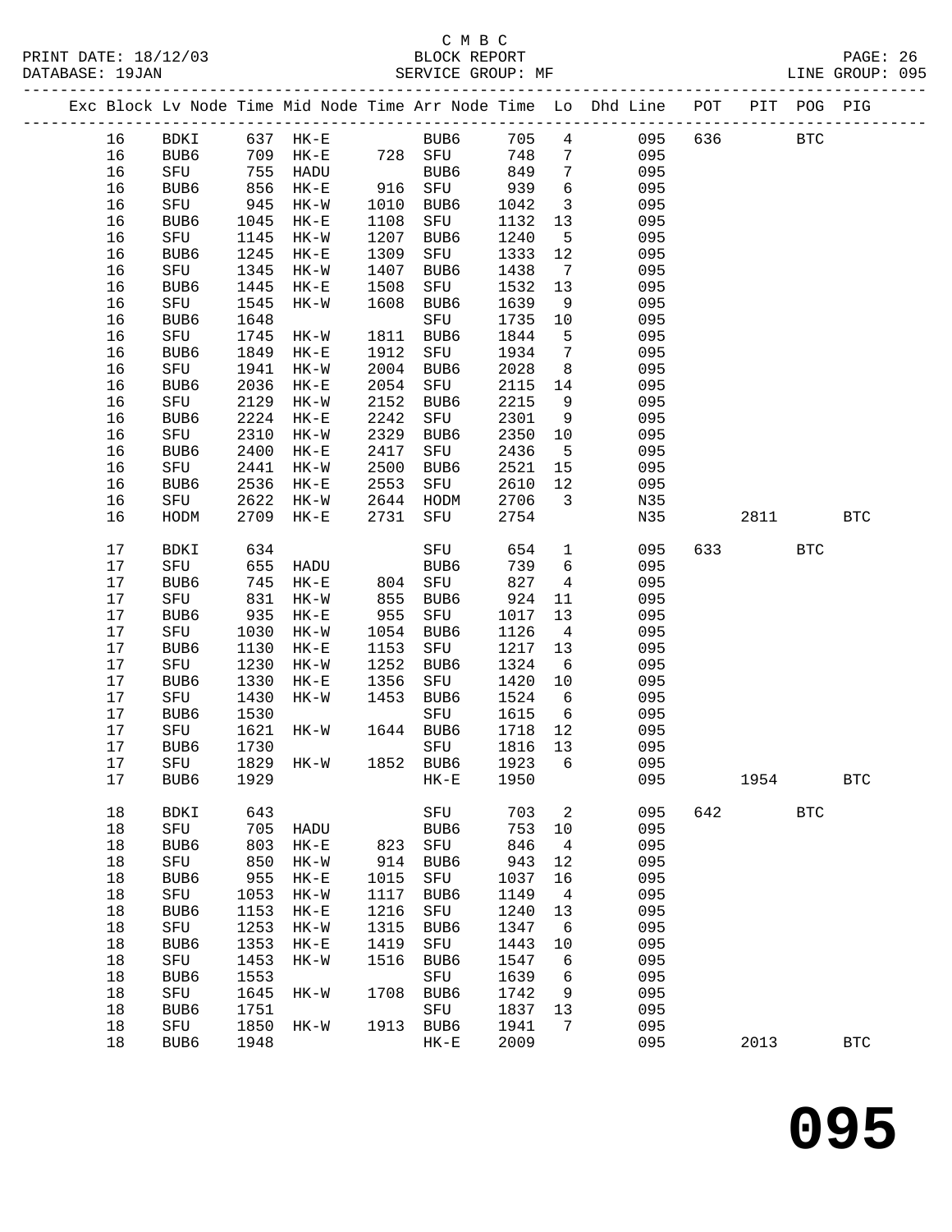C M B C

BLOCK REPORT

SERVICE GROUP: MF

PRINT DATE: 18/12/03
DATABASE: 19JAN

LINE GROUP: 095

| Exc | Block | Lv | Node | Time | Mid Node | Time | Arr Node | Time | Lo | Dhd Line | POT | PIT | POG | PIG |
|---|---|---|---|---|---|---|---|---|---|---|---|---|---|---|
| | 16 | | BDKI | 637 | HK-E | | BUB6 | 705 | 4 | 095 | 636 | | BTC | |
| | 16 | | BUB6 | 709 | HK-E | 728 | SFU | 748 | 7 | 095 | | | | |
| | 16 | | SFU | 755 | HADU | | BUB6 | 849 | 7 | 095 | | | | |
| | 16 | | BUB6 | 856 | HK-E | 916 | SFU | 939 | 6 | 095 | | | | |
| | 16 | | SFU | 945 | HK-W | 1010 | BUB6 | 1042 | 3 | 095 | | | | |
| | 16 | | BUB6 | 1045 | HK-E | 1108 | SFU | 1132 | 13 | 095 | | | | |
| | 16 | | SFU | 1145 | HK-W | 1207 | BUB6 | 1240 | 5 | 095 | | | | |
| | 16 | | BUB6 | 1245 | HK-E | 1309 | SFU | 1333 | 12 | 095 | | | | |
| | 16 | | SFU | 1345 | HK-W | 1407 | BUB6 | 1438 | 7 | 095 | | | | |
| | 16 | | BUB6 | 1445 | HK-E | 1508 | SFU | 1532 | 13 | 095 | | | | |
| | 16 | | SFU | 1545 | HK-W | 1608 | BUB6 | 1639 | 9 | 095 | | | | |
| | 16 | | BUB6 | 1648 | | | SFU | 1735 | 10 | 095 | | | | |
| | 16 | | SFU | 1745 | HK-W | 1811 | BUB6 | 1844 | 5 | 095 | | | | |
| | 16 | | BUB6 | 1849 | HK-E | 1912 | SFU | 1934 | 7 | 095 | | | | |
| | 16 | | SFU | 1941 | HK-W | 2004 | BUB6 | 2028 | 8 | 095 | | | | |
| | 16 | | BUB6 | 2036 | HK-E | 2054 | SFU | 2115 | 14 | 095 | | | | |
| | 16 | | SFU | 2129 | HK-W | 2152 | BUB6 | 2215 | 9 | 095 | | | | |
| | 16 | | BUB6 | 2224 | HK-E | 2242 | SFU | 2301 | 9 | 095 | | | | |
| | 16 | | SFU | 2310 | HK-W | 2329 | BUB6 | 2350 | 10 | 095 | | | | |
| | 16 | | BUB6 | 2400 | HK-E | 2417 | SFU | 2436 | 5 | 095 | | | | |
| | 16 | | SFU | 2441 | HK-W | 2500 | BUB6 | 2521 | 15 | 095 | | | | |
| | 16 | | BUB6 | 2536 | HK-E | 2553 | SFU | 2610 | 12 | 095 | | | | |
| | 16 | | SFU | 2622 | HK-W | 2644 | HODM | 2706 | 3 | N35 | | | | |
| | 16 | | HODM | 2709 | HK-E | 2731 | SFU | 2754 | | N35 | | 2811 | | BTC |
| | 17 | | BDKI | 634 | | | SFU | 654 | 1 | 095 | 633 | | BTC | |
| | 17 | | SFU | 655 | HADU | | BUB6 | 739 | 6 | 095 | | | | |
| | 17 | | BUB6 | 745 | HK-E | 804 | SFU | 827 | 4 | 095 | | | | |
| | 17 | | SFU | 831 | HK-W | 855 | BUB6 | 924 | 11 | 095 | | | | |
| | 17 | | BUB6 | 935 | HK-E | 955 | SFU | 1017 | 13 | 095 | | | | |
| | 17 | | SFU | 1030 | HK-W | 1054 | BUB6 | 1126 | 4 | 095 | | | | |
| | 17 | | BUB6 | 1130 | HK-E | 1153 | SFU | 1217 | 13 | 095 | | | | |
| | 17 | | SFU | 1230 | HK-W | 1252 | BUB6 | 1324 | 6 | 095 | | | | |
| | 17 | | BUB6 | 1330 | HK-E | 1356 | SFU | 1420 | 10 | 095 | | | | |
| | 17 | | SFU | 1430 | HK-W | 1453 | BUB6 | 1524 | 6 | 095 | | | | |
| | 17 | | BUB6 | 1530 | | | SFU | 1615 | 6 | 095 | | | | |
| | 17 | | SFU | 1621 | HK-W | 1644 | BUB6 | 1718 | 12 | 095 | | | | |
| | 17 | | BUB6 | 1730 | | | SFU | 1816 | 13 | 095 | | | | |
| | 17 | | SFU | 1829 | HK-W | 1852 | BUB6 | 1923 | 6 | 095 | | | | |
| | 17 | | BUB6 | 1929 | | | HK-E | 1950 | | 095 | | 1954 | | BTC |
| | 18 | | BDKI | 643 | | | SFU | 703 | 2 | 095 | 642 | | BTC | |
| | 18 | | SFU | 705 | HADU | | BUB6 | 753 | 10 | 095 | | | | |
| | 18 | | BUB6 | 803 | HK-E | 823 | SFU | 846 | 4 | 095 | | | | |
| | 18 | | SFU | 850 | HK-W | 914 | BUB6 | 943 | 12 | 095 | | | | |
| | 18 | | BUB6 | 955 | HK-E | 1015 | SFU | 1037 | 16 | 095 | | | | |
| | 18 | | SFU | 1053 | HK-W | 1117 | BUB6 | 1149 | 4 | 095 | | | | |
| | 18 | | BUB6 | 1153 | HK-E | 1216 | SFU | 1240 | 13 | 095 | | | | |
| | 18 | | SFU | 1253 | HK-W | 1315 | BUB6 | 1347 | 6 | 095 | | | | |
| | 18 | | BUB6 | 1353 | HK-E | 1419 | SFU | 1443 | 10 | 095 | | | | |
| | 18 | | SFU | 1453 | HK-W | 1516 | BUB6 | 1547 | 6 | 095 | | | | |
| | 18 | | BUB6 | 1553 | | | SFU | 1639 | 6 | 095 | | | | |
| | 18 | | SFU | 1645 | HK-W | 1708 | BUB6 | 1742 | 9 | 095 | | | | |
| | 18 | | BUB6 | 1751 | | | SFU | 1837 | 13 | 095 | | | | |
| | 18 | | SFU | 1850 | HK-W | 1913 | BUB6 | 1941 | 7 | 095 | | | | |
| | 18 | | BUB6 | 1948 | | | HK-E | 2009 | | 095 | | 2013 | | BTC |

# 095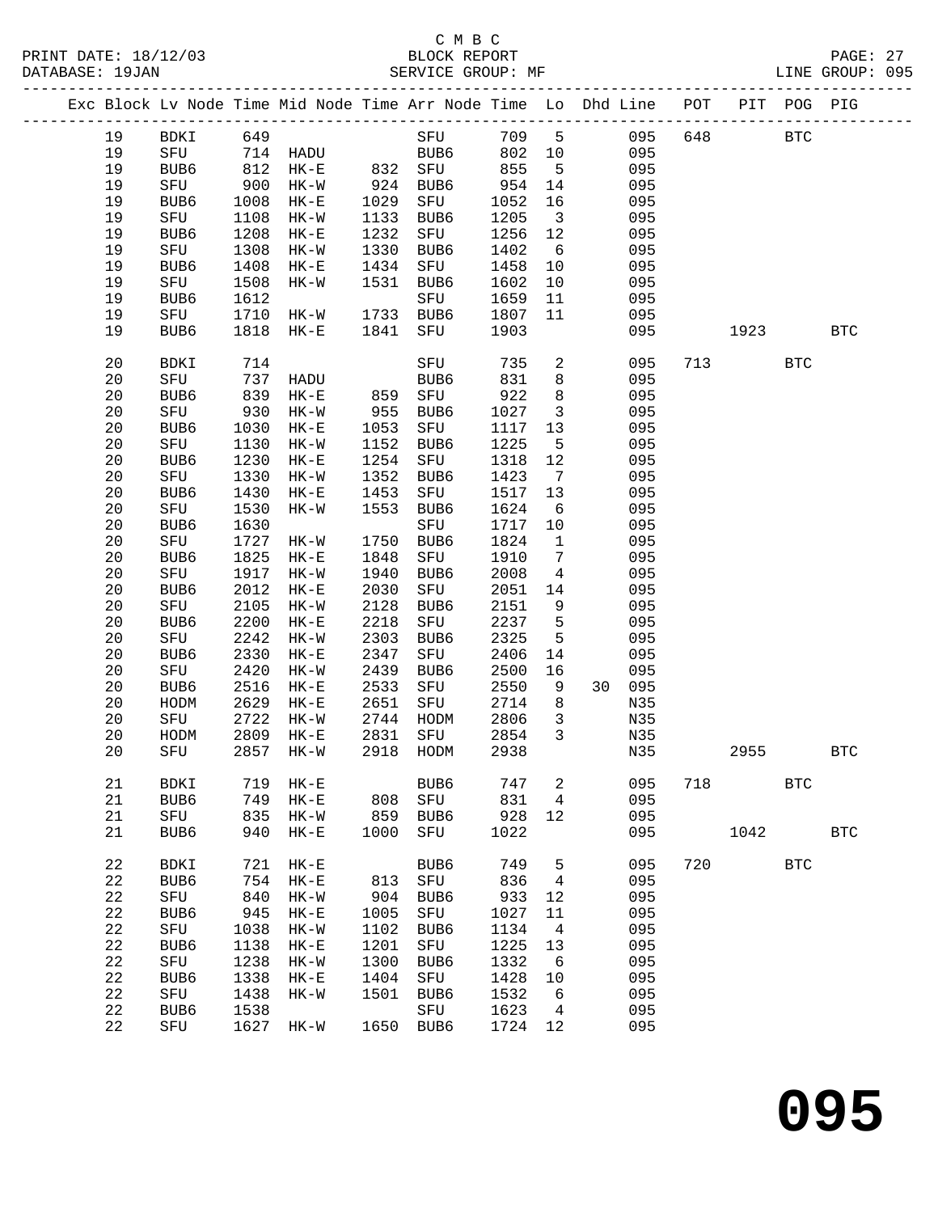C M B C

BLOCK REPORT

SERVICE GROUP: MF

PRINT DATE: 18/12/03
DATABASE: 19JAN
LINE GROUP: 095

| Exc | Block | Lv | Node | Time | Mid Node | Time | Arr Node | Time | Lo | Dhd Line | POT | PIT | POG | PIG |
|---|---|---|---|---|---|---|---|---|---|---|---|---|---|---|
| | 19 | | BDKI | 649 | | | SFU | 709 | 5 | 095 | 648 | | BTC | |
| | 19 | | SFU | 714 | HADU | | BUB6 | 802 | 10 | 095 | | | | |
| | 19 | | BUB6 | 812 | HK-E | 832 | SFU | 855 | 5 | 095 | | | | |
| | 19 | | SFU | 900 | HK-W | 924 | BUB6 | 954 | 14 | 095 | | | | |
| | 19 | | BUB6 | 1008 | HK-E | 1029 | SFU | 1052 | 16 | 095 | | | | |
| | 19 | | SFU | 1108 | HK-W | 1133 | BUB6 | 1205 | 3 | 095 | | | | |
| | 19 | | BUB6 | 1208 | HK-E | 1232 | SFU | 1256 | 12 | 095 | | | | |
| | 19 | | SFU | 1308 | HK-W | 1330 | BUB6 | 1402 | 6 | 095 | | | | |
| | 19 | | BUB6 | 1408 | HK-E | 1434 | SFU | 1458 | 10 | 095 | | | | |
| | 19 | | SFU | 1508 | HK-W | 1531 | BUB6 | 1602 | 10 | 095 | | | | |
| | 19 | | BUB6 | 1612 | | | SFU | 1659 | 11 | 095 | | | | |
| | 19 | | SFU | 1710 | HK-W | 1733 | BUB6 | 1807 | 11 | 095 | | | | |
| | 19 | | BUB6 | 1818 | HK-E | 1841 | SFU | 1903 | | 095 | | 1923 | | BTC |
| | 20 | | BDKI | 714 | | | SFU | 735 | 2 | 095 | 713 | | BTC | |
| | 20 | | SFU | 737 | HADU | | BUB6 | 831 | 8 | 095 | | | | |
| | 20 | | BUB6 | 839 | HK-E | 859 | SFU | 922 | 8 | 095 | | | | |
| | 20 | | SFU | 930 | HK-W | 955 | BUB6 | 1027 | 3 | 095 | | | | |
| | 20 | | BUB6 | 1030 | HK-E | 1053 | SFU | 1117 | 13 | 095 | | | | |
| | 20 | | SFU | 1130 | HK-W | 1152 | BUB6 | 1225 | 5 | 095 | | | | |
| | 20 | | BUB6 | 1230 | HK-E | 1254 | SFU | 1318 | 12 | 095 | | | | |
| | 20 | | SFU | 1330 | HK-W | 1352 | BUB6 | 1423 | 7 | 095 | | | | |
| | 20 | | BUB6 | 1430 | HK-E | 1453 | SFU | 1517 | 13 | 095 | | | | |
| | 20 | | SFU | 1530 | HK-W | 1553 | BUB6 | 1624 | 6 | 095 | | | | |
| | 20 | | BUB6 | 1630 | | | SFU | 1717 | 10 | 095 | | | | |
| | 20 | | SFU | 1727 | HK-W | 1750 | BUB6 | 1824 | 1 | 095 | | | | |
| | 20 | | BUB6 | 1825 | HK-E | 1848 | SFU | 1910 | 7 | 095 | | | | |
| | 20 | | SFU | 1917 | HK-W | 1940 | BUB6 | 2008 | 4 | 095 | | | | |
| | 20 | | BUB6 | 2012 | HK-E | 2030 | SFU | 2051 | 14 | 095 | | | | |
| | 20 | | SFU | 2105 | HK-W | 2128 | BUB6 | 2151 | 9 | 095 | | | | |
| | 20 | | BUB6 | 2200 | HK-E | 2218 | SFU | 2237 | 5 | 095 | | | | |
| | 20 | | SFU | 2242 | HK-W | 2303 | BUB6 | 2325 | 5 | 095 | | | | |
| | 20 | | BUB6 | 2330 | HK-E | 2347 | SFU | 2406 | 14 | 095 | | | | |
| | 20 | | SFU | 2420 | HK-W | 2439 | BUB6 | 2500 | 16 | 095 | | | | |
| | 20 | | BUB6 | 2516 | HK-E | 2533 | SFU | 2550 | 9 | 30 095 | | | | |
| | 20 | | HODM | 2629 | HK-E | 2651 | SFU | 2714 | 8 | N35 | | | | |
| | 20 | | SFU | 2722 | HK-W | 2744 | HODM | 2806 | 3 | N35 | | | | |
| | 20 | | HODM | 2809 | HK-E | 2831 | SFU | 2854 | 3 | N35 | | | | |
| | 20 | | SFU | 2857 | HK-W | 2918 | HODM | 2938 | | N35 | | 2955 | | BTC |
| | 21 | | BDKI | 719 | HK-E | | BUB6 | 747 | 2 | 095 | 718 | | BTC | |
| | 21 | | BUB6 | 749 | HK-E | 808 | SFU | 831 | 4 | 095 | | | | |
| | 21 | | SFU | 835 | HK-W | 859 | BUB6 | 928 | 12 | 095 | | | | |
| | 21 | | BUB6 | 940 | HK-E | 1000 | SFU | 1022 | | 095 | | 1042 | | BTC |
| | 22 | | BDKI | 721 | HK-E | | BUB6 | 749 | 5 | 095 | 720 | | BTC | |
| | 22 | | BUB6 | 754 | HK-E | 813 | SFU | 836 | 4 | 095 | | | | |
| | 22 | | SFU | 840 | HK-W | 904 | BUB6 | 933 | 12 | 095 | | | | |
| | 22 | | BUB6 | 945 | HK-E | 1005 | SFU | 1027 | 11 | 095 | | | | |
| | 22 | | SFU | 1038 | HK-W | 1102 | BUB6 | 1134 | 4 | 095 | | | | |
| | 22 | | BUB6 | 1138 | HK-E | 1201 | SFU | 1225 | 13 | 095 | | | | |
| | 22 | | SFU | 1238 | HK-W | 1300 | BUB6 | 1332 | 6 | 095 | | | | |
| | 22 | | BUB6 | 1338 | HK-E | 1404 | SFU | 1428 | 10 | 095 | | | | |
| | 22 | | SFU | 1438 | HK-W | 1501 | BUB6 | 1532 | 6 | 095 | | | | |
| | 22 | | BUB6 | 1538 | | | SFU | 1623 | 4 | 095 | | | | |
| | 22 | | SFU | 1627 | HK-W | 1650 | BUB6 | 1724 | 12 | 095 | | | | |

# 095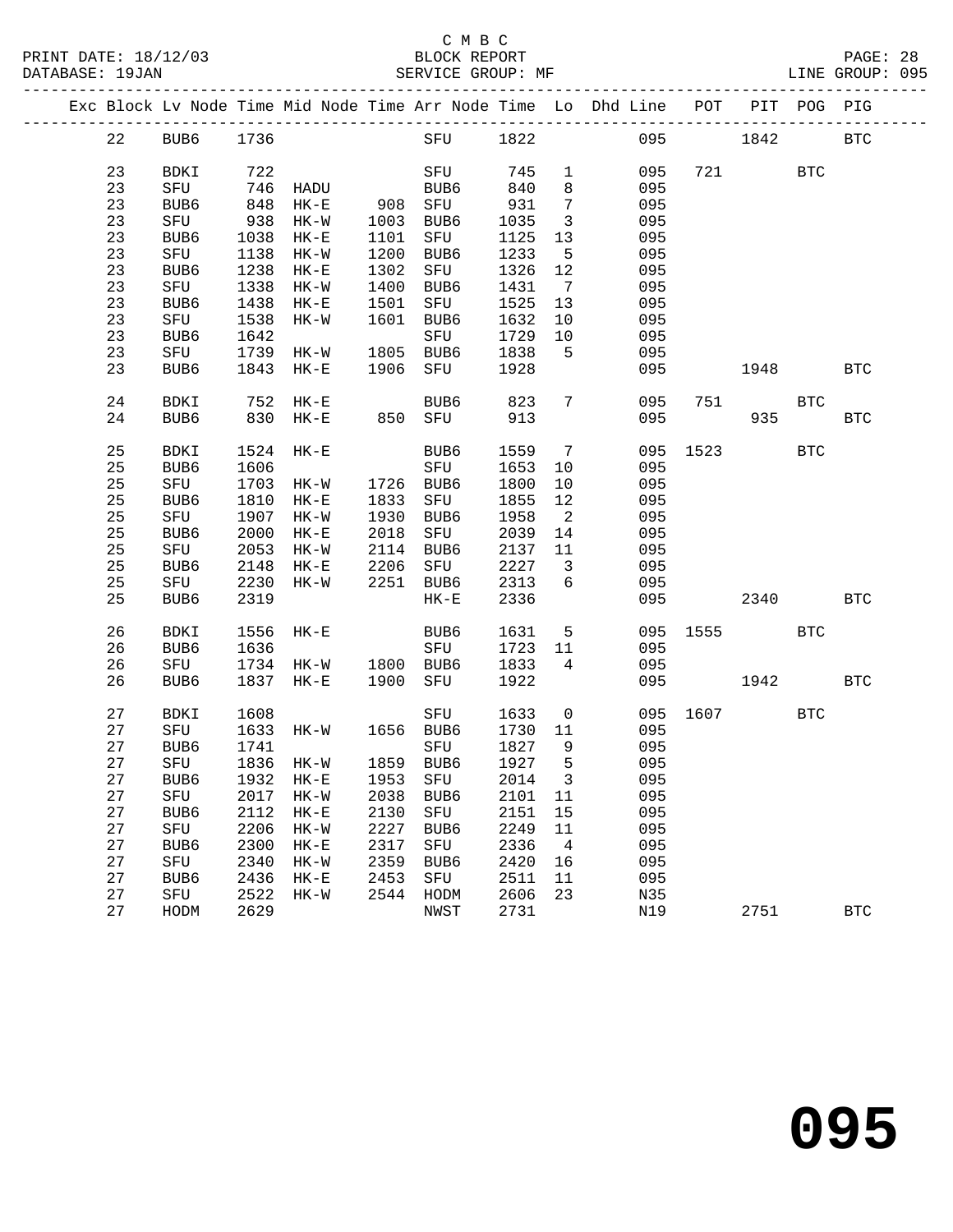C M B C
BLOCK REPORT
SERVICE GROUP: MF

PRINT DATE: 18/12/03
DATABASE: 19JAN
LINE GROUP: 095

| Exc | Block | Lv | Node | Time | Mid Node | Time | Arr Node | Time | Lo | Dhd Line | POT | PIT | POG | PIG |
|---|---|---|---|---|---|---|---|---|---|---|---|---|---|---|
| | 22 | | BUB6 | 1736 | | | SFU | 1822 | | 095 | | 1842 | | BTC |
| | 23 | | BDKI | 722 | | | SFU | 745 | 1 | 095 | 721 | | BTC | |
| | 23 | | SFU | 746 | HADU | | BUB6 | 840 | 8 | 095 | | | | |
| | 23 | | BUB6 | 848 | HK-E | 908 | SFU | 931 | 7 | 095 | | | | |
| | 23 | | SFU | 938 | HK-W | 1003 | BUB6 | 1035 | 3 | 095 | | | | |
| | 23 | | BUB6 | 1038 | HK-E | 1101 | SFU | 1125 | 13 | 095 | | | | |
| | 23 | | SFU | 1138 | HK-W | 1200 | BUB6 | 1233 | 5 | 095 | | | | |
| | 23 | | BUB6 | 1238 | HK-E | 1302 | SFU | 1326 | 12 | 095 | | | | |
| | 23 | | SFU | 1338 | HK-W | 1400 | BUB6 | 1431 | 7 | 095 | | | | |
| | 23 | | BUB6 | 1438 | HK-E | 1501 | SFU | 1525 | 13 | 095 | | | | |
| | 23 | | SFU | 1538 | HK-W | 1601 | BUB6 | 1632 | 10 | 095 | | | | |
| | 23 | | BUB6 | 1642 | | | SFU | 1729 | 10 | 095 | | | | |
| | 23 | | SFU | 1739 | HK-W | 1805 | BUB6 | 1838 | 5 | 095 | | | | |
| | 23 | | BUB6 | 1843 | HK-E | 1906 | SFU | 1928 | | 095 | | 1948 | | BTC |
| | 24 | | BDKI | 752 | HK-E | | BUB6 | 823 | 7 | 095 | 751 | | BTC | |
| | 24 | | BUB6 | 830 | HK-E | 850 | SFU | 913 | | 095 | | 935 | | BTC |
| | 25 | | BDKI | 1524 | HK-E | | BUB6 | 1559 | 7 | 095 | 1523 | | BTC | |
| | 25 | | BUB6 | 1606 | | | SFU | 1653 | 10 | 095 | | | | |
| | 25 | | SFU | 1703 | HK-W | 1726 | BUB6 | 1800 | 10 | 095 | | | | |
| | 25 | | BUB6 | 1810 | HK-E | 1833 | SFU | 1855 | 12 | 095 | | | | |
| | 25 | | SFU | 1907 | HK-W | 1930 | BUB6 | 1958 | 2 | 095 | | | | |
| | 25 | | BUB6 | 2000 | HK-E | 2018 | SFU | 2039 | 14 | 095 | | | | |
| | 25 | | SFU | 2053 | HK-W | 2114 | BUB6 | 2137 | 11 | 095 | | | | |
| | 25 | | BUB6 | 2148 | HK-E | 2206 | SFU | 2227 | 3 | 095 | | | | |
| | 25 | | SFU | 2230 | HK-W | 2251 | BUB6 | 2313 | 6 | 095 | | | | |
| | 25 | | BUB6 | 2319 | | | HK-E | 2336 | | 095 | | 2340 | | BTC |
| | 26 | | BDKI | 1556 | HK-E | | BUB6 | 1631 | 5 | 095 | 1555 | | BTC | |
| | 26 | | BUB6 | 1636 | | | SFU | 1723 | 11 | 095 | | | | |
| | 26 | | SFU | 1734 | HK-W | 1800 | BUB6 | 1833 | 4 | 095 | | | | |
| | 26 | | BUB6 | 1837 | HK-E | 1900 | SFU | 1922 | | 095 | | 1942 | | BTC |
| | 27 | | BDKI | 1608 | | | SFU | 1633 | 0 | 095 | 1607 | | BTC | |
| | 27 | | SFU | 1633 | HK-W | 1656 | BUB6 | 1730 | 11 | 095 | | | | |
| | 27 | | BUB6 | 1741 | | | SFU | 1827 | 9 | 095 | | | | |
| | 27 | | SFU | 1836 | HK-W | 1859 | BUB6 | 1927 | 5 | 095 | | | | |
| | 27 | | BUB6 | 1932 | HK-E | 1953 | SFU | 2014 | 3 | 095 | | | | |
| | 27 | | SFU | 2017 | HK-W | 2038 | BUB6 | 2101 | 11 | 095 | | | | |
| | 27 | | BUB6 | 2112 | HK-E | 2130 | SFU | 2151 | 15 | 095 | | | | |
| | 27 | | SFU | 2206 | HK-W | 2227 | BUB6 | 2249 | 11 | 095 | | | | |
| | 27 | | BUB6 | 2300 | HK-E | 2317 | SFU | 2336 | 4 | 095 | | | | |
| | 27 | | SFU | 2340 | HK-W | 2359 | BUB6 | 2420 | 16 | 095 | | | | |
| | 27 | | BUB6 | 2436 | HK-E | 2453 | SFU | 2511 | 11 | 095 | | | | |
| | 27 | | SFU | 2522 | HK-W | 2544 | HODM | 2606 | 23 | N35 | | | | |
| | 27 | | HODM | 2629 | | | NWST | 2731 | | N19 | | 2751 | | BTC |

# 095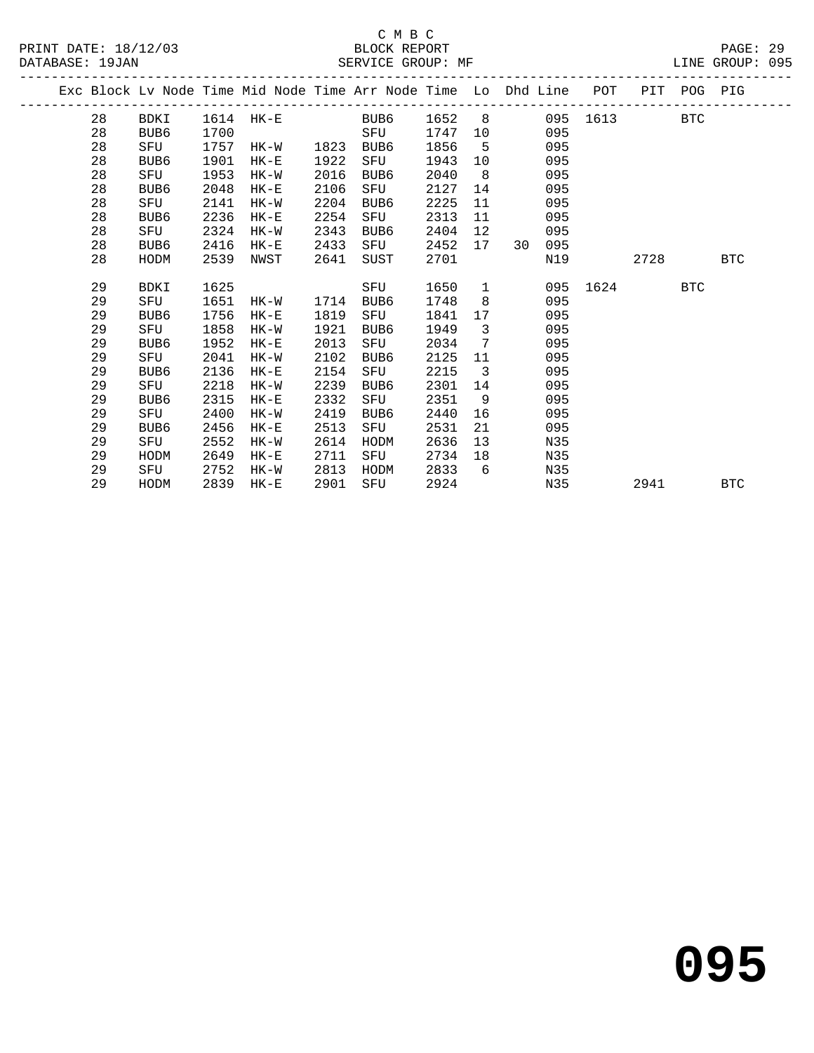C M B C

BLOCK REPORT

SERVICE GROUP: MF

PRINT DATE: 18/12/03
DATABASE: 19JAN

LINE GROUP: 095

| Exc | Block | Lv Node | Time | Mid Node | Time | Arr Node | Time | Lo | Dhd | Line | POT | PIT | POG | PIG |
|---|---|---|---|---|---|---|---|---|---|---|---|---|---|---|
| | 28 | BDKI | 1614 | HK-E | | BUB6 | 1652 | 8 | | 095 | 1613 | | BTC | |
| | 28 | BUB6 | 1700 | | | SFU | 1747 | 10 | | 095 | | | | |
| | 28 | SFU | 1757 | HK-W | 1823 | BUB6 | 1856 | 5 | | 095 | | | | |
| | 28 | BUB6 | 1901 | HK-E | 1922 | SFU | 1943 | 10 | | 095 | | | | |
| | 28 | SFU | 1953 | HK-W | 2016 | BUB6 | 2040 | 8 | | 095 | | | | |
| | 28 | BUB6 | 2048 | HK-E | 2106 | SFU | 2127 | 14 | | 095 | | | | |
| | 28 | SFU | 2141 | HK-W | 2204 | BUB6 | 2225 | 11 | | 095 | | | | |
| | 28 | BUB6 | 2236 | HK-E | 2254 | SFU | 2313 | 11 | | 095 | | | | |
| | 28 | SFU | 2324 | HK-W | 2343 | BUB6 | 2404 | 12 | | 095 | | | | |
| | 28 | BUB6 | 2416 | HK-E | 2433 | SFU | 2452 | 17 | 30 | 095 | | | | |
| | 28 | HODM | 2539 | NWST | 2641 | SUST | 2701 | | | N19 | | 2728 | | BTC |
| | 29 | BDKI | 1625 | | | SFU | 1650 | 1 | | 095 | 1624 | | BTC | |
| | 29 | SFU | 1651 | HK-W | 1714 | BUB6 | 1748 | 8 | | 095 | | | | |
| | 29 | BUB6 | 1756 | HK-E | 1819 | SFU | 1841 | 17 | | 095 | | | | |
| | 29 | SFU | 1858 | HK-W | 1921 | BUB6 | 1949 | 3 | | 095 | | | | |
| | 29 | BUB6 | 1952 | HK-E | 2013 | SFU | 2034 | 7 | | 095 | | | | |
| | 29 | SFU | 2041 | HK-W | 2102 | BUB6 | 2125 | 11 | | 095 | | | | |
| | 29 | BUB6 | 2136 | HK-E | 2154 | SFU | 2215 | 3 | | 095 | | | | |
| | 29 | SFU | 2218 | HK-W | 2239 | BUB6 | 2301 | 14 | | 095 | | | | |
| | 29 | BUB6 | 2315 | HK-E | 2332 | SFU | 2351 | 9 | | 095 | | | | |
| | 29 | SFU | 2400 | HK-W | 2419 | BUB6 | 2440 | 16 | | 095 | | | | |
| | 29 | BUB6 | 2456 | HK-E | 2513 | SFU | 2531 | 21 | | 095 | | | | |
| | 29 | SFU | 2552 | HK-W | 2614 | HODM | 2636 | 13 | | N35 | | | | |
| | 29 | HODM | 2649 | HK-E | 2711 | SFU | 2734 | 18 | | N35 | | | | |
| | 29 | SFU | 2752 | HK-W | 2813 | HODM | 2833 | 6 | | N35 | | | | |
| | 29 | HODM | 2839 | HK-E | 2901 | SFU | 2924 | | | N35 | | 2941 | | BTC |

# 095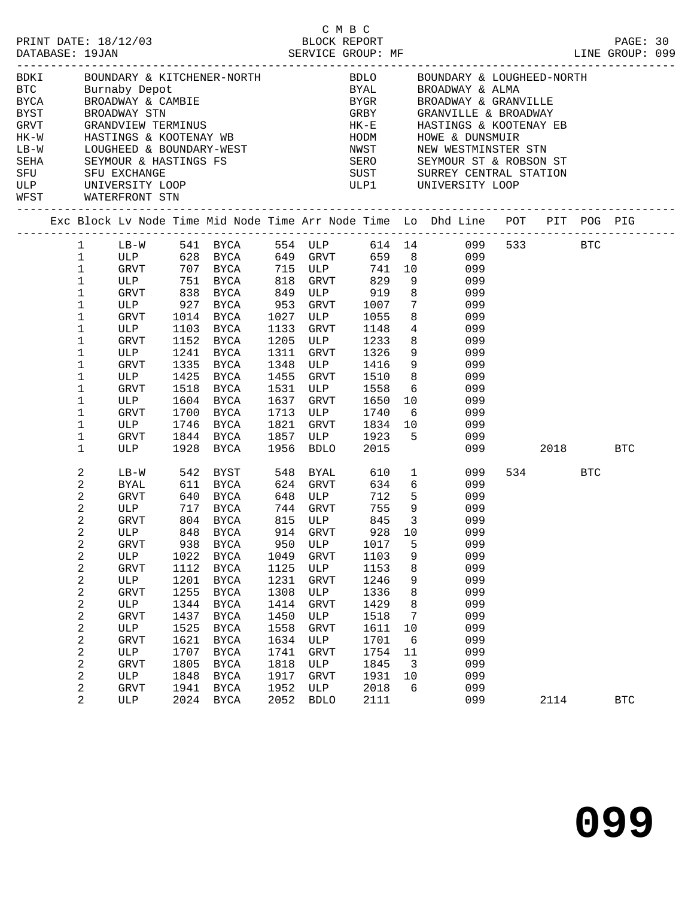C M B C
PRINT DATE: 18/12/03 BLOCK REPORT
DATABASE: 19JAN SERVICE GROUP: MF LINE GROUP: 099

| Code | Name | Code | Name |
|---|---|---|---|
| BDKI | BOUNDARY & KITCHENER-NORTH | BDLO | BOUNDARY & LOUGHEED-NORTH |
| BTC | Burnaby Depot | BYAL | BROADWAY & ALMA |
| BYCA | BROADWAY & CAMBIE | BYGR | BROADWAY & GRANVILLE |
| BYST | BROADWAY STN | GRBY | GRANVILLE & BROADWAY |
| GRVT | GRANDVIEW TERMINUS | HK-E | HASTINGS & KOOTENAY EB |
| HK-W | HASTINGS & KOOTENAY WB | HODM | HOWE & DUNSMUIR |
| LB-W | LOUGHEED & BOUNDARY-WEST | NWST | NEW WESTMINSTER STN |
| SEHA | SEYMOUR & HASTINGS FS | SERO | SEYMOUR ST & ROBSON ST |
| SFU | SFU EXCHANGE | SUST | SURREY CENTRAL STATION |
| ULP | UNIVERSITY LOOP | ULP1 | UNIVERSITY LOOP |
| WFST | WATERFRONT STN | | |

| Exc | Block | Lv Node | Time | Mid Node | Time | Arr Node | Time | Lo | Dhd Line | POT | PIT | POG | PIG |
|---|---|---|---|---|---|---|---|---|---|---|---|---|---|
| | 1 | LB-W | 541 | BYCA | 554 | ULP | 614 | 14 | 099 | 533 | | BTC | |
| | 1 | ULP | 628 | BYCA | 649 | GRVT | 659 | 8 | 099 | | | | |
| | 1 | GRVT | 707 | BYCA | 715 | ULP | 741 | 10 | 099 | | | | |
| | 1 | ULP | 751 | BYCA | 818 | GRVT | 829 | 9 | 099 | | | | |
| | 1 | GRVT | 838 | BYCA | 849 | ULP | 919 | 8 | 099 | | | | |
| | 1 | ULP | 927 | BYCA | 953 | GRVT | 1007 | 7 | 099 | | | | |
| | 1 | GRVT | 1014 | BYCA | 1027 | ULP | 1055 | 8 | 099 | | | | |
| | 1 | ULP | 1103 | BYCA | 1133 | GRVT | 1148 | 4 | 099 | | | | |
| | 1 | GRVT | 1152 | BYCA | 1205 | ULP | 1233 | 8 | 099 | | | | |
| | 1 | ULP | 1241 | BYCA | 1311 | GRVT | 1326 | 9 | 099 | | | | |
| | 1 | GRVT | 1335 | BYCA | 1348 | ULP | 1416 | 9 | 099 | | | | |
| | 1 | ULP | 1425 | BYCA | 1455 | GRVT | 1510 | 8 | 099 | | | | |
| | 1 | GRVT | 1518 | BYCA | 1531 | ULP | 1558 | 6 | 099 | | | | |
| | 1 | ULP | 1604 | BYCA | 1637 | GRVT | 1650 | 10 | 099 | | | | |
| | 1 | GRVT | 1700 | BYCA | 1713 | ULP | 1740 | 6 | 099 | | | | |
| | 1 | ULP | 1746 | BYCA | 1821 | GRVT | 1834 | 10 | 099 | | | | |
| | 1 | GRVT | 1844 | BYCA | 1857 | ULP | 1923 | 5 | 099 | | | | |
| | 1 | ULP | 1928 | BYCA | 1956 | BDLO | 2015 | | 099 | | 2018 | | BTC |
| | 2 | LB-W | 542 | BYST | 548 | BYAL | 610 | 1 | 099 | 534 | | BTC | |
| | 2 | BYAL | 611 | BYCA | 624 | GRVT | 634 | 6 | 099 | | | | |
| | 2 | GRVT | 640 | BYCA | 648 | ULP | 712 | 5 | 099 | | | | |
| | 2 | ULP | 717 | BYCA | 744 | GRVT | 755 | 9 | 099 | | | | |
| | 2 | GRVT | 804 | BYCA | 815 | ULP | 845 | 3 | 099 | | | | |
| | 2 | ULP | 848 | BYCA | 914 | GRVT | 928 | 10 | 099 | | | | |
| | 2 | GRVT | 938 | BYCA | 950 | ULP | 1017 | 5 | 099 | | | | |
| | 2 | ULP | 1022 | BYCA | 1049 | GRVT | 1103 | 9 | 099 | | | | |
| | 2 | GRVT | 1112 | BYCA | 1125 | ULP | 1153 | 8 | 099 | | | | |
| | 2 | ULP | 1201 | BYCA | 1231 | GRVT | 1246 | 9 | 099 | | | | |
| | 2 | GRVT | 1255 | BYCA | 1308 | ULP | 1336 | 8 | 099 | | | | |
| | 2 | ULP | 1344 | BYCA | 1414 | GRVT | 1429 | 8 | 099 | | | | |
| | 2 | GRVT | 1437 | BYCA | 1450 | ULP | 1518 | 7 | 099 | | | | |
| | 2 | ULP | 1525 | BYCA | 1558 | GRVT | 1611 | 10 | 099 | | | | |
| | 2 | GRVT | 1621 | BYCA | 1634 | ULP | 1701 | 6 | 099 | | | | |
| | 2 | ULP | 1707 | BYCA | 1741 | GRVT | 1754 | 11 | 099 | | | | |
| | 2 | GRVT | 1805 | BYCA | 1818 | ULP | 1845 | 3 | 099 | | | | |
| | 2 | ULP | 1848 | BYCA | 1917 | GRVT | 1931 | 10 | 099 | | | | |
| | 2 | GRVT | 1941 | BYCA | 1952 | ULP | 2018 | 6 | 099 | | | | |
| | 2 | ULP | 2024 | BYCA | 2052 | BDLO | 2111 | | 099 | | 2114 | | BTC |

# 099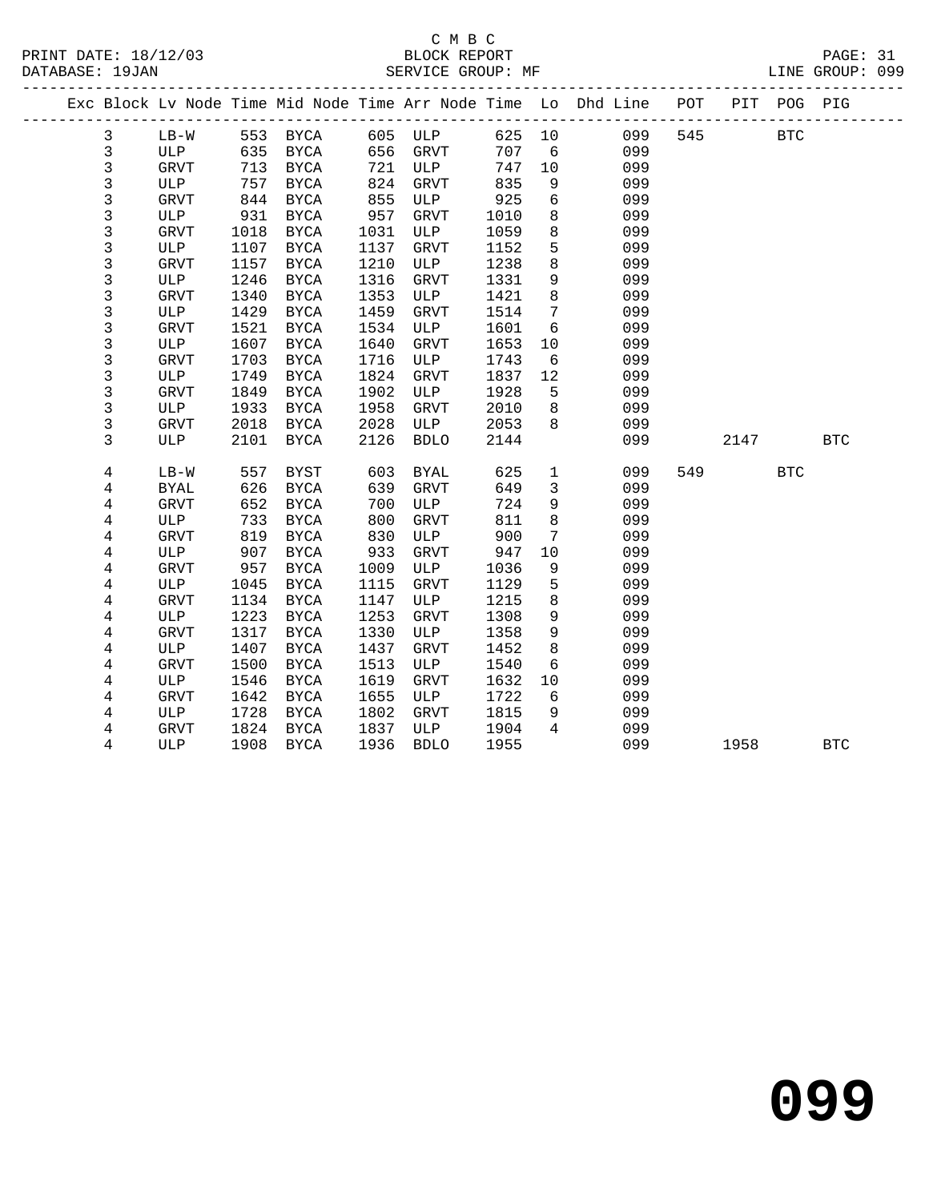C M B C

BLOCK REPORT

SERVICE GROUP: MF

PRINT DATE: 18/12/03
DATABASE: 19JAN

LINE GROUP: 099

| Exc | Block | Lv Node | Time | Mid Node | Time | Arr Node | Time | Lo | Dhd Line | POT | PIT | POG | PIG |
|---|---|---|---|---|---|---|---|---|---|---|---|---|---|
| | 3 | LB-W | 553 | BYCA | 605 | ULP | 625 | 10 | 099 | 545 | | BTC | |
| | 3 | ULP | 635 | BYCA | 656 | GRVT | 707 | 6 | 099 | | | | |
| | 3 | GRVT | 713 | BYCA | 721 | ULP | 747 | 10 | 099 | | | | |
| | 3 | ULP | 757 | BYCA | 824 | GRVT | 835 | 9 | 099 | | | | |
| | 3 | GRVT | 844 | BYCA | 855 | ULP | 925 | 6 | 099 | | | | |
| | 3 | ULP | 931 | BYCA | 957 | GRVT | 1010 | 8 | 099 | | | | |
| | 3 | GRVT | 1018 | BYCA | 1031 | ULP | 1059 | 8 | 099 | | | | |
| | 3 | ULP | 1107 | BYCA | 1137 | GRVT | 1152 | 5 | 099 | | | | |
| | 3 | GRVT | 1157 | BYCA | 1210 | ULP | 1238 | 8 | 099 | | | | |
| | 3 | ULP | 1246 | BYCA | 1316 | GRVT | 1331 | 9 | 099 | | | | |
| | 3 | GRVT | 1340 | BYCA | 1353 | ULP | 1421 | 8 | 099 | | | | |
| | 3 | ULP | 1429 | BYCA | 1459 | GRVT | 1514 | 7 | 099 | | | | |
| | 3 | GRVT | 1521 | BYCA | 1534 | ULP | 1601 | 6 | 099 | | | | |
| | 3 | ULP | 1607 | BYCA | 1640 | GRVT | 1653 | 10 | 099 | | | | |
| | 3 | GRVT | 1703 | BYCA | 1716 | ULP | 1743 | 6 | 099 | | | | |
| | 3 | ULP | 1749 | BYCA | 1824 | GRVT | 1837 | 12 | 099 | | | | |
| | 3 | GRVT | 1849 | BYCA | 1902 | ULP | 1928 | 5 | 099 | | | | |
| | 3 | ULP | 1933 | BYCA | 1958 | GRVT | 2010 | 8 | 099 | | | | |
| | 3 | GRVT | 2018 | BYCA | 2028 | ULP | 2053 | 8 | 099 | | | | |
| | 3 | ULP | 2101 | BYCA | 2126 | BDLO | 2144 | | 099 | | 2147 | | BTC |
| | 4 | LB-W | 557 | BYST | 603 | BYAL | 625 | 1 | 099 | 549 | | BTC | |
| | 4 | BYAL | 626 | BYCA | 639 | GRVT | 649 | 3 | 099 | | | | |
| | 4 | GRVT | 652 | BYCA | 700 | ULP | 724 | 9 | 099 | | | | |
| | 4 | ULP | 733 | BYCA | 800 | GRVT | 811 | 8 | 099 | | | | |
| | 4 | GRVT | 819 | BYCA | 830 | ULP | 900 | 7 | 099 | | | | |
| | 4 | ULP | 907 | BYCA | 933 | GRVT | 947 | 10 | 099 | | | | |
| | 4 | GRVT | 957 | BYCA | 1009 | ULP | 1036 | 9 | 099 | | | | |
| | 4 | ULP | 1045 | BYCA | 1115 | GRVT | 1129 | 5 | 099 | | | | |
| | 4 | GRVT | 1134 | BYCA | 1147 | ULP | 1215 | 8 | 099 | | | | |
| | 4 | ULP | 1223 | BYCA | 1253 | GRVT | 1308 | 9 | 099 | | | | |
| | 4 | GRVT | 1317 | BYCA | 1330 | ULP | 1358 | 9 | 099 | | | | |
| | 4 | ULP | 1407 | BYCA | 1437 | GRVT | 1452 | 8 | 099 | | | | |
| | 4 | GRVT | 1500 | BYCA | 1513 | ULP | 1540 | 6 | 099 | | | | |
| | 4 | ULP | 1546 | BYCA | 1619 | GRVT | 1632 | 10 | 099 | | | | |
| | 4 | GRVT | 1642 | BYCA | 1655 | ULP | 1722 | 6 | 099 | | | | |
| | 4 | ULP | 1728 | BYCA | 1802 | GRVT | 1815 | 9 | 099 | | | | |
| | 4 | GRVT | 1824 | BYCA | 1837 | ULP | 1904 | 4 | 099 | | | | |
| | 4 | ULP | 1908 | BYCA | 1936 | BDLO | 1955 | | 099 | | 1958 | | BTC |

099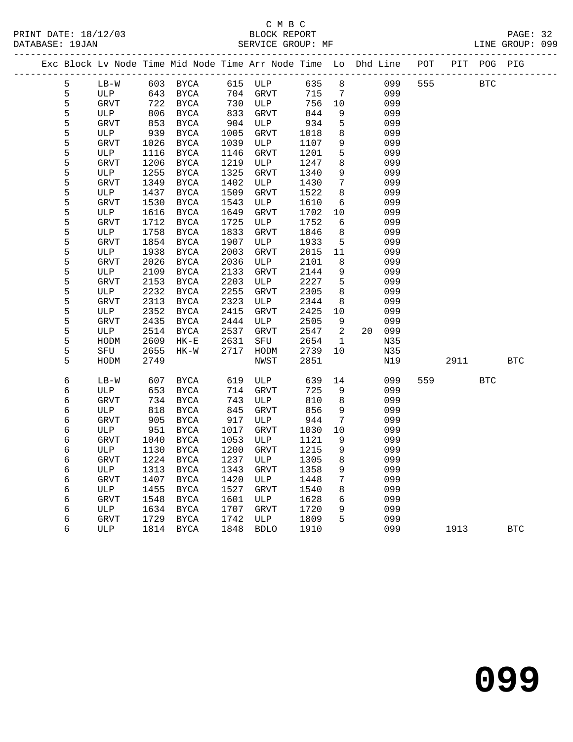C M B C
PRINT DATE: 18/12/03 BLOCK REPORT
DATABASE: 19JAN SERVICE GROUP: MF LINE GROUP: 099

| Exc | Block | Lv | Node | Time | Mid Node | Time | Arr Node | Time | Lo | Dhd | Line | POT | PIT | POG | PIG |
|---|---|---|---|---|---|---|---|---|---|---|---|---|---|---|---|
| | 5 | | LB-W | 603 | BYCA | 615 | ULP | 635 | 8 | | 099 | 555 | | BTC | |
| | 5 | | ULP | 643 | BYCA | 704 | GRVT | 715 | 7 | | 099 | | | | |
| | 5 | | GRVT | 722 | BYCA | 730 | ULP | 756 | 10 | | 099 | | | | |
| | 5 | | ULP | 806 | BYCA | 833 | GRVT | 844 | 9 | | 099 | | | | |
| | 5 | | GRVT | 853 | BYCA | 904 | ULP | 934 | 5 | | 099 | | | | |
| | 5 | | ULP | 939 | BYCA | 1005 | GRVT | 1018 | 8 | | 099 | | | | |
| | 5 | | GRVT | 1026 | BYCA | 1039 | ULP | 1107 | 9 | | 099 | | | | |
| | 5 | | ULP | 1116 | BYCA | 1146 | GRVT | 1201 | 5 | | 099 | | | | |
| | 5 | | GRVT | 1206 | BYCA | 1219 | ULP | 1247 | 8 | | 099 | | | | |
| | 5 | | ULP | 1255 | BYCA | 1325 | GRVT | 1340 | 9 | | 099 | | | | |
| | 5 | | GRVT | 1349 | BYCA | 1402 | ULP | 1430 | 7 | | 099 | | | | |
| | 5 | | ULP | 1437 | BYCA | 1509 | GRVT | 1522 | 8 | | 099 | | | | |
| | 5 | | GRVT | 1530 | BYCA | 1543 | ULP | 1610 | 6 | | 099 | | | | |
| | 5 | | ULP | 1616 | BYCA | 1649 | GRVT | 1702 | 10 | | 099 | | | | |
| | 5 | | GRVT | 1712 | BYCA | 1725 | ULP | 1752 | 6 | | 099 | | | | |
| | 5 | | ULP | 1758 | BYCA | 1833 | GRVT | 1846 | 8 | | 099 | | | | |
| | 5 | | GRVT | 1854 | BYCA | 1907 | ULP | 1933 | 5 | | 099 | | | | |
| | 5 | | ULP | 1938 | BYCA | 2003 | GRVT | 2015 | 11 | | 099 | | | | |
| | 5 | | GRVT | 2026 | BYCA | 2036 | ULP | 2101 | 8 | | 099 | | | | |
| | 5 | | ULP | 2109 | BYCA | 2133 | GRVT | 2144 | 9 | | 099 | | | | |
| | 5 | | GRVT | 2153 | BYCA | 2203 | ULP | 2227 | 5 | | 099 | | | | |
| | 5 | | ULP | 2232 | BYCA | 2255 | GRVT | 2305 | 8 | | 099 | | | | |
| | 5 | | GRVT | 2313 | BYCA | 2323 | ULP | 2344 | 8 | | 099 | | | | |
| | 5 | | ULP | 2352 | BYCA | 2415 | GRVT | 2425 | 10 | | 099 | | | | |
| | 5 | | GRVT | 2435 | BYCA | 2444 | ULP | 2505 | 9 | | 099 | | | | |
| | 5 | | ULP | 2514 | BYCA | 2537 | GRVT | 2547 | 2 | 20 | 099 | | | | |
| | 5 | | HODM | 2609 | HK-E | 2631 | SFU | 2654 | 1 | | N35 | | | | |
| | 5 | | SFU | 2655 | HK-W | 2717 | HODM | 2739 | 10 | | N35 | | | | |
| | 5 | | HODM | 2749 | | | NWST | 2851 | | | N19 | | 2911 | | BTC |
| | 6 | | LB-W | 607 | BYCA | 619 | ULP | 639 | 14 | | 099 | 559 | | BTC | |
| | 6 | | ULP | 653 | BYCA | 714 | GRVT | 725 | 9 | | 099 | | | | |
| | 6 | | GRVT | 734 | BYCA | 743 | ULP | 810 | 8 | | 099 | | | | |
| | 6 | | ULP | 818 | BYCA | 845 | GRVT | 856 | 9 | | 099 | | | | |
| | 6 | | GRVT | 905 | BYCA | 917 | ULP | 944 | 7 | | 099 | | | | |
| | 6 | | ULP | 951 | BYCA | 1017 | GRVT | 1030 | 10 | | 099 | | | | |
| | 6 | | GRVT | 1040 | BYCA | 1053 | ULP | 1121 | 9 | | 099 | | | | |
| | 6 | | ULP | 1130 | BYCA | 1200 | GRVT | 1215 | 9 | | 099 | | | | |
| | 6 | | GRVT | 1224 | BYCA | 1237 | ULP | 1305 | 8 | | 099 | | | | |
| | 6 | | ULP | 1313 | BYCA | 1343 | GRVT | 1358 | 9 | | 099 | | | | |
| | 6 | | GRVT | 1407 | BYCA | 1420 | ULP | 1448 | 7 | | 099 | | | | |
| | 6 | | ULP | 1455 | BYCA | 1527 | GRVT | 1540 | 8 | | 099 | | | | |
| | 6 | | GRVT | 1548 | BYCA | 1601 | ULP | 1628 | 6 | | 099 | | | | |
| | 6 | | ULP | 1634 | BYCA | 1707 | GRVT | 1720 | 9 | | 099 | | | | |
| | 6 | | GRVT | 1729 | BYCA | 1742 | ULP | 1809 | 5 | | 099 | | | | |
| | 6 | | ULP | 1814 | BYCA | 1848 | BDLO | 1910 | | | 099 | | 1913 | | BTC |

# 099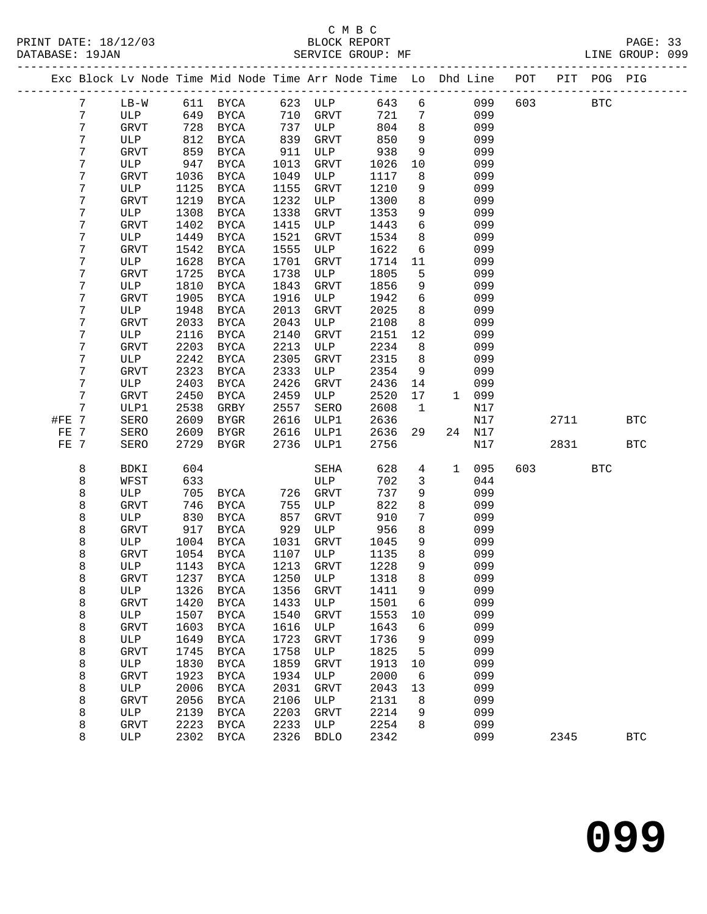C M B C
BLOCK REPORT
SERVICE GROUP: MF

PRINT DATE: 18/12/03
DATABASE: 19JAN
LINE GROUP: 099

| Exc | Block | Lv | Node | Time | Mid Node | Time | Arr Node | Time | Lo | Dhd | Line | POT | PIT | POG | PIG |
|---|---|---|---|---|---|---|---|---|---|---|---|---|---|---|---|
| | 7 | | LB-W | 611 | BYCA | 623 | ULP | 643 | 6 | | 099 | 603 | | BTC | |
| | 7 | | ULP | 649 | BYCA | 710 | GRVT | 721 | 7 | | 099 | | | | |
| | 7 | | GRVT | 728 | BYCA | 737 | ULP | 804 | 8 | | 099 | | | | |
| | 7 | | ULP | 812 | BYCA | 839 | GRVT | 850 | 9 | | 099 | | | | |
| | 7 | | GRVT | 859 | BYCA | 911 | ULP | 938 | 9 | | 099 | | | | |
| | 7 | | ULP | 947 | BYCA | 1013 | GRVT | 1026 | 10 | | 099 | | | | |
| | 7 | | GRVT | 1036 | BYCA | 1049 | ULP | 1117 | 8 | | 099 | | | | |
| | 7 | | ULP | 1125 | BYCA | 1155 | GRVT | 1210 | 9 | | 099 | | | | |
| | 7 | | GRVT | 1219 | BYCA | 1232 | ULP | 1300 | 8 | | 099 | | | | |
| | 7 | | ULP | 1308 | BYCA | 1338 | GRVT | 1353 | 9 | | 099 | | | | |
| | 7 | | GRVT | 1402 | BYCA | 1415 | ULP | 1443 | 6 | | 099 | | | | |
| | 7 | | ULP | 1449 | BYCA | 1521 | GRVT | 1534 | 8 | | 099 | | | | |
| | 7 | | GRVT | 1542 | BYCA | 1555 | ULP | 1622 | 6 | | 099 | | | | |
| | 7 | | ULP | 1628 | BYCA | 1701 | GRVT | 1714 | 11 | | 099 | | | | |
| | 7 | | GRVT | 1725 | BYCA | 1738 | ULP | 1805 | 5 | | 099 | | | | |
| | 7 | | ULP | 1810 | BYCA | 1843 | GRVT | 1856 | 9 | | 099 | | | | |
| | 7 | | GRVT | 1905 | BYCA | 1916 | ULP | 1942 | 6 | | 099 | | | | |
| | 7 | | ULP | 1948 | BYCA | 2013 | GRVT | 2025 | 8 | | 099 | | | | |
| | 7 | | GRVT | 2033 | BYCA | 2043 | ULP | 2108 | 8 | | 099 | | | | |
| | 7 | | ULP | 2116 | BYCA | 2140 | GRVT | 2151 | 12 | | 099 | | | | |
| | 7 | | GRVT | 2203 | BYCA | 2213 | ULP | 2234 | 8 | | 099 | | | | |
| | 7 | | ULP | 2242 | BYCA | 2305 | GRVT | 2315 | 8 | | 099 | | | | |
| | 7 | | GRVT | 2323 | BYCA | 2333 | ULP | 2354 | 9 | | 099 | | | | |
| | 7 | | ULP | 2403 | BYCA | 2426 | GRVT | 2436 | 14 | | 099 | | | | |
| | 7 | | GRVT | 2450 | BYCA | 2459 | ULP | 2520 | 17 | 1 | 099 | | | | |
| | 7 | | ULP1 | 2538 | GRBY | 2557 | SERO | 2608 | 1 | | N17 | | | | |
| #FE | 7 | | SERO | 2609 | BYGR | 2616 | ULP1 | 2636 | | | N17 | | 2711 | | BTC |
| FE | 7 | | SERO | 2609 | BYGR | 2616 | ULP1 | 2636 | 29 | 24 | N17 | | | | |
| FE | 7 | | SERO | 2729 | BYGR | 2736 | ULP1 | 2756 | | | N17 | | 2831 | | BTC |
| | 8 | | BDKI | 604 | | | SEHA | 628 | 4 | 1 | 095 | 603 | | BTC | |
| | 8 | | WFST | 633 | | | ULP | 702 | 3 | | 044 | | | | |
| | 8 | | ULP | 705 | BYCA | 726 | GRVT | 737 | 9 | | 099 | | | | |
| | 8 | | GRVT | 746 | BYCA | 755 | ULP | 822 | 8 | | 099 | | | | |
| | 8 | | ULP | 830 | BYCA | 857 | GRVT | 910 | 7 | | 099 | | | | |
| | 8 | | GRVT | 917 | BYCA | 929 | ULP | 956 | 8 | | 099 | | | | |
| | 8 | | ULP | 1004 | BYCA | 1031 | GRVT | 1045 | 9 | | 099 | | | | |
| | 8 | | GRVT | 1054 | BYCA | 1107 | ULP | 1135 | 8 | | 099 | | | | |
| | 8 | | ULP | 1143 | BYCA | 1213 | GRVT | 1228 | 9 | | 099 | | | | |
| | 8 | | GRVT | 1237 | BYCA | 1250 | ULP | 1318 | 8 | | 099 | | | | |
| | 8 | | ULP | 1326 | BYCA | 1356 | GRVT | 1411 | 9 | | 099 | | | | |
| | 8 | | GRVT | 1420 | BYCA | 1433 | ULP | 1501 | 6 | | 099 | | | | |
| | 8 | | ULP | 1507 | BYCA | 1540 | GRVT | 1553 | 10 | | 099 | | | | |
| | 8 | | GRVT | 1603 | BYCA | 1616 | ULP | 1643 | 6 | | 099 | | | | |
| | 8 | | ULP | 1649 | BYCA | 1723 | GRVT | 1736 | 9 | | 099 | | | | |
| | 8 | | GRVT | 1745 | BYCA | 1758 | ULP | 1825 | 5 | | 099 | | | | |
| | 8 | | ULP | 1830 | BYCA | 1859 | GRVT | 1913 | 10 | | 099 | | | | |
| | 8 | | GRVT | 1923 | BYCA | 1934 | ULP | 2000 | 6 | | 099 | | | | |
| | 8 | | ULP | 2006 | BYCA | 2031 | GRVT | 2043 | 13 | | 099 | | | | |
| | 8 | | GRVT | 2056 | BYCA | 2106 | ULP | 2131 | 8 | | 099 | | | | |
| | 8 | | ULP | 2139 | BYCA | 2203 | GRVT | 2214 | 9 | | 099 | | | | |
| | 8 | | GRVT | 2223 | BYCA | 2233 | ULP | 2254 | 8 | | 099 | | | | |
| | 8 | | ULP | 2302 | BYCA | 2326 | BDLO | 2342 | | | 099 | | 2345 | | BTC |

# 099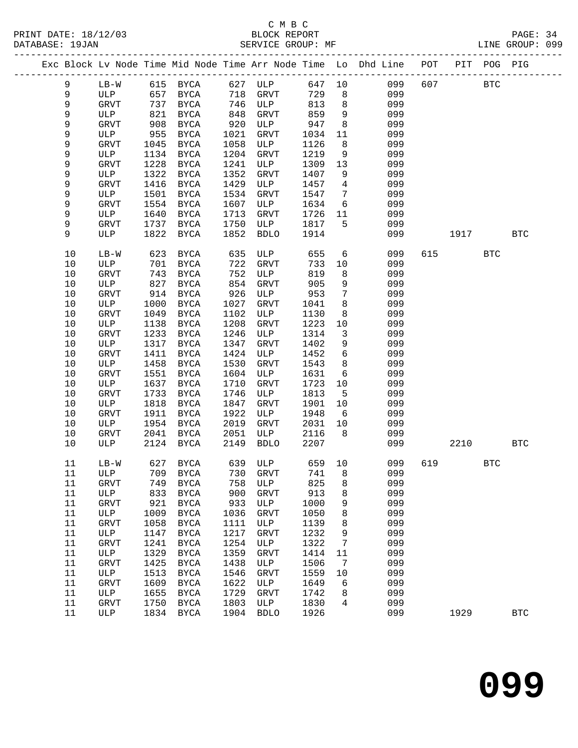C M B C
PRINT DATE: 18/12/03 BLOCK REPORT
DATABASE: 19JAN SERVICE GROUP: MF LINE GROUP: 099

| Exc | Block | Lv | Node | Time | Mid Node | Time | Arr Node | Time | Lo | Dhd Line | POT | PIT | POG | PIG |
|---|---|---|---|---|---|---|---|---|---|---|---|---|---|---|
| | 9 | | LB-W | 615 | BYCA | 627 | ULP | 647 | 10 | 099 | 607 | | BTC | |
| | 9 | | ULP | 657 | BYCA | 718 | GRVT | 729 | 8 | 099 | | | | |
| | 9 | | GRVT | 737 | BYCA | 746 | ULP | 813 | 8 | 099 | | | | |
| | 9 | | ULP | 821 | BYCA | 848 | GRVT | 859 | 9 | 099 | | | | |
| | 9 | | GRVT | 908 | BYCA | 920 | ULP | 947 | 8 | 099 | | | | |
| | 9 | | ULP | 955 | BYCA | 1021 | GRVT | 1034 | 11 | 099 | | | | |
| | 9 | | GRVT | 1045 | BYCA | 1058 | ULP | 1126 | 8 | 099 | | | | |
| | 9 | | ULP | 1134 | BYCA | 1204 | GRVT | 1219 | 9 | 099 | | | | |
| | 9 | | GRVT | 1228 | BYCA | 1241 | ULP | 1309 | 13 | 099 | | | | |
| | 9 | | ULP | 1322 | BYCA | 1352 | GRVT | 1407 | 9 | 099 | | | | |
| | 9 | | GRVT | 1416 | BYCA | 1429 | ULP | 1457 | 4 | 099 | | | | |
| | 9 | | ULP | 1501 | BYCA | 1534 | GRVT | 1547 | 7 | 099 | | | | |
| | 9 | | GRVT | 1554 | BYCA | 1607 | ULP | 1634 | 6 | 099 | | | | |
| | 9 | | ULP | 1640 | BYCA | 1713 | GRVT | 1726 | 11 | 099 | | | | |
| | 9 | | GRVT | 1737 | BYCA | 1750 | ULP | 1817 | 5 | 099 | | | | |
| | 9 | | ULP | 1822 | BYCA | 1852 | BDLO | 1914 | | 099 | | 1917 | | BTC |
| | 10 | | LB-W | 623 | BYCA | 635 | ULP | 655 | 6 | 099 | 615 | | BTC | |
| | 10 | | ULP | 701 | BYCA | 722 | GRVT | 733 | 10 | 099 | | | | |
| | 10 | | GRVT | 743 | BYCA | 752 | ULP | 819 | 8 | 099 | | | | |
| | 10 | | ULP | 827 | BYCA | 854 | GRVT | 905 | 9 | 099 | | | | |
| | 10 | | GRVT | 914 | BYCA | 926 | ULP | 953 | 7 | 099 | | | | |
| | 10 | | ULP | 1000 | BYCA | 1027 | GRVT | 1041 | 8 | 099 | | | | |
| | 10 | | GRVT | 1049 | BYCA | 1102 | ULP | 1130 | 8 | 099 | | | | |
| | 10 | | ULP | 1138 | BYCA | 1208 | GRVT | 1223 | 10 | 099 | | | | |
| | 10 | | GRVT | 1233 | BYCA | 1246 | ULP | 1314 | 3 | 099 | | | | |
| | 10 | | ULP | 1317 | BYCA | 1347 | GRVT | 1402 | 9 | 099 | | | | |
| | 10 | | GRVT | 1411 | BYCA | 1424 | ULP | 1452 | 6 | 099 | | | | |
| | 10 | | ULP | 1458 | BYCA | 1530 | GRVT | 1543 | 8 | 099 | | | | |
| | 10 | | GRVT | 1551 | BYCA | 1604 | ULP | 1631 | 6 | 099 | | | | |
| | 10 | | ULP | 1637 | BYCA | 1710 | GRVT | 1723 | 10 | 099 | | | | |
| | 10 | | GRVT | 1733 | BYCA | 1746 | ULP | 1813 | 5 | 099 | | | | |
| | 10 | | ULP | 1818 | BYCA | 1847 | GRVT | 1901 | 10 | 099 | | | | |
| | 10 | | GRVT | 1911 | BYCA | 1922 | ULP | 1948 | 6 | 099 | | | | |
| | 10 | | ULP | 1954 | BYCA | 2019 | GRVT | 2031 | 10 | 099 | | | | |
| | 10 | | GRVT | 2041 | BYCA | 2051 | ULP | 2116 | 8 | 099 | | | | |
| | 10 | | ULP | 2124 | BYCA | 2149 | BDLO | 2207 | | 099 | | 2210 | | BTC |
| | 11 | | LB-W | 627 | BYCA | 639 | ULP | 659 | 10 | 099 | 619 | | BTC | |
| | 11 | | ULP | 709 | BYCA | 730 | GRVT | 741 | 8 | 099 | | | | |
| | 11 | | GRVT | 749 | BYCA | 758 | ULP | 825 | 8 | 099 | | | | |
| | 11 | | ULP | 833 | BYCA | 900 | GRVT | 913 | 8 | 099 | | | | |
| | 11 | | GRVT | 921 | BYCA | 933 | ULP | 1000 | 9 | 099 | | | | |
| | 11 | | ULP | 1009 | BYCA | 1036 | GRVT | 1050 | 8 | 099 | | | | |
| | 11 | | GRVT | 1058 | BYCA | 1111 | ULP | 1139 | 8 | 099 | | | | |
| | 11 | | ULP | 1147 | BYCA | 1217 | GRVT | 1232 | 9 | 099 | | | | |
| | 11 | | GRVT | 1241 | BYCA | 1254 | ULP | 1322 | 7 | 099 | | | | |
| | 11 | | ULP | 1329 | BYCA | 1359 | GRVT | 1414 | 11 | 099 | | | | |
| | 11 | | GRVT | 1425 | BYCA | 1438 | ULP | 1506 | 7 | 099 | | | | |
| | 11 | | ULP | 1513 | BYCA | 1546 | GRVT | 1559 | 10 | 099 | | | | |
| | 11 | | GRVT | 1609 | BYCA | 1622 | ULP | 1649 | 6 | 099 | | | | |
| | 11 | | ULP | 1655 | BYCA | 1729 | GRVT | 1742 | 8 | 099 | | | | |
| | 11 | | GRVT | 1750 | BYCA | 1803 | ULP | 1830 | 4 | 099 | | | | |
| | 11 | | ULP | 1834 | BYCA | 1904 | BDLO | 1926 | | 099 | | 1929 | | BTC |

# 099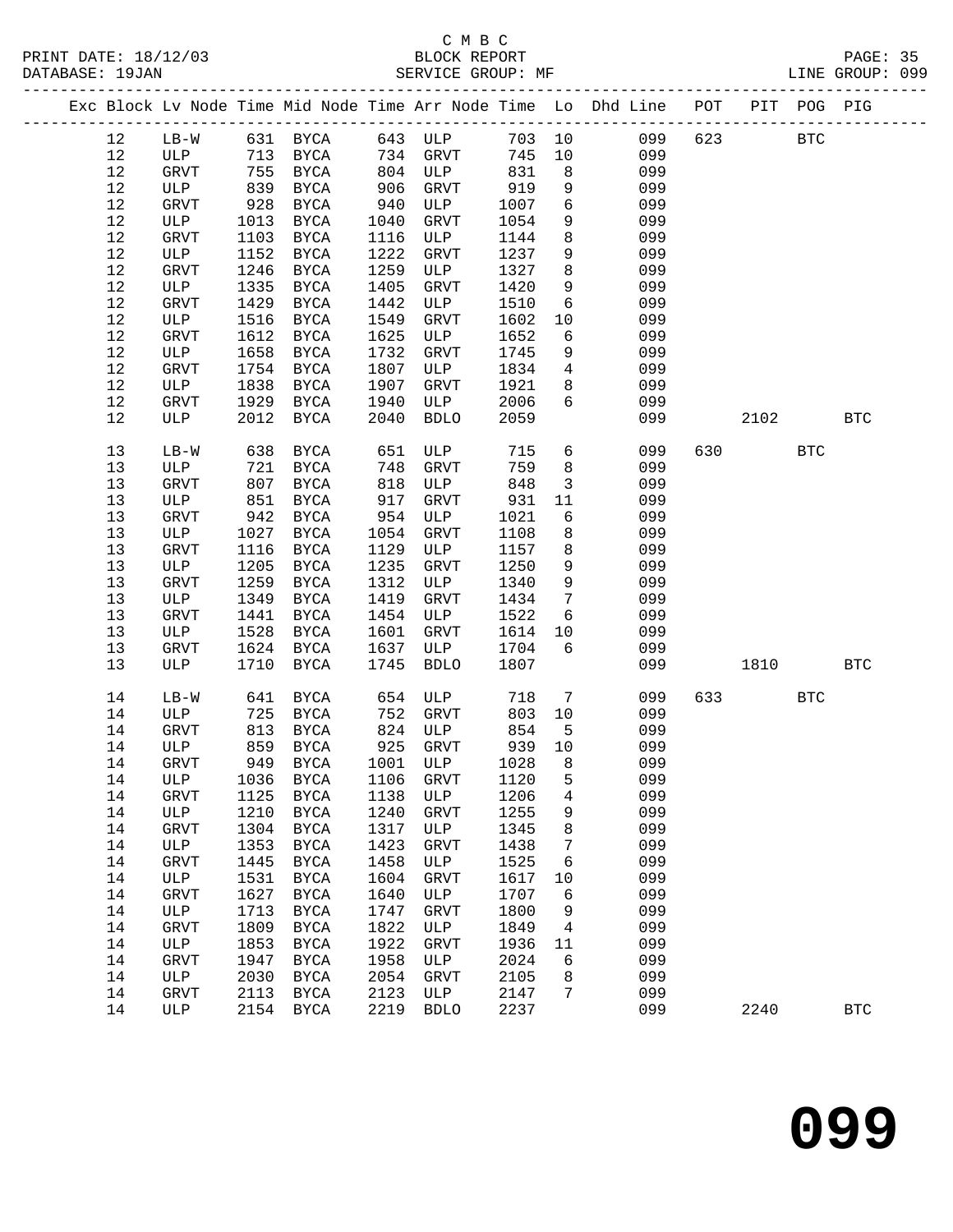C M B C
PRINT DATE: 18/12/03 BLOCK REPORT
DATABASE: 19JAN SERVICE GROUP: MF LINE GROUP: 099

| Exc | Block | Lv | Node | Time | Mid Node | Time | Arr Node | Time | Lo | Dhd Line | POT | PIT | POG | PIG |
|---|---|---|---|---|---|---|---|---|---|---|---|---|---|---|
| | 12 | | LB-W | 631 | BYCA | 643 | ULP | 703 | 10 | 099 | 623 | | BTC | |
| | 12 | | ULP | 713 | BYCA | 734 | GRVT | 745 | 10 | 099 | | | | |
| | 12 | | GRVT | 755 | BYCA | 804 | ULP | 831 | 8 | 099 | | | | |
| | 12 | | ULP | 839 | BYCA | 906 | GRVT | 919 | 9 | 099 | | | | |
| | 12 | | GRVT | 928 | BYCA | 940 | ULP | 1007 | 6 | 099 | | | | |
| | 12 | | ULP | 1013 | BYCA | 1040 | GRVT | 1054 | 9 | 099 | | | | |
| | 12 | | GRVT | 1103 | BYCA | 1116 | ULP | 1144 | 8 | 099 | | | | |
| | 12 | | ULP | 1152 | BYCA | 1222 | GRVT | 1237 | 9 | 099 | | | | |
| | 12 | | GRVT | 1246 | BYCA | 1259 | ULP | 1327 | 8 | 099 | | | | |
| | 12 | | ULP | 1335 | BYCA | 1405 | GRVT | 1420 | 9 | 099 | | | | |
| | 12 | | GRVT | 1429 | BYCA | 1442 | ULP | 1510 | 6 | 099 | | | | |
| | 12 | | ULP | 1516 | BYCA | 1549 | GRVT | 1602 | 10 | 099 | | | | |
| | 12 | | GRVT | 1612 | BYCA | 1625 | ULP | 1652 | 6 | 099 | | | | |
| | 12 | | ULP | 1658 | BYCA | 1732 | GRVT | 1745 | 9 | 099 | | | | |
| | 12 | | GRVT | 1754 | BYCA | 1807 | ULP | 1834 | 4 | 099 | | | | |
| | 12 | | ULP | 1838 | BYCA | 1907 | GRVT | 1921 | 8 | 099 | | | | |
| | 12 | | GRVT | 1929 | BYCA | 1940 | ULP | 2006 | 6 | 099 | | | | |
| | 12 | | ULP | 2012 | BYCA | 2040 | BDLO | 2059 | | 099 | | 2102 | | BTC |
| | 13 | | LB-W | 638 | BYCA | 651 | ULP | 715 | 6 | 099 | 630 | | BTC | |
| | 13 | | ULP | 721 | BYCA | 748 | GRVT | 759 | 8 | 099 | | | | |
| | 13 | | GRVT | 807 | BYCA | 818 | ULP | 848 | 3 | 099 | | | | |
| | 13 | | ULP | 851 | BYCA | 917 | GRVT | 931 | 11 | 099 | | | | |
| | 13 | | GRVT | 942 | BYCA | 954 | ULP | 1021 | 6 | 099 | | | | |
| | 13 | | ULP | 1027 | BYCA | 1054 | GRVT | 1108 | 8 | 099 | | | | |
| | 13 | | GRVT | 1116 | BYCA | 1129 | ULP | 1157 | 8 | 099 | | | | |
| | 13 | | ULP | 1205 | BYCA | 1235 | GRVT | 1250 | 9 | 099 | | | | |
| | 13 | | GRVT | 1259 | BYCA | 1312 | ULP | 1340 | 9 | 099 | | | | |
| | 13 | | ULP | 1349 | BYCA | 1419 | GRVT | 1434 | 7 | 099 | | | | |
| | 13 | | GRVT | 1441 | BYCA | 1454 | ULP | 1522 | 6 | 099 | | | | |
| | 13 | | ULP | 1528 | BYCA | 1601 | GRVT | 1614 | 10 | 099 | | | | |
| | 13 | | GRVT | 1624 | BYCA | 1637 | ULP | 1704 | 6 | 099 | | | | |
| | 13 | | ULP | 1710 | BYCA | 1745 | BDLO | 1807 | | 099 | | 1810 | | BTC |
| | 14 | | LB-W | 641 | BYCA | 654 | ULP | 718 | 7 | 099 | 633 | | BTC | |
| | 14 | | ULP | 725 | BYCA | 752 | GRVT | 803 | 10 | 099 | | | | |
| | 14 | | GRVT | 813 | BYCA | 824 | ULP | 854 | 5 | 099 | | | | |
| | 14 | | ULP | 859 | BYCA | 925 | GRVT | 939 | 10 | 099 | | | | |
| | 14 | | GRVT | 949 | BYCA | 1001 | ULP | 1028 | 8 | 099 | | | | |
| | 14 | | ULP | 1036 | BYCA | 1106 | GRVT | 1120 | 5 | 099 | | | | |
| | 14 | | GRVT | 1125 | BYCA | 1138 | ULP | 1206 | 4 | 099 | | | | |
| | 14 | | ULP | 1210 | BYCA | 1240 | GRVT | 1255 | 9 | 099 | | | | |
| | 14 | | GRVT | 1304 | BYCA | 1317 | ULP | 1345 | 8 | 099 | | | | |
| | 14 | | ULP | 1353 | BYCA | 1423 | GRVT | 1438 | 7 | 099 | | | | |
| | 14 | | GRVT | 1445 | BYCA | 1458 | ULP | 1525 | 6 | 099 | | | | |
| | 14 | | ULP | 1531 | BYCA | 1604 | GRVT | 1617 | 10 | 099 | | | | |
| | 14 | | GRVT | 1627 | BYCA | 1640 | ULP | 1707 | 6 | 099 | | | | |
| | 14 | | ULP | 1713 | BYCA | 1747 | GRVT | 1800 | 9 | 099 | | | | |
| | 14 | | GRVT | 1809 | BYCA | 1822 | ULP | 1849 | 4 | 099 | | | | |
| | 14 | | ULP | 1853 | BYCA | 1922 | GRVT | 1936 | 11 | 099 | | | | |
| | 14 | | GRVT | 1947 | BYCA | 1958 | ULP | 2024 | 6 | 099 | | | | |
| | 14 | | ULP | 2030 | BYCA | 2054 | GRVT | 2105 | 8 | 099 | | | | |
| | 14 | | GRVT | 2113 | BYCA | 2123 | ULP | 2147 | 7 | 099 | | | | |
| | 14 | | ULP | 2154 | BYCA | 2219 | BDLO | 2237 | | 099 | | 2240 | | BTC |

**099**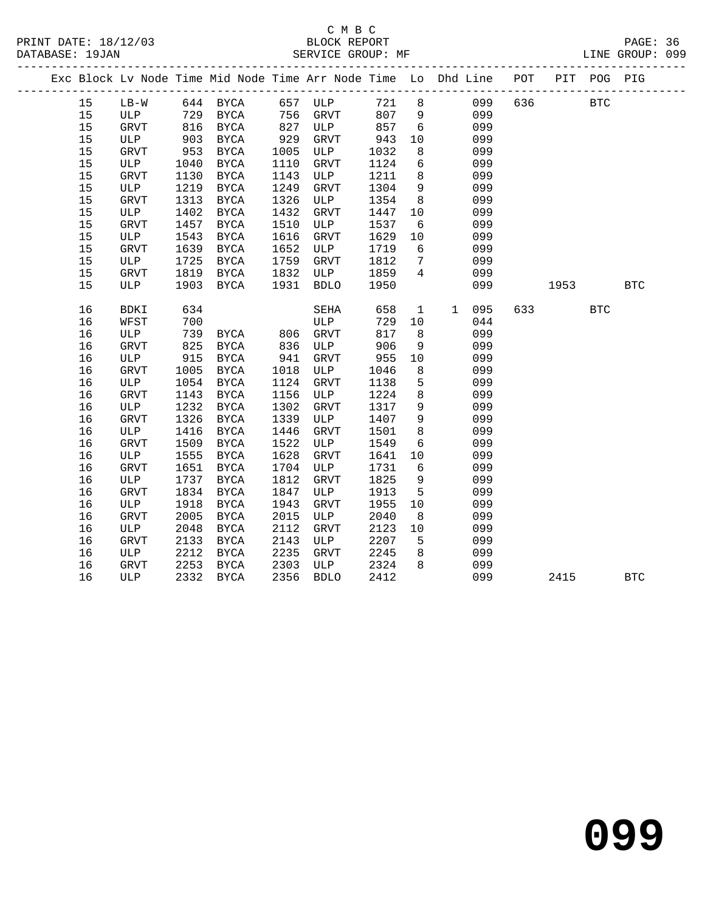C M B C
BLOCK REPORT
SERVICE GROUP: MF

PRINT DATE: 18/12/03
DATABASE: 19JAN
LINE GROUP: 099

| Exc | Block | Lv | Node | Time | Mid Node | Time | Arr Node | Time | Lo | Dhd | Line | POT | PIT | POG | PIG |
|---|---|---|---|---|---|---|---|---|---|---|---|---|---|---|---|
| | 15 | | LB-W | 644 | BYCA | 657 | ULP | 721 | 8 | | 099 | 636 | | BTC | |
| | 15 | | ULP | 729 | BYCA | 756 | GRVT | 807 | 9 | | 099 | | | | |
| | 15 | | GRVT | 816 | BYCA | 827 | ULP | 857 | 6 | | 099 | | | | |
| | 15 | | ULP | 903 | BYCA | 929 | GRVT | 943 | 10 | | 099 | | | | |
| | 15 | | GRVT | 953 | BYCA | 1005 | ULP | 1032 | 8 | | 099 | | | | |
| | 15 | | ULP | 1040 | BYCA | 1110 | GRVT | 1124 | 6 | | 099 | | | | |
| | 15 | | GRVT | 1130 | BYCA | 1143 | ULP | 1211 | 8 | | 099 | | | | |
| | 15 | | ULP | 1219 | BYCA | 1249 | GRVT | 1304 | 9 | | 099 | | | | |
| | 15 | | GRVT | 1313 | BYCA | 1326 | ULP | 1354 | 8 | | 099 | | | | |
| | 15 | | ULP | 1402 | BYCA | 1432 | GRVT | 1447 | 10 | | 099 | | | | |
| | 15 | | GRVT | 1457 | BYCA | 1510 | ULP | 1537 | 6 | | 099 | | | | |
| | 15 | | ULP | 1543 | BYCA | 1616 | GRVT | 1629 | 10 | | 099 | | | | |
| | 15 | | GRVT | 1639 | BYCA | 1652 | ULP | 1719 | 6 | | 099 | | | | |
| | 15 | | ULP | 1725 | BYCA | 1759 | GRVT | 1812 | 7 | | 099 | | | | |
| | 15 | | GRVT | 1819 | BYCA | 1832 | ULP | 1859 | 4 | | 099 | | | | |
| | 15 | | ULP | 1903 | BYCA | 1931 | BDLO | 1950 | | | 099 | | 1953 | | BTC |
| | 16 | | BDKI | 634 | | | SEHA | 658 | 1 | 1 | 095 | 633 | | BTC | |
| | 16 | | WFST | 700 | | | ULP | 729 | 10 | | 044 | | | | |
| | 16 | | ULP | 739 | BYCA | 806 | GRVT | 817 | 8 | | 099 | | | | |
| | 16 | | GRVT | 825 | BYCA | 836 | ULP | 906 | 9 | | 099 | | | | |
| | 16 | | ULP | 915 | BYCA | 941 | GRVT | 955 | 10 | | 099 | | | | |
| | 16 | | GRVT | 1005 | BYCA | 1018 | ULP | 1046 | 8 | | 099 | | | | |
| | 16 | | ULP | 1054 | BYCA | 1124 | GRVT | 1138 | 5 | | 099 | | | | |
| | 16 | | GRVT | 1143 | BYCA | 1156 | ULP | 1224 | 8 | | 099 | | | | |
| | 16 | | ULP | 1232 | BYCA | 1302 | GRVT | 1317 | 9 | | 099 | | | | |
| | 16 | | GRVT | 1326 | BYCA | 1339 | ULP | 1407 | 9 | | 099 | | | | |
| | 16 | | ULP | 1416 | BYCA | 1446 | GRVT | 1501 | 8 | | 099 | | | | |
| | 16 | | GRVT | 1509 | BYCA | 1522 | ULP | 1549 | 6 | | 099 | | | | |
| | 16 | | ULP | 1555 | BYCA | 1628 | GRVT | 1641 | 10 | | 099 | | | | |
| | 16 | | GRVT | 1651 | BYCA | 1704 | ULP | 1731 | 6 | | 099 | | | | |
| | 16 | | ULP | 1737 | BYCA | 1812 | GRVT | 1825 | 9 | | 099 | | | | |
| | 16 | | GRVT | 1834 | BYCA | 1847 | ULP | 1913 | 5 | | 099 | | | | |
| | 16 | | ULP | 1918 | BYCA | 1943 | GRVT | 1955 | 10 | | 099 | | | | |
| | 16 | | GRVT | 2005 | BYCA | 2015 | ULP | 2040 | 8 | | 099 | | | | |
| | 16 | | ULP | 2048 | BYCA | 2112 | GRVT | 2123 | 10 | | 099 | | | | |
| | 16 | | GRVT | 2133 | BYCA | 2143 | ULP | 2207 | 5 | | 099 | | | | |
| | 16 | | ULP | 2212 | BYCA | 2235 | GRVT | 2245 | 8 | | 099 | | | | |
| | 16 | | GRVT | 2253 | BYCA | 2303 | ULP | 2324 | 8 | | 099 | | | | |
| | 16 | | ULP | 2332 | BYCA | 2356 | BDLO | 2412 | | | 099 | | 2415 | | BTC |

# 099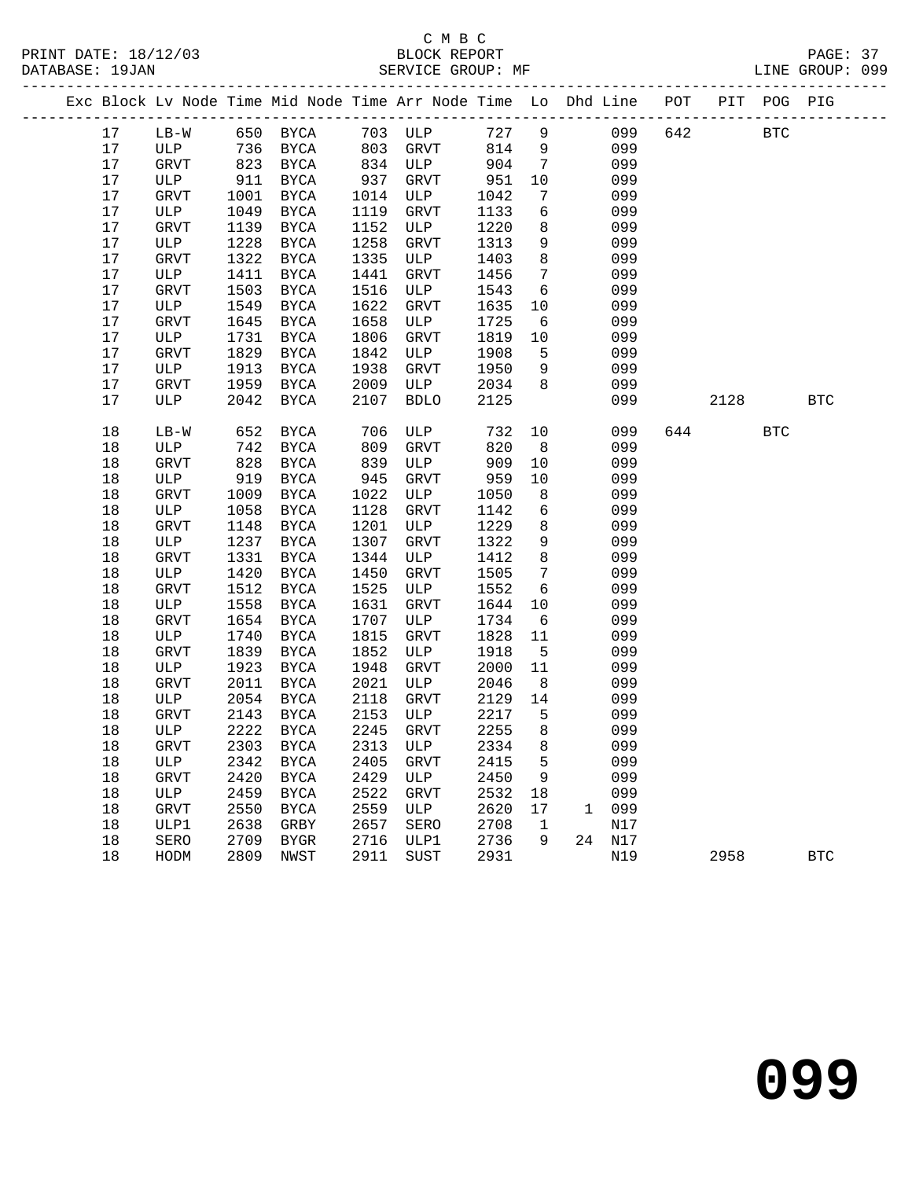C M B C
BLOCK REPORT
SERVICE GROUP: MF

PRINT DATE: 18/12/03
DATABASE: 19JAN
LINE GROUP: 099

| Exc | Block | Lv | Node | Time | Mid Node | Time | Arr Node | Time | Lo | Dhd | Line | POT | PIT | POG | PIG |
|---|---|---|---|---|---|---|---|---|---|---|---|---|---|---|---|
| | 17 | | LB-W | 650 | BYCA | 703 | ULP | 727 | 9 | | 099 | 642 | | BTC | |
| | 17 | | ULP | 736 | BYCA | 803 | GRVT | 814 | 9 | | 099 | | | | |
| | 17 | | GRVT | 823 | BYCA | 834 | ULP | 904 | 7 | | 099 | | | | |
| | 17 | | ULP | 911 | BYCA | 937 | GRVT | 951 | 10 | | 099 | | | | |
| | 17 | | GRVT | 1001 | BYCA | 1014 | ULP | 1042 | 7 | | 099 | | | | |
| | 17 | | ULP | 1049 | BYCA | 1119 | GRVT | 1133 | 6 | | 099 | | | | |
| | 17 | | GRVT | 1139 | BYCA | 1152 | ULP | 1220 | 8 | | 099 | | | | |
| | 17 | | ULP | 1228 | BYCA | 1258 | GRVT | 1313 | 9 | | 099 | | | | |
| | 17 | | GRVT | 1322 | BYCA | 1335 | ULP | 1403 | 8 | | 099 | | | | |
| | 17 | | ULP | 1411 | BYCA | 1441 | GRVT | 1456 | 7 | | 099 | | | | |
| | 17 | | GRVT | 1503 | BYCA | 1516 | ULP | 1543 | 6 | | 099 | | | | |
| | 17 | | ULP | 1549 | BYCA | 1622 | GRVT | 1635 | 10 | | 099 | | | | |
| | 17 | | GRVT | 1645 | BYCA | 1658 | ULP | 1725 | 6 | | 099 | | | | |
| | 17 | | ULP | 1731 | BYCA | 1806 | GRVT | 1819 | 10 | | 099 | | | | |
| | 17 | | GRVT | 1829 | BYCA | 1842 | ULP | 1908 | 5 | | 099 | | | | |
| | 17 | | ULP | 1913 | BYCA | 1938 | GRVT | 1950 | 9 | | 099 | | | | |
| | 17 | | GRVT | 1959 | BYCA | 2009 | ULP | 2034 | 8 | | 099 | | | | |
| | 17 | | ULP | 2042 | BYCA | 2107 | BDLO | 2125 | | | 099 | | 2128 | | BTC |
| | 18 | | LB-W | 652 | BYCA | 706 | ULP | 732 | 10 | | 099 | 644 | | BTC | |
| | 18 | | ULP | 742 | BYCA | 809 | GRVT | 820 | 8 | | 099 | | | | |
| | 18 | | GRVT | 828 | BYCA | 839 | ULP | 909 | 10 | | 099 | | | | |
| | 18 | | ULP | 919 | BYCA | 945 | GRVT | 959 | 10 | | 099 | | | | |
| | 18 | | GRVT | 1009 | BYCA | 1022 | ULP | 1050 | 8 | | 099 | | | | |
| | 18 | | ULP | 1058 | BYCA | 1128 | GRVT | 1142 | 6 | | 099 | | | | |
| | 18 | | GRVT | 1148 | BYCA | 1201 | ULP | 1229 | 8 | | 099 | | | | |
| | 18 | | ULP | 1237 | BYCA | 1307 | GRVT | 1322 | 9 | | 099 | | | | |
| | 18 | | GRVT | 1331 | BYCA | 1344 | ULP | 1412 | 8 | | 099 | | | | |
| | 18 | | ULP | 1420 | BYCA | 1450 | GRVT | 1505 | 7 | | 099 | | | | |
| | 18 | | GRVT | 1512 | BYCA | 1525 | ULP | 1552 | 6 | | 099 | | | | |
| | 18 | | ULP | 1558 | BYCA | 1631 | GRVT | 1644 | 10 | | 099 | | | | |
| | 18 | | GRVT | 1654 | BYCA | 1707 | ULP | 1734 | 6 | | 099 | | | | |
| | 18 | | ULP | 1740 | BYCA | 1815 | GRVT | 1828 | 11 | | 099 | | | | |
| | 18 | | GRVT | 1839 | BYCA | 1852 | ULP | 1918 | 5 | | 099 | | | | |
| | 18 | | ULP | 1923 | BYCA | 1948 | GRVT | 2000 | 11 | | 099 | | | | |
| | 18 | | GRVT | 2011 | BYCA | 2021 | ULP | 2046 | 8 | | 099 | | | | |
| | 18 | | ULP | 2054 | BYCA | 2118 | GRVT | 2129 | 14 | | 099 | | | | |
| | 18 | | GRVT | 2143 | BYCA | 2153 | ULP | 2217 | 5 | | 099 | | | | |
| | 18 | | ULP | 2222 | BYCA | 2245 | GRVT | 2255 | 8 | | 099 | | | | |
| | 18 | | GRVT | 2303 | BYCA | 2313 | ULP | 2334 | 8 | | 099 | | | | |
| | 18 | | ULP | 2342 | BYCA | 2405 | GRVT | 2415 | 5 | | 099 | | | | |
| | 18 | | GRVT | 2420 | BYCA | 2429 | ULP | 2450 | 9 | | 099 | | | | |
| | 18 | | ULP | 2459 | BYCA | 2522 | GRVT | 2532 | 18 | | 099 | | | | |
| | 18 | | GRVT | 2550 | BYCA | 2559 | ULP | 2620 | 17 | 1 | 099 | | | | |
| | 18 | | ULP1 | 2638 | GRBY | 2657 | SERO | 2708 | 1 | | N17 | | | | |
| | 18 | | SERO | 2709 | BYGR | 2716 | ULP1 | 2736 | 9 | 24 | N17 | | | | |
| | 18 | | HODM | 2809 | NWST | 2911 | SUST | 2931 | | | N19 | | 2958 | | BTC |

099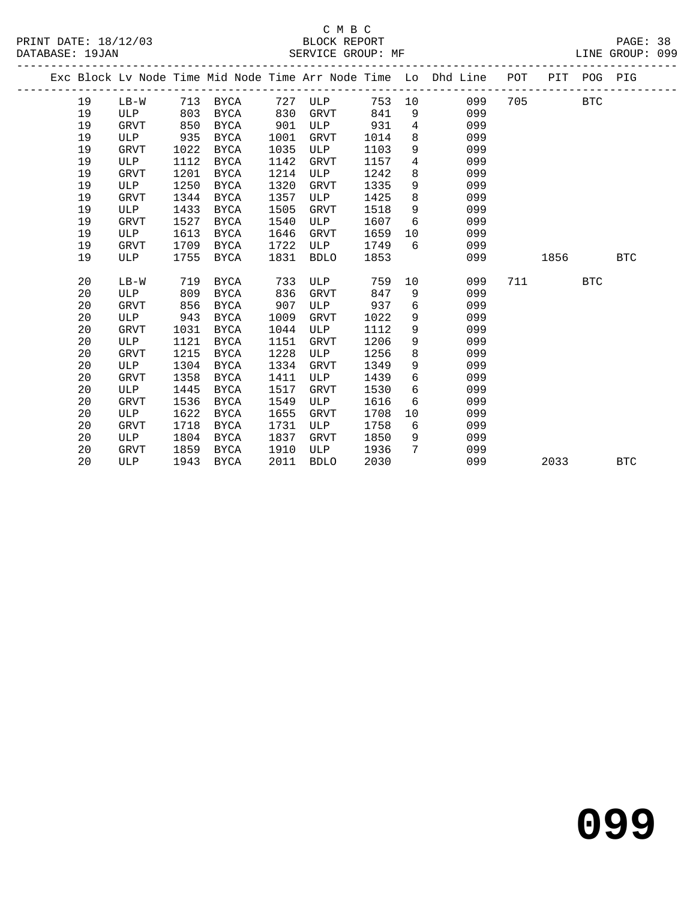C M B C

BLOCK REPORT

SERVICE GROUP: MF

PRINT DATE: 18/12/03
DATABASE: 19JAN
LINE GROUP: 099

| Exc | Block | Lv Node | Time | Mid Node | Time | Arr Node | Time | Lo | Dhd Line | POT | PIT | POG | PIG |
|---|---|---|---|---|---|---|---|---|---|---|---|---|---|
| | 19 | LB-W | 713 | BYCA | 727 | ULP | 753 | 10 | 099 | 705 | | BTC | |
| | 19 | ULP | 803 | BYCA | 830 | GRVT | 841 | 9 | 099 | | | | |
| | 19 | GRVT | 850 | BYCA | 901 | ULP | 931 | 4 | 099 | | | | |
| | 19 | ULP | 935 | BYCA | 1001 | GRVT | 1014 | 8 | 099 | | | | |
| | 19 | GRVT | 1022 | BYCA | 1035 | ULP | 1103 | 9 | 099 | | | | |
| | 19 | ULP | 1112 | BYCA | 1142 | GRVT | 1157 | 4 | 099 | | | | |
| | 19 | GRVT | 1201 | BYCA | 1214 | ULP | 1242 | 8 | 099 | | | | |
| | 19 | ULP | 1250 | BYCA | 1320 | GRVT | 1335 | 9 | 099 | | | | |
| | 19 | GRVT | 1344 | BYCA | 1357 | ULP | 1425 | 8 | 099 | | | | |
| | 19 | ULP | 1433 | BYCA | 1505 | GRVT | 1518 | 9 | 099 | | | | |
| | 19 | GRVT | 1527 | BYCA | 1540 | ULP | 1607 | 6 | 099 | | | | |
| | 19 | ULP | 1613 | BYCA | 1646 | GRVT | 1659 | 10 | 099 | | | | |
| | 19 | GRVT | 1709 | BYCA | 1722 | ULP | 1749 | 6 | 099 | | | | |
| | 19 | ULP | 1755 | BYCA | 1831 | BDLO | 1853 | | 099 | | 1856 | | BTC |
| | 20 | LB-W | 719 | BYCA | 733 | ULP | 759 | 10 | 099 | 711 | | BTC | |
| | 20 | ULP | 809 | BYCA | 836 | GRVT | 847 | 9 | 099 | | | | |
| | 20 | GRVT | 856 | BYCA | 907 | ULP | 937 | 6 | 099 | | | | |
| | 20 | ULP | 943 | BYCA | 1009 | GRVT | 1022 | 9 | 099 | | | | |
| | 20 | GRVT | 1031 | BYCA | 1044 | ULP | 1112 | 9 | 099 | | | | |
| | 20 | ULP | 1121 | BYCA | 1151 | GRVT | 1206 | 9 | 099 | | | | |
| | 20 | GRVT | 1215 | BYCA | 1228 | ULP | 1256 | 8 | 099 | | | | |
| | 20 | ULP | 1304 | BYCA | 1334 | GRVT | 1349 | 9 | 099 | | | | |
| | 20 | GRVT | 1358 | BYCA | 1411 | ULP | 1439 | 6 | 099 | | | | |
| | 20 | ULP | 1445 | BYCA | 1517 | GRVT | 1530 | 6 | 099 | | | | |
| | 20 | GRVT | 1536 | BYCA | 1549 | ULP | 1616 | 6 | 099 | | | | |
| | 20 | ULP | 1622 | BYCA | 1655 | GRVT | 1708 | 10 | 099 | | | | |
| | 20 | GRVT | 1718 | BYCA | 1731 | ULP | 1758 | 6 | 099 | | | | |
| | 20 | ULP | 1804 | BYCA | 1837 | GRVT | 1850 | 9 | 099 | | | | |
| | 20 | GRVT | 1859 | BYCA | 1910 | ULP | 1936 | 7 | 099 | | | | |
| | 20 | ULP | 1943 | BYCA | 2011 | BDLO | 2030 | | 099 | | 2033 | | BTC |

**099**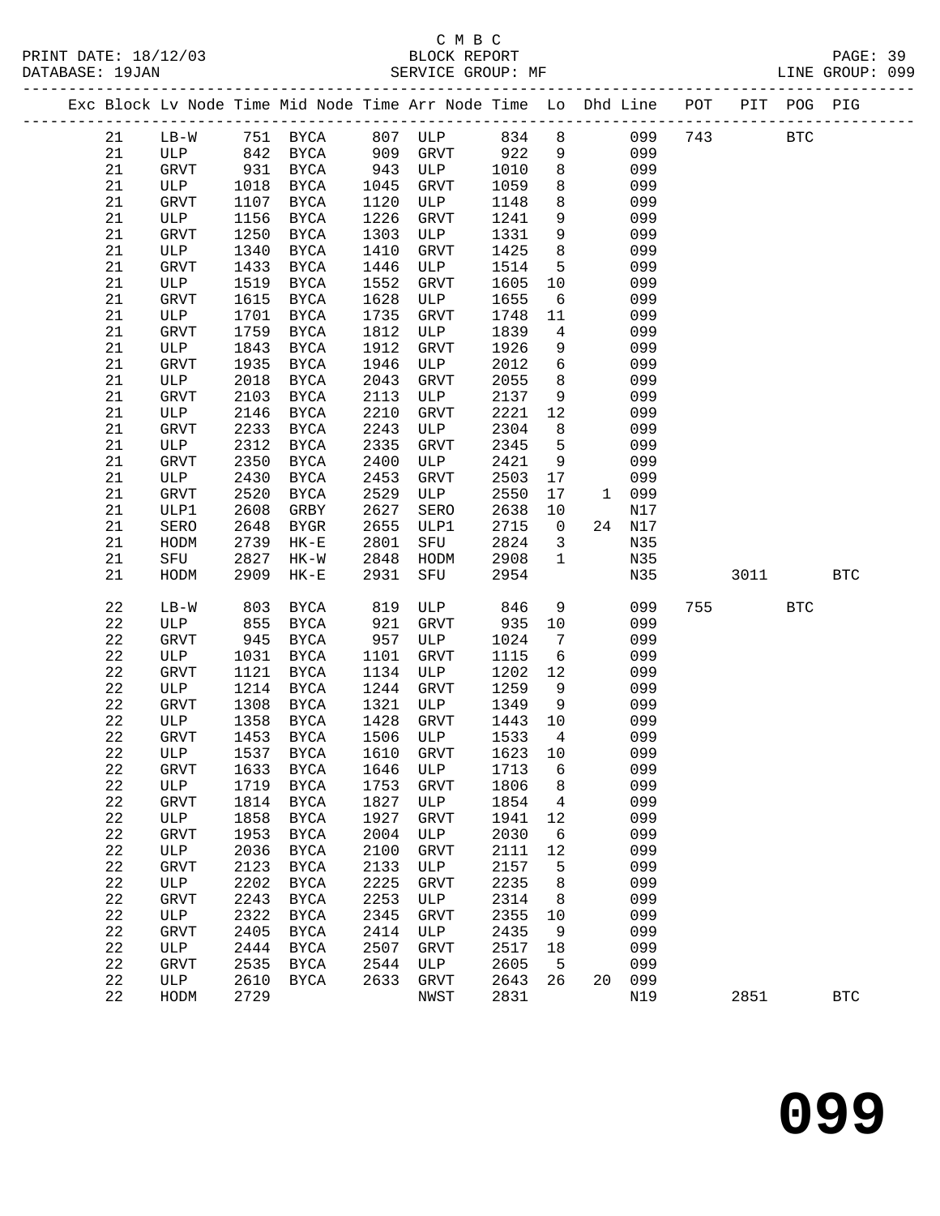C M B C
PRINT DATE: 18/12/03 BLOCK REPORT
DATABASE: 19JAN SERVICE GROUP: MF LINE GROUP: 099

| Exc | Block | Lv | Node | Time | Mid Node | Time | Arr Node | Time | Lo | Dhd | Line | POT | PIT | POG | PIG |
|---|---|---|---|---|---|---|---|---|---|---|---|---|---|---|---|
| | 21 | | LB-W | 751 | BYCA | 807 | ULP | 834 | 8 | | 099 | 743 | | BTC | |
| | 21 | | ULP | 842 | BYCA | 909 | GRVT | 922 | 9 | | 099 | | | | |
| | 21 | | GRVT | 931 | BYCA | 943 | ULP | 1010 | 8 | | 099 | | | | |
| | 21 | | ULP | 1018 | BYCA | 1045 | GRVT | 1059 | 8 | | 099 | | | | |
| | 21 | | GRVT | 1107 | BYCA | 1120 | ULP | 1148 | 8 | | 099 | | | | |
| | 21 | | ULP | 1156 | BYCA | 1226 | GRVT | 1241 | 9 | | 099 | | | | |
| | 21 | | GRVT | 1250 | BYCA | 1303 | ULP | 1331 | 9 | | 099 | | | | |
| | 21 | | ULP | 1340 | BYCA | 1410 | GRVT | 1425 | 8 | | 099 | | | | |
| | 21 | | GRVT | 1433 | BYCA | 1446 | ULP | 1514 | 5 | | 099 | | | | |
| | 21 | | ULP | 1519 | BYCA | 1552 | GRVT | 1605 | 10 | | 099 | | | | |
| | 21 | | GRVT | 1615 | BYCA | 1628 | ULP | 1655 | 6 | | 099 | | | | |
| | 21 | | ULP | 1701 | BYCA | 1735 | GRVT | 1748 | 11 | | 099 | | | | |
| | 21 | | GRVT | 1759 | BYCA | 1812 | ULP | 1839 | 4 | | 099 | | | | |
| | 21 | | ULP | 1843 | BYCA | 1912 | GRVT | 1926 | 9 | | 099 | | | | |
| | 21 | | GRVT | 1935 | BYCA | 1946 | ULP | 2012 | 6 | | 099 | | | | |
| | 21 | | ULP | 2018 | BYCA | 2043 | GRVT | 2055 | 8 | | 099 | | | | |
| | 21 | | GRVT | 2103 | BYCA | 2113 | ULP | 2137 | 9 | | 099 | | | | |
| | 21 | | ULP | 2146 | BYCA | 2210 | GRVT | 2221 | 12 | | 099 | | | | |
| | 21 | | GRVT | 2233 | BYCA | 2243 | ULP | 2304 | 8 | | 099 | | | | |
| | 21 | | ULP | 2312 | BYCA | 2335 | GRVT | 2345 | 5 | | 099 | | | | |
| | 21 | | GRVT | 2350 | BYCA | 2400 | ULP | 2421 | 9 | | 099 | | | | |
| | 21 | | ULP | 2430 | BYCA | 2453 | GRVT | 2503 | 17 | | 099 | | | | |
| | 21 | | GRVT | 2520 | BYCA | 2529 | ULP | 2550 | 17 | 1 | 099 | | | | |
| | 21 | | ULP1 | 2608 | GRBY | 2627 | SERO | 2638 | 10 | | N17 | | | | |
| | 21 | | SERO | 2648 | BYGR | 2655 | ULP1 | 2715 | 0 | 24 | N17 | | | | |
| | 21 | | HODM | 2739 | HK-E | 2801 | SFU | 2824 | 3 | | N35 | | | | |
| | 21 | | SFU | 2827 | HK-W | 2848 | HODM | 2908 | 1 | | N35 | | | | |
| | 21 | | HODM | 2909 | HK-E | 2931 | SFU | 2954 | | | N35 | | 3011 | | BTC |
| | 22 | | LB-W | 803 | BYCA | 819 | ULP | 846 | 9 | | 099 | 755 | | BTC | |
| | 22 | | ULP | 855 | BYCA | 921 | GRVT | 935 | 10 | | 099 | | | | |
| | 22 | | GRVT | 945 | BYCA | 957 | ULP | 1024 | 7 | | 099 | | | | |
| | 22 | | ULP | 1031 | BYCA | 1101 | GRVT | 1115 | 6 | | 099 | | | | |
| | 22 | | GRVT | 1121 | BYCA | 1134 | ULP | 1202 | 12 | | 099 | | | | |
| | 22 | | ULP | 1214 | BYCA | 1244 | GRVT | 1259 | 9 | | 099 | | | | |
| | 22 | | GRVT | 1308 | BYCA | 1321 | ULP | 1349 | 9 | | 099 | | | | |
| | 22 | | ULP | 1358 | BYCA | 1428 | GRVT | 1443 | 10 | | 099 | | | | |
| | 22 | | GRVT | 1453 | BYCA | 1506 | ULP | 1533 | 4 | | 099 | | | | |
| | 22 | | ULP | 1537 | BYCA | 1610 | GRVT | 1623 | 10 | | 099 | | | | |
| | 22 | | GRVT | 1633 | BYCA | 1646 | ULP | 1713 | 6 | | 099 | | | | |
| | 22 | | ULP | 1719 | BYCA | 1753 | GRVT | 1806 | 8 | | 099 | | | | |
| | 22 | | GRVT | 1814 | BYCA | 1827 | ULP | 1854 | 4 | | 099 | | | | |
| | 22 | | ULP | 1858 | BYCA | 1927 | GRVT | 1941 | 12 | | 099 | | | | |
| | 22 | | GRVT | 1953 | BYCA | 2004 | ULP | 2030 | 6 | | 099 | | | | |
| | 22 | | ULP | 2036 | BYCA | 2100 | GRVT | 2111 | 12 | | 099 | | | | |
| | 22 | | GRVT | 2123 | BYCA | 2133 | ULP | 2157 | 5 | | 099 | | | | |
| | 22 | | ULP | 2202 | BYCA | 2225 | GRVT | 2235 | 8 | | 099 | | | | |
| | 22 | | GRVT | 2243 | BYCA | 2253 | ULP | 2314 | 8 | | 099 | | | | |
| | 22 | | ULP | 2322 | BYCA | 2345 | GRVT | 2355 | 10 | | 099 | | | | |
| | 22 | | GRVT | 2405 | BYCA | 2414 | ULP | 2435 | 9 | | 099 | | | | |
| | 22 | | ULP | 2444 | BYCA | 2507 | GRVT | 2517 | 18 | | 099 | | | | |
| | 22 | | GRVT | 2535 | BYCA | 2544 | ULP | 2605 | 5 | | 099 | | | | |
| | 22 | | ULP | 2610 | BYCA | 2633 | GRVT | 2643 | 26 | 20 | 099 | | | | |
| | 22 | | HODM | 2729 | | | NWST | 2831 | | | N19 | | 2851 | | BTC |

099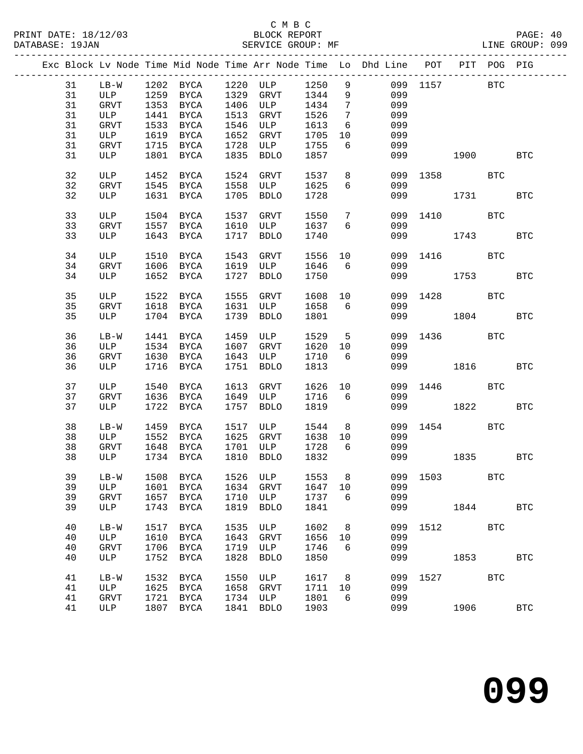C M B C
PRINT DATE: 18/12/03 BLOCK REPORT
DATABASE: 19JAN SERVICE GROUP: MF LINE GROUP: 099

| Exc | Block | Lv | Node | Time | Mid Node | Time | Arr Node | Time | Lo | Dhd Line | POT | PIT | POG | PIG |
|---|---|---|---|---|---|---|---|---|---|---|---|---|---|---|
| | 31 | | LB-W | 1202 | BYCA | 1220 | ULP | 1250 | 9 | 099 | 1157 | | BTC | |
| | 31 | | ULP | 1259 | BYCA | 1329 | GRVT | 1344 | 9 | 099 | | | | |
| | 31 | | GRVT | 1353 | BYCA | 1406 | ULP | 1434 | 7 | 099 | | | | |
| | 31 | | ULP | 1441 | BYCA | 1513 | GRVT | 1526 | 7 | 099 | | | | |
| | 31 | | GRVT | 1533 | BYCA | 1546 | ULP | 1613 | 6 | 099 | | | | |
| | 31 | | ULP | 1619 | BYCA | 1652 | GRVT | 1705 | 10 | 099 | | | | |
| | 31 | | GRVT | 1715 | BYCA | 1728 | ULP | 1755 | 6 | 099 | | | | |
| | 31 | | ULP | 1801 | BYCA | 1835 | BDLO | 1857 | | 099 | | 1900 | | BTC |
| | 32 | | ULP | 1452 | BYCA | 1524 | GRVT | 1537 | 8 | 099 | 1358 | | BTC | |
| | 32 | | GRVT | 1545 | BYCA | 1558 | ULP | 1625 | 6 | 099 | | | | |
| | 32 | | ULP | 1631 | BYCA | 1705 | BDLO | 1728 | | 099 | | 1731 | | BTC |
| | 33 | | ULP | 1504 | BYCA | 1537 | GRVT | 1550 | 7 | 099 | 1410 | | BTC | |
| | 33 | | GRVT | 1557 | BYCA | 1610 | ULP | 1637 | 6 | 099 | | | | |
| | 33 | | ULP | 1643 | BYCA | 1717 | BDLO | 1740 | | 099 | | 1743 | | BTC |
| | 34 | | ULP | 1510 | BYCA | 1543 | GRVT | 1556 | 10 | 099 | 1416 | | BTC | |
| | 34 | | GRVT | 1606 | BYCA | 1619 | ULP | 1646 | 6 | 099 | | | | |
| | 34 | | ULP | 1652 | BYCA | 1727 | BDLO | 1750 | | 099 | | 1753 | | BTC |
| | 35 | | ULP | 1522 | BYCA | 1555 | GRVT | 1608 | 10 | 099 | 1428 | | BTC | |
| | 35 | | GRVT | 1618 | BYCA | 1631 | ULP | 1658 | 6 | 099 | | | | |
| | 35 | | ULP | 1704 | BYCA | 1739 | BDLO | 1801 | | 099 | | 1804 | | BTC |
| | 36 | | LB-W | 1441 | BYCA | 1459 | ULP | 1529 | 5 | 099 | 1436 | | BTC | |
| | 36 | | ULP | 1534 | BYCA | 1607 | GRVT | 1620 | 10 | 099 | | | | |
| | 36 | | GRVT | 1630 | BYCA | 1643 | ULP | 1710 | 6 | 099 | | | | |
| | 36 | | ULP | 1716 | BYCA | 1751 | BDLO | 1813 | | 099 | | 1816 | | BTC |
| | 37 | | ULP | 1540 | BYCA | 1613 | GRVT | 1626 | 10 | 099 | 1446 | | BTC | |
| | 37 | | GRVT | 1636 | BYCA | 1649 | ULP | 1716 | 6 | 099 | | | | |
| | 37 | | ULP | 1722 | BYCA | 1757 | BDLO | 1819 | | 099 | | 1822 | | BTC |
| | 38 | | LB-W | 1459 | BYCA | 1517 | ULP | 1544 | 8 | 099 | 1454 | | BTC | |
| | 38 | | ULP | 1552 | BYCA | 1625 | GRVT | 1638 | 10 | 099 | | | | |
| | 38 | | GRVT | 1648 | BYCA | 1701 | ULP | 1728 | 6 | 099 | | | | |
| | 38 | | ULP | 1734 | BYCA | 1810 | BDLO | 1832 | | 099 | | 1835 | | BTC |
| | 39 | | LB-W | 1508 | BYCA | 1526 | ULP | 1553 | 8 | 099 | 1503 | | BTC | |
| | 39 | | ULP | 1601 | BYCA | 1634 | GRVT | 1647 | 10 | 099 | | | | |
| | 39 | | GRVT | 1657 | BYCA | 1710 | ULP | 1737 | 6 | 099 | | | | |
| | 39 | | ULP | 1743 | BYCA | 1819 | BDLO | 1841 | | 099 | | 1844 | | BTC |
| | 40 | | LB-W | 1517 | BYCA | 1535 | ULP | 1602 | 8 | 099 | 1512 | | BTC | |
| | 40 | | ULP | 1610 | BYCA | 1643 | GRVT | 1656 | 10 | 099 | | | | |
| | 40 | | GRVT | 1706 | BYCA | 1719 | ULP | 1746 | 6 | 099 | | | | |
| | 40 | | ULP | 1752 | BYCA | 1828 | BDLO | 1850 | | 099 | | 1853 | | BTC |
| | 41 | | LB-W | 1532 | BYCA | 1550 | ULP | 1617 | 8 | 099 | 1527 | | BTC | |
| | 41 | | ULP | 1625 | BYCA | 1658 | GRVT | 1711 | 10 | 099 | | | | |
| | 41 | | GRVT | 1721 | BYCA | 1734 | ULP | 1801 | 6 | 099 | | | | |
| | 41 | | ULP | 1807 | BYCA | 1841 | BDLO | 1903 | | 099 | | 1906 | | BTC |

099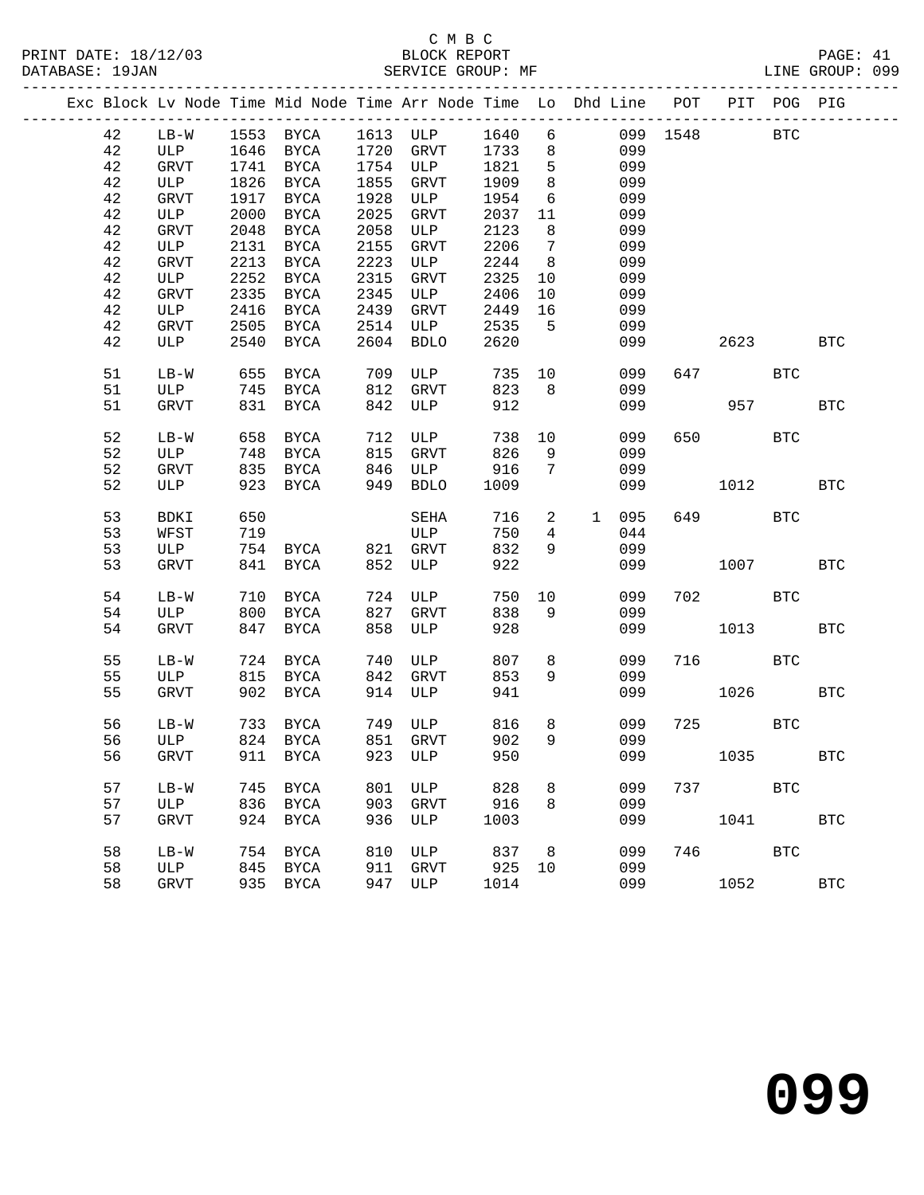C M B C
PRINT DATE: 18/12/03 BLOCK REPORT
DATABASE: 19JAN SERVICE GROUP: MF LINE GROUP: 099

| Exc | Block | Lv | Node | Time | Mid Node | Time | Arr Node | Time | Lo | Dhd | Line | POT | PIT | POG | PIG |
|---|---|---|---|---|---|---|---|---|---|---|---|---|---|---|---|
| | 42 | | LB-W | 1553 | BYCA | 1613 | ULP | 1640 | 6 | | 099 | 1548 | | BTC | |
| | 42 | | ULP | 1646 | BYCA | 1720 | GRVT | 1733 | 8 | | 099 | | | | |
| | 42 | | GRVT | 1741 | BYCA | 1754 | ULP | 1821 | 5 | | 099 | | | | |
| | 42 | | ULP | 1826 | BYCA | 1855 | GRVT | 1909 | 8 | | 099 | | | | |
| | 42 | | GRVT | 1917 | BYCA | 1928 | ULP | 1954 | 6 | | 099 | | | | |
| | 42 | | ULP | 2000 | BYCA | 2025 | GRVT | 2037 | 11 | | 099 | | | | |
| | 42 | | GRVT | 2048 | BYCA | 2058 | ULP | 2123 | 8 | | 099 | | | | |
| | 42 | | ULP | 2131 | BYCA | 2155 | GRVT | 2206 | 7 | | 099 | | | | |
| | 42 | | GRVT | 2213 | BYCA | 2223 | ULP | 2244 | 8 | | 099 | | | | |
| | 42 | | ULP | 2252 | BYCA | 2315 | GRVT | 2325 | 10 | | 099 | | | | |
| | 42 | | GRVT | 2335 | BYCA | 2345 | ULP | 2406 | 10 | | 099 | | | | |
| | 42 | | ULP | 2416 | BYCA | 2439 | GRVT | 2449 | 16 | | 099 | | | | |
| | 42 | | GRVT | 2505 | BYCA | 2514 | ULP | 2535 | 5 | | 099 | | | | |
| | 42 | | ULP | 2540 | BYCA | 2604 | BDLO | 2620 | | | 099 | | 2623 | | BTC |
| | 51 | | LB-W | 655 | BYCA | 709 | ULP | 735 | 10 | | 099 | 647 | | BTC | |
| | 51 | | ULP | 745 | BYCA | 812 | GRVT | 823 | 8 | | 099 | | | | |
| | 51 | | GRVT | 831 | BYCA | 842 | ULP | 912 | | | 099 | | 957 | | BTC |
| | 52 | | LB-W | 658 | BYCA | 712 | ULP | 738 | 10 | | 099 | 650 | | BTC | |
| | 52 | | ULP | 748 | BYCA | 815 | GRVT | 826 | 9 | | 099 | | | | |
| | 52 | | GRVT | 835 | BYCA | 846 | ULP | 916 | 7 | | 099 | | | | |
| | 52 | | ULP | 923 | BYCA | 949 | BDLO | 1009 | | | 099 | | 1012 | | BTC |
| | 53 | | BDKI | 650 | | | SEHA | 716 | 2 | 1 | 095 | 649 | | BTC | |
| | 53 | | WFST | 719 | | | ULP | 750 | 4 | | 044 | | | | |
| | 53 | | ULP | 754 | BYCA | 821 | GRVT | 832 | 9 | | 099 | | | | |
| | 53 | | GRVT | 841 | BYCA | 852 | ULP | 922 | | | 099 | | 1007 | | BTC |
| | 54 | | LB-W | 710 | BYCA | 724 | ULP | 750 | 10 | | 099 | 702 | | BTC | |
| | 54 | | ULP | 800 | BYCA | 827 | GRVT | 838 | 9 | | 099 | | | | |
| | 54 | | GRVT | 847 | BYCA | 858 | ULP | 928 | | | 099 | | 1013 | | BTC |
| | 55 | | LB-W | 724 | BYCA | 740 | ULP | 807 | 8 | | 099 | 716 | | BTC | |
| | 55 | | ULP | 815 | BYCA | 842 | GRVT | 853 | 9 | | 099 | | | | |
| | 55 | | GRVT | 902 | BYCA | 914 | ULP | 941 | | | 099 | | 1026 | | BTC |
| | 56 | | LB-W | 733 | BYCA | 749 | ULP | 816 | 8 | | 099 | 725 | | BTC | |
| | 56 | | ULP | 824 | BYCA | 851 | GRVT | 902 | 9 | | 099 | | | | |
| | 56 | | GRVT | 911 | BYCA | 923 | ULP | 950 | | | 099 | | 1035 | | BTC |
| | 57 | | LB-W | 745 | BYCA | 801 | ULP | 828 | 8 | | 099 | 737 | | BTC | |
| | 57 | | ULP | 836 | BYCA | 903 | GRVT | 916 | 8 | | 099 | | | | |
| | 57 | | GRVT | 924 | BYCA | 936 | ULP | 1003 | | | 099 | | 1041 | | BTC |
| | 58 | | LB-W | 754 | BYCA | 810 | ULP | 837 | 8 | | 099 | 746 | | BTC | |
| | 58 | | ULP | 845 | BYCA | 911 | GRVT | 925 | 10 | | 099 | | | | |
| | 58 | | GRVT | 935 | BYCA | 947 | ULP | 1014 | | | 099 | | 1052 | | BTC |

099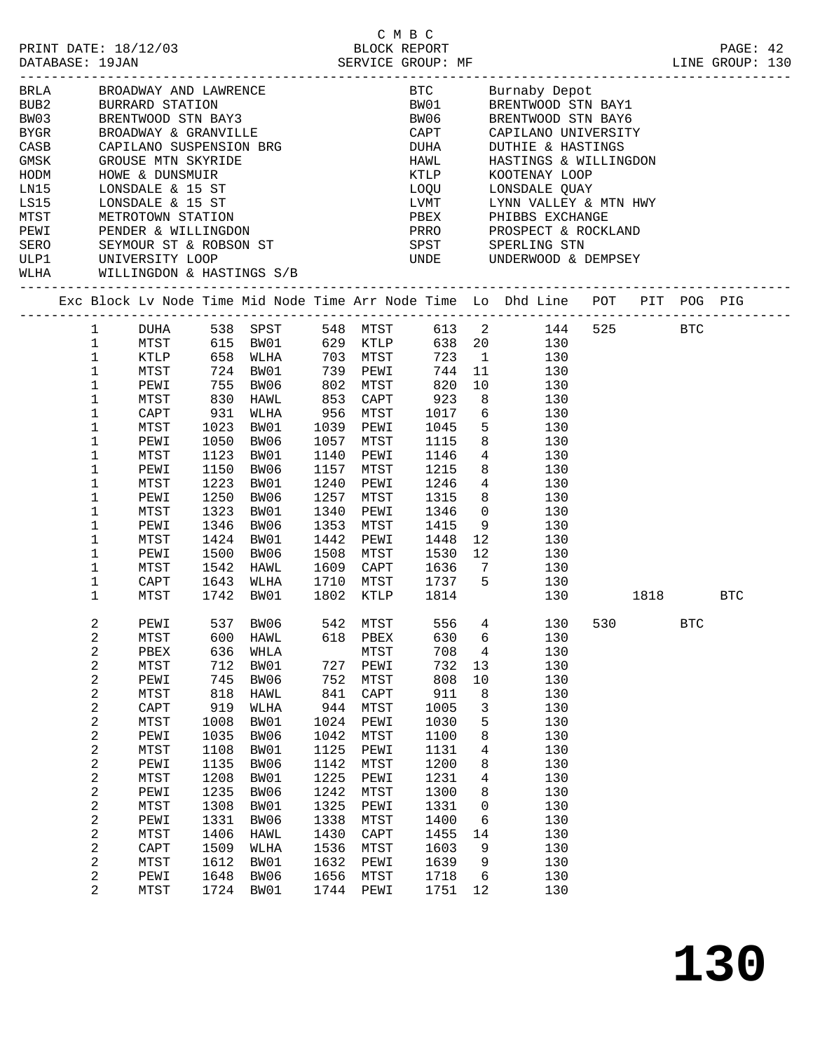C M B C

PRINT DATE: 18/12/03 BLOCK REPORT PAGE: 42
DATABASE: 19JAN SERVICE GROUP: MF LINE GROUP: 130

| Code | Name | Code | Name |
|---|---|---|---|
| BRLA | BROADWAY AND LAWRENCE | BTC | Burnaby Depot |
| BUB2 | BURRARD STATION | BW01 | BRENTWOOD STN BAY1 |
| BW03 | BRENTWOOD STN BAY3 | BW06 | BRENTWOOD STN BAY6 |
| BYGR | BROADWAY & GRANVILLE | CAPT | CAPILANO UNIVERSITY |
| CASB | CAPILANO SUSPENSION BRG | DUHA | DUTHIE & HASTINGS |
| GMSK | GROUSE MTN SKYRIDE | HAWL | HASTINGS & WILLINGDON |
| HODM | HOWE & DUNSMUIR | KTLP | KOOTENAY LOOP |
| LN15 | LONSDALE & 15 ST | LOQU | LONSDALE QUAY |
| LS15 | LONSDALE & 15 ST | LVMT | LYNN VALLEY & MTN HWY |
| MTST | METROTOWN STATION | PBEX | PHIBBS EXCHANGE |
| PEWI | PENDER & WILLINGDON | PRRO | PROSPECT & ROCKLAND |
| SERO | SEYMOUR ST & ROBSON ST | SPST | SPERLING STN |
| ULP1 | UNIVERSITY LOOP | UNDE | UNDERWOOD & DEMPSEY |
| WLHA | WILLINGDON & HASTINGS S/B | | |

| Exc | Block | Lv Node | Time | Mid Node | Time | Arr Node | Time | Lo | Dhd Line | POT | PIT | POG | PIG |
|---|---|---|---|---|---|---|---|---|---|---|---|---|---|
| | 1 | DUHA | 538 | SPST | 548 | MTST | 613 | 2 | 144 | 525 | | BTC | |
| | 1 | MTST | 615 | BW01 | 629 | KTLP | 638 | 20 | 130 | | | | |
| | 1 | KTLP | 658 | WLHA | 703 | MTST | 723 | 1 | 130 | | | | |
| | 1 | MTST | 724 | BW01 | 739 | PEWI | 744 | 11 | 130 | | | | |
| | 1 | PEWI | 755 | BW06 | 802 | MTST | 820 | 10 | 130 | | | | |
| | 1 | MTST | 830 | HAWL | 853 | CAPT | 923 | 8 | 130 | | | | |
| | 1 | CAPT | 931 | WLHA | 956 | MTST | 1017 | 6 | 130 | | | | |
| | 1 | MTST | 1023 | BW01 | 1039 | PEWI | 1045 | 5 | 130 | | | | |
| | 1 | PEWI | 1050 | BW06 | 1057 | MTST | 1115 | 8 | 130 | | | | |
| | 1 | MTST | 1123 | BW01 | 1140 | PEWI | 1146 | 4 | 130 | | | | |
| | 1 | PEWI | 1150 | BW06 | 1157 | MTST | 1215 | 8 | 130 | | | | |
| | 1 | MTST | 1223 | BW01 | 1240 | PEWI | 1246 | 4 | 130 | | | | |
| | 1 | PEWI | 1250 | BW06 | 1257 | MTST | 1315 | 8 | 130 | | | | |
| | 1 | MTST | 1323 | BW01 | 1340 | PEWI | 1346 | 0 | 130 | | | | |
| | 1 | PEWI | 1346 | BW06 | 1353 | MTST | 1415 | 9 | 130 | | | | |
| | 1 | MTST | 1424 | BW01 | 1442 | PEWI | 1448 | 12 | 130 | | | | |
| | 1 | PEWI | 1500 | BW06 | 1508 | MTST | 1530 | 12 | 130 | | | | |
| | 1 | MTST | 1542 | HAWL | 1609 | CAPT | 1636 | 7 | 130 | | | | |
| | 1 | CAPT | 1643 | WLHA | 1710 | MTST | 1737 | 5 | 130 | | | | |
| | 1 | MTST | 1742 | BW01 | 1802 | KTLP | 1814 | | 130 | | 1818 | | BTC |
| | 2 | PEWI | 537 | BW06 | 542 | MTST | 556 | 4 | 130 | 530 | | BTC | |
| | 2 | MTST | 600 | HAWL | 618 | PBEX | 630 | 6 | 130 | | | | |
| | 2 | PBEX | 636 | WHLA | | MTST | 708 | 4 | 130 | | | | |
| | 2 | MTST | 712 | BW01 | 727 | PEWI | 732 | 13 | 130 | | | | |
| | 2 | PEWI | 745 | BW06 | 752 | MTST | 808 | 10 | 130 | | | | |
| | 2 | MTST | 818 | HAWL | 841 | CAPT | 911 | 8 | 130 | | | | |
| | 2 | CAPT | 919 | WLHA | 944 | MTST | 1005 | 3 | 130 | | | | |
| | 2 | MTST | 1008 | BW01 | 1024 | PEWI | 1030 | 5 | 130 | | | | |
| | 2 | PEWI | 1035 | BW06 | 1042 | MTST | 1100 | 8 | 130 | | | | |
| | 2 | MTST | 1108 | BW01 | 1125 | PEWI | 1131 | 4 | 130 | | | | |
| | 2 | PEWI | 1135 | BW06 | 1142 | MTST | 1200 | 8 | 130 | | | | |
| | 2 | MTST | 1208 | BW01 | 1225 | PEWI | 1231 | 4 | 130 | | | | |
| | 2 | PEWI | 1235 | BW06 | 1242 | MTST | 1300 | 8 | 130 | | | | |
| | 2 | MTST | 1308 | BW01 | 1325 | PEWI | 1331 | 0 | 130 | | | | |
| | 2 | PEWI | 1331 | BW06 | 1338 | MTST | 1400 | 6 | 130 | | | | |
| | 2 | MTST | 1406 | HAWL | 1430 | CAPT | 1455 | 14 | 130 | | | | |
| | 2 | CAPT | 1509 | WLHA | 1536 | MTST | 1603 | 9 | 130 | | | | |
| | 2 | MTST | 1612 | BW01 | 1632 | PEWI | 1639 | 9 | 130 | | | | |
| | 2 | PEWI | 1648 | BW06 | 1656 | MTST | 1718 | 6 | 130 | | | | |
| | 2 | MTST | 1724 | BW01 | 1744 | PEWI | 1751 | 12 | 130 | | | | |

130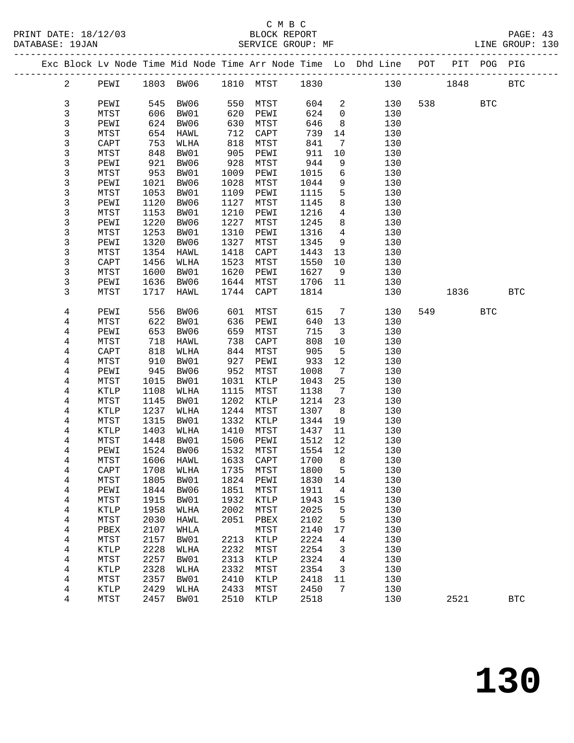C M B C
PRINT DATE: 18/12/03 BLOCK REPORT PAGE: 43
DATABASE: 19JAN SERVICE GROUP: MF LINE GROUP: 130

| Exc | Block | Lv Node | Time | Mid Node | Time | Arr Node | Time | Lo | Dhd Line | POT | PIT | POG | PIG |
|---|---|---|---|---|---|---|---|---|---|---|---|---|---|
| | 2 | PEWI | 1803 | BW06 | 1810 | MTST | 1830 | | 130 | | 1848 | | BTC |
| | 3 | PEWI | 545 | BW06 | 550 | MTST | 604 | 2 | 130 | 538 | | BTC | |
| | 3 | MTST | 606 | BW01 | 620 | PEWI | 624 | 0 | 130 | | | | |
| | 3 | PEWI | 624 | BW06 | 630 | MTST | 646 | 8 | 130 | | | | |
| | 3 | MTST | 654 | HAWL | 712 | CAPT | 739 | 14 | 130 | | | | |
| | 3 | CAPT | 753 | WLHA | 818 | MTST | 841 | 7 | 130 | | | | |
| | 3 | MTST | 848 | BW01 | 905 | PEWI | 911 | 10 | 130 | | | | |
| | 3 | PEWI | 921 | BW06 | 928 | MTST | 944 | 9 | 130 | | | | |
| | 3 | MTST | 953 | BW01 | 1009 | PEWI | 1015 | 6 | 130 | | | | |
| | 3 | PEWI | 1021 | BW06 | 1028 | MTST | 1044 | 9 | 130 | | | | |
| | 3 | MTST | 1053 | BW01 | 1109 | PEWI | 1115 | 5 | 130 | | | | |
| | 3 | PEWI | 1120 | BW06 | 1127 | MTST | 1145 | 8 | 130 | | | | |
| | 3 | MTST | 1153 | BW01 | 1210 | PEWI | 1216 | 4 | 130 | | | | |
| | 3 | PEWI | 1220 | BW06 | 1227 | MTST | 1245 | 8 | 130 | | | | |
| | 3 | MTST | 1253 | BW01 | 1310 | PEWI | 1316 | 4 | 130 | | | | |
| | 3 | PEWI | 1320 | BW06 | 1327 | MTST | 1345 | 9 | 130 | | | | |
| | 3 | MTST | 1354 | HAWL | 1418 | CAPT | 1443 | 13 | 130 | | | | |
| | 3 | CAPT | 1456 | WLHA | 1523 | MTST | 1550 | 10 | 130 | | | | |
| | 3 | MTST | 1600 | BW01 | 1620 | PEWI | 1627 | 9 | 130 | | | | |
| | 3 | PEWI | 1636 | BW06 | 1644 | MTST | 1706 | 11 | 130 | | | | |
| | 3 | MTST | 1717 | HAWL | 1744 | CAPT | 1814 | | 130 | | 1836 | | BTC |
| | 4 | PEWI | 556 | BW06 | 601 | MTST | 615 | 7 | 130 | 549 | | BTC | |
| | 4 | MTST | 622 | BW01 | 636 | PEWI | 640 | 13 | 130 | | | | |
| | 4 | PEWI | 653 | BW06 | 659 | MTST | 715 | 3 | 130 | | | | |
| | 4 | MTST | 718 | HAWL | 738 | CAPT | 808 | 10 | 130 | | | | |
| | 4 | CAPT | 818 | WLHA | 844 | MTST | 905 | 5 | 130 | | | | |
| | 4 | MTST | 910 | BW01 | 927 | PEWI | 933 | 12 | 130 | | | | |
| | 4 | PEWI | 945 | BW06 | 952 | MTST | 1008 | 7 | 130 | | | | |
| | 4 | MTST | 1015 | BW01 | 1031 | KTLP | 1043 | 25 | 130 | | | | |
| | 4 | KTLP | 1108 | WLHA | 1115 | MTST | 1138 | 7 | 130 | | | | |
| | 4 | MTST | 1145 | BW01 | 1202 | KTLP | 1214 | 23 | 130 | | | | |
| | 4 | KTLP | 1237 | WLHA | 1244 | MTST | 1307 | 8 | 130 | | | | |
| | 4 | MTST | 1315 | BW01 | 1332 | KTLP | 1344 | 19 | 130 | | | | |
| | 4 | KTLP | 1403 | WLHA | 1410 | MTST | 1437 | 11 | 130 | | | | |
| | 4 | MTST | 1448 | BW01 | 1506 | PEWI | 1512 | 12 | 130 | | | | |
| | 4 | PEWI | 1524 | BW06 | 1532 | MTST | 1554 | 12 | 130 | | | | |
| | 4 | MTST | 1606 | HAWL | 1633 | CAPT | 1700 | 8 | 130 | | | | |
| | 4 | CAPT | 1708 | WLHA | 1735 | MTST | 1800 | 5 | 130 | | | | |
| | 4 | MTST | 1805 | BW01 | 1824 | PEWI | 1830 | 14 | 130 | | | | |
| | 4 | PEWI | 1844 | BW06 | 1851 | MTST | 1911 | 4 | 130 | | | | |
| | 4 | MTST | 1915 | BW01 | 1932 | KTLP | 1943 | 15 | 130 | | | | |
| | 4 | KTLP | 1958 | WLHA | 2002 | MTST | 2025 | 5 | 130 | | | | |
| | 4 | MTST | 2030 | HAWL | 2051 | PBEX | 2102 | 5 | 130 | | | | |
| | 4 | PBEX | 2107 | WHLA | | MTST | 2140 | 17 | 130 | | | | |
| | 4 | MTST | 2157 | BW01 | 2213 | KTLP | 2224 | 4 | 130 | | | | |
| | 4 | KTLP | 2228 | WLHA | 2232 | MTST | 2254 | 3 | 130 | | | | |
| | 4 | MTST | 2257 | BW01 | 2313 | KTLP | 2324 | 4 | 130 | | | | |
| | 4 | KTLP | 2328 | WLHA | 2332 | MTST | 2354 | 3 | 130 | | | | |
| | 4 | MTST | 2357 | BW01 | 2410 | KTLP | 2418 | 11 | 130 | | | | |
| | 4 | KTLP | 2429 | WLHA | 2433 | MTST | 2450 | 7 | 130 | | | | |
| | 4 | MTST | 2457 | BW01 | 2510 | KTLP | 2518 | | 130 | | 2521 | | BTC |

# 130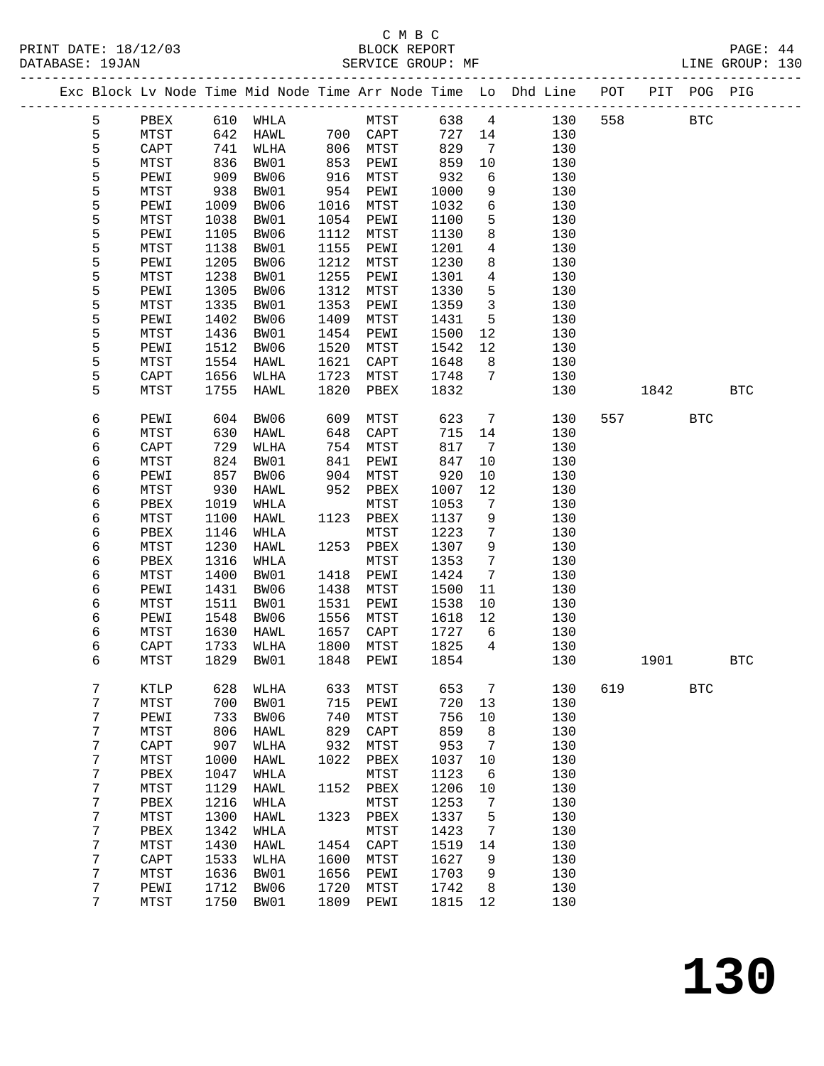C M B C

PRINT DATE: 18/12/03 BLOCK REPORT

DATABASE: 19JAN SERVICE GROUP: MF LINE GROUP: 130

| Exc | Block | Lv | Node | Time | Mid Node | Time | Arr Node | Time | Lo | Dhd Line | POT | PIT | POG | PIG |
|---|---|---|---|---|---|---|---|---|---|---|---|---|---|---|
| | 5 | | PBEX | 610 | WHLA | | MTST | 638 | 4 | 130 | 558 | | BTC | |
| | 5 | | MTST | 642 | HAWL | 700 | CAPT | 727 | 14 | 130 | | | | |
| | 5 | | CAPT | 741 | WLHA | 806 | MTST | 829 | 7 | 130 | | | | |
| | 5 | | MTST | 836 | BW01 | 853 | PEWI | 859 | 10 | 130 | | | | |
| | 5 | | PEWI | 909 | BW06 | 916 | MTST | 932 | 6 | 130 | | | | |
| | 5 | | MTST | 938 | BW01 | 954 | PEWI | 1000 | 9 | 130 | | | | |
| | 5 | | PEWI | 1009 | BW06 | 1016 | MTST | 1032 | 6 | 130 | | | | |
| | 5 | | MTST | 1038 | BW01 | 1054 | PEWI | 1100 | 5 | 130 | | | | |
| | 5 | | PEWI | 1105 | BW06 | 1112 | MTST | 1130 | 8 | 130 | | | | |
| | 5 | | MTST | 1138 | BW01 | 1155 | PEWI | 1201 | 4 | 130 | | | | |
| | 5 | | PEWI | 1205 | BW06 | 1212 | MTST | 1230 | 8 | 130 | | | | |
| | 5 | | MTST | 1238 | BW01 | 1255 | PEWI | 1301 | 4 | 130 | | | | |
| | 5 | | PEWI | 1305 | BW06 | 1312 | MTST | 1330 | 5 | 130 | | | | |
| | 5 | | MTST | 1335 | BW01 | 1353 | PEWI | 1359 | 3 | 130 | | | | |
| | 5 | | PEWI | 1402 | BW06 | 1409 | MTST | 1431 | 5 | 130 | | | | |
| | 5 | | MTST | 1436 | BW01 | 1454 | PEWI | 1500 | 12 | 130 | | | | |
| | 5 | | PEWI | 1512 | BW06 | 1520 | MTST | 1542 | 12 | 130 | | | | |
| | 5 | | MTST | 1554 | HAWL | 1621 | CAPT | 1648 | 8 | 130 | | | | |
| | 5 | | CAPT | 1656 | WLHA | 1723 | MTST | 1748 | 7 | 130 | | | | |
| | 5 | | MTST | 1755 | HAWL | 1820 | PBEX | 1832 | | 130 | | 1842 | | BTC |
| | 6 | | PEWI | 604 | BW06 | 609 | MTST | 623 | 7 | 130 | 557 | | BTC | |
| | 6 | | MTST | 630 | HAWL | 648 | CAPT | 715 | 14 | 130 | | | | |
| | 6 | | CAPT | 729 | WLHA | 754 | MTST | 817 | 7 | 130 | | | | |
| | 6 | | MTST | 824 | BW01 | 841 | PEWI | 847 | 10 | 130 | | | | |
| | 6 | | PEWI | 857 | BW06 | 904 | MTST | 920 | 10 | 130 | | | | |
| | 6 | | MTST | 930 | HAWL | 952 | PBEX | 1007 | 12 | 130 | | | | |
| | 6 | | PBEX | 1019 | WHLA | | MTST | 1053 | 7 | 130 | | | | |
| | 6 | | MTST | 1100 | HAWL | 1123 | PBEX | 1137 | 9 | 130 | | | | |
| | 6 | | PBEX | 1146 | WHLA | | MTST | 1223 | 7 | 130 | | | | |
| | 6 | | MTST | 1230 | HAWL | 1253 | PBEX | 1307 | 9 | 130 | | | | |
| | 6 | | PBEX | 1316 | WHLA | | MTST | 1353 | 7 | 130 | | | | |
| | 6 | | MTST | 1400 | BW01 | 1418 | PEWI | 1424 | 7 | 130 | | | | |
| | 6 | | PEWI | 1431 | BW06 | 1438 | MTST | 1500 | 11 | 130 | | | | |
| | 6 | | MTST | 1511 | BW01 | 1531 | PEWI | 1538 | 10 | 130 | | | | |
| | 6 | | PEWI | 1548 | BW06 | 1556 | MTST | 1618 | 12 | 130 | | | | |
| | 6 | | MTST | 1630 | HAWL | 1657 | CAPT | 1727 | 6 | 130 | | | | |
| | 6 | | CAPT | 1733 | WLHA | 1800 | MTST | 1825 | 4 | 130 | | | | |
| | 6 | | MTST | 1829 | BW01 | 1848 | PEWI | 1854 | | 130 | | 1901 | | BTC |
| | 7 | | KTLP | 628 | WLHA | 633 | MTST | 653 | 7 | 130 | 619 | | BTC | |
| | 7 | | MTST | 700 | BW01 | 715 | PEWI | 720 | 13 | 130 | | | | |
| | 7 | | PEWI | 733 | BW06 | 740 | MTST | 756 | 10 | 130 | | | | |
| | 7 | | MTST | 806 | HAWL | 829 | CAPT | 859 | 8 | 130 | | | | |
| | 7 | | CAPT | 907 | WLHA | 932 | MTST | 953 | 7 | 130 | | | | |
| | 7 | | MTST | 1000 | HAWL | 1022 | PBEX | 1037 | 10 | 130 | | | | |
| | 7 | | PBEX | 1047 | WHLA | | MTST | 1123 | 6 | 130 | | | | |
| | 7 | | MTST | 1129 | HAWL | 1152 | PBEX | 1206 | 10 | 130 | | | | |
| | 7 | | PBEX | 1216 | WHLA | | MTST | 1253 | 7 | 130 | | | | |
| | 7 | | MTST | 1300 | HAWL | 1323 | PBEX | 1337 | 5 | 130 | | | | |
| | 7 | | PBEX | 1342 | WHLA | | MTST | 1423 | 7 | 130 | | | | |
| | 7 | | MTST | 1430 | HAWL | 1454 | CAPT | 1519 | 14 | 130 | | | | |
| | 7 | | CAPT | 1533 | WLHA | 1600 | MTST | 1627 | 9 | 130 | | | | |
| | 7 | | MTST | 1636 | BW01 | 1656 | PEWI | 1703 | 9 | 130 | | | | |
| | 7 | | PEWI | 1712 | BW06 | 1720 | MTST | 1742 | 8 | 130 | | | | |
| | 7 | | MTST | 1750 | BW01 | 1809 | PEWI | 1815 | 12 | 130 | | | | |

130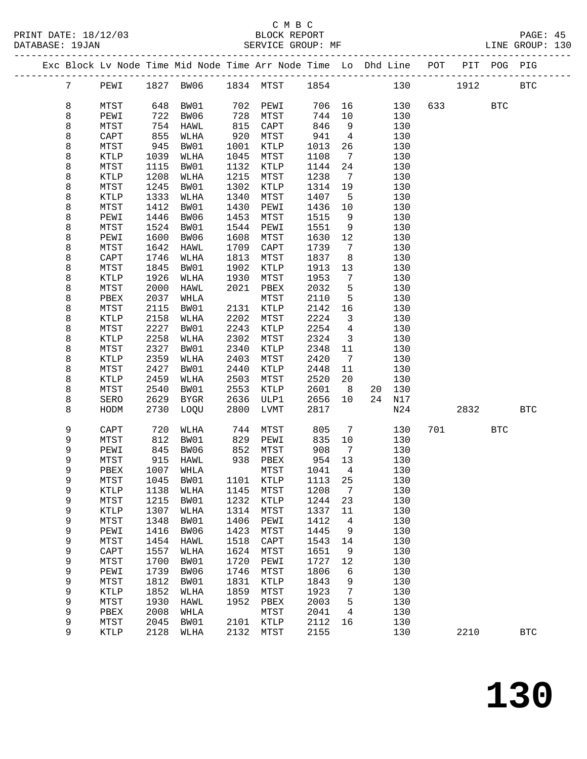C M B C

PRINT DATE: 18/12/03 BLOCK REPORT
DATABASE: 19JAN SERVICE GROUP: MF LINE GROUP: 130

| Exc | Block | Lv Node | Time | Mid Node | Time | Arr Node | Time | Lo | Dhd | Line | POT | PIT | POG | PIG |
|---|---|---|---|---|---|---|---|---|---|---|---|---|---|---|
| | 7 | PEWI | 1827 | BW06 | 1834 | MTST | 1854 | | | 130 | | 1912 | | BTC |
| | 8 | MTST | 648 | BW01 | 702 | PEWI | 706 | 16 | | 130 | 633 | | BTC | |
| | 8 | PEWI | 722 | BW06 | 728 | MTST | 744 | 10 | | 130 | | | | |
| | 8 | MTST | 754 | HAWL | 815 | CAPT | 846 | 9 | | 130 | | | | |
| | 8 | CAPT | 855 | WLHA | 920 | MTST | 941 | 4 | | 130 | | | | |
| | 8 | MTST | 945 | BW01 | 1001 | KTLP | 1013 | 26 | | 130 | | | | |
| | 8 | KTLP | 1039 | WLHA | 1045 | MTST | 1108 | 7 | | 130 | | | | |
| | 8 | MTST | 1115 | BW01 | 1132 | KTLP | 1144 | 24 | | 130 | | | | |
| | 8 | KTLP | 1208 | WLHA | 1215 | MTST | 1238 | 7 | | 130 | | | | |
| | 8 | MTST | 1245 | BW01 | 1302 | KTLP | 1314 | 19 | | 130 | | | | |
| | 8 | KTLP | 1333 | WLHA | 1340 | MTST | 1407 | 5 | | 130 | | | | |
| | 8 | MTST | 1412 | BW01 | 1430 | PEWI | 1436 | 10 | | 130 | | | | |
| | 8 | PEWI | 1446 | BW06 | 1453 | MTST | 1515 | 9 | | 130 | | | | |
| | 8 | MTST | 1524 | BW01 | 1544 | PEWI | 1551 | 9 | | 130 | | | | |
| | 8 | PEWI | 1600 | BW06 | 1608 | MTST | 1630 | 12 | | 130 | | | | |
| | 8 | MTST | 1642 | HAWL | 1709 | CAPT | 1739 | 7 | | 130 | | | | |
| | 8 | CAPT | 1746 | WLHA | 1813 | MTST | 1837 | 8 | | 130 | | | | |
| | 8 | MTST | 1845 | BW01 | 1902 | KTLP | 1913 | 13 | | 130 | | | | |
| | 8 | KTLP | 1926 | WLHA | 1930 | MTST | 1953 | 7 | | 130 | | | | |
| | 8 | MTST | 2000 | HAWL | 2021 | PBEX | 2032 | 5 | | 130 | | | | |
| | 8 | PBEX | 2037 | WHLA | | MTST | 2110 | 5 | | 130 | | | | |
| | 8 | MTST | 2115 | BW01 | 2131 | KTLP | 2142 | 16 | | 130 | | | | |
| | 8 | KTLP | 2158 | WLHA | 2202 | MTST | 2224 | 3 | | 130 | | | | |
| | 8 | MTST | 2227 | BW01 | 2243 | KTLP | 2254 | 4 | | 130 | | | | |
| | 8 | KTLP | 2258 | WLHA | 2302 | MTST | 2324 | 3 | | 130 | | | | |
| | 8 | MTST | 2327 | BW01 | 2340 | KTLP | 2348 | 11 | | 130 | | | | |
| | 8 | KTLP | 2359 | WLHA | 2403 | MTST | 2420 | 7 | | 130 | | | | |
| | 8 | MTST | 2427 | BW01 | 2440 | KTLP | 2448 | 11 | | 130 | | | | |
| | 8 | KTLP | 2459 | WLHA | 2503 | MTST | 2520 | 20 | | 130 | | | | |
| | 8 | MTST | 2540 | BW01 | 2553 | KTLP | 2601 | 8 | 20 | 130 | | | | |
| | 8 | SERO | 2629 | BYGR | 2636 | ULP1 | 2656 | 10 | 24 | N17 | | | | |
| | 8 | HODM | 2730 | LOQU | 2800 | LVMT | 2817 | | | N24 | | 2832 | | BTC |
| | 9 | CAPT | 720 | WLHA | 744 | MTST | 805 | 7 | | 130 | 701 | | BTC | |
| | 9 | MTST | 812 | BW01 | 829 | PEWI | 835 | 10 | | 130 | | | | |
| | 9 | PEWI | 845 | BW06 | 852 | MTST | 908 | 7 | | 130 | | | | |
| | 9 | MTST | 915 | HAWL | 938 | PBEX | 954 | 13 | | 130 | | | | |
| | 9 | PBEX | 1007 | WHLA | | MTST | 1041 | 4 | | 130 | | | | |
| | 9 | MTST | 1045 | BW01 | 1101 | KTLP | 1113 | 25 | | 130 | | | | |
| | 9 | KTLP | 1138 | WLHA | 1145 | MTST | 1208 | 7 | | 130 | | | | |
| | 9 | MTST | 1215 | BW01 | 1232 | KTLP | 1244 | 23 | | 130 | | | | |
| | 9 | KTLP | 1307 | WLHA | 1314 | MTST | 1337 | 11 | | 130 | | | | |
| | 9 | MTST | 1348 | BW01 | 1406 | PEWI | 1412 | 4 | | 130 | | | | |
| | 9 | PEWI | 1416 | BW06 | 1423 | MTST | 1445 | 9 | | 130 | | | | |
| | 9 | MTST | 1454 | HAWL | 1518 | CAPT | 1543 | 14 | | 130 | | | | |
| | 9 | CAPT | 1557 | WLHA | 1624 | MTST | 1651 | 9 | | 130 | | | | |
| | 9 | MTST | 1700 | BW01 | 1720 | PEWI | 1727 | 12 | | 130 | | | | |
| | 9 | PEWI | 1739 | BW06 | 1746 | MTST | 1806 | 6 | | 130 | | | | |
| | 9 | MTST | 1812 | BW01 | 1831 | KTLP | 1843 | 9 | | 130 | | | | |
| | 9 | KTLP | 1852 | WLHA | 1859 | MTST | 1923 | 7 | | 130 | | | | |
| | 9 | MTST | 1930 | HAWL | 1952 | PBEX | 2003 | 5 | | 130 | | | | |
| | 9 | PBEX | 2008 | WHLA | | MTST | 2041 | 4 | | 130 | | | | |
| | 9 | MTST | 2045 | BW01 | 2101 | KTLP | 2112 | 16 | | 130 | | | | |
| | 9 | KTLP | 2128 | WLHA | 2132 | MTST | 2155 | | | 130 | | 2210 | | BTC |

130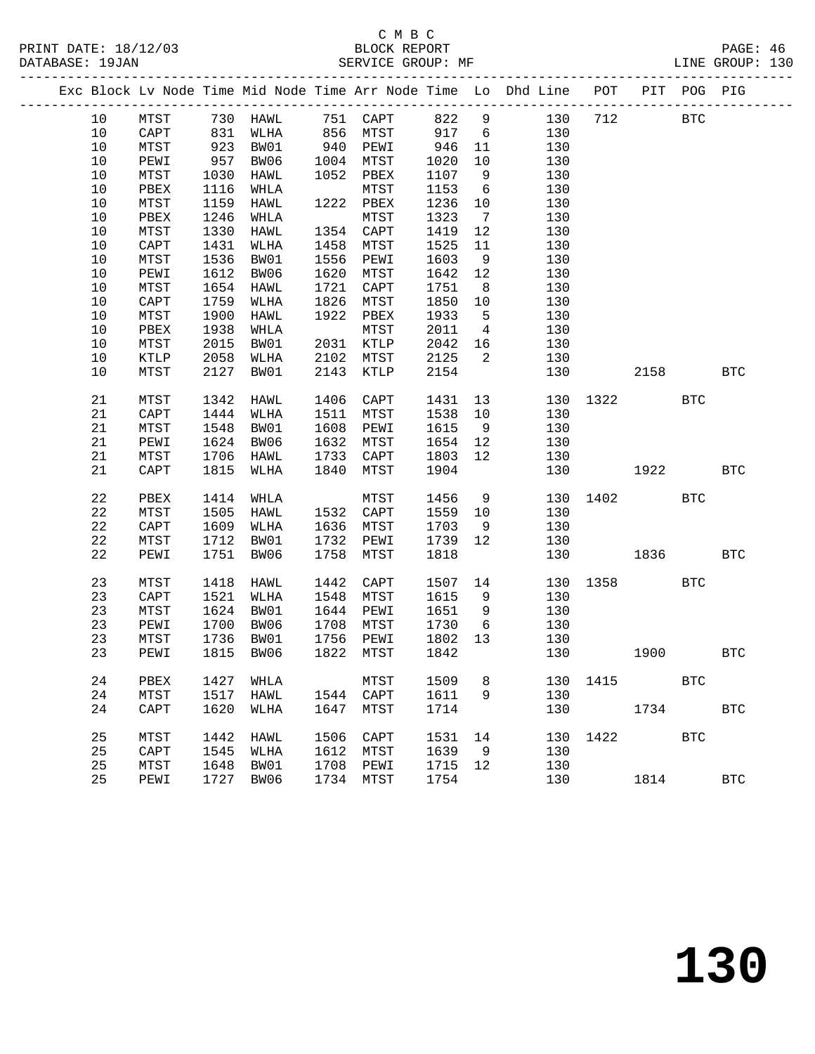C M B C

BLOCK REPORT

SERVICE GROUP: MF

PRINT DATE: 18/12/03
DATABASE: 19JAN
LINE GROUP: 130

| Exc | Block | Lv | Node | Time | Mid Node | Time | Arr Node | Time | Lo | Dhd Line | POT | PIT | POG | PIG |
|---|---|---|---|---|---|---|---|---|---|---|---|---|---|---|
| | 10 | | MTST | 730 | HAWL | 751 | CAPT | 822 | 9 | 130 | 712 | | BTC | |
| | 10 | | CAPT | 831 | WLHA | 856 | MTST | 917 | 6 | 130 | | | | |
| | 10 | | MTST | 923 | BW01 | 940 | PEWI | 946 | 11 | 130 | | | | |
| | 10 | | PEWI | 957 | BW06 | 1004 | MTST | 1020 | 10 | 130 | | | | |
| | 10 | | MTST | 1030 | HAWL | 1052 | PBEX | 1107 | 9 | 130 | | | | |
| | 10 | | PBEX | 1116 | WHLA | | MTST | 1153 | 6 | 130 | | | | |
| | 10 | | MTST | 1159 | HAWL | 1222 | PBEX | 1236 | 10 | 130 | | | | |
| | 10 | | PBEX | 1246 | WHLA | | MTST | 1323 | 7 | 130 | | | | |
| | 10 | | MTST | 1330 | HAWL | 1354 | CAPT | 1419 | 12 | 130 | | | | |
| | 10 | | CAPT | 1431 | WLHA | 1458 | MTST | 1525 | 11 | 130 | | | | |
| | 10 | | MTST | 1536 | BW01 | 1556 | PEWI | 1603 | 9 | 130 | | | | |
| | 10 | | PEWI | 1612 | BW06 | 1620 | MTST | 1642 | 12 | 130 | | | | |
| | 10 | | MTST | 1654 | HAWL | 1721 | CAPT | 1751 | 8 | 130 | | | | |
| | 10 | | CAPT | 1759 | WLHA | 1826 | MTST | 1850 | 10 | 130 | | | | |
| | 10 | | MTST | 1900 | HAWL | 1922 | PBEX | 1933 | 5 | 130 | | | | |
| | 10 | | PBEX | 1938 | WHLA | | MTST | 2011 | 4 | 130 | | | | |
| | 10 | | MTST | 2015 | BW01 | 2031 | KTLP | 2042 | 16 | 130 | | | | |
| | 10 | | KTLP | 2058 | WLHA | 2102 | MTST | 2125 | 2 | 130 | | | | |
| | 10 | | MTST | 2127 | BW01 | 2143 | KTLP | 2154 | | 130 | | 2158 | | BTC |
| | 21 | | MTST | 1342 | HAWL | 1406 | CAPT | 1431 | 13 | 130 | 1322 | | BTC | |
| | 21 | | CAPT | 1444 | WLHA | 1511 | MTST | 1538 | 10 | 130 | | | | |
| | 21 | | MTST | 1548 | BW01 | 1608 | PEWI | 1615 | 9 | 130 | | | | |
| | 21 | | PEWI | 1624 | BW06 | 1632 | MTST | 1654 | 12 | 130 | | | | |
| | 21 | | MTST | 1706 | HAWL | 1733 | CAPT | 1803 | 12 | 130 | | | | |
| | 21 | | CAPT | 1815 | WLHA | 1840 | MTST | 1904 | | 130 | | 1922 | | BTC |
| | 22 | | PBEX | 1414 | WHLA | | MTST | 1456 | 9 | 130 | 1402 | | BTC | |
| | 22 | | MTST | 1505 | HAWL | 1532 | CAPT | 1559 | 10 | 130 | | | | |
| | 22 | | CAPT | 1609 | WLHA | 1636 | MTST | 1703 | 9 | 130 | | | | |
| | 22 | | MTST | 1712 | BW01 | 1732 | PEWI | 1739 | 12 | 130 | | | | |
| | 22 | | PEWI | 1751 | BW06 | 1758 | MTST | 1818 | | 130 | | 1836 | | BTC |
| | 23 | | MTST | 1418 | HAWL | 1442 | CAPT | 1507 | 14 | 130 | 1358 | | BTC | |
| | 23 | | CAPT | 1521 | WLHA | 1548 | MTST | 1615 | 9 | 130 | | | | |
| | 23 | | MTST | 1624 | BW01 | 1644 | PEWI | 1651 | 9 | 130 | | | | |
| | 23 | | PEWI | 1700 | BW06 | 1708 | MTST | 1730 | 6 | 130 | | | | |
| | 23 | | MTST | 1736 | BW01 | 1756 | PEWI | 1802 | 13 | 130 | | | | |
| | 23 | | PEWI | 1815 | BW06 | 1822 | MTST | 1842 | | 130 | | 1900 | | BTC |
| | 24 | | PBEX | 1427 | WHLA | | MTST | 1509 | 8 | 130 | 1415 | | BTC | |
| | 24 | | MTST | 1517 | HAWL | 1544 | CAPT | 1611 | 9 | 130 | | | | |
| | 24 | | CAPT | 1620 | WLHA | 1647 | MTST | 1714 | | 130 | | 1734 | | BTC |
| | 25 | | MTST | 1442 | HAWL | 1506 | CAPT | 1531 | 14 | 130 | 1422 | | BTC | |
| | 25 | | CAPT | 1545 | WLHA | 1612 | MTST | 1639 | 9 | 130 | | | | |
| | 25 | | MTST | 1648 | BW01 | 1708 | PEWI | 1715 | 12 | 130 | | | | |
| | 25 | | PEWI | 1727 | BW06 | 1734 | MTST | 1754 | | 130 | | 1814 | | BTC |

# 130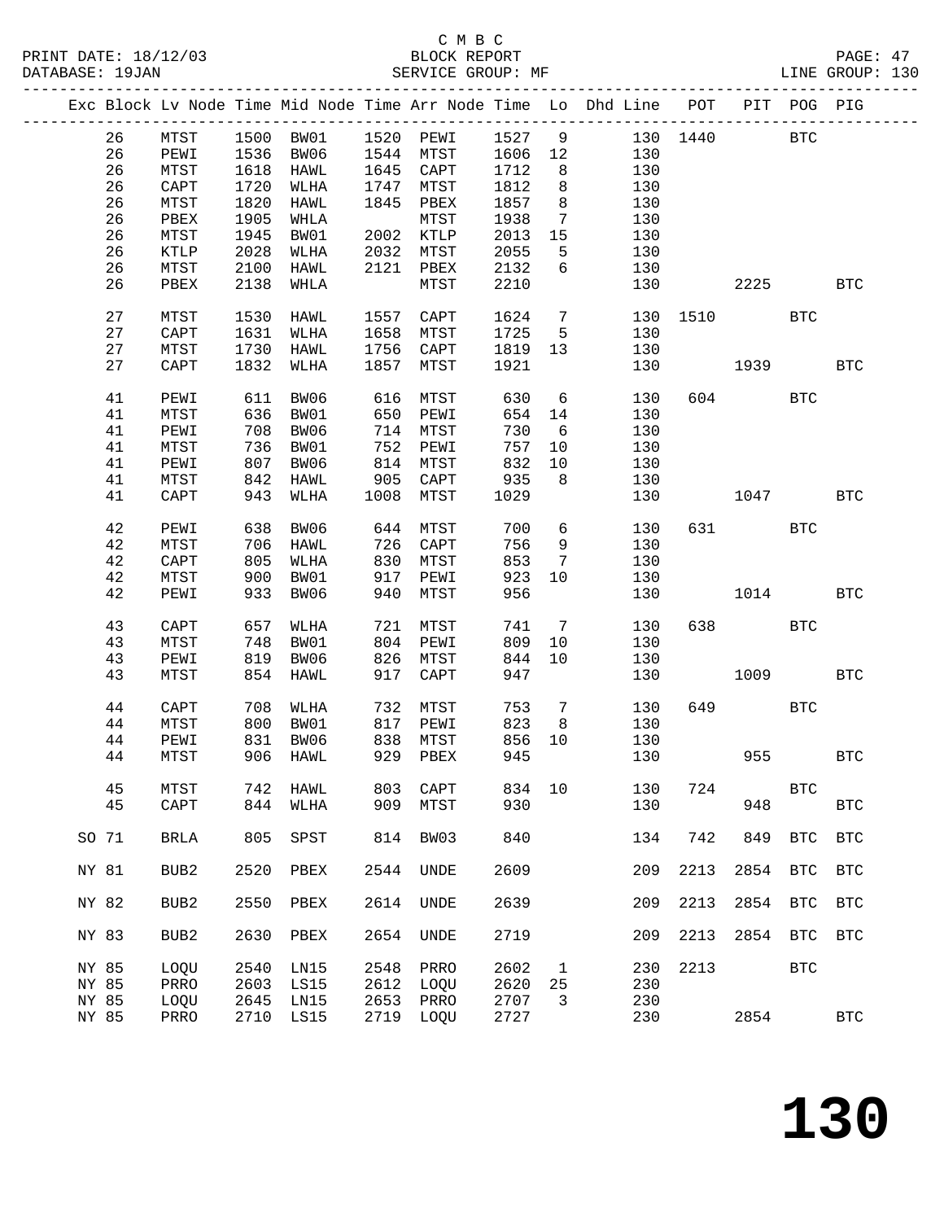C M B C

BLOCK REPORT

SERVICE GROUP: MF

LINE GROUP: 130

| Exc | Block | Lv | Node | Time | Mid Node | Time | Arr Node | Time | Lo | Dhd Line | POT | PIT | POG | PIG |
|---|---|---|---|---|---|---|---|---|---|---|---|---|---|---|
| | 26 | | MTST | 1500 | BW01 | 1520 | PEWI | 1527 | 9 | 130 | 1440 | | BTC | |
| | 26 | | PEWI | 1536 | BW06 | 1544 | MTST | 1606 | 12 | 130 | | | | |
| | 26 | | MTST | 1618 | HAWL | 1645 | CAPT | 1712 | 8 | 130 | | | | |
| | 26 | | CAPT | 1720 | WLHA | 1747 | MTST | 1812 | 8 | 130 | | | | |
| | 26 | | MTST | 1820 | HAWL | 1845 | PBEX | 1857 | 8 | 130 | | | | |
| | 26 | | PBEX | 1905 | WHLA | | MTST | 1938 | 7 | 130 | | | | |
| | 26 | | MTST | 1945 | BW01 | 2002 | KTLP | 2013 | 15 | 130 | | | | |
| | 26 | | KTLP | 2028 | WLHA | 2032 | MTST | 2055 | 5 | 130 | | | | |
| | 26 | | MTST | 2100 | HAWL | 2121 | PBEX | 2132 | 6 | 130 | | | | |
| | 26 | | PBEX | 2138 | WHLA | | MTST | 2210 | | 130 | | 2225 | | BTC |
| | 27 | | MTST | 1530 | HAWL | 1557 | CAPT | 1624 | 7 | 130 | 1510 | | BTC | |
| | 27 | | CAPT | 1631 | WLHA | 1658 | MTST | 1725 | 5 | 130 | | | | |
| | 27 | | MTST | 1730 | HAWL | 1756 | CAPT | 1819 | 13 | 130 | | | | |
| | 27 | | CAPT | 1832 | WLHA | 1857 | MTST | 1921 | | 130 | | 1939 | | BTC |
| | 41 | | PEWI | 611 | BW06 | 616 | MTST | 630 | 6 | 130 | 604 | | BTC | |
| | 41 | | MTST | 636 | BW01 | 650 | PEWI | 654 | 14 | 130 | | | | |
| | 41 | | PEWI | 708 | BW06 | 714 | MTST | 730 | 6 | 130 | | | | |
| | 41 | | MTST | 736 | BW01 | 752 | PEWI | 757 | 10 | 130 | | | | |
| | 41 | | PEWI | 807 | BW06 | 814 | MTST | 832 | 10 | 130 | | | | |
| | 41 | | MTST | 842 | HAWL | 905 | CAPT | 935 | 8 | 130 | | | | |
| | 41 | | CAPT | 943 | WLHA | 1008 | MTST | 1029 | | 130 | | 1047 | | BTC |
| | 42 | | PEWI | 638 | BW06 | 644 | MTST | 700 | 6 | 130 | 631 | | BTC | |
| | 42 | | MTST | 706 | HAWL | 726 | CAPT | 756 | 9 | 130 | | | | |
| | 42 | | CAPT | 805 | WLHA | 830 | MTST | 853 | 7 | 130 | | | | |
| | 42 | | MTST | 900 | BW01 | 917 | PEWI | 923 | 10 | 130 | | | | |
| | 42 | | PEWI | 933 | BW06 | 940 | MTST | 956 | | 130 | | 1014 | | BTC |
| | 43 | | CAPT | 657 | WLHA | 721 | MTST | 741 | 7 | 130 | 638 | | BTC | |
| | 43 | | MTST | 748 | BW01 | 804 | PEWI | 809 | 10 | 130 | | | | |
| | 43 | | PEWI | 819 | BW06 | 826 | MTST | 844 | 10 | 130 | | | | |
| | 43 | | MTST | 854 | HAWL | 917 | CAPT | 947 | | 130 | | 1009 | | BTC |
| | 44 | | CAPT | 708 | WLHA | 732 | MTST | 753 | 7 | 130 | 649 | | BTC | |
| | 44 | | MTST | 800 | BW01 | 817 | PEWI | 823 | 8 | 130 | | | | |
| | 44 | | PEWI | 831 | BW06 | 838 | MTST | 856 | 10 | 130 | | | | |
| | 44 | | MTST | 906 | HAWL | 929 | PBEX | 945 | | 130 | | 955 | | BTC |
| | 45 | | MTST | 742 | HAWL | 803 | CAPT | 834 | 10 | 130 | 724 | | BTC | |
| | 45 | | CAPT | 844 | WLHA | 909 | MTST | 930 | | 130 | | 948 | | BTC |
| SO | 71 | | BRLA | 805 | SPST | 814 | BW03 | 840 | | 134 | 742 | 849 | BTC | BTC |
| NY | 81 | | BUB2 | 2520 | PBEX | 2544 | UNDE | 2609 | | 209 | 2213 | 2854 | BTC | BTC |
| NY | 82 | | BUB2 | 2550 | PBEX | 2614 | UNDE | 2639 | | 209 | 2213 | 2854 | BTC | BTC |
| NY | 83 | | BUB2 | 2630 | PBEX | 2654 | UNDE | 2719 | | 209 | 2213 | 2854 | BTC | BTC |
| NY | 85 | | LOQU | 2540 | LN15 | 2548 | PRRO | 2602 | 1 | 230 | 2213 | | BTC | |
| NY | 85 | | PRRO | 2603 | LS15 | 2612 | LOQU | 2620 | 25 | 230 | | | | |
| NY | 85 | | LOQU | 2645 | LN15 | 2653 | PRRO | 2707 | 3 | 230 | | | | |
| NY | 85 | | PRRO | 2710 | LS15 | 2719 | LOQU | 2727 | | 230 | | 2854 | | BTC |

# 130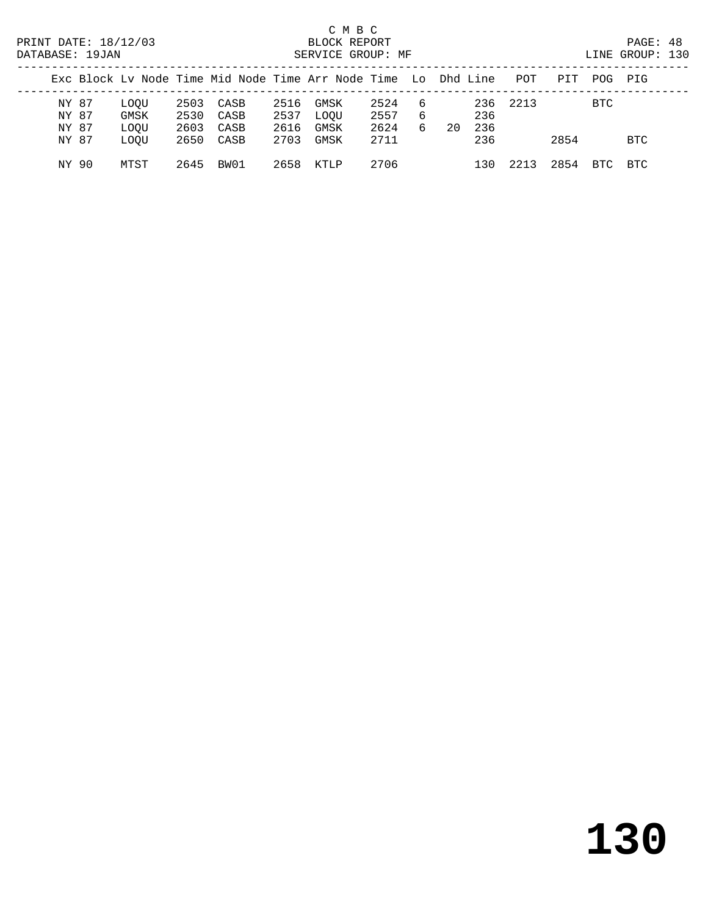C M B C

BLOCK REPORT

SERVICE GROUP: MF

PRINT DATE: 18/12/03

DATABASE: 19JAN

LINE GROUP: 130

| Exc | Block | Lv Node | Time | Mid Node | Time | Arr Node | Time | Lo | Dhd | Line | POT | PIT | POG | PIG |
|---|---|---|---|---|---|---|---|---|---|---|---|---|---|---|
| NY | 87 | LOQU | 2503 | CASB | 2516 | GMSK | 2524 | 6 | | 236 | 2213 | | BTC | |
| NY | 87 | GMSK | 2530 | CASB | 2537 | LOQU | 2557 | 6 | | 236 | | | | |
| NY | 87 | LOQU | 2603 | CASB | 2616 | GMSK | 2624 | 6 | 20 | 236 | | | | |
| NY | 87 | LOQU | 2650 | CASB | 2703 | GMSK | 2711 | | | 236 | | 2854 | | BTC |
| NY | 90 | MTST | 2645 | BW01 | 2658 | KTLP | 2706 | | | 130 | 2213 | 2854 | BTC | BTC |

# 130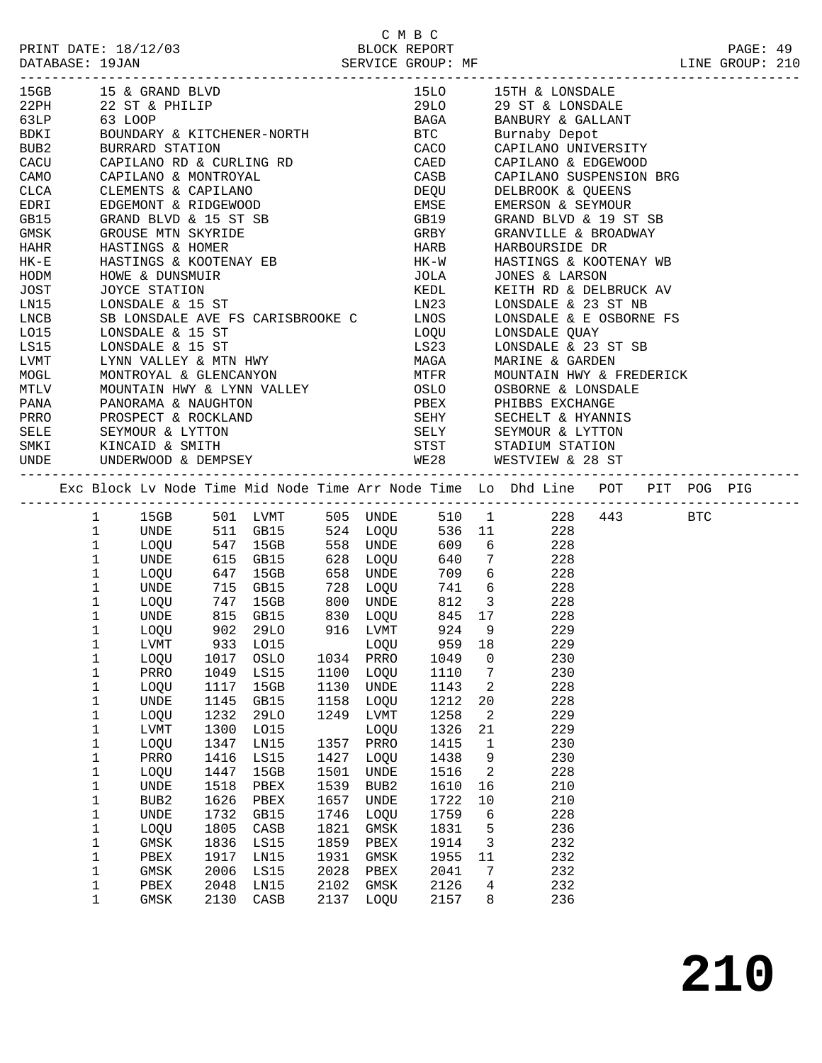C M B C

PRINT DATE: 18/12/03 BLOCK REPORT PAGE: 49
DATABASE: 19JAN SERVICE GROUP: MF LINE GROUP: 210

| Code | Name | Code | Name |
|---|---|---|---|
| 15GB | 15 & GRAND BLVD | 15LO | 15TH & LONSDALE |
| 22PH | 22 ST & PHILIP | 29LO | 29 ST & LONSDALE |
| 63LP | 63 LOOP | BAGA | BANBURY & GALLANT |
| BDKI | BOUNDARY & KITCHENER-NORTH | BTC | Burnaby Depot |
| BUB2 | BURRARD STATION | CACO | CAPILANO UNIVERSITY |
| CACU | CAPILANO RD & CURLING RD | CAED | CAPILANO & EDGEWOOD |
| CAMO | CAPILANO & MONTROYAL | CASB | CAPILANO SUSPENSION BRG |
| CLCA | CLEMENTS & CAPILANO | DEQU | DELBROOK & QUEENS |
| EDRI | EDGEMONT & RIDGEWOOD | EMSE | EMERSON & SEYMOUR |
| GB15 | GRAND BLVD & 15 ST SB | GB19 | GRAND BLVD & 19 ST SB |
| GMSK | GROUSE MTN SKYRIDE | GRBY | GRANVILLE & BROADWAY |
| HAHR | HASTINGS & HOMER | HARB | HARBOURSIDE DR |
| HK-E | HASTINGS & KOOTENAY EB | HK-W | HASTINGS & KOOTENAY WB |
| HODM | HOWE & DUNSMUIR | JOLA | JONES & LARSON |
| JOST | JOYCE STATION | KEDL | KEITH RD & DELBRUCK AV |
| LN15 | LONSDALE & 15 ST | LN23 | LONSDALE & 23 ST NB |
| LNCB | SB LONSDALE AVE FS CARISBROOKE C | LNOS | LONSDALE & E OSBORNE FS |
| LO15 | LONSDALE & 15 ST | LOQU | LONSDALE QUAY |
| LS15 | LONSDALE & 15 ST | LS23 | LONSDALE & 23 ST SB |
| LVMT | LYNN VALLEY & MTN HWY | MAGA | MARINE & GARDEN |
| MOGL | MONTROYAL & GLENCANYON | MTFR | MOUNTAIN HWY & FREDERICK |
| MTLV | MOUNTAIN HWY & LYNN VALLEY | OSLO | OSBORNE & LONSDALE |
| PANA | PANORAMA & NAUGHTON | PBEX | PHIBBS EXCHANGE |
| PRRO | PROSPECT & ROCKLAND | SEHY | SECHELT & HYANNIS |
| SELE | SEYMOUR & LYTTON | SELY | SEYMOUR & LYTTON |
| SMKI | KINCAID & SMITH | STST | STADIUM STATION |
| UNDE | UNDERWOOD & DEMPSEY | WE28 | WESTVIEW & 28 ST |

| Exc | Block | Lv Node | Time | Mid Node | Time | Arr Node | Time | Lo | Dhd Line | POT | PIT | POG | PIG |
|---|---|---|---|---|---|---|---|---|---|---|---|---|---|
| | 1 | 15GB | 501 | LVMT | 505 | UNDE | 510 | 1 | 228 | 443 | | BTC | |
| | 1 | UNDE | 511 | GB15 | 524 | LOQU | 536 | 11 | 228 | | | | |
| | 1 | LOQU | 547 | 15GB | 558 | UNDE | 609 | 6 | 228 | | | | |
| | 1 | UNDE | 615 | GB15 | 628 | LOQU | 640 | 7 | 228 | | | | |
| | 1 | LOQU | 647 | 15GB | 658 | UNDE | 709 | 6 | 228 | | | | |
| | 1 | UNDE | 715 | GB15 | 728 | LOQU | 741 | 6 | 228 | | | | |
| | 1 | LOQU | 747 | 15GB | 800 | UNDE | 812 | 3 | 228 | | | | |
| | 1 | UNDE | 815 | GB15 | 830 | LOQU | 845 | 17 | 228 | | | | |
| | 1 | LOQU | 902 | 29LO | 916 | LVMT | 924 | 9 | 229 | | | | |
| | 1 | LVMT | 933 | LO15 | | LOQU | 959 | 18 | 229 | | | | |
| | 1 | LOQU | 1017 | OSLO | 1034 | PRRO | 1049 | 0 | 230 | | | | |
| | 1 | PRRO | 1049 | LS15 | 1100 | LOQU | 1110 | 7 | 230 | | | | |
| | 1 | LOQU | 1117 | 15GB | 1130 | UNDE | 1143 | 2 | 228 | | | | |
| | 1 | UNDE | 1145 | GB15 | 1158 | LOQU | 1212 | 20 | 228 | | | | |
| | 1 | LOQU | 1232 | 29LO | 1249 | LVMT | 1258 | 2 | 229 | | | | |
| | 1 | LVMT | 1300 | LO15 | | LOQU | 1326 | 21 | 229 | | | | |
| | 1 | LOQU | 1347 | LN15 | 1357 | PRRO | 1415 | 1 | 230 | | | | |
| | 1 | PRRO | 1416 | LS15 | 1427 | LOQU | 1438 | 9 | 230 | | | | |
| | 1 | LOQU | 1447 | 15GB | 1501 | UNDE | 1516 | 2 | 228 | | | | |
| | 1 | UNDE | 1518 | PBEX | 1539 | BUB2 | 1610 | 16 | 210 | | | | |
| | 1 | BUB2 | 1626 | PBEX | 1657 | UNDE | 1722 | 10 | 210 | | | | |
| | 1 | UNDE | 1732 | GB15 | 1746 | LOQU | 1759 | 6 | 228 | | | | |
| | 1 | LOQU | 1805 | CASB | 1821 | GMSK | 1831 | 5 | 236 | | | | |
| | 1 | GMSK | 1836 | LS15 | 1859 | PBEX | 1914 | 3 | 232 | | | | |
| | 1 | PBEX | 1917 | LN15 | 1931 | GMSK | 1955 | 11 | 232 | | | | |
| | 1 | GMSK | 2006 | LS15 | 2028 | PBEX | 2041 | 7 | 232 | | | | |
| | 1 | PBEX | 2048 | LN15 | 2102 | GMSK | 2126 | 4 | 232 | | | | |
| | 1 | GMSK | 2130 | CASB | 2137 | LOQU | 2157 | 8 | 236 | | | | |

210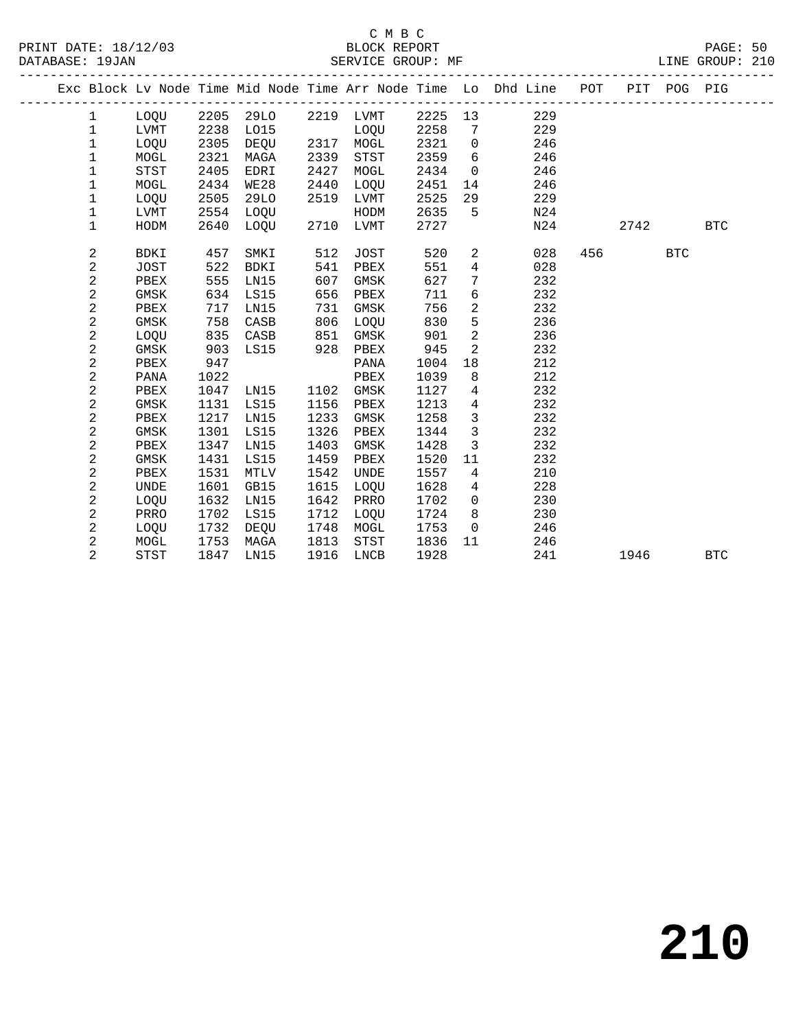C M B C
BLOCK REPORT
SERVICE GROUP: MF

PRINT DATE: 18/12/03
DATABASE: 19JAN
LINE GROUP: 210

| Exc | Block | Lv Node | Time | Mid Node | Time | Arr Node | Time | Lo | Dhd Line | POT | PIT | POG | PIG |
|---|---|---|---|---|---|---|---|---|---|---|---|---|---|
| | 1 | LOQU | 2205 | 29LO | 2219 | LVMT | 2225 | 13 | 229 | | | | |
| | 1 | LVMT | 2238 | LO15 | | LOQU | 2258 | 7 | 229 | | | | |
| | 1 | LOQU | 2305 | DEQU | 2317 | MOGL | 2321 | 0 | 246 | | | | |
| | 1 | MOGL | 2321 | MAGA | 2339 | STST | 2359 | 6 | 246 | | | | |
| | 1 | STST | 2405 | EDRI | 2427 | MOGL | 2434 | 0 | 246 | | | | |
| | 1 | MOGL | 2434 | WE28 | 2440 | LOQU | 2451 | 14 | 246 | | | | |
| | 1 | LOQU | 2505 | 29LO | 2519 | LVMT | 2525 | 29 | 229 | | | | |
| | 1 | LVMT | 2554 | LOQU | | HODM | 2635 | 5 | N24 | | | | |
| | 1 | HODM | 2640 | LOQU | 2710 | LVMT | 2727 | | N24 | | 2742 | | BTC |
| | 2 | BDKI | 457 | SMKI | 512 | JOST | 520 | 2 | 028 | 456 | | BTC | |
| | 2 | JOST | 522 | BDKI | 541 | PBEX | 551 | 4 | 028 | | | | |
| | 2 | PBEX | 555 | LN15 | 607 | GMSK | 627 | 7 | 232 | | | | |
| | 2 | GMSK | 634 | LS15 | 656 | PBEX | 711 | 6 | 232 | | | | |
| | 2 | PBEX | 717 | LN15 | 731 | GMSK | 756 | 2 | 232 | | | | |
| | 2 | GMSK | 758 | CASB | 806 | LOQU | 830 | 5 | 236 | | | | |
| | 2 | LOQU | 835 | CASB | 851 | GMSK | 901 | 2 | 236 | | | | |
| | 2 | GMSK | 903 | LS15 | 928 | PBEX | 945 | 2 | 232 | | | | |
| | 2 | PBEX | 947 | | | PANA | 1004 | 18 | 212 | | | | |
| | 2 | PANA | 1022 | | | PBEX | 1039 | 8 | 212 | | | | |
| | 2 | PBEX | 1047 | LN15 | 1102 | GMSK | 1127 | 4 | 232 | | | | |
| | 2 | GMSK | 1131 | LS15 | 1156 | PBEX | 1213 | 4 | 232 | | | | |
| | 2 | PBEX | 1217 | LN15 | 1233 | GMSK | 1258 | 3 | 232 | | | | |
| | 2 | GMSK | 1301 | LS15 | 1326 | PBEX | 1344 | 3 | 232 | | | | |
| | 2 | PBEX | 1347 | LN15 | 1403 | GMSK | 1428 | 3 | 232 | | | | |
| | 2 | GMSK | 1431 | LS15 | 1459 | PBEX | 1520 | 11 | 232 | | | | |
| | 2 | PBEX | 1531 | MTLV | 1542 | UNDE | 1557 | 4 | 210 | | | | |
| | 2 | UNDE | 1601 | GB15 | 1615 | LOQU | 1628 | 4 | 228 | | | | |
| | 2 | LOQU | 1632 | LN15 | 1642 | PRRO | 1702 | 0 | 230 | | | | |
| | 2 | PRRO | 1702 | LS15 | 1712 | LOQU | 1724 | 8 | 230 | | | | |
| | 2 | LOQU | 1732 | DEQU | 1748 | MOGL | 1753 | 0 | 246 | | | | |
| | 2 | MOGL | 1753 | MAGA | 1813 | STST | 1836 | 11 | 246 | | | | |
| | 2 | STST | 1847 | LN15 | 1916 | LNCB | 1928 | | 241 | | 1946 | | BTC |

# 210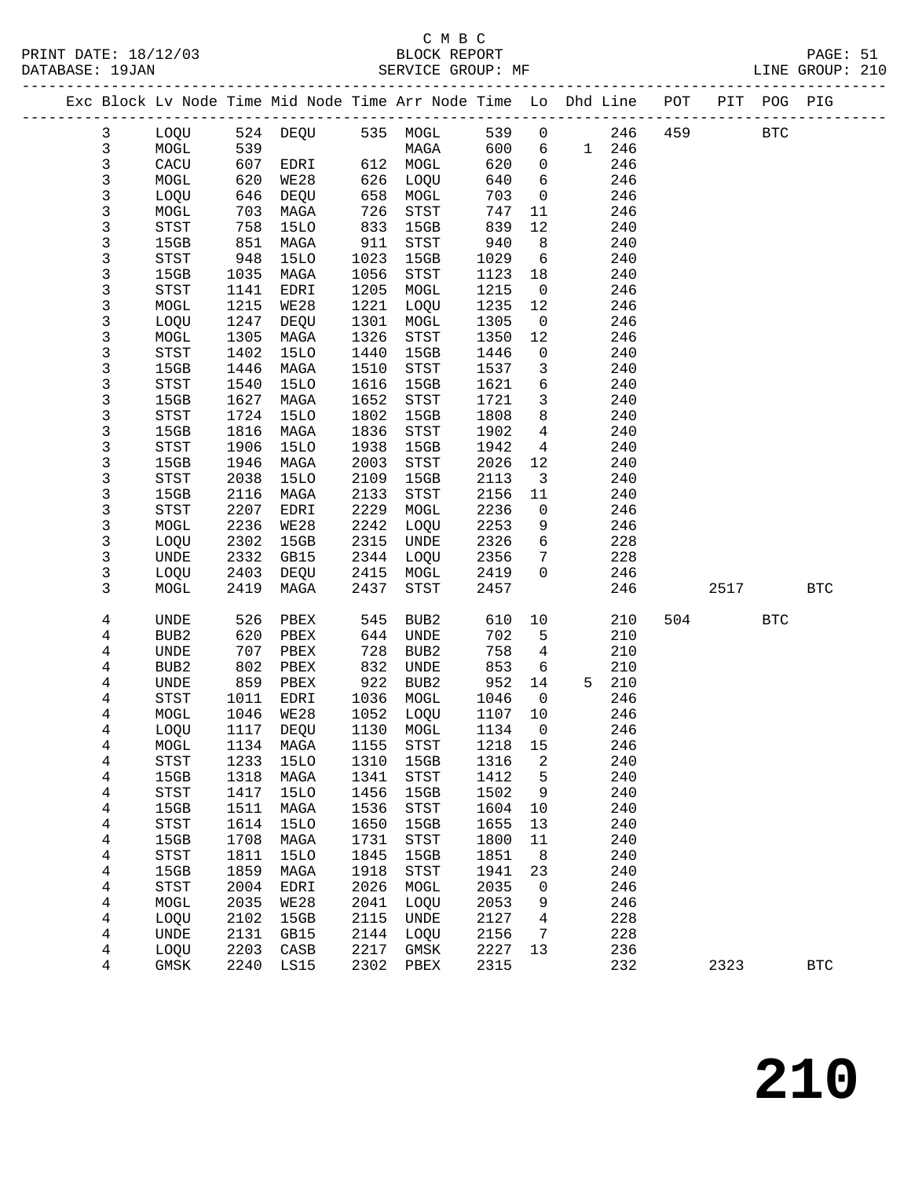C M B C
PRINT DATE: 18/12/03 BLOCK REPORT
DATABASE: 19JAN SERVICE GROUP: MF LINE GROUP: 210

| Exc | Block | Lv | Node | Time | Mid Node | Time | Arr Node | Time | Lo | Dhd | Line | POT | PIT | POG | PIG |
|---|---|---|---|---|---|---|---|---|---|---|---|---|---|---|---|
| | 3 | | LOQU | 524 | DEQU | 535 | MOGL | 539 | 0 | | 246 | 459 | | BTC | |
| | 3 | | MOGL | 539 | | | MAGA | 600 | 6 | 1 | 246 | | | | |
| | 3 | | CACU | 607 | EDRI | 612 | MOGL | 620 | 0 | | 246 | | | | |
| | 3 | | MOGL | 620 | WE28 | 626 | LOQU | 640 | 6 | | 246 | | | | |
| | 3 | | LOQU | 646 | DEQU | 658 | MOGL | 703 | 0 | | 246 | | | | |
| | 3 | | MOGL | 703 | MAGA | 726 | STST | 747 | 11 | | 246 | | | | |
| | 3 | | STST | 758 | 15LO | 833 | 15GB | 839 | 12 | | 240 | | | | |
| | 3 | | 15GB | 851 | MAGA | 911 | STST | 940 | 8 | | 240 | | | | |
| | 3 | | STST | 948 | 15LO | 1023 | 15GB | 1029 | 6 | | 240 | | | | |
| | 3 | | 15GB | 1035 | MAGA | 1056 | STST | 1123 | 18 | | 240 | | | | |
| | 3 | | STST | 1141 | EDRI | 1205 | MOGL | 1215 | 0 | | 246 | | | | |
| | 3 | | MOGL | 1215 | WE28 | 1221 | LOQU | 1235 | 12 | | 246 | | | | |
| | 3 | | LOQU | 1247 | DEQU | 1301 | MOGL | 1305 | 0 | | 246 | | | | |
| | 3 | | MOGL | 1305 | MAGA | 1326 | STST | 1350 | 12 | | 246 | | | | |
| | 3 | | STST | 1402 | 15LO | 1440 | 15GB | 1446 | 0 | | 240 | | | | |
| | 3 | | 15GB | 1446 | MAGA | 1510 | STST | 1537 | 3 | | 240 | | | | |
| | 3 | | STST | 1540 | 15LO | 1616 | 15GB | 1621 | 6 | | 240 | | | | |
| | 3 | | 15GB | 1627 | MAGA | 1652 | STST | 1721 | 3 | | 240 | | | | |
| | 3 | | STST | 1724 | 15LO | 1802 | 15GB | 1808 | 8 | | 240 | | | | |
| | 3 | | 15GB | 1816 | MAGA | 1836 | STST | 1902 | 4 | | 240 | | | | |
| | 3 | | STST | 1906 | 15LO | 1938 | 15GB | 1942 | 4 | | 240 | | | | |
| | 3 | | 15GB | 1946 | MAGA | 2003 | STST | 2026 | 12 | | 240 | | | | |
| | 3 | | STST | 2038 | 15LO | 2109 | 15GB | 2113 | 3 | | 240 | | | | |
| | 3 | | 15GB | 2116 | MAGA | 2133 | STST | 2156 | 11 | | 240 | | | | |
| | 3 | | STST | 2207 | EDRI | 2229 | MOGL | 2236 | 0 | | 246 | | | | |
| | 3 | | MOGL | 2236 | WE28 | 2242 | LOQU | 2253 | 9 | | 246 | | | | |
| | 3 | | LOQU | 2302 | 15GB | 2315 | UNDE | 2326 | 6 | | 228 | | | | |
| | 3 | | UNDE | 2332 | GB15 | 2344 | LOQU | 2356 | 7 | | 228 | | | | |
| | 3 | | LOQU | 2403 | DEQU | 2415 | MOGL | 2419 | 0 | | 246 | | | | |
| | 3 | | MOGL | 2419 | MAGA | 2437 | STST | 2457 | | | 246 | | 2517 | | BTC |
| | 4 | | UNDE | 526 | PBEX | 545 | BUB2 | 610 | 10 | | 210 | 504 | | BTC | |
| | 4 | | BUB2 | 620 | PBEX | 644 | UNDE | 702 | 5 | | 210 | | | | |
| | 4 | | UNDE | 707 | PBEX | 728 | BUB2 | 758 | 4 | | 210 | | | | |
| | 4 | | BUB2 | 802 | PBEX | 832 | UNDE | 853 | 6 | | 210 | | | | |
| | 4 | | UNDE | 859 | PBEX | 922 | BUB2 | 952 | 14 | 5 | 210 | | | | |
| | 4 | | STST | 1011 | EDRI | 1036 | MOGL | 1046 | 0 | | 246 | | | | |
| | 4 | | MOGL | 1046 | WE28 | 1052 | LOQU | 1107 | 10 | | 246 | | | | |
| | 4 | | LOQU | 1117 | DEQU | 1130 | MOGL | 1134 | 0 | | 246 | | | | |
| | 4 | | MOGL | 1134 | MAGA | 1155 | STST | 1218 | 15 | | 246 | | | | |
| | 4 | | STST | 1233 | 15LO | 1310 | 15GB | 1316 | 2 | | 240 | | | | |
| | 4 | | 15GB | 1318 | MAGA | 1341 | STST | 1412 | 5 | | 240 | | | | |
| | 4 | | STST | 1417 | 15LO | 1456 | 15GB | 1502 | 9 | | 240 | | | | |
| | 4 | | 15GB | 1511 | MAGA | 1536 | STST | 1604 | 10 | | 240 | | | | |
| | 4 | | STST | 1614 | 15LO | 1650 | 15GB | 1655 | 13 | | 240 | | | | |
| | 4 | | 15GB | 1708 | MAGA | 1731 | STST | 1800 | 11 | | 240 | | | | |
| | 4 | | STST | 1811 | 15LO | 1845 | 15GB | 1851 | 8 | | 240 | | | | |
| | 4 | | 15GB | 1859 | MAGA | 1918 | STST | 1941 | 23 | | 240 | | | | |
| | 4 | | STST | 2004 | EDRI | 2026 | MOGL | 2035 | 0 | | 246 | | | | |
| | 4 | | MOGL | 2035 | WE28 | 2041 | LOQU | 2053 | 9 | | 246 | | | | |
| | 4 | | LOQU | 2102 | 15GB | 2115 | UNDE | 2127 | 4 | | 228 | | | | |
| | 4 | | UNDE | 2131 | GB15 | 2144 | LOQU | 2156 | 7 | | 228 | | | | |
| | 4 | | LOQU | 2203 | CASB | 2217 | GMSK | 2227 | 13 | | 236 | | | | |
| | 4 | | GMSK | 2240 | LS15 | 2302 | PBEX | 2315 | | | 232 | | 2323 | | BTC |

# 210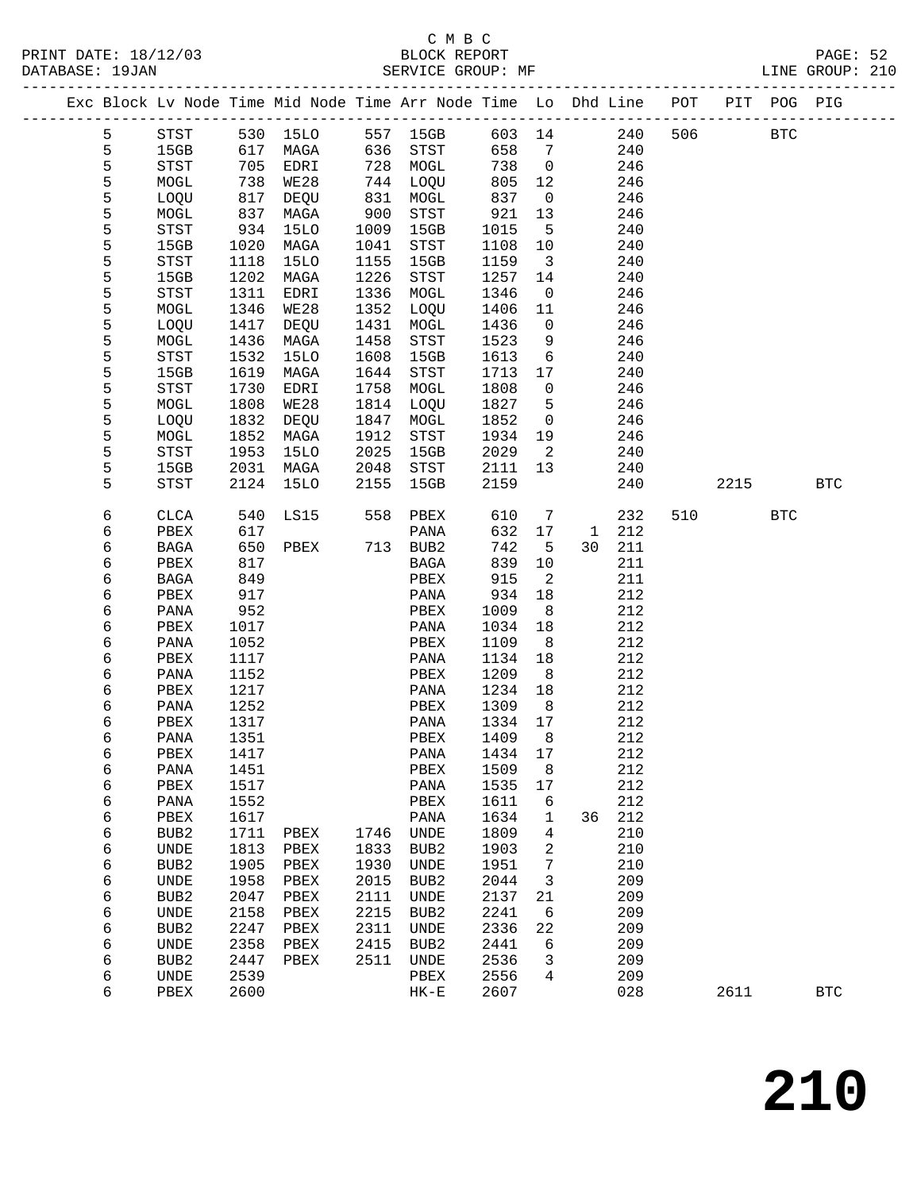C M B C

BLOCK REPORT

SERVICE GROUP: MF

LINE GROUP: 210

| Exc | Block | Lv | Node | Time | Mid Node | Time | Arr Node | Time | Lo | Dhd | Line | POT | PIT | POG | PIG |
|---|---|---|---|---|---|---|---|---|---|---|---|---|---|---|---|
| | 5 | | STST | 530 | 15LO | 557 | 15GB | 603 | 14 | | 240 | 506 | | BTC | |
| | 5 | | 15GB | 617 | MAGA | 636 | STST | 658 | 7 | | 240 | | | | |
| | 5 | | STST | 705 | EDRI | 728 | MOGL | 738 | 0 | | 246 | | | | |
| | 5 | | MOGL | 738 | WE28 | 744 | LOQU | 805 | 12 | | 246 | | | | |
| | 5 | | LOQU | 817 | DEQU | 831 | MOGL | 837 | 0 | | 246 | | | | |
| | 5 | | MOGL | 837 | MAGA | 900 | STST | 921 | 13 | | 246 | | | | |
| | 5 | | STST | 934 | 15LO | 1009 | 15GB | 1015 | 5 | | 240 | | | | |
| | 5 | | 15GB | 1020 | MAGA | 1041 | STST | 1108 | 10 | | 240 | | | | |
| | 5 | | STST | 1118 | 15LO | 1155 | 15GB | 1159 | 3 | | 240 | | | | |
| | 5 | | 15GB | 1202 | MAGA | 1226 | STST | 1257 | 14 | | 240 | | | | |
| | 5 | | STST | 1311 | EDRI | 1336 | MOGL | 1346 | 0 | | 246 | | | | |
| | 5 | | MOGL | 1346 | WE28 | 1352 | LOQU | 1406 | 11 | | 246 | | | | |
| | 5 | | LOQU | 1417 | DEQU | 1431 | MOGL | 1436 | 0 | | 246 | | | | |
| | 5 | | MOGL | 1436 | MAGA | 1458 | STST | 1523 | 9 | | 246 | | | | |
| | 5 | | STST | 1532 | 15LO | 1608 | 15GB | 1613 | 6 | | 240 | | | | |
| | 5 | | 15GB | 1619 | MAGA | 1644 | STST | 1713 | 17 | | 240 | | | | |
| | 5 | | STST | 1730 | EDRI | 1758 | MOGL | 1808 | 0 | | 246 | | | | |
| | 5 | | MOGL | 1808 | WE28 | 1814 | LOQU | 1827 | 5 | | 246 | | | | |
| | 5 | | LOQU | 1832 | DEQU | 1847 | MOGL | 1852 | 0 | | 246 | | | | |
| | 5 | | MOGL | 1852 | MAGA | 1912 | STST | 1934 | 19 | | 246 | | | | |
| | 5 | | STST | 1953 | 15LO | 2025 | 15GB | 2029 | 2 | | 240 | | | | |
| | 5 | | 15GB | 2031 | MAGA | 2048 | STST | 2111 | 13 | | 240 | | | | |
| | 5 | | STST | 2124 | 15LO | 2155 | 15GB | 2159 | | | 240 | | 2215 | | BTC |
| | 6 | | CLCA | 540 | LS15 | 558 | PBEX | 610 | 7 | | 232 | 510 | | BTC | |
| | 6 | | PBEX | 617 | | | PANA | 632 | 17 | 1 | 212 | | | | |
| | 6 | | BAGA | 650 | PBEX | 713 | BUB2 | 742 | 5 | 30 | 211 | | | | |
| | 6 | | PBEX | 817 | | | BAGA | 839 | 10 | | 211 | | | | |
| | 6 | | BAGA | 849 | | | PBEX | 915 | 2 | | 211 | | | | |
| | 6 | | PBEX | 917 | | | PANA | 934 | 18 | | 212 | | | | |
| | 6 | | PANA | 952 | | | PBEX | 1009 | 8 | | 212 | | | | |
| | 6 | | PBEX | 1017 | | | PANA | 1034 | 18 | | 212 | | | | |
| | 6 | | PANA | 1052 | | | PBEX | 1109 | 8 | | 212 | | | | |
| | 6 | | PBEX | 1117 | | | PANA | 1134 | 18 | | 212 | | | | |
| | 6 | | PANA | 1152 | | | PBEX | 1209 | 8 | | 212 | | | | |
| | 6 | | PBEX | 1217 | | | PANA | 1234 | 18 | | 212 | | | | |
| | 6 | | PANA | 1252 | | | PBEX | 1309 | 8 | | 212 | | | | |
| | 6 | | PBEX | 1317 | | | PANA | 1334 | 17 | | 212 | | | | |
| | 6 | | PANA | 1351 | | | PBEX | 1409 | 8 | | 212 | | | | |
| | 6 | | PBEX | 1417 | | | PANA | 1434 | 17 | | 212 | | | | |
| | 6 | | PANA | 1451 | | | PBEX | 1509 | 8 | | 212 | | | | |
| | 6 | | PBEX | 1517 | | | PANA | 1535 | 17 | | 212 | | | | |
| | 6 | | PANA | 1552 | | | PBEX | 1611 | 6 | | 212 | | | | |
| | 6 | | PBEX | 1617 | | | PANA | 1634 | 1 | 36 | 212 | | | | |
| | 6 | | BUB2 | 1711 | PBEX | 1746 | UNDE | 1809 | 4 | | 210 | | | | |
| | 6 | | UNDE | 1813 | PBEX | 1833 | BUB2 | 1903 | 2 | | 210 | | | | |
| | 6 | | BUB2 | 1905 | PBEX | 1930 | UNDE | 1951 | 7 | | 210 | | | | |
| | 6 | | UNDE | 1958 | PBEX | 2015 | BUB2 | 2044 | 3 | | 209 | | | | |
| | 6 | | BUB2 | 2047 | PBEX | 2111 | UNDE | 2137 | 21 | | 209 | | | | |
| | 6 | | UNDE | 2158 | PBEX | 2215 | BUB2 | 2241 | 6 | | 209 | | | | |
| | 6 | | BUB2 | 2247 | PBEX | 2311 | UNDE | 2336 | 22 | | 209 | | | | |
| | 6 | | UNDE | 2358 | PBEX | 2415 | BUB2 | 2441 | 6 | | 209 | | | | |
| | 6 | | BUB2 | 2447 | PBEX | 2511 | UNDE | 2536 | 3 | | 209 | | | | |
| | 6 | | UNDE | 2539 | | | PBEX | 2556 | 4 | | 209 | | | | |
| | 6 | | PBEX | 2600 | | | HK-E | 2607 | | | 028 | | 2611 | | BTC |

210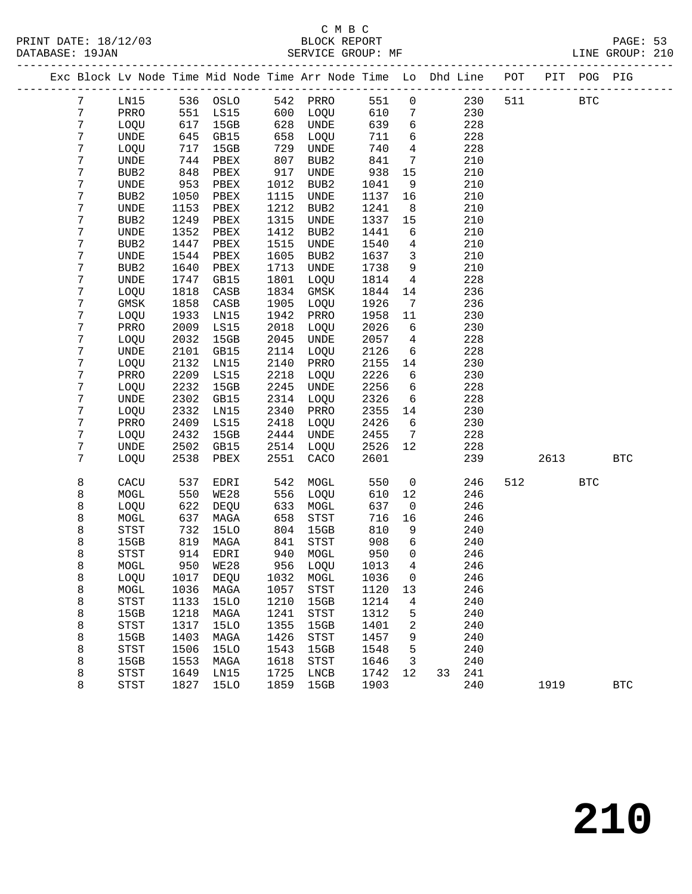C M B C
PRINT DATE: 18/12/03 BLOCK REPORT
DATABASE: 19JAN SERVICE GROUP: MF LINE GROUP: 210

| Exc | Block | Lv | Node | Time | Mid Node | Time | Arr Node | Time | Lo | Dhd | Line | POT | PIT | POG | PIG |
|---|---|---|---|---|---|---|---|---|---|---|---|---|---|---|---|
| | 7 | | LN15 | 536 | OSLO | 542 | PRRO | 551 | 0 | | 230 | 511 | | BTC | |
| | 7 | | PRRO | 551 | LS15 | 600 | LOQU | 610 | 7 | | 230 | | | | |
| | 7 | | LOQU | 617 | 15GB | 628 | UNDE | 639 | 6 | | 228 | | | | |
| | 7 | | UNDE | 645 | GB15 | 658 | LOQU | 711 | 6 | | 228 | | | | |
| | 7 | | LOQU | 717 | 15GB | 729 | UNDE | 740 | 4 | | 228 | | | | |
| | 7 | | UNDE | 744 | PBEX | 807 | BUB2 | 841 | 7 | | 210 | | | | |
| | 7 | | BUB2 | 848 | PBEX | 917 | UNDE | 938 | 15 | | 210 | | | | |
| | 7 | | UNDE | 953 | PBEX | 1012 | BUB2 | 1041 | 9 | | 210 | | | | |
| | 7 | | BUB2 | 1050 | PBEX | 1115 | UNDE | 1137 | 16 | | 210 | | | | |
| | 7 | | UNDE | 1153 | PBEX | 1212 | BUB2 | 1241 | 8 | | 210 | | | | |
| | 7 | | BUB2 | 1249 | PBEX | 1315 | UNDE | 1337 | 15 | | 210 | | | | |
| | 7 | | UNDE | 1352 | PBEX | 1412 | BUB2 | 1441 | 6 | | 210 | | | | |
| | 7 | | BUB2 | 1447 | PBEX | 1515 | UNDE | 1540 | 4 | | 210 | | | | |
| | 7 | | UNDE | 1544 | PBEX | 1605 | BUB2 | 1637 | 3 | | 210 | | | | |
| | 7 | | BUB2 | 1640 | PBEX | 1713 | UNDE | 1738 | 9 | | 210 | | | | |
| | 7 | | UNDE | 1747 | GB15 | 1801 | LOQU | 1814 | 4 | | 228 | | | | |
| | 7 | | LOQU | 1818 | CASB | 1834 | GMSK | 1844 | 14 | | 236 | | | | |
| | 7 | | GMSK | 1858 | CASB | 1905 | LOQU | 1926 | 7 | | 236 | | | | |
| | 7 | | LOQU | 1933 | LN15 | 1942 | PRRO | 1958 | 11 | | 230 | | | | |
| | 7 | | PRRO | 2009 | LS15 | 2018 | LOQU | 2026 | 6 | | 230 | | | | |
| | 7 | | LOQU | 2032 | 15GB | 2045 | UNDE | 2057 | 4 | | 228 | | | | |
| | 7 | | UNDE | 2101 | GB15 | 2114 | LOQU | 2126 | 6 | | 228 | | | | |
| | 7 | | LOQU | 2132 | LN15 | 2140 | PRRO | 2155 | 14 | | 230 | | | | |
| | 7 | | PRRO | 2209 | LS15 | 2218 | LOQU | 2226 | 6 | | 230 | | | | |
| | 7 | | LOQU | 2232 | 15GB | 2245 | UNDE | 2256 | 6 | | 228 | | | | |
| | 7 | | UNDE | 2302 | GB15 | 2314 | LOQU | 2326 | 6 | | 228 | | | | |
| | 7 | | LOQU | 2332 | LN15 | 2340 | PRRO | 2355 | 14 | | 230 | | | | |
| | 7 | | PRRO | 2409 | LS15 | 2418 | LOQU | 2426 | 6 | | 230 | | | | |
| | 7 | | LOQU | 2432 | 15GB | 2444 | UNDE | 2455 | 7 | | 228 | | | | |
| | 7 | | UNDE | 2502 | GB15 | 2514 | LOQU | 2526 | 12 | | 228 | | | | |
| | 7 | | LOQU | 2538 | PBEX | 2551 | CACO | 2601 | | | 239 | | 2613 | | BTC |
| | 8 | | CACU | 537 | EDRI | 542 | MOGL | 550 | 0 | | 246 | 512 | | BTC | |
| | 8 | | MOGL | 550 | WE28 | 556 | LOQU | 610 | 12 | | 246 | | | | |
| | 8 | | LOQU | 622 | DEQU | 633 | MOGL | 637 | 0 | | 246 | | | | |
| | 8 | | MOGL | 637 | MAGA | 658 | STST | 716 | 16 | | 246 | | | | |
| | 8 | | STST | 732 | 15LO | 804 | 15GB | 810 | 9 | | 240 | | | | |
| | 8 | | 15GB | 819 | MAGA | 841 | STST | 908 | 6 | | 240 | | | | |
| | 8 | | STST | 914 | EDRI | 940 | MOGL | 950 | 0 | | 246 | | | | |
| | 8 | | MOGL | 950 | WE28 | 956 | LOQU | 1013 | 4 | | 246 | | | | |
| | 8 | | LOQU | 1017 | DEQU | 1032 | MOGL | 1036 | 0 | | 246 | | | | |
| | 8 | | MOGL | 1036 | MAGA | 1057 | STST | 1120 | 13 | | 246 | | | | |
| | 8 | | STST | 1133 | 15LO | 1210 | 15GB | 1214 | 4 | | 240 | | | | |
| | 8 | | 15GB | 1218 | MAGA | 1241 | STST | 1312 | 5 | | 240 | | | | |
| | 8 | | STST | 1317 | 15LO | 1355 | 15GB | 1401 | 2 | | 240 | | | | |
| | 8 | | 15GB | 1403 | MAGA | 1426 | STST | 1457 | 9 | | 240 | | | | |
| | 8 | | STST | 1506 | 15LO | 1543 | 15GB | 1548 | 5 | | 240 | | | | |
| | 8 | | 15GB | 1553 | MAGA | 1618 | STST | 1646 | 3 | | 240 | | | | |
| | 8 | | STST | 1649 | LN15 | 1725 | LNCB | 1742 | 12 | 33 | 241 | | | | |
| | 8 | | STST | 1827 | 15LO | 1859 | 15GB | 1903 | | | 240 | | 1919 | | BTC |

# 210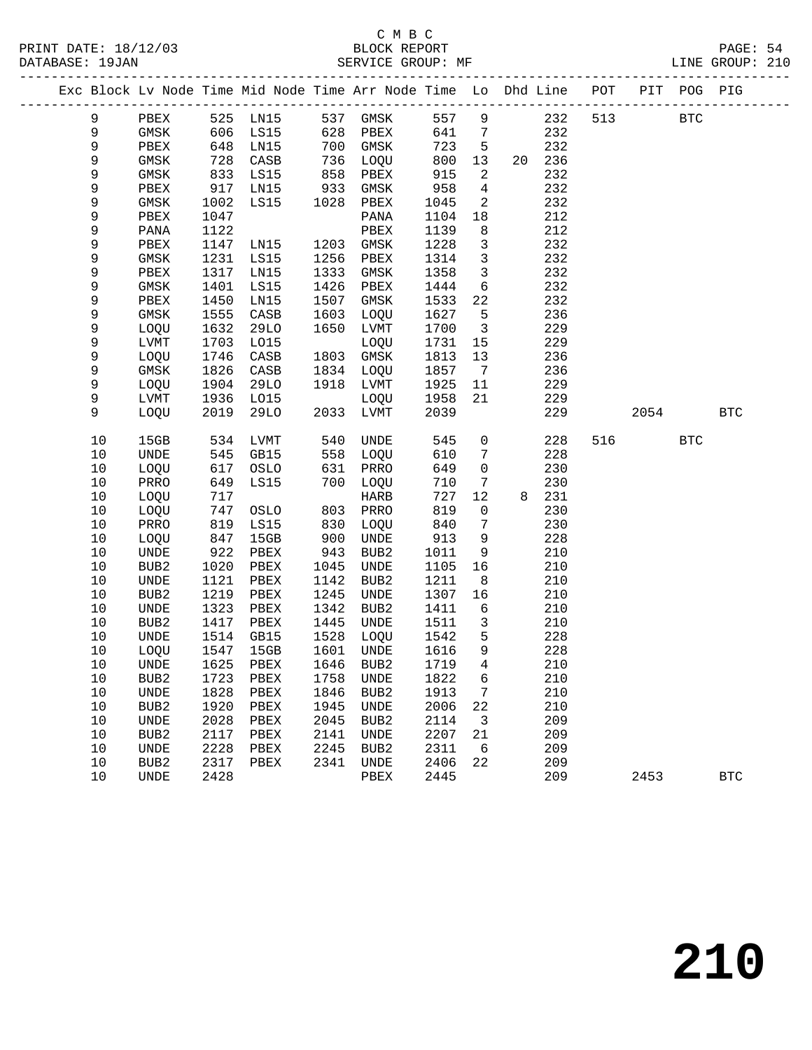C M B C

BLOCK REPORT

SERVICE GROUP: MF

LINE GROUP: 210

| Exc | Block | Lv Node | Time | Mid Node | Time | Arr Node | Time | Lo | Dhd | Line | POT | PIT | POG | PIG |
|---|---|---|---|---|---|---|---|---|---|---|---|---|---|---|
| | 9 | PBEX | 525 | LN15 | 537 | GMSK | 557 | 9 | | 232 | 513 | | BTC | |
| | 9 | GMSK | 606 | LS15 | 628 | PBEX | 641 | 7 | | 232 | | | | |
| | 9 | PBEX | 648 | LN15 | 700 | GMSK | 723 | 5 | | 232 | | | | |
| | 9 | GMSK | 728 | CASB | 736 | LOQU | 800 | 13 | 20 | 236 | | | | |
| | 9 | GMSK | 833 | LS15 | 858 | PBEX | 915 | 2 | | 232 | | | | |
| | 9 | PBEX | 917 | LN15 | 933 | GMSK | 958 | 4 | | 232 | | | | |
| | 9 | GMSK | 1002 | LS15 | 1028 | PBEX | 1045 | 2 | | 232 | | | | |
| | 9 | PBEX | 1047 | | | PANA | 1104 | 18 | | 212 | | | | |
| | 9 | PANA | 1122 | | | PBEX | 1139 | 8 | | 212 | | | | |
| | 9 | PBEX | 1147 | LN15 | 1203 | GMSK | 1228 | 3 | | 232 | | | | |
| | 9 | GMSK | 1231 | LS15 | 1256 | PBEX | 1314 | 3 | | 232 | | | | |
| | 9 | PBEX | 1317 | LN15 | 1333 | GMSK | 1358 | 3 | | 232 | | | | |
| | 9 | GMSK | 1401 | LS15 | 1426 | PBEX | 1444 | 6 | | 232 | | | | |
| | 9 | PBEX | 1450 | LN15 | 1507 | GMSK | 1533 | 22 | | 232 | | | | |
| | 9 | GMSK | 1555 | CASB | 1603 | LOQU | 1627 | 5 | | 236 | | | | |
| | 9 | LOQU | 1632 | 29LO | 1650 | LVMT | 1700 | 3 | | 229 | | | | |
| | 9 | LVMT | 1703 | LO15 | | LOQU | 1731 | 15 | | 229 | | | | |
| | 9 | LOQU | 1746 | CASB | 1803 | GMSK | 1813 | 13 | | 236 | | | | |
| | 9 | GMSK | 1826 | CASB | 1834 | LOQU | 1857 | 7 | | 236 | | | | |
| | 9 | LOQU | 1904 | 29LO | 1918 | LVMT | 1925 | 11 | | 229 | | | | |
| | 9 | LVMT | 1936 | LO15 | | LOQU | 1958 | 21 | | 229 | | | | |
| | 9 | LOQU | 2019 | 29LO | 2033 | LVMT | 2039 | | | 229 | | 2054 | | BTC |
| | 10 | 15GB | 534 | LVMT | 540 | UNDE | 545 | 0 | | 228 | 516 | | BTC | |
| | 10 | UNDE | 545 | GB15 | 558 | LOQU | 610 | 7 | | 228 | | | | |
| | 10 | LOQU | 617 | OSLO | 631 | PRRO | 649 | 0 | | 230 | | | | |
| | 10 | PRRO | 649 | LS15 | 700 | LOQU | 710 | 7 | | 230 | | | | |
| | 10 | LOQU | 717 | | | HARB | 727 | 12 | 8 | 231 | | | | |
| | 10 | LOQU | 747 | OSLO | 803 | PRRO | 819 | 0 | | 230 | | | | |
| | 10 | PRRO | 819 | LS15 | 830 | LOQU | 840 | 7 | | 230 | | | | |
| | 10 | LOQU | 847 | 15GB | 900 | UNDE | 913 | 9 | | 228 | | | | |
| | 10 | UNDE | 922 | PBEX | 943 | BUB2 | 1011 | 9 | | 210 | | | | |
| | 10 | BUB2 | 1020 | PBEX | 1045 | UNDE | 1105 | 16 | | 210 | | | | |
| | 10 | UNDE | 1121 | PBEX | 1142 | BUB2 | 1211 | 8 | | 210 | | | | |
| | 10 | BUB2 | 1219 | PBEX | 1245 | UNDE | 1307 | 16 | | 210 | | | | |
| | 10 | UNDE | 1323 | PBEX | 1342 | BUB2 | 1411 | 6 | | 210 | | | | |
| | 10 | BUB2 | 1417 | PBEX | 1445 | UNDE | 1511 | 3 | | 210 | | | | |
| | 10 | UNDE | 1514 | GB15 | 1528 | LOQU | 1542 | 5 | | 228 | | | | |
| | 10 | LOQU | 1547 | 15GB | 1601 | UNDE | 1616 | 9 | | 228 | | | | |
| | 10 | UNDE | 1625 | PBEX | 1646 | BUB2 | 1719 | 4 | | 210 | | | | |
| | 10 | BUB2 | 1723 | PBEX | 1758 | UNDE | 1822 | 6 | | 210 | | | | |
| | 10 | UNDE | 1828 | PBEX | 1846 | BUB2 | 1913 | 7 | | 210 | | | | |
| | 10 | BUB2 | 1920 | PBEX | 1945 | UNDE | 2006 | 22 | | 210 | | | | |
| | 10 | UNDE | 2028 | PBEX | 2045 | BUB2 | 2114 | 3 | | 209 | | | | |
| | 10 | BUB2 | 2117 | PBEX | 2141 | UNDE | 2207 | 21 | | 209 | | | | |
| | 10 | UNDE | 2228 | PBEX | 2245 | BUB2 | 2311 | 6 | | 209 | | | | |
| | 10 | BUB2 | 2317 | PBEX | 2341 | UNDE | 2406 | 22 | | 209 | | | | |
| | 10 | UNDE | 2428 | | | PBEX | 2445 | | | 209 | | 2453 | | BTC |

210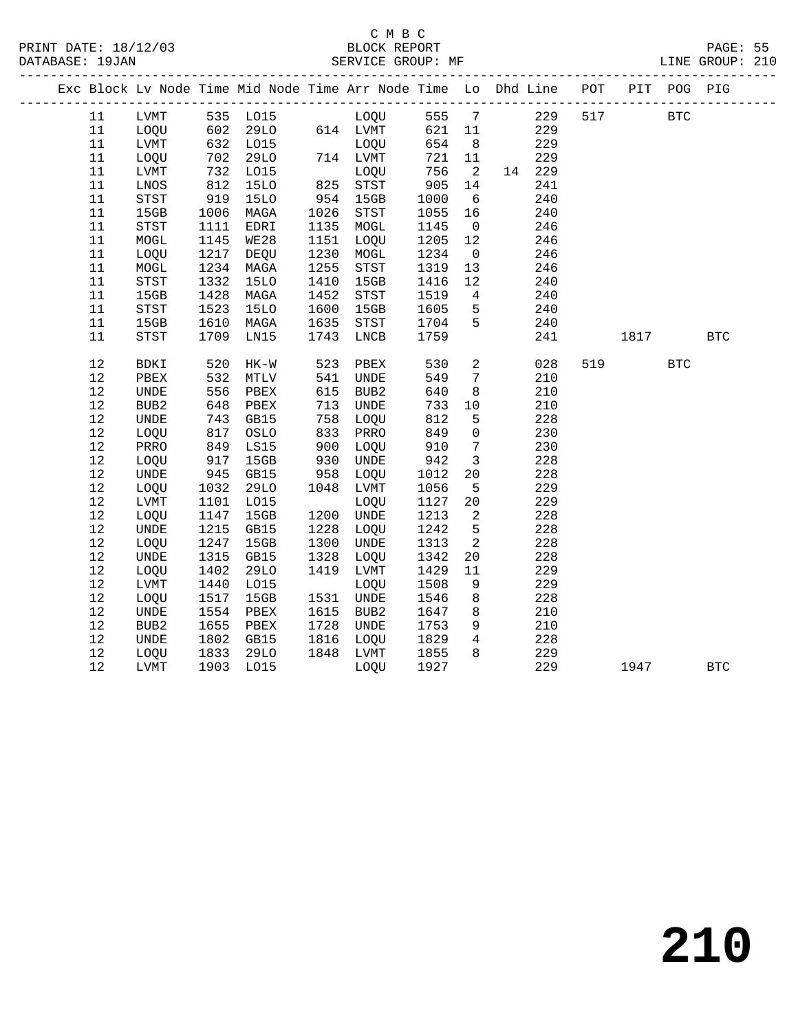C M B C
BLOCK REPORT
SERVICE GROUP: MF

PRINT DATE: 18/12/03
DATABASE: 19JAN
LINE GROUP: 210

| Exc | Block | Lv | Node | Time | Mid Node | Time | Arr Node | Time | Lo | Dhd | Line | POT | PIT | POG | PIG |
|---|---|---|---|---|---|---|---|---|---|---|---|---|---|---|---|
| | 11 | | LVMT | 535 | LO15 | | LOQU | 555 | 7 | | 229 | 517 | | BTC | |
| | 11 | | LOQU | 602 | 29LO | 614 | LVMT | 621 | 11 | | 229 | | | | |
| | 11 | | LVMT | 632 | LO15 | | LOQU | 654 | 8 | | 229 | | | | |
| | 11 | | LOQU | 702 | 29LO | 714 | LVMT | 721 | 11 | | 229 | | | | |
| | 11 | | LVMT | 732 | LO15 | | LOQU | 756 | 2 | 14 | 229 | | | | |
| | 11 | | LNOS | 812 | 15LO | 825 | STST | 905 | 14 | | 241 | | | | |
| | 11 | | STST | 919 | 15LO | 954 | 15GB | 1000 | 6 | | 240 | | | | |
| | 11 | | 15GB | 1006 | MAGA | 1026 | STST | 1055 | 16 | | 240 | | | | |
| | 11 | | STST | 1111 | EDRI | 1135 | MOGL | 1145 | 0 | | 246 | | | | |
| | 11 | | MOGL | 1145 | WE28 | 1151 | LOQU | 1205 | 12 | | 246 | | | | |
| | 11 | | LOQU | 1217 | DEQU | 1230 | MOGL | 1234 | 0 | | 246 | | | | |
| | 11 | | MOGL | 1234 | MAGA | 1255 | STST | 1319 | 13 | | 246 | | | | |
| | 11 | | STST | 1332 | 15LO | 1410 | 15GB | 1416 | 12 | | 240 | | | | |
| | 11 | | 15GB | 1428 | MAGA | 1452 | STST | 1519 | 4 | | 240 | | | | |
| | 11 | | STST | 1523 | 15LO | 1600 | 15GB | 1605 | 5 | | 240 | | | | |
| | 11 | | 15GB | 1610 | MAGA | 1635 | STST | 1704 | 5 | | 240 | | | | |
| | 11 | | STST | 1709 | LN15 | 1743 | LNCB | 1759 | | | 241 | | 1817 | | BTC |
| | 12 | | BDKI | 520 | HK-W | 523 | PBEX | 530 | 2 | | 028 | 519 | | BTC | |
| | 12 | | PBEX | 532 | MTLV | 541 | UNDE | 549 | 7 | | 210 | | | | |
| | 12 | | UNDE | 556 | PBEX | 615 | BUB2 | 640 | 8 | | 210 | | | | |
| | 12 | | BUB2 | 648 | PBEX | 713 | UNDE | 733 | 10 | | 210 | | | | |
| | 12 | | UNDE | 743 | GB15 | 758 | LOQU | 812 | 5 | | 228 | | | | |
| | 12 | | LOQU | 817 | OSLO | 833 | PRRO | 849 | 0 | | 230 | | | | |
| | 12 | | PRRO | 849 | LS15 | 900 | LOQU | 910 | 7 | | 230 | | | | |
| | 12 | | LOQU | 917 | 15GB | 930 | UNDE | 942 | 3 | | 228 | | | | |
| | 12 | | UNDE | 945 | GB15 | 958 | LOQU | 1012 | 20 | | 228 | | | | |
| | 12 | | LOQU | 1032 | 29LO | 1048 | LVMT | 1056 | 5 | | 229 | | | | |
| | 12 | | LVMT | 1101 | LO15 | | LOQU | 1127 | 20 | | 229 | | | | |
| | 12 | | LOQU | 1147 | 15GB | 1200 | UNDE | 1213 | 2 | | 228 | | | | |
| | 12 | | UNDE | 1215 | GB15 | 1228 | LOQU | 1242 | 5 | | 228 | | | | |
| | 12 | | LOQU | 1247 | 15GB | 1300 | UNDE | 1313 | 2 | | 228 | | | | |
| | 12 | | UNDE | 1315 | GB15 | 1328 | LOQU | 1342 | 20 | | 228 | | | | |
| | 12 | | LOQU | 1402 | 29LO | 1419 | LVMT | 1429 | 11 | | 229 | | | | |
| | 12 | | LVMT | 1440 | LO15 | | LOQU | 1508 | 9 | | 229 | | | | |
| | 12 | | LOQU | 1517 | 15GB | 1531 | UNDE | 1546 | 8 | | 228 | | | | |
| | 12 | | UNDE | 1554 | PBEX | 1615 | BUB2 | 1647 | 8 | | 210 | | | | |
| | 12 | | BUB2 | 1655 | PBEX | 1728 | UNDE | 1753 | 9 | | 210 | | | | |
| | 12 | | UNDE | 1802 | GB15 | 1816 | LOQU | 1829 | 4 | | 228 | | | | |
| | 12 | | LOQU | 1833 | 29LO | 1848 | LVMT | 1855 | 8 | | 229 | | | | |
| | 12 | | LVMT | 1903 | LO15 | | LOQU | 1927 | | | 229 | | 1947 | | BTC |

210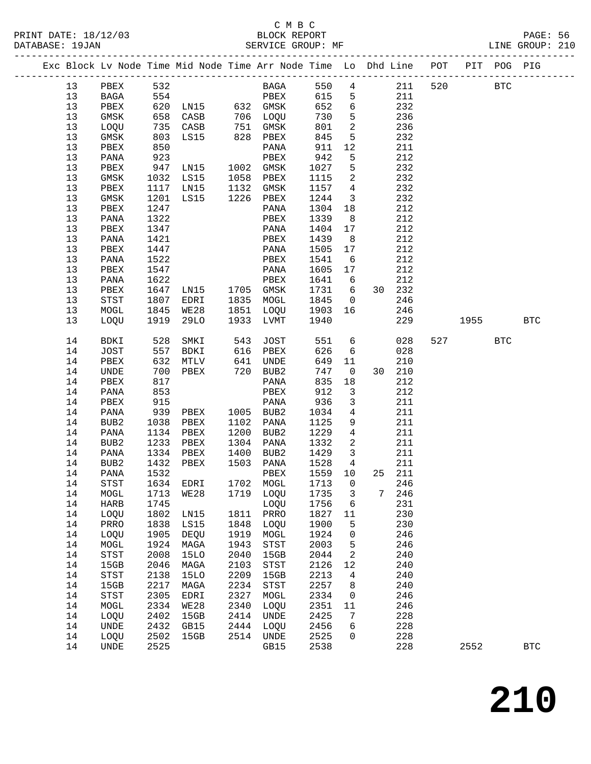C M B C

PRINT DATE: 18/12/03 BLOCK REPORT PAGE: 56
DATABASE: 19JAN SERVICE GROUP: MF LINE GROUP: 210

| Exc | Block | Lv | Node | Time | Mid Node | Time | Arr Node | Time | Lo | Dhd | Line | POT | PIT | POG | PIG |
|---|---|---|---|---|---|---|---|---|---|---|---|---|---|---|---|
| | 13 | | PBEX | 532 | | | BAGA | 550 | 4 | | 211 | 520 | | BTC | |
| | 13 | | BAGA | 554 | | | PBEX | 615 | 5 | | 211 | | | | |
| | 13 | | PBEX | 620 | LN15 | 632 | GMSK | 652 | 6 | | 232 | | | | |
| | 13 | | GMSK | 658 | CASB | 706 | LOQU | 730 | 5 | | 236 | | | | |
| | 13 | | LOQU | 735 | CASB | 751 | GMSK | 801 | 2 | | 236 | | | | |
| | 13 | | GMSK | 803 | LS15 | 828 | PBEX | 845 | 5 | | 232 | | | | |
| | 13 | | PBEX | 850 | | | PANA | 911 | 12 | | 211 | | | | |
| | 13 | | PANA | 923 | | | PBEX | 942 | 5 | | 212 | | | | |
| | 13 | | PBEX | 947 | LN15 | 1002 | GMSK | 1027 | 5 | | 232 | | | | |
| | 13 | | GMSK | 1032 | LS15 | 1058 | PBEX | 1115 | 2 | | 232 | | | | |
| | 13 | | PBEX | 1117 | LN15 | 1132 | GMSK | 1157 | 4 | | 232 | | | | |
| | 13 | | GMSK | 1201 | LS15 | 1226 | PBEX | 1244 | 3 | | 232 | | | | |
| | 13 | | PBEX | 1247 | | | PANA | 1304 | 18 | | 212 | | | | |
| | 13 | | PANA | 1322 | | | PBEX | 1339 | 8 | | 212 | | | | |
| | 13 | | PBEX | 1347 | | | PANA | 1404 | 17 | | 212 | | | | |
| | 13 | | PANA | 1421 | | | PBEX | 1439 | 8 | | 212 | | | | |
| | 13 | | PBEX | 1447 | | | PANA | 1505 | 17 | | 212 | | | | |
| | 13 | | PANA | 1522 | | | PBEX | 1541 | 6 | | 212 | | | | |
| | 13 | | PBEX | 1547 | | | PANA | 1605 | 17 | | 212 | | | | |
| | 13 | | PANA | 1622 | | | PBEX | 1641 | 6 | | 212 | | | | |
| | 13 | | PBEX | 1647 | LN15 | 1705 | GMSK | 1731 | 6 | 30 | 232 | | | | |
| | 13 | | STST | 1807 | EDRI | 1835 | MOGL | 1845 | 0 | | 246 | | | | |
| | 13 | | MOGL | 1845 | WE28 | 1851 | LOQU | 1903 | 16 | | 246 | | | | |
| | 13 | | LOQU | 1919 | 29LO | 1933 | LVMT | 1940 | | | 229 | | 1955 | | BTC |
| | 14 | | BDKI | 528 | SMKI | 543 | JOST | 551 | 6 | | 028 | 527 | | BTC | |
| | 14 | | JOST | 557 | BDKI | 616 | PBEX | 626 | 6 | | 028 | | | | |
| | 14 | | PBEX | 632 | MTLV | 641 | UNDE | 649 | 11 | | 210 | | | | |
| | 14 | | UNDE | 700 | PBEX | 720 | BUB2 | 747 | 0 | 30 | 210 | | | | |
| | 14 | | PBEX | 817 | | | PANA | 835 | 18 | | 212 | | | | |
| | 14 | | PANA | 853 | | | PBEX | 912 | 3 | | 212 | | | | |
| | 14 | | PBEX | 915 | | | PANA | 936 | 3 | | 211 | | | | |
| | 14 | | PANA | 939 | PBEX | 1005 | BUB2 | 1034 | 4 | | 211 | | | | |
| | 14 | | BUB2 | 1038 | PBEX | 1102 | PANA | 1125 | 9 | | 211 | | | | |
| | 14 | | PANA | 1134 | PBEX | 1200 | BUB2 | 1229 | 4 | | 211 | | | | |
| | 14 | | BUB2 | 1233 | PBEX | 1304 | PANA | 1332 | 2 | | 211 | | | | |
| | 14 | | PANA | 1334 | PBEX | 1400 | BUB2 | 1429 | 3 | | 211 | | | | |
| | 14 | | BUB2 | 1432 | PBEX | 1503 | PANA | 1528 | 4 | | 211 | | | | |
| | 14 | | PANA | 1532 | | | PBEX | 1559 | 10 | 25 | 211 | | | | |
| | 14 | | STST | 1634 | EDRI | 1702 | MOGL | 1713 | 0 | | 246 | | | | |
| | 14 | | MOGL | 1713 | WE28 | 1719 | LOQU | 1735 | 3 | 7 | 246 | | | | |
| | 14 | | HARB | 1745 | | | LOQU | 1756 | 6 | | 231 | | | | |
| | 14 | | LOQU | 1802 | LN15 | 1811 | PRRO | 1827 | 11 | | 230 | | | | |
| | 14 | | PRRO | 1838 | LS15 | 1848 | LOQU | 1900 | 5 | | 230 | | | | |
| | 14 | | LOQU | 1905 | DEQU | 1919 | MOGL | 1924 | 0 | | 246 | | | | |
| | 14 | | MOGL | 1924 | MAGA | 1943 | STST | 2003 | 5 | | 246 | | | | |
| | 14 | | STST | 2008 | 15LO | 2040 | 15GB | 2044 | 2 | | 240 | | | | |
| | 14 | | 15GB | 2046 | MAGA | 2103 | STST | 2126 | 12 | | 240 | | | | |
| | 14 | | STST | 2138 | 15LO | 2209 | 15GB | 2213 | 4 | | 240 | | | | |
| | 14 | | 15GB | 2217 | MAGA | 2234 | STST | 2257 | 8 | | 240 | | | | |
| | 14 | | STST | 2305 | EDRI | 2327 | MOGL | 2334 | 0 | | 246 | | | | |
| | 14 | | MOGL | 2334 | WE28 | 2340 | LOQU | 2351 | 11 | | 246 | | | | |
| | 14 | | LOQU | 2402 | 15GB | 2414 | UNDE | 2425 | 7 | | 228 | | | | |
| | 14 | | UNDE | 2432 | GB15 | 2444 | LOQU | 2456 | 6 | | 228 | | | | |
| | 14 | | LOQU | 2502 | 15GB | 2514 | UNDE | 2525 | 0 | | 228 | | | | |
| | 14 | | UNDE | 2525 | | | GB15 | 2538 | | | 228 | | 2552 | | BTC |

210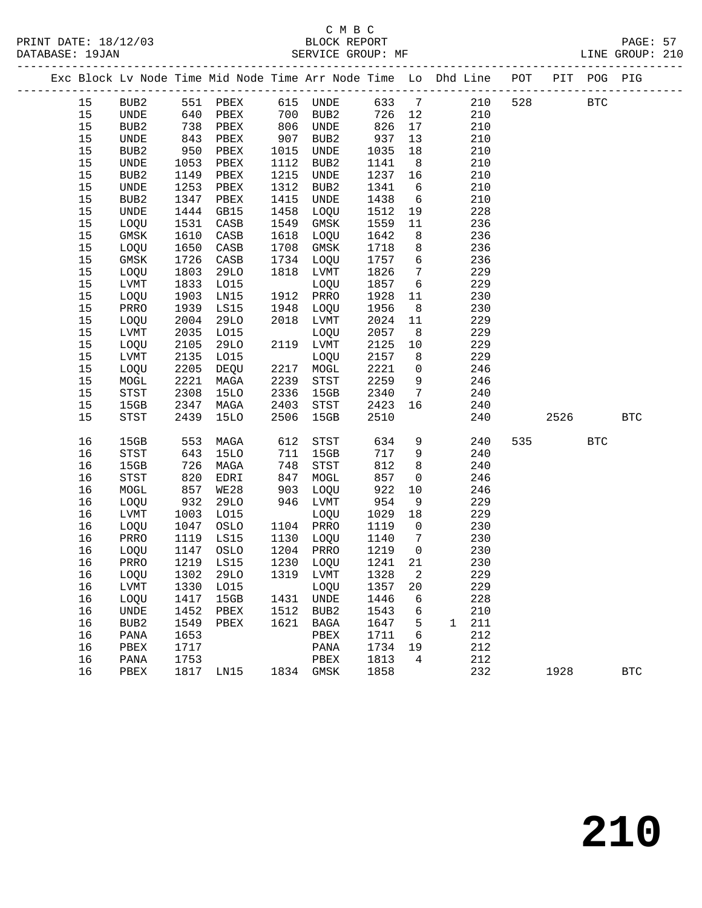C M B C
PRINT DATE: 18/12/03 BLOCK REPORT
DATABASE: 19JAN SERVICE GROUP: MF LINE GROUP: 210

| Exc | Block | Lv | Node | Time | Mid Node | Time | Arr Node | Time | Lo | Dhd | Line | POT | PIT | POG | PIG |
|---|---|---|---|---|---|---|---|---|---|---|---|---|---|---|---|
| | 15 | | BUB2 | 551 | PBEX | 615 | UNDE | 633 | 7 | | 210 | 528 | | BTC | |
| | 15 | | UNDE | 640 | PBEX | 700 | BUB2 | 726 | 12 | | 210 | | | | |
| | 15 | | BUB2 | 738 | PBEX | 806 | UNDE | 826 | 17 | | 210 | | | | |
| | 15 | | UNDE | 843 | PBEX | 907 | BUB2 | 937 | 13 | | 210 | | | | |
| | 15 | | BUB2 | 950 | PBEX | 1015 | UNDE | 1035 | 18 | | 210 | | | | |
| | 15 | | UNDE | 1053 | PBEX | 1112 | BUB2 | 1141 | 8 | | 210 | | | | |
| | 15 | | BUB2 | 1149 | PBEX | 1215 | UNDE | 1237 | 16 | | 210 | | | | |
| | 15 | | UNDE | 1253 | PBEX | 1312 | BUB2 | 1341 | 6 | | 210 | | | | |
| | 15 | | BUB2 | 1347 | PBEX | 1415 | UNDE | 1438 | 6 | | 210 | | | | |
| | 15 | | UNDE | 1444 | GB15 | 1458 | LOQU | 1512 | 19 | | 228 | | | | |
| | 15 | | LOQU | 1531 | CASB | 1549 | GMSK | 1559 | 11 | | 236 | | | | |
| | 15 | | GMSK | 1610 | CASB | 1618 | LOQU | 1642 | 8 | | 236 | | | | |
| | 15 | | LOQU | 1650 | CASB | 1708 | GMSK | 1718 | 8 | | 236 | | | | |
| | 15 | | GMSK | 1726 | CASB | 1734 | LOQU | 1757 | 6 | | 236 | | | | |
| | 15 | | LOQU | 1803 | 29LO | 1818 | LVMT | 1826 | 7 | | 229 | | | | |
| | 15 | | LVMT | 1833 | LO15 | | LOQU | 1857 | 6 | | 229 | | | | |
| | 15 | | LOQU | 1903 | LN15 | 1912 | PRRO | 1928 | 11 | | 230 | | | | |
| | 15 | | PRRO | 1939 | LS15 | 1948 | LOQU | 1956 | 8 | | 230 | | | | |
| | 15 | | LOQU | 2004 | 29LO | 2018 | LVMT | 2024 | 11 | | 229 | | | | |
| | 15 | | LVMT | 2035 | LO15 | | LOQU | 2057 | 8 | | 229 | | | | |
| | 15 | | LOQU | 2105 | 29LO | 2119 | LVMT | 2125 | 10 | | 229 | | | | |
| | 15 | | LVMT | 2135 | LO15 | | LOQU | 2157 | 8 | | 229 | | | | |
| | 15 | | LOQU | 2205 | DEQU | 2217 | MOGL | 2221 | 0 | | 246 | | | | |
| | 15 | | MOGL | 2221 | MAGA | 2239 | STST | 2259 | 9 | | 246 | | | | |
| | 15 | | STST | 2308 | 15LO | 2336 | 15GB | 2340 | 7 | | 240 | | | | |
| | 15 | | 15GB | 2347 | MAGA | 2403 | STST | 2423 | 16 | | 240 | | | | |
| | 15 | | STST | 2439 | 15LO | 2506 | 15GB | 2510 | | | 240 | | 2526 | | BTC |
| | 16 | | 15GB | 553 | MAGA | 612 | STST | 634 | 9 | | 240 | 535 | | BTC | |
| | 16 | | STST | 643 | 15LO | 711 | 15GB | 717 | 9 | | 240 | | | | |
| | 16 | | 15GB | 726 | MAGA | 748 | STST | 812 | 8 | | 240 | | | | |
| | 16 | | STST | 820 | EDRI | 847 | MOGL | 857 | 0 | | 246 | | | | |
| | 16 | | MOGL | 857 | WE28 | 903 | LOQU | 922 | 10 | | 246 | | | | |
| | 16 | | LOQU | 932 | 29LO | 946 | LVMT | 954 | 9 | | 229 | | | | |
| | 16 | | LVMT | 1003 | LO15 | | LOQU | 1029 | 18 | | 229 | | | | |
| | 16 | | LOQU | 1047 | OSLO | 1104 | PRRO | 1119 | 0 | | 230 | | | | |
| | 16 | | PRRO | 1119 | LS15 | 1130 | LOQU | 1140 | 7 | | 230 | | | | |
| | 16 | | LOQU | 1147 | OSLO | 1204 | PRRO | 1219 | 0 | | 230 | | | | |
| | 16 | | PRRO | 1219 | LS15 | 1230 | LOQU | 1241 | 21 | | 230 | | | | |
| | 16 | | LOQU | 1302 | 29LO | 1319 | LVMT | 1328 | 2 | | 229 | | | | |
| | 16 | | LVMT | 1330 | LO15 | | LOQU | 1357 | 20 | | 229 | | | | |
| | 16 | | LOQU | 1417 | 15GB | 1431 | UNDE | 1446 | 6 | | 228 | | | | |
| | 16 | | UNDE | 1452 | PBEX | 1512 | BUB2 | 1543 | 6 | | 210 | | | | |
| | 16 | | BUB2 | 1549 | PBEX | 1621 | BAGA | 1647 | 5 | 1 | 211 | | | | |
| | 16 | | PANA | 1653 | | | PBEX | 1711 | 6 | | 212 | | | | |
| | 16 | | PBEX | 1717 | | | PANA | 1734 | 19 | | 212 | | | | |
| | 16 | | PANA | 1753 | | | PBEX | 1813 | 4 | | 212 | | | | |
| | 16 | | PBEX | 1817 | LN15 | 1834 | GMSK | 1858 | | | 232 | | 1928 | | BTC |

210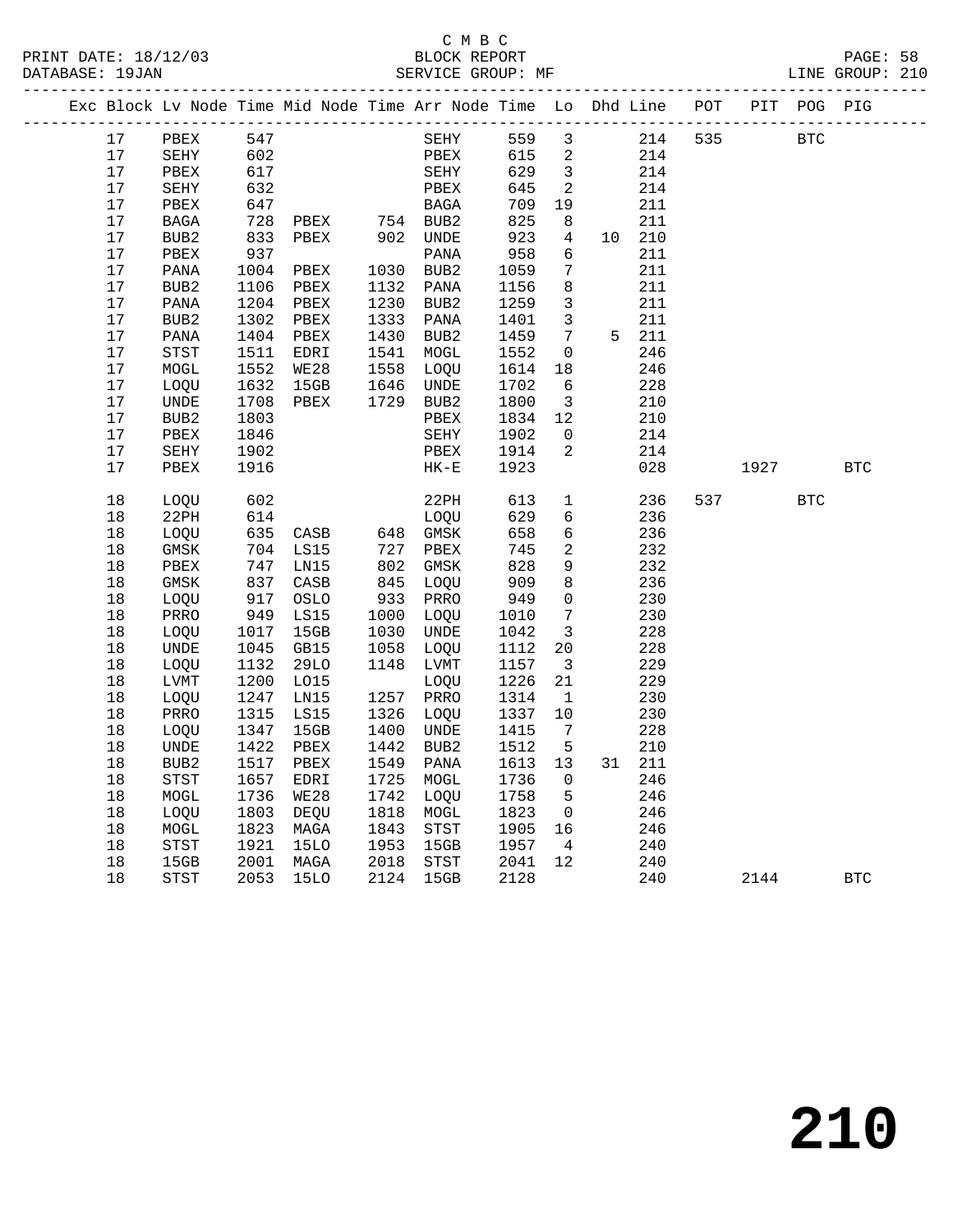C M B C
PRINT DATE: 18/12/03 BLOCK REPORT
DATABASE: 19JAN SERVICE GROUP: MF LINE GROUP: 210

| Exc | Block | Lv | Node | Time | Mid Node | Time | Arr Node | Time | Lo | Dhd | Line | POT | PIT | POG | PIG |
|---|---|---|---|---|---|---|---|---|---|---|---|---|---|---|---|
| | 17 | | PBEX | 547 | | | SEHY | 559 | 3 | | 214 | 535 | | BTC | |
| | 17 | | SEHY | 602 | | | PBEX | 615 | 2 | | 214 | | | | |
| | 17 | | PBEX | 617 | | | SEHY | 629 | 3 | | 214 | | | | |
| | 17 | | SEHY | 632 | | | PBEX | 645 | 2 | | 214 | | | | |
| | 17 | | PBEX | 647 | | | BAGA | 709 | 19 | | 211 | | | | |
| | 17 | | BAGA | 728 | PBEX | 754 | BUB2 | 825 | 8 | | 211 | | | | |
| | 17 | | BUB2 | 833 | PBEX | 902 | UNDE | 923 | 4 | 10 | 210 | | | | |
| | 17 | | PBEX | 937 | | | PANA | 958 | 6 | | 211 | | | | |
| | 17 | | PANA | 1004 | PBEX | 1030 | BUB2 | 1059 | 7 | | 211 | | | | |
| | 17 | | BUB2 | 1106 | PBEX | 1132 | PANA | 1156 | 8 | | 211 | | | | |
| | 17 | | PANA | 1204 | PBEX | 1230 | BUB2 | 1259 | 3 | | 211 | | | | |
| | 17 | | BUB2 | 1302 | PBEX | 1333 | PANA | 1401 | 3 | | 211 | | | | |
| | 17 | | PANA | 1404 | PBEX | 1430 | BUB2 | 1459 | 7 | 5 | 211 | | | | |
| | 17 | | STST | 1511 | EDRI | 1541 | MOGL | 1552 | 0 | | 246 | | | | |
| | 17 | | MOGL | 1552 | WE28 | 1558 | LOQU | 1614 | 18 | | 246 | | | | |
| | 17 | | LOQU | 1632 | 15GB | 1646 | UNDE | 1702 | 6 | | 228 | | | | |
| | 17 | | UNDE | 1708 | PBEX | 1729 | BUB2 | 1800 | 3 | | 210 | | | | |
| | 17 | | BUB2 | 1803 | | | PBEX | 1834 | 12 | | 210 | | | | |
| | 17 | | PBEX | 1846 | | | SEHY | 1902 | 0 | | 214 | | | | |
| | 17 | | SEHY | 1902 | | | PBEX | 1914 | 2 | | 214 | | | | |
| | 17 | | PBEX | 1916 | | | HK-E | 1923 | | | 028 | | 1927 | | BTC |
| | 18 | | LOQU | 602 | | | 22PH | 613 | 1 | | 236 | 537 | | BTC | |
| | 18 | | 22PH | 614 | | | LOQU | 629 | 6 | | 236 | | | | |
| | 18 | | LOQU | 635 | CASB | 648 | GMSK | 658 | 6 | | 236 | | | | |
| | 18 | | GMSK | 704 | LS15 | 727 | PBEX | 745 | 2 | | 232 | | | | |
| | 18 | | PBEX | 747 | LN15 | 802 | GMSK | 828 | 9 | | 232 | | | | |
| | 18 | | GMSK | 837 | CASB | 845 | LOQU | 909 | 8 | | 236 | | | | |
| | 18 | | LOQU | 917 | OSLO | 933 | PRRO | 949 | 0 | | 230 | | | | |
| | 18 | | PRRO | 949 | LS15 | 1000 | LOQU | 1010 | 7 | | 230 | | | | |
| | 18 | | LOQU | 1017 | 15GB | 1030 | UNDE | 1042 | 3 | | 228 | | | | |
| | 18 | | UNDE | 1045 | GB15 | 1058 | LOQU | 1112 | 20 | | 228 | | | | |
| | 18 | | LOQU | 1132 | 29LO | 1148 | LVMT | 1157 | 3 | | 229 | | | | |
| | 18 | | LVMT | 1200 | LO15 | | LOQU | 1226 | 21 | | 229 | | | | |
| | 18 | | LOQU | 1247 | LN15 | 1257 | PRRO | 1314 | 1 | | 230 | | | | |
| | 18 | | PRRO | 1315 | LS15 | 1326 | LOQU | 1337 | 10 | | 230 | | | | |
| | 18 | | LOQU | 1347 | 15GB | 1400 | UNDE | 1415 | 7 | | 228 | | | | |
| | 18 | | UNDE | 1422 | PBEX | 1442 | BUB2 | 1512 | 5 | | 210 | | | | |
| | 18 | | BUB2 | 1517 | PBEX | 1549 | PANA | 1613 | 13 | 31 | 211 | | | | |
| | 18 | | STST | 1657 | EDRI | 1725 | MOGL | 1736 | 0 | | 246 | | | | |
| | 18 | | MOGL | 1736 | WE28 | 1742 | LOQU | 1758 | 5 | | 246 | | | | |
| | 18 | | LOQU | 1803 | DEQU | 1818 | MOGL | 1823 | 0 | | 246 | | | | |
| | 18 | | MOGL | 1823 | MAGA | 1843 | STST | 1905 | 16 | | 246 | | | | |
| | 18 | | STST | 1921 | 15LO | 1953 | 15GB | 1957 | 4 | | 240 | | | | |
| | 18 | | 15GB | 2001 | MAGA | 2018 | STST | 2041 | 12 | | 240 | | | | |
| | 18 | | STST | 2053 | 15LO | 2124 | 15GB | 2128 | | | 240 | | 2144 | | BTC |

210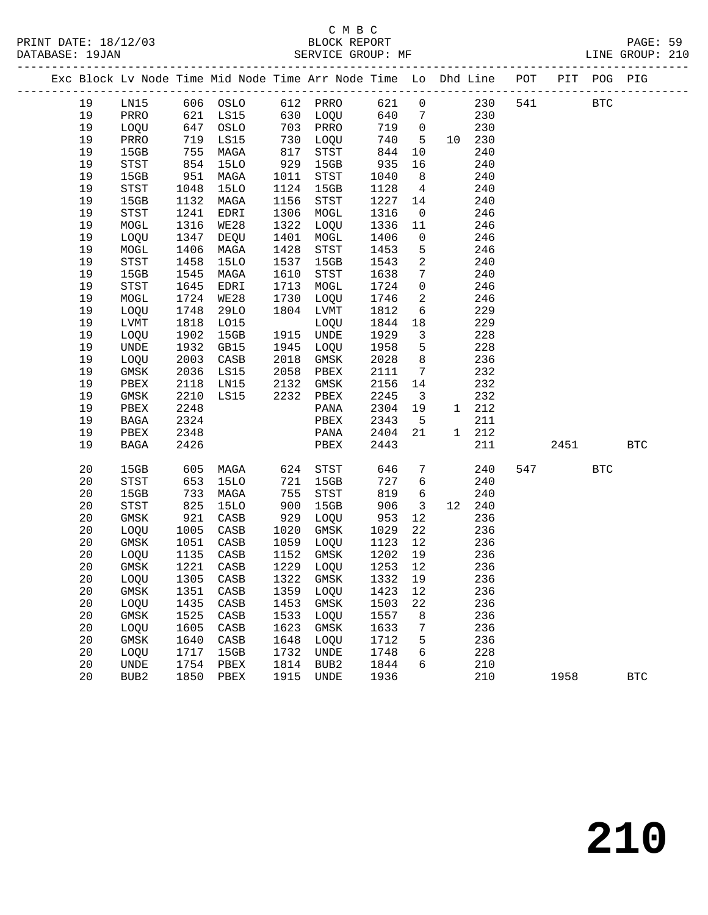C M B C

BLOCK REPORT

SERVICE GROUP: MF

PRINT DATE: 18/12/03
DATABASE: 19JAN

LINE GROUP: 210

| Exc | Block | Lv Node | Time | Mid Node | Time | Arr Node | Time | Lo | Dhd | Line | POT | PIT | POG | PIG |
|---|---|---|---|---|---|---|---|---|---|---|---|---|---|---|
| | 19 | LN15 | 606 | OSLO | 612 | PRRO | 621 | 0 | | 230 | 541 | | BTC | |
| | 19 | PRRO | 621 | LS15 | 630 | LOQU | 640 | 7 | | 230 | | | | |
| | 19 | LOQU | 647 | OSLO | 703 | PRRO | 719 | 0 | | 230 | | | | |
| | 19 | PRRO | 719 | LS15 | 730 | LOQU | 740 | 5 | 10 | 230 | | | | |
| | 19 | 15GB | 755 | MAGA | 817 | STST | 844 | 10 | | 240 | | | | |
| | 19 | STST | 854 | 15LO | 929 | 15GB | 935 | 16 | | 240 | | | | |
| | 19 | 15GB | 951 | MAGA | 1011 | STST | 1040 | 8 | | 240 | | | | |
| | 19 | STST | 1048 | 15LO | 1124 | 15GB | 1128 | 4 | | 240 | | | | |
| | 19 | 15GB | 1132 | MAGA | 1156 | STST | 1227 | 14 | | 240 | | | | |
| | 19 | STST | 1241 | EDRI | 1306 | MOGL | 1316 | 0 | | 246 | | | | |
| | 19 | MOGL | 1316 | WE28 | 1322 | LOQU | 1336 | 11 | | 246 | | | | |
| | 19 | LOQU | 1347 | DEQU | 1401 | MOGL | 1406 | 0 | | 246 | | | | |
| | 19 | MOGL | 1406 | MAGA | 1428 | STST | 1453 | 5 | | 246 | | | | |
| | 19 | STST | 1458 | 15LO | 1537 | 15GB | 1543 | 2 | | 240 | | | | |
| | 19 | 15GB | 1545 | MAGA | 1610 | STST | 1638 | 7 | | 240 | | | | |
| | 19 | STST | 1645 | EDRI | 1713 | MOGL | 1724 | 0 | | 246 | | | | |
| | 19 | MOGL | 1724 | WE28 | 1730 | LOQU | 1746 | 2 | | 246 | | | | |
| | 19 | LOQU | 1748 | 29LO | 1804 | LVMT | 1812 | 6 | | 229 | | | | |
| | 19 | LVMT | 1818 | LO15 | | LOQU | 1844 | 18 | | 229 | | | | |
| | 19 | LOQU | 1902 | 15GB | 1915 | UNDE | 1929 | 3 | | 228 | | | | |
| | 19 | UNDE | 1932 | GB15 | 1945 | LOQU | 1958 | 5 | | 228 | | | | |
| | 19 | LOQU | 2003 | CASB | 2018 | GMSK | 2028 | 8 | | 236 | | | | |
| | 19 | GMSK | 2036 | LS15 | 2058 | PBEX | 2111 | 7 | | 232 | | | | |
| | 19 | PBEX | 2118 | LN15 | 2132 | GMSK | 2156 | 14 | | 232 | | | | |
| | 19 | GMSK | 2210 | LS15 | 2232 | PBEX | 2245 | 3 | | 232 | | | | |
| | 19 | PBEX | 2248 | | | PANA | 2304 | 19 | 1 | 212 | | | | |
| | 19 | BAGA | 2324 | | | PBEX | 2343 | 5 | | 211 | | | | |
| | 19 | PBEX | 2348 | | | PANA | 2404 | 21 | 1 | 212 | | | | |
| | 19 | BAGA | 2426 | | | PBEX | 2443 | | | 211 | | 2451 | | BTC |
| | 20 | 15GB | 605 | MAGA | 624 | STST | 646 | 7 | | 240 | 547 | | BTC | |
| | 20 | STST | 653 | 15LO | 721 | 15GB | 727 | 6 | | 240 | | | | |
| | 20 | 15GB | 733 | MAGA | 755 | STST | 819 | 6 | | 240 | | | | |
| | 20 | STST | 825 | 15LO | 900 | 15GB | 906 | 3 | 12 | 240 | | | | |
| | 20 | GMSK | 921 | CASB | 929 | LOQU | 953 | 12 | | 236 | | | | |
| | 20 | LOQU | 1005 | CASB | 1020 | GMSK | 1029 | 22 | | 236 | | | | |
| | 20 | GMSK | 1051 | CASB | 1059 | LOQU | 1123 | 12 | | 236 | | | | |
| | 20 | LOQU | 1135 | CASB | 1152 | GMSK | 1202 | 19 | | 236 | | | | |
| | 20 | GMSK | 1221 | CASB | 1229 | LOQU | 1253 | 12 | | 236 | | | | |
| | 20 | LOQU | 1305 | CASB | 1322 | GMSK | 1332 | 19 | | 236 | | | | |
| | 20 | GMSK | 1351 | CASB | 1359 | LOQU | 1423 | 12 | | 236 | | | | |
| | 20 | LOQU | 1435 | CASB | 1453 | GMSK | 1503 | 22 | | 236 | | | | |
| | 20 | GMSK | 1525 | CASB | 1533 | LOQU | 1557 | 8 | | 236 | | | | |
| | 20 | LOQU | 1605 | CASB | 1623 | GMSK | 1633 | 7 | | 236 | | | | |
| | 20 | GMSK | 1640 | CASB | 1648 | LOQU | 1712 | 5 | | 236 | | | | |
| | 20 | LOQU | 1717 | 15GB | 1732 | UNDE | 1748 | 6 | | 228 | | | | |
| | 20 | UNDE | 1754 | PBEX | 1814 | BUB2 | 1844 | 6 | | 210 | | | | |
| | 20 | BUB2 | 1850 | PBEX | 1915 | UNDE | 1936 | | | 210 | | 1958 | | BTC |

# 210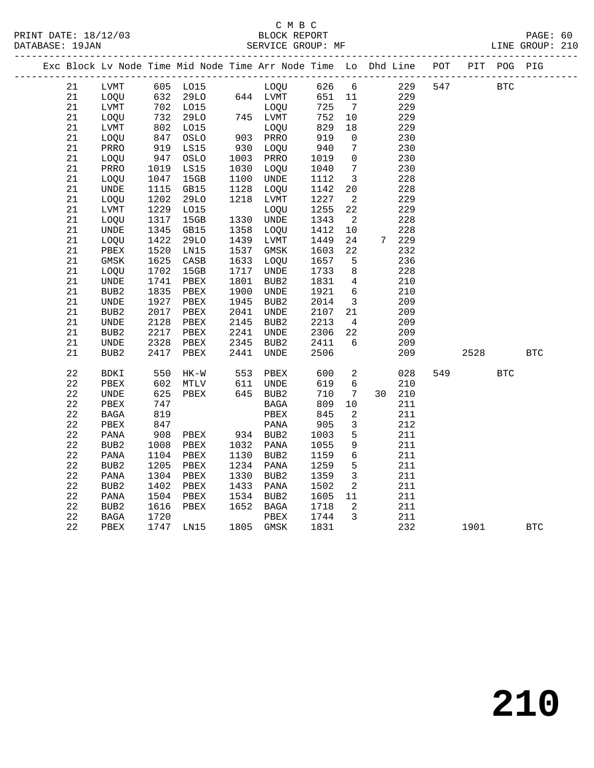C M B C
BLOCK REPORT
SERVICE GROUP: MF

PRINT DATE: 18/12/03
DATABASE: 19JAN
LINE GROUP: 210

| Exc | Block | Lv Node | Time | Mid Node | Time | Arr Node | Time | Lo | Dhd | Line | POT | PIT | POG | PIG |
|---|---|---|---|---|---|---|---|---|---|---|---|---|---|---|
| | 21 | LVMT | 605 | LO15 | | LOQU | 626 | 6 | | 229 | 547 | | BTC | |
| | 21 | LOQU | 632 | 29LO | 644 | LVMT | 651 | 11 | | 229 | | | | |
| | 21 | LVMT | 702 | LO15 | | LOQU | 725 | 7 | | 229 | | | | |
| | 21 | LOQU | 732 | 29LO | 745 | LVMT | 752 | 10 | | 229 | | | | |
| | 21 | LVMT | 802 | LO15 | | LOQU | 829 | 18 | | 229 | | | | |
| | 21 | LOQU | 847 | OSLO | 903 | PRRO | 919 | 0 | | 230 | | | | |
| | 21 | PRRO | 919 | LS15 | 930 | LOQU | 940 | 7 | | 230 | | | | |
| | 21 | LOQU | 947 | OSLO | 1003 | PRRO | 1019 | 0 | | 230 | | | | |
| | 21 | PRRO | 1019 | LS15 | 1030 | LOQU | 1040 | 7 | | 230 | | | | |
| | 21 | LOQU | 1047 | 15GB | 1100 | UNDE | 1112 | 3 | | 228 | | | | |
| | 21 | UNDE | 1115 | GB15 | 1128 | LOQU | 1142 | 20 | | 228 | | | | |
| | 21 | LOQU | 1202 | 29LO | 1218 | LVMT | 1227 | 2 | | 229 | | | | |
| | 21 | LVMT | 1229 | LO15 | | LOQU | 1255 | 22 | | 229 | | | | |
| | 21 | LOQU | 1317 | 15GB | 1330 | UNDE | 1343 | 2 | | 228 | | | | |
| | 21 | UNDE | 1345 | GB15 | 1358 | LOQU | 1412 | 10 | | 228 | | | | |
| | 21 | LOQU | 1422 | 29LO | 1439 | LVMT | 1449 | 24 | 7 | 229 | | | | |
| | 21 | PBEX | 1520 | LN15 | 1537 | GMSK | 1603 | 22 | | 232 | | | | |
| | 21 | GMSK | 1625 | CASB | 1633 | LOQU | 1657 | 5 | | 236 | | | | |
| | 21 | LOQU | 1702 | 15GB | 1717 | UNDE | 1733 | 8 | | 228 | | | | |
| | 21 | UNDE | 1741 | PBEX | 1801 | BUB2 | 1831 | 4 | | 210 | | | | |
| | 21 | BUB2 | 1835 | PBEX | 1900 | UNDE | 1921 | 6 | | 210 | | | | |
| | 21 | UNDE | 1927 | PBEX | 1945 | BUB2 | 2014 | 3 | | 209 | | | | |
| | 21 | BUB2 | 2017 | PBEX | 2041 | UNDE | 2107 | 21 | | 209 | | | | |
| | 21 | UNDE | 2128 | PBEX | 2145 | BUB2 | 2213 | 4 | | 209 | | | | |
| | 21 | BUB2 | 2217 | PBEX | 2241 | UNDE | 2306 | 22 | | 209 | | | | |
| | 21 | UNDE | 2328 | PBEX | 2345 | BUB2 | 2411 | 6 | | 209 | | | | |
| | 21 | BUB2 | 2417 | PBEX | 2441 | UNDE | 2506 | | | 209 | | 2528 | | BTC |
| | 22 | BDKI | 550 | HK-W | 553 | PBEX | 600 | 2 | | 028 | 549 | | BTC | |
| | 22 | PBEX | 602 | MTLV | 611 | UNDE | 619 | 6 | | 210 | | | | |
| | 22 | UNDE | 625 | PBEX | 645 | BUB2 | 710 | 7 | 30 | 210 | | | | |
| | 22 | PBEX | 747 | | | BAGA | 809 | 10 | | 211 | | | | |
| | 22 | BAGA | 819 | | | PBEX | 845 | 2 | | 211 | | | | |
| | 22 | PBEX | 847 | | | PANA | 905 | 3 | | 212 | | | | |
| | 22 | PANA | 908 | PBEX | 934 | BUB2 | 1003 | 5 | | 211 | | | | |
| | 22 | BUB2 | 1008 | PBEX | 1032 | PANA | 1055 | 9 | | 211 | | | | |
| | 22 | PANA | 1104 | PBEX | 1130 | BUB2 | 1159 | 6 | | 211 | | | | |
| | 22 | BUB2 | 1205 | PBEX | 1234 | PANA | 1259 | 5 | | 211 | | | | |
| | 22 | PANA | 1304 | PBEX | 1330 | BUB2 | 1359 | 3 | | 211 | | | | |
| | 22 | BUB2 | 1402 | PBEX | 1433 | PANA | 1502 | 2 | | 211 | | | | |
| | 22 | PANA | 1504 | PBEX | 1534 | BUB2 | 1605 | 11 | | 211 | | | | |
| | 22 | BUB2 | 1616 | PBEX | 1652 | BAGA | 1718 | 2 | | 211 | | | | |
| | 22 | BAGA | 1720 | | | PBEX | 1744 | 3 | | 211 | | | | |
| | 22 | PBEX | 1747 | LN15 | 1805 | GMSK | 1831 | | | 232 | | 1901 | | BTC |

210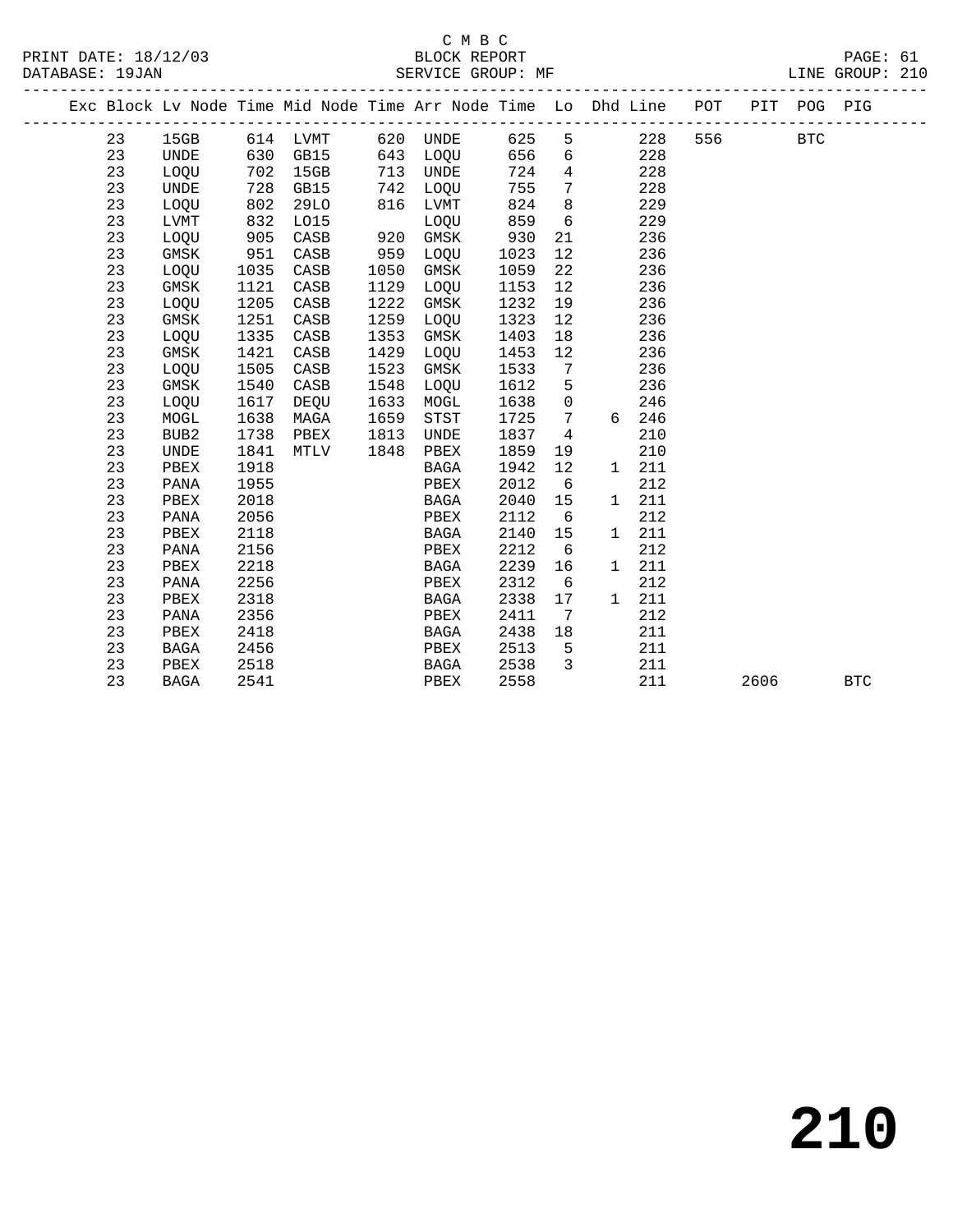C M B C

BLOCK REPORT

SERVICE GROUP: MF

LINE GROUP: 210

| Exc | Block | Lv | Node | Time | Mid Node | Time | Arr Node | Time | Lo | Dhd | Line | POT | PIT | POG | PIG |
|---|---|---|---|---|---|---|---|---|---|---|---|---|---|---|---|
| | 23 | | 15GB | 614 | LVMT | 620 | UNDE | 625 | 5 | | 228 | 556 | | BTC | |
| | 23 | | UNDE | 630 | GB15 | 643 | LOQU | 656 | 6 | | 228 | | | | |
| | 23 | | LOQU | 702 | 15GB | 713 | UNDE | 724 | 4 | | 228 | | | | |
| | 23 | | UNDE | 728 | GB15 | 742 | LOQU | 755 | 7 | | 228 | | | | |
| | 23 | | LOQU | 802 | 29LO | 816 | LVMT | 824 | 8 | | 229 | | | | |
| | 23 | | LVMT | 832 | LO15 | | LOQU | 859 | 6 | | 229 | | | | |
| | 23 | | LOQU | 905 | CASB | 920 | GMSK | 930 | 21 | | 236 | | | | |
| | 23 | | GMSK | 951 | CASB | 959 | LOQU | 1023 | 12 | | 236 | | | | |
| | 23 | | LOQU | 1035 | CASB | 1050 | GMSK | 1059 | 22 | | 236 | | | | |
| | 23 | | GMSK | 1121 | CASB | 1129 | LOQU | 1153 | 12 | | 236 | | | | |
| | 23 | | LOQU | 1205 | CASB | 1222 | GMSK | 1232 | 19 | | 236 | | | | |
| | 23 | | GMSK | 1251 | CASB | 1259 | LOQU | 1323 | 12 | | 236 | | | | |
| | 23 | | LOQU | 1335 | CASB | 1353 | GMSK | 1403 | 18 | | 236 | | | | |
| | 23 | | GMSK | 1421 | CASB | 1429 | LOQU | 1453 | 12 | | 236 | | | | |
| | 23 | | LOQU | 1505 | CASB | 1523 | GMSK | 1533 | 7 | | 236 | | | | |
| | 23 | | GMSK | 1540 | CASB | 1548 | LOQU | 1612 | 5 | | 236 | | | | |
| | 23 | | LOQU | 1617 | DEQU | 1633 | MOGL | 1638 | 0 | | 246 | | | | |
| | 23 | | MOGL | 1638 | MAGA | 1659 | STST | 1725 | 7 | 6 | 246 | | | | |
| | 23 | | BUB2 | 1738 | PBEX | 1813 | UNDE | 1837 | 4 | | 210 | | | | |
| | 23 | | UNDE | 1841 | MTLV | 1848 | PBEX | 1859 | 19 | | 210 | | | | |
| | 23 | | PBEX | 1918 | | | BAGA | 1942 | 12 | 1 | 211 | | | | |
| | 23 | | PANA | 1955 | | | PBEX | 2012 | 6 | | 212 | | | | |
| | 23 | | PBEX | 2018 | | | BAGA | 2040 | 15 | 1 | 211 | | | | |
| | 23 | | PANA | 2056 | | | PBEX | 2112 | 6 | | 212 | | | | |
| | 23 | | PBEX | 2118 | | | BAGA | 2140 | 15 | 1 | 211 | | | | |
| | 23 | | PANA | 2156 | | | PBEX | 2212 | 6 | | 212 | | | | |
| | 23 | | PBEX | 2218 | | | BAGA | 2239 | 16 | 1 | 211 | | | | |
| | 23 | | PANA | 2256 | | | PBEX | 2312 | 6 | | 212 | | | | |
| | 23 | | PBEX | 2318 | | | BAGA | 2338 | 17 | 1 | 211 | | | | |
| | 23 | | PANA | 2356 | | | PBEX | 2411 | 7 | | 212 | | | | |
| | 23 | | PBEX | 2418 | | | BAGA | 2438 | 18 | | 211 | | | | |
| | 23 | | BAGA | 2456 | | | PBEX | 2513 | 5 | | 211 | | | | |
| | 23 | | PBEX | 2518 | | | BAGA | 2538 | 3 | | 211 | | | | |
| | 23 | | BAGA | 2541 | | | PBEX | 2558 | | | 211 | | 2606 | | BTC |

210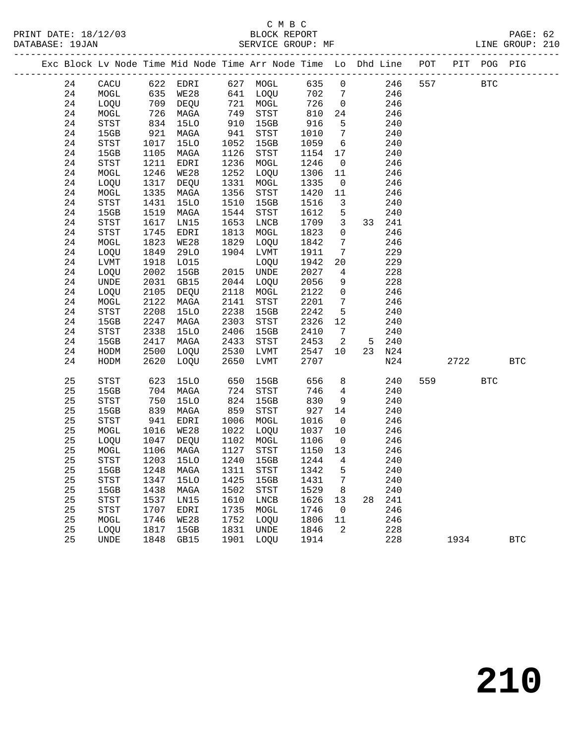C M B C

BLOCK REPORT

SERVICE GROUP: MF

PRINT DATE: 18/12/03
DATABASE: 19JAN

LINE GROUP: 210

| Exc | Block | Lv Node | Time | Mid Node | Time | Arr Node | Time | Lo | Dhd | Line | POT | PIT | POG | PIG |
|---|---|---|---|---|---|---|---|---|---|---|---|---|---|---|
| | 24 | CACU | 622 | EDRI | 627 | MOGL | 635 | 0 | | 246 | 557 | | BTC | |
| | 24 | MOGL | 635 | WE28 | 641 | LOQU | 702 | 7 | | 246 | | | | |
| | 24 | LOQU | 709 | DEQU | 721 | MOGL | 726 | 0 | | 246 | | | | |
| | 24 | MOGL | 726 | MAGA | 749 | STST | 810 | 24 | | 246 | | | | |
| | 24 | STST | 834 | 15LO | 910 | 15GB | 916 | 5 | | 240 | | | | |
| | 24 | 15GB | 921 | MAGA | 941 | STST | 1010 | 7 | | 240 | | | | |
| | 24 | STST | 1017 | 15LO | 1052 | 15GB | 1059 | 6 | | 240 | | | | |
| | 24 | 15GB | 1105 | MAGA | 1126 | STST | 1154 | 17 | | 240 | | | | |
| | 24 | STST | 1211 | EDRI | 1236 | MOGL | 1246 | 0 | | 246 | | | | |
| | 24 | MOGL | 1246 | WE28 | 1252 | LOQU | 1306 | 11 | | 246 | | | | |
| | 24 | LOQU | 1317 | DEQU | 1331 | MOGL | 1335 | 0 | | 246 | | | | |
| | 24 | MOGL | 1335 | MAGA | 1356 | STST | 1420 | 11 | | 246 | | | | |
| | 24 | STST | 1431 | 15LO | 1510 | 15GB | 1516 | 3 | | 240 | | | | |
| | 24 | 15GB | 1519 | MAGA | 1544 | STST | 1612 | 5 | | 240 | | | | |
| | 24 | STST | 1617 | LN15 | 1653 | LNCB | 1709 | 3 | 33 | 241 | | | | |
| | 24 | STST | 1745 | EDRI | 1813 | MOGL | 1823 | 0 | | 246 | | | | |
| | 24 | MOGL | 1823 | WE28 | 1829 | LOQU | 1842 | 7 | | 246 | | | | |
| | 24 | LOQU | 1849 | 29LO | 1904 | LVMT | 1911 | 7 | | 229 | | | | |
| | 24 | LVMT | 1918 | LO15 | | LOQU | 1942 | 20 | | 229 | | | | |
| | 24 | LOQU | 2002 | 15GB | 2015 | UNDE | 2027 | 4 | | 228 | | | | |
| | 24 | UNDE | 2031 | GB15 | 2044 | LOQU | 2056 | 9 | | 228 | | | | |
| | 24 | LOQU | 2105 | DEQU | 2118 | MOGL | 2122 | 0 | | 246 | | | | |
| | 24 | MOGL | 2122 | MAGA | 2141 | STST | 2201 | 7 | | 246 | | | | |
| | 24 | STST | 2208 | 15LO | 2238 | 15GB | 2242 | 5 | | 240 | | | | |
| | 24 | 15GB | 2247 | MAGA | 2303 | STST | 2326 | 12 | | 240 | | | | |
| | 24 | STST | 2338 | 15LO | 2406 | 15GB | 2410 | 7 | | 240 | | | | |
| | 24 | 15GB | 2417 | MAGA | 2433 | STST | 2453 | 2 | 5 | 240 | | | | |
| | 24 | HODM | 2500 | LOQU | 2530 | LVMT | 2547 | 10 | 23 | N24 | | | | |
| | 24 | HODM | 2620 | LOQU | 2650 | LVMT | 2707 | | | N24 | | 2722 | | BTC |
| | 25 | STST | 623 | 15LO | 650 | 15GB | 656 | 8 | | 240 | 559 | | BTC | |
| | 25 | 15GB | 704 | MAGA | 724 | STST | 746 | 4 | | 240 | | | | |
| | 25 | STST | 750 | 15LO | 824 | 15GB | 830 | 9 | | 240 | | | | |
| | 25 | 15GB | 839 | MAGA | 859 | STST | 927 | 14 | | 240 | | | | |
| | 25 | STST | 941 | EDRI | 1006 | MOGL | 1016 | 0 | | 246 | | | | |
| | 25 | MOGL | 1016 | WE28 | 1022 | LOQU | 1037 | 10 | | 246 | | | | |
| | 25 | LOQU | 1047 | DEQU | 1102 | MOGL | 1106 | 0 | | 246 | | | | |
| | 25 | MOGL | 1106 | MAGA | 1127 | STST | 1150 | 13 | | 246 | | | | |
| | 25 | STST | 1203 | 15LO | 1240 | 15GB | 1244 | 4 | | 240 | | | | |
| | 25 | 15GB | 1248 | MAGA | 1311 | STST | 1342 | 5 | | 240 | | | | |
| | 25 | STST | 1347 | 15LO | 1425 | 15GB | 1431 | 7 | | 240 | | | | |
| | 25 | 15GB | 1438 | MAGA | 1502 | STST | 1529 | 8 | | 240 | | | | |
| | 25 | STST | 1537 | LN15 | 1610 | LNCB | 1626 | 13 | 28 | 241 | | | | |
| | 25 | STST | 1707 | EDRI | 1735 | MOGL | 1746 | 0 | | 246 | | | | |
| | 25 | MOGL | 1746 | WE28 | 1752 | LOQU | 1806 | 11 | | 246 | | | | |
| | 25 | LOQU | 1817 | 15GB | 1831 | UNDE | 1846 | 2 | | 228 | | | | |
| | 25 | UNDE | 1848 | GB15 | 1901 | LOQU | 1914 | | | 228 | | 1934 | | BTC |

210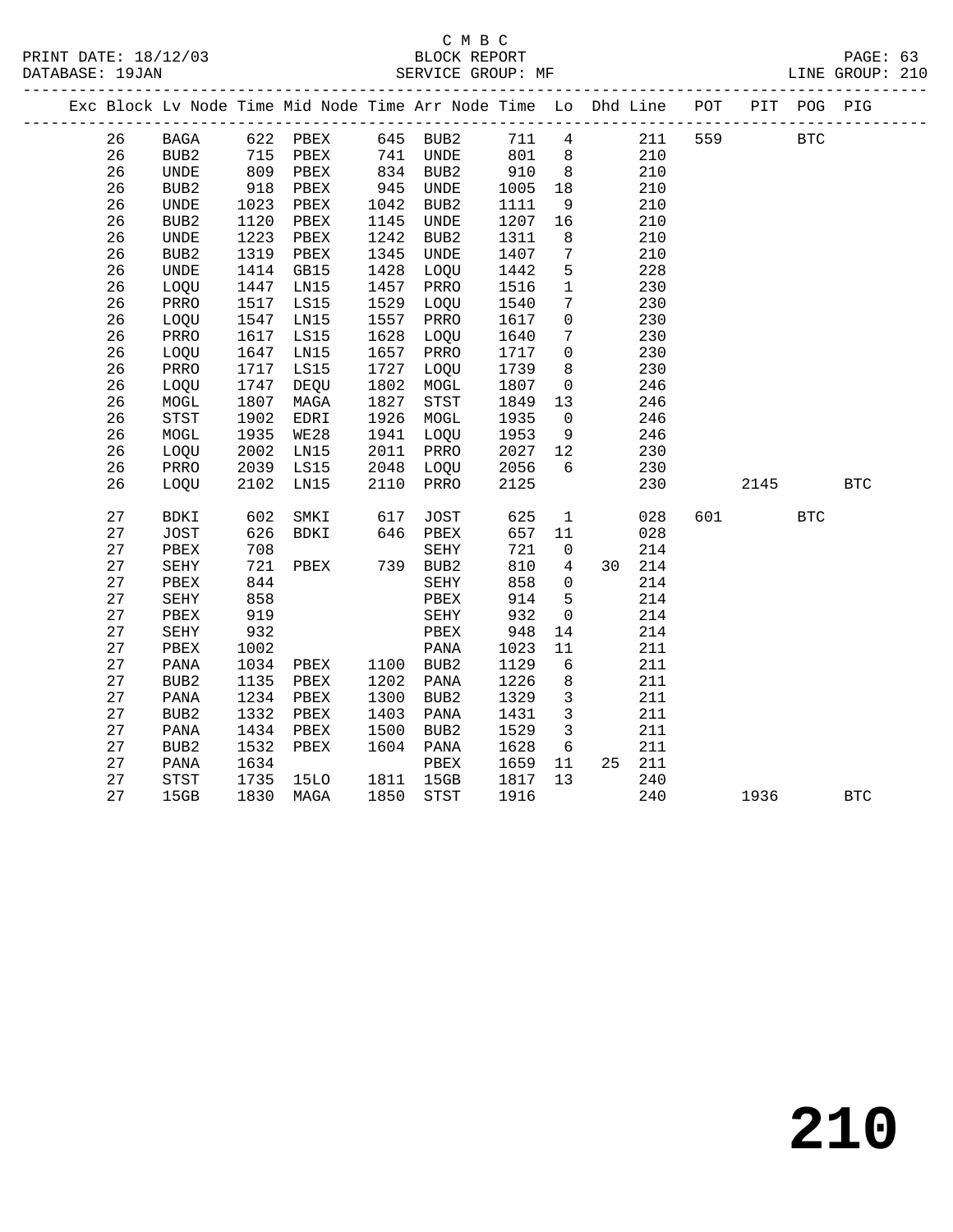C M B C

BLOCK REPORT

SERVICE GROUP: MF

LINE GROUP: 210

| Exc | Block | Lv Node | Time | Mid Node | Time | Arr Node | Time | Lo | Dhd | Line | POT | PIT | POG | PIG |
|---|---|---|---|---|---|---|---|---|---|---|---|---|---|---|
| | 26 | BAGA | 622 | PBEX | 645 | BUB2 | 711 | 4 | | 211 | 559 | | BTC | |
| | 26 | BUB2 | 715 | PBEX | 741 | UNDE | 801 | 8 | | 210 | | | | |
| | 26 | UNDE | 809 | PBEX | 834 | BUB2 | 910 | 8 | | 210 | | | | |
| | 26 | BUB2 | 918 | PBEX | 945 | UNDE | 1005 | 18 | | 210 | | | | |
| | 26 | UNDE | 1023 | PBEX | 1042 | BUB2 | 1111 | 9 | | 210 | | | | |
| | 26 | BUB2 | 1120 | PBEX | 1145 | UNDE | 1207 | 16 | | 210 | | | | |
| | 26 | UNDE | 1223 | PBEX | 1242 | BUB2 | 1311 | 8 | | 210 | | | | |
| | 26 | BUB2 | 1319 | PBEX | 1345 | UNDE | 1407 | 7 | | 210 | | | | |
| | 26 | UNDE | 1414 | GB15 | 1428 | LOQU | 1442 | 5 | | 228 | | | | |
| | 26 | LOQU | 1447 | LN15 | 1457 | PRRO | 1516 | 1 | | 230 | | | | |
| | 26 | PRRO | 1517 | LS15 | 1529 | LOQU | 1540 | 7 | | 230 | | | | |
| | 26 | LOQU | 1547 | LN15 | 1557 | PRRO | 1617 | 0 | | 230 | | | | |
| | 26 | PRRO | 1617 | LS15 | 1628 | LOQU | 1640 | 7 | | 230 | | | | |
| | 26 | LOQU | 1647 | LN15 | 1657 | PRRO | 1717 | 0 | | 230 | | | | |
| | 26 | PRRO | 1717 | LS15 | 1727 | LOQU | 1739 | 8 | | 230 | | | | |
| | 26 | LOQU | 1747 | DEQU | 1802 | MOGL | 1807 | 0 | | 246 | | | | |
| | 26 | MOGL | 1807 | MAGA | 1827 | STST | 1849 | 13 | | 246 | | | | |
| | 26 | STST | 1902 | EDRI | 1926 | MOGL | 1935 | 0 | | 246 | | | | |
| | 26 | MOGL | 1935 | WE28 | 1941 | LOQU | 1953 | 9 | | 246 | | | | |
| | 26 | LOQU | 2002 | LN15 | 2011 | PRRO | 2027 | 12 | | 230 | | | | |
| | 26 | PRRO | 2039 | LS15 | 2048 | LOQU | 2056 | 6 | | 230 | | | | |
| | 26 | LOQU | 2102 | LN15 | 2110 | PRRO | 2125 | | | 230 | | 2145 | | BTC |
| | 27 | BDKI | 602 | SMKI | 617 | JOST | 625 | 1 | | 028 | 601 | | BTC | |
| | 27 | JOST | 626 | BDKI | 646 | PBEX | 657 | 11 | | 028 | | | | |
| | 27 | PBEX | 708 | | | SEHY | 721 | 0 | | 214 | | | | |
| | 27 | SEHY | 721 | PBEX | 739 | BUB2 | 810 | 4 | 30 | 214 | | | | |
| | 27 | PBEX | 844 | | | SEHY | 858 | 0 | | 214 | | | | |
| | 27 | SEHY | 858 | | | PBEX | 914 | 5 | | 214 | | | | |
| | 27 | PBEX | 919 | | | SEHY | 932 | 0 | | 214 | | | | |
| | 27 | SEHY | 932 | | | PBEX | 948 | 14 | | 214 | | | | |
| | 27 | PBEX | 1002 | | | PANA | 1023 | 11 | | 211 | | | | |
| | 27 | PANA | 1034 | PBEX | 1100 | BUB2 | 1129 | 6 | | 211 | | | | |
| | 27 | BUB2 | 1135 | PBEX | 1202 | PANA | 1226 | 8 | | 211 | | | | |
| | 27 | PANA | 1234 | PBEX | 1300 | BUB2 | 1329 | 3 | | 211 | | | | |
| | 27 | BUB2 | 1332 | PBEX | 1403 | PANA | 1431 | 3 | | 211 | | | | |
| | 27 | PANA | 1434 | PBEX | 1500 | BUB2 | 1529 | 3 | | 211 | | | | |
| | 27 | BUB2 | 1532 | PBEX | 1604 | PANA | 1628 | 6 | | 211 | | | | |
| | 27 | PANA | 1634 | | | PBEX | 1659 | 11 | 25 | 211 | | | | |
| | 27 | STST | 1735 | 15LO | 1811 | 15GB | 1817 | 13 | | 240 | | | | |
| | 27 | 15GB | 1830 | MAGA | 1850 | STST | 1916 | | | 240 | | 1936 | | BTC |

# 210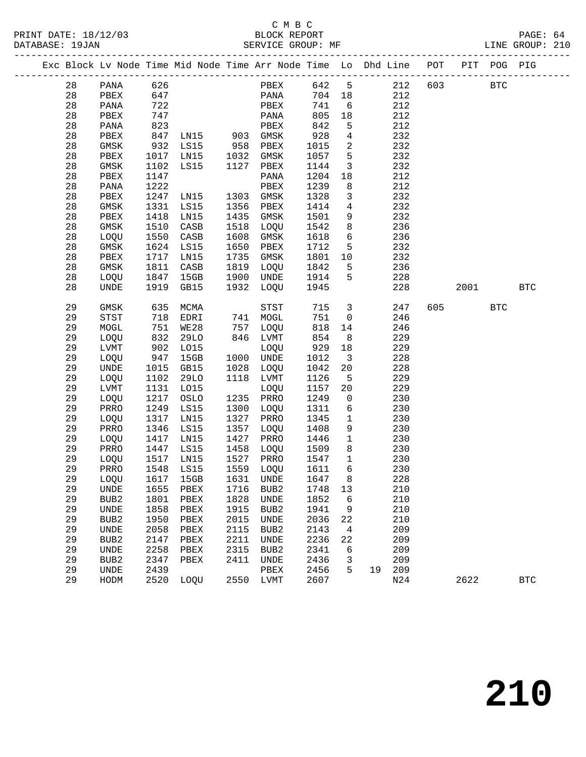C M B C

PRINT DATE: 18/12/03 BLOCK REPORT

DATABASE: 19JAN SERVICE GROUP: MF LINE GROUP: 210

| Exc | Block | Lv | Node | Time | Mid Node | Time | Arr Node | Time | Lo | Dhd | Line | POT | PIT | POG | PIG |
|---|---|---|---|---|---|---|---|---|---|---|---|---|---|---|---|
| | 28 | | PANA | 626 | | | PBEX | 642 | 5 | | 212 | 603 | | BTC | |
| | 28 | | PBEX | 647 | | | PANA | 704 | 18 | | 212 | | | | |
| | 28 | | PANA | 722 | | | PBEX | 741 | 6 | | 212 | | | | |
| | 28 | | PBEX | 747 | | | PANA | 805 | 18 | | 212 | | | | |
| | 28 | | PANA | 823 | | | PBEX | 842 | 5 | | 212 | | | | |
| | 28 | | PBEX | 847 | LN15 | 903 | GMSK | 928 | 4 | | 232 | | | | |
| | 28 | | GMSK | 932 | LS15 | 958 | PBEX | 1015 | 2 | | 232 | | | | |
| | 28 | | PBEX | 1017 | LN15 | 1032 | GMSK | 1057 | 5 | | 232 | | | | |
| | 28 | | GMSK | 1102 | LS15 | 1127 | PBEX | 1144 | 3 | | 232 | | | | |
| | 28 | | PBEX | 1147 | | | PANA | 1204 | 18 | | 212 | | | | |
| | 28 | | PANA | 1222 | | | PBEX | 1239 | 8 | | 212 | | | | |
| | 28 | | PBEX | 1247 | LN15 | 1303 | GMSK | 1328 | 3 | | 232 | | | | |
| | 28 | | GMSK | 1331 | LS15 | 1356 | PBEX | 1414 | 4 | | 232 | | | | |
| | 28 | | PBEX | 1418 | LN15 | 1435 | GMSK | 1501 | 9 | | 232 | | | | |
| | 28 | | GMSK | 1510 | CASB | 1518 | LOQU | 1542 | 8 | | 236 | | | | |
| | 28 | | LOQU | 1550 | CASB | 1608 | GMSK | 1618 | 6 | | 236 | | | | |
| | 28 | | GMSK | 1624 | LS15 | 1650 | PBEX | 1712 | 5 | | 232 | | | | |
| | 28 | | PBEX | 1717 | LN15 | 1735 | GMSK | 1801 | 10 | | 232 | | | | |
| | 28 | | GMSK | 1811 | CASB | 1819 | LOQU | 1842 | 5 | | 236 | | | | |
| | 28 | | LOQU | 1847 | 15GB | 1900 | UNDE | 1914 | 5 | | 228 | | | | |
| | 28 | | UNDE | 1919 | GB15 | 1932 | LOQU | 1945 | | | 228 | | 2001 | | BTC |
| | 29 | | GMSK | 635 | MCMA | | STST | 715 | 3 | | 247 | 605 | | BTC | |
| | 29 | | STST | 718 | EDRI | 741 | MOGL | 751 | 0 | | 246 | | | | |
| | 29 | | MOGL | 751 | WE28 | 757 | LOQU | 818 | 14 | | 246 | | | | |
| | 29 | | LOQU | 832 | 29LO | 846 | LVMT | 854 | 8 | | 229 | | | | |
| | 29 | | LVMT | 902 | LO15 | | LOQU | 929 | 18 | | 229 | | | | |
| | 29 | | LOQU | 947 | 15GB | 1000 | UNDE | 1012 | 3 | | 228 | | | | |
| | 29 | | UNDE | 1015 | GB15 | 1028 | LOQU | 1042 | 20 | | 228 | | | | |
| | 29 | | LOQU | 1102 | 29LO | 1118 | LVMT | 1126 | 5 | | 229 | | | | |
| | 29 | | LVMT | 1131 | LO15 | | LOQU | 1157 | 20 | | 229 | | | | |
| | 29 | | LOQU | 1217 | OSLO | 1235 | PRRO | 1249 | 0 | | 230 | | | | |
| | 29 | | PRRO | 1249 | LS15 | 1300 | LOQU | 1311 | 6 | | 230 | | | | |
| | 29 | | LOQU | 1317 | LN15 | 1327 | PRRO | 1345 | 1 | | 230 | | | | |
| | 29 | | PRRO | 1346 | LS15 | 1357 | LOQU | 1408 | 9 | | 230 | | | | |
| | 29 | | LOQU | 1417 | LN15 | 1427 | PRRO | 1446 | 1 | | 230 | | | | |
| | 29 | | PRRO | 1447 | LS15 | 1458 | LOQU | 1509 | 8 | | 230 | | | | |
| | 29 | | LOQU | 1517 | LN15 | 1527 | PRRO | 1547 | 1 | | 230 | | | | |
| | 29 | | PRRO | 1548 | LS15 | 1559 | LOQU | 1611 | 6 | | 230 | | | | |
| | 29 | | LOQU | 1617 | 15GB | 1631 | UNDE | 1647 | 8 | | 228 | | | | |
| | 29 | | UNDE | 1655 | PBEX | 1716 | BUB2 | 1748 | 13 | | 210 | | | | |
| | 29 | | BUB2 | 1801 | PBEX | 1828 | UNDE | 1852 | 6 | | 210 | | | | |
| | 29 | | UNDE | 1858 | PBEX | 1915 | BUB2 | 1941 | 9 | | 210 | | | | |
| | 29 | | BUB2 | 1950 | PBEX | 2015 | UNDE | 2036 | 22 | | 210 | | | | |
| | 29 | | UNDE | 2058 | PBEX | 2115 | BUB2 | 2143 | 4 | | 209 | | | | |
| | 29 | | BUB2 | 2147 | PBEX | 2211 | UNDE | 2236 | 22 | | 209 | | | | |
| | 29 | | UNDE | 2258 | PBEX | 2315 | BUB2 | 2341 | 6 | | 209 | | | | |
| | 29 | | BUB2 | 2347 | PBEX | 2411 | UNDE | 2436 | 3 | | 209 | | | | |
| | 29 | | UNDE | 2439 | | | PBEX | 2456 | 5 | 19 | 209 | | | | |
| | 29 | | HODM | 2520 | LOQU | 2550 | LVMT | 2607 | | | N24 | | 2622 | | BTC |

210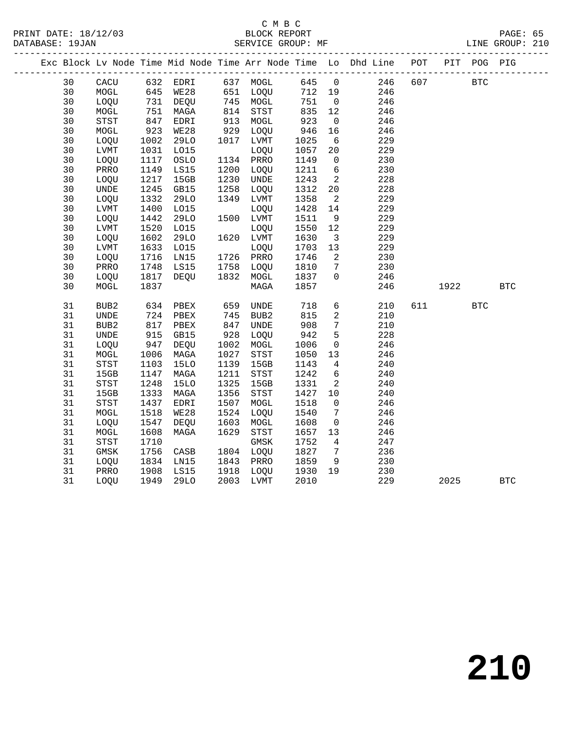C M B C
BLOCK REPORT
SERVICE GROUP: MF

PRINT DATE: 18/12/03
DATABASE: 19JAN
LINE GROUP: 210

| Exc | Block | Lv Node | Time | Mid Node | Time | Arr Node | Time | Lo | Dhd Line | POT | PIT | POG | PIG |
|---|---|---|---|---|---|---|---|---|---|---|---|---|---|
| | 30 | CACU | 632 | EDRI | 637 | MOGL | 645 | 0 | 246 | 607 | | BTC | |
| | 30 | MOGL | 645 | WE28 | 651 | LOQU | 712 | 19 | 246 | | | | |
| | 30 | LOQU | 731 | DEQU | 745 | MOGL | 751 | 0 | 246 | | | | |
| | 30 | MOGL | 751 | MAGA | 814 | STST | 835 | 12 | 246 | | | | |
| | 30 | STST | 847 | EDRI | 913 | MOGL | 923 | 0 | 246 | | | | |
| | 30 | MOGL | 923 | WE28 | 929 | LOQU | 946 | 16 | 246 | | | | |
| | 30 | LOQU | 1002 | 29LO | 1017 | LVMT | 1025 | 6 | 229 | | | | |
| | 30 | LVMT | 1031 | LO15 | | LOQU | 1057 | 20 | 229 | | | | |
| | 30 | LOQU | 1117 | OSLO | 1134 | PRRO | 1149 | 0 | 230 | | | | |
| | 30 | PRRO | 1149 | LS15 | 1200 | LOQU | 1211 | 6 | 230 | | | | |
| | 30 | LOQU | 1217 | 15GB | 1230 | UNDE | 1243 | 2 | 228 | | | | |
| | 30 | UNDE | 1245 | GB15 | 1258 | LOQU | 1312 | 20 | 228 | | | | |
| | 30 | LOQU | 1332 | 29LO | 1349 | LVMT | 1358 | 2 | 229 | | | | |
| | 30 | LVMT | 1400 | LO15 | | LOQU | 1428 | 14 | 229 | | | | |
| | 30 | LOQU | 1442 | 29LO | 1500 | LVMT | 1511 | 9 | 229 | | | | |
| | 30 | LVMT | 1520 | LO15 | | LOQU | 1550 | 12 | 229 | | | | |
| | 30 | LOQU | 1602 | 29LO | 1620 | LVMT | 1630 | 3 | 229 | | | | |
| | 30 | LVMT | 1633 | LO15 | | LOQU | 1703 | 13 | 229 | | | | |
| | 30 | LOQU | 1716 | LN15 | 1726 | PRRO | 1746 | 2 | 230 | | | | |
| | 30 | PRRO | 1748 | LS15 | 1758 | LOQU | 1810 | 7 | 230 | | | | |
| | 30 | LOQU | 1817 | DEQU | 1832 | MOGL | 1837 | 0 | 246 | | | | |
| | 30 | MOGL | 1837 | | | MAGA | 1857 | | 246 | | 1922 | | BTC |
| | 31 | BUB2 | 634 | PBEX | 659 | UNDE | 718 | 6 | 210 | 611 | | BTC | |
| | 31 | UNDE | 724 | PBEX | 745 | BUB2 | 815 | 2 | 210 | | | | |
| | 31 | BUB2 | 817 | PBEX | 847 | UNDE | 908 | 7 | 210 | | | | |
| | 31 | UNDE | 915 | GB15 | 928 | LOQU | 942 | 5 | 228 | | | | |
| | 31 | LOQU | 947 | DEQU | 1002 | MOGL | 1006 | 0 | 246 | | | | |
| | 31 | MOGL | 1006 | MAGA | 1027 | STST | 1050 | 13 | 246 | | | | |
| | 31 | STST | 1103 | 15LO | 1139 | 15GB | 1143 | 4 | 240 | | | | |
| | 31 | 15GB | 1147 | MAGA | 1211 | STST | 1242 | 6 | 240 | | | | |
| | 31 | STST | 1248 | 15LO | 1325 | 15GB | 1331 | 2 | 240 | | | | |
| | 31 | 15GB | 1333 | MAGA | 1356 | STST | 1427 | 10 | 240 | | | | |
| | 31 | STST | 1437 | EDRI | 1507 | MOGL | 1518 | 0 | 246 | | | | |
| | 31 | MOGL | 1518 | WE28 | 1524 | LOQU | 1540 | 7 | 246 | | | | |
| | 31 | LOQU | 1547 | DEQU | 1603 | MOGL | 1608 | 0 | 246 | | | | |
| | 31 | MOGL | 1608 | MAGA | 1629 | STST | 1657 | 13 | 246 | | | | |
| | 31 | STST | 1710 | | | GMSK | 1752 | 4 | 247 | | | | |
| | 31 | GMSK | 1756 | CASB | 1804 | LOQU | 1827 | 7 | 236 | | | | |
| | 31 | LOQU | 1834 | LN15 | 1843 | PRRO | 1859 | 9 | 230 | | | | |
| | 31 | PRRO | 1908 | LS15 | 1918 | LOQU | 1930 | 19 | 230 | | | | |
| | 31 | LOQU | 1949 | 29LO | 2003 | LVMT | 2010 | | 229 | | 2025 | | BTC |

210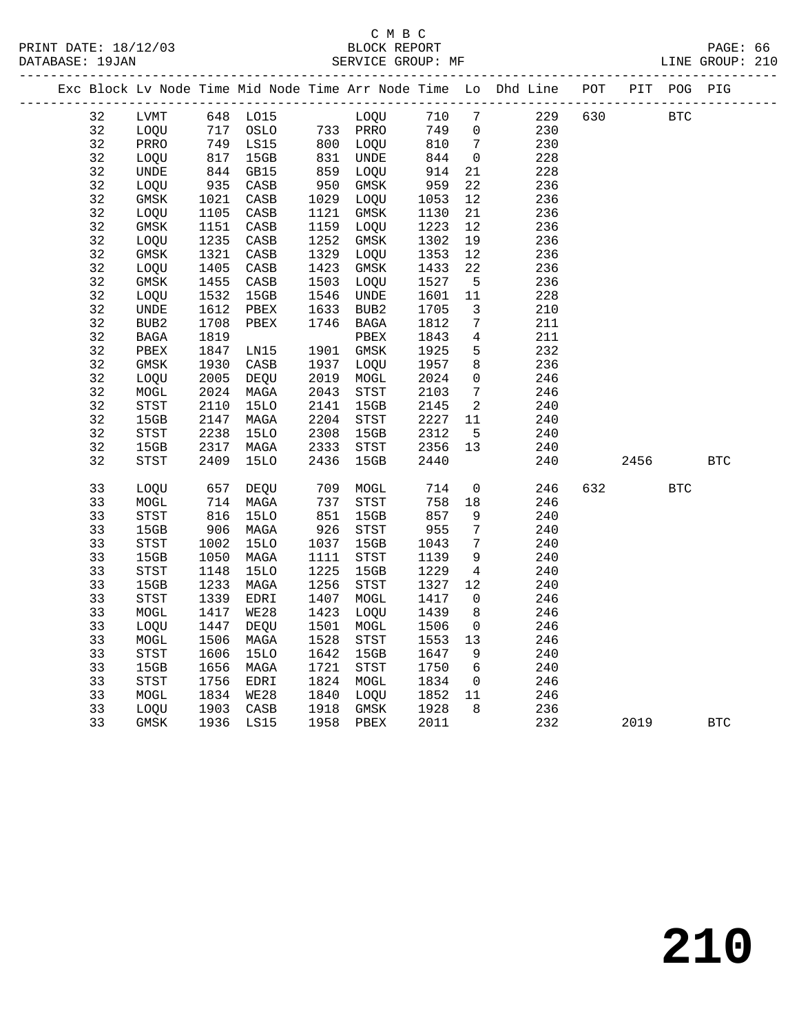C M B C

BLOCK REPORT

SERVICE GROUP: MF

PRINT DATE: 18/12/03
DATABASE: 19JAN

LINE GROUP: 210

| Exc | Block | Lv Node | Time | Mid Node | Time | Arr Node | Time | Lo | Dhd Line | POT | PIT | POG | PIG |
|---|---|---|---|---|---|---|---|---|---|---|---|---|---|
| | 32 | LVMT | 648 | LO15 | | LOQU | 710 | 7 | 229 | 630 | | BTC | |
| | 32 | LOQU | 717 | OSLO | 733 | PRRO | 749 | 0 | 230 | | | | |
| | 32 | PRRO | 749 | LS15 | 800 | LOQU | 810 | 7 | 230 | | | | |
| | 32 | LOQU | 817 | 15GB | 831 | UNDE | 844 | 0 | 228 | | | | |
| | 32 | UNDE | 844 | GB15 | 859 | LOQU | 914 | 21 | 228 | | | | |
| | 32 | LOQU | 935 | CASB | 950 | GMSK | 959 | 22 | 236 | | | | |
| | 32 | GMSK | 1021 | CASB | 1029 | LOQU | 1053 | 12 | 236 | | | | |
| | 32 | LOQU | 1105 | CASB | 1121 | GMSK | 1130 | 21 | 236 | | | | |
| | 32 | GMSK | 1151 | CASB | 1159 | LOQU | 1223 | 12 | 236 | | | | |
| | 32 | LOQU | 1235 | CASB | 1252 | GMSK | 1302 | 19 | 236 | | | | |
| | 32 | GMSK | 1321 | CASB | 1329 | LOQU | 1353 | 12 | 236 | | | | |
| | 32 | LOQU | 1405 | CASB | 1423 | GMSK | 1433 | 22 | 236 | | | | |
| | 32 | GMSK | 1455 | CASB | 1503 | LOQU | 1527 | 5 | 236 | | | | |
| | 32 | LOQU | 1532 | 15GB | 1546 | UNDE | 1601 | 11 | 228 | | | | |
| | 32 | UNDE | 1612 | PBEX | 1633 | BUB2 | 1705 | 3 | 210 | | | | |
| | 32 | BUB2 | 1708 | PBEX | 1746 | BAGA | 1812 | 7 | 211 | | | | |
| | 32 | BAGA | 1819 | | | PBEX | 1843 | 4 | 211 | | | | |
| | 32 | PBEX | 1847 | LN15 | 1901 | GMSK | 1925 | 5 | 232 | | | | |
| | 32 | GMSK | 1930 | CASB | 1937 | LOQU | 1957 | 8 | 236 | | | | |
| | 32 | LOQU | 2005 | DEQU | 2019 | MOGL | 2024 | 0 | 246 | | | | |
| | 32 | MOGL | 2024 | MAGA | 2043 | STST | 2103 | 7 | 246 | | | | |
| | 32 | STST | 2110 | 15LO | 2141 | 15GB | 2145 | 2 | 240 | | | | |
| | 32 | 15GB | 2147 | MAGA | 2204 | STST | 2227 | 11 | 240 | | | | |
| | 32 | STST | 2238 | 15LO | 2308 | 15GB | 2312 | 5 | 240 | | | | |
| | 32 | 15GB | 2317 | MAGA | 2333 | STST | 2356 | 13 | 240 | | | | |
| | 32 | STST | 2409 | 15LO | 2436 | 15GB | 2440 | | 240 | | 2456 | | BTC |
| | 33 | LOQU | 657 | DEQU | 709 | MOGL | 714 | 0 | 246 | 632 | | BTC | |
| | 33 | MOGL | 714 | MAGA | 737 | STST | 758 | 18 | 246 | | | | |
| | 33 | STST | 816 | 15LO | 851 | 15GB | 857 | 9 | 240 | | | | |
| | 33 | 15GB | 906 | MAGA | 926 | STST | 955 | 7 | 240 | | | | |
| | 33 | STST | 1002 | 15LO | 1037 | 15GB | 1043 | 7 | 240 | | | | |
| | 33 | 15GB | 1050 | MAGA | 1111 | STST | 1139 | 9 | 240 | | | | |
| | 33 | STST | 1148 | 15LO | 1225 | 15GB | 1229 | 4 | 240 | | | | |
| | 33 | 15GB | 1233 | MAGA | 1256 | STST | 1327 | 12 | 240 | | | | |
| | 33 | STST | 1339 | EDRI | 1407 | MOGL | 1417 | 0 | 246 | | | | |
| | 33 | MOGL | 1417 | WE28 | 1423 | LOQU | 1439 | 8 | 246 | | | | |
| | 33 | LOQU | 1447 | DEQU | 1501 | MOGL | 1506 | 0 | 246 | | | | |
| | 33 | MOGL | 1506 | MAGA | 1528 | STST | 1553 | 13 | 246 | | | | |
| | 33 | STST | 1606 | 15LO | 1642 | 15GB | 1647 | 9 | 240 | | | | |
| | 33 | 15GB | 1656 | MAGA | 1721 | STST | 1750 | 6 | 240 | | | | |
| | 33 | STST | 1756 | EDRI | 1824 | MOGL | 1834 | 0 | 246 | | | | |
| | 33 | MOGL | 1834 | WE28 | 1840 | LOQU | 1852 | 11 | 246 | | | | |
| | 33 | LOQU | 1903 | CASB | 1918 | GMSK | 1928 | 8 | 236 | | | | |
| | 33 | GMSK | 1936 | LS15 | 1958 | PBEX | 2011 | | 232 | | 2019 | | BTC |

210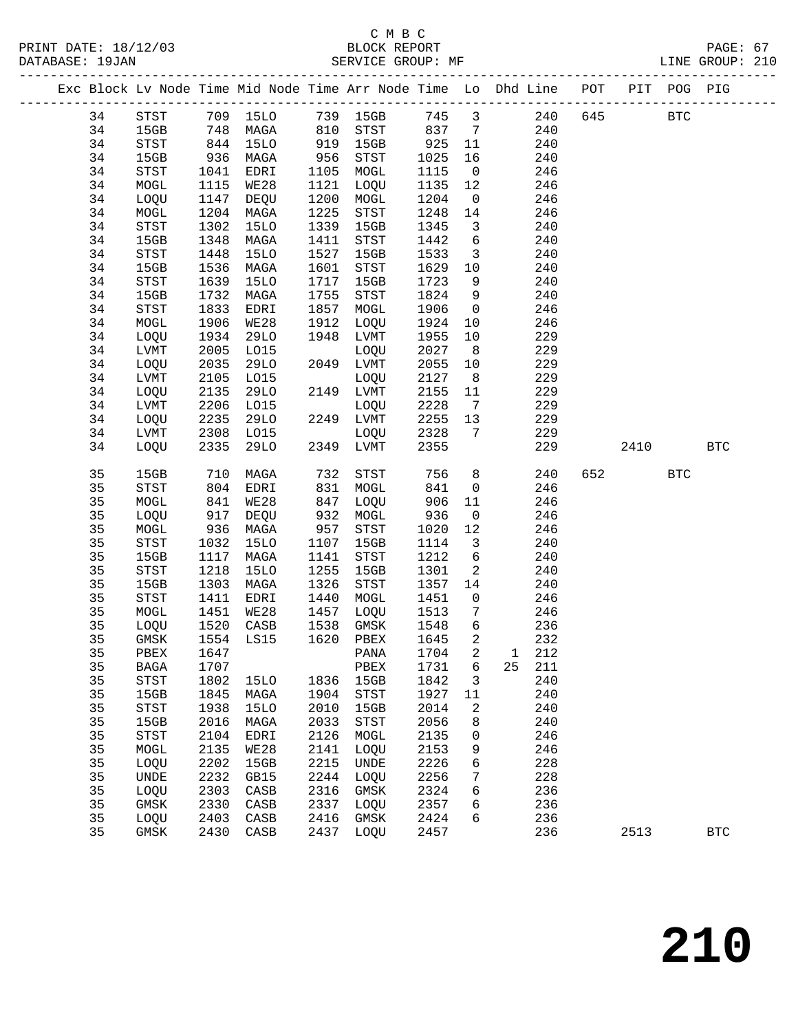C M B C

PRINT DATE: 18/12/03 BLOCK REPORT PAGE: 67
DATABASE: 19JAN SERVICE GROUP: MF LINE GROUP: 210

| Exc | Block | Lv Node | Time | Mid Node | Time | Arr Node | Time | Lo | Dhd | Line | POT | PIT | POG | PIG |
|---|---|---|---|---|---|---|---|---|---|---|---|---|---|---|
| | 34 | STST | 709 | 15LO | 739 | 15GB | 745 | 3 | | 240 | 645 | | BTC | |
| | 34 | 15GB | 748 | MAGA | 810 | STST | 837 | 7 | | 240 | | | | |
| | 34 | STST | 844 | 15LO | 919 | 15GB | 925 | 11 | | 240 | | | | |
| | 34 | 15GB | 936 | MAGA | 956 | STST | 1025 | 16 | | 240 | | | | |
| | 34 | STST | 1041 | EDRI | 1105 | MOGL | 1115 | 0 | | 246 | | | | |
| | 34 | MOGL | 1115 | WE28 | 1121 | LOQU | 1135 | 12 | | 246 | | | | |
| | 34 | LOQU | 1147 | DEQU | 1200 | MOGL | 1204 | 0 | | 246 | | | | |
| | 34 | MOGL | 1204 | MAGA | 1225 | STST | 1248 | 14 | | 246 | | | | |
| | 34 | STST | 1302 | 15LO | 1339 | 15GB | 1345 | 3 | | 240 | | | | |
| | 34 | 15GB | 1348 | MAGA | 1411 | STST | 1442 | 6 | | 240 | | | | |
| | 34 | STST | 1448 | 15LO | 1527 | 15GB | 1533 | 3 | | 240 | | | | |
| | 34 | 15GB | 1536 | MAGA | 1601 | STST | 1629 | 10 | | 240 | | | | |
| | 34 | STST | 1639 | 15LO | 1717 | 15GB | 1723 | 9 | | 240 | | | | |
| | 34 | 15GB | 1732 | MAGA | 1755 | STST | 1824 | 9 | | 240 | | | | |
| | 34 | STST | 1833 | EDRI | 1857 | MOGL | 1906 | 0 | | 246 | | | | |
| | 34 | MOGL | 1906 | WE28 | 1912 | LOQU | 1924 | 10 | | 246 | | | | |
| | 34 | LOQU | 1934 | 29LO | 1948 | LVMT | 1955 | 10 | | 229 | | | | |
| | 34 | LVMT | 2005 | LO15 | | LOQU | 2027 | 8 | | 229 | | | | |
| | 34 | LOQU | 2035 | 29LO | 2049 | LVMT | 2055 | 10 | | 229 | | | | |
| | 34 | LVMT | 2105 | LO15 | | LOQU | 2127 | 8 | | 229 | | | | |
| | 34 | LOQU | 2135 | 29LO | 2149 | LVMT | 2155 | 11 | | 229 | | | | |
| | 34 | LVMT | 2206 | LO15 | | LOQU | 2228 | 7 | | 229 | | | | |
| | 34 | LOQU | 2235 | 29LO | 2249 | LVMT | 2255 | 13 | | 229 | | | | |
| | 34 | LVMT | 2308 | LO15 | | LOQU | 2328 | 7 | | 229 | | | | |
| | 34 | LOQU | 2335 | 29LO | 2349 | LVMT | 2355 | | | 229 | | 2410 | | BTC |
| | 35 | 15GB | 710 | MAGA | 732 | STST | 756 | 8 | | 240 | 652 | | BTC | |
| | 35 | STST | 804 | EDRI | 831 | MOGL | 841 | 0 | | 246 | | | | |
| | 35 | MOGL | 841 | WE28 | 847 | LOQU | 906 | 11 | | 246 | | | | |
| | 35 | LOQU | 917 | DEQU | 932 | MOGL | 936 | 0 | | 246 | | | | |
| | 35 | MOGL | 936 | MAGA | 957 | STST | 1020 | 12 | | 246 | | | | |
| | 35 | STST | 1032 | 15LO | 1107 | 15GB | 1114 | 3 | | 240 | | | | |
| | 35 | 15GB | 1117 | MAGA | 1141 | STST | 1212 | 6 | | 240 | | | | |
| | 35 | STST | 1218 | 15LO | 1255 | 15GB | 1301 | 2 | | 240 | | | | |
| | 35 | 15GB | 1303 | MAGA | 1326 | STST | 1357 | 14 | | 240 | | | | |
| | 35 | STST | 1411 | EDRI | 1440 | MOGL | 1451 | 0 | | 246 | | | | |
| | 35 | MOGL | 1451 | WE28 | 1457 | LOQU | 1513 | 7 | | 246 | | | | |
| | 35 | LOQU | 1520 | CASB | 1538 | GMSK | 1548 | 6 | | 236 | | | | |
| | 35 | GMSK | 1554 | LS15 | 1620 | PBEX | 1645 | 2 | | 232 | | | | |
| | 35 | PBEX | 1647 | | | PANA | 1704 | 2 | 1 | 212 | | | | |
| | 35 | BAGA | 1707 | | | PBEX | 1731 | 6 | 25 | 211 | | | | |
| | 35 | STST | 1802 | 15LO | 1836 | 15GB | 1842 | 3 | | 240 | | | | |
| | 35 | 15GB | 1845 | MAGA | 1904 | STST | 1927 | 11 | | 240 | | | | |
| | 35 | STST | 1938 | 15LO | 2010 | 15GB | 2014 | 2 | | 240 | | | | |
| | 35 | 15GB | 2016 | MAGA | 2033 | STST | 2056 | 8 | | 240 | | | | |
| | 35 | STST | 2104 | EDRI | 2126 | MOGL | 2135 | 0 | | 246 | | | | |
| | 35 | MOGL | 2135 | WE28 | 2141 | LOQU | 2153 | 9 | | 246 | | | | |
| | 35 | LOQU | 2202 | 15GB | 2215 | UNDE | 2226 | 6 | | 228 | | | | |
| | 35 | UNDE | 2232 | GB15 | 2244 | LOQU | 2256 | 7 | | 228 | | | | |
| | 35 | LOQU | 2303 | CASB | 2316 | GMSK | 2324 | 6 | | 236 | | | | |
| | 35 | GMSK | 2330 | CASB | 2337 | LOQU | 2357 | 6 | | 236 | | | | |
| | 35 | LOQU | 2403 | CASB | 2416 | GMSK | 2424 | 6 | | 236 | | | | |
| | 35 | GMSK | 2430 | CASB | 2437 | LOQU | 2457 | | | 236 | | 2513 | | BTC |

210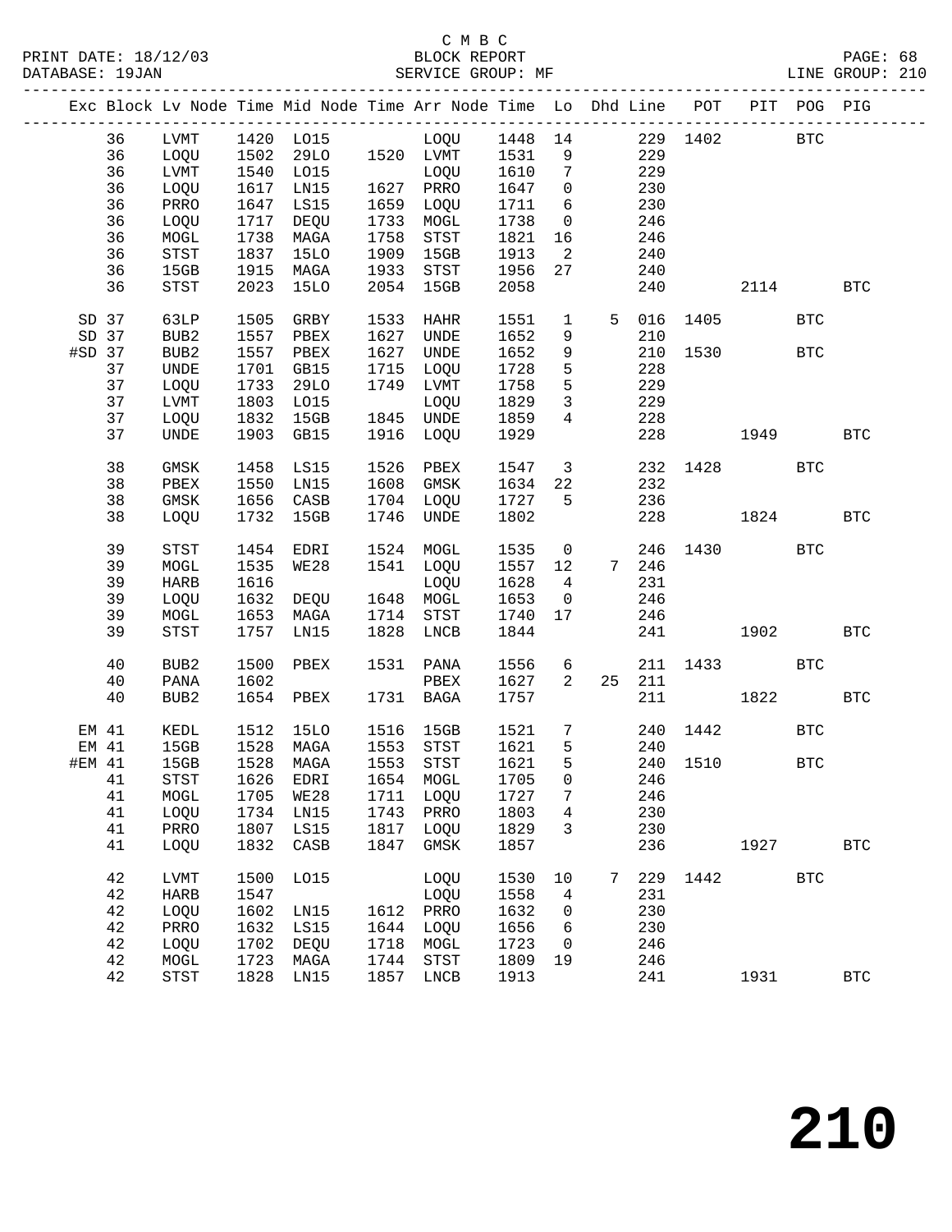C M B C

BLOCK REPORT

SERVICE GROUP: MF

PRINT DATE: 18/12/03
DATABASE: 19JAN
PAGE: 68
LINE GROUP: 210

| Exc | Block | Lv Node | Time | Mid Node | Time | Arr Node | Time | Lo | Dhd | Line | POT | PIT | POG | PIG |
|---|---|---|---|---|---|---|---|---|---|---|---|---|---|---|
| | 36 | LVMT | 1420 | LO15 | | LOQU | 1448 | 14 | | 229 | 1402 | | BTC | |
| | 36 | LOQU | 1502 | 29LO | 1520 | LVMT | 1531 | 9 | | 229 | | | | |
| | 36 | LVMT | 1540 | LO15 | | LOQU | 1610 | 7 | | 229 | | | | |
| | 36 | LOQU | 1617 | LN15 | 1627 | PRRO | 1647 | 0 | | 230 | | | | |
| | 36 | PRRO | 1647 | LS15 | 1659 | LOQU | 1711 | 6 | | 230 | | | | |
| | 36 | LOQU | 1717 | DEQU | 1733 | MOGL | 1738 | 0 | | 246 | | | | |
| | 36 | MOGL | 1738 | MAGA | 1758 | STST | 1821 | 16 | | 246 | | | | |
| | 36 | STST | 1837 | 15LO | 1909 | 15GB | 1913 | 2 | | 240 | | | | |
| | 36 | 15GB | 1915 | MAGA | 1933 | STST | 1956 | 27 | | 240 | | | | |
| | 36 | STST | 2023 | 15LO | 2054 | 15GB | 2058 | | | 240 | | 2114 | | BTC |
| SD | 37 | 63LP | 1505 | GRBY | 1533 | HAHR | 1551 | 1 | 5 | 016 | 1405 | | BTC | |
| SD | 37 | BUB2 | 1557 | PBEX | 1627 | UNDE | 1652 | 9 | | 210 | | | | |
| #SD | 37 | BUB2 | 1557 | PBEX | 1627 | UNDE | 1652 | 9 | | 210 | 1530 | | BTC | |
| | 37 | UNDE | 1701 | GB15 | 1715 | LOQU | 1728 | 5 | | 228 | | | | |
| | 37 | LOQU | 1733 | 29LO | 1749 | LVMT | 1758 | 5 | | 229 | | | | |
| | 37 | LVMT | 1803 | LO15 | | LOQU | 1829 | 3 | | 229 | | | | |
| | 37 | LOQU | 1832 | 15GB | 1845 | UNDE | 1859 | 4 | | 228 | | | | |
| | 37 | UNDE | 1903 | GB15 | 1916 | LOQU | 1929 | | | 228 | | 1949 | | BTC |
| | 38 | GMSK | 1458 | LS15 | 1526 | PBEX | 1547 | 3 | | 232 | 1428 | | BTC | |
| | 38 | PBEX | 1550 | LN15 | 1608 | GMSK | 1634 | 22 | | 232 | | | | |
| | 38 | GMSK | 1656 | CASB | 1704 | LOQU | 1727 | 5 | | 236 | | | | |
| | 38 | LOQU | 1732 | 15GB | 1746 | UNDE | 1802 | | | 228 | | 1824 | | BTC |
| | 39 | STST | 1454 | EDRI | 1524 | MOGL | 1535 | 0 | | 246 | 1430 | | BTC | |
| | 39 | MOGL | 1535 | WE28 | 1541 | LOQU | 1557 | 12 | 7 | 246 | | | | |
| | 39 | HARB | 1616 | | | LOQU | 1628 | 4 | | 231 | | | | |
| | 39 | LOQU | 1632 | DEQU | 1648 | MOGL | 1653 | 0 | | 246 | | | | |
| | 39 | MOGL | 1653 | MAGA | 1714 | STST | 1740 | 17 | | 246 | | | | |
| | 39 | STST | 1757 | LN15 | 1828 | LNCB | 1844 | | | 241 | | 1902 | | BTC |
| | 40 | BUB2 | 1500 | PBEX | 1531 | PANA | 1556 | 6 | | 211 | 1433 | | BTC | |
| | 40 | PANA | 1602 | | | PBEX | 1627 | 2 | 25 | 211 | | | | |
| | 40 | BUB2 | 1654 | PBEX | 1731 | BAGA | 1757 | | | 211 | | 1822 | | BTC |
| EM | 41 | KEDL | 1512 | 15LO | 1516 | 15GB | 1521 | 7 | | 240 | 1442 | | BTC | |
| EM | 41 | 15GB | 1528 | MAGA | 1553 | STST | 1621 | 5 | | 240 | | | | |
| #EM | 41 | 15GB | 1528 | MAGA | 1553 | STST | 1621 | 5 | | 240 | 1510 | | BTC | |
| | 41 | STST | 1626 | EDRI | 1654 | MOGL | 1705 | 0 | | 246 | | | | |
| | 41 | MOGL | 1705 | WE28 | 1711 | LOQU | 1727 | 7 | | 246 | | | | |
| | 41 | LOQU | 1734 | LN15 | 1743 | PRRO | 1803 | 4 | | 230 | | | | |
| | 41 | PRRO | 1807 | LS15 | 1817 | LOQU | 1829 | 3 | | 230 | | | | |
| | 41 | LOQU | 1832 | CASB | 1847 | GMSK | 1857 | | | 236 | | 1927 | | BTC |
| | 42 | LVMT | 1500 | LO15 | | LOQU | 1530 | 10 | 7 | 229 | 1442 | | BTC | |
| | 42 | HARB | 1547 | | | LOQU | 1558 | 4 | | 231 | | | | |
| | 42 | LOQU | 1602 | LN15 | 1612 | PRRO | 1632 | 0 | | 230 | | | | |
| | 42 | PRRO | 1632 | LS15 | 1644 | LOQU | 1656 | 6 | | 230 | | | | |
| | 42 | LOQU | 1702 | DEQU | 1718 | MOGL | 1723 | 0 | | 246 | | | | |
| | 42 | MOGL | 1723 | MAGA | 1744 | STST | 1809 | 19 | | 246 | | | | |
| | 42 | STST | 1828 | LN15 | 1857 | LNCB | 1913 | | | 241 | | 1931 | | BTC |

210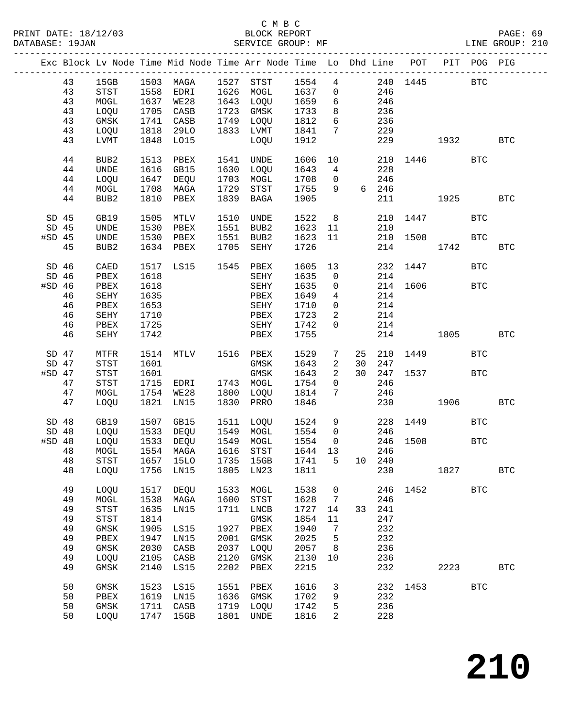C M B C

PRINT DATE: 18/12/03 BLOCK REPORT

DATABASE: 19JAN SERVICE GROUP: MF LINE GROUP: 210

| Exc | Block | Lv Node | Time | Mid Node | Time | Arr Node | Time | Lo | Dhd | Line | POT | PIT | POG | PIG |
|---|---|---|---|---|---|---|---|---|---|---|---|---|---|---|
| | 43 | 15GB | 1503 | MAGA | 1527 | STST | 1554 | 4 | | 240 | 1445 | | BTC | |
| | 43 | STST | 1558 | EDRI | 1626 | MOGL | 1637 | 0 | | 246 | | | | |
| | 43 | MOGL | 1637 | WE28 | 1643 | LOQU | 1659 | 6 | | 246 | | | | |
| | 43 | LOQU | 1705 | CASB | 1723 | GMSK | 1733 | 8 | | 236 | | | | |
| | 43 | GMSK | 1741 | CASB | 1749 | LOQU | 1812 | 6 | | 236 | | | | |
| | 43 | LOQU | 1818 | 29LO | 1833 | LVMT | 1841 | 7 | | 229 | | | | |
| | 43 | LVMT | 1848 | LO15 | | LOQU | 1912 | | | 229 | | 1932 | | BTC |
| | 44 | BUB2 | 1513 | PBEX | 1541 | UNDE | 1606 | 10 | | 210 | 1446 | | BTC | |
| | 44 | UNDE | 1616 | GB15 | 1630 | LOQU | 1643 | 4 | | 228 | | | | |
| | 44 | LOQU | 1647 | DEQU | 1703 | MOGL | 1708 | 0 | | 246 | | | | |
| | 44 | MOGL | 1708 | MAGA | 1729 | STST | 1755 | 9 | 6 | 246 | | | | |
| | 44 | BUB2 | 1810 | PBEX | 1839 | BAGA | 1905 | | | 211 | | 1925 | | BTC |
| SD | 45 | GB19 | 1505 | MTLV | 1510 | UNDE | 1522 | 8 | | 210 | 1447 | | BTC | |
| SD | 45 | UNDE | 1530 | PBEX | 1551 | BUB2 | 1623 | 11 | | 210 | | | | |
| #SD | 45 | UNDE | 1530 | PBEX | 1551 | BUB2 | 1623 | 11 | | 210 | 1508 | | BTC | |
| | 45 | BUB2 | 1634 | PBEX | 1705 | SEHY | 1726 | | | 214 | | 1742 | | BTC |
| SD | 46 | CAED | 1517 | LS15 | 1545 | PBEX | 1605 | 13 | | 232 | 1447 | | BTC | |
| SD | 46 | PBEX | 1618 | | | SEHY | 1635 | 0 | | 214 | | | | |
| #SD | 46 | PBEX | 1618 | | | SEHY | 1635 | 0 | | 214 | 1606 | | BTC | |
| | 46 | SEHY | 1635 | | | PBEX | 1649 | 4 | | 214 | | | | |
| | 46 | PBEX | 1653 | | | SEHY | 1710 | 0 | | 214 | | | | |
| | 46 | SEHY | 1710 | | | PBEX | 1723 | 2 | | 214 | | | | |
| | 46 | PBEX | 1725 | | | SEHY | 1742 | 0 | | 214 | | | | |
| | 46 | SEHY | 1742 | | | PBEX | 1755 | | | 214 | | 1805 | | BTC |
| SD | 47 | MTFR | 1514 | MTLV | 1516 | PBEX | 1529 | 7 | 25 | 210 | 1449 | | BTC | |
| SD | 47 | STST | 1601 | | | GMSK | 1643 | 2 | 30 | 247 | | | | |
| #SD | 47 | STST | 1601 | | | GMSK | 1643 | 2 | 30 | 247 | 1537 | | BTC | |
| | 47 | STST | 1715 | EDRI | 1743 | MOGL | 1754 | 0 | | 246 | | | | |
| | 47 | MOGL | 1754 | WE28 | 1800 | LOQU | 1814 | 7 | | 246 | | | | |
| | 47 | LOQU | 1821 | LN15 | 1830 | PRRO | 1846 | | | 230 | | 1906 | | BTC |
| SD | 48 | GB19 | 1507 | GB15 | 1511 | LOQU | 1524 | 9 | | 228 | 1449 | | BTC | |
| SD | 48 | LOQU | 1533 | DEQU | 1549 | MOGL | 1554 | 0 | | 246 | | | | |
| #SD | 48 | LOQU | 1533 | DEQU | 1549 | MOGL | 1554 | 0 | | 246 | 1508 | | BTC | |
| | 48 | MOGL | 1554 | MAGA | 1616 | STST | 1644 | 13 | | 246 | | | | |
| | 48 | STST | 1657 | 15LO | 1735 | 15GB | 1741 | 5 | 10 | 240 | | | | |
| | 48 | LOQU | 1756 | LN15 | 1805 | LN23 | 1811 | | | 230 | | 1827 | | BTC |
| | 49 | LOQU | 1517 | DEQU | 1533 | MOGL | 1538 | 0 | | 246 | 1452 | | BTC | |
| | 49 | MOGL | 1538 | MAGA | 1600 | STST | 1628 | 7 | | 246 | | | | |
| | 49 | STST | 1635 | LN15 | 1711 | LNCB | 1727 | 14 | 33 | 241 | | | | |
| | 49 | STST | 1814 | | | GMSK | 1854 | 11 | | 247 | | | | |
| | 49 | GMSK | 1905 | LS15 | 1927 | PBEX | 1940 | 7 | | 232 | | | | |
| | 49 | PBEX | 1947 | LN15 | 2001 | GMSK | 2025 | 5 | | 232 | | | | |
| | 49 | GMSK | 2030 | CASB | 2037 | LOQU | 2057 | 8 | | 236 | | | | |
| | 49 | LOQU | 2105 | CASB | 2120 | GMSK | 2130 | 10 | | 236 | | | | |
| | 49 | GMSK | 2140 | LS15 | 2202 | PBEX | 2215 | | | 232 | | 2223 | | BTC |
| | 50 | GMSK | 1523 | LS15 | 1551 | PBEX | 1616 | 3 | | 232 | 1453 | | BTC | |
| | 50 | PBEX | 1619 | LN15 | 1636 | GMSK | 1702 | 9 | | 232 | | | | |
| | 50 | GMSK | 1711 | CASB | 1719 | LOQU | 1742 | 5 | | 236 | | | | |
| | 50 | LOQU | 1747 | 15GB | 1801 | UNDE | 1816 | 2 | | 228 | | | | |

# 210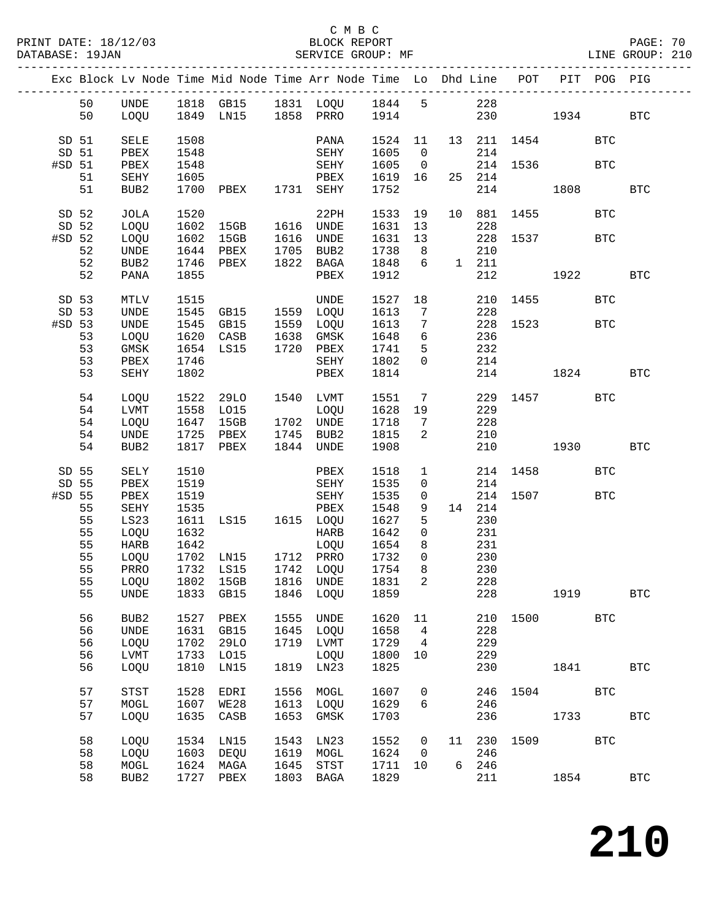C M B C

PRINT DATE: 18/12/03 BLOCK REPORT

DATABASE: 19JAN SERVICE GROUP: MF LINE GROUP: 210

| Exc | Block | Lv | Node | Time | Mid Node | Time | Arr Node | Time | Lo | Dhd | Line | POT | PIT | POG | PIG |
|---|---|---|---|---|---|---|---|---|---|---|---|---|---|---|---|
| | 50 | | UNDE | 1818 | GB15 | 1831 | LOQU | 1844 | 5 | | 228 | | | | |
| | 50 | | LOQU | 1849 | LN15 | 1858 | PRRO | 1914 | | | 230 | | 1934 | | BTC |
| SD | 51 | | SELE | 1508 | | | PANA | 1524 | 11 | 13 | 211 | 1454 | | BTC | |
| SD | 51 | | PBEX | 1548 | | | SEHY | 1605 | 0 | | 214 | | | | |
| #SD | 51 | | PBEX | 1548 | | | SEHY | 1605 | 0 | | 214 | 1536 | | BTC | |
| | 51 | | SEHY | 1605 | | | PBEX | 1619 | 16 | 25 | 214 | | | | |
| | 51 | | BUB2 | 1700 | PBEX | 1731 | SEHY | 1752 | | | 214 | | 1808 | | BTC |
| SD | 52 | | JOLA | 1520 | | | 22PH | 1533 | 19 | 10 | 881 | 1455 | | BTC | |
| SD | 52 | | LOQU | 1602 | 15GB | 1616 | UNDE | 1631 | 13 | | 228 | | | | |
| #SD | 52 | | LOQU | 1602 | 15GB | 1616 | UNDE | 1631 | 13 | | 228 | 1537 | | BTC | |
| | 52 | | UNDE | 1644 | PBEX | 1705 | BUB2 | 1738 | 8 | | 210 | | | | |
| | 52 | | BUB2 | 1746 | PBEX | 1822 | BAGA | 1848 | 6 | 1 | 211 | | | | |
| | 52 | | PANA | 1855 | | | PBEX | 1912 | | | 212 | | 1922 | | BTC |
| SD | 53 | | MTLV | 1515 | | | UNDE | 1527 | 18 | | 210 | 1455 | | BTC | |
| SD | 53 | | UNDE | 1545 | GB15 | 1559 | LOQU | 1613 | 7 | | 228 | | | | |
| #SD | 53 | | UNDE | 1545 | GB15 | 1559 | LOQU | 1613 | 7 | | 228 | 1523 | | BTC | |
| | 53 | | LOQU | 1620 | CASB | 1638 | GMSK | 1648 | 6 | | 236 | | | | |
| | 53 | | GMSK | 1654 | LS15 | 1720 | PBEX | 1741 | 5 | | 232 | | | | |
| | 53 | | PBEX | 1746 | | | SEHY | 1802 | 0 | | 214 | | | | |
| | 53 | | SEHY | 1802 | | | PBEX | 1814 | | | 214 | | 1824 | | BTC |
| | 54 | | LOQU | 1522 | 29LO | 1540 | LVMT | 1551 | 7 | | 229 | 1457 | | BTC | |
| | 54 | | LVMT | 1558 | LO15 | | LOQU | 1628 | 19 | | 229 | | | | |
| | 54 | | LOQU | 1647 | 15GB | 1702 | UNDE | 1718 | 7 | | 228 | | | | |
| | 54 | | UNDE | 1725 | PBEX | 1745 | BUB2 | 1815 | 2 | | 210 | | | | |
| | 54 | | BUB2 | 1817 | PBEX | 1844 | UNDE | 1908 | | | 210 | | 1930 | | BTC |
| SD | 55 | | SELY | 1510 | | | PBEX | 1518 | 1 | | 214 | 1458 | | BTC | |
| SD | 55 | | PBEX | 1519 | | | SEHY | 1535 | 0 | | 214 | | | | |
| #SD | 55 | | PBEX | 1519 | | | SEHY | 1535 | 0 | | 214 | 1507 | | BTC | |
| | 55 | | SEHY | 1535 | | | PBEX | 1548 | 9 | 14 | 214 | | | | |
| | 55 | | LS23 | 1611 | LS15 | 1615 | LOQU | 1627 | 5 | | 230 | | | | |
| | 55 | | LOQU | 1632 | | | HARB | 1642 | 0 | | 231 | | | | |
| | 55 | | HARB | 1642 | | | LOQU | 1654 | 8 | | 231 | | | | |
| | 55 | | LOQU | 1702 | LN15 | 1712 | PRRO | 1732 | 0 | | 230 | | | | |
| | 55 | | PRRO | 1732 | LS15 | 1742 | LOQU | 1754 | 8 | | 230 | | | | |
| | 55 | | LOQU | 1802 | 15GB | 1816 | UNDE | 1831 | 2 | | 228 | | | | |
| | 55 | | UNDE | 1833 | GB15 | 1846 | LOQU | 1859 | | | 228 | | 1919 | | BTC |
| | 56 | | BUB2 | 1527 | PBEX | 1555 | UNDE | 1620 | 11 | | 210 | 1500 | | BTC | |
| | 56 | | UNDE | 1631 | GB15 | 1645 | LOQU | 1658 | 4 | | 228 | | | | |
| | 56 | | LOQU | 1702 | 29LO | 1719 | LVMT | 1729 | 4 | | 229 | | | | |
| | 56 | | LVMT | 1733 | LO15 | | LOQU | 1800 | 10 | | 229 | | | | |
| | 56 | | LOQU | 1810 | LN15 | 1819 | LN23 | 1825 | | | 230 | | 1841 | | BTC |
| | 57 | | STST | 1528 | EDRI | 1556 | MOGL | 1607 | 0 | | 246 | 1504 | | BTC | |
| | 57 | | MOGL | 1607 | WE28 | 1613 | LOQU | 1629 | 6 | | 246 | | | | |
| | 57 | | LOQU | 1635 | CASB | 1653 | GMSK | 1703 | | | 236 | | 1733 | | BTC |
| | 58 | | LOQU | 1534 | LN15 | 1543 | LN23 | 1552 | 0 | 11 | 230 | 1509 | | BTC | |
| | 58 | | LOQU | 1603 | DEQU | 1619 | MOGL | 1624 | 0 | | 246 | | | | |
| | 58 | | MOGL | 1624 | MAGA | 1645 | STST | 1711 | 10 | 6 | 246 | | | | |
| | 58 | | BUB2 | 1727 | PBEX | 1803 | BAGA | 1829 | | | 211 | | 1854 | | BTC |

# 210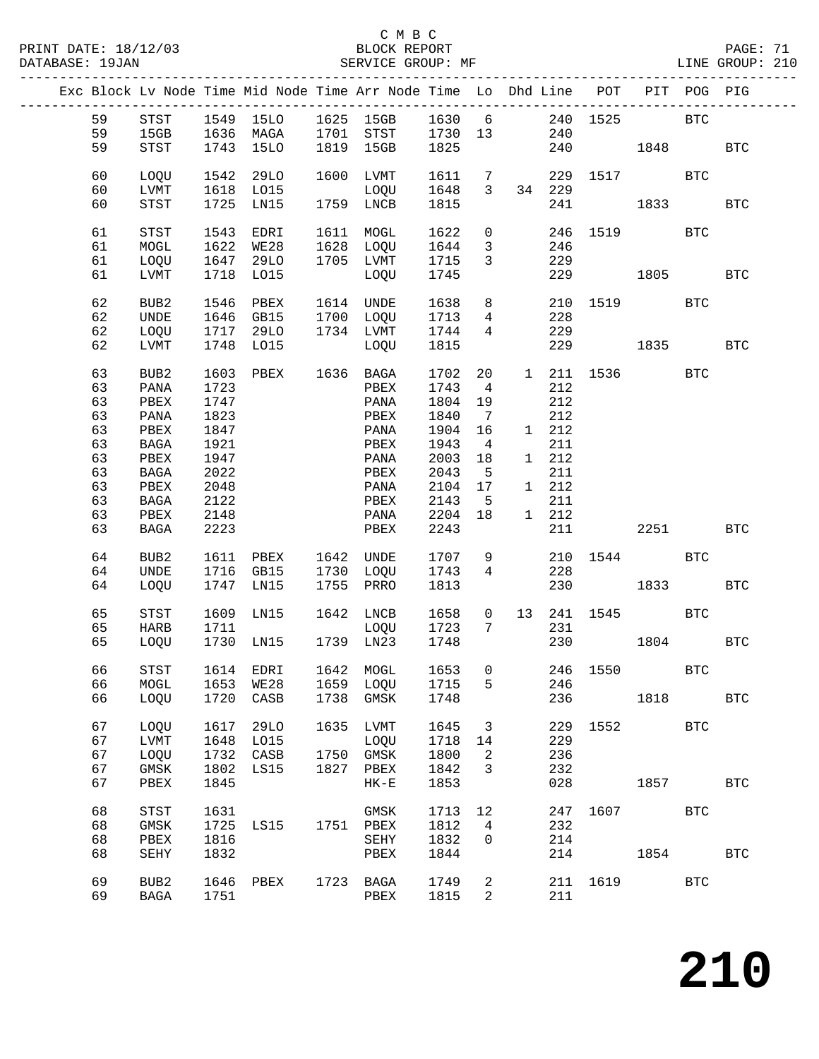C M B C
BLOCK REPORT
SERVICE GROUP: MF

PRINT DATE: 18/12/03
DATABASE: 19JAN
LINE GROUP: 210

| Exc | Block | Lv | Node | Time | Mid Node | Time | Arr Node | Time | Lo | Dhd | Line | POT | PIT | POG | PIG |
|---|---|---|---|---|---|---|---|---|---|---|---|---|---|---|---|
| | 59 | | STST | 1549 | 15LO | 1625 | 15GB | 1630 | 6 | | 240 | 1525 | | BTC | |
| | 59 | | 15GB | 1636 | MAGA | 1701 | STST | 1730 | 13 | | 240 | | | | |
| | 59 | | STST | 1743 | 15LO | 1819 | 15GB | 1825 | | | 240 | | 1848 | | BTC |
| | 60 | | LOQU | 1542 | 29LO | 1600 | LVMT | 1611 | 7 | | 229 | 1517 | | BTC | |
| | 60 | | LVMT | 1618 | LO15 | | LOQU | 1648 | 3 | 34 | 229 | | | | |
| | 60 | | STST | 1725 | LN15 | 1759 | LNCB | 1815 | | | 241 | | 1833 | | BTC |
| | 61 | | STST | 1543 | EDRI | 1611 | MOGL | 1622 | 0 | | 246 | 1519 | | BTC | |
| | 61 | | MOGL | 1622 | WE28 | 1628 | LOQU | 1644 | 3 | | 246 | | | | |
| | 61 | | LOQU | 1647 | 29LO | 1705 | LVMT | 1715 | 3 | | 229 | | | | |
| | 61 | | LVMT | 1718 | LO15 | | LOQU | 1745 | | | 229 | | 1805 | | BTC |
| | 62 | | BUB2 | 1546 | PBEX | 1614 | UNDE | 1638 | 8 | | 210 | 1519 | | BTC | |
| | 62 | | UNDE | 1646 | GB15 | 1700 | LOQU | 1713 | 4 | | 228 | | | | |
| | 62 | | LOQU | 1717 | 29LO | 1734 | LVMT | 1744 | 4 | | 229 | | | | |
| | 62 | | LVMT | 1748 | LO15 | | LOQU | 1815 | | | 229 | | 1835 | | BTC |
| | 63 | | BUB2 | 1603 | PBEX | 1636 | BAGA | 1702 | 20 | 1 | 211 | 1536 | | BTC | |
| | 63 | | PANA | 1723 | | | PBEX | 1743 | 4 | | 212 | | | | |
| | 63 | | PBEX | 1747 | | | PANA | 1804 | 19 | | 212 | | | | |
| | 63 | | PANA | 1823 | | | PBEX | 1840 | 7 | | 212 | | | | |
| | 63 | | PBEX | 1847 | | | PANA | 1904 | 16 | 1 | 212 | | | | |
| | 63 | | BAGA | 1921 | | | PBEX | 1943 | 4 | | 211 | | | | |
| | 63 | | PBEX | 1947 | | | PANA | 2003 | 18 | 1 | 212 | | | | |
| | 63 | | BAGA | 2022 | | | PBEX | 2043 | 5 | | 211 | | | | |
| | 63 | | PBEX | 2048 | | | PANA | 2104 | 17 | 1 | 212 | | | | |
| | 63 | | BAGA | 2122 | | | PBEX | 2143 | 5 | | 211 | | | | |
| | 63 | | PBEX | 2148 | | | PANA | 2204 | 18 | 1 | 212 | | | | |
| | 63 | | BAGA | 2223 | | | PBEX | 2243 | | | 211 | | 2251 | | BTC |
| | 64 | | BUB2 | 1611 | PBEX | 1642 | UNDE | 1707 | 9 | | 210 | 1544 | | BTC | |
| | 64 | | UNDE | 1716 | GB15 | 1730 | LOQU | 1743 | 4 | | 228 | | | | |
| | 64 | | LOQU | 1747 | LN15 | 1755 | PRRO | 1813 | | | 230 | | 1833 | | BTC |
| | 65 | | STST | 1609 | LN15 | 1642 | LNCB | 1658 | 0 | 13 | 241 | 1545 | | BTC | |
| | 65 | | HARB | 1711 | | | LOQU | 1723 | 7 | | 231 | | | | |
| | 65 | | LOQU | 1730 | LN15 | 1739 | LN23 | 1748 | | | 230 | | 1804 | | BTC |
| | 66 | | STST | 1614 | EDRI | 1642 | MOGL | 1653 | 0 | | 246 | 1550 | | BTC | |
| | 66 | | MOGL | 1653 | WE28 | 1659 | LOQU | 1715 | 5 | | 246 | | | | |
| | 66 | | LOQU | 1720 | CASB | 1738 | GMSK | 1748 | | | 236 | | 1818 | | BTC |
| | 67 | | LOQU | 1617 | 29LO | 1635 | LVMT | 1645 | 3 | | 229 | 1552 | | BTC | |
| | 67 | | LVMT | 1648 | LO15 | | LOQU | 1718 | 14 | | 229 | | | | |
| | 67 | | LOQU | 1732 | CASB | 1750 | GMSK | 1800 | 2 | | 236 | | | | |
| | 67 | | GMSK | 1802 | LS15 | 1827 | PBEX | 1842 | 3 | | 232 | | | | |
| | 67 | | PBEX | 1845 | | | HK-E | 1853 | | | 028 | | 1857 | | BTC |
| | 68 | | STST | 1631 | | | GMSK | 1713 | 12 | | 247 | 1607 | | BTC | |
| | 68 | | GMSK | 1725 | LS15 | 1751 | PBEX | 1812 | 4 | | 232 | | | | |
| | 68 | | PBEX | 1816 | | | SEHY | 1832 | 0 | | 214 | | | | |
| | 68 | | SEHY | 1832 | | | PBEX | 1844 | | | 214 | | 1854 | | BTC |
| | 69 | | BUB2 | 1646 | PBEX | 1723 | BAGA | 1749 | 2 | | 211 | 1619 | | BTC | |
| | 69 | | BAGA | 1751 | | | PBEX | 1815 | 2 | | 211 | | | | |

210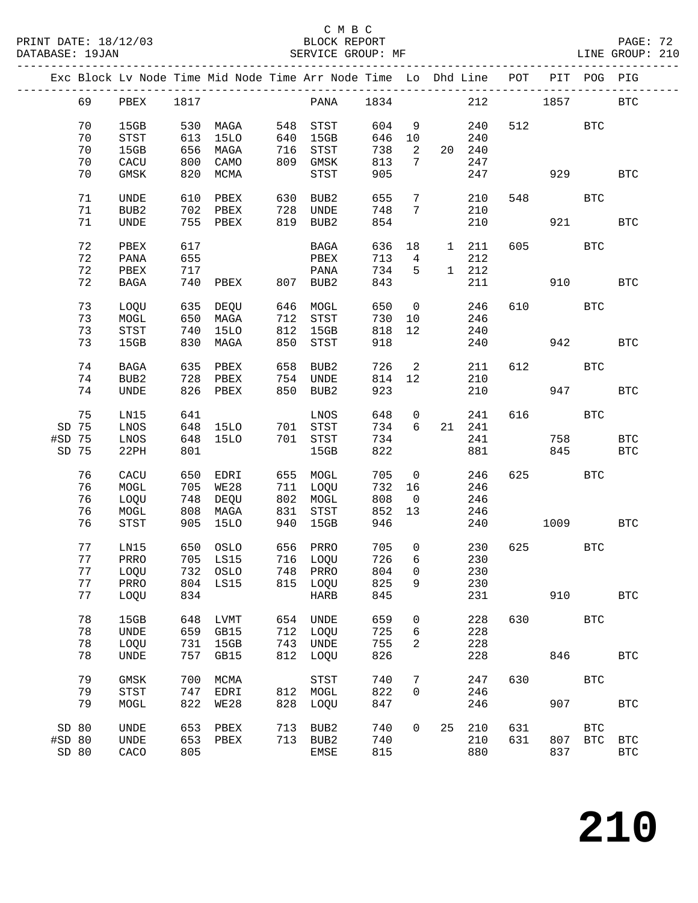C M B C
PRINT DATE: 18/12/03 BLOCK REPORT
DATABASE: 19JAN SERVICE GROUP: MF LINE GROUP: 210

| Exc | Block | Lv Node | Time | Mid Node | Time | Arr Node | Time | Lo | Dhd | Line | POT | PIT | POG | PIG |
|---|---|---|---|---|---|---|---|---|---|---|---|---|---|---|
| | 69 | PBEX | 1817 | | | PANA | 1834 | | | 212 | | 1857 | | BTC |
| | 70 | 15GB | 530 | MAGA | 548 | STST | 604 | 9 | | 240 | 512 | | BTC | |
| | 70 | STST | 613 | 15LO | 640 | 15GB | 646 | 10 | | 240 | | | | |
| | 70 | 15GB | 656 | MAGA | 716 | STST | 738 | 2 | 20 | 240 | | | | |
| | 70 | CACU | 800 | CAMO | 809 | GMSK | 813 | 7 | | 247 | | | | |
| | 70 | GMSK | 820 | MCMA | | STST | 905 | | | 247 | | 929 | | BTC |
| | 71 | UNDE | 610 | PBEX | 630 | BUB2 | 655 | 7 | | 210 | 548 | | BTC | |
| | 71 | BUB2 | 702 | PBEX | 728 | UNDE | 748 | 7 | | 210 | | | | |
| | 71 | UNDE | 755 | PBEX | 819 | BUB2 | 854 | | | 210 | | 921 | | BTC |
| | 72 | PBEX | 617 | | | BAGA | 636 | 18 | 1 | 211 | 605 | | BTC | |
| | 72 | PANA | 655 | | | PBEX | 713 | 4 | | 212 | | | | |
| | 72 | PBEX | 717 | | | PANA | 734 | 5 | 1 | 212 | | | | |
| | 72 | BAGA | 740 | PBEX | 807 | BUB2 | 843 | | | 211 | | 910 | | BTC |
| | 73 | LOQU | 635 | DEQU | 646 | MOGL | 650 | 0 | | 246 | 610 | | BTC | |
| | 73 | MOGL | 650 | MAGA | 712 | STST | 730 | 10 | | 246 | | | | |
| | 73 | STST | 740 | 15LO | 812 | 15GB | 818 | 12 | | 240 | | | | |
| | 73 | 15GB | 830 | MAGA | 850 | STST | 918 | | | 240 | | 942 | | BTC |
| | 74 | BAGA | 635 | PBEX | 658 | BUB2 | 726 | 2 | | 211 | 612 | | BTC | |
| | 74 | BUB2 | 728 | PBEX | 754 | UNDE | 814 | 12 | | 210 | | | | |
| | 74 | UNDE | 826 | PBEX | 850 | BUB2 | 923 | | | 210 | | 947 | | BTC |
| | 75 | LN15 | 641 | | | LNOS | 648 | 0 | | 241 | 616 | | BTC | |
| SD | 75 | LNOS | 648 | 15LO | 701 | STST | 734 | 6 | 21 | 241 | | | | |
| #SD | 75 | LNOS | 648 | 15LO | 701 | STST | 734 | | | 241 | | 758 | | BTC |
| SD | 75 | 22PH | 801 | | | 15GB | 822 | | | 881 | | 845 | | BTC |
| | 76 | CACU | 650 | EDRI | 655 | MOGL | 705 | 0 | | 246 | 625 | | BTC | |
| | 76 | MOGL | 705 | WE28 | 711 | LOQU | 732 | 16 | | 246 | | | | |
| | 76 | LOQU | 748 | DEQU | 802 | MOGL | 808 | 0 | | 246 | | | | |
| | 76 | MOGL | 808 | MAGA | 831 | STST | 852 | 13 | | 246 | | | | |
| | 76 | STST | 905 | 15LO | 940 | 15GB | 946 | | | 240 | | 1009 | | BTC |
| | 77 | LN15 | 650 | OSLO | 656 | PRRO | 705 | 0 | | 230 | 625 | | BTC | |
| | 77 | PRRO | 705 | LS15 | 716 | LOQU | 726 | 6 | | 230 | | | | |
| | 77 | LOQU | 732 | OSLO | 748 | PRRO | 804 | 0 | | 230 | | | | |
| | 77 | PRRO | 804 | LS15 | 815 | LOQU | 825 | 9 | | 230 | | | | |
| | 77 | LOQU | 834 | | | HARB | 845 | | | 231 | | 910 | | BTC |
| | 78 | 15GB | 648 | LVMT | 654 | UNDE | 659 | 0 | | 228 | 630 | | BTC | |
| | 78 | UNDE | 659 | GB15 | 712 | LOQU | 725 | 6 | | 228 | | | | |
| | 78 | LOQU | 731 | 15GB | 743 | UNDE | 755 | 2 | | 228 | | | | |
| | 78 | UNDE | 757 | GB15 | 812 | LOQU | 826 | | | 228 | | 846 | | BTC |
| | 79 | GMSK | 700 | MCMA | | STST | 740 | 7 | | 247 | 630 | | BTC | |
| | 79 | STST | 747 | EDRI | 812 | MOGL | 822 | 0 | | 246 | | | | |
| | 79 | MOGL | 822 | WE28 | 828 | LOQU | 847 | | | 246 | | 907 | | BTC |
| SD | 80 | UNDE | 653 | PBEX | 713 | BUB2 | 740 | 0 | 25 | 210 | 631 | | BTC | |
| #SD | 80 | UNDE | 653 | PBEX | 713 | BUB2 | 740 | | | 210 | 631 | 807 | BTC | BTC |
| SD | 80 | CACO | 805 | | | EMSE | 815 | | | 880 | | 837 | | BTC |

# 210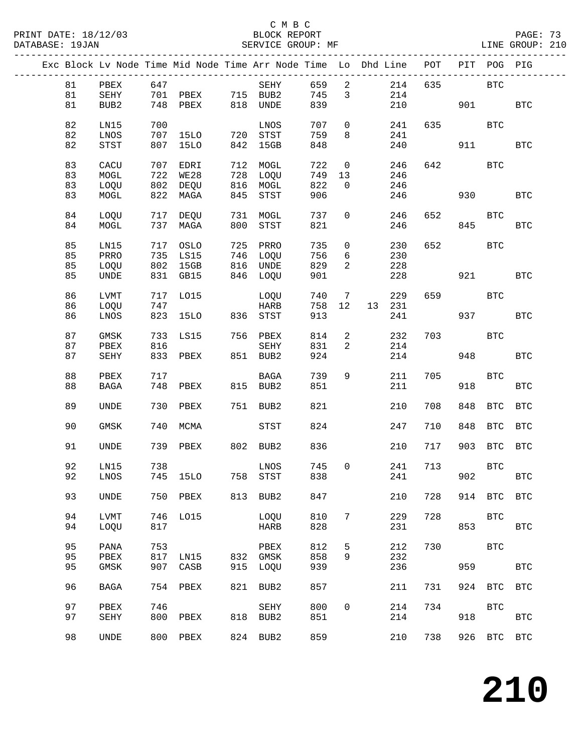C M B C
BLOCK REPORT
SERVICE GROUP: MF

PRINT DATE: 18/12/03
DATABASE: 19JAN
LINE GROUP: 210

| Exc | Block | Lv Node | Time | Mid Node | Time | Arr Node | Time | Lo | Dhd | Line | POT | PIT | POG | PIG |
|---|---|---|---|---|---|---|---|---|---|---|---|---|---|---|
| | 81 | PBEX | 647 | | | SEHY | 659 | 2 | | 214 | 635 | | BTC | |
| | 81 | SEHY | 701 | PBEX | 715 | BUB2 | 745 | 3 | | 214 | | | | |
| | 81 | BUB2 | 748 | PBEX | 818 | UNDE | 839 | | | 210 | | 901 | | BTC |
| | 82 | LN15 | 700 | | | LNOS | 707 | 0 | | 241 | 635 | | BTC | |
| | 82 | LNOS | 707 | 15LO | 720 | STST | 759 | 8 | | 241 | | | | |
| | 82 | STST | 807 | 15LO | 842 | 15GB | 848 | | | 240 | | 911 | | BTC |
| | 83 | CACU | 707 | EDRI | 712 | MOGL | 722 | 0 | | 246 | 642 | | BTC | |
| | 83 | MOGL | 722 | WE28 | 728 | LOQU | 749 | 13 | | 246 | | | | |
| | 83 | LOQU | 802 | DEQU | 816 | MOGL | 822 | 0 | | 246 | | | | |
| | 83 | MOGL | 822 | MAGA | 845 | STST | 906 | | | 246 | | 930 | | BTC |
| | 84 | LOQU | 717 | DEQU | 731 | MOGL | 737 | 0 | | 246 | 652 | | BTC | |
| | 84 | MOGL | 737 | MAGA | 800 | STST | 821 | | | 246 | | 845 | | BTC |
| | 85 | LN15 | 717 | OSLO | 725 | PRRO | 735 | 0 | | 230 | 652 | | BTC | |
| | 85 | PRRO | 735 | LS15 | 746 | LOQU | 756 | 6 | | 230 | | | | |
| | 85 | LOQU | 802 | 15GB | 816 | UNDE | 829 | 2 | | 228 | | | | |
| | 85 | UNDE | 831 | GB15 | 846 | LOQU | 901 | | | 228 | | 921 | | BTC |
| | 86 | LVMT | 717 | LO15 | | LOQU | 740 | 7 | | 229 | 659 | | BTC | |
| | 86 | LOQU | 747 | | | HARB | 758 | 12 | 13 | 231 | | | | |
| | 86 | LNOS | 823 | 15LO | 836 | STST | 913 | | | 241 | | 937 | | BTC |
| | 87 | GMSK | 733 | LS15 | 756 | PBEX | 814 | 2 | | 232 | 703 | | BTC | |
| | 87 | PBEX | 816 | | | SEHY | 831 | 2 | | 214 | | | | |
| | 87 | SEHY | 833 | PBEX | 851 | BUB2 | 924 | | | 214 | | 948 | | BTC |
| | 88 | PBEX | 717 | | | BAGA | 739 | 9 | | 211 | 705 | | BTC | |
| | 88 | BAGA | 748 | PBEX | 815 | BUB2 | 851 | | | 211 | | 918 | | BTC |
| | 89 | UNDE | 730 | PBEX | 751 | BUB2 | 821 | | | 210 | 708 | 848 | BTC | BTC |
| | 90 | GMSK | 740 | MCMA | | STST | 824 | | | 247 | 710 | 848 | BTC | BTC |
| | 91 | UNDE | 739 | PBEX | 802 | BUB2 | 836 | | | 210 | 717 | 903 | BTC | BTC |
| | 92 | LN15 | 738 | | | LNOS | 745 | 0 | | 241 | 713 | | BTC | |
| | 92 | LNOS | 745 | 15LO | 758 | STST | 838 | | | 241 | | 902 | | BTC |
| | 93 | UNDE | 750 | PBEX | 813 | BUB2 | 847 | | | 210 | 728 | 914 | BTC | BTC |
| | 94 | LVMT | 746 | LO15 | | LOQU | 810 | 7 | | 229 | 728 | | BTC | |
| | 94 | LOQU | 817 | | | HARB | 828 | | | 231 | | 853 | | BTC |
| | 95 | PANA | 753 | | | PBEX | 812 | 5 | | 212 | 730 | | BTC | |
| | 95 | PBEX | 817 | LN15 | 832 | GMSK | 858 | 9 | | 232 | | | | |
| | 95 | GMSK | 907 | CASB | 915 | LOQU | 939 | | | 236 | | 959 | | BTC |
| | 96 | BAGA | 754 | PBEX | 821 | BUB2 | 857 | | | 211 | 731 | 924 | BTC | BTC |
| | 97 | PBEX | 746 | | | SEHY | 800 | 0 | | 214 | 734 | | BTC | |
| | 97 | SEHY | 800 | PBEX | 818 | BUB2 | 851 | | | 214 | | 918 | | BTC |
| | 98 | UNDE | 800 | PBEX | 824 | BUB2 | 859 | | | 210 | 738 | 926 | BTC | BTC |

# 210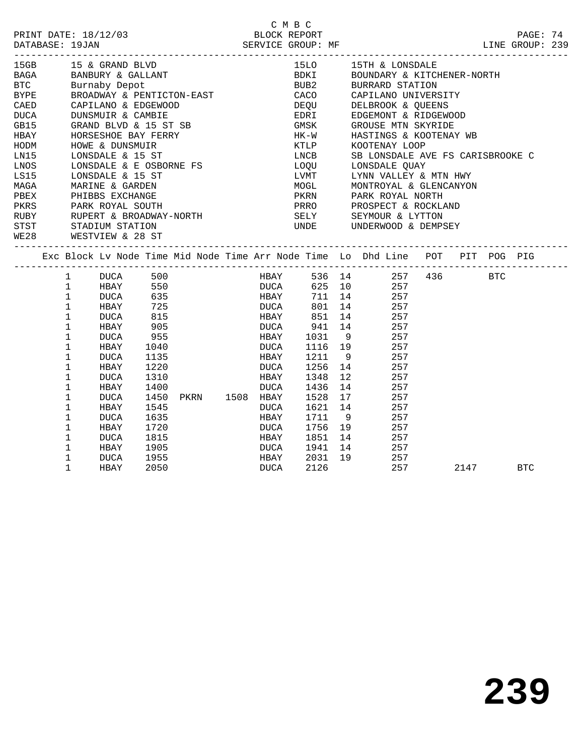C M B C
BLOCK REPORT
SERVICE GROUP: MF

PRINT DATE: 18/12/03
DATABASE: 19JAN
LINE GROUP: 239

| Code | Description | Code | Description |
|---|---|---|---|
| 15GB | 15 & GRAND BLVD | 15LO | 15TH & LONSDALE |
| BAGA | BANBURY & GALLANT | BDKI | BOUNDARY & KITCHENER-NORTH |
| BTC | Burnaby Depot | BUB2 | BURRARD STATION |
| BYPE | BROADWAY & PENTICTON-EAST | CACO | CAPILANO UNIVERSITY |
| CAED | CAPILANO & EDGEWOOD | DEQU | DELBROOK & QUEENS |
| DUCA | DUNSMUIR & CAMBIE | EDRI | EDGEMONT & RIDGEWOOD |
| GB15 | GRAND BLVD & 15 ST SB | GMSK | GROUSE MTN SKYRIDE |
| HBAY | HORSESHOE BAY FERRY | HK-W | HASTINGS & KOOTENAY WB |
| HODM | HOWE & DUNSMUIR | KTLP | KOOTENAY LOOP |
| LN15 | LONSDALE & 15 ST | LNCB | SB LONSDALE AVE FS CARISBROOKE C |
| LNOS | LONSDALE & E OSBORNE FS | LOQU | LONSDALE QUAY |
| LS15 | LONSDALE & 15 ST | LVMT | LYNN VALLEY & MTN HWY |
| MAGA | MARINE & GARDEN | MOGL | MONTROYAL & GLENCANYON |
| PBEX | PHIBBS EXCHANGE | PKRN | PARK ROYAL NORTH |
| PKRS | PARK ROYAL SOUTH | PRRO | PROSPECT & ROCKLAND |
| RUBY | RUPERT & BROADWAY-NORTH | SELY | SEYMOUR & LYTTON |
| STST | STADIUM STATION | UNDE | UNDERWOOD & DEMPSEY |
| WE28 | WESTVIEW & 28 ST | | |

| Exc | Block | Lv Node | Time | Mid Node | Time | Arr Node | Time | Lo | Dhd | Line | POT | PIT | POG | PIG |
|---|---|---|---|---|---|---|---|---|---|---|---|---|---|---|
| | 1 | DUCA | 500 | | | HBAY | 536 | 14 | | 257 | 436 | | BTC | |
| | 1 | HBAY | 550 | | | DUCA | 625 | 10 | | 257 | | | | |
| | 1 | DUCA | 635 | | | HBAY | 711 | 14 | | 257 | | | | |
| | 1 | HBAY | 725 | | | DUCA | 801 | 14 | | 257 | | | | |
| | 1 | DUCA | 815 | | | HBAY | 851 | 14 | | 257 | | | | |
| | 1 | HBAY | 905 | | | DUCA | 941 | 14 | | 257 | | | | |
| | 1 | DUCA | 955 | | | HBAY | 1031 | 9 | | 257 | | | | |
| | 1 | HBAY | 1040 | | | DUCA | 1116 | 19 | | 257 | | | | |
| | 1 | DUCA | 1135 | | | HBAY | 1211 | 9 | | 257 | | | | |
| | 1 | HBAY | 1220 | | | DUCA | 1256 | 14 | | 257 | | | | |
| | 1 | DUCA | 1310 | | | HBAY | 1348 | 12 | | 257 | | | | |
| | 1 | HBAY | 1400 | | | DUCA | 1436 | 14 | | 257 | | | | |
| | 1 | DUCA | 1450 | PKRN | 1508 | HBAY | 1528 | 17 | | 257 | | | | |
| | 1 | HBAY | 1545 | | | DUCA | 1621 | 14 | | 257 | | | | |
| | 1 | DUCA | 1635 | | | HBAY | 1711 | 9 | | 257 | | | | |
| | 1 | HBAY | 1720 | | | DUCA | 1756 | 19 | | 257 | | | | |
| | 1 | DUCA | 1815 | | | HBAY | 1851 | 14 | | 257 | | | | |
| | 1 | HBAY | 1905 | | | DUCA | 1941 | 14 | | 257 | | | | |
| | 1 | DUCA | 1955 | | | HBAY | 2031 | 19 | | 257 | | | | |
| | 1 | HBAY | 2050 | | | DUCA | 2126 | | | 257 | | 2147 | | BTC |

239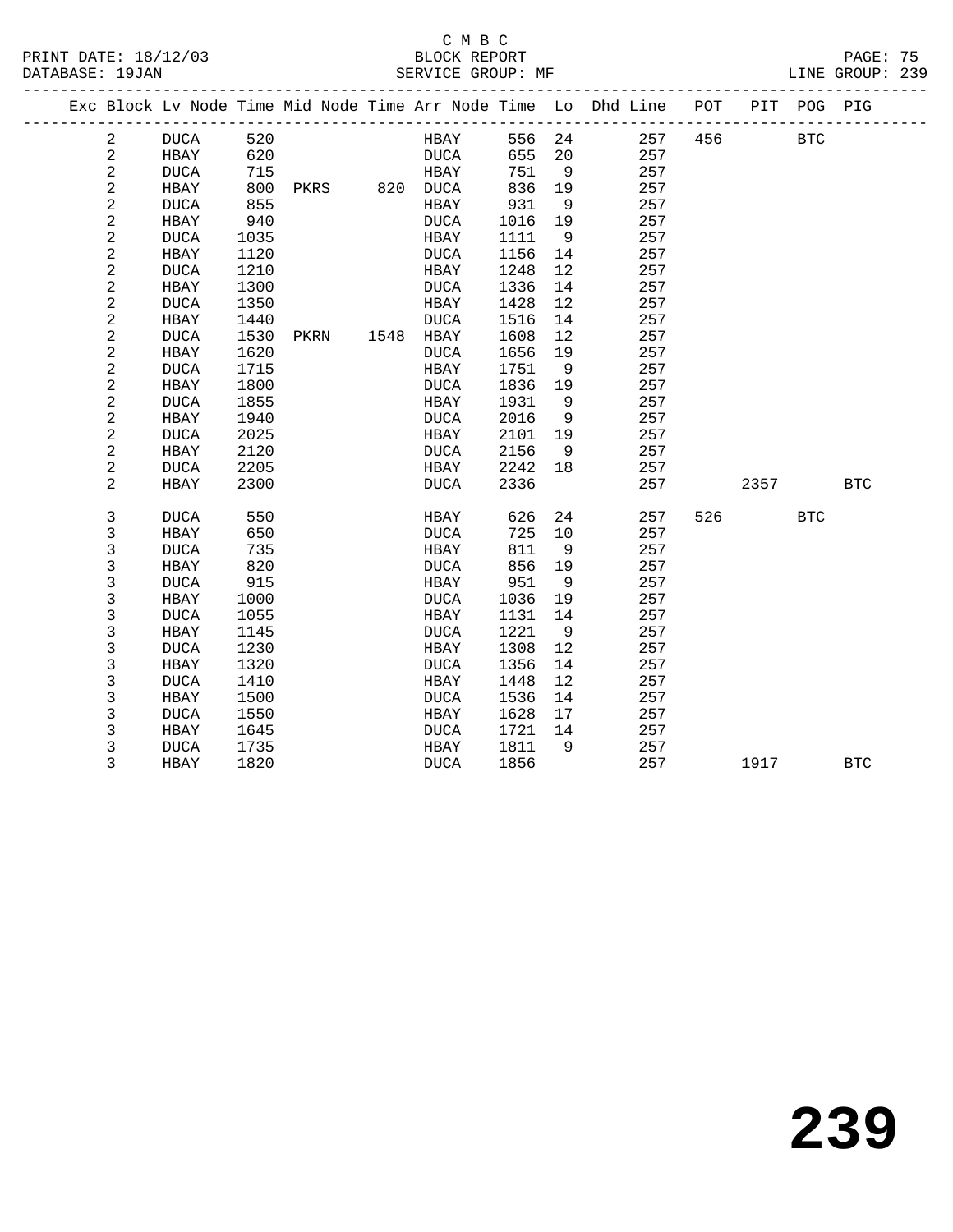C M B C

PRINT DATE: 18/12/03 BLOCK REPORT
DATABASE: 19JAN SERVICE GROUP: MF LINE GROUP: 239

| Exc | Block | Lv | Node | Time | Mid Node | Time | Arr Node | Time | Lo | Dhd Line | POT | PIT | POG | PIG |
|---|---|---|---|---|---|---|---|---|---|---|---|---|---|---|
| | 2 | | DUCA | 520 | | | HBAY | 556 | 24 | 257 | 456 | | BTC | |
| | 2 | | HBAY | 620 | | | DUCA | 655 | 20 | 257 | | | | |
| | 2 | | DUCA | 715 | | | HBAY | 751 | 9 | 257 | | | | |
| | 2 | | HBAY | 800 | PKRS | 820 | DUCA | 836 | 19 | 257 | | | | |
| | 2 | | DUCA | 855 | | | HBAY | 931 | 9 | 257 | | | | |
| | 2 | | HBAY | 940 | | | DUCA | 1016 | 19 | 257 | | | | |
| | 2 | | DUCA | 1035 | | | HBAY | 1111 | 9 | 257 | | | | |
| | 2 | | HBAY | 1120 | | | DUCA | 1156 | 14 | 257 | | | | |
| | 2 | | DUCA | 1210 | | | HBAY | 1248 | 12 | 257 | | | | |
| | 2 | | HBAY | 1300 | | | DUCA | 1336 | 14 | 257 | | | | |
| | 2 | | DUCA | 1350 | | | HBAY | 1428 | 12 | 257 | | | | |
| | 2 | | HBAY | 1440 | | | DUCA | 1516 | 14 | 257 | | | | |
| | 2 | | DUCA | 1530 | PKRN | 1548 | HBAY | 1608 | 12 | 257 | | | | |
| | 2 | | HBAY | 1620 | | | DUCA | 1656 | 19 | 257 | | | | |
| | 2 | | DUCA | 1715 | | | HBAY | 1751 | 9 | 257 | | | | |
| | 2 | | HBAY | 1800 | | | DUCA | 1836 | 19 | 257 | | | | |
| | 2 | | DUCA | 1855 | | | HBAY | 1931 | 9 | 257 | | | | |
| | 2 | | HBAY | 1940 | | | DUCA | 2016 | 9 | 257 | | | | |
| | 2 | | DUCA | 2025 | | | HBAY | 2101 | 19 | 257 | | | | |
| | 2 | | HBAY | 2120 | | | DUCA | 2156 | 9 | 257 | | | | |
| | 2 | | DUCA | 2205 | | | HBAY | 2242 | 18 | 257 | | | | |
| | 2 | | HBAY | 2300 | | | DUCA | 2336 | | 257 | | 2357 | | BTC |
| | 3 | | DUCA | 550 | | | HBAY | 626 | 24 | 257 | 526 | | BTC | |
| | 3 | | HBAY | 650 | | | DUCA | 725 | 10 | 257 | | | | |
| | 3 | | DUCA | 735 | | | HBAY | 811 | 9 | 257 | | | | |
| | 3 | | HBAY | 820 | | | DUCA | 856 | 19 | 257 | | | | |
| | 3 | | DUCA | 915 | | | HBAY | 951 | 9 | 257 | | | | |
| | 3 | | HBAY | 1000 | | | DUCA | 1036 | 19 | 257 | | | | |
| | 3 | | DUCA | 1055 | | | HBAY | 1131 | 14 | 257 | | | | |
| | 3 | | HBAY | 1145 | | | DUCA | 1221 | 9 | 257 | | | | |
| | 3 | | DUCA | 1230 | | | HBAY | 1308 | 12 | 257 | | | | |
| | 3 | | HBAY | 1320 | | | DUCA | 1356 | 14 | 257 | | | | |
| | 3 | | DUCA | 1410 | | | HBAY | 1448 | 12 | 257 | | | | |
| | 3 | | HBAY | 1500 | | | DUCA | 1536 | 14 | 257 | | | | |
| | 3 | | DUCA | 1550 | | | HBAY | 1628 | 17 | 257 | | | | |
| | 3 | | HBAY | 1645 | | | DUCA | 1721 | 14 | 257 | | | | |
| | 3 | | DUCA | 1735 | | | HBAY | 1811 | 9 | 257 | | | | |
| | 3 | | HBAY | 1820 | | | DUCA | 1856 | | 257 | | 1917 | | BTC |

239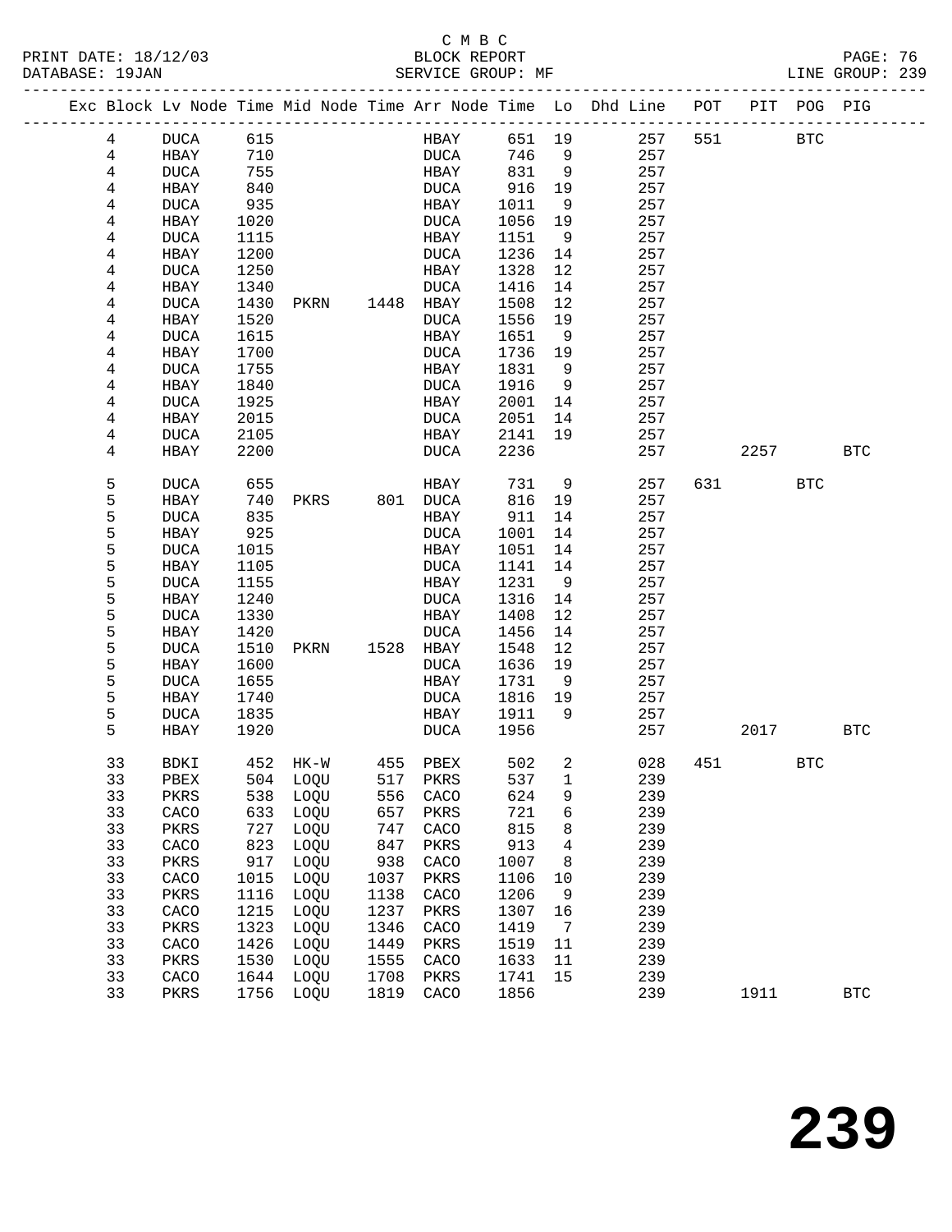C M B C
PRINT DATE: 18/12/03 BLOCK REPORT
DATABASE: 19JAN SERVICE GROUP: MF LINE GROUP: 239

| Exc | Block | Lv Node | Time | Mid Node | Time | Arr Node | Time | Lo | Dhd Line | POT | PIT | POG | PIG |
|---|---|---|---|---|---|---|---|---|---|---|---|---|---|
| | 4 | DUCA | 615 | | | HBAY | 651 | 19 | 257 | 551 | | BTC | |
| | 4 | HBAY | 710 | | | DUCA | 746 | 9 | 257 | | | | |
| | 4 | DUCA | 755 | | | HBAY | 831 | 9 | 257 | | | | |
| | 4 | HBAY | 840 | | | DUCA | 916 | 19 | 257 | | | | |
| | 4 | DUCA | 935 | | | HBAY | 1011 | 9 | 257 | | | | |
| | 4 | HBAY | 1020 | | | DUCA | 1056 | 19 | 257 | | | | |
| | 4 | DUCA | 1115 | | | HBAY | 1151 | 9 | 257 | | | | |
| | 4 | HBAY | 1200 | | | DUCA | 1236 | 14 | 257 | | | | |
| | 4 | DUCA | 1250 | | | HBAY | 1328 | 12 | 257 | | | | |
| | 4 | HBAY | 1340 | | | DUCA | 1416 | 14 | 257 | | | | |
| | 4 | DUCA | 1430 | PKRN | 1448 | HBAY | 1508 | 12 | 257 | | | | |
| | 4 | HBAY | 1520 | | | DUCA | 1556 | 19 | 257 | | | | |
| | 4 | DUCA | 1615 | | | HBAY | 1651 | 9 | 257 | | | | |
| | 4 | HBAY | 1700 | | | DUCA | 1736 | 19 | 257 | | | | |
| | 4 | DUCA | 1755 | | | HBAY | 1831 | 9 | 257 | | | | |
| | 4 | HBAY | 1840 | | | DUCA | 1916 | 9 | 257 | | | | |
| | 4 | DUCA | 1925 | | | HBAY | 2001 | 14 | 257 | | | | |
| | 4 | HBAY | 2015 | | | DUCA | 2051 | 14 | 257 | | | | |
| | 4 | DUCA | 2105 | | | HBAY | 2141 | 19 | 257 | | | | |
| | 4 | HBAY | 2200 | | | DUCA | 2236 | | 257 | | 2257 | | BTC |
| | 5 | DUCA | 655 | | | HBAY | 731 | 9 | 257 | 631 | | BTC | |
| | 5 | HBAY | 740 | PKRS | 801 | DUCA | 816 | 19 | 257 | | | | |
| | 5 | DUCA | 835 | | | HBAY | 911 | 14 | 257 | | | | |
| | 5 | HBAY | 925 | | | DUCA | 1001 | 14 | 257 | | | | |
| | 5 | DUCA | 1015 | | | HBAY | 1051 | 14 | 257 | | | | |
| | 5 | HBAY | 1105 | | | DUCA | 1141 | 14 | 257 | | | | |
| | 5 | DUCA | 1155 | | | HBAY | 1231 | 9 | 257 | | | | |
| | 5 | HBAY | 1240 | | | DUCA | 1316 | 14 | 257 | | | | |
| | 5 | DUCA | 1330 | | | HBAY | 1408 | 12 | 257 | | | | |
| | 5 | HBAY | 1420 | | | DUCA | 1456 | 14 | 257 | | | | |
| | 5 | DUCA | 1510 | PKRN | 1528 | HBAY | 1548 | 12 | 257 | | | | |
| | 5 | HBAY | 1600 | | | DUCA | 1636 | 19 | 257 | | | | |
| | 5 | DUCA | 1655 | | | HBAY | 1731 | 9 | 257 | | | | |
| | 5 | HBAY | 1740 | | | DUCA | 1816 | 19 | 257 | | | | |
| | 5 | DUCA | 1835 | | | HBAY | 1911 | 9 | 257 | | | | |
| | 5 | HBAY | 1920 | | | DUCA | 1956 | | 257 | | 2017 | | BTC |
| | 33 | BDKI | 452 | HK-W | 455 | PBEX | 502 | 2 | 028 | 451 | | BTC | |
| | 33 | PBEX | 504 | LOQU | 517 | PKRS | 537 | 1 | 239 | | | | |
| | 33 | PKRS | 538 | LOQU | 556 | CACO | 624 | 9 | 239 | | | | |
| | 33 | CACO | 633 | LOQU | 657 | PKRS | 721 | 6 | 239 | | | | |
| | 33 | PKRS | 727 | LOQU | 747 | CACO | 815 | 8 | 239 | | | | |
| | 33 | CACO | 823 | LOQU | 847 | PKRS | 913 | 4 | 239 | | | | |
| | 33 | PKRS | 917 | LOQU | 938 | CACO | 1007 | 8 | 239 | | | | |
| | 33 | CACO | 1015 | LOQU | 1037 | PKRS | 1106 | 10 | 239 | | | | |
| | 33 | PKRS | 1116 | LOQU | 1138 | CACO | 1206 | 9 | 239 | | | | |
| | 33 | CACO | 1215 | LOQU | 1237 | PKRS | 1307 | 16 | 239 | | | | |
| | 33 | PKRS | 1323 | LOQU | 1346 | CACO | 1419 | 7 | 239 | | | | |
| | 33 | CACO | 1426 | LOQU | 1449 | PKRS | 1519 | 11 | 239 | | | | |
| | 33 | PKRS | 1530 | LOQU | 1555 | CACO | 1633 | 11 | 239 | | | | |
| | 33 | CACO | 1644 | LOQU | 1708 | PKRS | 1741 | 15 | 239 | | | | |
| | 33 | PKRS | 1756 | LOQU | 1819 | CACO | 1856 | | 239 | | 1911 | | BTC |

# 239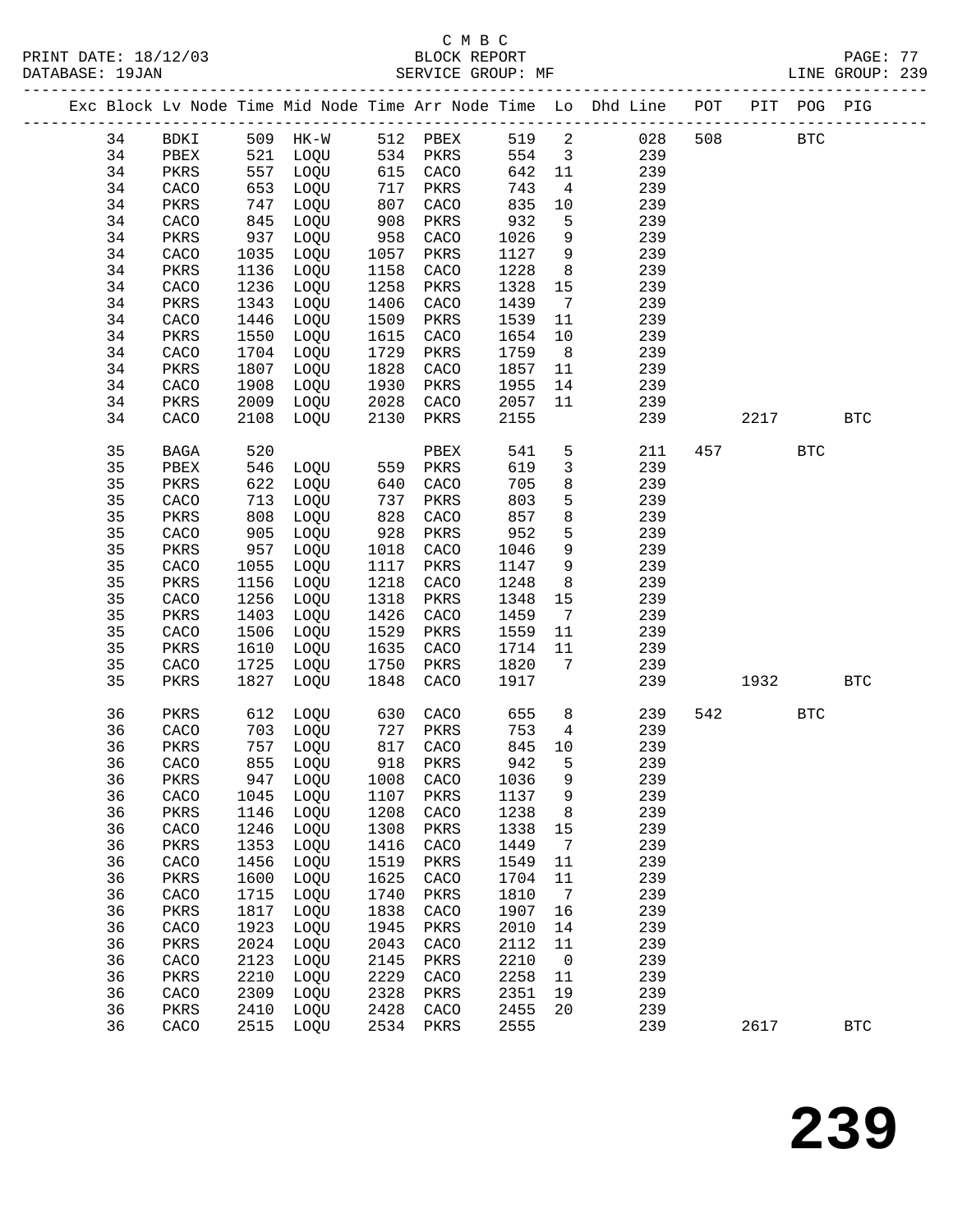C M B C

BLOCK REPORT

SERVICE GROUP: MF

| Exc | Block | Lv | Node | Time | Mid Node | Time | Arr Node | Time | Lo | Dhd Line | POT | PIT | POG | PIG |
|---|---|---|---|---|---|---|---|---|---|---|---|---|---|---|
| | 34 | | BDKI | 509 | HK-W | 512 | PBEX | 519 | 2 | 028 | 508 | | BTC | |
| | 34 | | PBEX | 521 | LOQU | 534 | PKRS | 554 | 3 | 239 | | | | |
| | 34 | | PKRS | 557 | LOQU | 615 | CACO | 642 | 11 | 239 | | | | |
| | 34 | | CACO | 653 | LOQU | 717 | PKRS | 743 | 4 | 239 | | | | |
| | 34 | | PKRS | 747 | LOQU | 807 | CACO | 835 | 10 | 239 | | | | |
| | 34 | | CACO | 845 | LOQU | 908 | PKRS | 932 | 5 | 239 | | | | |
| | 34 | | PKRS | 937 | LOQU | 958 | CACO | 1026 | 9 | 239 | | | | |
| | 34 | | CACO | 1035 | LOQU | 1057 | PKRS | 1127 | 9 | 239 | | | | |
| | 34 | | PKRS | 1136 | LOQU | 1158 | CACO | 1228 | 8 | 239 | | | | |
| | 34 | | CACO | 1236 | LOQU | 1258 | PKRS | 1328 | 15 | 239 | | | | |
| | 34 | | PKRS | 1343 | LOQU | 1406 | CACO | 1439 | 7 | 239 | | | | |
| | 34 | | CACO | 1446 | LOQU | 1509 | PKRS | 1539 | 11 | 239 | | | | |
| | 34 | | PKRS | 1550 | LOQU | 1615 | CACO | 1654 | 10 | 239 | | | | |
| | 34 | | CACO | 1704 | LOQU | 1729 | PKRS | 1759 | 8 | 239 | | | | |
| | 34 | | PKRS | 1807 | LOQU | 1828 | CACO | 1857 | 11 | 239 | | | | |
| | 34 | | CACO | 1908 | LOQU | 1930 | PKRS | 1955 | 14 | 239 | | | | |
| | 34 | | PKRS | 2009 | LOQU | 2028 | CACO | 2057 | 11 | 239 | | | | |
| | 34 | | CACO | 2108 | LOQU | 2130 | PKRS | 2155 | | 239 | | 2217 | | BTC |
| | 35 | | BAGA | 520 | | | PBEX | 541 | 5 | 211 | 457 | | BTC | |
| | 35 | | PBEX | 546 | LOQU | 559 | PKRS | 619 | 3 | 239 | | | | |
| | 35 | | PKRS | 622 | LOQU | 640 | CACO | 705 | 8 | 239 | | | | |
| | 35 | | CACO | 713 | LOQU | 737 | PKRS | 803 | 5 | 239 | | | | |
| | 35 | | PKRS | 808 | LOQU | 828 | CACO | 857 | 8 | 239 | | | | |
| | 35 | | CACO | 905 | LOQU | 928 | PKRS | 952 | 5 | 239 | | | | |
| | 35 | | PKRS | 957 | LOQU | 1018 | CACO | 1046 | 9 | 239 | | | | |
| | 35 | | CACO | 1055 | LOQU | 1117 | PKRS | 1147 | 9 | 239 | | | | |
| | 35 | | PKRS | 1156 | LOQU | 1218 | CACO | 1248 | 8 | 239 | | | | |
| | 35 | | CACO | 1256 | LOQU | 1318 | PKRS | 1348 | 15 | 239 | | | | |
| | 35 | | PKRS | 1403 | LOQU | 1426 | CACO | 1459 | 7 | 239 | | | | |
| | 35 | | CACO | 1506 | LOQU | 1529 | PKRS | 1559 | 11 | 239 | | | | |
| | 35 | | PKRS | 1610 | LOQU | 1635 | CACO | 1714 | 11 | 239 | | | | |
| | 35 | | CACO | 1725 | LOQU | 1750 | PKRS | 1820 | 7 | 239 | | | | |
| | 35 | | PKRS | 1827 | LOQU | 1848 | CACO | 1917 | | 239 | | 1932 | | BTC |
| | 36 | | PKRS | 612 | LOQU | 630 | CACO | 655 | 8 | 239 | 542 | | BTC | |
| | 36 | | CACO | 703 | LOQU | 727 | PKRS | 753 | 4 | 239 | | | | |
| | 36 | | PKRS | 757 | LOQU | 817 | CACO | 845 | 10 | 239 | | | | |
| | 36 | | CACO | 855 | LOQU | 918 | PKRS | 942 | 5 | 239 | | | | |
| | 36 | | PKRS | 947 | LOQU | 1008 | CACO | 1036 | 9 | 239 | | | | |
| | 36 | | CACO | 1045 | LOQU | 1107 | PKRS | 1137 | 9 | 239 | | | | |
| | 36 | | PKRS | 1146 | LOQU | 1208 | CACO | 1238 | 8 | 239 | | | | |
| | 36 | | CACO | 1246 | LOQU | 1308 | PKRS | 1338 | 15 | 239 | | | | |
| | 36 | | PKRS | 1353 | LOQU | 1416 | CACO | 1449 | 7 | 239 | | | | |
| | 36 | | CACO | 1456 | LOQU | 1519 | PKRS | 1549 | 11 | 239 | | | | |
| | 36 | | PKRS | 1600 | LOQU | 1625 | CACO | 1704 | 11 | 239 | | | | |
| | 36 | | CACO | 1715 | LOQU | 1740 | PKRS | 1810 | 7 | 239 | | | | |
| | 36 | | PKRS | 1817 | LOQU | 1838 | CACO | 1907 | 16 | 239 | | | | |
| | 36 | | CACO | 1923 | LOQU | 1945 | PKRS | 2010 | 14 | 239 | | | | |
| | 36 | | PKRS | 2024 | LOQU | 2043 | CACO | 2112 | 11 | 239 | | | | |
| | 36 | | CACO | 2123 | LOQU | 2145 | PKRS | 2210 | 0 | 239 | | | | |
| | 36 | | PKRS | 2210 | LOQU | 2229 | CACO | 2258 | 11 | 239 | | | | |
| | 36 | | CACO | 2309 | LOQU | 2328 | PKRS | 2351 | 19 | 239 | | | | |
| | 36 | | PKRS | 2410 | LOQU | 2428 | CACO | 2455 | 20 | 239 | | | | |
| | 36 | | CACO | 2515 | LOQU | 2534 | PKRS | 2555 | | 239 | | 2617 | | BTC |

# 239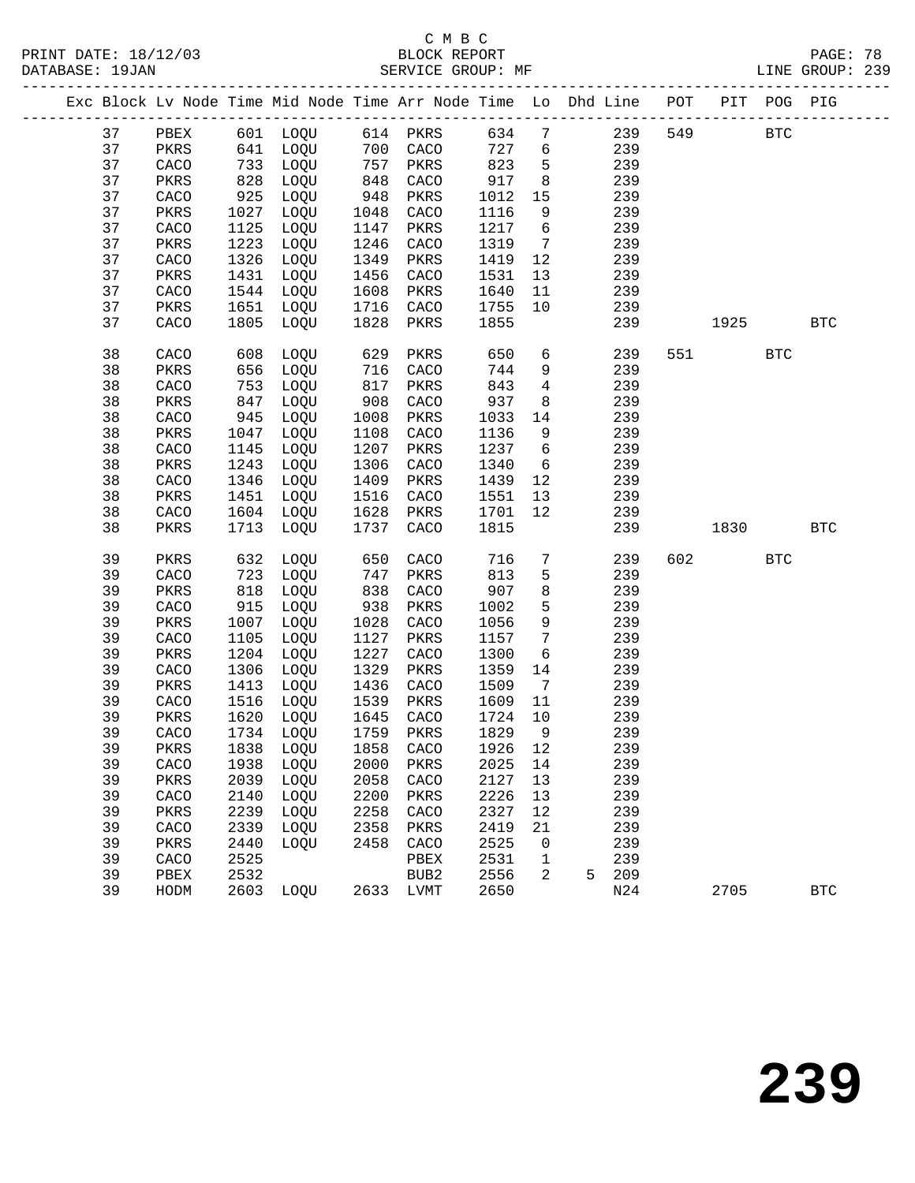C M B C
BLOCK REPORT
SERVICE GROUP: MF

PRINT DATE: 18/12/03
DATABASE: 19JAN
LINE GROUP: 239

| Exc | Block | Lv | Node | Time | Mid Node | Time | Arr Node | Time | Lo | Dhd | Line | POT | PIT | POG | PIG |
|---|---|---|---|---|---|---|---|---|---|---|---|---|---|---|---|
| | 37 | | PBEX | 601 | LOQU | 614 | PKRS | 634 | 7 | | 239 | 549 | | BTC | |
| | 37 | | PKRS | 641 | LOQU | 700 | CACO | 727 | 6 | | 239 | | | | |
| | 37 | | CACO | 733 | LOQU | 757 | PKRS | 823 | 5 | | 239 | | | | |
| | 37 | | PKRS | 828 | LOQU | 848 | CACO | 917 | 8 | | 239 | | | | |
| | 37 | | CACO | 925 | LOQU | 948 | PKRS | 1012 | 15 | | 239 | | | | |
| | 37 | | PKRS | 1027 | LOQU | 1048 | CACO | 1116 | 9 | | 239 | | | | |
| | 37 | | CACO | 1125 | LOQU | 1147 | PKRS | 1217 | 6 | | 239 | | | | |
| | 37 | | PKRS | 1223 | LOQU | 1246 | CACO | 1319 | 7 | | 239 | | | | |
| | 37 | | CACO | 1326 | LOQU | 1349 | PKRS | 1419 | 12 | | 239 | | | | |
| | 37 | | PKRS | 1431 | LOQU | 1456 | CACO | 1531 | 13 | | 239 | | | | |
| | 37 | | CACO | 1544 | LOQU | 1608 | PKRS | 1640 | 11 | | 239 | | | | |
| | 37 | | PKRS | 1651 | LOQU | 1716 | CACO | 1755 | 10 | | 239 | | | | |
| | 37 | | CACO | 1805 | LOQU | 1828 | PKRS | 1855 | | | 239 | | 1925 | | BTC |
| | 38 | | CACO | 608 | LOQU | 629 | PKRS | 650 | 6 | | 239 | 551 | | BTC | |
| | 38 | | PKRS | 656 | LOQU | 716 | CACO | 744 | 9 | | 239 | | | | |
| | 38 | | CACO | 753 | LOQU | 817 | PKRS | 843 | 4 | | 239 | | | | |
| | 38 | | PKRS | 847 | LOQU | 908 | CACO | 937 | 8 | | 239 | | | | |
| | 38 | | CACO | 945 | LOQU | 1008 | PKRS | 1033 | 14 | | 239 | | | | |
| | 38 | | PKRS | 1047 | LOQU | 1108 | CACO | 1136 | 9 | | 239 | | | | |
| | 38 | | CACO | 1145 | LOQU | 1207 | PKRS | 1237 | 6 | | 239 | | | | |
| | 38 | | PKRS | 1243 | LOQU | 1306 | CACO | 1340 | 6 | | 239 | | | | |
| | 38 | | CACO | 1346 | LOQU | 1409 | PKRS | 1439 | 12 | | 239 | | | | |
| | 38 | | PKRS | 1451 | LOQU | 1516 | CACO | 1551 | 13 | | 239 | | | | |
| | 38 | | CACO | 1604 | LOQU | 1628 | PKRS | 1701 | 12 | | 239 | | | | |
| | 38 | | PKRS | 1713 | LOQU | 1737 | CACO | 1815 | | | 239 | | 1830 | | BTC |
| | 39 | | PKRS | 632 | LOQU | 650 | CACO | 716 | 7 | | 239 | 602 | | BTC | |
| | 39 | | CACO | 723 | LOQU | 747 | PKRS | 813 | 5 | | 239 | | | | |
| | 39 | | PKRS | 818 | LOQU | 838 | CACO | 907 | 8 | | 239 | | | | |
| | 39 | | CACO | 915 | LOQU | 938 | PKRS | 1002 | 5 | | 239 | | | | |
| | 39 | | PKRS | 1007 | LOQU | 1028 | CACO | 1056 | 9 | | 239 | | | | |
| | 39 | | CACO | 1105 | LOQU | 1127 | PKRS | 1157 | 7 | | 239 | | | | |
| | 39 | | PKRS | 1204 | LOQU | 1227 | CACO | 1300 | 6 | | 239 | | | | |
| | 39 | | CACO | 1306 | LOQU | 1329 | PKRS | 1359 | 14 | | 239 | | | | |
| | 39 | | PKRS | 1413 | LOQU | 1436 | CACO | 1509 | 7 | | 239 | | | | |
| | 39 | | CACO | 1516 | LOQU | 1539 | PKRS | 1609 | 11 | | 239 | | | | |
| | 39 | | PKRS | 1620 | LOQU | 1645 | CACO | 1724 | 10 | | 239 | | | | |
| | 39 | | CACO | 1734 | LOQU | 1759 | PKRS | 1829 | 9 | | 239 | | | | |
| | 39 | | PKRS | 1838 | LOQU | 1858 | CACO | 1926 | 12 | | 239 | | | | |
| | 39 | | CACO | 1938 | LOQU | 2000 | PKRS | 2025 | 14 | | 239 | | | | |
| | 39 | | PKRS | 2039 | LOQU | 2058 | CACO | 2127 | 13 | | 239 | | | | |
| | 39 | | CACO | 2140 | LOQU | 2200 | PKRS | 2226 | 13 | | 239 | | | | |
| | 39 | | PKRS | 2239 | LOQU | 2258 | CACO | 2327 | 12 | | 239 | | | | |
| | 39 | | CACO | 2339 | LOQU | 2358 | PKRS | 2419 | 21 | | 239 | | | | |
| | 39 | | PKRS | 2440 | LOQU | 2458 | CACO | 2525 | 0 | | 239 | | | | |
| | 39 | | CACO | 2525 | | | PBEX | 2531 | 1 | | 239 | | | | |
| | 39 | | PBEX | 2532 | | | BUB2 | 2556 | 2 | 5 | 209 | | | | |
| | 39 | | HODM | 2603 | LOQU | 2633 | LVMT | 2650 | | | N24 | | 2705 | | BTC |

239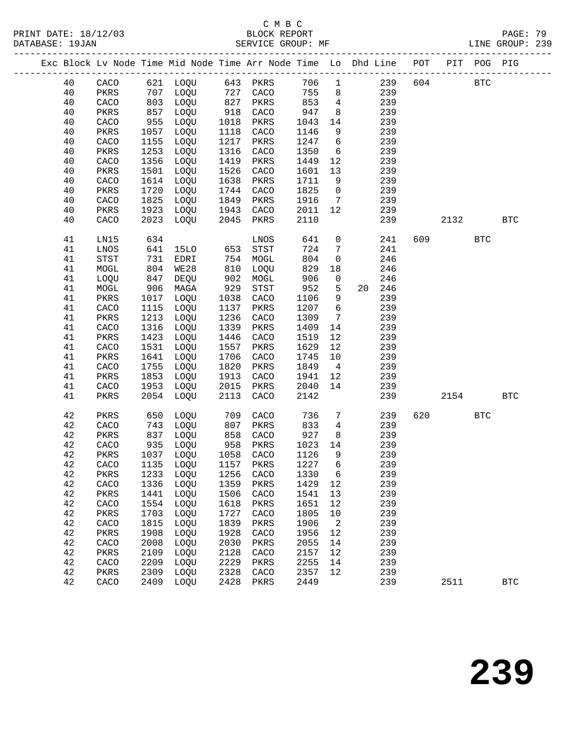C M B C
PRINT DATE: 18/12/03 BLOCK REPORT PAGE: 79
DATABASE: 19JAN SERVICE GROUP: MF LINE GROUP: 239

| Exc | Block | Lv Node | Time | Mid Node | Time | Arr Node | Time | Lo | Dhd | Line | POT | PIT | POG | PIG |
|---|---|---|---|---|---|---|---|---|---|---|---|---|---|---|
| | 40 | CACO | 621 | LOQU | 643 | PKRS | 706 | 1 | | 239 | 604 | | BTC | |
| | 40 | PKRS | 707 | LOQU | 727 | CACO | 755 | 8 | | 239 | | | | |
| | 40 | CACO | 803 | LOQU | 827 | PKRS | 853 | 4 | | 239 | | | | |
| | 40 | PKRS | 857 | LOQU | 918 | CACO | 947 | 8 | | 239 | | | | |
| | 40 | CACO | 955 | LOQU | 1018 | PKRS | 1043 | 14 | | 239 | | | | |
| | 40 | PKRS | 1057 | LOQU | 1118 | CACO | 1146 | 9 | | 239 | | | | |
| | 40 | CACO | 1155 | LOQU | 1217 | PKRS | 1247 | 6 | | 239 | | | | |
| | 40 | PKRS | 1253 | LOQU | 1316 | CACO | 1350 | 6 | | 239 | | | | |
| | 40 | CACO | 1356 | LOQU | 1419 | PKRS | 1449 | 12 | | 239 | | | | |
| | 40 | PKRS | 1501 | LOQU | 1526 | CACO | 1601 | 13 | | 239 | | | | |
| | 40 | CACO | 1614 | LOQU | 1638 | PKRS | 1711 | 9 | | 239 | | | | |
| | 40 | PKRS | 1720 | LOQU | 1744 | CACO | 1825 | 0 | | 239 | | | | |
| | 40 | CACO | 1825 | LOQU | 1849 | PKRS | 1916 | 7 | | 239 | | | | |
| | 40 | PKRS | 1923 | LOQU | 1943 | CACO | 2011 | 12 | | 239 | | | | |
| | 40 | CACO | 2023 | LOQU | 2045 | PKRS | 2110 | | | 239 | | 2132 | | BTC |
| | 41 | LN15 | 634 | | | LNOS | 641 | 0 | | 241 | 609 | | BTC | |
| | 41 | LNOS | 641 | 15LO | 653 | STST | 724 | 7 | | 241 | | | | |
| | 41 | STST | 731 | EDRI | 754 | MOGL | 804 | 0 | | 246 | | | | |
| | 41 | MOGL | 804 | WE28 | 810 | LOQU | 829 | 18 | | 246 | | | | |
| | 41 | LOQU | 847 | DEQU | 902 | MOGL | 906 | 0 | | 246 | | | | |
| | 41 | MOGL | 906 | MAGA | 929 | STST | 952 | 5 | 20 | 246 | | | | |
| | 41 | PKRS | 1017 | LOQU | 1038 | CACO | 1106 | 9 | | 239 | | | | |
| | 41 | CACO | 1115 | LOQU | 1137 | PKRS | 1207 | 6 | | 239 | | | | |
| | 41 | PKRS | 1213 | LOQU | 1236 | CACO | 1309 | 7 | | 239 | | | | |
| | 41 | CACO | 1316 | LOQU | 1339 | PKRS | 1409 | 14 | | 239 | | | | |
| | 41 | PKRS | 1423 | LOQU | 1446 | CACO | 1519 | 12 | | 239 | | | | |
| | 41 | CACO | 1531 | LOQU | 1557 | PKRS | 1629 | 12 | | 239 | | | | |
| | 41 | PKRS | 1641 | LOQU | 1706 | CACO | 1745 | 10 | | 239 | | | | |
| | 41 | CACO | 1755 | LOQU | 1820 | PKRS | 1849 | 4 | | 239 | | | | |
| | 41 | PKRS | 1853 | LOQU | 1913 | CACO | 1941 | 12 | | 239 | | | | |
| | 41 | CACO | 1953 | LOQU | 2015 | PKRS | 2040 | 14 | | 239 | | | | |
| | 41 | PKRS | 2054 | LOQU | 2113 | CACO | 2142 | | | 239 | | 2154 | | BTC |
| | 42 | PKRS | 650 | LOQU | 709 | CACO | 736 | 7 | | 239 | 620 | | BTC | |
| | 42 | CACO | 743 | LOQU | 807 | PKRS | 833 | 4 | | 239 | | | | |
| | 42 | PKRS | 837 | LOQU | 858 | CACO | 927 | 8 | | 239 | | | | |
| | 42 | CACO | 935 | LOQU | 958 | PKRS | 1023 | 14 | | 239 | | | | |
| | 42 | PKRS | 1037 | LOQU | 1058 | CACO | 1126 | 9 | | 239 | | | | |
| | 42 | CACO | 1135 | LOQU | 1157 | PKRS | 1227 | 6 | | 239 | | | | |
| | 42 | PKRS | 1233 | LOQU | 1256 | CACO | 1330 | 6 | | 239 | | | | |
| | 42 | CACO | 1336 | LOQU | 1359 | PKRS | 1429 | 12 | | 239 | | | | |
| | 42 | PKRS | 1441 | LOQU | 1506 | CACO | 1541 | 13 | | 239 | | | | |
| | 42 | CACO | 1554 | LOQU | 1618 | PKRS | 1651 | 12 | | 239 | | | | |
| | 42 | PKRS | 1703 | LOQU | 1727 | CACO | 1805 | 10 | | 239 | | | | |
| | 42 | CACO | 1815 | LOQU | 1839 | PKRS | 1906 | 2 | | 239 | | | | |
| | 42 | PKRS | 1908 | LOQU | 1928 | CACO | 1956 | 12 | | 239 | | | | |
| | 42 | CACO | 2008 | LOQU | 2030 | PKRS | 2055 | 14 | | 239 | | | | |
| | 42 | PKRS | 2109 | LOQU | 2128 | CACO | 2157 | 12 | | 239 | | | | |
| | 42 | CACO | 2209 | LOQU | 2229 | PKRS | 2255 | 14 | | 239 | | | | |
| | 42 | PKRS | 2309 | LOQU | 2328 | CACO | 2357 | 12 | | 239 | | | | |
| | 42 | CACO | 2409 | LOQU | 2428 | PKRS | 2449 | | | 239 | | 2511 | | BTC |

239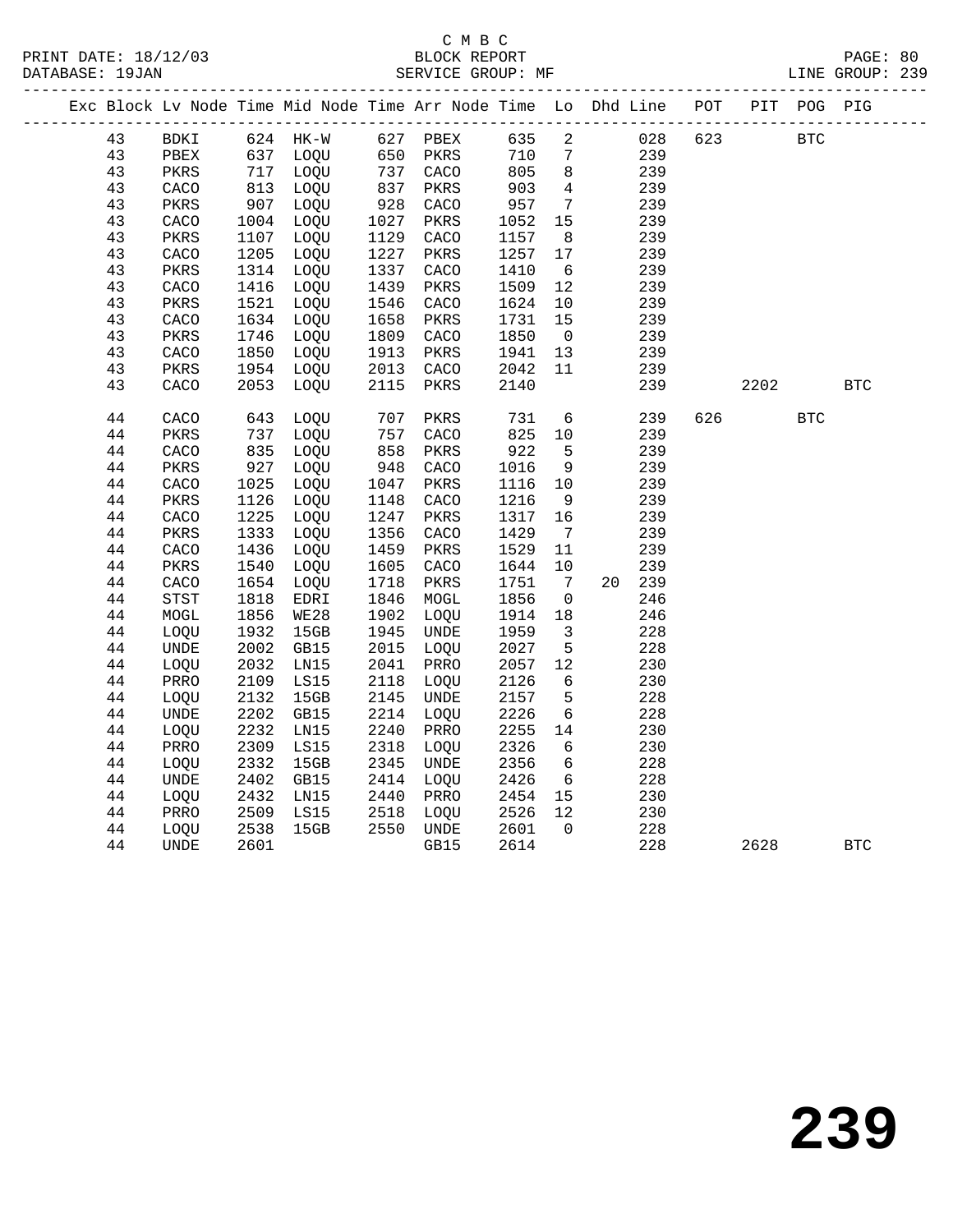C M B C
PRINT DATE: 18/12/03 BLOCK REPORT PAGE: 80
DATABASE: 19JAN SERVICE GROUP: MF LINE GROUP: 239

| Exc | Block | Lv Node | Time | Mid Node | Time | Arr Node | Time | Lo | Dhd | Line | POT | PIT | POG | PIG |
|---|---|---|---|---|---|---|---|---|---|---|---|---|---|---|
| | 43 | BDKI | 624 | HK-W | 627 | PBEX | 635 | 2 | | 028 | 623 | | BTC | |
| | 43 | PBEX | 637 | LOQU | 650 | PKRS | 710 | 7 | | 239 | | | | |
| | 43 | PKRS | 717 | LOQU | 737 | CACO | 805 | 8 | | 239 | | | | |
| | 43 | CACO | 813 | LOQU | 837 | PKRS | 903 | 4 | | 239 | | | | |
| | 43 | PKRS | 907 | LOQU | 928 | CACO | 957 | 7 | | 239 | | | | |
| | 43 | CACO | 1004 | LOQU | 1027 | PKRS | 1052 | 15 | | 239 | | | | |
| | 43 | PKRS | 1107 | LOQU | 1129 | CACO | 1157 | 8 | | 239 | | | | |
| | 43 | CACO | 1205 | LOQU | 1227 | PKRS | 1257 | 17 | | 239 | | | | |
| | 43 | PKRS | 1314 | LOQU | 1337 | CACO | 1410 | 6 | | 239 | | | | |
| | 43 | CACO | 1416 | LOQU | 1439 | PKRS | 1509 | 12 | | 239 | | | | |
| | 43 | PKRS | 1521 | LOQU | 1546 | CACO | 1624 | 10 | | 239 | | | | |
| | 43 | CACO | 1634 | LOQU | 1658 | PKRS | 1731 | 15 | | 239 | | | | |
| | 43 | PKRS | 1746 | LOQU | 1809 | CACO | 1850 | 0 | | 239 | | | | |
| | 43 | CACO | 1850 | LOQU | 1913 | PKRS | 1941 | 13 | | 239 | | | | |
| | 43 | PKRS | 1954 | LOQU | 2013 | CACO | 2042 | 11 | | 239 | | | | |
| | 43 | CACO | 2053 | LOQU | 2115 | PKRS | 2140 | | | 239 | | 2202 | | BTC |
| | 44 | CACO | 643 | LOQU | 707 | PKRS | 731 | 6 | | 239 | 626 | | BTC | |
| | 44 | PKRS | 737 | LOQU | 757 | CACO | 825 | 10 | | 239 | | | | |
| | 44 | CACO | 835 | LOQU | 858 | PKRS | 922 | 5 | | 239 | | | | |
| | 44 | PKRS | 927 | LOQU | 948 | CACO | 1016 | 9 | | 239 | | | | |
| | 44 | CACO | 1025 | LOQU | 1047 | PKRS | 1116 | 10 | | 239 | | | | |
| | 44 | PKRS | 1126 | LOQU | 1148 | CACO | 1216 | 9 | | 239 | | | | |
| | 44 | CACO | 1225 | LOQU | 1247 | PKRS | 1317 | 16 | | 239 | | | | |
| | 44 | PKRS | 1333 | LOQU | 1356 | CACO | 1429 | 7 | | 239 | | | | |
| | 44 | CACO | 1436 | LOQU | 1459 | PKRS | 1529 | 11 | | 239 | | | | |
| | 44 | PKRS | 1540 | LOQU | 1605 | CACO | 1644 | 10 | | 239 | | | | |
| | 44 | CACO | 1654 | LOQU | 1718 | PKRS | 1751 | 7 | 20 | 239 | | | | |
| | 44 | STST | 1818 | EDRI | 1846 | MOGL | 1856 | 0 | | 246 | | | | |
| | 44 | MOGL | 1856 | WE28 | 1902 | LOQU | 1914 | 18 | | 246 | | | | |
| | 44 | LOQU | 1932 | 15GB | 1945 | UNDE | 1959 | 3 | | 228 | | | | |
| | 44 | UNDE | 2002 | GB15 | 2015 | LOQU | 2027 | 5 | | 228 | | | | |
| | 44 | LOQU | 2032 | LN15 | 2041 | PRRO | 2057 | 12 | | 230 | | | | |
| | 44 | PRRO | 2109 | LS15 | 2118 | LOQU | 2126 | 6 | | 230 | | | | |
| | 44 | LOQU | 2132 | 15GB | 2145 | UNDE | 2157 | 5 | | 228 | | | | |
| | 44 | UNDE | 2202 | GB15 | 2214 | LOQU | 2226 | 6 | | 228 | | | | |
| | 44 | LOQU | 2232 | LN15 | 2240 | PRRO | 2255 | 14 | | 230 | | | | |
| | 44 | PRRO | 2309 | LS15 | 2318 | LOQU | 2326 | 6 | | 230 | | | | |
| | 44 | LOQU | 2332 | 15GB | 2345 | UNDE | 2356 | 6 | | 228 | | | | |
| | 44 | UNDE | 2402 | GB15 | 2414 | LOQU | 2426 | 6 | | 228 | | | | |
| | 44 | LOQU | 2432 | LN15 | 2440 | PRRO | 2454 | 15 | | 230 | | | | |
| | 44 | PRRO | 2509 | LS15 | 2518 | LOQU | 2526 | 12 | | 230 | | | | |
| | 44 | LOQU | 2538 | 15GB | 2550 | UNDE | 2601 | 0 | | 228 | | | | |
| | 44 | UNDE | 2601 | | | GB15 | 2614 | | | 228 | | 2628 | | BTC |

239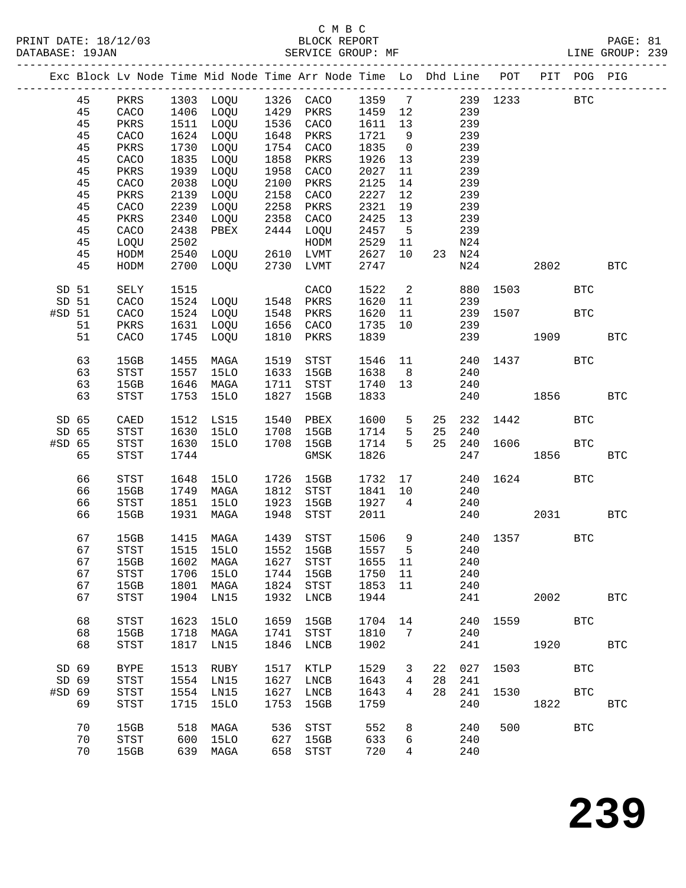C M B C
PRINT DATE: 18/12/03 BLOCK REPORT
DATABASE: 19JAN SERVICE GROUP: MF LINE GROUP: 239

| Exc | Block | Lv | Node | Time | Mid Node | Time | Arr Node | Time | Lo | Dhd | Line | POT | PIT | POG | PIG |
|---|---|---|---|---|---|---|---|---|---|---|---|---|---|---|---|
| | 45 | | PKRS | 1303 | LOQU | 1326 | CACO | 1359 | 7 | | 239 | 1233 | | BTC | |
| | 45 | | CACO | 1406 | LOQU | 1429 | PKRS | 1459 | 12 | | 239 | | | | |
| | 45 | | PKRS | 1511 | LOQU | 1536 | CACO | 1611 | 13 | | 239 | | | | |
| | 45 | | CACO | 1624 | LOQU | 1648 | PKRS | 1721 | 9 | | 239 | | | | |
| | 45 | | PKRS | 1730 | LOQU | 1754 | CACO | 1835 | 0 | | 239 | | | | |
| | 45 | | CACO | 1835 | LOQU | 1858 | PKRS | 1926 | 13 | | 239 | | | | |
| | 45 | | PKRS | 1939 | LOQU | 1958 | CACO | 2027 | 11 | | 239 | | | | |
| | 45 | | CACO | 2038 | LOQU | 2100 | PKRS | 2125 | 14 | | 239 | | | | |
| | 45 | | PKRS | 2139 | LOQU | 2158 | CACO | 2227 | 12 | | 239 | | | | |
| | 45 | | CACO | 2239 | LOQU | 2258 | PKRS | 2321 | 19 | | 239 | | | | |
| | 45 | | PKRS | 2340 | LOQU | 2358 | CACO | 2425 | 13 | | 239 | | | | |
| | 45 | | CACO | 2438 | PBEX | 2444 | LOQU | 2457 | 5 | | 239 | | | | |
| | 45 | | LOQU | 2502 | | | HODM | 2529 | 11 | | N24 | | | | |
| | 45 | | HODM | 2540 | LOQU | 2610 | LVMT | 2627 | 10 | 23 | N24 | | | | |
| | 45 | | HODM | 2700 | LOQU | 2730 | LVMT | 2747 | | | N24 | | 2802 | | BTC |
| SD | 51 | | SELY | 1515 | | | CACO | 1522 | 2 | | 880 | 1503 | | BTC | |
| SD | 51 | | CACO | 1524 | LOQU | 1548 | PKRS | 1620 | 11 | | 239 | | | | |
| #SD | 51 | | CACO | 1524 | LOQU | 1548 | PKRS | 1620 | 11 | | 239 | 1507 | | BTC | |
| | 51 | | PKRS | 1631 | LOQU | 1656 | CACO | 1735 | 10 | | 239 | | | | |
| | 51 | | CACO | 1745 | LOQU | 1810 | PKRS | 1839 | | | 239 | | 1909 | | BTC |
| | 63 | | 15GB | 1455 | MAGA | 1519 | STST | 1546 | 11 | | 240 | 1437 | | BTC | |
| | 63 | | STST | 1557 | 15LO | 1633 | 15GB | 1638 | 8 | | 240 | | | | |
| | 63 | | 15GB | 1646 | MAGA | 1711 | STST | 1740 | 13 | | 240 | | | | |
| | 63 | | STST | 1753 | 15LO | 1827 | 15GB | 1833 | | | 240 | | 1856 | | BTC |
| SD | 65 | | CAED | 1512 | LS15 | 1540 | PBEX | 1600 | 5 | 25 | 232 | 1442 | | BTC | |
| SD | 65 | | STST | 1630 | 15LO | 1708 | 15GB | 1714 | 5 | 25 | 240 | | | | |
| #SD | 65 | | STST | 1630 | 15LO | 1708 | 15GB | 1714 | 5 | 25 | 240 | 1606 | | BTC | |
| | 65 | | STST | 1744 | | | GMSK | 1826 | | | 247 | | 1856 | | BTC |
| | 66 | | STST | 1648 | 15LO | 1726 | 15GB | 1732 | 17 | | 240 | 1624 | | BTC | |
| | 66 | | 15GB | 1749 | MAGA | 1812 | STST | 1841 | 10 | | 240 | | | | |
| | 66 | | STST | 1851 | 15LO | 1923 | 15GB | 1927 | 4 | | 240 | | | | |
| | 66 | | 15GB | 1931 | MAGA | 1948 | STST | 2011 | | | 240 | | 2031 | | BTC |
| | 67 | | 15GB | 1415 | MAGA | 1439 | STST | 1506 | 9 | | 240 | 1357 | | BTC | |
| | 67 | | STST | 1515 | 15LO | 1552 | 15GB | 1557 | 5 | | 240 | | | | |
| | 67 | | 15GB | 1602 | MAGA | 1627 | STST | 1655 | 11 | | 240 | | | | |
| | 67 | | STST | 1706 | 15LO | 1744 | 15GB | 1750 | 11 | | 240 | | | | |
| | 67 | | 15GB | 1801 | MAGA | 1824 | STST | 1853 | 11 | | 240 | | | | |
| | 67 | | STST | 1904 | LN15 | 1932 | LNCB | 1944 | | | 241 | | 2002 | | BTC |
| | 68 | | STST | 1623 | 15LO | 1659 | 15GB | 1704 | 14 | | 240 | 1559 | | BTC | |
| | 68 | | 15GB | 1718 | MAGA | 1741 | STST | 1810 | 7 | | 240 | | | | |
| | 68 | | STST | 1817 | LN15 | 1846 | LNCB | 1902 | | | 241 | | 1920 | | BTC |
| SD | 69 | | BYPE | 1513 | RUBY | 1517 | KTLP | 1529 | 3 | 22 | 027 | 1503 | | BTC | |
| SD | 69 | | STST | 1554 | LN15 | 1627 | LNCB | 1643 | 4 | 28 | 241 | | | | |
| #SD | 69 | | STST | 1554 | LN15 | 1627 | LNCB | 1643 | 4 | 28 | 241 | 1530 | | BTC | |
| | 69 | | STST | 1715 | 15LO | 1753 | 15GB | 1759 | | | 240 | | 1822 | | BTC |
| | 70 | | 15GB | 518 | MAGA | 536 | STST | 552 | 8 | | 240 | 500 | | BTC | |
| | 70 | | STST | 600 | 15LO | 627 | 15GB | 633 | 6 | | 240 | | | | |
| | 70 | | 15GB | 639 | MAGA | 658 | STST | 720 | 4 | | 240 | | | | |

239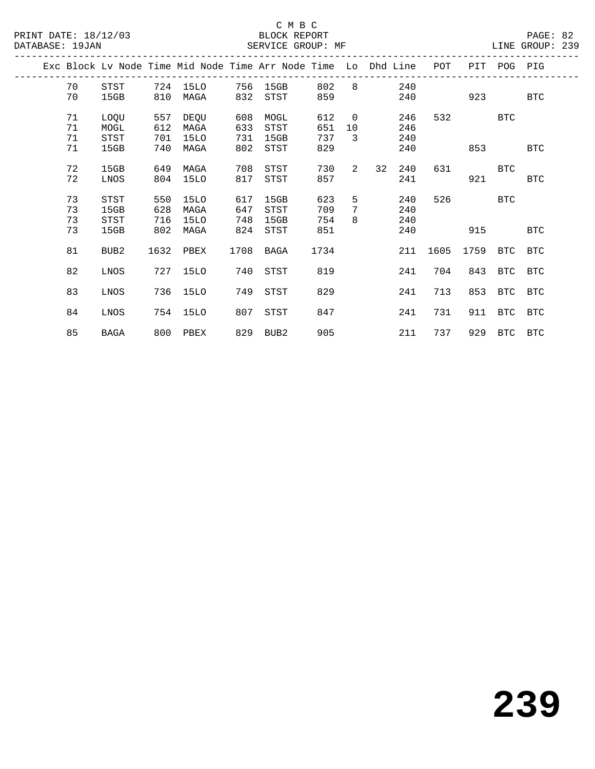C M B C
BLOCK REPORT
SERVICE GROUP: MF

PRINT DATE: 18/12/03
DATABASE: 19JAN
LINE GROUP: 239

| Exc | Block | Lv Node | Time | Mid Node | Time | Arr Node | Time | Lo | Dhd | Line | POT | PIT | POG | PIG |
|---|---|---|---|---|---|---|---|---|---|---|---|---|---|---|
| | 70 | STST | 724 | 15LO | 756 | 15GB | 802 | 8 | | 240 | | | | |
| | 70 | 15GB | 810 | MAGA | 832 | STST | 859 | | | 240 | | 923 | | BTC |
| | 71 | LOQU | 557 | DEQU | 608 | MOGL | 612 | 0 | | 246 | 532 | | BTC | |
| | 71 | MOGL | 612 | MAGA | 633 | STST | 651 | 10 | | 246 | | | | |
| | 71 | STST | 701 | 15LO | 731 | 15GB | 737 | 3 | | 240 | | | | |
| | 71 | 15GB | 740 | MAGA | 802 | STST | 829 | | | 240 | | 853 | | BTC |
| | 72 | 15GB | 649 | MAGA | 708 | STST | 730 | 2 | 32 | 240 | 631 | | BTC | |
| | 72 | LNOS | 804 | 15LO | 817 | STST | 857 | | | 241 | | 921 | | BTC |
| | 73 | STST | 550 | 15LO | 617 | 15GB | 623 | 5 | | 240 | 526 | | BTC | |
| | 73 | 15GB | 628 | MAGA | 647 | STST | 709 | 7 | | 240 | | | | |
| | 73 | STST | 716 | 15LO | 748 | 15GB | 754 | 8 | | 240 | | | | |
| | 73 | 15GB | 802 | MAGA | 824 | STST | 851 | | | 240 | | 915 | | BTC |
| | 81 | BUB2 | 1632 | PBEX | 1708 | BAGA | 1734 | | | 211 | 1605 | 1759 | BTC | BTC |
| | 82 | LNOS | 727 | 15LO | 740 | STST | 819 | | | 241 | 704 | 843 | BTC | BTC |
| | 83 | LNOS | 736 | 15LO | 749 | STST | 829 | | | 241 | 713 | 853 | BTC | BTC |
| | 84 | LNOS | 754 | 15LO | 807 | STST | 847 | | | 241 | 731 | 911 | BTC | BTC |
| | 85 | BAGA | 800 | PBEX | 829 | BUB2 | 905 | | | 211 | 737 | 929 | BTC | BTC |

# 239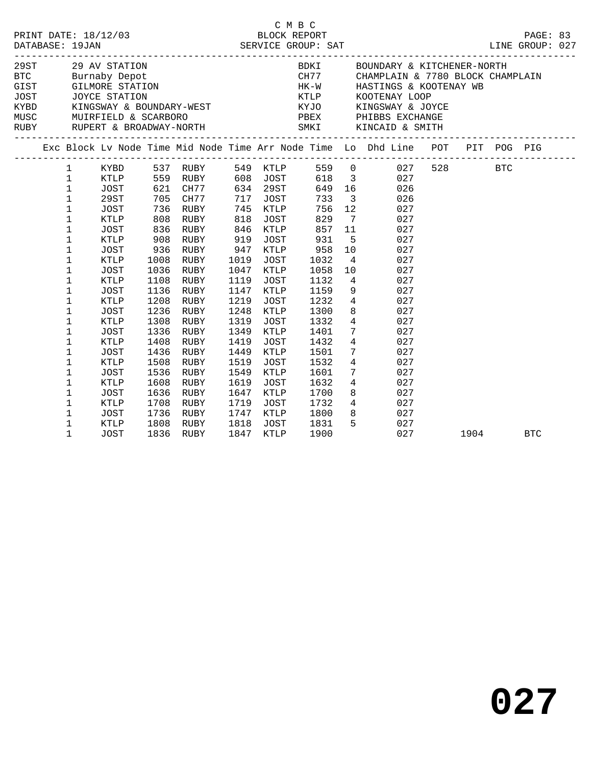C M B C

PRINT DATE: 18/12/03 BLOCK REPORT
DATABASE: 19JAN SERVICE GROUP: SAT LINE GROUP: 027

| Code | Description | Code | Description |
|---|---|---|---|
| 29ST | 29 AV STATION | BDKI | BOUNDARY & KITCHENER-NORTH |
| BTC | Burnaby Depot | CH77 | CHAMPLAIN & 7780 BLOCK CHAMPLAIN |
| GIST | GILMORE STATION | HK-W | HASTINGS & KOOTENAY WB |
| JOST | JOYCE STATION | KTLP | KOOTENAY LOOP |
| KYBD | KINGSWAY & BOUNDARY-WEST | KYJO | KINGSWAY & JOYCE |
| MUSC | MUIRFIELD & SCARBORO | PBEX | PHIBBS EXCHANGE |
| RUBY | RUPERT & BROADWAY-NORTH | SMKI | KINCAID & SMITH |

| Exc | Block | Lv Node | Time | Mid Node | Time | Arr Node | Time | Lo | Dhd Line | POT | PIT | POG | PIG |
|---|---|---|---|---|---|---|---|---|---|---|---|---|---|
| | 1 | KYBD | 537 | RUBY | 549 | KTLP | 559 | 0 | 027 | 528 | | BTC | |
| | 1 | KTLP | 559 | RUBY | 608 | JOST | 618 | 3 | 027 | | | | |
| | 1 | JOST | 621 | CH77 | 634 | 29ST | 649 | 16 | 026 | | | | |
| | 1 | 29ST | 705 | CH77 | 717 | JOST | 733 | 3 | 026 | | | | |
| | 1 | JOST | 736 | RUBY | 745 | KTLP | 756 | 12 | 027 | | | | |
| | 1 | KTLP | 808 | RUBY | 818 | JOST | 829 | 7 | 027 | | | | |
| | 1 | JOST | 836 | RUBY | 846 | KTLP | 857 | 11 | 027 | | | | |
| | 1 | KTLP | 908 | RUBY | 919 | JOST | 931 | 5 | 027 | | | | |
| | 1 | JOST | 936 | RUBY | 947 | KTLP | 958 | 10 | 027 | | | | |
| | 1 | KTLP | 1008 | RUBY | 1019 | JOST | 1032 | 4 | 027 | | | | |
| | 1 | JOST | 1036 | RUBY | 1047 | KTLP | 1058 | 10 | 027 | | | | |
| | 1 | KTLP | 1108 | RUBY | 1119 | JOST | 1132 | 4 | 027 | | | | |
| | 1 | JOST | 1136 | RUBY | 1147 | KTLP | 1159 | 9 | 027 | | | | |
| | 1 | KTLP | 1208 | RUBY | 1219 | JOST | 1232 | 4 | 027 | | | | |
| | 1 | JOST | 1236 | RUBY | 1248 | KTLP | 1300 | 8 | 027 | | | | |
| | 1 | KTLP | 1308 | RUBY | 1319 | JOST | 1332 | 4 | 027 | | | | |
| | 1 | JOST | 1336 | RUBY | 1349 | KTLP | 1401 | 7 | 027 | | | | |
| | 1 | KTLP | 1408 | RUBY | 1419 | JOST | 1432 | 4 | 027 | | | | |
| | 1 | JOST | 1436 | RUBY | 1449 | KTLP | 1501 | 7 | 027 | | | | |
| | 1 | KTLP | 1508 | RUBY | 1519 | JOST | 1532 | 4 | 027 | | | | |
| | 1 | JOST | 1536 | RUBY | 1549 | KTLP | 1601 | 7 | 027 | | | | |
| | 1 | KTLP | 1608 | RUBY | 1619 | JOST | 1632 | 4 | 027 | | | | |
| | 1 | JOST | 1636 | RUBY | 1647 | KTLP | 1700 | 8 | 027 | | | | |
| | 1 | KTLP | 1708 | RUBY | 1719 | JOST | 1732 | 4 | 027 | | | | |
| | 1 | JOST | 1736 | RUBY | 1747 | KTLP | 1800 | 8 | 027 | | | | |
| | 1 | KTLP | 1808 | RUBY | 1818 | JOST | 1831 | 5 | 027 | | | | |
| | 1 | JOST | 1836 | RUBY | 1847 | KTLP | 1900 | | 027 | | 1904 | | BTC |

# 027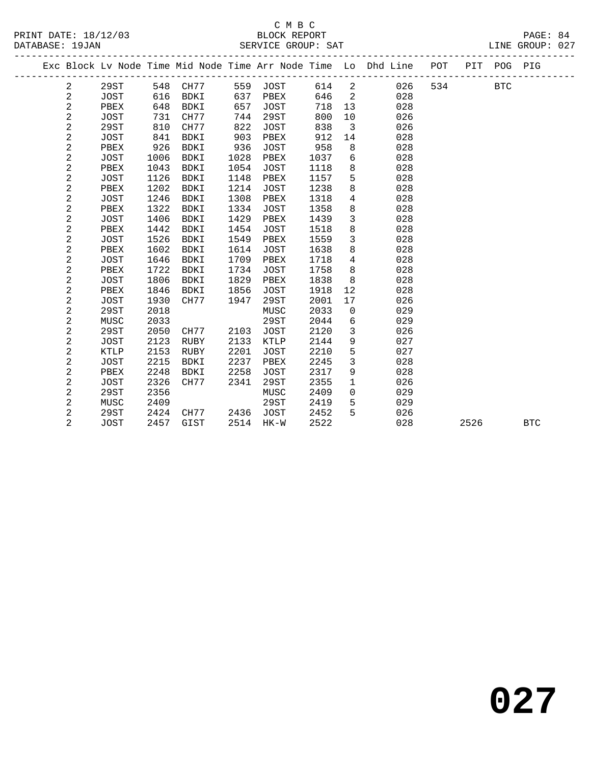C M B C
BLOCK REPORT
SERVICE GROUP: SAT

PRINT DATE: 18/12/03
DATABASE: 19JAN
LINE GROUP: 027

| Exc | Block | Lv | Node | Time | Mid Node | Time | Arr Node | Time | Lo | Dhd Line | POT | PIT | POG | PIG |
|---|---|---|---|---|---|---|---|---|---|---|---|---|---|---|
| | 2 | | 29ST | 548 | CH77 | 559 | JOST | 614 | 2 | 026 | 534 | | BTC | |
| | 2 | | JOST | 616 | BDKI | 637 | PBEX | 646 | 2 | 028 | | | | |
| | 2 | | PBEX | 648 | BDKI | 657 | JOST | 718 | 13 | 028 | | | | |
| | 2 | | JOST | 731 | CH77 | 744 | 29ST | 800 | 10 | 026 | | | | |
| | 2 | | 29ST | 810 | CH77 | 822 | JOST | 838 | 3 | 026 | | | | |
| | 2 | | JOST | 841 | BDKI | 903 | PBEX | 912 | 14 | 028 | | | | |
| | 2 | | PBEX | 926 | BDKI | 936 | JOST | 958 | 8 | 028 | | | | |
| | 2 | | JOST | 1006 | BDKI | 1028 | PBEX | 1037 | 6 | 028 | | | | |
| | 2 | | PBEX | 1043 | BDKI | 1054 | JOST | 1118 | 8 | 028 | | | | |
| | 2 | | JOST | 1126 | BDKI | 1148 | PBEX | 1157 | 5 | 028 | | | | |
| | 2 | | PBEX | 1202 | BDKI | 1214 | JOST | 1238 | 8 | 028 | | | | |
| | 2 | | JOST | 1246 | BDKI | 1308 | PBEX | 1318 | 4 | 028 | | | | |
| | 2 | | PBEX | 1322 | BDKI | 1334 | JOST | 1358 | 8 | 028 | | | | |
| | 2 | | JOST | 1406 | BDKI | 1429 | PBEX | 1439 | 3 | 028 | | | | |
| | 2 | | PBEX | 1442 | BDKI | 1454 | JOST | 1518 | 8 | 028 | | | | |
| | 2 | | JOST | 1526 | BDKI | 1549 | PBEX | 1559 | 3 | 028 | | | | |
| | 2 | | PBEX | 1602 | BDKI | 1614 | JOST | 1638 | 8 | 028 | | | | |
| | 2 | | JOST | 1646 | BDKI | 1709 | PBEX | 1718 | 4 | 028 | | | | |
| | 2 | | PBEX | 1722 | BDKI | 1734 | JOST | 1758 | 8 | 028 | | | | |
| | 2 | | JOST | 1806 | BDKI | 1829 | PBEX | 1838 | 8 | 028 | | | | |
| | 2 | | PBEX | 1846 | BDKI | 1856 | JOST | 1918 | 12 | 028 | | | | |
| | 2 | | JOST | 1930 | CH77 | 1947 | 29ST | 2001 | 17 | 026 | | | | |
| | 2 | | 29ST | 2018 | | | MUSC | 2033 | 0 | 029 | | | | |
| | 2 | | MUSC | 2033 | | | 29ST | 2044 | 6 | 029 | | | | |
| | 2 | | 29ST | 2050 | CH77 | 2103 | JOST | 2120 | 3 | 026 | | | | |
| | 2 | | JOST | 2123 | RUBY | 2133 | KTLP | 2144 | 9 | 027 | | | | |
| | 2 | | KTLP | 2153 | RUBY | 2201 | JOST | 2210 | 5 | 027 | | | | |
| | 2 | | JOST | 2215 | BDKI | 2237 | PBEX | 2245 | 3 | 028 | | | | |
| | 2 | | PBEX | 2248 | BDKI | 2258 | JOST | 2317 | 9 | 028 | | | | |
| | 2 | | JOST | 2326 | CH77 | 2341 | 29ST | 2355 | 1 | 026 | | | | |
| | 2 | | 29ST | 2356 | | | MUSC | 2409 | 0 | 029 | | | | |
| | 2 | | MUSC | 2409 | | | 29ST | 2419 | 5 | 029 | | | | |
| | 2 | | 29ST | 2424 | CH77 | 2436 | JOST | 2452 | 5 | 026 | | | | |
| | 2 | | JOST | 2457 | GIST | 2514 | HK-W | 2522 | | 028 | | 2526 | | BTC |

**027**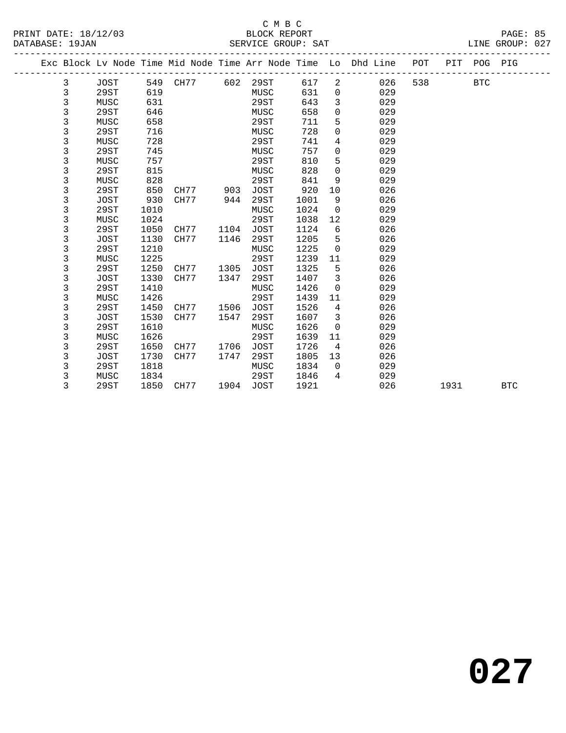C M B C

BLOCK REPORT

SERVICE GROUP: SAT

PRINT DATE: 18/12/03
DATABASE: 19JAN
LINE GROUP: 027

| Exc | Block | Lv Node | Time | Mid Node | Time | Arr Node | Time | Lo | Dhd Line | POT | PIT | POG | PIG |
|---|---|---|---|---|---|---|---|---|---|---|---|---|---|
| | 3 | JOST | 549 | CH77 | 602 | 29ST | 617 | 2 | 026 | 538 | | BTC | |
| | 3 | 29ST | 619 | | | MUSC | 631 | 0 | 029 | | | | |
| | 3 | MUSC | 631 | | | 29ST | 643 | 3 | 029 | | | | |
| | 3 | 29ST | 646 | | | MUSC | 658 | 0 | 029 | | | | |
| | 3 | MUSC | 658 | | | 29ST | 711 | 5 | 029 | | | | |
| | 3 | 29ST | 716 | | | MUSC | 728 | 0 | 029 | | | | |
| | 3 | MUSC | 728 | | | 29ST | 741 | 4 | 029 | | | | |
| | 3 | 29ST | 745 | | | MUSC | 757 | 0 | 029 | | | | |
| | 3 | MUSC | 757 | | | 29ST | 810 | 5 | 029 | | | | |
| | 3 | 29ST | 815 | | | MUSC | 828 | 0 | 029 | | | | |
| | 3 | MUSC | 828 | | | 29ST | 841 | 9 | 029 | | | | |
| | 3 | 29ST | 850 | CH77 | 903 | JOST | 920 | 10 | 026 | | | | |
| | 3 | JOST | 930 | CH77 | 944 | 29ST | 1001 | 9 | 026 | | | | |
| | 3 | 29ST | 1010 | | | MUSC | 1024 | 0 | 029 | | | | |
| | 3 | MUSC | 1024 | | | 29ST | 1038 | 12 | 029 | | | | |
| | 3 | 29ST | 1050 | CH77 | 1104 | JOST | 1124 | 6 | 026 | | | | |
| | 3 | JOST | 1130 | CH77 | 1146 | 29ST | 1205 | 5 | 026 | | | | |
| | 3 | 29ST | 1210 | | | MUSC | 1225 | 0 | 029 | | | | |
| | 3 | MUSC | 1225 | | | 29ST | 1239 | 11 | 029 | | | | |
| | 3 | 29ST | 1250 | CH77 | 1305 | JOST | 1325 | 5 | 026 | | | | |
| | 3 | JOST | 1330 | CH77 | 1347 | 29ST | 1407 | 3 | 026 | | | | |
| | 3 | 29ST | 1410 | | | MUSC | 1426 | 0 | 029 | | | | |
| | 3 | MUSC | 1426 | | | 29ST | 1439 | 11 | 029 | | | | |
| | 3 | 29ST | 1450 | CH77 | 1506 | JOST | 1526 | 4 | 026 | | | | |
| | 3 | JOST | 1530 | CH77 | 1547 | 29ST | 1607 | 3 | 026 | | | | |
| | 3 | 29ST | 1610 | | | MUSC | 1626 | 0 | 029 | | | | |
| | 3 | MUSC | 1626 | | | 29ST | 1639 | 11 | 029 | | | | |
| | 3 | 29ST | 1650 | CH77 | 1706 | JOST | 1726 | 4 | 026 | | | | |
| | 3 | JOST | 1730 | CH77 | 1747 | 29ST | 1805 | 13 | 026 | | | | |
| | 3 | 29ST | 1818 | | | MUSC | 1834 | 0 | 029 | | | | |
| | 3 | MUSC | 1834 | | | 29ST | 1846 | 4 | 029 | | | | |
| | 3 | 29ST | 1850 | CH77 | 1904 | JOST | 1921 | | 026 | | 1931 | | BTC |

**027**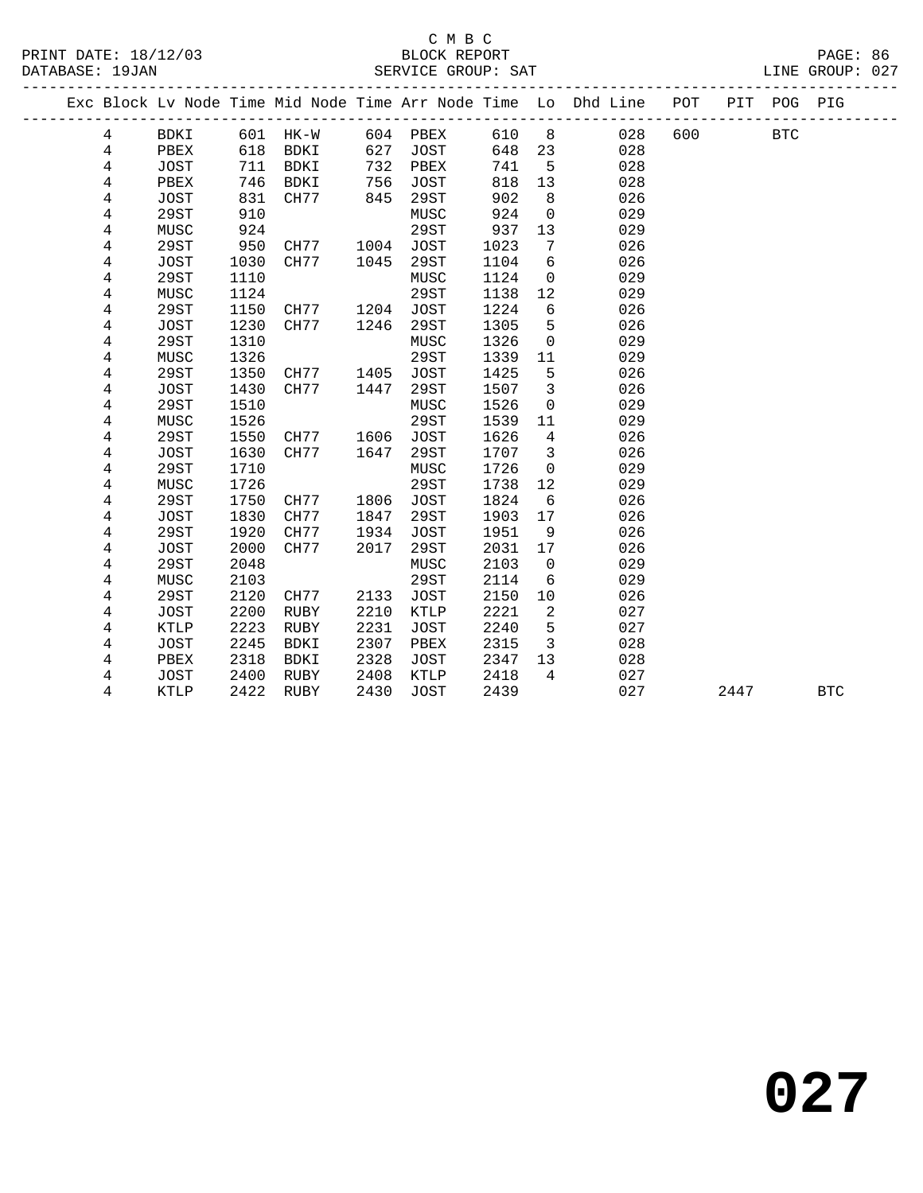C M B C
PRINT DATE: 18/12/03 BLOCK REPORT
DATABASE: 19JAN SERVICE GROUP: SAT LINE GROUP: 027

| Exc | Block | Lv Node | Time | Mid Node | Time | Arr Node | Time | Lo | Dhd Line | POT | PIT | POG | PIG |
|---|---|---|---|---|---|---|---|---|---|---|---|---|---|
| | 4 | BDKI | 601 | HK-W | 604 | PBEX | 610 | 8 | 028 | 600 | | BTC | |
| | 4 | PBEX | 618 | BDKI | 627 | JOST | 648 | 23 | 028 | | | | |
| | 4 | JOST | 711 | BDKI | 732 | PBEX | 741 | 5 | 028 | | | | |
| | 4 | PBEX | 746 | BDKI | 756 | JOST | 818 | 13 | 028 | | | | |
| | 4 | JOST | 831 | CH77 | 845 | 29ST | 902 | 8 | 026 | | | | |
| | 4 | 29ST | 910 | | | MUSC | 924 | 0 | 029 | | | | |
| | 4 | MUSC | 924 | | | 29ST | 937 | 13 | 029 | | | | |
| | 4 | 29ST | 950 | CH77 | 1004 | JOST | 1023 | 7 | 026 | | | | |
| | 4 | JOST | 1030 | CH77 | 1045 | 29ST | 1104 | 6 | 026 | | | | |
| | 4 | 29ST | 1110 | | | MUSC | 1124 | 0 | 029 | | | | |
| | 4 | MUSC | 1124 | | | 29ST | 1138 | 12 | 029 | | | | |
| | 4 | 29ST | 1150 | CH77 | 1204 | JOST | 1224 | 6 | 026 | | | | |
| | 4 | JOST | 1230 | CH77 | 1246 | 29ST | 1305 | 5 | 026 | | | | |
| | 4 | 29ST | 1310 | | | MUSC | 1326 | 0 | 029 | | | | |
| | 4 | MUSC | 1326 | | | 29ST | 1339 | 11 | 029 | | | | |
| | 4 | 29ST | 1350 | CH77 | 1405 | JOST | 1425 | 5 | 026 | | | | |
| | 4 | JOST | 1430 | CH77 | 1447 | 29ST | 1507 | 3 | 026 | | | | |
| | 4 | 29ST | 1510 | | | MUSC | 1526 | 0 | 029 | | | | |
| | 4 | MUSC | 1526 | | | 29ST | 1539 | 11 | 029 | | | | |
| | 4 | 29ST | 1550 | CH77 | 1606 | JOST | 1626 | 4 | 026 | | | | |
| | 4 | JOST | 1630 | CH77 | 1647 | 29ST | 1707 | 3 | 026 | | | | |
| | 4 | 29ST | 1710 | | | MUSC | 1726 | 0 | 029 | | | | |
| | 4 | MUSC | 1726 | | | 29ST | 1738 | 12 | 029 | | | | |
| | 4 | 29ST | 1750 | CH77 | 1806 | JOST | 1824 | 6 | 026 | | | | |
| | 4 | JOST | 1830 | CH77 | 1847 | 29ST | 1903 | 17 | 026 | | | | |
| | 4 | 29ST | 1920 | CH77 | 1934 | JOST | 1951 | 9 | 026 | | | | |
| | 4 | JOST | 2000 | CH77 | 2017 | 29ST | 2031 | 17 | 026 | | | | |
| | 4 | 29ST | 2048 | | | MUSC | 2103 | 0 | 029 | | | | |
| | 4 | MUSC | 2103 | | | 29ST | 2114 | 6 | 029 | | | | |
| | 4 | 29ST | 2120 | CH77 | 2133 | JOST | 2150 | 10 | 026 | | | | |
| | 4 | JOST | 2200 | RUBY | 2210 | KTLP | 2221 | 2 | 027 | | | | |
| | 4 | KTLP | 2223 | RUBY | 2231 | JOST | 2240 | 5 | 027 | | | | |
| | 4 | JOST | 2245 | BDKI | 2307 | PBEX | 2315 | 3 | 028 | | | | |
| | 4 | PBEX | 2318 | BDKI | 2328 | JOST | 2347 | 13 | 028 | | | | |
| | 4 | JOST | 2400 | RUBY | 2408 | KTLP | 2418 | 4 | 027 | | | | |
| | 4 | KTLP | 2422 | RUBY | 2430 | JOST | 2439 | | 027 | | 2447 | | BTC |

# 027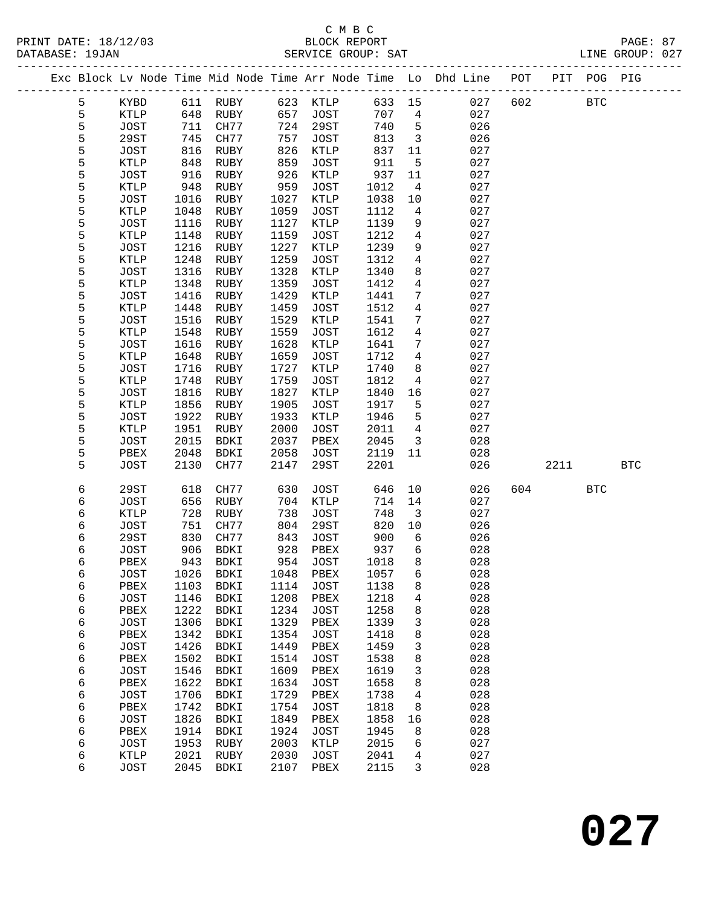C M B C
PRINT DATE: 18/12/03 BLOCK REPORT PAGE: 87
DATABASE: 19JAN SERVICE GROUP: SAT LINE GROUP: 027

| Exc | Block | Lv | Node | Time | Mid Node | Time | Arr Node | Time | Lo | Dhd Line | POT | PIT | POG | PIG |
|---|---|---|---|---|---|---|---|---|---|---|---|---|---|---|
| | 5 | | KYBD | 611 | RUBY | 623 | KTLP | 633 | 15 | 027 | 602 | | BTC | |
| | 5 | | KTLP | 648 | RUBY | 657 | JOST | 707 | 4 | 027 | | | | |
| | 5 | | JOST | 711 | CH77 | 724 | 29ST | 740 | 5 | 026 | | | | |
| | 5 | | 29ST | 745 | CH77 | 757 | JOST | 813 | 3 | 026 | | | | |
| | 5 | | JOST | 816 | RUBY | 826 | KTLP | 837 | 11 | 027 | | | | |
| | 5 | | KTLP | 848 | RUBY | 859 | JOST | 911 | 5 | 027 | | | | |
| | 5 | | JOST | 916 | RUBY | 926 | KTLP | 937 | 11 | 027 | | | | |
| | 5 | | KTLP | 948 | RUBY | 959 | JOST | 1012 | 4 | 027 | | | | |
| | 5 | | JOST | 1016 | RUBY | 1027 | KTLP | 1038 | 10 | 027 | | | | |
| | 5 | | KTLP | 1048 | RUBY | 1059 | JOST | 1112 | 4 | 027 | | | | |
| | 5 | | JOST | 1116 | RUBY | 1127 | KTLP | 1139 | 9 | 027 | | | | |
| | 5 | | KTLP | 1148 | RUBY | 1159 | JOST | 1212 | 4 | 027 | | | | |
| | 5 | | JOST | 1216 | RUBY | 1227 | KTLP | 1239 | 9 | 027 | | | | |
| | 5 | | KTLP | 1248 | RUBY | 1259 | JOST | 1312 | 4 | 027 | | | | |
| | 5 | | JOST | 1316 | RUBY | 1328 | KTLP | 1340 | 8 | 027 | | | | |
| | 5 | | KTLP | 1348 | RUBY | 1359 | JOST | 1412 | 4 | 027 | | | | |
| | 5 | | JOST | 1416 | RUBY | 1429 | KTLP | 1441 | 7 | 027 | | | | |
| | 5 | | KTLP | 1448 | RUBY | 1459 | JOST | 1512 | 4 | 027 | | | | |
| | 5 | | JOST | 1516 | RUBY | 1529 | KTLP | 1541 | 7 | 027 | | | | |
| | 5 | | KTLP | 1548 | RUBY | 1559 | JOST | 1612 | 4 | 027 | | | | |
| | 5 | | JOST | 1616 | RUBY | 1628 | KTLP | 1641 | 7 | 027 | | | | |
| | 5 | | KTLP | 1648 | RUBY | 1659 | JOST | 1712 | 4 | 027 | | | | |
| | 5 | | JOST | 1716 | RUBY | 1727 | KTLP | 1740 | 8 | 027 | | | | |
| | 5 | | KTLP | 1748 | RUBY | 1759 | JOST | 1812 | 4 | 027 | | | | |
| | 5 | | JOST | 1816 | RUBY | 1827 | KTLP | 1840 | 16 | 027 | | | | |
| | 5 | | KTLP | 1856 | RUBY | 1905 | JOST | 1917 | 5 | 027 | | | | |
| | 5 | | JOST | 1922 | RUBY | 1933 | KTLP | 1946 | 5 | 027 | | | | |
| | 5 | | KTLP | 1951 | RUBY | 2000 | JOST | 2011 | 4 | 027 | | | | |
| | 5 | | JOST | 2015 | BDKI | 2037 | PBEX | 2045 | 3 | 028 | | | | |
| | 5 | | PBEX | 2048 | BDKI | 2058 | JOST | 2119 | 11 | 028 | | | | |
| | 5 | | JOST | 2130 | CH77 | 2147 | 29ST | 2201 | | 026 | | 2211 | | BTC |
| | 6 | | 29ST | 618 | CH77 | 630 | JOST | 646 | 10 | 026 | 604 | | BTC | |
| | 6 | | JOST | 656 | RUBY | 704 | KTLP | 714 | 14 | 027 | | | | |
| | 6 | | KTLP | 728 | RUBY | 738 | JOST | 748 | 3 | 027 | | | | |
| | 6 | | JOST | 751 | CH77 | 804 | 29ST | 820 | 10 | 026 | | | | |
| | 6 | | 29ST | 830 | CH77 | 843 | JOST | 900 | 6 | 026 | | | | |
| | 6 | | JOST | 906 | BDKI | 928 | PBEX | 937 | 6 | 028 | | | | |
| | 6 | | PBEX | 943 | BDKI | 954 | JOST | 1018 | 8 | 028 | | | | |
| | 6 | | JOST | 1026 | BDKI | 1048 | PBEX | 1057 | 6 | 028 | | | | |
| | 6 | | PBEX | 1103 | BDKI | 1114 | JOST | 1138 | 8 | 028 | | | | |
| | 6 | | JOST | 1146 | BDKI | 1208 | PBEX | 1218 | 4 | 028 | | | | |
| | 6 | | PBEX | 1222 | BDKI | 1234 | JOST | 1258 | 8 | 028 | | | | |
| | 6 | | JOST | 1306 | BDKI | 1329 | PBEX | 1339 | 3 | 028 | | | | |
| | 6 | | PBEX | 1342 | BDKI | 1354 | JOST | 1418 | 8 | 028 | | | | |
| | 6 | | JOST | 1426 | BDKI | 1449 | PBEX | 1459 | 3 | 028 | | | | |
| | 6 | | PBEX | 1502 | BDKI | 1514 | JOST | 1538 | 8 | 028 | | | | |
| | 6 | | JOST | 1546 | BDKI | 1609 | PBEX | 1619 | 3 | 028 | | | | |
| | 6 | | PBEX | 1622 | BDKI | 1634 | JOST | 1658 | 8 | 028 | | | | |
| | 6 | | JOST | 1706 | BDKI | 1729 | PBEX | 1738 | 4 | 028 | | | | |
| | 6 | | PBEX | 1742 | BDKI | 1754 | JOST | 1818 | 8 | 028 | | | | |
| | 6 | | JOST | 1826 | BDKI | 1849 | PBEX | 1858 | 16 | 028 | | | | |
| | 6 | | PBEX | 1914 | BDKI | 1924 | JOST | 1945 | 8 | 028 | | | | |
| | 6 | | JOST | 1953 | RUBY | 2003 | KTLP | 2015 | 6 | 027 | | | | |
| | 6 | | KTLP | 2021 | RUBY | 2030 | JOST | 2041 | 4 | 027 | | | | |
| | 6 | | JOST | 2045 | BDKI | 2107 | PBEX | 2115 | 3 | 028 | | | | |

# 027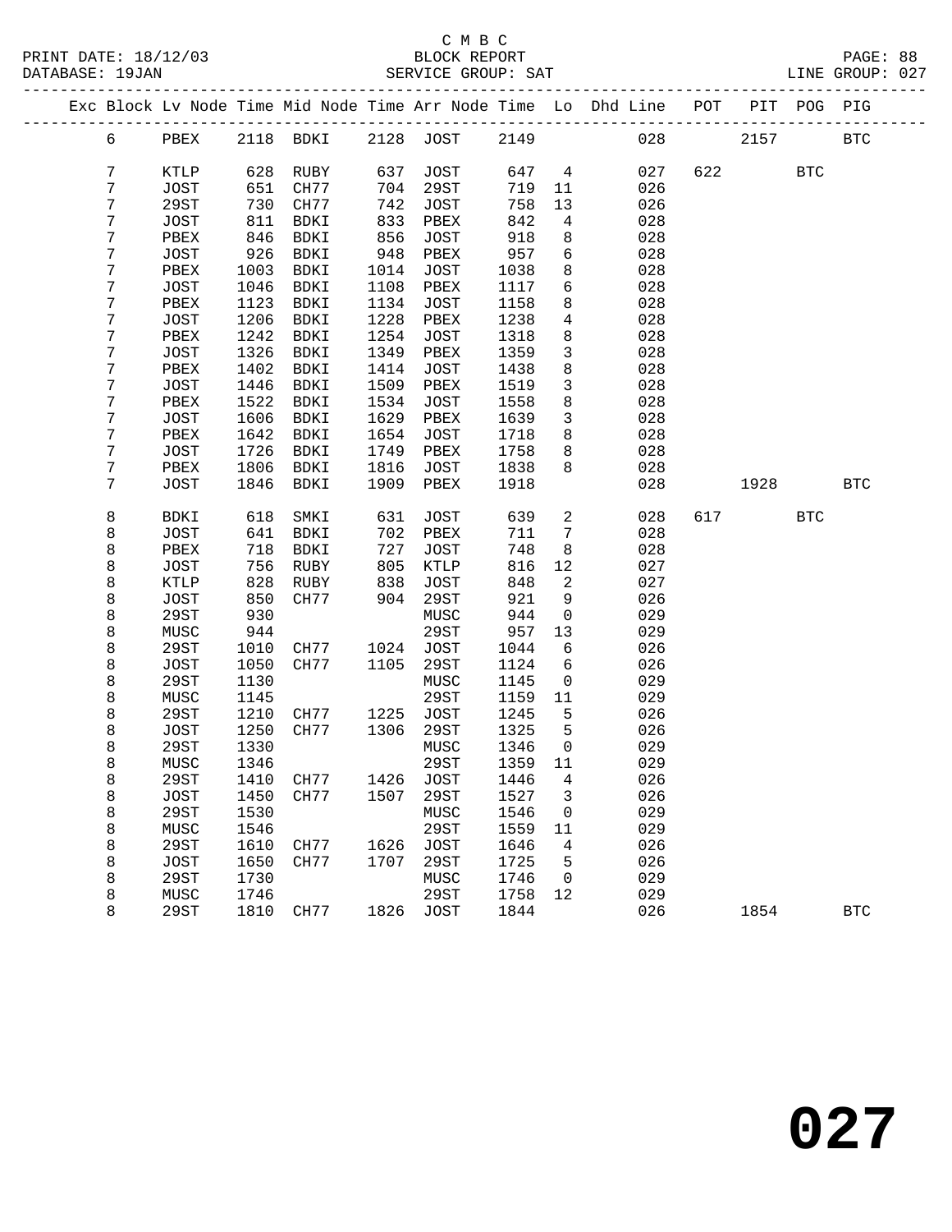C M B C
PRINT DATE: 18/12/03 BLOCK REPORT
DATABASE: 19JAN SERVICE GROUP: SAT LINE GROUP: 027

| Exc | Block | Lv Node | Time | Mid Node | Time | Arr Node | Time | Lo | Dhd Line | POT | PIT | POG | PIG |
|---|---|---|---|---|---|---|---|---|---|---|---|---|---|
| | 6 | PBEX | 2118 | BDKI | 2128 | JOST | 2149 | | 028 | | 2157 | | BTC |
| | 7 | KTLP | 628 | RUBY | 637 | JOST | 647 | 4 | 027 | 622 | | BTC | |
| | 7 | JOST | 651 | CH77 | 704 | 29ST | 719 | 11 | 026 | | | | |
| | 7 | 29ST | 730 | CH77 | 742 | JOST | 758 | 13 | 026 | | | | |
| | 7 | JOST | 811 | BDKI | 833 | PBEX | 842 | 4 | 028 | | | | |
| | 7 | PBEX | 846 | BDKI | 856 | JOST | 918 | 8 | 028 | | | | |
| | 7 | JOST | 926 | BDKI | 948 | PBEX | 957 | 6 | 028 | | | | |
| | 7 | PBEX | 1003 | BDKI | 1014 | JOST | 1038 | 8 | 028 | | | | |
| | 7 | JOST | 1046 | BDKI | 1108 | PBEX | 1117 | 6 | 028 | | | | |
| | 7 | PBEX | 1123 | BDKI | 1134 | JOST | 1158 | 8 | 028 | | | | |
| | 7 | JOST | 1206 | BDKI | 1228 | PBEX | 1238 | 4 | 028 | | | | |
| | 7 | PBEX | 1242 | BDKI | 1254 | JOST | 1318 | 8 | 028 | | | | |
| | 7 | JOST | 1326 | BDKI | 1349 | PBEX | 1359 | 3 | 028 | | | | |
| | 7 | PBEX | 1402 | BDKI | 1414 | JOST | 1438 | 8 | 028 | | | | |
| | 7 | JOST | 1446 | BDKI | 1509 | PBEX | 1519 | 3 | 028 | | | | |
| | 7 | PBEX | 1522 | BDKI | 1534 | JOST | 1558 | 8 | 028 | | | | |
| | 7 | JOST | 1606 | BDKI | 1629 | PBEX | 1639 | 3 | 028 | | | | |
| | 7 | PBEX | 1642 | BDKI | 1654 | JOST | 1718 | 8 | 028 | | | | |
| | 7 | JOST | 1726 | BDKI | 1749 | PBEX | 1758 | 8 | 028 | | | | |
| | 7 | PBEX | 1806 | BDKI | 1816 | JOST | 1838 | 8 | 028 | | | | |
| | 7 | JOST | 1846 | BDKI | 1909 | PBEX | 1918 | | 028 | | 1928 | | BTC |
| | 8 | BDKI | 618 | SMKI | 631 | JOST | 639 | 2 | 028 | 617 | | BTC | |
| | 8 | JOST | 641 | BDKI | 702 | PBEX | 711 | 7 | 028 | | | | |
| | 8 | PBEX | 718 | BDKI | 727 | JOST | 748 | 8 | 028 | | | | |
| | 8 | JOST | 756 | RUBY | 805 | KTLP | 816 | 12 | 027 | | | | |
| | 8 | KTLP | 828 | RUBY | 838 | JOST | 848 | 2 | 027 | | | | |
| | 8 | JOST | 850 | CH77 | 904 | 29ST | 921 | 9 | 026 | | | | |
| | 8 | 29ST | 930 | | | MUSC | 944 | 0 | 029 | | | | |
| | 8 | MUSC | 944 | | | 29ST | 957 | 13 | 029 | | | | |
| | 8 | 29ST | 1010 | CH77 | 1024 | JOST | 1044 | 6 | 026 | | | | |
| | 8 | JOST | 1050 | CH77 | 1105 | 29ST | 1124 | 6 | 026 | | | | |
| | 8 | 29ST | 1130 | | | MUSC | 1145 | 0 | 029 | | | | |
| | 8 | MUSC | 1145 | | | 29ST | 1159 | 11 | 029 | | | | |
| | 8 | 29ST | 1210 | CH77 | 1225 | JOST | 1245 | 5 | 026 | | | | |
| | 8 | JOST | 1250 | CH77 | 1306 | 29ST | 1325 | 5 | 026 | | | | |
| | 8 | 29ST | 1330 | | | MUSC | 1346 | 0 | 029 | | | | |
| | 8 | MUSC | 1346 | | | 29ST | 1359 | 11 | 029 | | | | |
| | 8 | 29ST | 1410 | CH77 | 1426 | JOST | 1446 | 4 | 026 | | | | |
| | 8 | JOST | 1450 | CH77 | 1507 | 29ST | 1527 | 3 | 026 | | | | |
| | 8 | 29ST | 1530 | | | MUSC | 1546 | 0 | 029 | | | | |
| | 8 | MUSC | 1546 | | | 29ST | 1559 | 11 | 029 | | | | |
| | 8 | 29ST | 1610 | CH77 | 1626 | JOST | 1646 | 4 | 026 | | | | |
| | 8 | JOST | 1650 | CH77 | 1707 | 29ST | 1725 | 5 | 026 | | | | |
| | 8 | 29ST | 1730 | | | MUSC | 1746 | 0 | 029 | | | | |
| | 8 | MUSC | 1746 | | | 29ST | 1758 | 12 | 029 | | | | |
| | 8 | 29ST | 1810 | CH77 | 1826 | JOST | 1844 | | 026 | | 1854 | | BTC |

# 027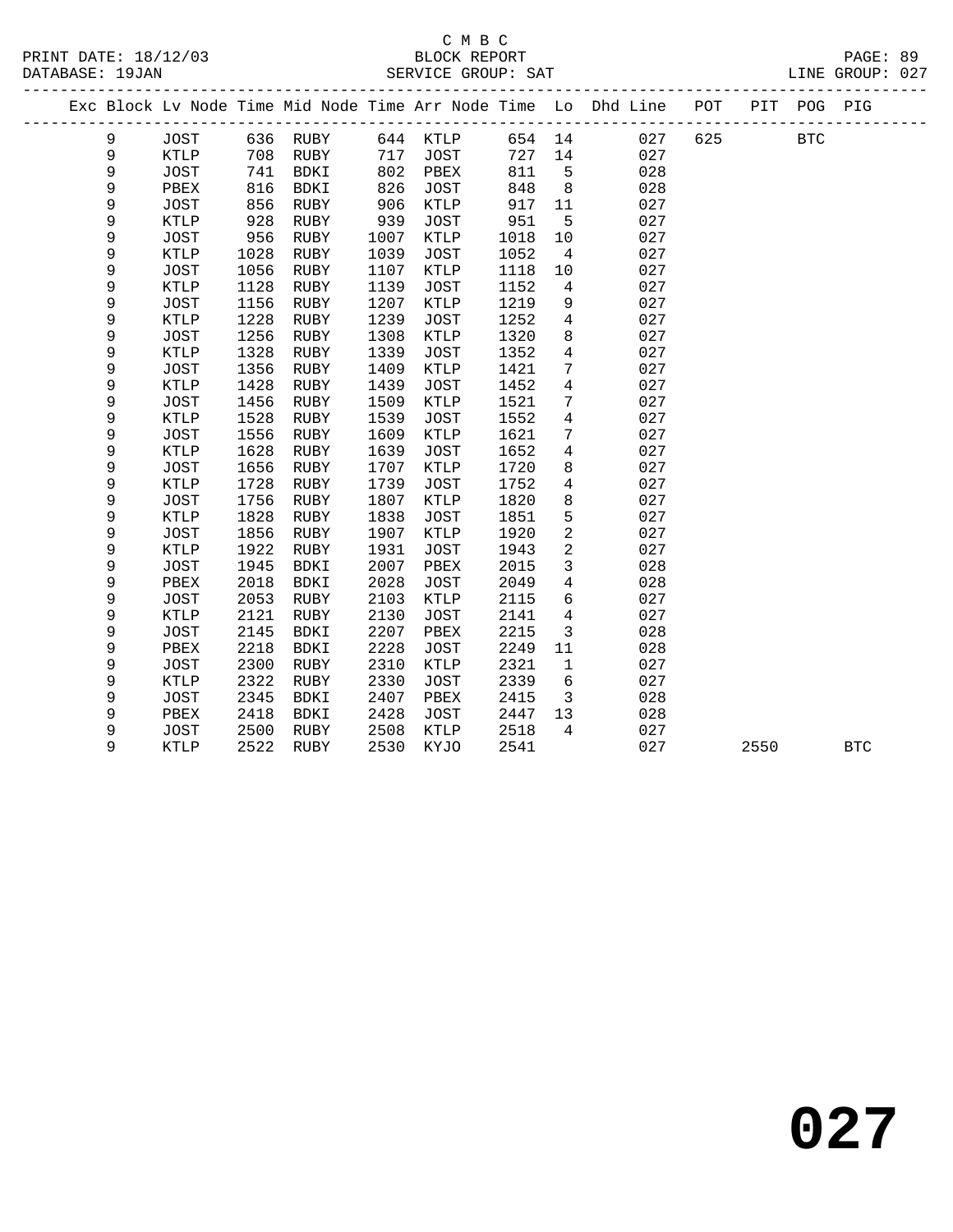C M B C
BLOCK REPORT
SERVICE GROUP: SAT

PRINT DATE: 18/12/03
DATABASE: 19JAN
LINE GROUP: 027

| Exc | Block | Lv | Node | Time | Mid Node | Time | Arr Node | Time | Lo | Dhd Line | POT | PIT | POG | PIG |
|---|---|---|---|---|---|---|---|---|---|---|---|---|---|---|
| | 9 | | JOST | 636 | RUBY | 644 | KTLP | 654 | 14 | 027 | 625 | | BTC | |
| | 9 | | KTLP | 708 | RUBY | 717 | JOST | 727 | 14 | 027 | | | | |
| | 9 | | JOST | 741 | BDKI | 802 | PBEX | 811 | 5 | 028 | | | | |
| | 9 | | PBEX | 816 | BDKI | 826 | JOST | 848 | 8 | 028 | | | | |
| | 9 | | JOST | 856 | RUBY | 906 | KTLP | 917 | 11 | 027 | | | | |
| | 9 | | KTLP | 928 | RUBY | 939 | JOST | 951 | 5 | 027 | | | | |
| | 9 | | JOST | 956 | RUBY | 1007 | KTLP | 1018 | 10 | 027 | | | | |
| | 9 | | KTLP | 1028 | RUBY | 1039 | JOST | 1052 | 4 | 027 | | | | |
| | 9 | | JOST | 1056 | RUBY | 1107 | KTLP | 1118 | 10 | 027 | | | | |
| | 9 | | KTLP | 1128 | RUBY | 1139 | JOST | 1152 | 4 | 027 | | | | |
| | 9 | | JOST | 1156 | RUBY | 1207 | KTLP | 1219 | 9 | 027 | | | | |
| | 9 | | KTLP | 1228 | RUBY | 1239 | JOST | 1252 | 4 | 027 | | | | |
| | 9 | | JOST | 1256 | RUBY | 1308 | KTLP | 1320 | 8 | 027 | | | | |
| | 9 | | KTLP | 1328 | RUBY | 1339 | JOST | 1352 | 4 | 027 | | | | |
| | 9 | | JOST | 1356 | RUBY | 1409 | KTLP | 1421 | 7 | 027 | | | | |
| | 9 | | KTLP | 1428 | RUBY | 1439 | JOST | 1452 | 4 | 027 | | | | |
| | 9 | | JOST | 1456 | RUBY | 1509 | KTLP | 1521 | 7 | 027 | | | | |
| | 9 | | KTLP | 1528 | RUBY | 1539 | JOST | 1552 | 4 | 027 | | | | |
| | 9 | | JOST | 1556 | RUBY | 1609 | KTLP | 1621 | 7 | 027 | | | | |
| | 9 | | KTLP | 1628 | RUBY | 1639 | JOST | 1652 | 4 | 027 | | | | |
| | 9 | | JOST | 1656 | RUBY | 1707 | KTLP | 1720 | 8 | 027 | | | | |
| | 9 | | KTLP | 1728 | RUBY | 1739 | JOST | 1752 | 4 | 027 | | | | |
| | 9 | | JOST | 1756 | RUBY | 1807 | KTLP | 1820 | 8 | 027 | | | | |
| | 9 | | KTLP | 1828 | RUBY | 1838 | JOST | 1851 | 5 | 027 | | | | |
| | 9 | | JOST | 1856 | RUBY | 1907 | KTLP | 1920 | 2 | 027 | | | | |
| | 9 | | KTLP | 1922 | RUBY | 1931 | JOST | 1943 | 2 | 027 | | | | |
| | 9 | | JOST | 1945 | BDKI | 2007 | PBEX | 2015 | 3 | 028 | | | | |
| | 9 | | PBEX | 2018 | BDKI | 2028 | JOST | 2049 | 4 | 028 | | | | |
| | 9 | | JOST | 2053 | RUBY | 2103 | KTLP | 2115 | 6 | 027 | | | | |
| | 9 | | KTLP | 2121 | RUBY | 2130 | JOST | 2141 | 4 | 027 | | | | |
| | 9 | | JOST | 2145 | BDKI | 2207 | PBEX | 2215 | 3 | 028 | | | | |
| | 9 | | PBEX | 2218 | BDKI | 2228 | JOST | 2249 | 11 | 028 | | | | |
| | 9 | | JOST | 2300 | RUBY | 2310 | KTLP | 2321 | 1 | 027 | | | | |
| | 9 | | KTLP | 2322 | RUBY | 2330 | JOST | 2339 | 6 | 027 | | | | |
| | 9 | | JOST | 2345 | BDKI | 2407 | PBEX | 2415 | 3 | 028 | | | | |
| | 9 | | PBEX | 2418 | BDKI | 2428 | JOST | 2447 | 13 | 028 | | | | |
| | 9 | | JOST | 2500 | RUBY | 2508 | KTLP | 2518 | 4 | 027 | | | | |
| | 9 | | KTLP | 2522 | RUBY | 2530 | KYJO | 2541 | | 027 | | 2550 | | BTC |

# 027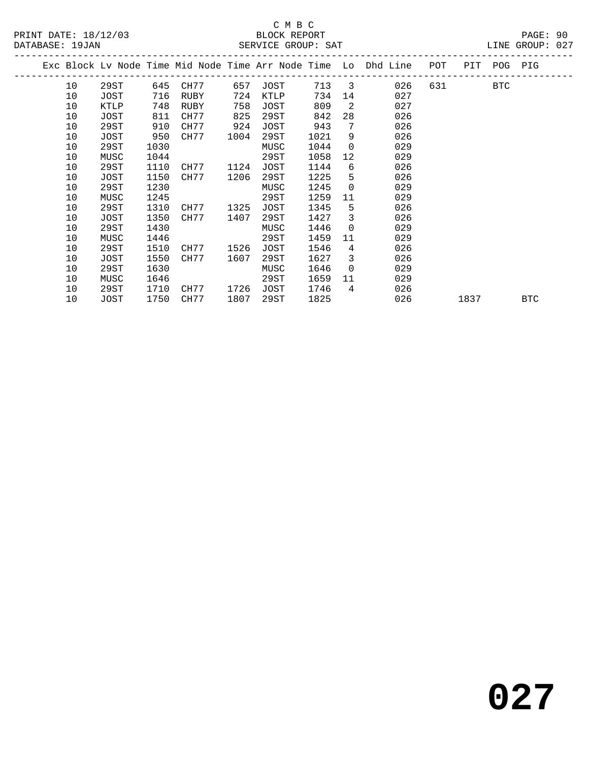C M B C

BLOCK REPORT

PRINT DATE: 18/12/03 DATABASE: 19JAN SERVICE GROUP: SAT LINE GROUP: 027

| Exc | Block | Lv Node | Time | Mid Node | Time | Arr Node | Time | Lo | Dhd Line | POT | PIT | POG | PIG |
|---|---|---|---|---|---|---|---|---|---|---|---|---|---|
| | 10 | 29ST | 645 | CH77 | 657 | JOST | 713 | 3 | 026 | 631 | | BTC | |
| | 10 | JOST | 716 | RUBY | 724 | KTLP | 734 | 14 | 027 | | | | |
| | 10 | KTLP | 748 | RUBY | 758 | JOST | 809 | 2 | 027 | | | | |
| | 10 | JOST | 811 | CH77 | 825 | 29ST | 842 | 28 | 026 | | | | |
| | 10 | 29ST | 910 | CH77 | 924 | JOST | 943 | 7 | 026 | | | | |
| | 10 | JOST | 950 | CH77 | 1004 | 29ST | 1021 | 9 | 026 | | | | |
| | 10 | 29ST | 1030 | | | MUSC | 1044 | 0 | 029 | | | | |
| | 10 | MUSC | 1044 | | | 29ST | 1058 | 12 | 029 | | | | |
| | 10 | 29ST | 1110 | CH77 | 1124 | JOST | 1144 | 6 | 026 | | | | |
| | 10 | JOST | 1150 | CH77 | 1206 | 29ST | 1225 | 5 | 026 | | | | |
| | 10 | 29ST | 1230 | | | MUSC | 1245 | 0 | 029 | | | | |
| | 10 | MUSC | 1245 | | | 29ST | 1259 | 11 | 029 | | | | |
| | 10 | 29ST | 1310 | CH77 | 1325 | JOST | 1345 | 5 | 026 | | | | |
| | 10 | JOST | 1350 | CH77 | 1407 | 29ST | 1427 | 3 | 026 | | | | |
| | 10 | 29ST | 1430 | | | MUSC | 1446 | 0 | 029 | | | | |
| | 10 | MUSC | 1446 | | | 29ST | 1459 | 11 | 029 | | | | |
| | 10 | 29ST | 1510 | CH77 | 1526 | JOST | 1546 | 4 | 026 | | | | |
| | 10 | JOST | 1550 | CH77 | 1607 | 29ST | 1627 | 3 | 026 | | | | |
| | 10 | 29ST | 1630 | | | MUSC | 1646 | 0 | 029 | | | | |
| | 10 | MUSC | 1646 | | | 29ST | 1659 | 11 | 029 | | | | |
| | 10 | 29ST | 1710 | CH77 | 1726 | JOST | 1746 | 4 | 026 | | | | |
| | 10 | JOST | 1750 | CH77 | 1807 | 29ST | 1825 | | 026 | | 1837 | | BTC |

# 027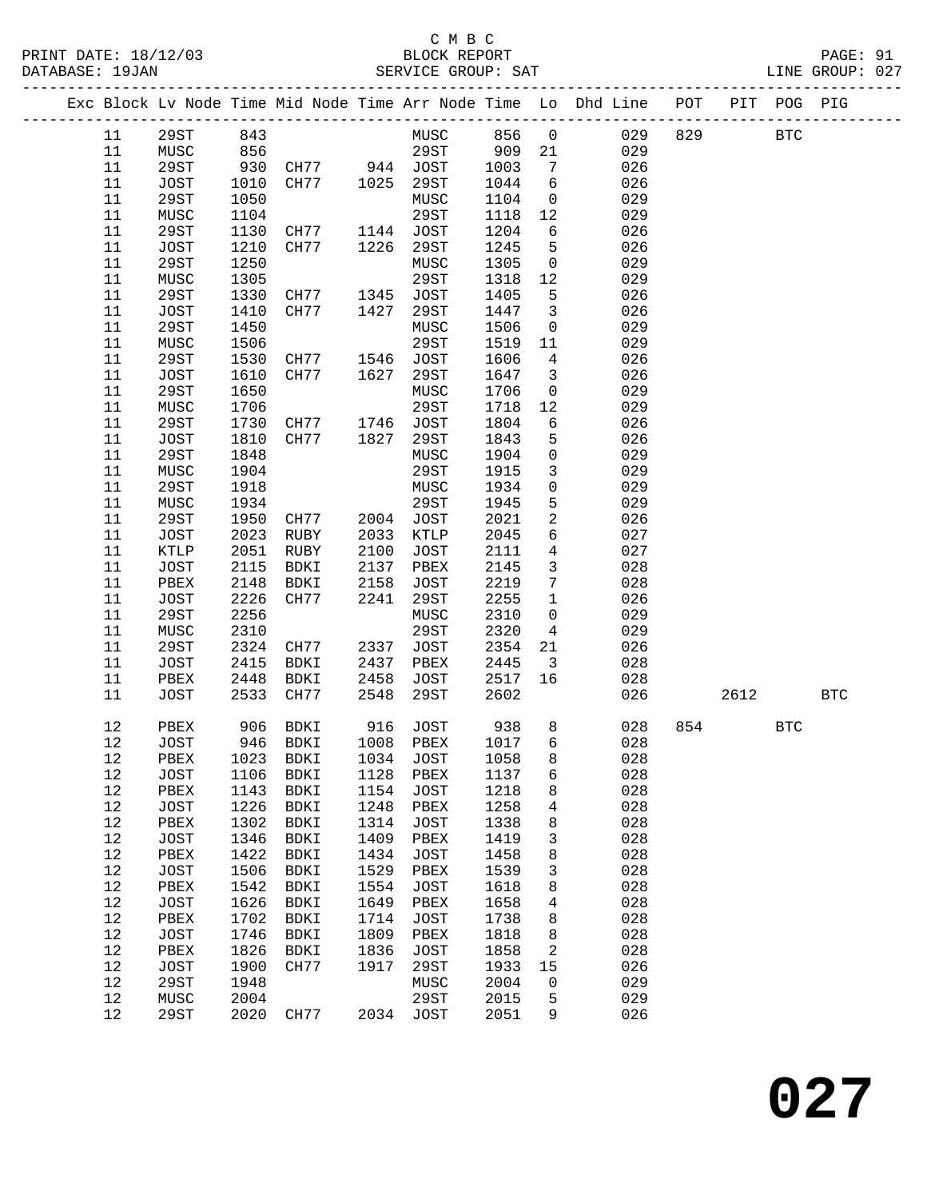C M B C
BLOCK REPORT
SERVICE GROUP: SAT

PRINT DATE: 18/12/03
DATABASE: 19JAN
LINE GROUP: 027

| Exc | Block | Lv | Node | Time | Mid Node | Time | Arr Node | Time | Lo | Dhd Line | POT | PIT | POG | PIG |
|---|---|---|---|---|---|---|---|---|---|---|---|---|---|---|
| | 11 | | 29ST | 843 | | | MUSC | 856 | 0 | 029 | 829 | | BTC | |
| | 11 | | MUSC | 856 | | | 29ST | 909 | 21 | 029 | | | | |
| | 11 | | 29ST | 930 | CH77 | 944 | JOST | 1003 | 7 | 026 | | | | |
| | 11 | | JOST | 1010 | CH77 | 1025 | 29ST | 1044 | 6 | 026 | | | | |
| | 11 | | 29ST | 1050 | | | MUSC | 1104 | 0 | 029 | | | | |
| | 11 | | MUSC | 1104 | | | 29ST | 1118 | 12 | 029 | | | | |
| | 11 | | 29ST | 1130 | CH77 | 1144 | JOST | 1204 | 6 | 026 | | | | |
| | 11 | | JOST | 1210 | CH77 | 1226 | 29ST | 1245 | 5 | 026 | | | | |
| | 11 | | 29ST | 1250 | | | MUSC | 1305 | 0 | 029 | | | | |
| | 11 | | MUSC | 1305 | | | 29ST | 1318 | 12 | 029 | | | | |
| | 11 | | 29ST | 1330 | CH77 | 1345 | JOST | 1405 | 5 | 026 | | | | |
| | 11 | | JOST | 1410 | CH77 | 1427 | 29ST | 1447 | 3 | 026 | | | | |
| | 11 | | 29ST | 1450 | | | MUSC | 1506 | 0 | 029 | | | | |
| | 11 | | MUSC | 1506 | | | 29ST | 1519 | 11 | 029 | | | | |
| | 11 | | 29ST | 1530 | CH77 | 1546 | JOST | 1606 | 4 | 026 | | | | |
| | 11 | | JOST | 1610 | CH77 | 1627 | 29ST | 1647 | 3 | 026 | | | | |
| | 11 | | 29ST | 1650 | | | MUSC | 1706 | 0 | 029 | | | | |
| | 11 | | MUSC | 1706 | | | 29ST | 1718 | 12 | 029 | | | | |
| | 11 | | 29ST | 1730 | CH77 | 1746 | JOST | 1804 | 6 | 026 | | | | |
| | 11 | | JOST | 1810 | CH77 | 1827 | 29ST | 1843 | 5 | 026 | | | | |
| | 11 | | 29ST | 1848 | | | MUSC | 1904 | 0 | 029 | | | | |
| | 11 | | MUSC | 1904 | | | 29ST | 1915 | 3 | 029 | | | | |
| | 11 | | 29ST | 1918 | | | MUSC | 1934 | 0 | 029 | | | | |
| | 11 | | MUSC | 1934 | | | 29ST | 1945 | 5 | 029 | | | | |
| | 11 | | 29ST | 1950 | CH77 | 2004 | JOST | 2021 | 2 | 026 | | | | |
| | 11 | | JOST | 2023 | RUBY | 2033 | KTLP | 2045 | 6 | 027 | | | | |
| | 11 | | KTLP | 2051 | RUBY | 2100 | JOST | 2111 | 4 | 027 | | | | |
| | 11 | | JOST | 2115 | BDKI | 2137 | PBEX | 2145 | 3 | 028 | | | | |
| | 11 | | PBEX | 2148 | BDKI | 2158 | JOST | 2219 | 7 | 028 | | | | |
| | 11 | | JOST | 2226 | CH77 | 2241 | 29ST | 2255 | 1 | 026 | | | | |
| | 11 | | 29ST | 2256 | | | MUSC | 2310 | 0 | 029 | | | | |
| | 11 | | MUSC | 2310 | | | 29ST | 2320 | 4 | 029 | | | | |
| | 11 | | 29ST | 2324 | CH77 | 2337 | JOST | 2354 | 21 | 026 | | | | |
| | 11 | | JOST | 2415 | BDKI | 2437 | PBEX | 2445 | 3 | 028 | | | | |
| | 11 | | PBEX | 2448 | BDKI | 2458 | JOST | 2517 | 16 | 028 | | | | |
| | 11 | | JOST | 2533 | CH77 | 2548 | 29ST | 2602 | | 026 | | 2612 | | BTC |
| | 12 | | PBEX | 906 | BDKI | 916 | JOST | 938 | 8 | 028 | 854 | | BTC | |
| | 12 | | JOST | 946 | BDKI | 1008 | PBEX | 1017 | 6 | 028 | | | | |
| | 12 | | PBEX | 1023 | BDKI | 1034 | JOST | 1058 | 8 | 028 | | | | |
| | 12 | | JOST | 1106 | BDKI | 1128 | PBEX | 1137 | 6 | 028 | | | | |
| | 12 | | PBEX | 1143 | BDKI | 1154 | JOST | 1218 | 8 | 028 | | | | |
| | 12 | | JOST | 1226 | BDKI | 1248 | PBEX | 1258 | 4 | 028 | | | | |
| | 12 | | PBEX | 1302 | BDKI | 1314 | JOST | 1338 | 8 | 028 | | | | |
| | 12 | | JOST | 1346 | BDKI | 1409 | PBEX | 1419 | 3 | 028 | | | | |
| | 12 | | PBEX | 1422 | BDKI | 1434 | JOST | 1458 | 8 | 028 | | | | |
| | 12 | | JOST | 1506 | BDKI | 1529 | PBEX | 1539 | 3 | 028 | | | | |
| | 12 | | PBEX | 1542 | BDKI | 1554 | JOST | 1618 | 8 | 028 | | | | |
| | 12 | | JOST | 1626 | BDKI | 1649 | PBEX | 1658 | 4 | 028 | | | | |
| | 12 | | PBEX | 1702 | BDKI | 1714 | JOST | 1738 | 8 | 028 | | | | |
| | 12 | | JOST | 1746 | BDKI | 1809 | PBEX | 1818 | 8 | 028 | | | | |
| | 12 | | PBEX | 1826 | BDKI | 1836 | JOST | 1858 | 2 | 028 | | | | |
| | 12 | | JOST | 1900 | CH77 | 1917 | 29ST | 1933 | 15 | 026 | | | | |
| | 12 | | 29ST | 1948 | | | MUSC | 2004 | 0 | 029 | | | | |
| | 12 | | MUSC | 2004 | | | 29ST | 2015 | 5 | 029 | | | | |
| | 12 | | 29ST | 2020 | CH77 | 2034 | JOST | 2051 | 9 | 026 | | | | |

# 027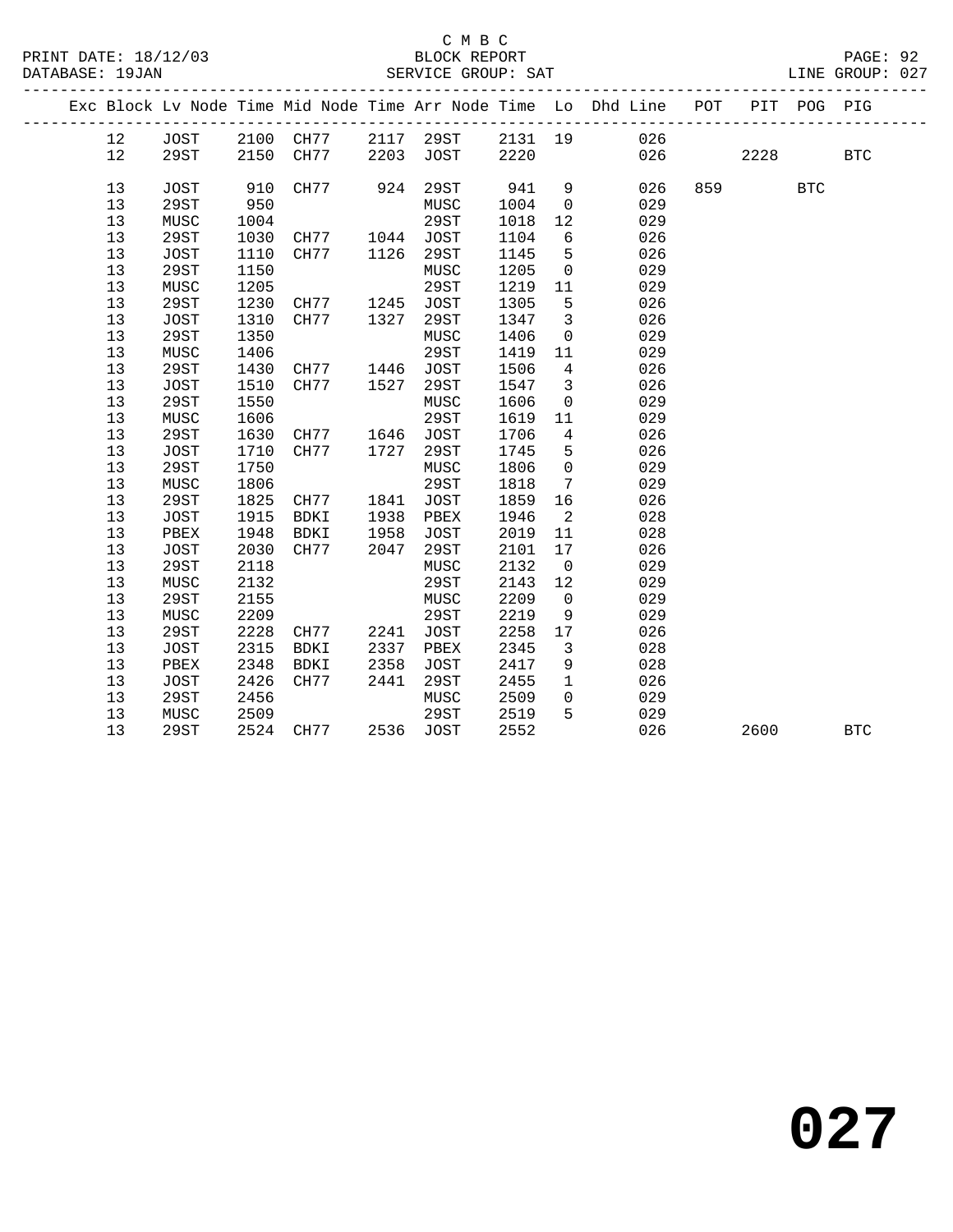C M B C

BLOCK REPORT

SERVICE GROUP: SAT

| Exc | Block | Lv Node | Time | Mid Node | Time | Arr Node | Time | Lo | Dhd Line | POT | PIT | POG | PIG |
|---|---|---|---|---|---|---|---|---|---|---|---|---|---|
| | 12 | JOST | 2100 | CH77 | 2117 | 29ST | 2131 | 19 | 026 | | | | |
| | 12 | 29ST | 2150 | CH77 | 2203 | JOST | 2220 | | 026 | | 2228 | | BTC |
| | 13 | JOST | 910 | CH77 | 924 | 29ST | 941 | 9 | 026 | 859 | | BTC | |
| | 13 | 29ST | 950 | | | MUSC | 1004 | 0 | 029 | | | | |
| | 13 | MUSC | 1004 | | | 29ST | 1018 | 12 | 029 | | | | |
| | 13 | 29ST | 1030 | CH77 | 1044 | JOST | 1104 | 6 | 026 | | | | |
| | 13 | JOST | 1110 | CH77 | 1126 | 29ST | 1145 | 5 | 026 | | | | |
| | 13 | 29ST | 1150 | | | MUSC | 1205 | 0 | 029 | | | | |
| | 13 | MUSC | 1205 | | | 29ST | 1219 | 11 | 029 | | | | |
| | 13 | 29ST | 1230 | CH77 | 1245 | JOST | 1305 | 5 | 026 | | | | |
| | 13 | JOST | 1310 | CH77 | 1327 | 29ST | 1347 | 3 | 026 | | | | |
| | 13 | 29ST | 1350 | | | MUSC | 1406 | 0 | 029 | | | | |
| | 13 | MUSC | 1406 | | | 29ST | 1419 | 11 | 029 | | | | |
| | 13 | 29ST | 1430 | CH77 | 1446 | JOST | 1506 | 4 | 026 | | | | |
| | 13 | JOST | 1510 | CH77 | 1527 | 29ST | 1547 | 3 | 026 | | | | |
| | 13 | 29ST | 1550 | | | MUSC | 1606 | 0 | 029 | | | | |
| | 13 | MUSC | 1606 | | | 29ST | 1619 | 11 | 029 | | | | |
| | 13 | 29ST | 1630 | CH77 | 1646 | JOST | 1706 | 4 | 026 | | | | |
| | 13 | JOST | 1710 | CH77 | 1727 | 29ST | 1745 | 5 | 026 | | | | |
| | 13 | 29ST | 1750 | | | MUSC | 1806 | 0 | 029 | | | | |
| | 13 | MUSC | 1806 | | | 29ST | 1818 | 7 | 029 | | | | |
| | 13 | 29ST | 1825 | CH77 | 1841 | JOST | 1859 | 16 | 026 | | | | |
| | 13 | JOST | 1915 | BDKI | 1938 | PBEX | 1946 | 2 | 028 | | | | |
| | 13 | PBEX | 1948 | BDKI | 1958 | JOST | 2019 | 11 | 028 | | | | |
| | 13 | JOST | 2030 | CH77 | 2047 | 29ST | 2101 | 17 | 026 | | | | |
| | 13 | 29ST | 2118 | | | MUSC | 2132 | 0 | 029 | | | | |
| | 13 | MUSC | 2132 | | | 29ST | 2143 | 12 | 029 | | | | |
| | 13 | 29ST | 2155 | | | MUSC | 2209 | 0 | 029 | | | | |
| | 13 | MUSC | 2209 | | | 29ST | 2219 | 9 | 029 | | | | |
| | 13 | 29ST | 2228 | CH77 | 2241 | JOST | 2258 | 17 | 026 | | | | |
| | 13 | JOST | 2315 | BDKI | 2337 | PBEX | 2345 | 3 | 028 | | | | |
| | 13 | PBEX | 2348 | BDKI | 2358 | JOST | 2417 | 9 | 028 | | | | |
| | 13 | JOST | 2426 | CH77 | 2441 | 29ST | 2455 | 1 | 026 | | | | |
| | 13 | 29ST | 2456 | | | MUSC | 2509 | 0 | 029 | | | | |
| | 13 | MUSC | 2509 | | | 29ST | 2519 | 5 | 029 | | | | |
| | 13 | 29ST | 2524 | CH77 | 2536 | JOST | 2552 | | 026 | | 2600 | | BTC |

**027**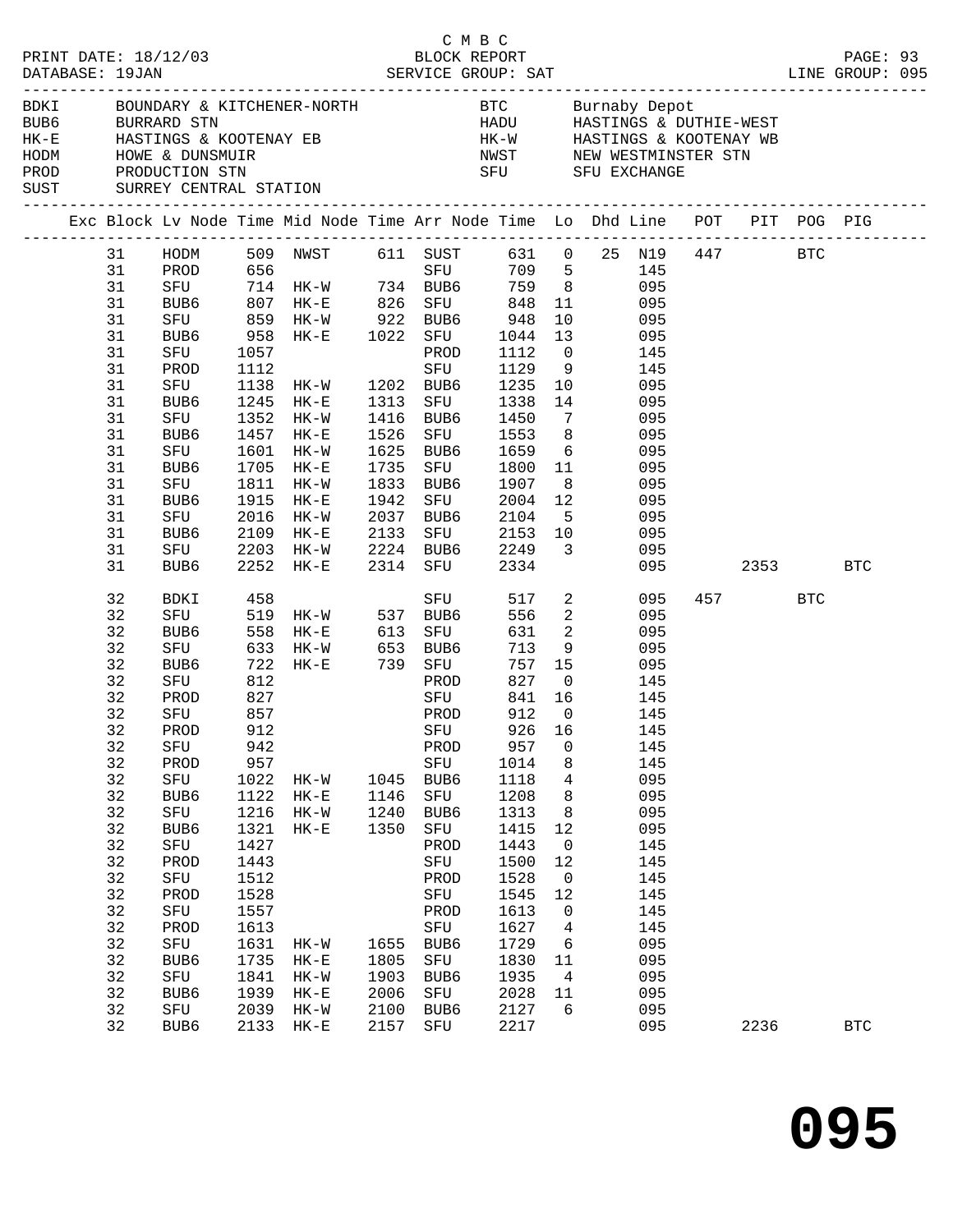C M B C
PRINT DATE: 18/12/03 BLOCK REPORT
DATABASE: 19JAN SERVICE GROUP: SAT LINE GROUP: 095

| Code | Location | Code | Location |
|---|---|---|---|
| BDKI | BOUNDARY & KITCHENER-NORTH | BTC | Burnaby Depot |
| BUB6 | BURRARD STN | HADU | HASTINGS & DUTHIE-WEST |
| HK-E | HASTINGS & KOOTENAY EB | HK-W | HASTINGS & KOOTENAY WB |
| HODM | HOWE & DUNSMUIR | NWST | NEW WESTMINSTER STN |
| PROD | PRODUCTION STN | SFU | SFU EXCHANGE |
| SUST | SURREY CENTRAL STATION | | |

| Exc | Block | Lv Node | Time | Mid Node | Time | Arr Node | Time | Lo | Dhd | Line | POT | PIT | POG | PIG |
|---|---|---|---|---|---|---|---|---|---|---|---|---|---|---|
| | 31 | HODM | 509 | NWST | 611 | SUST | 631 | 0 | 25 | N19 | 447 | | BTC | |
| | 31 | PROD | 656 | | | SFU | 709 | 5 | | 145 | | | | |
| | 31 | SFU | 714 | HK-W | 734 | BUB6 | 759 | 8 | | 095 | | | | |
| | 31 | BUB6 | 807 | HK-E | 826 | SFU | 848 | 11 | | 095 | | | | |
| | 31 | SFU | 859 | HK-W | 922 | BUB6 | 948 | 10 | | 095 | | | | |
| | 31 | BUB6 | 958 | HK-E | 1022 | SFU | 1044 | 13 | | 095 | | | | |
| | 31 | SFU | 1057 | | | PROD | 1112 | 0 | | 145 | | | | |
| | 31 | PROD | 1112 | | | SFU | 1129 | 9 | | 145 | | | | |
| | 31 | SFU | 1138 | HK-W | 1202 | BUB6 | 1235 | 10 | | 095 | | | | |
| | 31 | BUB6 | 1245 | HK-E | 1313 | SFU | 1338 | 14 | | 095 | | | | |
| | 31 | SFU | 1352 | HK-W | 1416 | BUB6 | 1450 | 7 | | 095 | | | | |
| | 31 | BUB6 | 1457 | HK-E | 1526 | SFU | 1553 | 8 | | 095 | | | | |
| | 31 | SFU | 1601 | HK-W | 1625 | BUB6 | 1659 | 6 | | 095 | | | | |
| | 31 | BUB6 | 1705 | HK-E | 1735 | SFU | 1800 | 11 | | 095 | | | | |
| | 31 | SFU | 1811 | HK-W | 1833 | BUB6 | 1907 | 8 | | 095 | | | | |
| | 31 | BUB6 | 1915 | HK-E | 1942 | SFU | 2004 | 12 | | 095 | | | | |
| | 31 | SFU | 2016 | HK-W | 2037 | BUB6 | 2104 | 5 | | 095 | | | | |
| | 31 | BUB6 | 2109 | HK-E | 2133 | SFU | 2153 | 10 | | 095 | | | | |
| | 31 | SFU | 2203 | HK-W | 2224 | BUB6 | 2249 | 3 | | 095 | | | | |
| | 31 | BUB6 | 2252 | HK-E | 2314 | SFU | 2334 | | | 095 | | 2353 | | BTC |
| | 32 | BDKI | 458 | | | SFU | 517 | 2 | | 095 | 457 | | BTC | |
| | 32 | SFU | 519 | HK-W | 537 | BUB6 | 556 | 2 | | 095 | | | | |
| | 32 | BUB6 | 558 | HK-E | 613 | SFU | 631 | 2 | | 095 | | | | |
| | 32 | SFU | 633 | HK-W | 653 | BUB6 | 713 | 9 | | 095 | | | | |
| | 32 | BUB6 | 722 | HK-E | 739 | SFU | 757 | 15 | | 095 | | | | |
| | 32 | SFU | 812 | | | PROD | 827 | 0 | | 145 | | | | |
| | 32 | PROD | 827 | | | SFU | 841 | 16 | | 145 | | | | |
| | 32 | SFU | 857 | | | PROD | 912 | 0 | | 145 | | | | |
| | 32 | PROD | 912 | | | SFU | 926 | 16 | | 145 | | | | |
| | 32 | SFU | 942 | | | PROD | 957 | 0 | | 145 | | | | |
| | 32 | PROD | 957 | | | SFU | 1014 | 8 | | 145 | | | | |
| | 32 | SFU | 1022 | HK-W | 1045 | BUB6 | 1118 | 4 | | 095 | | | | |
| | 32 | BUB6 | 1122 | HK-E | 1146 | SFU | 1208 | 8 | | 095 | | | | |
| | 32 | SFU | 1216 | HK-W | 1240 | BUB6 | 1313 | 8 | | 095 | | | | |
| | 32 | BUB6 | 1321 | HK-E | 1350 | SFU | 1415 | 12 | | 095 | | | | |
| | 32 | SFU | 1427 | | | PROD | 1443 | 0 | | 145 | | | | |
| | 32 | PROD | 1443 | | | SFU | 1500 | 12 | | 145 | | | | |
| | 32 | SFU | 1512 | | | PROD | 1528 | 0 | | 145 | | | | |
| | 32 | PROD | 1528 | | | SFU | 1545 | 12 | | 145 | | | | |
| | 32 | SFU | 1557 | | | PROD | 1613 | 0 | | 145 | | | | |
| | 32 | PROD | 1613 | | | SFU | 1627 | 4 | | 145 | | | | |
| | 32 | SFU | 1631 | HK-W | 1655 | BUB6 | 1729 | 6 | | 095 | | | | |
| | 32 | BUB6 | 1735 | HK-E | 1805 | SFU | 1830 | 11 | | 095 | | | | |
| | 32 | SFU | 1841 | HK-W | 1903 | BUB6 | 1935 | 4 | | 095 | | | | |
| | 32 | BUB6 | 1939 | HK-E | 2006 | SFU | 2028 | 11 | | 095 | | | | |
| | 32 | SFU | 2039 | HK-W | 2100 | BUB6 | 2127 | 6 | | 095 | | | | |
| | 32 | BUB6 | 2133 | HK-E | 2157 | SFU | 2217 | | | 095 | | 2236 | | BTC |

# 095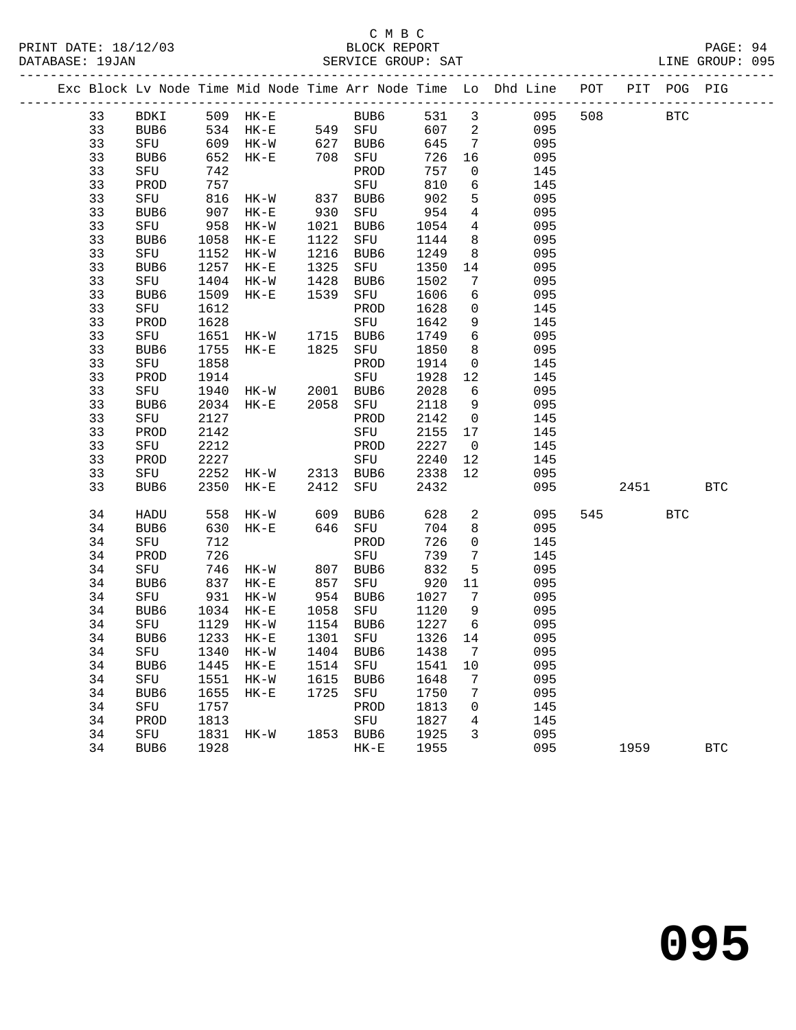C M B C
PRINT DATE: 18/12/03 BLOCK REPORT
DATABASE: 19JAN SERVICE GROUP: SAT LINE GROUP: 095

| Exc | Block | Lv Node | Time | Mid Node | Time | Arr Node | Time | Lo | Dhd Line | POT | PIT | POG | PIG |
|---|---|---|---|---|---|---|---|---|---|---|---|---|---|
| | 33 | BDKI | 509 | HK-E | | BUB6 | 531 | 3 | 095 | 508 | | BTC | |
| | 33 | BUB6 | 534 | HK-E | 549 | SFU | 607 | 2 | 095 | | | | |
| | 33 | SFU | 609 | HK-W | 627 | BUB6 | 645 | 7 | 095 | | | | |
| | 33 | BUB6 | 652 | HK-E | 708 | SFU | 726 | 16 | 095 | | | | |
| | 33 | SFU | 742 | | | PROD | 757 | 0 | 145 | | | | |
| | 33 | PROD | 757 | | | SFU | 810 | 6 | 145 | | | | |
| | 33 | SFU | 816 | HK-W | 837 | BUB6 | 902 | 5 | 095 | | | | |
| | 33 | BUB6 | 907 | HK-E | 930 | SFU | 954 | 4 | 095 | | | | |
| | 33 | SFU | 958 | HK-W | 1021 | BUB6 | 1054 | 4 | 095 | | | | |
| | 33 | BUB6 | 1058 | HK-E | 1122 | SFU | 1144 | 8 | 095 | | | | |
| | 33 | SFU | 1152 | HK-W | 1216 | BUB6 | 1249 | 8 | 095 | | | | |
| | 33 | BUB6 | 1257 | HK-E | 1325 | SFU | 1350 | 14 | 095 | | | | |
| | 33 | SFU | 1404 | HK-W | 1428 | BUB6 | 1502 | 7 | 095 | | | | |
| | 33 | BUB6 | 1509 | HK-E | 1539 | SFU | 1606 | 6 | 095 | | | | |
| | 33 | SFU | 1612 | | | PROD | 1628 | 0 | 145 | | | | |
| | 33 | PROD | 1628 | | | SFU | 1642 | 9 | 145 | | | | |
| | 33 | SFU | 1651 | HK-W | 1715 | BUB6 | 1749 | 6 | 095 | | | | |
| | 33 | BUB6 | 1755 | HK-E | 1825 | SFU | 1850 | 8 | 095 | | | | |
| | 33 | SFU | 1858 | | | PROD | 1914 | 0 | 145 | | | | |
| | 33 | PROD | 1914 | | | SFU | 1928 | 12 | 145 | | | | |
| | 33 | SFU | 1940 | HK-W | 2001 | BUB6 | 2028 | 6 | 095 | | | | |
| | 33 | BUB6 | 2034 | HK-E | 2058 | SFU | 2118 | 9 | 095 | | | | |
| | 33 | SFU | 2127 | | | PROD | 2142 | 0 | 145 | | | | |
| | 33 | PROD | 2142 | | | SFU | 2155 | 17 | 145 | | | | |
| | 33 | SFU | 2212 | | | PROD | 2227 | 0 | 145 | | | | |
| | 33 | PROD | 2227 | | | SFU | 2240 | 12 | 145 | | | | |
| | 33 | SFU | 2252 | HK-W | 2313 | BUB6 | 2338 | 12 | 095 | | | | |
| | 33 | BUB6 | 2350 | HK-E | 2412 | SFU | 2432 | | 095 | | 2451 | | BTC |
| | 34 | HADU | 558 | HK-W | 609 | BUB6 | 628 | 2 | 095 | 545 | | BTC | |
| | 34 | BUB6 | 630 | HK-E | 646 | SFU | 704 | 8 | 095 | | | | |
| | 34 | SFU | 712 | | | PROD | 726 | 0 | 145 | | | | |
| | 34 | PROD | 726 | | | SFU | 739 | 7 | 145 | | | | |
| | 34 | SFU | 746 | HK-W | 807 | BUB6 | 832 | 5 | 095 | | | | |
| | 34 | BUB6 | 837 | HK-E | 857 | SFU | 920 | 11 | 095 | | | | |
| | 34 | SFU | 931 | HK-W | 954 | BUB6 | 1027 | 7 | 095 | | | | |
| | 34 | BUB6 | 1034 | HK-E | 1058 | SFU | 1120 | 9 | 095 | | | | |
| | 34 | SFU | 1129 | HK-W | 1154 | BUB6 | 1227 | 6 | 095 | | | | |
| | 34 | BUB6 | 1233 | HK-E | 1301 | SFU | 1326 | 14 | 095 | | | | |
| | 34 | SFU | 1340 | HK-W | 1404 | BUB6 | 1438 | 7 | 095 | | | | |
| | 34 | BUB6 | 1445 | HK-E | 1514 | SFU | 1541 | 10 | 095 | | | | |
| | 34 | SFU | 1551 | HK-W | 1615 | BUB6 | 1648 | 7 | 095 | | | | |
| | 34 | BUB6 | 1655 | HK-E | 1725 | SFU | 1750 | 7 | 095 | | | | |
| | 34 | SFU | 1757 | | | PROD | 1813 | 0 | 145 | | | | |
| | 34 | PROD | 1813 | | | SFU | 1827 | 4 | 145 | | | | |
| | 34 | SFU | 1831 | HK-W | 1853 | BUB6 | 1925 | 3 | 095 | | | | |
| | 34 | BUB6 | 1928 | | | HK-E | 1955 | | 095 | | 1959 | | BTC |

095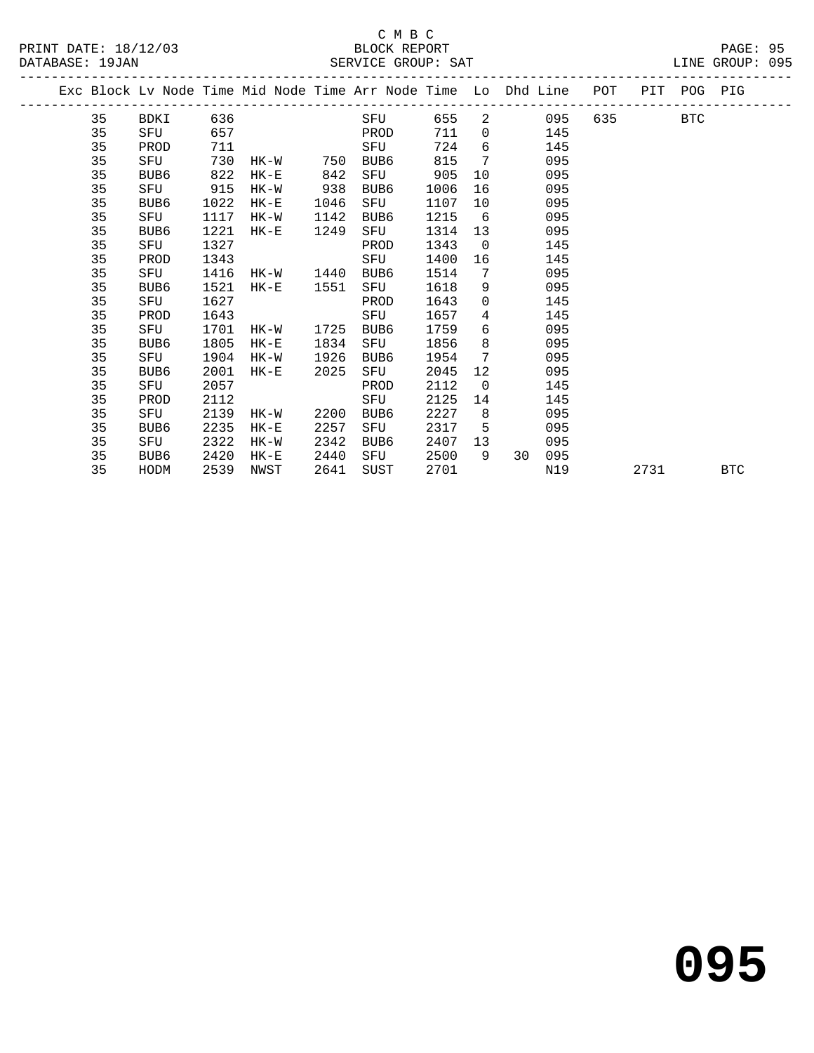C M B C
BLOCK REPORT
SERVICE GROUP: SAT

PRINT DATE: 18/12/03
DATABASE: 19JAN
LINE GROUP: 095

| Exc | Block | Lv Node | Time | Mid Node | Time | Arr Node | Time | Lo | Dhd | Line | POT | PIT | POG | PIG |
|---|---|---|---|---|---|---|---|---|---|---|---|---|---|---|
| | 35 | BDKI | 636 | | | SFU | 655 | 2 | | 095 | 635 | | BTC | |
| | 35 | SFU | 657 | | | PROD | 711 | 0 | | 145 | | | | |
| | 35 | PROD | 711 | | | SFU | 724 | 6 | | 145 | | | | |
| | 35 | SFU | 730 | HK-W | 750 | BUB6 | 815 | 7 | | 095 | | | | |
| | 35 | BUB6 | 822 | HK-E | 842 | SFU | 905 | 10 | | 095 | | | | |
| | 35 | SFU | 915 | HK-W | 938 | BUB6 | 1006 | 16 | | 095 | | | | |
| | 35 | BUB6 | 1022 | HK-E | 1046 | SFU | 1107 | 10 | | 095 | | | | |
| | 35 | SFU | 1117 | HK-W | 1142 | BUB6 | 1215 | 6 | | 095 | | | | |
| | 35 | BUB6 | 1221 | HK-E | 1249 | SFU | 1314 | 13 | | 095 | | | | |
| | 35 | SFU | 1327 | | | PROD | 1343 | 0 | | 145 | | | | |
| | 35 | PROD | 1343 | | | SFU | 1400 | 16 | | 145 | | | | |
| | 35 | SFU | 1416 | HK-W | 1440 | BUB6 | 1514 | 7 | | 095 | | | | |
| | 35 | BUB6 | 1521 | HK-E | 1551 | SFU | 1618 | 9 | | 095 | | | | |
| | 35 | SFU | 1627 | | | PROD | 1643 | 0 | | 145 | | | | |
| | 35 | PROD | 1643 | | | SFU | 1657 | 4 | | 145 | | | | |
| | 35 | SFU | 1701 | HK-W | 1725 | BUB6 | 1759 | 6 | | 095 | | | | |
| | 35 | BUB6 | 1805 | HK-E | 1834 | SFU | 1856 | 8 | | 095 | | | | |
| | 35 | SFU | 1904 | HK-W | 1926 | BUB6 | 1954 | 7 | | 095 | | | | |
| | 35 | BUB6 | 2001 | HK-E | 2025 | SFU | 2045 | 12 | | 095 | | | | |
| | 35 | SFU | 2057 | | | PROD | 2112 | 0 | | 145 | | | | |
| | 35 | PROD | 2112 | | | SFU | 2125 | 14 | | 145 | | | | |
| | 35 | SFU | 2139 | HK-W | 2200 | BUB6 | 2227 | 8 | | 095 | | | | |
| | 35 | BUB6 | 2235 | HK-E | 2257 | SFU | 2317 | 5 | | 095 | | | | |
| | 35 | SFU | 2322 | HK-W | 2342 | BUB6 | 2407 | 13 | | 095 | | | | |
| | 35 | BUB6 | 2420 | HK-E | 2440 | SFU | 2500 | 9 | 30 | 095 | | | | |
| | 35 | HODM | 2539 | NWST | 2641 | SUST | 2701 | | | N19 | | 2731 | | BTC |

# 095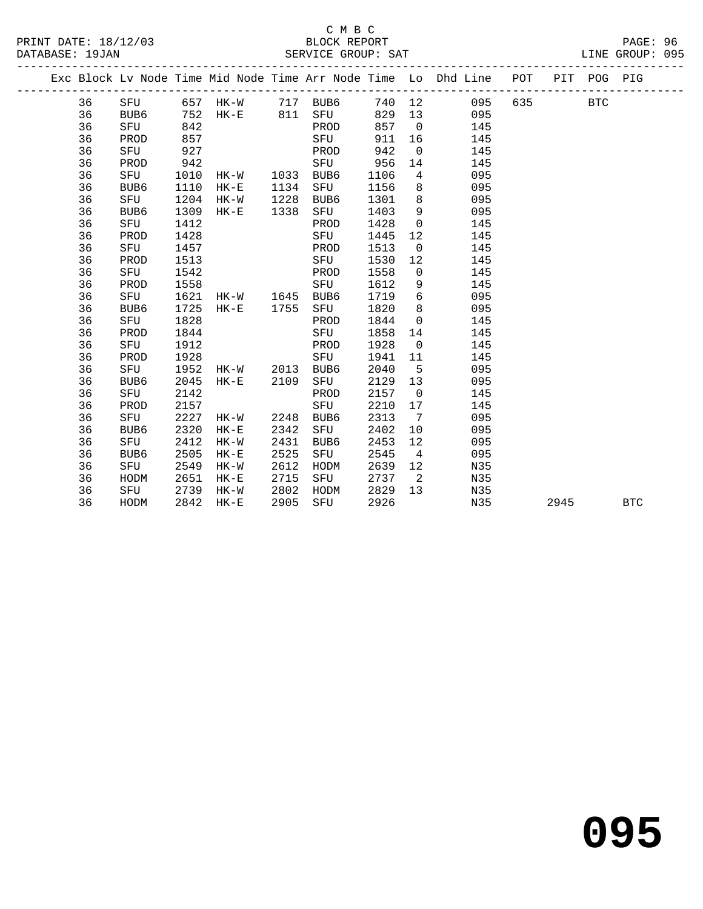C M B C
BLOCK REPORT
SERVICE GROUP: SAT

PRINT DATE: 18/12/03
DATABASE: 19JAN

LINE GROUP: 095

| Exc | Block | Lv | Node | Time | Mid Node | Time | Arr Node | Time | Lo | Dhd Line | POT | PIT | POG | PIG |
|---|---|---|---|---|---|---|---|---|---|---|---|---|---|---|
| | 36 | | SFU | 657 | HK-W | 717 | BUB6 | 740 | 12 | 095 | 635 | | BTC | |
| | 36 | | BUB6 | 752 | HK-E | 811 | SFU | 829 | 13 | 095 | | | | |
| | 36 | | SFU | 842 | | | PROD | 857 | 0 | 145 | | | | |
| | 36 | | PROD | 857 | | | SFU | 911 | 16 | 145 | | | | |
| | 36 | | SFU | 927 | | | PROD | 942 | 0 | 145 | | | | |
| | 36 | | PROD | 942 | | | SFU | 956 | 14 | 145 | | | | |
| | 36 | | SFU | 1010 | HK-W | 1033 | BUB6 | 1106 | 4 | 095 | | | | |
| | 36 | | BUB6 | 1110 | HK-E | 1134 | SFU | 1156 | 8 | 095 | | | | |
| | 36 | | SFU | 1204 | HK-W | 1228 | BUB6 | 1301 | 8 | 095 | | | | |
| | 36 | | BUB6 | 1309 | HK-E | 1338 | SFU | 1403 | 9 | 095 | | | | |
| | 36 | | SFU | 1412 | | | PROD | 1428 | 0 | 145 | | | | |
| | 36 | | PROD | 1428 | | | SFU | 1445 | 12 | 145 | | | | |
| | 36 | | SFU | 1457 | | | PROD | 1513 | 0 | 145 | | | | |
| | 36 | | PROD | 1513 | | | SFU | 1530 | 12 | 145 | | | | |
| | 36 | | SFU | 1542 | | | PROD | 1558 | 0 | 145 | | | | |
| | 36 | | PROD | 1558 | | | SFU | 1612 | 9 | 145 | | | | |
| | 36 | | SFU | 1621 | HK-W | 1645 | BUB6 | 1719 | 6 | 095 | | | | |
| | 36 | | BUB6 | 1725 | HK-E | 1755 | SFU | 1820 | 8 | 095 | | | | |
| | 36 | | SFU | 1828 | | | PROD | 1844 | 0 | 145 | | | | |
| | 36 | | PROD | 1844 | | | SFU | 1858 | 14 | 145 | | | | |
| | 36 | | SFU | 1912 | | | PROD | 1928 | 0 | 145 | | | | |
| | 36 | | PROD | 1928 | | | SFU | 1941 | 11 | 145 | | | | |
| | 36 | | SFU | 1952 | HK-W | 2013 | BUB6 | 2040 | 5 | 095 | | | | |
| | 36 | | BUB6 | 2045 | HK-E | 2109 | SFU | 2129 | 13 | 095 | | | | |
| | 36 | | SFU | 2142 | | | PROD | 2157 | 0 | 145 | | | | |
| | 36 | | PROD | 2157 | | | SFU | 2210 | 17 | 145 | | | | |
| | 36 | | SFU | 2227 | HK-W | 2248 | BUB6 | 2313 | 7 | 095 | | | | |
| | 36 | | BUB6 | 2320 | HK-E | 2342 | SFU | 2402 | 10 | 095 | | | | |
| | 36 | | SFU | 2412 | HK-W | 2431 | BUB6 | 2453 | 12 | 095 | | | | |
| | 36 | | BUB6 | 2505 | HK-E | 2525 | SFU | 2545 | 4 | 095 | | | | |
| | 36 | | SFU | 2549 | HK-W | 2612 | HODM | 2639 | 12 | N35 | | | | |
| | 36 | | HODM | 2651 | HK-E | 2715 | SFU | 2737 | 2 | N35 | | | | |
| | 36 | | SFU | 2739 | HK-W | 2802 | HODM | 2829 | 13 | N35 | | | | |
| | 36 | | HODM | 2842 | HK-E | 2905 | SFU | 2926 | | N35 | | 2945 | | BTC |

# 095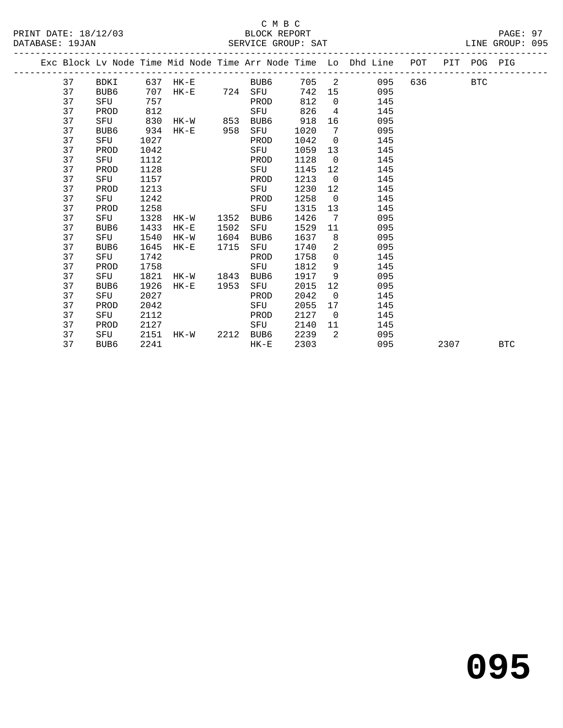C M B C

PRINT DATE: 18/12/03 BLOCK REPORT
DATABASE: 19JAN SERVICE GROUP: SAT LINE GROUP: 095

| Exc | Block | Lv Node | Time | Mid Node | Time | Arr Node | Time | Lo | Dhd Line | POT | PIT | POG | PIG |
|---|---|---|---|---|---|---|---|---|---|---|---|---|---|
| | 37 | BDKI | 637 | HK-E | | BUB6 | 705 | 2 | 095 | 636 | | BTC | |
| | 37 | BUB6 | 707 | HK-E | 724 | SFU | 742 | 15 | 095 | | | | |
| | 37 | SFU | 757 | | | PROD | 812 | 0 | 145 | | | | |
| | 37 | PROD | 812 | | | SFU | 826 | 4 | 145 | | | | |
| | 37 | SFU | 830 | HK-W | 853 | BUB6 | 918 | 16 | 095 | | | | |
| | 37 | BUB6 | 934 | HK-E | 958 | SFU | 1020 | 7 | 095 | | | | |
| | 37 | SFU | 1027 | | | PROD | 1042 | 0 | 145 | | | | |
| | 37 | PROD | 1042 | | | SFU | 1059 | 13 | 145 | | | | |
| | 37 | SFU | 1112 | | | PROD | 1128 | 0 | 145 | | | | |
| | 37 | PROD | 1128 | | | SFU | 1145 | 12 | 145 | | | | |
| | 37 | SFU | 1157 | | | PROD | 1213 | 0 | 145 | | | | |
| | 37 | PROD | 1213 | | | SFU | 1230 | 12 | 145 | | | | |
| | 37 | SFU | 1242 | | | PROD | 1258 | 0 | 145 | | | | |
| | 37 | PROD | 1258 | | | SFU | 1315 | 13 | 145 | | | | |
| | 37 | SFU | 1328 | HK-W | 1352 | BUB6 | 1426 | 7 | 095 | | | | |
| | 37 | BUB6 | 1433 | HK-E | 1502 | SFU | 1529 | 11 | 095 | | | | |
| | 37 | SFU | 1540 | HK-W | 1604 | BUB6 | 1637 | 8 | 095 | | | | |
| | 37 | BUB6 | 1645 | HK-E | 1715 | SFU | 1740 | 2 | 095 | | | | |
| | 37 | SFU | 1742 | | | PROD | 1758 | 0 | 145 | | | | |
| | 37 | PROD | 1758 | | | SFU | 1812 | 9 | 145 | | | | |
| | 37 | SFU | 1821 | HK-W | 1843 | BUB6 | 1917 | 9 | 095 | | | | |
| | 37 | BUB6 | 1926 | HK-E | 1953 | SFU | 2015 | 12 | 095 | | | | |
| | 37 | SFU | 2027 | | | PROD | 2042 | 0 | 145 | | | | |
| | 37 | PROD | 2042 | | | SFU | 2055 | 17 | 145 | | | | |
| | 37 | SFU | 2112 | | | PROD | 2127 | 0 | 145 | | | | |
| | 37 | PROD | 2127 | | | SFU | 2140 | 11 | 145 | | | | |
| | 37 | SFU | 2151 | HK-W | 2212 | BUB6 | 2239 | 2 | 095 | | | | |
| | 37 | BUB6 | 2241 | | | HK-E | 2303 | | 095 | | 2307 | | BTC |

**095**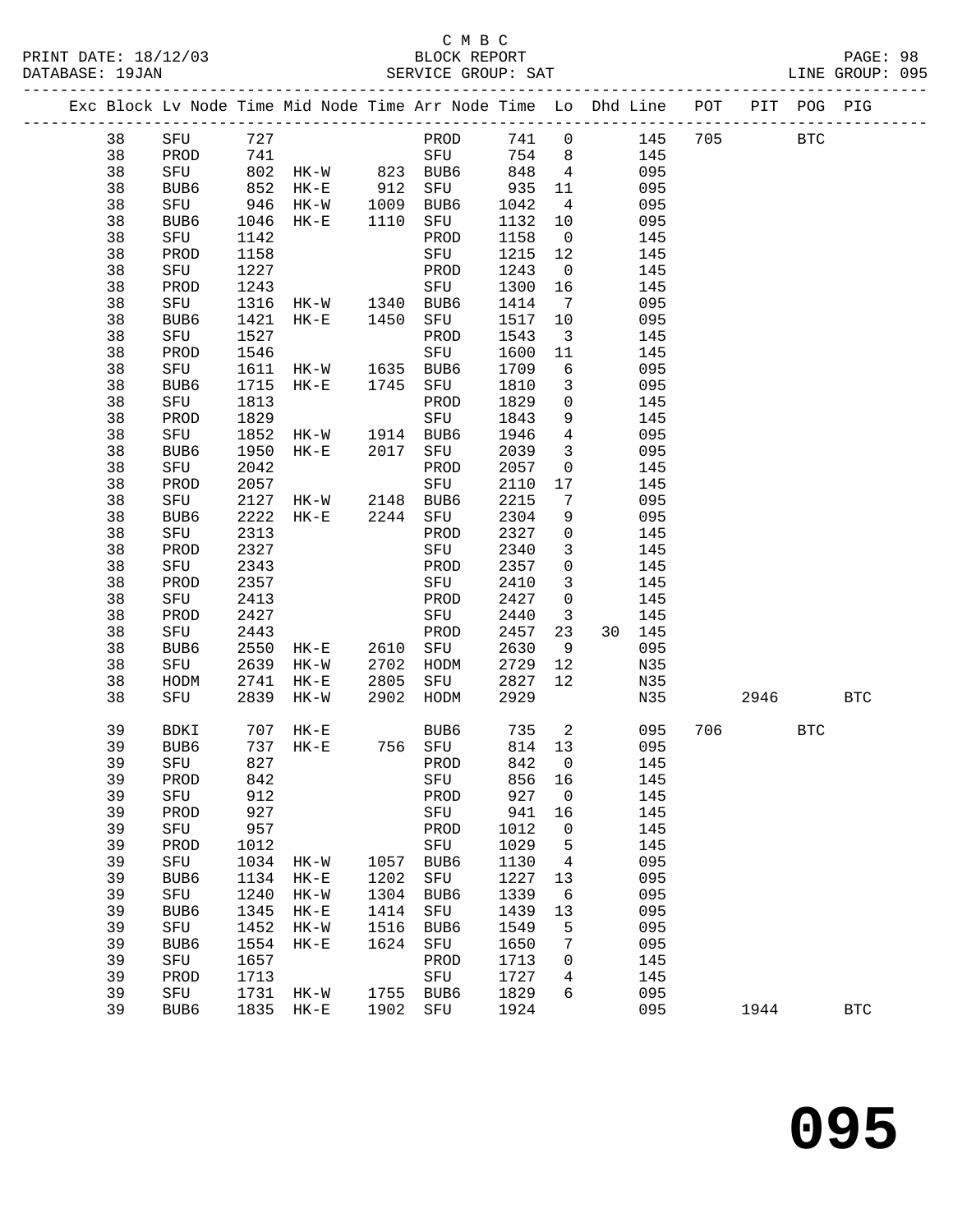C M B C
PRINT DATE: 18/12/03 BLOCK REPORT
DATABASE: 19JAN SERVICE GROUP: SAT LINE GROUP: 095

| Exc | Block | Lv Node | Time | Mid Node | Time | Arr Node | Time | Lo | Dhd | Line | POT | PIT | POG | PIG |
|---|---|---|---|---|---|---|---|---|---|---|---|---|---|---|
| | 38 | SFU | 727 | | | PROD | 741 | 0 | | 145 | 705 | | BTC | |
| | 38 | PROD | 741 | | | SFU | 754 | 8 | | 145 | | | | |
| | 38 | SFU | 802 | HK-W | 823 | BUB6 | 848 | 4 | | 095 | | | | |
| | 38 | BUB6 | 852 | HK-E | 912 | SFU | 935 | 11 | | 095 | | | | |
| | 38 | SFU | 946 | HK-W | 1009 | BUB6 | 1042 | 4 | | 095 | | | | |
| | 38 | BUB6 | 1046 | HK-E | 1110 | SFU | 1132 | 10 | | 095 | | | | |
| | 38 | SFU | 1142 | | | PROD | 1158 | 0 | | 145 | | | | |
| | 38 | PROD | 1158 | | | SFU | 1215 | 12 | | 145 | | | | |
| | 38 | SFU | 1227 | | | PROD | 1243 | 0 | | 145 | | | | |
| | 38 | PROD | 1243 | | | SFU | 1300 | 16 | | 145 | | | | |
| | 38 | SFU | 1316 | HK-W | 1340 | BUB6 | 1414 | 7 | | 095 | | | | |
| | 38 | BUB6 | 1421 | HK-E | 1450 | SFU | 1517 | 10 | | 095 | | | | |
| | 38 | SFU | 1527 | | | PROD | 1543 | 3 | | 145 | | | | |
| | 38 | PROD | 1546 | | | SFU | 1600 | 11 | | 145 | | | | |
| | 38 | SFU | 1611 | HK-W | 1635 | BUB6 | 1709 | 6 | | 095 | | | | |
| | 38 | BUB6 | 1715 | HK-E | 1745 | SFU | 1810 | 3 | | 095 | | | | |
| | 38 | SFU | 1813 | | | PROD | 1829 | 0 | | 145 | | | | |
| | 38 | PROD | 1829 | | | SFU | 1843 | 9 | | 145 | | | | |
| | 38 | SFU | 1852 | HK-W | 1914 | BUB6 | 1946 | 4 | | 095 | | | | |
| | 38 | BUB6 | 1950 | HK-E | 2017 | SFU | 2039 | 3 | | 095 | | | | |
| | 38 | SFU | 2042 | | | PROD | 2057 | 0 | | 145 | | | | |
| | 38 | PROD | 2057 | | | SFU | 2110 | 17 | | 145 | | | | |
| | 38 | SFU | 2127 | HK-W | 2148 | BUB6 | 2215 | 7 | | 095 | | | | |
| | 38 | BUB6 | 2222 | HK-E | 2244 | SFU | 2304 | 9 | | 095 | | | | |
| | 38 | SFU | 2313 | | | PROD | 2327 | 0 | | 145 | | | | |
| | 38 | PROD | 2327 | | | SFU | 2340 | 3 | | 145 | | | | |
| | 38 | SFU | 2343 | | | PROD | 2357 | 0 | | 145 | | | | |
| | 38 | PROD | 2357 | | | SFU | 2410 | 3 | | 145 | | | | |
| | 38 | SFU | 2413 | | | PROD | 2427 | 0 | | 145 | | | | |
| | 38 | PROD | 2427 | | | SFU | 2440 | 3 | | 145 | | | | |
| | 38 | SFU | 2443 | | | PROD | 2457 | 23 | 30 | 145 | | | | |
| | 38 | BUB6 | 2550 | HK-E | 2610 | SFU | 2630 | 9 | | 095 | | | | |
| | 38 | SFU | 2639 | HK-W | 2702 | HODM | 2729 | 12 | | N35 | | | | |
| | 38 | HODM | 2741 | HK-E | 2805 | SFU | 2827 | 12 | | N35 | | | | |
| | 38 | SFU | 2839 | HK-W | 2902 | HODM | 2929 | | | N35 | | 2946 | | BTC |
| | 39 | BDKI | 707 | HK-E | | BUB6 | 735 | 2 | | 095 | 706 | | BTC | |
| | 39 | BUB6 | 737 | HK-E | 756 | SFU | 814 | 13 | | 095 | | | | |
| | 39 | SFU | 827 | | | PROD | 842 | 0 | | 145 | | | | |
| | 39 | PROD | 842 | | | SFU | 856 | 16 | | 145 | | | | |
| | 39 | SFU | 912 | | | PROD | 927 | 0 | | 145 | | | | |
| | 39 | PROD | 927 | | | SFU | 941 | 16 | | 145 | | | | |
| | 39 | SFU | 957 | | | PROD | 1012 | 0 | | 145 | | | | |
| | 39 | PROD | 1012 | | | SFU | 1029 | 5 | | 145 | | | | |
| | 39 | SFU | 1034 | HK-W | 1057 | BUB6 | 1130 | 4 | | 095 | | | | |
| | 39 | BUB6 | 1134 | HK-E | 1202 | SFU | 1227 | 13 | | 095 | | | | |
| | 39 | SFU | 1240 | HK-W | 1304 | BUB6 | 1339 | 6 | | 095 | | | | |
| | 39 | BUB6 | 1345 | HK-E | 1414 | SFU | 1439 | 13 | | 095 | | | | |
| | 39 | SFU | 1452 | HK-W | 1516 | BUB6 | 1549 | 5 | | 095 | | | | |
| | 39 | BUB6 | 1554 | HK-E | 1624 | SFU | 1650 | 7 | | 095 | | | | |
| | 39 | SFU | 1657 | | | PROD | 1713 | 0 | | 145 | | | | |
| | 39 | PROD | 1713 | | | SFU | 1727 | 4 | | 145 | | | | |
| | 39 | SFU | 1731 | HK-W | 1755 | BUB6 | 1829 | 6 | | 095 | | | | |
| | 39 | BUB6 | 1835 | HK-E | 1902 | SFU | 1924 | | | 095 | | 1944 | | BTC |

# 095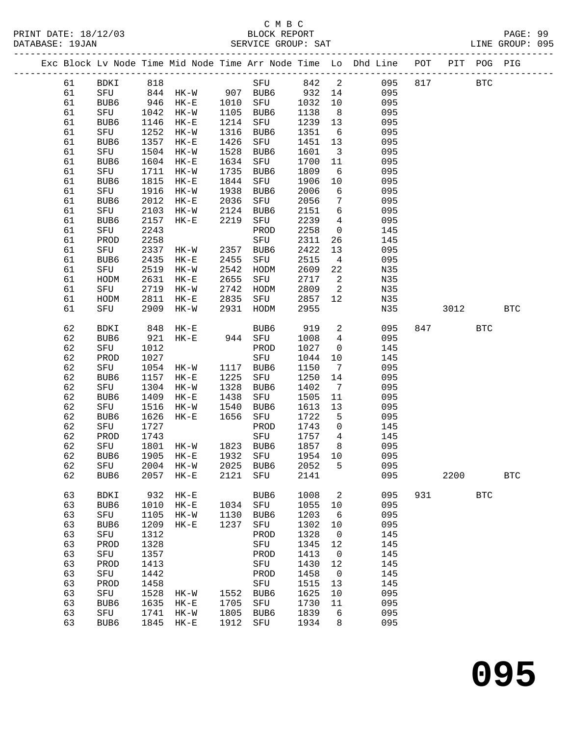C M B C
PRINT DATE: 18/12/03 BLOCK REPORT
DATABASE: 19JAN SERVICE GROUP: SAT LINE GROUP: 095

| Exc | Block | Lv | Node | Time | Mid Node | Time | Arr Node | Time | Lo | Dhd Line | POT | PIT | POG | PIG |
|---|---|---|---|---|---|---|---|---|---|---|---|---|---|---|
| | 61 | | BDKI | 818 | | | SFU | 842 | 2 | 095 | 817 | | BTC | |
| | 61 | | SFU | 844 | HK-W | 907 | BUB6 | 932 | 14 | 095 | | | | |
| | 61 | | BUB6 | 946 | HK-E | 1010 | SFU | 1032 | 10 | 095 | | | | |
| | 61 | | SFU | 1042 | HK-W | 1105 | BUB6 | 1138 | 8 | 095 | | | | |
| | 61 | | BUB6 | 1146 | HK-E | 1214 | SFU | 1239 | 13 | 095 | | | | |
| | 61 | | SFU | 1252 | HK-W | 1316 | BUB6 | 1351 | 6 | 095 | | | | |
| | 61 | | BUB6 | 1357 | HK-E | 1426 | SFU | 1451 | 13 | 095 | | | | |
| | 61 | | SFU | 1504 | HK-W | 1528 | BUB6 | 1601 | 3 | 095 | | | | |
| | 61 | | BUB6 | 1604 | HK-E | 1634 | SFU | 1700 | 11 | 095 | | | | |
| | 61 | | SFU | 1711 | HK-W | 1735 | BUB6 | 1809 | 6 | 095 | | | | |
| | 61 | | BUB6 | 1815 | HK-E | 1844 | SFU | 1906 | 10 | 095 | | | | |
| | 61 | | SFU | 1916 | HK-W | 1938 | BUB6 | 2006 | 6 | 095 | | | | |
| | 61 | | BUB6 | 2012 | HK-E | 2036 | SFU | 2056 | 7 | 095 | | | | |
| | 61 | | SFU | 2103 | HK-W | 2124 | BUB6 | 2151 | 6 | 095 | | | | |
| | 61 | | BUB6 | 2157 | HK-E | 2219 | SFU | 2239 | 4 | 095 | | | | |
| | 61 | | SFU | 2243 | | | PROD | 2258 | 0 | 145 | | | | |
| | 61 | | PROD | 2258 | | | SFU | 2311 | 26 | 145 | | | | |
| | 61 | | SFU | 2337 | HK-W | 2357 | BUB6 | 2422 | 13 | 095 | | | | |
| | 61 | | BUB6 | 2435 | HK-E | 2455 | SFU | 2515 | 4 | 095 | | | | |
| | 61 | | SFU | 2519 | HK-W | 2542 | HODM | 2609 | 22 | N35 | | | | |
| | 61 | | HODM | 2631 | HK-E | 2655 | SFU | 2717 | 2 | N35 | | | | |
| | 61 | | SFU | 2719 | HK-W | 2742 | HODM | 2809 | 2 | N35 | | | | |
| | 61 | | HODM | 2811 | HK-E | 2835 | SFU | 2857 | 12 | N35 | | | | |
| | 61 | | SFU | 2909 | HK-W | 2931 | HODM | 2955 | | N35 | | 3012 | | BTC |
| | 62 | | BDKI | 848 | HK-E | | BUB6 | 919 | 2 | 095 | 847 | | BTC | |
| | 62 | | BUB6 | 921 | HK-E | 944 | SFU | 1008 | 4 | 095 | | | | |
| | 62 | | SFU | 1012 | | | PROD | 1027 | 0 | 145 | | | | |
| | 62 | | PROD | 1027 | | | SFU | 1044 | 10 | 145 | | | | |
| | 62 | | SFU | 1054 | HK-W | 1117 | BUB6 | 1150 | 7 | 095 | | | | |
| | 62 | | BUB6 | 1157 | HK-E | 1225 | SFU | 1250 | 14 | 095 | | | | |
| | 62 | | SFU | 1304 | HK-W | 1328 | BUB6 | 1402 | 7 | 095 | | | | |
| | 62 | | BUB6 | 1409 | HK-E | 1438 | SFU | 1505 | 11 | 095 | | | | |
| | 62 | | SFU | 1516 | HK-W | 1540 | BUB6 | 1613 | 13 | 095 | | | | |
| | 62 | | BUB6 | 1626 | HK-E | 1656 | SFU | 1722 | 5 | 095 | | | | |
| | 62 | | SFU | 1727 | | | PROD | 1743 | 0 | 145 | | | | |
| | 62 | | PROD | 1743 | | | SFU | 1757 | 4 | 145 | | | | |
| | 62 | | SFU | 1801 | HK-W | 1823 | BUB6 | 1857 | 8 | 095 | | | | |
| | 62 | | BUB6 | 1905 | HK-E | 1932 | SFU | 1954 | 10 | 095 | | | | |
| | 62 | | SFU | 2004 | HK-W | 2025 | BUB6 | 2052 | 5 | 095 | | | | |
| | 62 | | BUB6 | 2057 | HK-E | 2121 | SFU | 2141 | | 095 | | 2200 | | BTC |
| | 63 | | BDKI | 932 | HK-E | | BUB6 | 1008 | 2 | 095 | 931 | | BTC | |
| | 63 | | BUB6 | 1010 | HK-E | 1034 | SFU | 1055 | 10 | 095 | | | | |
| | 63 | | SFU | 1105 | HK-W | 1130 | BUB6 | 1203 | 6 | 095 | | | | |
| | 63 | | BUB6 | 1209 | HK-E | 1237 | SFU | 1302 | 10 | 095 | | | | |
| | 63 | | SFU | 1312 | | | PROD | 1328 | 0 | 145 | | | | |
| | 63 | | PROD | 1328 | | | SFU | 1345 | 12 | 145 | | | | |
| | 63 | | SFU | 1357 | | | PROD | 1413 | 0 | 145 | | | | |
| | 63 | | PROD | 1413 | | | SFU | 1430 | 12 | 145 | | | | |
| | 63 | | SFU | 1442 | | | PROD | 1458 | 0 | 145 | | | | |
| | 63 | | PROD | 1458 | | | SFU | 1515 | 13 | 145 | | | | |
| | 63 | | SFU | 1528 | HK-W | 1552 | BUB6 | 1625 | 10 | 095 | | | | |
| | 63 | | BUB6 | 1635 | HK-E | 1705 | SFU | 1730 | 11 | 095 | | | | |
| | 63 | | SFU | 1741 | HK-W | 1805 | BUB6 | 1839 | 6 | 095 | | | | |
| | 63 | | BUB6 | 1845 | HK-E | 1912 | SFU | 1934 | 8 | 095 | | | | |

095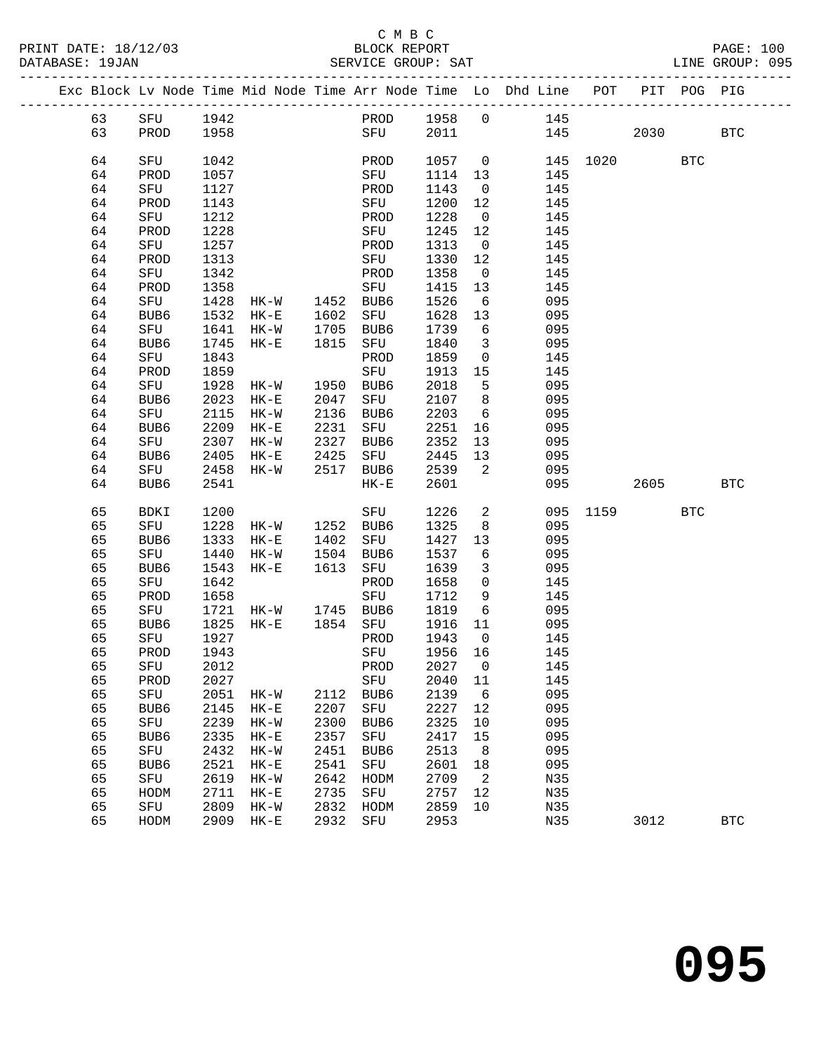C M B C
BLOCK REPORT
SERVICE GROUP: SAT

PRINT DATE: 18/12/03
DATABASE: 19JAN

LINE GROUP: 095

| Exc | Block | Lv | Node | Time | Mid Node | Time | Arr Node | Time | Lo | Dhd Line | POT | PIT | POG | PIG |
|---|---|---|---|---|---|---|---|---|---|---|---|---|---|---|
| | 63 | | SFU | 1942 | | | PROD | 1958 | 0 | 145 | | | | |
| | 63 | | PROD | 1958 | | | SFU | 2011 | | 145 | | 2030 | | BTC |
| | 64 | | SFU | 1042 | | | PROD | 1057 | 0 | 145 | 1020 | | BTC | |
| | 64 | | PROD | 1057 | | | SFU | 1114 | 13 | 145 | | | | |
| | 64 | | SFU | 1127 | | | PROD | 1143 | 0 | 145 | | | | |
| | 64 | | PROD | 1143 | | | SFU | 1200 | 12 | 145 | | | | |
| | 64 | | SFU | 1212 | | | PROD | 1228 | 0 | 145 | | | | |
| | 64 | | PROD | 1228 | | | SFU | 1245 | 12 | 145 | | | | |
| | 64 | | SFU | 1257 | | | PROD | 1313 | 0 | 145 | | | | |
| | 64 | | PROD | 1313 | | | SFU | 1330 | 12 | 145 | | | | |
| | 64 | | SFU | 1342 | | | PROD | 1358 | 0 | 145 | | | | |
| | 64 | | PROD | 1358 | | | SFU | 1415 | 13 | 145 | | | | |
| | 64 | | SFU | 1428 | HK-W | 1452 | BUB6 | 1526 | 6 | 095 | | | | |
| | 64 | | BUB6 | 1532 | HK-E | 1602 | SFU | 1628 | 13 | 095 | | | | |
| | 64 | | SFU | 1641 | HK-W | 1705 | BUB6 | 1739 | 6 | 095 | | | | |
| | 64 | | BUB6 | 1745 | HK-E | 1815 | SFU | 1840 | 3 | 095 | | | | |
| | 64 | | SFU | 1843 | | | PROD | 1859 | 0 | 145 | | | | |
| | 64 | | PROD | 1859 | | | SFU | 1913 | 15 | 145 | | | | |
| | 64 | | SFU | 1928 | HK-W | 1950 | BUB6 | 2018 | 5 | 095 | | | | |
| | 64 | | BUB6 | 2023 | HK-E | 2047 | SFU | 2107 | 8 | 095 | | | | |
| | 64 | | SFU | 2115 | HK-W | 2136 | BUB6 | 2203 | 6 | 095 | | | | |
| | 64 | | BUB6 | 2209 | HK-E | 2231 | SFU | 2251 | 16 | 095 | | | | |
| | 64 | | SFU | 2307 | HK-W | 2327 | BUB6 | 2352 | 13 | 095 | | | | |
| | 64 | | BUB6 | 2405 | HK-E | 2425 | SFU | 2445 | 13 | 095 | | | | |
| | 64 | | SFU | 2458 | HK-W | 2517 | BUB6 | 2539 | 2 | 095 | | | | |
| | 64 | | BUB6 | 2541 | | | HK-E | 2601 | | 095 | | 2605 | | BTC |
| | 65 | | BDKI | 1200 | | | SFU | 1226 | 2 | 095 | 1159 | | BTC | |
| | 65 | | SFU | 1228 | HK-W | 1252 | BUB6 | 1325 | 8 | 095 | | | | |
| | 65 | | BUB6 | 1333 | HK-E | 1402 | SFU | 1427 | 13 | 095 | | | | |
| | 65 | | SFU | 1440 | HK-W | 1504 | BUB6 | 1537 | 6 | 095 | | | | |
| | 65 | | BUB6 | 1543 | HK-E | 1613 | SFU | 1639 | 3 | 095 | | | | |
| | 65 | | SFU | 1642 | | | PROD | 1658 | 0 | 145 | | | | |
| | 65 | | PROD | 1658 | | | SFU | 1712 | 9 | 145 | | | | |
| | 65 | | SFU | 1721 | HK-W | 1745 | BUB6 | 1819 | 6 | 095 | | | | |
| | 65 | | BUB6 | 1825 | HK-E | 1854 | SFU | 1916 | 11 | 095 | | | | |
| | 65 | | SFU | 1927 | | | PROD | 1943 | 0 | 145 | | | | |
| | 65 | | PROD | 1943 | | | SFU | 1956 | 16 | 145 | | | | |
| | 65 | | SFU | 2012 | | | PROD | 2027 | 0 | 145 | | | | |
| | 65 | | PROD | 2027 | | | SFU | 2040 | 11 | 145 | | | | |
| | 65 | | SFU | 2051 | HK-W | 2112 | BUB6 | 2139 | 6 | 095 | | | | |
| | 65 | | BUB6 | 2145 | HK-E | 2207 | SFU | 2227 | 12 | 095 | | | | |
| | 65 | | SFU | 2239 | HK-W | 2300 | BUB6 | 2325 | 10 | 095 | | | | |
| | 65 | | BUB6 | 2335 | HK-E | 2357 | SFU | 2417 | 15 | 095 | | | | |
| | 65 | | SFU | 2432 | HK-W | 2451 | BUB6 | 2513 | 8 | 095 | | | | |
| | 65 | | BUB6 | 2521 | HK-E | 2541 | SFU | 2601 | 18 | 095 | | | | |
| | 65 | | SFU | 2619 | HK-W | 2642 | HODM | 2709 | 2 | N35 | | | | |
| | 65 | | HODM | 2711 | HK-E | 2735 | SFU | 2757 | 12 | N35 | | | | |
| | 65 | | SFU | 2809 | HK-W | 2832 | HODM | 2859 | 10 | N35 | | | | |
| | 65 | | HODM | 2909 | HK-E | 2932 | SFU | 2953 | | N35 | | 3012 | | BTC |

# 095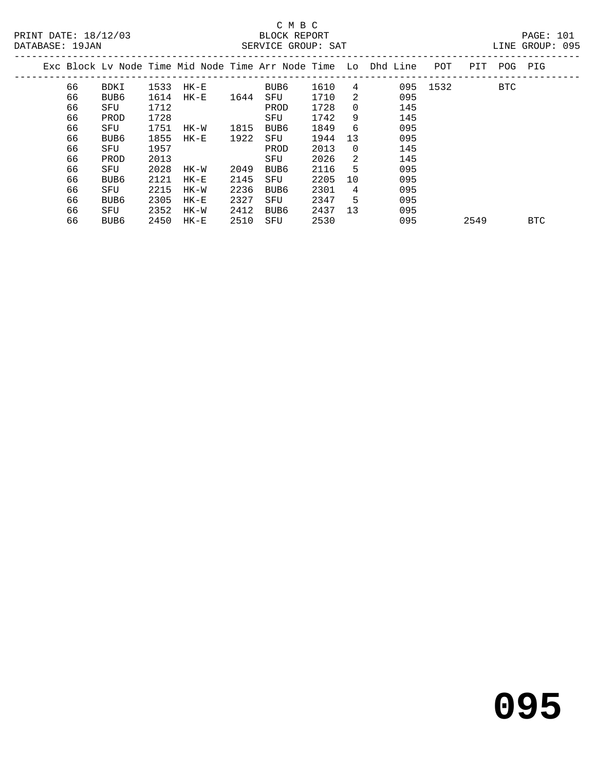C M B C
BLOCK REPORT
SERVICE GROUP: SAT

PRINT DATE: 18/12/03
DATABASE: 19JAN

LINE GROUP: 095

| Exc | Block | Lv Node | Time | Mid Node | Time | Arr Node | Time | Lo | Dhd | Line | POT | PIT | POG | PIG |
|---|---|---|---|---|---|---|---|---|---|---|---|---|---|---|
| | 66 | BDKI | 1533 | HK-E | | BUB6 | 1610 | 4 | | 095 | 1532 | | BTC | |
| | 66 | BUB6 | 1614 | HK-E | 1644 | SFU | 1710 | 2 | | 095 | | | | |
| | 66 | SFU | 1712 | | | PROD | 1728 | 0 | | 145 | | | | |
| | 66 | PROD | 1728 | | | SFU | 1742 | 9 | | 145 | | | | |
| | 66 | SFU | 1751 | HK-W | 1815 | BUB6 | 1849 | 6 | | 095 | | | | |
| | 66 | BUB6 | 1855 | HK-E | 1922 | SFU | 1944 | 13 | | 095 | | | | |
| | 66 | SFU | 1957 | | | PROD | 2013 | 0 | | 145 | | | | |
| | 66 | PROD | 2013 | | | SFU | 2026 | 2 | | 145 | | | | |
| | 66 | SFU | 2028 | HK-W | 2049 | BUB6 | 2116 | 5 | | 095 | | | | |
| | 66 | BUB6 | 2121 | HK-E | 2145 | SFU | 2205 | 10 | | 095 | | | | |
| | 66 | SFU | 2215 | HK-W | 2236 | BUB6 | 2301 | 4 | | 095 | | | | |
| | 66 | BUB6 | 2305 | HK-E | 2327 | SFU | 2347 | 5 | | 095 | | | | |
| | 66 | SFU | 2352 | HK-W | 2412 | BUB6 | 2437 | 13 | | 095 | | | | |
| | 66 | BUB6 | 2450 | HK-E | 2510 | SFU | 2530 | | | 095 | | 2549 | | BTC |

# 095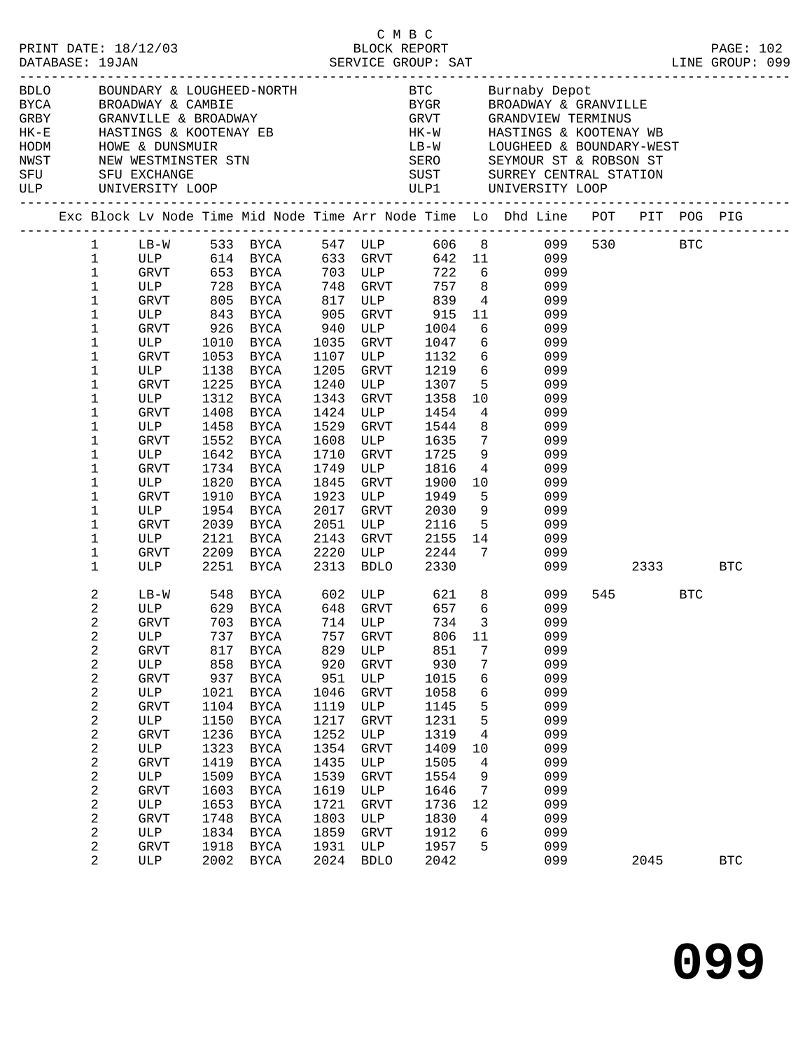C M B C

PRINT DATE: 18/12/03 BLOCK REPORT PAGE: 102
DATABASE: 19JAN SERVICE GROUP: SAT LINE GROUP: 099

| Code | Description | Code | Description |
|---|---|---|---|
| BDLO | BOUNDARY & LOUGHEED-NORTH | BTC | Burnaby Depot |
| BYCA | BROADWAY & CAMBIE | BYGR | BROADWAY & GRANVILLE |
| GRBY | GRANVILLE & BROADWAY | GRVT | GRANDVIEW TERMINUS |
| HK-E | HASTINGS & KOOTENAY EB | HK-W | HASTINGS & KOOTENAY WB |
| HODM | HOWE & DUNSMUIR | LB-W | LOUGHEED & BOUNDARY-WEST |
| NWST | NEW WESTMINSTER STN | SERO | SEYMOUR ST & ROBSON ST |
| SFU | SFU EXCHANGE | SUST | SURREY CENTRAL STATION |
| ULP | UNIVERSITY LOOP | ULP1 | UNIVERSITY LOOP |

| Exc | Block | Lv Node | Time | Mid Node | Time | Arr Node | Time | Lo | Dhd Line | POT | PIT | POG | PIG |
|---|---|---|---|---|---|---|---|---|---|---|---|---|---|
| | 1 | LB-W | 533 | BYCA | 547 | ULP | 606 | 8 | 099 | 530 | | BTC | |
| | 1 | ULP | 614 | BYCA | 633 | GRVT | 642 | 11 | 099 | | | | |
| | 1 | GRVT | 653 | BYCA | 703 | ULP | 722 | 6 | 099 | | | | |
| | 1 | ULP | 728 | BYCA | 748 | GRVT | 757 | 8 | 099 | | | | |
| | 1 | GRVT | 805 | BYCA | 817 | ULP | 839 | 4 | 099 | | | | |
| | 1 | ULP | 843 | BYCA | 905 | GRVT | 915 | 11 | 099 | | | | |
| | 1 | GRVT | 926 | BYCA | 940 | ULP | 1004 | 6 | 099 | | | | |
| | 1 | ULP | 1010 | BYCA | 1035 | GRVT | 1047 | 6 | 099 | | | | |
| | 1 | GRVT | 1053 | BYCA | 1107 | ULP | 1132 | 6 | 099 | | | | |
| | 1 | ULP | 1138 | BYCA | 1205 | GRVT | 1219 | 6 | 099 | | | | |
| | 1 | GRVT | 1225 | BYCA | 1240 | ULP | 1307 | 5 | 099 | | | | |
| | 1 | ULP | 1312 | BYCA | 1343 | GRVT | 1358 | 10 | 099 | | | | |
| | 1 | GRVT | 1408 | BYCA | 1424 | ULP | 1454 | 4 | 099 | | | | |
| | 1 | ULP | 1458 | BYCA | 1529 | GRVT | 1544 | 8 | 099 | | | | |
| | 1 | GRVT | 1552 | BYCA | 1608 | ULP | 1635 | 7 | 099 | | | | |
| | 1 | ULP | 1642 | BYCA | 1710 | GRVT | 1725 | 9 | 099 | | | | |
| | 1 | GRVT | 1734 | BYCA | 1749 | ULP | 1816 | 4 | 099 | | | | |
| | 1 | ULP | 1820 | BYCA | 1845 | GRVT | 1900 | 10 | 099 | | | | |
| | 1 | GRVT | 1910 | BYCA | 1923 | ULP | 1949 | 5 | 099 | | | | |
| | 1 | ULP | 1954 | BYCA | 2017 | GRVT | 2030 | 9 | 099 | | | | |
| | 1 | GRVT | 2039 | BYCA | 2051 | ULP | 2116 | 5 | 099 | | | | |
| | 1 | ULP | 2121 | BYCA | 2143 | GRVT | 2155 | 14 | 099 | | | | |
| | 1 | GRVT | 2209 | BYCA | 2220 | ULP | 2244 | 7 | 099 | | | | |
| | 1 | ULP | 2251 | BYCA | 2313 | BDLO | 2330 | | 099 | | 2333 | | BTC |
| | 2 | LB-W | 548 | BYCA | 602 | ULP | 621 | 8 | 099 | 545 | | BTC | |
| | 2 | ULP | 629 | BYCA | 648 | GRVT | 657 | 6 | 099 | | | | |
| | 2 | GRVT | 703 | BYCA | 714 | ULP | 734 | 3 | 099 | | | | |
| | 2 | ULP | 737 | BYCA | 757 | GRVT | 806 | 11 | 099 | | | | |
| | 2 | GRVT | 817 | BYCA | 829 | ULP | 851 | 7 | 099 | | | | |
| | 2 | ULP | 858 | BYCA | 920 | GRVT | 930 | 7 | 099 | | | | |
| | 2 | GRVT | 937 | BYCA | 951 | ULP | 1015 | 6 | 099 | | | | |
| | 2 | ULP | 1021 | BYCA | 1046 | GRVT | 1058 | 6 | 099 | | | | |
| | 2 | GRVT | 1104 | BYCA | 1119 | ULP | 1145 | 5 | 099 | | | | |
| | 2 | ULP | 1150 | BYCA | 1217 | GRVT | 1231 | 5 | 099 | | | | |
| | 2 | GRVT | 1236 | BYCA | 1252 | ULP | 1319 | 4 | 099 | | | | |
| | 2 | ULP | 1323 | BYCA | 1354 | GRVT | 1409 | 10 | 099 | | | | |
| | 2 | GRVT | 1419 | BYCA | 1435 | ULP | 1505 | 4 | 099 | | | | |
| | 2 | ULP | 1509 | BYCA | 1539 | GRVT | 1554 | 9 | 099 | | | | |
| | 2 | GRVT | 1603 | BYCA | 1619 | ULP | 1646 | 7 | 099 | | | | |
| | 2 | ULP | 1653 | BYCA | 1721 | GRVT | 1736 | 12 | 099 | | | | |
| | 2 | GRVT | 1748 | BYCA | 1803 | ULP | 1830 | 4 | 099 | | | | |
| | 2 | ULP | 1834 | BYCA | 1859 | GRVT | 1912 | 6 | 099 | | | | |
| | 2 | GRVT | 1918 | BYCA | 1931 | ULP | 1957 | 5 | 099 | | | | |
| | 2 | ULP | 2002 | BYCA | 2024 | BDLO | 2042 | | 099 | | 2045 | | BTC |

# 099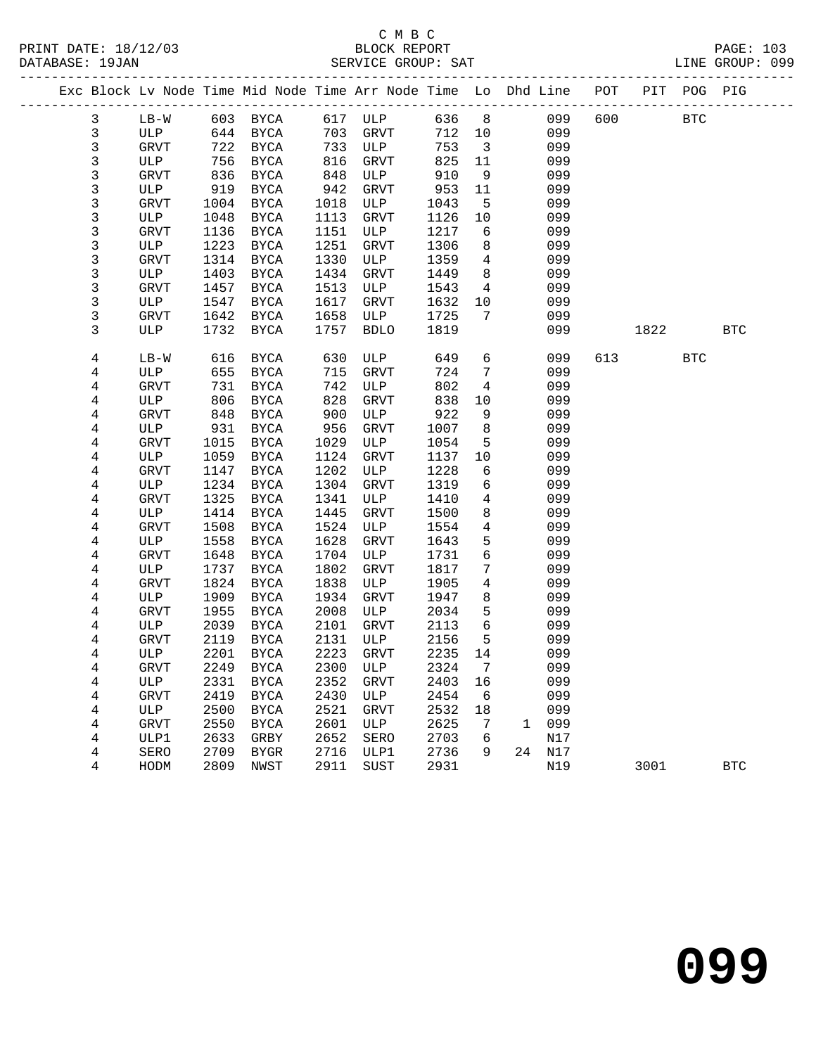C M B C
BLOCK REPORT
SERVICE GROUP: SAT

PRINT DATE: 18/12/03
DATABASE: 19JAN
LINE GROUP: 099

| Exc | Block | Lv Node | Time | Mid Node | Time | Arr Node | Time | Lo | Dhd | Line | POT | PIT | POG | PIG |
|---|---|---|---|---|---|---|---|---|---|---|---|---|---|---|
| | 3 | LB-W | 603 | BYCA | 617 | ULP | 636 | 8 | | 099 | 600 | | BTC | |
| | 3 | ULP | 644 | BYCA | 703 | GRVT | 712 | 10 | | 099 | | | | |
| | 3 | GRVT | 722 | BYCA | 733 | ULP | 753 | 3 | | 099 | | | | |
| | 3 | ULP | 756 | BYCA | 816 | GRVT | 825 | 11 | | 099 | | | | |
| | 3 | GRVT | 836 | BYCA | 848 | ULP | 910 | 9 | | 099 | | | | |
| | 3 | ULP | 919 | BYCA | 942 | GRVT | 953 | 11 | | 099 | | | | |
| | 3 | GRVT | 1004 | BYCA | 1018 | ULP | 1043 | 5 | | 099 | | | | |
| | 3 | ULP | 1048 | BYCA | 1113 | GRVT | 1126 | 10 | | 099 | | | | |
| | 3 | GRVT | 1136 | BYCA | 1151 | ULP | 1217 | 6 | | 099 | | | | |
| | 3 | ULP | 1223 | BYCA | 1251 | GRVT | 1306 | 8 | | 099 | | | | |
| | 3 | GRVT | 1314 | BYCA | 1330 | ULP | 1359 | 4 | | 099 | | | | |
| | 3 | ULP | 1403 | BYCA | 1434 | GRVT | 1449 | 8 | | 099 | | | | |
| | 3 | GRVT | 1457 | BYCA | 1513 | ULP | 1543 | 4 | | 099 | | | | |
| | 3 | ULP | 1547 | BYCA | 1617 | GRVT | 1632 | 10 | | 099 | | | | |
| | 3 | GRVT | 1642 | BYCA | 1658 | ULP | 1725 | 7 | | 099 | | | | |
| | 3 | ULP | 1732 | BYCA | 1757 | BDLO | 1819 | | | 099 | | 1822 | | BTC |
| | 4 | LB-W | 616 | BYCA | 630 | ULP | 649 | 6 | | 099 | 613 | | BTC | |
| | 4 | ULP | 655 | BYCA | 715 | GRVT | 724 | 7 | | 099 | | | | |
| | 4 | GRVT | 731 | BYCA | 742 | ULP | 802 | 4 | | 099 | | | | |
| | 4 | ULP | 806 | BYCA | 828 | GRVT | 838 | 10 | | 099 | | | | |
| | 4 | GRVT | 848 | BYCA | 900 | ULP | 922 | 9 | | 099 | | | | |
| | 4 | ULP | 931 | BYCA | 956 | GRVT | 1007 | 8 | | 099 | | | | |
| | 4 | GRVT | 1015 | BYCA | 1029 | ULP | 1054 | 5 | | 099 | | | | |
| | 4 | ULP | 1059 | BYCA | 1124 | GRVT | 1137 | 10 | | 099 | | | | |
| | 4 | GRVT | 1147 | BYCA | 1202 | ULP | 1228 | 6 | | 099 | | | | |
| | 4 | ULP | 1234 | BYCA | 1304 | GRVT | 1319 | 6 | | 099 | | | | |
| | 4 | GRVT | 1325 | BYCA | 1341 | ULP | 1410 | 4 | | 099 | | | | |
| | 4 | ULP | 1414 | BYCA | 1445 | GRVT | 1500 | 8 | | 099 | | | | |
| | 4 | GRVT | 1508 | BYCA | 1524 | ULP | 1554 | 4 | | 099 | | | | |
| | 4 | ULP | 1558 | BYCA | 1628 | GRVT | 1643 | 5 | | 099 | | | | |
| | 4 | GRVT | 1648 | BYCA | 1704 | ULP | 1731 | 6 | | 099 | | | | |
| | 4 | ULP | 1737 | BYCA | 1802 | GRVT | 1817 | 7 | | 099 | | | | |
| | 4 | GRVT | 1824 | BYCA | 1838 | ULP | 1905 | 4 | | 099 | | | | |
| | 4 | ULP | 1909 | BYCA | 1934 | GRVT | 1947 | 8 | | 099 | | | | |
| | 4 | GRVT | 1955 | BYCA | 2008 | ULP | 2034 | 5 | | 099 | | | | |
| | 4 | ULP | 2039 | BYCA | 2101 | GRVT | 2113 | 6 | | 099 | | | | |
| | 4 | GRVT | 2119 | BYCA | 2131 | ULP | 2156 | 5 | | 099 | | | | |
| | 4 | ULP | 2201 | BYCA | 2223 | GRVT | 2235 | 14 | | 099 | | | | |
| | 4 | GRVT | 2249 | BYCA | 2300 | ULP | 2324 | 7 | | 099 | | | | |
| | 4 | ULP | 2331 | BYCA | 2352 | GRVT | 2403 | 16 | | 099 | | | | |
| | 4 | GRVT | 2419 | BYCA | 2430 | ULP | 2454 | 6 | | 099 | | | | |
| | 4 | ULP | 2500 | BYCA | 2521 | GRVT | 2532 | 18 | | 099 | | | | |
| | 4 | GRVT | 2550 | BYCA | 2601 | ULP | 2625 | 7 | 1 | 099 | | | | |
| | 4 | ULP1 | 2633 | GRBY | 2652 | SERO | 2703 | 6 | | N17 | | | | |
| | 4 | SERO | 2709 | BYGR | 2716 | ULP1 | 2736 | 9 | 24 | N17 | | | | |
| | 4 | HODM | 2809 | NWST | 2911 | SUST | 2931 | | | N19 | | 3001 | | BTC |

# 099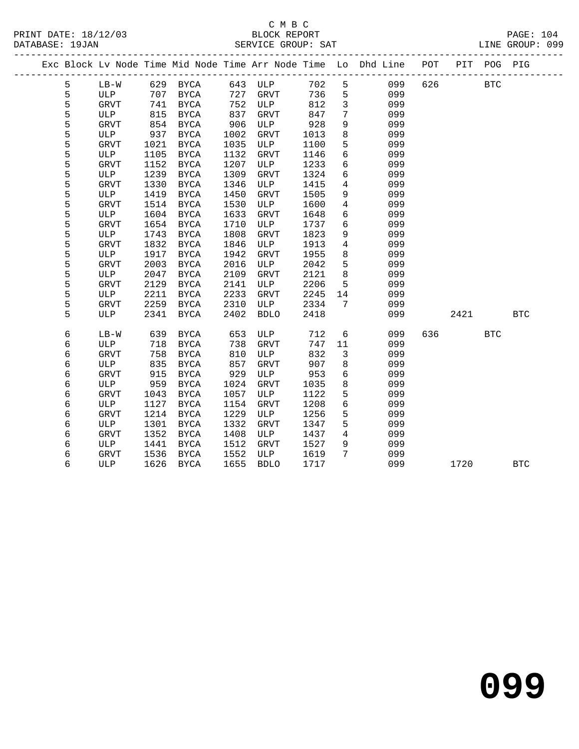C M B C
PRINT DATE: 18/12/03 BLOCK REPORT
DATABASE: 19JAN SERVICE GROUP: SAT LINE GROUP: 099

| Exc | Block | Lv | Node | Time | Mid Node | Time | Arr Node | Time | Lo | Dhd Line | POT | PIT | POG | PIG |
|---|---|---|---|---|---|---|---|---|---|---|---|---|---|---|
| | 5 | | LB-W | 629 | BYCA | 643 | ULP | 702 | 5 | 099 | 626 | | BTC | |
| | 5 | | ULP | 707 | BYCA | 727 | GRVT | 736 | 5 | 099 | | | | |
| | 5 | | GRVT | 741 | BYCA | 752 | ULP | 812 | 3 | 099 | | | | |
| | 5 | | ULP | 815 | BYCA | 837 | GRVT | 847 | 7 | 099 | | | | |
| | 5 | | GRVT | 854 | BYCA | 906 | ULP | 928 | 9 | 099 | | | | |
| | 5 | | ULP | 937 | BYCA | 1002 | GRVT | 1013 | 8 | 099 | | | | |
| | 5 | | GRVT | 1021 | BYCA | 1035 | ULP | 1100 | 5 | 099 | | | | |
| | 5 | | ULP | 1105 | BYCA | 1132 | GRVT | 1146 | 6 | 099 | | | | |
| | 5 | | GRVT | 1152 | BYCA | 1207 | ULP | 1233 | 6 | 099 | | | | |
| | 5 | | ULP | 1239 | BYCA | 1309 | GRVT | 1324 | 6 | 099 | | | | |
| | 5 | | GRVT | 1330 | BYCA | 1346 | ULP | 1415 | 4 | 099 | | | | |
| | 5 | | ULP | 1419 | BYCA | 1450 | GRVT | 1505 | 9 | 099 | | | | |
| | 5 | | GRVT | 1514 | BYCA | 1530 | ULP | 1600 | 4 | 099 | | | | |
| | 5 | | ULP | 1604 | BYCA | 1633 | GRVT | 1648 | 6 | 099 | | | | |
| | 5 | | GRVT | 1654 | BYCA | 1710 | ULP | 1737 | 6 | 099 | | | | |
| | 5 | | ULP | 1743 | BYCA | 1808 | GRVT | 1823 | 9 | 099 | | | | |
| | 5 | | GRVT | 1832 | BYCA | 1846 | ULP | 1913 | 4 | 099 | | | | |
| | 5 | | ULP | 1917 | BYCA | 1942 | GRVT | 1955 | 8 | 099 | | | | |
| | 5 | | GRVT | 2003 | BYCA | 2016 | ULP | 2042 | 5 | 099 | | | | |
| | 5 | | ULP | 2047 | BYCA | 2109 | GRVT | 2121 | 8 | 099 | | | | |
| | 5 | | GRVT | 2129 | BYCA | 2141 | ULP | 2206 | 5 | 099 | | | | |
| | 5 | | ULP | 2211 | BYCA | 2233 | GRVT | 2245 | 14 | 099 | | | | |
| | 5 | | GRVT | 2259 | BYCA | 2310 | ULP | 2334 | 7 | 099 | | | | |
| | 5 | | ULP | 2341 | BYCA | 2402 | BDLO | 2418 | | 099 | | 2421 | | BTC |
| | 6 | | LB-W | 639 | BYCA | 653 | ULP | 712 | 6 | 099 | 636 | | BTC | |
| | 6 | | ULP | 718 | BYCA | 738 | GRVT | 747 | 11 | 099 | | | | |
| | 6 | | GRVT | 758 | BYCA | 810 | ULP | 832 | 3 | 099 | | | | |
| | 6 | | ULP | 835 | BYCA | 857 | GRVT | 907 | 8 | 099 | | | | |
| | 6 | | GRVT | 915 | BYCA | 929 | ULP | 953 | 6 | 099 | | | | |
| | 6 | | ULP | 959 | BYCA | 1024 | GRVT | 1035 | 8 | 099 | | | | |
| | 6 | | GRVT | 1043 | BYCA | 1057 | ULP | 1122 | 5 | 099 | | | | |
| | 6 | | ULP | 1127 | BYCA | 1154 | GRVT | 1208 | 6 | 099 | | | | |
| | 6 | | GRVT | 1214 | BYCA | 1229 | ULP | 1256 | 5 | 099 | | | | |
| | 6 | | ULP | 1301 | BYCA | 1332 | GRVT | 1347 | 5 | 099 | | | | |
| | 6 | | GRVT | 1352 | BYCA | 1408 | ULP | 1437 | 4 | 099 | | | | |
| | 6 | | ULP | 1441 | BYCA | 1512 | GRVT | 1527 | 9 | 099 | | | | |
| | 6 | | GRVT | 1536 | BYCA | 1552 | ULP | 1619 | 7 | 099 | | | | |
| | 6 | | ULP | 1626 | BYCA | 1655 | BDLO | 1717 | | 099 | | 1720 | | BTC |

099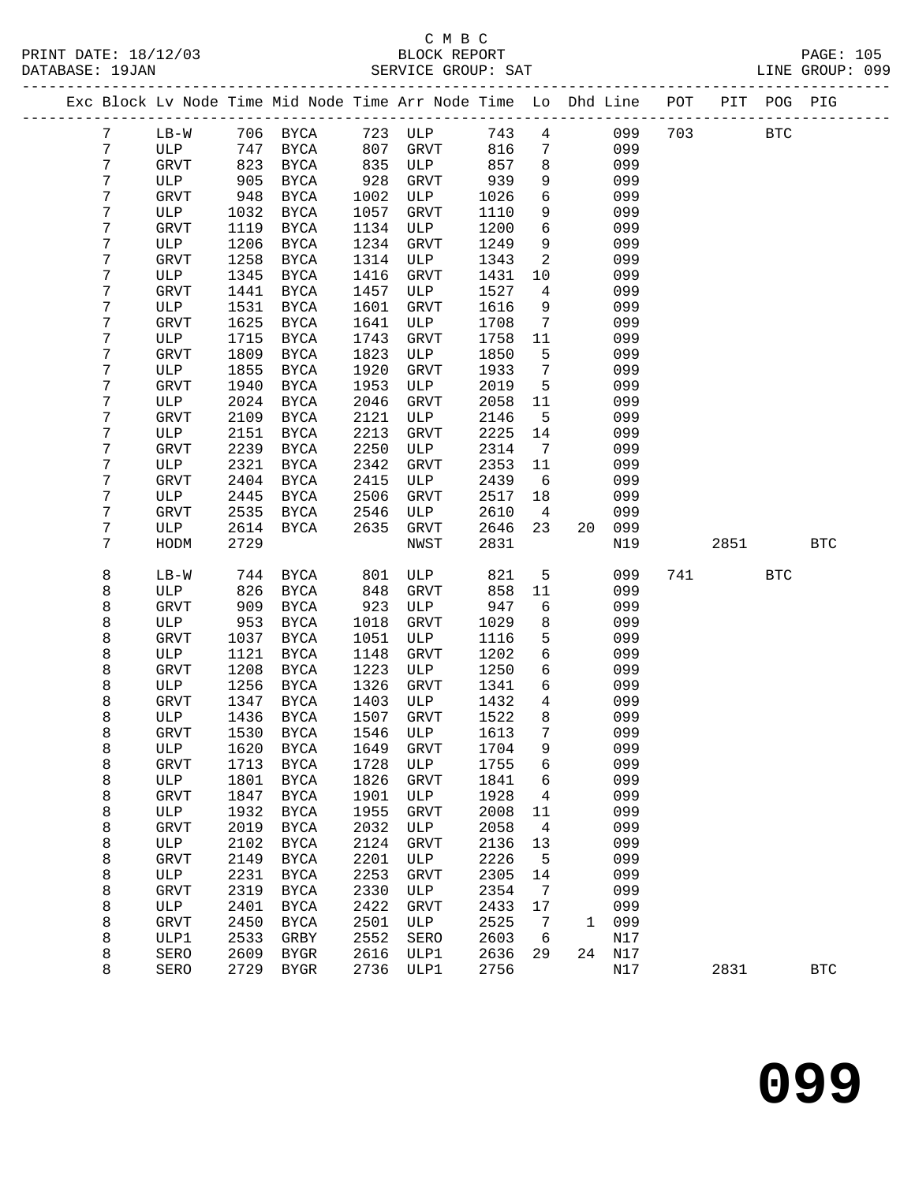C M B C
PRINT DATE: 18/12/03 BLOCK REPORT
DATABASE: 19JAN SERVICE GROUP: SAT LINE GROUP: 099

| Exc | Block | Lv | Node | Time | Mid Node | Time | Arr Node | Time | Lo | Dhd | Line | POT | PIT | POG | PIG |
|---|---|---|---|---|---|---|---|---|---|---|---|---|---|---|---|
| | 7 | | LB-W | 706 | BYCA | 723 | ULP | 743 | 4 | | 099 | 703 | | BTC | |
| | 7 | | ULP | 747 | BYCA | 807 | GRVT | 816 | 7 | | 099 | | | | |
| | 7 | | GRVT | 823 | BYCA | 835 | ULP | 857 | 8 | | 099 | | | | |
| | 7 | | ULP | 905 | BYCA | 928 | GRVT | 939 | 9 | | 099 | | | | |
| | 7 | | GRVT | 948 | BYCA | 1002 | ULP | 1026 | 6 | | 099 | | | | |
| | 7 | | ULP | 1032 | BYCA | 1057 | GRVT | 1110 | 9 | | 099 | | | | |
| | 7 | | GRVT | 1119 | BYCA | 1134 | ULP | 1200 | 6 | | 099 | | | | |
| | 7 | | ULP | 1206 | BYCA | 1234 | GRVT | 1249 | 9 | | 099 | | | | |
| | 7 | | GRVT | 1258 | BYCA | 1314 | ULP | 1343 | 2 | | 099 | | | | |
| | 7 | | ULP | 1345 | BYCA | 1416 | GRVT | 1431 | 10 | | 099 | | | | |
| | 7 | | GRVT | 1441 | BYCA | 1457 | ULP | 1527 | 4 | | 099 | | | | |
| | 7 | | ULP | 1531 | BYCA | 1601 | GRVT | 1616 | 9 | | 099 | | | | |
| | 7 | | GRVT | 1625 | BYCA | 1641 | ULP | 1708 | 7 | | 099 | | | | |
| | 7 | | ULP | 1715 | BYCA | 1743 | GRVT | 1758 | 11 | | 099 | | | | |
| | 7 | | GRVT | 1809 | BYCA | 1823 | ULP | 1850 | 5 | | 099 | | | | |
| | 7 | | ULP | 1855 | BYCA | 1920 | GRVT | 1933 | 7 | | 099 | | | | |
| | 7 | | GRVT | 1940 | BYCA | 1953 | ULP | 2019 | 5 | | 099 | | | | |
| | 7 | | ULP | 2024 | BYCA | 2046 | GRVT | 2058 | 11 | | 099 | | | | |
| | 7 | | GRVT | 2109 | BYCA | 2121 | ULP | 2146 | 5 | | 099 | | | | |
| | 7 | | ULP | 2151 | BYCA | 2213 | GRVT | 2225 | 14 | | 099 | | | | |
| | 7 | | GRVT | 2239 | BYCA | 2250 | ULP | 2314 | 7 | | 099 | | | | |
| | 7 | | ULP | 2321 | BYCA | 2342 | GRVT | 2353 | 11 | | 099 | | | | |
| | 7 | | GRVT | 2404 | BYCA | 2415 | ULP | 2439 | 6 | | 099 | | | | |
| | 7 | | ULP | 2445 | BYCA | 2506 | GRVT | 2517 | 18 | | 099 | | | | |
| | 7 | | GRVT | 2535 | BYCA | 2546 | ULP | 2610 | 4 | | 099 | | | | |
| | 7 | | ULP | 2614 | BYCA | 2635 | GRVT | 2646 | 23 | 20 | 099 | | | | |
| | 7 | | HODM | 2729 | | | NWST | 2831 | | | N19 | | 2851 | | BTC |
| | 8 | | LB-W | 744 | BYCA | 801 | ULP | 821 | 5 | | 099 | 741 | | BTC | |
| | 8 | | ULP | 826 | BYCA | 848 | GRVT | 858 | 11 | | 099 | | | | |
| | 8 | | GRVT | 909 | BYCA | 923 | ULP | 947 | 6 | | 099 | | | | |
| | 8 | | ULP | 953 | BYCA | 1018 | GRVT | 1029 | 8 | | 099 | | | | |
| | 8 | | GRVT | 1037 | BYCA | 1051 | ULP | 1116 | 5 | | 099 | | | | |
| | 8 | | ULP | 1121 | BYCA | 1148 | GRVT | 1202 | 6 | | 099 | | | | |
| | 8 | | GRVT | 1208 | BYCA | 1223 | ULP | 1250 | 6 | | 099 | | | | |
| | 8 | | ULP | 1256 | BYCA | 1326 | GRVT | 1341 | 6 | | 099 | | | | |
| | 8 | | GRVT | 1347 | BYCA | 1403 | ULP | 1432 | 4 | | 099 | | | | |
| | 8 | | ULP | 1436 | BYCA | 1507 | GRVT | 1522 | 8 | | 099 | | | | |
| | 8 | | GRVT | 1530 | BYCA | 1546 | ULP | 1613 | 7 | | 099 | | | | |
| | 8 | | ULP | 1620 | BYCA | 1649 | GRVT | 1704 | 9 | | 099 | | | | |
| | 8 | | GRVT | 1713 | BYCA | 1728 | ULP | 1755 | 6 | | 099 | | | | |
| | 8 | | ULP | 1801 | BYCA | 1826 | GRVT | 1841 | 6 | | 099 | | | | |
| | 8 | | GRVT | 1847 | BYCA | 1901 | ULP | 1928 | 4 | | 099 | | | | |
| | 8 | | ULP | 1932 | BYCA | 1955 | GRVT | 2008 | 11 | | 099 | | | | |
| | 8 | | GRVT | 2019 | BYCA | 2032 | ULP | 2058 | 4 | | 099 | | | | |
| | 8 | | ULP | 2102 | BYCA | 2124 | GRVT | 2136 | 13 | | 099 | | | | |
| | 8 | | GRVT | 2149 | BYCA | 2201 | ULP | 2226 | 5 | | 099 | | | | |
| | 8 | | ULP | 2231 | BYCA | 2253 | GRVT | 2305 | 14 | | 099 | | | | |
| | 8 | | GRVT | 2319 | BYCA | 2330 | ULP | 2354 | 7 | | 099 | | | | |
| | 8 | | ULP | 2401 | BYCA | 2422 | GRVT | 2433 | 17 | | 099 | | | | |
| | 8 | | GRVT | 2450 | BYCA | 2501 | ULP | 2525 | 7 | 1 | 099 | | | | |
| | 8 | | ULP1 | 2533 | GRBY | 2552 | SERO | 2603 | 6 | | N17 | | | | |
| | 8 | | SERO | 2609 | BYGR | 2616 | ULP1 | 2636 | 29 | 24 | N17 | | | | |
| | 8 | | SERO | 2729 | BYGR | 2736 | ULP1 | 2756 | | | N17 | | 2831 | | BTC |

099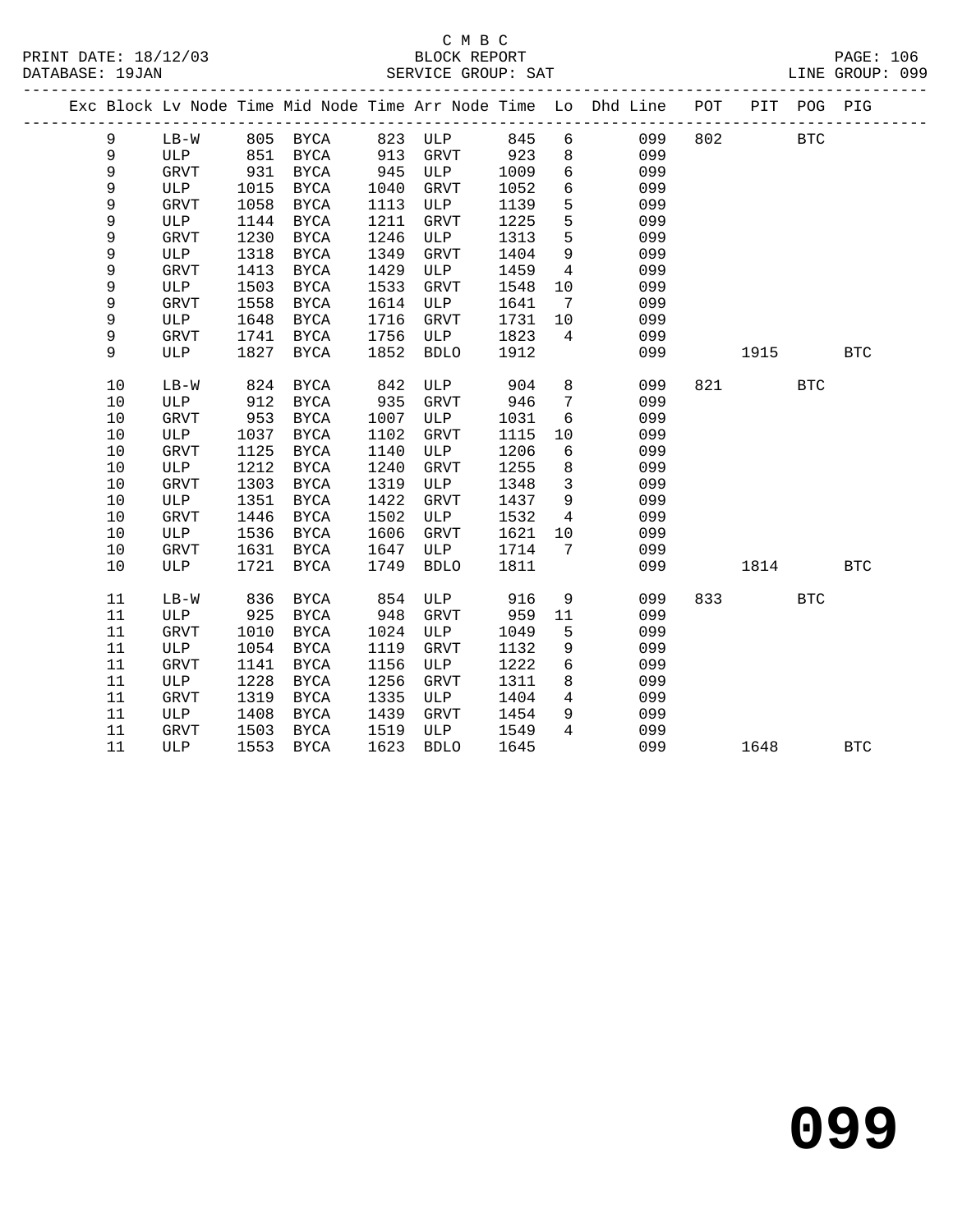C M B C

PRINT DATE: 18/12/03 BLOCK REPORT PAGE: 106
DATABASE: 19JAN SERVICE GROUP: SAT LINE GROUP: 099

| Exc | Block | Lv Node | Time | Mid Node | Time | Arr Node | Time | Lo | Dhd Line | POT | PIT | POG | PIG |
|---|---|---|---|---|---|---|---|---|---|---|---|---|---|
| | 9 | LB-W | 805 | BYCA | 823 | ULP | 845 | 6 | 099 | 802 | | BTC | |
| | 9 | ULP | 851 | BYCA | 913 | GRVT | 923 | 8 | 099 | | | | |
| | 9 | GRVT | 931 | BYCA | 945 | ULP | 1009 | 6 | 099 | | | | |
| | 9 | ULP | 1015 | BYCA | 1040 | GRVT | 1052 | 6 | 099 | | | | |
| | 9 | GRVT | 1058 | BYCA | 1113 | ULP | 1139 | 5 | 099 | | | | |
| | 9 | ULP | 1144 | BYCA | 1211 | GRVT | 1225 | 5 | 099 | | | | |
| | 9 | GRVT | 1230 | BYCA | 1246 | ULP | 1313 | 5 | 099 | | | | |
| | 9 | ULP | 1318 | BYCA | 1349 | GRVT | 1404 | 9 | 099 | | | | |
| | 9 | GRVT | 1413 | BYCA | 1429 | ULP | 1459 | 4 | 099 | | | | |
| | 9 | ULP | 1503 | BYCA | 1533 | GRVT | 1548 | 10 | 099 | | | | |
| | 9 | GRVT | 1558 | BYCA | 1614 | ULP | 1641 | 7 | 099 | | | | |
| | 9 | ULP | 1648 | BYCA | 1716 | GRVT | 1731 | 10 | 099 | | | | |
| | 9 | GRVT | 1741 | BYCA | 1756 | ULP | 1823 | 4 | 099 | | | | |
| | 9 | ULP | 1827 | BYCA | 1852 | BDLO | 1912 | | 099 | | 1915 | | BTC |
| | 10 | LB-W | 824 | BYCA | 842 | ULP | 904 | 8 | 099 | 821 | | BTC | |
| | 10 | ULP | 912 | BYCA | 935 | GRVT | 946 | 7 | 099 | | | | |
| | 10 | GRVT | 953 | BYCA | 1007 | ULP | 1031 | 6 | 099 | | | | |
| | 10 | ULP | 1037 | BYCA | 1102 | GRVT | 1115 | 10 | 099 | | | | |
| | 10 | GRVT | 1125 | BYCA | 1140 | ULP | 1206 | 6 | 099 | | | | |
| | 10 | ULP | 1212 | BYCA | 1240 | GRVT | 1255 | 8 | 099 | | | | |
| | 10 | GRVT | 1303 | BYCA | 1319 | ULP | 1348 | 3 | 099 | | | | |
| | 10 | ULP | 1351 | BYCA | 1422 | GRVT | 1437 | 9 | 099 | | | | |
| | 10 | GRVT | 1446 | BYCA | 1502 | ULP | 1532 | 4 | 099 | | | | |
| | 10 | ULP | 1536 | BYCA | 1606 | GRVT | 1621 | 10 | 099 | | | | |
| | 10 | GRVT | 1631 | BYCA | 1647 | ULP | 1714 | 7 | 099 | | | | |
| | 10 | ULP | 1721 | BYCA | 1749 | BDLO | 1811 | | 099 | | 1814 | | BTC |
| | 11 | LB-W | 836 | BYCA | 854 | ULP | 916 | 9 | 099 | 833 | | BTC | |
| | 11 | ULP | 925 | BYCA | 948 | GRVT | 959 | 11 | 099 | | | | |
| | 11 | GRVT | 1010 | BYCA | 1024 | ULP | 1049 | 5 | 099 | | | | |
| | 11 | ULP | 1054 | BYCA | 1119 | GRVT | 1132 | 9 | 099 | | | | |
| | 11 | GRVT | 1141 | BYCA | 1156 | ULP | 1222 | 6 | 099 | | | | |
| | 11 | ULP | 1228 | BYCA | 1256 | GRVT | 1311 | 8 | 099 | | | | |
| | 11 | GRVT | 1319 | BYCA | 1335 | ULP | 1404 | 4 | 099 | | | | |
| | 11 | ULP | 1408 | BYCA | 1439 | GRVT | 1454 | 9 | 099 | | | | |
| | 11 | GRVT | 1503 | BYCA | 1519 | ULP | 1549 | 4 | 099 | | | | |
| | 11 | ULP | 1553 | BYCA | 1623 | BDLO | 1645 | | 099 | | 1648 | | BTC |

099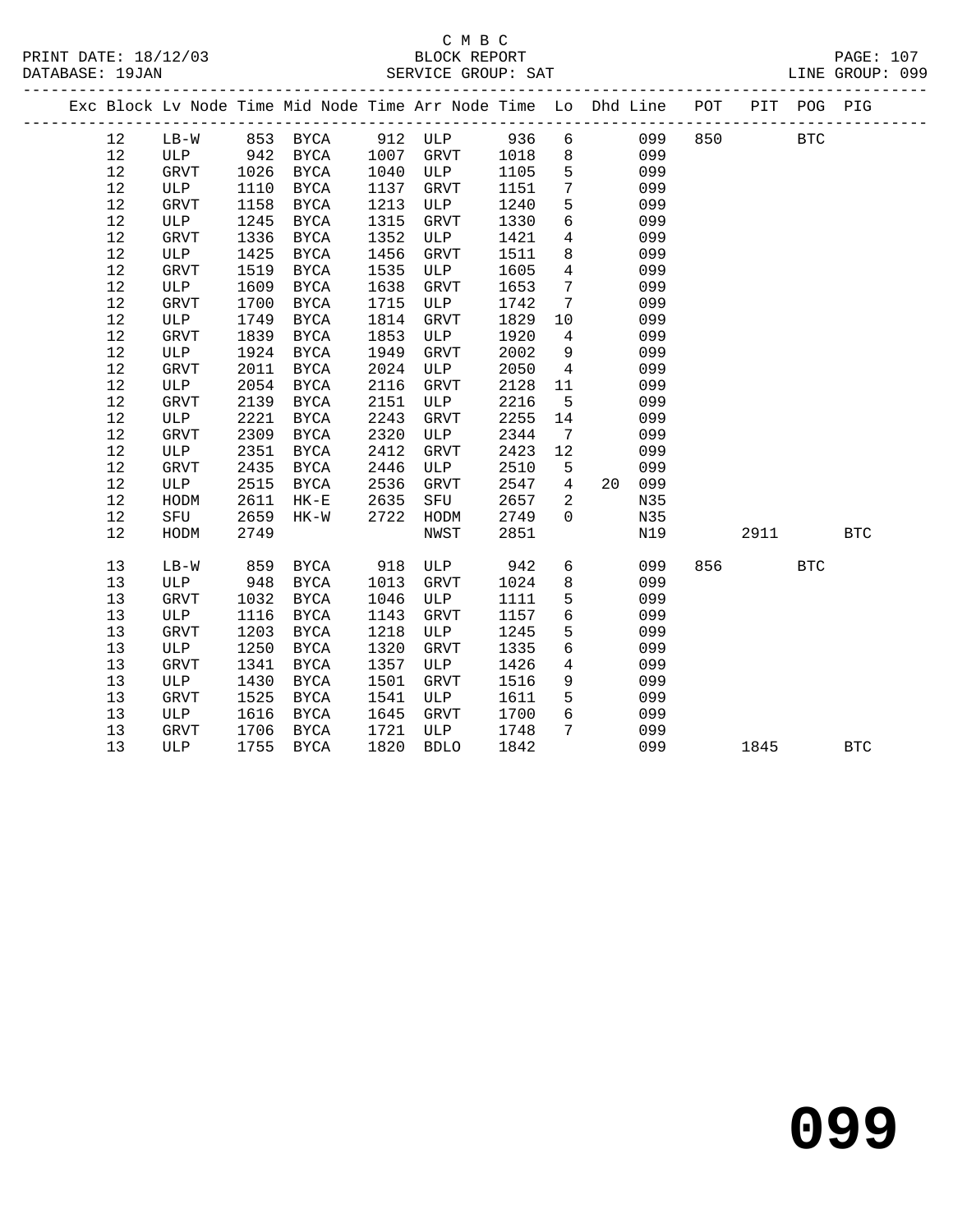C M B C
PRINT DATE: 18/12/03 BLOCK REPORT
DATABASE: 19JAN SERVICE GROUP: SAT LINE GROUP: 099

| Exc | Block | Lv | Node | Time | Mid Node | Time | Arr Node | Time | Lo | Dhd | Line | POT | PIT | POG | PIG |
|---|---|---|---|---|---|---|---|---|---|---|---|---|---|---|---|
| | 12 | | LB-W | 853 | BYCA | 912 | ULP | 936 | 6 | | 099 | 850 | | BTC | |
| | 12 | | ULP | 942 | BYCA | 1007 | GRVT | 1018 | 8 | | 099 | | | | |
| | 12 | | GRVT | 1026 | BYCA | 1040 | ULP | 1105 | 5 | | 099 | | | | |
| | 12 | | ULP | 1110 | BYCA | 1137 | GRVT | 1151 | 7 | | 099 | | | | |
| | 12 | | GRVT | 1158 | BYCA | 1213 | ULP | 1240 | 5 | | 099 | | | | |
| | 12 | | ULP | 1245 | BYCA | 1315 | GRVT | 1330 | 6 | | 099 | | | | |
| | 12 | | GRVT | 1336 | BYCA | 1352 | ULP | 1421 | 4 | | 099 | | | | |
| | 12 | | ULP | 1425 | BYCA | 1456 | GRVT | 1511 | 8 | | 099 | | | | |
| | 12 | | GRVT | 1519 | BYCA | 1535 | ULP | 1605 | 4 | | 099 | | | | |
| | 12 | | ULP | 1609 | BYCA | 1638 | GRVT | 1653 | 7 | | 099 | | | | |
| | 12 | | GRVT | 1700 | BYCA | 1715 | ULP | 1742 | 7 | | 099 | | | | |
| | 12 | | ULP | 1749 | BYCA | 1814 | GRVT | 1829 | 10 | | 099 | | | | |
| | 12 | | GRVT | 1839 | BYCA | 1853 | ULP | 1920 | 4 | | 099 | | | | |
| | 12 | | ULP | 1924 | BYCA | 1949 | GRVT | 2002 | 9 | | 099 | | | | |
| | 12 | | GRVT | 2011 | BYCA | 2024 | ULP | 2050 | 4 | | 099 | | | | |
| | 12 | | ULP | 2054 | BYCA | 2116 | GRVT | 2128 | 11 | | 099 | | | | |
| | 12 | | GRVT | 2139 | BYCA | 2151 | ULP | 2216 | 5 | | 099 | | | | |
| | 12 | | ULP | 2221 | BYCA | 2243 | GRVT | 2255 | 14 | | 099 | | | | |
| | 12 | | GRVT | 2309 | BYCA | 2320 | ULP | 2344 | 7 | | 099 | | | | |
| | 12 | | ULP | 2351 | BYCA | 2412 | GRVT | 2423 | 12 | | 099 | | | | |
| | 12 | | GRVT | 2435 | BYCA | 2446 | ULP | 2510 | 5 | | 099 | | | | |
| | 12 | | ULP | 2515 | BYCA | 2536 | GRVT | 2547 | 4 | 20 | 099 | | | | |
| | 12 | | HODM | 2611 | HK-E | 2635 | SFU | 2657 | 2 | | N35 | | | | |
| | 12 | | SFU | 2659 | HK-W | 2722 | HODM | 2749 | 0 | | N35 | | | | |
| | 12 | | HODM | 2749 | | | NWST | 2851 | | | N19 | | 2911 | | BTC |
| | 13 | | LB-W | 859 | BYCA | 918 | ULP | 942 | 6 | | 099 | 856 | | BTC | |
| | 13 | | ULP | 948 | BYCA | 1013 | GRVT | 1024 | 8 | | 099 | | | | |
| | 13 | | GRVT | 1032 | BYCA | 1046 | ULP | 1111 | 5 | | 099 | | | | |
| | 13 | | ULP | 1116 | BYCA | 1143 | GRVT | 1157 | 6 | | 099 | | | | |
| | 13 | | GRVT | 1203 | BYCA | 1218 | ULP | 1245 | 5 | | 099 | | | | |
| | 13 | | ULP | 1250 | BYCA | 1320 | GRVT | 1335 | 6 | | 099 | | | | |
| | 13 | | GRVT | 1341 | BYCA | 1357 | ULP | 1426 | 4 | | 099 | | | | |
| | 13 | | ULP | 1430 | BYCA | 1501 | GRVT | 1516 | 9 | | 099 | | | | |
| | 13 | | GRVT | 1525 | BYCA | 1541 | ULP | 1611 | 5 | | 099 | | | | |
| | 13 | | ULP | 1616 | BYCA | 1645 | GRVT | 1700 | 6 | | 099 | | | | |
| | 13 | | GRVT | 1706 | BYCA | 1721 | ULP | 1748 | 7 | | 099 | | | | |
| | 13 | | ULP | 1755 | BYCA | 1820 | BDLO | 1842 | | | 099 | | 1845 | | BTC |

**099**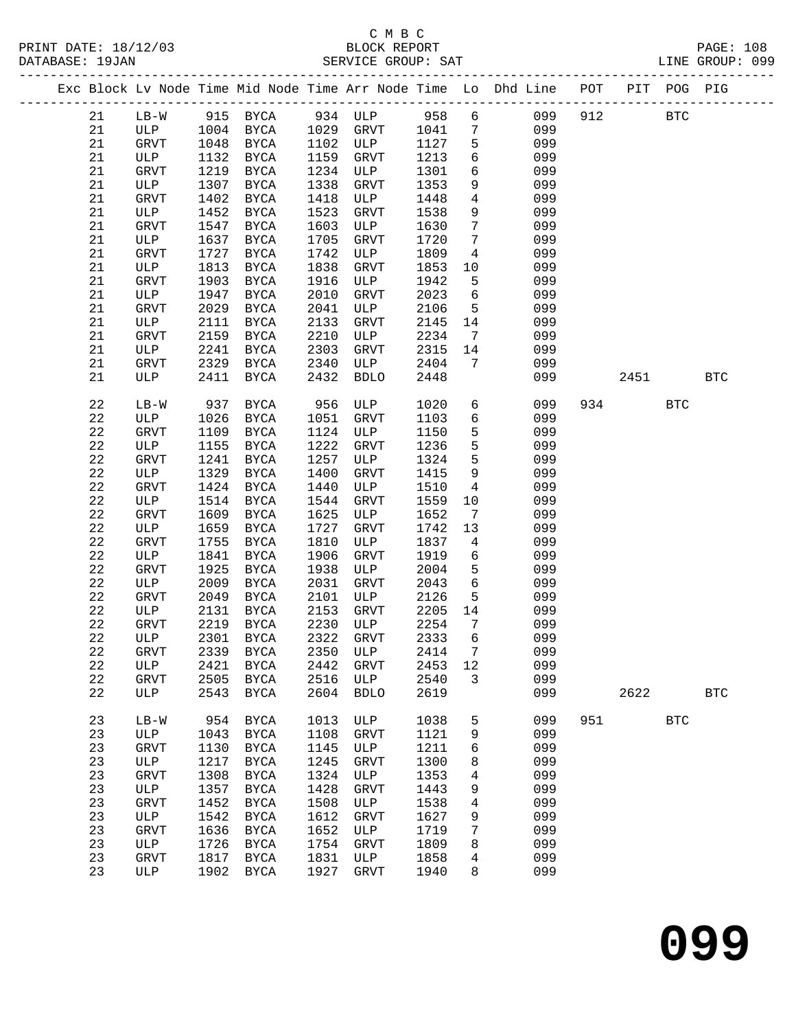C M B C

BLOCK REPORT

SERVICE GROUP: SAT

LINE GROUP: 099

| Exc | Block | Lv | Node | Time | Mid Node | Time | Arr Node | Time | Lo | Dhd Line | POT | PIT | POG | PIG |
|---|---|---|---|---|---|---|---|---|---|---|---|---|---|---|
| | 21 | | LB-W | 915 | BYCA | 934 | ULP | 958 | 6 | 099 | 912 | | BTC | |
| | 21 | | ULP | 1004 | BYCA | 1029 | GRVT | 1041 | 7 | 099 | | | | |
| | 21 | | GRVT | 1048 | BYCA | 1102 | ULP | 1127 | 5 | 099 | | | | |
| | 21 | | ULP | 1132 | BYCA | 1159 | GRVT | 1213 | 6 | 099 | | | | |
| | 21 | | GRVT | 1219 | BYCA | 1234 | ULP | 1301 | 6 | 099 | | | | |
| | 21 | | ULP | 1307 | BYCA | 1338 | GRVT | 1353 | 9 | 099 | | | | |
| | 21 | | GRVT | 1402 | BYCA | 1418 | ULP | 1448 | 4 | 099 | | | | |
| | 21 | | ULP | 1452 | BYCA | 1523 | GRVT | 1538 | 9 | 099 | | | | |
| | 21 | | GRVT | 1547 | BYCA | 1603 | ULP | 1630 | 7 | 099 | | | | |
| | 21 | | ULP | 1637 | BYCA | 1705 | GRVT | 1720 | 7 | 099 | | | | |
| | 21 | | GRVT | 1727 | BYCA | 1742 | ULP | 1809 | 4 | 099 | | | | |
| | 21 | | ULP | 1813 | BYCA | 1838 | GRVT | 1853 | 10 | 099 | | | | |
| | 21 | | GRVT | 1903 | BYCA | 1916 | ULP | 1942 | 5 | 099 | | | | |
| | 21 | | ULP | 1947 | BYCA | 2010 | GRVT | 2023 | 6 | 099 | | | | |
| | 21 | | GRVT | 2029 | BYCA | 2041 | ULP | 2106 | 5 | 099 | | | | |
| | 21 | | ULP | 2111 | BYCA | 2133 | GRVT | 2145 | 14 | 099 | | | | |
| | 21 | | GRVT | 2159 | BYCA | 2210 | ULP | 2234 | 7 | 099 | | | | |
| | 21 | | ULP | 2241 | BYCA | 2303 | GRVT | 2315 | 14 | 099 | | | | |
| | 21 | | GRVT | 2329 | BYCA | 2340 | ULP | 2404 | 7 | 099 | | | | |
| | 21 | | ULP | 2411 | BYCA | 2432 | BDLO | 2448 | | 099 | | 2451 | | BTC |
| | 22 | | LB-W | 937 | BYCA | 956 | ULP | 1020 | 6 | 099 | 934 | | BTC | |
| | 22 | | ULP | 1026 | BYCA | 1051 | GRVT | 1103 | 6 | 099 | | | | |
| | 22 | | GRVT | 1109 | BYCA | 1124 | ULP | 1150 | 5 | 099 | | | | |
| | 22 | | ULP | 1155 | BYCA | 1222 | GRVT | 1236 | 5 | 099 | | | | |
| | 22 | | GRVT | 1241 | BYCA | 1257 | ULP | 1324 | 5 | 099 | | | | |
| | 22 | | ULP | 1329 | BYCA | 1400 | GRVT | 1415 | 9 | 099 | | | | |
| | 22 | | GRVT | 1424 | BYCA | 1440 | ULP | 1510 | 4 | 099 | | | | |
| | 22 | | ULP | 1514 | BYCA | 1544 | GRVT | 1559 | 10 | 099 | | | | |
| | 22 | | GRVT | 1609 | BYCA | 1625 | ULP | 1652 | 7 | 099 | | | | |
| | 22 | | ULP | 1659 | BYCA | 1727 | GRVT | 1742 | 13 | 099 | | | | |
| | 22 | | GRVT | 1755 | BYCA | 1810 | ULP | 1837 | 4 | 099 | | | | |
| | 22 | | ULP | 1841 | BYCA | 1906 | GRVT | 1919 | 6 | 099 | | | | |
| | 22 | | GRVT | 1925 | BYCA | 1938 | ULP | 2004 | 5 | 099 | | | | |
| | 22 | | ULP | 2009 | BYCA | 2031 | GRVT | 2043 | 6 | 099 | | | | |
| | 22 | | GRVT | 2049 | BYCA | 2101 | ULP | 2126 | 5 | 099 | | | | |
| | 22 | | ULP | 2131 | BYCA | 2153 | GRVT | 2205 | 14 | 099 | | | | |
| | 22 | | GRVT | 2219 | BYCA | 2230 | ULP | 2254 | 7 | 099 | | | | |
| | 22 | | ULP | 2301 | BYCA | 2322 | GRVT | 2333 | 6 | 099 | | | | |
| | 22 | | GRVT | 2339 | BYCA | 2350 | ULP | 2414 | 7 | 099 | | | | |
| | 22 | | ULP | 2421 | BYCA | 2442 | GRVT | 2453 | 12 | 099 | | | | |
| | 22 | | GRVT | 2505 | BYCA | 2516 | ULP | 2540 | 3 | 099 | | | | |
| | 22 | | ULP | 2543 | BYCA | 2604 | BDLO | 2619 | | 099 | | 2622 | | BTC |
| | 23 | | LB-W | 954 | BYCA | 1013 | ULP | 1038 | 5 | 099 | 951 | | BTC | |
| | 23 | | ULP | 1043 | BYCA | 1108 | GRVT | 1121 | 9 | 099 | | | | |
| | 23 | | GRVT | 1130 | BYCA | 1145 | ULP | 1211 | 6 | 099 | | | | |
| | 23 | | ULP | 1217 | BYCA | 1245 | GRVT | 1300 | 8 | 099 | | | | |
| | 23 | | GRVT | 1308 | BYCA | 1324 | ULP | 1353 | 4 | 099 | | | | |
| | 23 | | ULP | 1357 | BYCA | 1428 | GRVT | 1443 | 9 | 099 | | | | |
| | 23 | | GRVT | 1452 | BYCA | 1508 | ULP | 1538 | 4 | 099 | | | | |
| | 23 | | ULP | 1542 | BYCA | 1612 | GRVT | 1627 | 9 | 099 | | | | |
| | 23 | | GRVT | 1636 | BYCA | 1652 | ULP | 1719 | 7 | 099 | | | | |
| | 23 | | ULP | 1726 | BYCA | 1754 | GRVT | 1809 | 8 | 099 | | | | |
| | 23 | | GRVT | 1817 | BYCA | 1831 | ULP | 1858 | 4 | 099 | | | | |
| | 23 | | ULP | 1902 | BYCA | 1927 | GRVT | 1940 | 8 | 099 | | | | |

**099**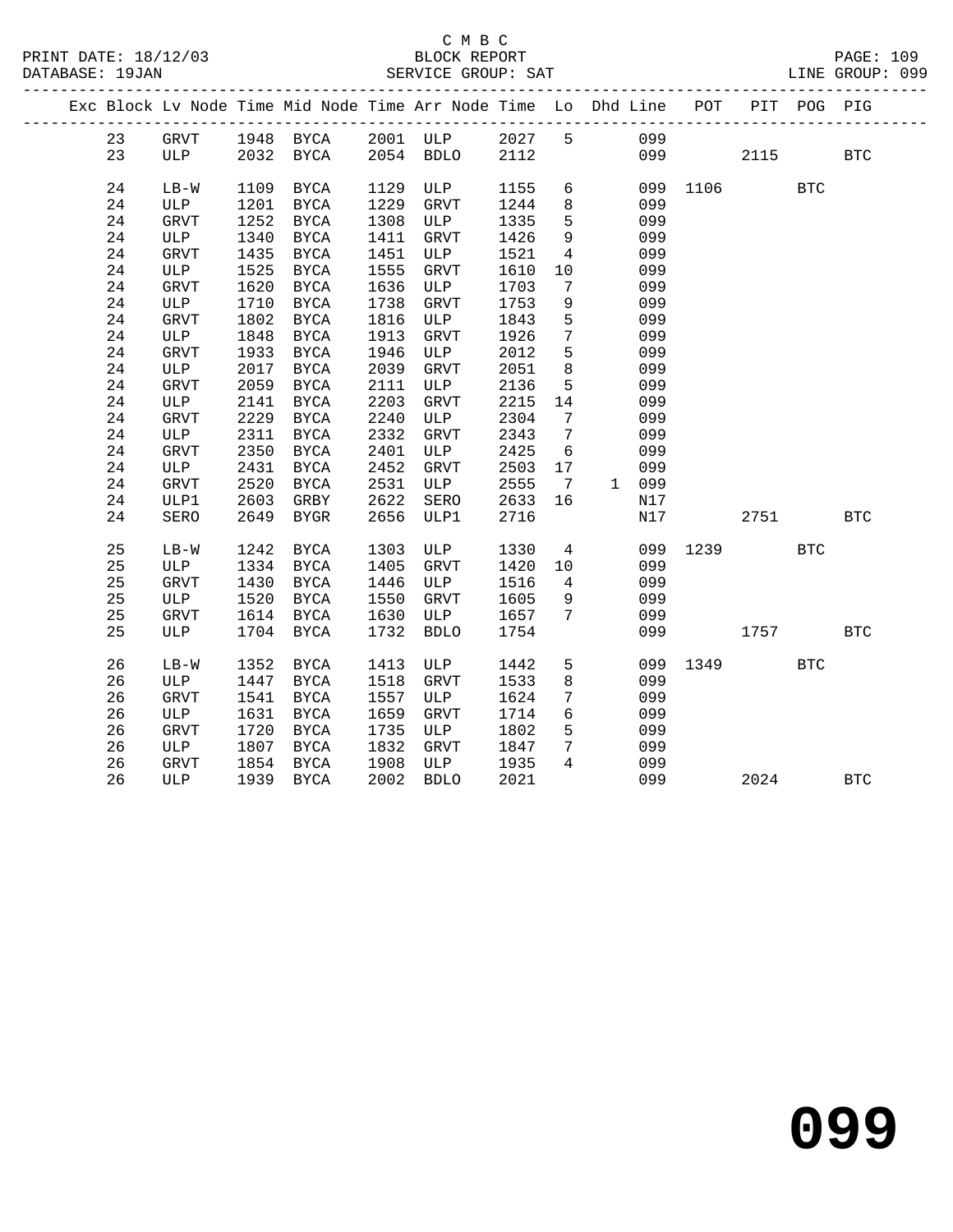C M B C
BLOCK REPORT
SERVICE GROUP: SAT

PRINT DATE: 18/12/03
DATABASE: 19JAN
PAGE: 109
LINE GROUP: 099

| Exc | Block | Lv | Node | Time | Mid Node | Time | Arr Node | Time | Lo | Dhd | Line | POT | PIT | POG | PIG |
|---|---|---|---|---|---|---|---|---|---|---|---|---|---|---|---|
| | 23 | | GRVT | 1948 | BYCA | 2001 | ULP | 2027 | 5 | | 099 | | | | |
| | 23 | | ULP | 2032 | BYCA | 2054 | BDLO | 2112 | | | 099 | | 2115 | | BTC |
| | 24 | | LB-W | 1109 | BYCA | 1129 | ULP | 1155 | 6 | | 099 | 1106 | | BTC | |
| | 24 | | ULP | 1201 | BYCA | 1229 | GRVT | 1244 | 8 | | 099 | | | | |
| | 24 | | GRVT | 1252 | BYCA | 1308 | ULP | 1335 | 5 | | 099 | | | | |
| | 24 | | ULP | 1340 | BYCA | 1411 | GRVT | 1426 | 9 | | 099 | | | | |
| | 24 | | GRVT | 1435 | BYCA | 1451 | ULP | 1521 | 4 | | 099 | | | | |
| | 24 | | ULP | 1525 | BYCA | 1555 | GRVT | 1610 | 10 | | 099 | | | | |
| | 24 | | GRVT | 1620 | BYCA | 1636 | ULP | 1703 | 7 | | 099 | | | | |
| | 24 | | ULP | 1710 | BYCA | 1738 | GRVT | 1753 | 9 | | 099 | | | | |
| | 24 | | GRVT | 1802 | BYCA | 1816 | ULP | 1843 | 5 | | 099 | | | | |
| | 24 | | ULP | 1848 | BYCA | 1913 | GRVT | 1926 | 7 | | 099 | | | | |
| | 24 | | GRVT | 1933 | BYCA | 1946 | ULP | 2012 | 5 | | 099 | | | | |
| | 24 | | ULP | 2017 | BYCA | 2039 | GRVT | 2051 | 8 | | 099 | | | | |
| | 24 | | GRVT | 2059 | BYCA | 2111 | ULP | 2136 | 5 | | 099 | | | | |
| | 24 | | ULP | 2141 | BYCA | 2203 | GRVT | 2215 | 14 | | 099 | | | | |
| | 24 | | GRVT | 2229 | BYCA | 2240 | ULP | 2304 | 7 | | 099 | | | | |
| | 24 | | ULP | 2311 | BYCA | 2332 | GRVT | 2343 | 7 | | 099 | | | | |
| | 24 | | GRVT | 2350 | BYCA | 2401 | ULP | 2425 | 6 | | 099 | | | | |
| | 24 | | ULP | 2431 | BYCA | 2452 | GRVT | 2503 | 17 | | 099 | | | | |
| | 24 | | GRVT | 2520 | BYCA | 2531 | ULP | 2555 | 7 | 1 | 099 | | | | |
| | 24 | | ULP1 | 2603 | GRBY | 2622 | SERO | 2633 | 16 | | N17 | | | | |
| | 24 | | SERO | 2649 | BYGR | 2656 | ULP1 | 2716 | | | N17 | | 2751 | | BTC |
| | 25 | | LB-W | 1242 | BYCA | 1303 | ULP | 1330 | 4 | | 099 | 1239 | | BTC | |
| | 25 | | ULP | 1334 | BYCA | 1405 | GRVT | 1420 | 10 | | 099 | | | | |
| | 25 | | GRVT | 1430 | BYCA | 1446 | ULP | 1516 | 4 | | 099 | | | | |
| | 25 | | ULP | 1520 | BYCA | 1550 | GRVT | 1605 | 9 | | 099 | | | | |
| | 25 | | GRVT | 1614 | BYCA | 1630 | ULP | 1657 | 7 | | 099 | | | | |
| | 25 | | ULP | 1704 | BYCA | 1732 | BDLO | 1754 | | | 099 | | 1757 | | BTC |
| | 26 | | LB-W | 1352 | BYCA | 1413 | ULP | 1442 | 5 | | 099 | 1349 | | BTC | |
| | 26 | | ULP | 1447 | BYCA | 1518 | GRVT | 1533 | 8 | | 099 | | | | |
| | 26 | | GRVT | 1541 | BYCA | 1557 | ULP | 1624 | 7 | | 099 | | | | |
| | 26 | | ULP | 1631 | BYCA | 1659 | GRVT | 1714 | 6 | | 099 | | | | |
| | 26 | | GRVT | 1720 | BYCA | 1735 | ULP | 1802 | 5 | | 099 | | | | |
| | 26 | | ULP | 1807 | BYCA | 1832 | GRVT | 1847 | 7 | | 099 | | | | |
| | 26 | | GRVT | 1854 | BYCA | 1908 | ULP | 1935 | 4 | | 099 | | | | |
| | 26 | | ULP | 1939 | BYCA | 2002 | BDLO | 2021 | | | 099 | | 2024 | | BTC |

099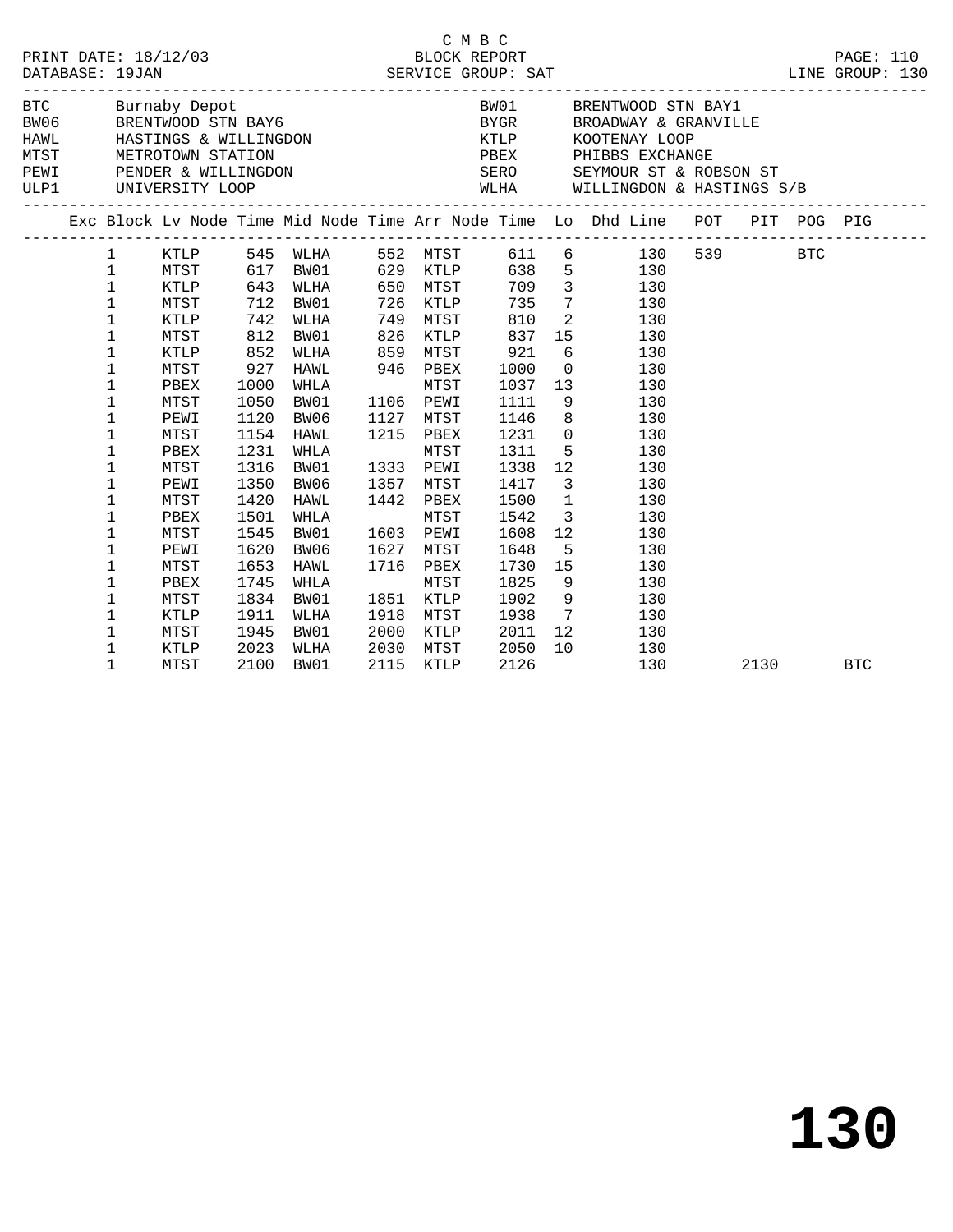C M B C
PRINT DATE: 18/12/03 BLOCK REPORT
DATABASE: 19JAN SERVICE GROUP: SAT LINE GROUP: 130

| Code | Location | Code | Location |
|---|---|---|---|
| BTC | Burnaby Depot | BW01 | BRENTWOOD STN BAY1 |
| BW06 | BRENTWOOD STN BAY6 | BYGR | BROADWAY & GRANVILLE |
| HAWL | HASTINGS & WILLINGDON | KTLP | KOOTENAY LOOP |
| MTST | METROTOWN STATION | PBEX | PHIBBS EXCHANGE |
| PEWI | PENDER & WILLINGDON | SERO | SEYMOUR ST & ROBSON ST |
| ULP1 | UNIVERSITY LOOP | WLHA | WILLINGDON & HASTINGS S/B |

| Exc | Block | Lv Node | Time | Mid Node | Time | Arr Node | Time | Lo | Dhd Line | POT | PIT | POG | PIG |
|---|---|---|---|---|---|---|---|---|---|---|---|---|---|
| | 1 | KTLP | 545 | WLHA | 552 | MTST | 611 | 6 | 130 | 539 | | BTC | |
| | 1 | MTST | 617 | BW01 | 629 | KTLP | 638 | 5 | 130 | | | | |
| | 1 | KTLP | 643 | WLHA | 650 | MTST | 709 | 3 | 130 | | | | |
| | 1 | MTST | 712 | BW01 | 726 | KTLP | 735 | 7 | 130 | | | | |
| | 1 | KTLP | 742 | WLHA | 749 | MTST | 810 | 2 | 130 | | | | |
| | 1 | MTST | 812 | BW01 | 826 | KTLP | 837 | 15 | 130 | | | | |
| | 1 | KTLP | 852 | WLHA | 859 | MTST | 921 | 6 | 130 | | | | |
| | 1 | MTST | 927 | HAWL | 946 | PBEX | 1000 | 0 | 130 | | | | |
| | 1 | PBEX | 1000 | WHLA | | MTST | 1037 | 13 | 130 | | | | |
| | 1 | MTST | 1050 | BW01 | 1106 | PEWI | 1111 | 9 | 130 | | | | |
| | 1 | PEWI | 1120 | BW06 | 1127 | MTST | 1146 | 8 | 130 | | | | |
| | 1 | MTST | 1154 | HAWL | 1215 | PBEX | 1231 | 0 | 130 | | | | |
| | 1 | PBEX | 1231 | WHLA | | MTST | 1311 | 5 | 130 | | | | |
| | 1 | MTST | 1316 | BW01 | 1333 | PEWI | 1338 | 12 | 130 | | | | |
| | 1 | PEWI | 1350 | BW06 | 1357 | MTST | 1417 | 3 | 130 | | | | |
| | 1 | MTST | 1420 | HAWL | 1442 | PBEX | 1500 | 1 | 130 | | | | |
| | 1 | PBEX | 1501 | WHLA | | MTST | 1542 | 3 | 130 | | | | |
| | 1 | MTST | 1545 | BW01 | 1603 | PEWI | 1608 | 12 | 130 | | | | |
| | 1 | PEWI | 1620 | BW06 | 1627 | MTST | 1648 | 5 | 130 | | | | |
| | 1 | MTST | 1653 | HAWL | 1716 | PBEX | 1730 | 15 | 130 | | | | |
| | 1 | PBEX | 1745 | WHLA | | MTST | 1825 | 9 | 130 | | | | |
| | 1 | MTST | 1834 | BW01 | 1851 | KTLP | 1902 | 9 | 130 | | | | |
| | 1 | KTLP | 1911 | WLHA | 1918 | MTST | 1938 | 7 | 130 | | | | |
| | 1 | MTST | 1945 | BW01 | 2000 | KTLP | 2011 | 12 | 130 | | | | |
| | 1 | KTLP | 2023 | WLHA | 2030 | MTST | 2050 | 10 | 130 | | | | |
| | 1 | MTST | 2100 | BW01 | 2115 | KTLP | 2126 | | 130 | | 2130 | | BTC |

**130**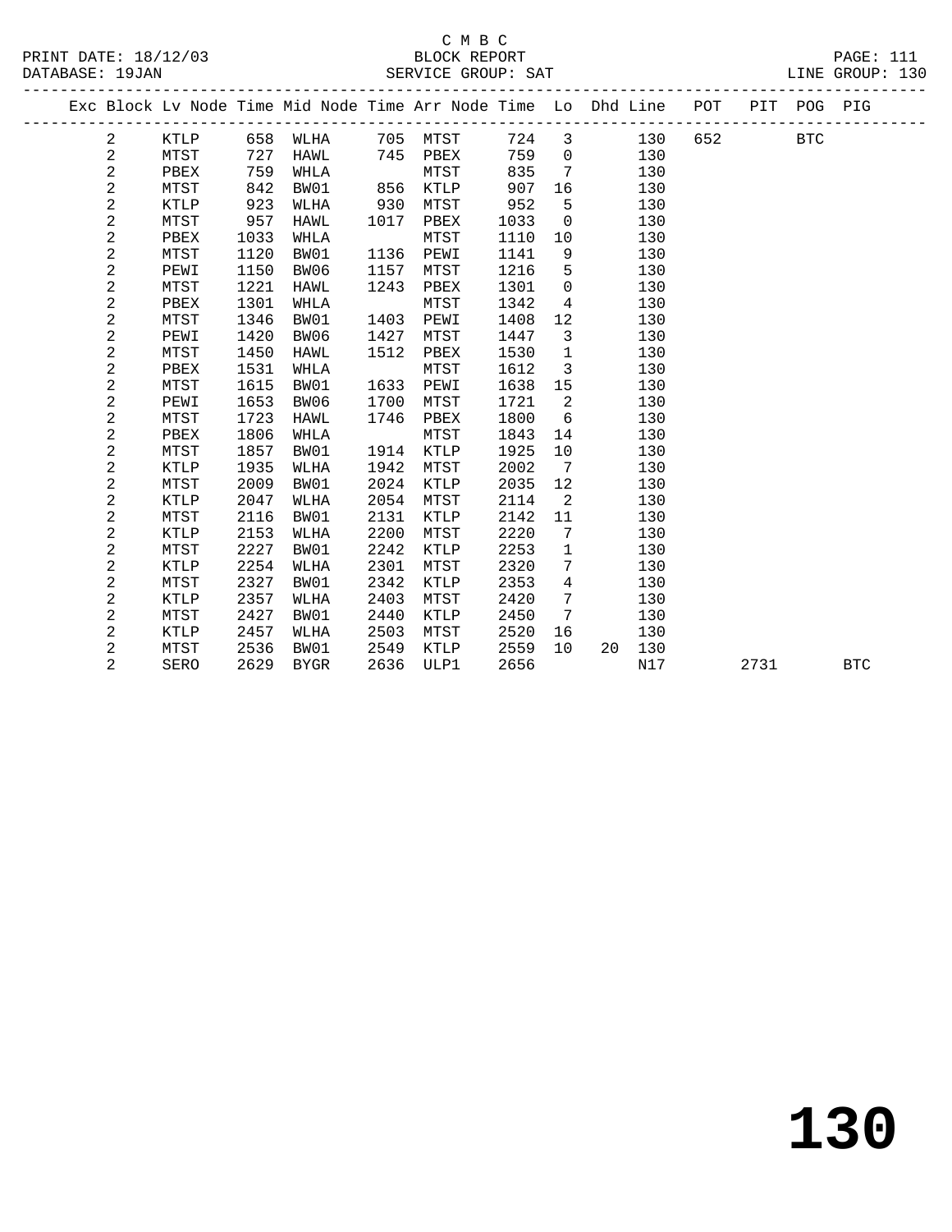C M B C

PRINT DATE: 18/12/03 BLOCK REPORT PAGE: 111
DATABASE: 19JAN SERVICE GROUP: SAT LINE GROUP: 130

| Exc | Block | Lv | Node | Time | Mid Node | Time | Arr Node | Time | Lo | Dhd | Line | POT | PIT | POG | PIG |
|---|---|---|---|---|---|---|---|---|---|---|---|---|---|---|---|
| | 2 | | KTLP | 658 | WLHA | 705 | MTST | 724 | 3 | | 130 | 652 | | BTC | |
| | 2 | | MTST | 727 | HAWL | 745 | PBEX | 759 | 0 | | 130 | | | | |
| | 2 | | PBEX | 759 | WHLA | | MTST | 835 | 7 | | 130 | | | | |
| | 2 | | MTST | 842 | BW01 | 856 | KTLP | 907 | 16 | | 130 | | | | |
| | 2 | | KTLP | 923 | WLHA | 930 | MTST | 952 | 5 | | 130 | | | | |
| | 2 | | MTST | 957 | HAWL | 1017 | PBEX | 1033 | 0 | | 130 | | | | |
| | 2 | | PBEX | 1033 | WHLA | | MTST | 1110 | 10 | | 130 | | | | |
| | 2 | | MTST | 1120 | BW01 | 1136 | PEWI | 1141 | 9 | | 130 | | | | |
| | 2 | | PEWI | 1150 | BW06 | 1157 | MTST | 1216 | 5 | | 130 | | | | |
| | 2 | | MTST | 1221 | HAWL | 1243 | PBEX | 1301 | 0 | | 130 | | | | |
| | 2 | | PBEX | 1301 | WHLA | | MTST | 1342 | 4 | | 130 | | | | |
| | 2 | | MTST | 1346 | BW01 | 1403 | PEWI | 1408 | 12 | | 130 | | | | |
| | 2 | | PEWI | 1420 | BW06 | 1427 | MTST | 1447 | 3 | | 130 | | | | |
| | 2 | | MTST | 1450 | HAWL | 1512 | PBEX | 1530 | 1 | | 130 | | | | |
| | 2 | | PBEX | 1531 | WHLA | | MTST | 1612 | 3 | | 130 | | | | |
| | 2 | | MTST | 1615 | BW01 | 1633 | PEWI | 1638 | 15 | | 130 | | | | |
| | 2 | | PEWI | 1653 | BW06 | 1700 | MTST | 1721 | 2 | | 130 | | | | |
| | 2 | | MTST | 1723 | HAWL | 1746 | PBEX | 1800 | 6 | | 130 | | | | |
| | 2 | | PBEX | 1806 | WHLA | | MTST | 1843 | 14 | | 130 | | | | |
| | 2 | | MTST | 1857 | BW01 | 1914 | KTLP | 1925 | 10 | | 130 | | | | |
| | 2 | | KTLP | 1935 | WLHA | 1942 | MTST | 2002 | 7 | | 130 | | | | |
| | 2 | | MTST | 2009 | BW01 | 2024 | KTLP | 2035 | 12 | | 130 | | | | |
| | 2 | | KTLP | 2047 | WLHA | 2054 | MTST | 2114 | 2 | | 130 | | | | |
| | 2 | | MTST | 2116 | BW01 | 2131 | KTLP | 2142 | 11 | | 130 | | | | |
| | 2 | | KTLP | 2153 | WLHA | 2200 | MTST | 2220 | 7 | | 130 | | | | |
| | 2 | | MTST | 2227 | BW01 | 2242 | KTLP | 2253 | 1 | | 130 | | | | |
| | 2 | | KTLP | 2254 | WLHA | 2301 | MTST | 2320 | 7 | | 130 | | | | |
| | 2 | | MTST | 2327 | BW01 | 2342 | KTLP | 2353 | 4 | | 130 | | | | |
| | 2 | | KTLP | 2357 | WLHA | 2403 | MTST | 2420 | 7 | | 130 | | | | |
| | 2 | | MTST | 2427 | BW01 | 2440 | KTLP | 2450 | 7 | | 130 | | | | |
| | 2 | | KTLP | 2457 | WLHA | 2503 | MTST | 2520 | 16 | | 130 | | | | |
| | 2 | | MTST | 2536 | BW01 | 2549 | KTLP | 2559 | 10 | 20 | 130 | | | | |
| | 2 | | SERO | 2629 | BYGR | 2636 | ULP1 | 2656 | | | N17 | | 2731 | | BTC |

# 130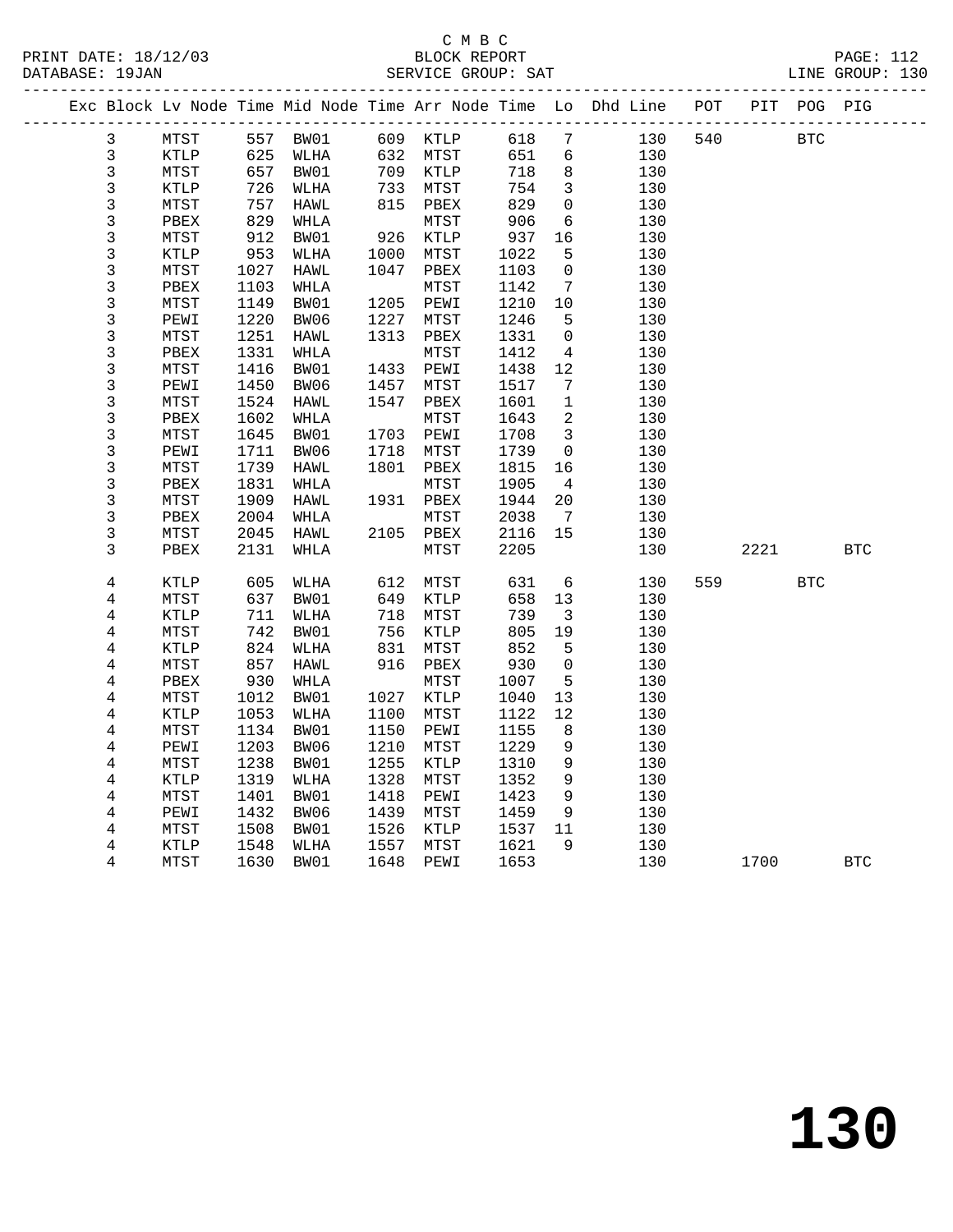C M B C

PRINT DATE: 18/12/03 BLOCK REPORT PAGE: 112
DATABASE: 19JAN SERVICE GROUP: SAT LINE GROUP: 130

| Exc | Block | Lv | Node | Time | Mid Node | Time | Arr Node | Time | Lo | Dhd Line | POT | PIT | POG | PIG |
|---|---|---|---|---|---|---|---|---|---|---|---|---|---|---|
| | 3 | | MTST | 557 | BW01 | 609 | KTLP | 618 | 7 | 130 | 540 | | BTC | |
| | 3 | | KTLP | 625 | WLHA | 632 | MTST | 651 | 6 | 130 | | | | |
| | 3 | | MTST | 657 | BW01 | 709 | KTLP | 718 | 8 | 130 | | | | |
| | 3 | | KTLP | 726 | WLHA | 733 | MTST | 754 | 3 | 130 | | | | |
| | 3 | | MTST | 757 | HAWL | 815 | PBEX | 829 | 0 | 130 | | | | |
| | 3 | | PBEX | 829 | WHLA | | MTST | 906 | 6 | 130 | | | | |
| | 3 | | MTST | 912 | BW01 | 926 | KTLP | 937 | 16 | 130 | | | | |
| | 3 | | KTLP | 953 | WLHA | 1000 | MTST | 1022 | 5 | 130 | | | | |
| | 3 | | MTST | 1027 | HAWL | 1047 | PBEX | 1103 | 0 | 130 | | | | |
| | 3 | | PBEX | 1103 | WHLA | | MTST | 1142 | 7 | 130 | | | | |
| | 3 | | MTST | 1149 | BW01 | 1205 | PEWI | 1210 | 10 | 130 | | | | |
| | 3 | | PEWI | 1220 | BW06 | 1227 | MTST | 1246 | 5 | 130 | | | | |
| | 3 | | MTST | 1251 | HAWL | 1313 | PBEX | 1331 | 0 | 130 | | | | |
| | 3 | | PBEX | 1331 | WHLA | | MTST | 1412 | 4 | 130 | | | | |
| | 3 | | MTST | 1416 | BW01 | 1433 | PEWI | 1438 | 12 | 130 | | | | |
| | 3 | | PEWI | 1450 | BW06 | 1457 | MTST | 1517 | 7 | 130 | | | | |
| | 3 | | MTST | 1524 | HAWL | 1547 | PBEX | 1601 | 1 | 130 | | | | |
| | 3 | | PBEX | 1602 | WHLA | | MTST | 1643 | 2 | 130 | | | | |
| | 3 | | MTST | 1645 | BW01 | 1703 | PEWI | 1708 | 3 | 130 | | | | |
| | 3 | | PEWI | 1711 | BW06 | 1718 | MTST | 1739 | 0 | 130 | | | | |
| | 3 | | MTST | 1739 | HAWL | 1801 | PBEX | 1815 | 16 | 130 | | | | |
| | 3 | | PBEX | 1831 | WHLA | | MTST | 1905 | 4 | 130 | | | | |
| | 3 | | MTST | 1909 | HAWL | 1931 | PBEX | 1944 | 20 | 130 | | | | |
| | 3 | | PBEX | 2004 | WHLA | | MTST | 2038 | 7 | 130 | | | | |
| | 3 | | MTST | 2045 | HAWL | 2105 | PBEX | 2116 | 15 | 130 | | | | |
| | 3 | | PBEX | 2131 | WHLA | | MTST | 2205 | | 130 | | 2221 | | BTC |
| | 4 | | KTLP | 605 | WLHA | 612 | MTST | 631 | 6 | 130 | 559 | | BTC | |
| | 4 | | MTST | 637 | BW01 | 649 | KTLP | 658 | 13 | 130 | | | | |
| | 4 | | KTLP | 711 | WLHA | 718 | MTST | 739 | 3 | 130 | | | | |
| | 4 | | MTST | 742 | BW01 | 756 | KTLP | 805 | 19 | 130 | | | | |
| | 4 | | KTLP | 824 | WLHA | 831 | MTST | 852 | 5 | 130 | | | | |
| | 4 | | MTST | 857 | HAWL | 916 | PBEX | 930 | 0 | 130 | | | | |
| | 4 | | PBEX | 930 | WHLA | | MTST | 1007 | 5 | 130 | | | | |
| | 4 | | MTST | 1012 | BW01 | 1027 | KTLP | 1040 | 13 | 130 | | | | |
| | 4 | | KTLP | 1053 | WLHA | 1100 | MTST | 1122 | 12 | 130 | | | | |
| | 4 | | MTST | 1134 | BW01 | 1150 | PEWI | 1155 | 8 | 130 | | | | |
| | 4 | | PEWI | 1203 | BW06 | 1210 | MTST | 1229 | 9 | 130 | | | | |
| | 4 | | MTST | 1238 | BW01 | 1255 | KTLP | 1310 | 9 | 130 | | | | |
| | 4 | | KTLP | 1319 | WLHA | 1328 | MTST | 1352 | 9 | 130 | | | | |
| | 4 | | MTST | 1401 | BW01 | 1418 | PEWI | 1423 | 9 | 130 | | | | |
| | 4 | | PEWI | 1432 | BW06 | 1439 | MTST | 1459 | 9 | 130 | | | | |
| | 4 | | MTST | 1508 | BW01 | 1526 | KTLP | 1537 | 11 | 130 | | | | |
| | 4 | | KTLP | 1548 | WLHA | 1557 | MTST | 1621 | 9 | 130 | | | | |
| | 4 | | MTST | 1630 | BW01 | 1648 | PEWI | 1653 | | 130 | | 1700 | | BTC |

130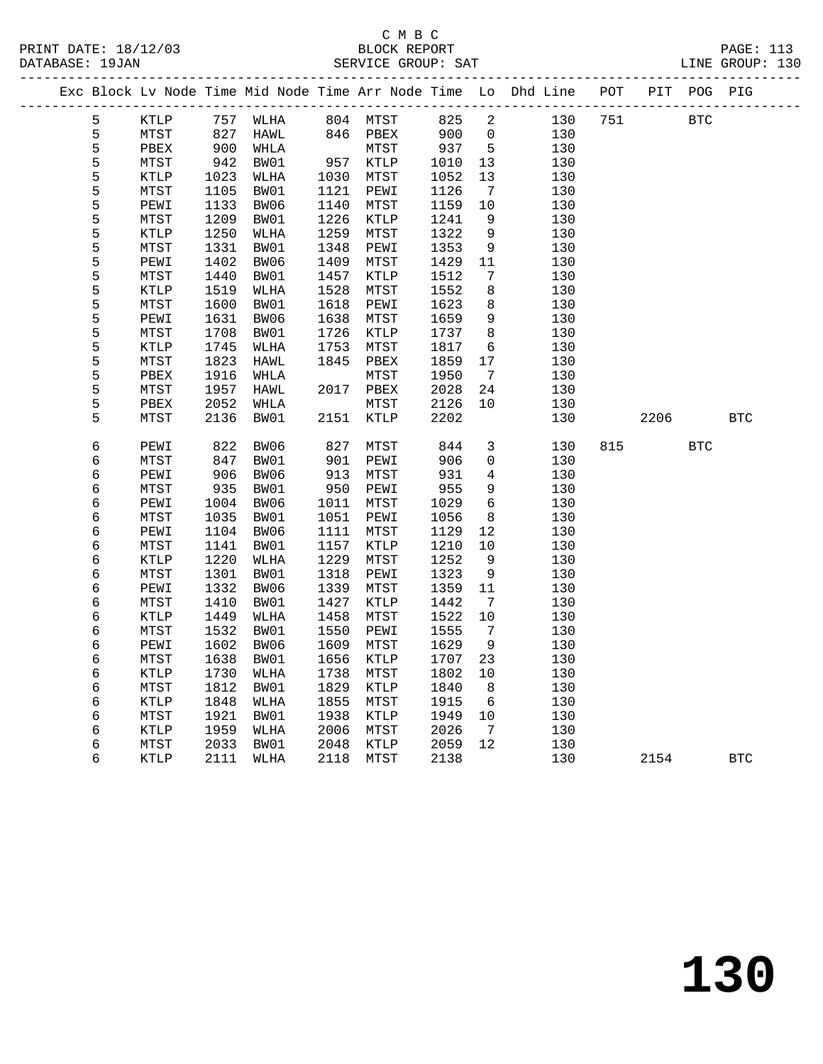C M B C
BLOCK REPORT
SERVICE GROUP: SAT

PRINT DATE: 18/12/03
DATABASE: 19JAN
LINE GROUP: 130

| Exc | Block | Lv | Node | Time | Mid Node | Time | Arr Node | Time | Lo | Dhd Line | POT | PIT | POG | PIG |
|---|---|---|---|---|---|---|---|---|---|---|---|---|---|---|
| | 5 | | KTLP | 757 | WLHA | 804 | MTST | 825 | 2 | 130 | 751 | | BTC | |
| | 5 | | MTST | 827 | HAWL | 846 | PBEX | 900 | 0 | 130 | | | | |
| | 5 | | PBEX | 900 | WHLA | | MTST | 937 | 5 | 130 | | | | |
| | 5 | | MTST | 942 | BW01 | 957 | KTLP | 1010 | 13 | 130 | | | | |
| | 5 | | KTLP | 1023 | WLHA | 1030 | MTST | 1052 | 13 | 130 | | | | |
| | 5 | | MTST | 1105 | BW01 | 1121 | PEWI | 1126 | 7 | 130 | | | | |
| | 5 | | PEWI | 1133 | BW06 | 1140 | MTST | 1159 | 10 | 130 | | | | |
| | 5 | | MTST | 1209 | BW01 | 1226 | KTLP | 1241 | 9 | 130 | | | | |
| | 5 | | KTLP | 1250 | WLHA | 1259 | MTST | 1322 | 9 | 130 | | | | |
| | 5 | | MTST | 1331 | BW01 | 1348 | PEWI | 1353 | 9 | 130 | | | | |
| | 5 | | PEWI | 1402 | BW06 | 1409 | MTST | 1429 | 11 | 130 | | | | |
| | 5 | | MTST | 1440 | BW01 | 1457 | KTLP | 1512 | 7 | 130 | | | | |
| | 5 | | KTLP | 1519 | WLHA | 1528 | MTST | 1552 | 8 | 130 | | | | |
| | 5 | | MTST | 1600 | BW01 | 1618 | PEWI | 1623 | 8 | 130 | | | | |
| | 5 | | PEWI | 1631 | BW06 | 1638 | MTST | 1659 | 9 | 130 | | | | |
| | 5 | | MTST | 1708 | BW01 | 1726 | KTLP | 1737 | 8 | 130 | | | | |
| | 5 | | KTLP | 1745 | WLHA | 1753 | MTST | 1817 | 6 | 130 | | | | |
| | 5 | | MTST | 1823 | HAWL | 1845 | PBEX | 1859 | 17 | 130 | | | | |
| | 5 | | PBEX | 1916 | WHLA | | MTST | 1950 | 7 | 130 | | | | |
| | 5 | | MTST | 1957 | HAWL | 2017 | PBEX | 2028 | 24 | 130 | | | | |
| | 5 | | PBEX | 2052 | WHLA | | MTST | 2126 | 10 | 130 | | | | |
| | 5 | | MTST | 2136 | BW01 | 2151 | KTLP | 2202 | | 130 | | 2206 | | BTC |
| | 6 | | PEWI | 822 | BW06 | 827 | MTST | 844 | 3 | 130 | 815 | | BTC | |
| | 6 | | MTST | 847 | BW01 | 901 | PEWI | 906 | 0 | 130 | | | | |
| | 6 | | PEWI | 906 | BW06 | 913 | MTST | 931 | 4 | 130 | | | | |
| | 6 | | MTST | 935 | BW01 | 950 | PEWI | 955 | 9 | 130 | | | | |
| | 6 | | PEWI | 1004 | BW06 | 1011 | MTST | 1029 | 6 | 130 | | | | |
| | 6 | | MTST | 1035 | BW01 | 1051 | PEWI | 1056 | 8 | 130 | | | | |
| | 6 | | PEWI | 1104 | BW06 | 1111 | MTST | 1129 | 12 | 130 | | | | |
| | 6 | | MTST | 1141 | BW01 | 1157 | KTLP | 1210 | 10 | 130 | | | | |
| | 6 | | KTLP | 1220 | WLHA | 1229 | MTST | 1252 | 9 | 130 | | | | |
| | 6 | | MTST | 1301 | BW01 | 1318 | PEWI | 1323 | 9 | 130 | | | | |
| | 6 | | PEWI | 1332 | BW06 | 1339 | MTST | 1359 | 11 | 130 | | | | |
| | 6 | | MTST | 1410 | BW01 | 1427 | KTLP | 1442 | 7 | 130 | | | | |
| | 6 | | KTLP | 1449 | WLHA | 1458 | MTST | 1522 | 10 | 130 | | | | |
| | 6 | | MTST | 1532 | BW01 | 1550 | PEWI | 1555 | 7 | 130 | | | | |
| | 6 | | PEWI | 1602 | BW06 | 1609 | MTST | 1629 | 9 | 130 | | | | |
| | 6 | | MTST | 1638 | BW01 | 1656 | KTLP | 1707 | 23 | 130 | | | | |
| | 6 | | KTLP | 1730 | WLHA | 1738 | MTST | 1802 | 10 | 130 | | | | |
| | 6 | | MTST | 1812 | BW01 | 1829 | KTLP | 1840 | 8 | 130 | | | | |
| | 6 | | KTLP | 1848 | WLHA | 1855 | MTST | 1915 | 6 | 130 | | | | |
| | 6 | | MTST | 1921 | BW01 | 1938 | KTLP | 1949 | 10 | 130 | | | | |
| | 6 | | KTLP | 1959 | WLHA | 2006 | MTST | 2026 | 7 | 130 | | | | |
| | 6 | | MTST | 2033 | BW01 | 2048 | KTLP | 2059 | 12 | 130 | | | | |
| | 6 | | KTLP | 2111 | WLHA | 2118 | MTST | 2138 | | 130 | | 2154 | | BTC |

130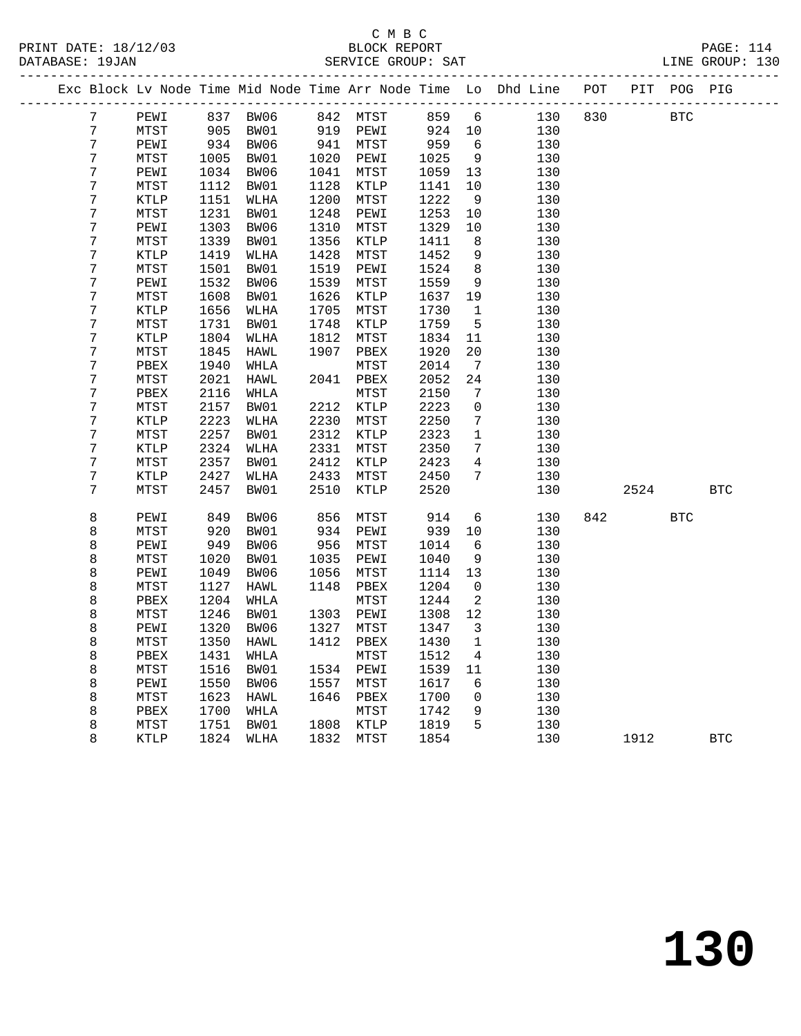C M B C

BLOCK REPORT

SERVICE GROUP: SAT

PRINT DATE: 18/12/03
DATABASE: 19JAN
LINE GROUP: 130

| Exc | Block | Lv Node | Time | Mid Node | Time | Arr Node | Time | Lo | Dhd Line | POT | PIT | POG | PIG |
|---|---|---|---|---|---|---|---|---|---|---|---|---|---|
| | 7 | PEWI | 837 | BW06 | 842 | MTST | 859 | 6 | 130 | 830 | | BTC | |
| | 7 | MTST | 905 | BW01 | 919 | PEWI | 924 | 10 | 130 | | | | |
| | 7 | PEWI | 934 | BW06 | 941 | MTST | 959 | 6 | 130 | | | | |
| | 7 | MTST | 1005 | BW01 | 1020 | PEWI | 1025 | 9 | 130 | | | | |
| | 7 | PEWI | 1034 | BW06 | 1041 | MTST | 1059 | 13 | 130 | | | | |
| | 7 | MTST | 1112 | BW01 | 1128 | KTLP | 1141 | 10 | 130 | | | | |
| | 7 | KTLP | 1151 | WLHA | 1200 | MTST | 1222 | 9 | 130 | | | | |
| | 7 | MTST | 1231 | BW01 | 1248 | PEWI | 1253 | 10 | 130 | | | | |
| | 7 | PEWI | 1303 | BW06 | 1310 | MTST | 1329 | 10 | 130 | | | | |
| | 7 | MTST | 1339 | BW01 | 1356 | KTLP | 1411 | 8 | 130 | | | | |
| | 7 | KTLP | 1419 | WLHA | 1428 | MTST | 1452 | 9 | 130 | | | | |
| | 7 | MTST | 1501 | BW01 | 1519 | PEWI | 1524 | 8 | 130 | | | | |
| | 7 | PEWI | 1532 | BW06 | 1539 | MTST | 1559 | 9 | 130 | | | | |
| | 7 | MTST | 1608 | BW01 | 1626 | KTLP | 1637 | 19 | 130 | | | | |
| | 7 | KTLP | 1656 | WLHA | 1705 | MTST | 1730 | 1 | 130 | | | | |
| | 7 | MTST | 1731 | BW01 | 1748 | KTLP | 1759 | 5 | 130 | | | | |
| | 7 | KTLP | 1804 | WLHA | 1812 | MTST | 1834 | 11 | 130 | | | | |
| | 7 | MTST | 1845 | HAWL | 1907 | PBEX | 1920 | 20 | 130 | | | | |
| | 7 | PBEX | 1940 | WHLA | | MTST | 2014 | 7 | 130 | | | | |
| | 7 | MTST | 2021 | HAWL | 2041 | PBEX | 2052 | 24 | 130 | | | | |
| | 7 | PBEX | 2116 | WHLA | | MTST | 2150 | 7 | 130 | | | | |
| | 7 | MTST | 2157 | BW01 | 2212 | KTLP | 2223 | 0 | 130 | | | | |
| | 7 | KTLP | 2223 | WLHA | 2230 | MTST | 2250 | 7 | 130 | | | | |
| | 7 | MTST | 2257 | BW01 | 2312 | KTLP | 2323 | 1 | 130 | | | | |
| | 7 | KTLP | 2324 | WLHA | 2331 | MTST | 2350 | 7 | 130 | | | | |
| | 7 | MTST | 2357 | BW01 | 2412 | KTLP | 2423 | 4 | 130 | | | | |
| | 7 | KTLP | 2427 | WLHA | 2433 | MTST | 2450 | 7 | 130 | | | | |
| | 7 | MTST | 2457 | BW01 | 2510 | KTLP | 2520 | | 130 | | 2524 | | BTC |
| | 8 | PEWI | 849 | BW06 | 856 | MTST | 914 | 6 | 130 | 842 | | BTC | |
| | 8 | MTST | 920 | BW01 | 934 | PEWI | 939 | 10 | 130 | | | | |
| | 8 | PEWI | 949 | BW06 | 956 | MTST | 1014 | 6 | 130 | | | | |
| | 8 | MTST | 1020 | BW01 | 1035 | PEWI | 1040 | 9 | 130 | | | | |
| | 8 | PEWI | 1049 | BW06 | 1056 | MTST | 1114 | 13 | 130 | | | | |
| | 8 | MTST | 1127 | HAWL | 1148 | PBEX | 1204 | 0 | 130 | | | | |
| | 8 | PBEX | 1204 | WHLA | | MTST | 1244 | 2 | 130 | | | | |
| | 8 | MTST | 1246 | BW01 | 1303 | PEWI | 1308 | 12 | 130 | | | | |
| | 8 | PEWI | 1320 | BW06 | 1327 | MTST | 1347 | 3 | 130 | | | | |
| | 8 | MTST | 1350 | HAWL | 1412 | PBEX | 1430 | 1 | 130 | | | | |
| | 8 | PBEX | 1431 | WHLA | | MTST | 1512 | 4 | 130 | | | | |
| | 8 | MTST | 1516 | BW01 | 1534 | PEWI | 1539 | 11 | 130 | | | | |
| | 8 | PEWI | 1550 | BW06 | 1557 | MTST | 1617 | 6 | 130 | | | | |
| | 8 | MTST | 1623 | HAWL | 1646 | PBEX | 1700 | 0 | 130 | | | | |
| | 8 | PBEX | 1700 | WHLA | | MTST | 1742 | 9 | 130 | | | | |
| | 8 | MTST | 1751 | BW01 | 1808 | KTLP | 1819 | 5 | 130 | | | | |
| | 8 | KTLP | 1824 | WLHA | 1832 | MTST | 1854 | | 130 | | 1912 | | BTC |

130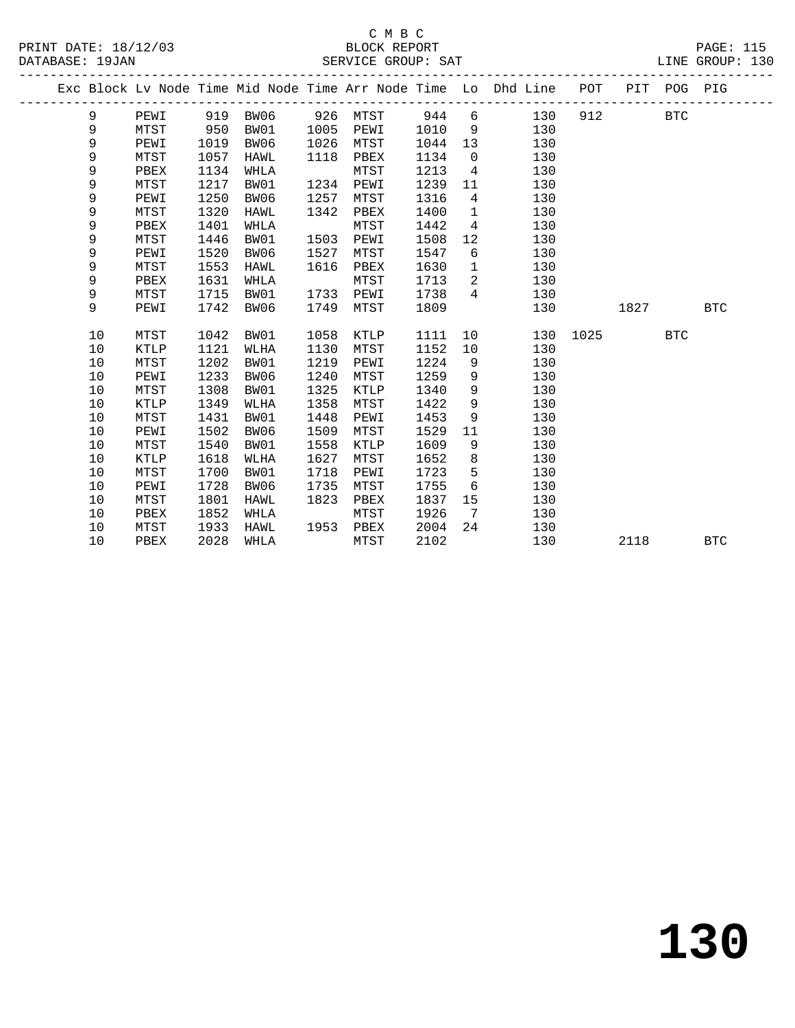C M B C

BLOCK REPORT

SERVICE GROUP: SAT

| Exc | Block | Lv | Node | Time | Mid Node | Time | Arr Node | Time | Lo | Dhd Line | POT | PIT | POG | PIG |
|---|---|---|---|---|---|---|---|---|---|---|---|---|---|---|
| | 9 | | PEWI | 919 | BW06 | 926 | MTST | 944 | 6 | 130 | 912 | | BTC | |
| | 9 | | MTST | 950 | BW01 | 1005 | PEWI | 1010 | 9 | 130 | | | | |
| | 9 | | PEWI | 1019 | BW06 | 1026 | MTST | 1044 | 13 | 130 | | | | |
| | 9 | | MTST | 1057 | HAWL | 1118 | PBEX | 1134 | 0 | 130 | | | | |
| | 9 | | PBEX | 1134 | WHLA | | MTST | 1213 | 4 | 130 | | | | |
| | 9 | | MTST | 1217 | BW01 | 1234 | PEWI | 1239 | 11 | 130 | | | | |
| | 9 | | PEWI | 1250 | BW06 | 1257 | MTST | 1316 | 4 | 130 | | | | |
| | 9 | | MTST | 1320 | HAWL | 1342 | PBEX | 1400 | 1 | 130 | | | | |
| | 9 | | PBEX | 1401 | WHLA | | MTST | 1442 | 4 | 130 | | | | |
| | 9 | | MTST | 1446 | BW01 | 1503 | PEWI | 1508 | 12 | 130 | | | | |
| | 9 | | PEWI | 1520 | BW06 | 1527 | MTST | 1547 | 6 | 130 | | | | |
| | 9 | | MTST | 1553 | HAWL | 1616 | PBEX | 1630 | 1 | 130 | | | | |
| | 9 | | PBEX | 1631 | WHLA | | MTST | 1713 | 2 | 130 | | | | |
| | 9 | | MTST | 1715 | BW01 | 1733 | PEWI | 1738 | 4 | 130 | | | | |
| | 9 | | PEWI | 1742 | BW06 | 1749 | MTST | 1809 | | 130 | | 1827 | | BTC |
| | 10 | | MTST | 1042 | BW01 | 1058 | KTLP | 1111 | 10 | 130 | 1025 | | BTC | |
| | 10 | | KTLP | 1121 | WLHA | 1130 | MTST | 1152 | 10 | 130 | | | | |
| | 10 | | MTST | 1202 | BW01 | 1219 | PEWI | 1224 | 9 | 130 | | | | |
| | 10 | | PEWI | 1233 | BW06 | 1240 | MTST | 1259 | 9 | 130 | | | | |
| | 10 | | MTST | 1308 | BW01 | 1325 | KTLP | 1340 | 9 | 130 | | | | |
| | 10 | | KTLP | 1349 | WLHA | 1358 | MTST | 1422 | 9 | 130 | | | | |
| | 10 | | MTST | 1431 | BW01 | 1448 | PEWI | 1453 | 9 | 130 | | | | |
| | 10 | | PEWI | 1502 | BW06 | 1509 | MTST | 1529 | 11 | 130 | | | | |
| | 10 | | MTST | 1540 | BW01 | 1558 | KTLP | 1609 | 9 | 130 | | | | |
| | 10 | | KTLP | 1618 | WLHA | 1627 | MTST | 1652 | 8 | 130 | | | | |
| | 10 | | MTST | 1700 | BW01 | 1718 | PEWI | 1723 | 5 | 130 | | | | |
| | 10 | | PEWI | 1728 | BW06 | 1735 | MTST | 1755 | 6 | 130 | | | | |
| | 10 | | MTST | 1801 | HAWL | 1823 | PBEX | 1837 | 15 | 130 | | | | |
| | 10 | | PBEX | 1852 | WHLA | | MTST | 1926 | 7 | 130 | | | | |
| | 10 | | MTST | 1933 | HAWL | 1953 | PBEX | 2004 | 24 | 130 | | | | |
| | 10 | | PBEX | 2028 | WHLA | | MTST | 2102 | | 130 | | 2118 | | BTC |

130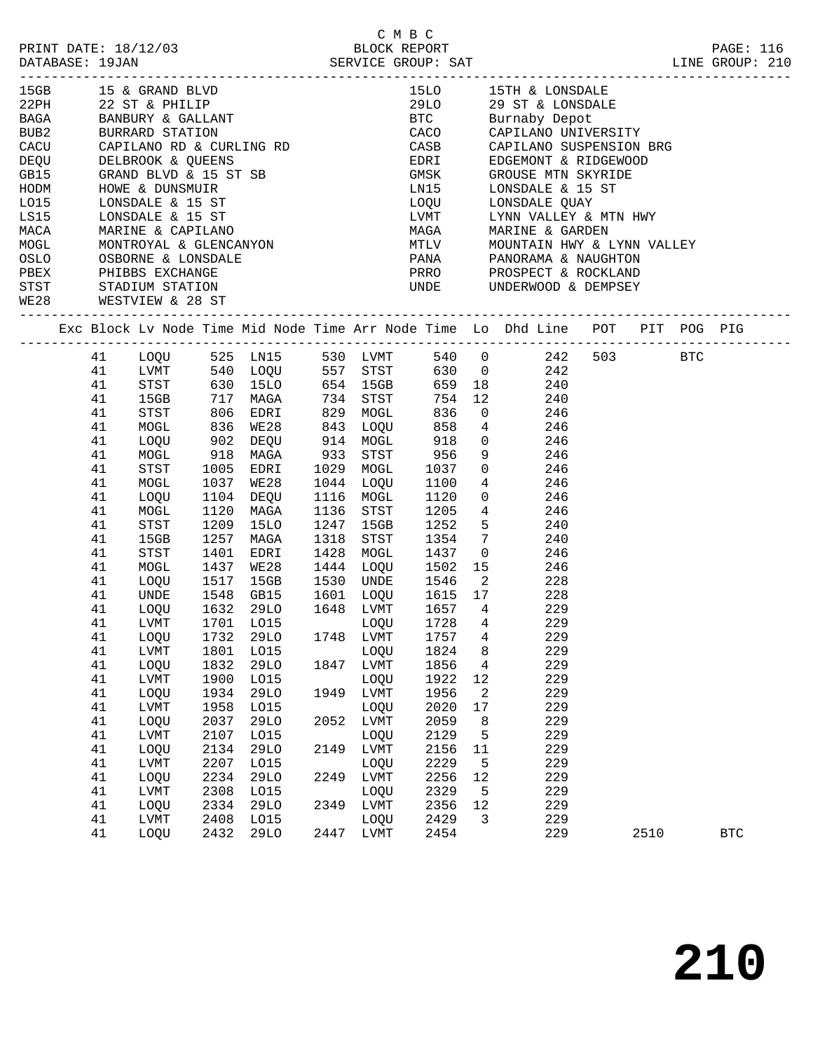C M B C

PRINT DATE: 18/12/03 BLOCK REPORT PAGE: 116
DATABASE: 19JAN SERVICE GROUP: SAT LINE GROUP: 210

| Code | Description | Code | Description |
|---|---|---|---|
| 15GB | 15 & GRAND BLVD | 15LO | 15TH & LONSDALE |
| 22PH | 22 ST & PHILIP | 29LO | 29 ST & LONSDALE |
| BAGA | BANBURY & GALLANT | BTC | Burnaby Depot |
| BUB2 | BURRARD STATION | CACO | CAPILANO UNIVERSITY |
| CACU | CAPILANO RD & CURLING RD | CASB | CAPILANO SUSPENSION BRG |
| DEQU | DELBROOK & QUEENS | EDRI | EDGEMONT & RIDGEWOOD |
| GB15 | GRAND BLVD & 15 ST SB | GMSK | GROUSE MTN SKYRIDE |
| HODM | HOWE & DUNSMUIR | LN15 | LONSDALE & 15 ST |
| LO15 | LONSDALE & 15 ST | LOQU | LONSDALE QUAY |
| LS15 | LONSDALE & 15 ST | LVMT | LYNN VALLEY & MTN HWY |
| MACA | MARINE & CAPILANO | MAGA | MARINE & GARDEN |
| MOGL | MONTROYAL & GLENCANYON | MTLV | MOUNTAIN HWY & LYNN VALLEY |
| OSLO | OSBORNE & LONSDALE | PANA | PANORAMA & NAUGHTON |
| PBEX | PHIBBS EXCHANGE | PRRO | PROSPECT & ROCKLAND |
| STST | STADIUM STATION | UNDE | UNDERWOOD & DEMPSEY |
| WE28 | WESTVIEW & 28 ST | | |

| Exc | Block | Lv Node | Time | Mid Node | Time | Arr Node | Time | Lo | Dhd Line | POT | PIT | POG | PIG |
|---|---|---|---|---|---|---|---|---|---|---|---|---|---|
| | 41 | LOQU | 525 | LN15 | 530 | LVMT | 540 | 0 | 242 | 503 | | BTC | |
| | 41 | LVMT | 540 | LOQU | 557 | STST | 630 | 0 | 242 | | | | |
| | 41 | STST | 630 | 15LO | 654 | 15GB | 659 | 18 | 240 | | | | |
| | 41 | 15GB | 717 | MAGA | 734 | STST | 754 | 12 | 240 | | | | |
| | 41 | STST | 806 | EDRI | 829 | MOGL | 836 | 0 | 246 | | | | |
| | 41 | MOGL | 836 | WE28 | 843 | LOQU | 858 | 4 | 246 | | | | |
| | 41 | LOQU | 902 | DEQU | 914 | MOGL | 918 | 0 | 246 | | | | |
| | 41 | MOGL | 918 | MAGA | 933 | STST | 956 | 9 | 246 | | | | |
| | 41 | STST | 1005 | EDRI | 1029 | MOGL | 1037 | 0 | 246 | | | | |
| | 41 | MOGL | 1037 | WE28 | 1044 | LOQU | 1100 | 4 | 246 | | | | |
| | 41 | LOQU | 1104 | DEQU | 1116 | MOGL | 1120 | 0 | 246 | | | | |
| | 41 | MOGL | 1120 | MAGA | 1136 | STST | 1205 | 4 | 246 | | | | |
| | 41 | STST | 1209 | 15LO | 1247 | 15GB | 1252 | 5 | 240 | | | | |
| | 41 | 15GB | 1257 | MAGA | 1318 | STST | 1354 | 7 | 240 | | | | |
| | 41 | STST | 1401 | EDRI | 1428 | MOGL | 1437 | 0 | 246 | | | | |
| | 41 | MOGL | 1437 | WE28 | 1444 | LOQU | 1502 | 15 | 246 | | | | |
| | 41 | LOQU | 1517 | 15GB | 1530 | UNDE | 1546 | 2 | 228 | | | | |
| | 41 | UNDE | 1548 | GB15 | 1601 | LOQU | 1615 | 17 | 228 | | | | |
| | 41 | LOQU | 1632 | 29LO | 1648 | LVMT | 1657 | 4 | 229 | | | | |
| | 41 | LVMT | 1701 | LO15 | | LOQU | 1728 | 4 | 229 | | | | |
| | 41 | LOQU | 1732 | 29LO | 1748 | LVMT | 1757 | 4 | 229 | | | | |
| | 41 | LVMT | 1801 | LO15 | | LOQU | 1824 | 8 | 229 | | | | |
| | 41 | LOQU | 1832 | 29LO | 1847 | LVMT | 1856 | 4 | 229 | | | | |
| | 41 | LVMT | 1900 | LO15 | | LOQU | 1922 | 12 | 229 | | | | |
| | 41 | LOQU | 1934 | 29LO | 1949 | LVMT | 1956 | 2 | 229 | | | | |
| | 41 | LVMT | 1958 | LO15 | | LOQU | 2020 | 17 | 229 | | | | |
| | 41 | LOQU | 2037 | 29LO | 2052 | LVMT | 2059 | 8 | 229 | | | | |
| | 41 | LVMT | 2107 | LO15 | | LOQU | 2129 | 5 | 229 | | | | |
| | 41 | LOQU | 2134 | 29LO | 2149 | LVMT | 2156 | 11 | 229 | | | | |
| | 41 | LVMT | 2207 | LO15 | | LOQU | 2229 | 5 | 229 | | | | |
| | 41 | LOQU | 2234 | 29LO | 2249 | LVMT | 2256 | 12 | 229 | | | | |
| | 41 | LVMT | 2308 | LO15 | | LOQU | 2329 | 5 | 229 | | | | |
| | 41 | LOQU | 2334 | 29LO | 2349 | LVMT | 2356 | 12 | 229 | | | | |
| | 41 | LVMT | 2408 | LO15 | | LOQU | 2429 | 3 | 229 | | | | |
| | 41 | LOQU | 2432 | 29LO | 2447 | LVMT | 2454 | | 229 | | 2510 | | BTC |

# 210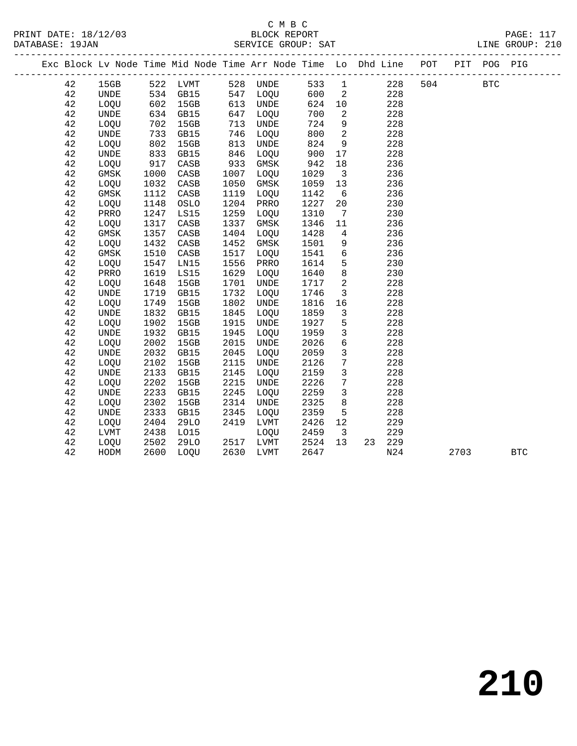C M B C
PRINT DATE: 18/12/03 BLOCK REPORT
DATABASE: 19JAN SERVICE GROUP: SAT LINE GROUP: 210

| Exc | Block | Lv | Node | Time | Mid Node | Time | Arr Node | Time | Lo | Dhd | Line | POT | PIT | POG | PIG |
|---|---|---|---|---|---|---|---|---|---|---|---|---|---|---|---|
| | 42 | 15GB | 522 | LVMT | 528 | UNDE | 533 | 1 | | | 228 | 504 | | BTC | |
| | 42 | UNDE | 534 | GB15 | 547 | LOQU | 600 | 2 | | | 228 | | | | |
| | 42 | LOQU | 602 | 15GB | 613 | UNDE | 624 | 10 | | | 228 | | | | |
| | 42 | UNDE | 634 | GB15 | 647 | LOQU | 700 | 2 | | | 228 | | | | |
| | 42 | LOQU | 702 | 15GB | 713 | UNDE | 724 | 9 | | | 228 | | | | |
| | 42 | UNDE | 733 | GB15 | 746 | LOQU | 800 | 2 | | | 228 | | | | |
| | 42 | LOQU | 802 | 15GB | 813 | UNDE | 824 | 9 | | | 228 | | | | |
| | 42 | UNDE | 833 | GB15 | 846 | LOQU | 900 | 17 | | | 228 | | | | |
| | 42 | LOQU | 917 | CASB | 933 | GMSK | 942 | 18 | | | 236 | | | | |
| | 42 | GMSK | 1000 | CASB | 1007 | LOQU | 1029 | 3 | | | 236 | | | | |
| | 42 | LOQU | 1032 | CASB | 1050 | GMSK | 1059 | 13 | | | 236 | | | | |
| | 42 | GMSK | 1112 | CASB | 1119 | LOQU | 1142 | 6 | | | 236 | | | | |
| | 42 | LOQU | 1148 | OSLO | 1204 | PRRO | 1227 | 20 | | | 230 | | | | |
| | 42 | PRRO | 1247 | LS15 | 1259 | LOQU | 1310 | 7 | | | 230 | | | | |
| | 42 | LOQU | 1317 | CASB | 1337 | GMSK | 1346 | 11 | | | 236 | | | | |
| | 42 | GMSK | 1357 | CASB | 1404 | LOQU | 1428 | 4 | | | 236 | | | | |
| | 42 | LOQU | 1432 | CASB | 1452 | GMSK | 1501 | 9 | | | 236 | | | | |
| | 42 | GMSK | 1510 | CASB | 1517 | LOQU | 1541 | 6 | | | 236 | | | | |
| | 42 | LOQU | 1547 | LN15 | 1556 | PRRO | 1614 | 5 | | | 230 | | | | |
| | 42 | PRRO | 1619 | LS15 | 1629 | LOQU | 1640 | 8 | | | 230 | | | | |
| | 42 | LOQU | 1648 | 15GB | 1701 | UNDE | 1717 | 2 | | | 228 | | | | |
| | 42 | UNDE | 1719 | GB15 | 1732 | LOQU | 1746 | 3 | | | 228 | | | | |
| | 42 | LOQU | 1749 | 15GB | 1802 | UNDE | 1816 | 16 | | | 228 | | | | |
| | 42 | UNDE | 1832 | GB15 | 1845 | LOQU | 1859 | 3 | | | 228 | | | | |
| | 42 | LOQU | 1902 | 15GB | 1915 | UNDE | 1927 | 5 | | | 228 | | | | |
| | 42 | UNDE | 1932 | GB15 | 1945 | LOQU | 1959 | 3 | | | 228 | | | | |
| | 42 | LOQU | 2002 | 15GB | 2015 | UNDE | 2026 | 6 | | | 228 | | | | |
| | 42 | UNDE | 2032 | GB15 | 2045 | LOQU | 2059 | 3 | | | 228 | | | | |
| | 42 | LOQU | 2102 | 15GB | 2115 | UNDE | 2126 | 7 | | | 228 | | | | |
| | 42 | UNDE | 2133 | GB15 | 2145 | LOQU | 2159 | 3 | | | 228 | | | | |
| | 42 | LOQU | 2202 | 15GB | 2215 | UNDE | 2226 | 7 | | | 228 | | | | |
| | 42 | UNDE | 2233 | GB15 | 2245 | LOQU | 2259 | 3 | | | 228 | | | | |
| | 42 | LOQU | 2302 | 15GB | 2314 | UNDE | 2325 | 8 | | | 228 | | | | |
| | 42 | UNDE | 2333 | GB15 | 2345 | LOQU | 2359 | 5 | | | 228 | | | | |
| | 42 | LOQU | 2404 | 29LO | 2419 | LVMT | 2426 | 12 | | | 229 | | | | |
| | 42 | LVMT | 2438 | LO15 | | LOQU | 2459 | 3 | | | 229 | | | | |
| | 42 | LOQU | 2502 | 29LO | 2517 | LVMT | 2524 | 13 | | 23 | 229 | | | | |
| | 42 | HODM | 2600 | LOQU | 2630 | LVMT | 2647 | | | | N24 | | 2703 | | BTC |

210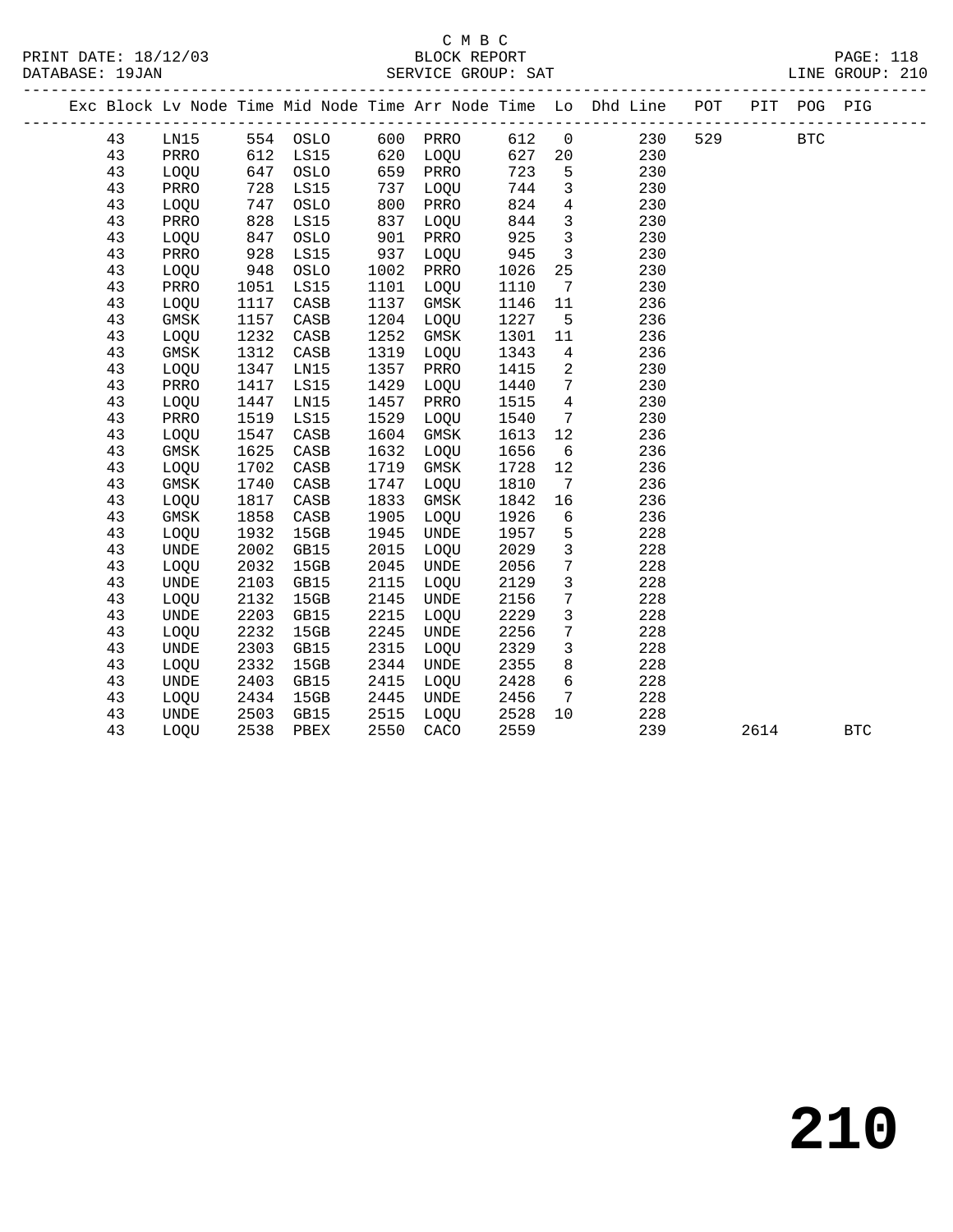C M B C

PRINT DATE: 18/12/03 BLOCK REPORT

DATABASE: 19JAN SERVICE GROUP: SAT LINE GROUP: 210

| Exc | Block | Lv | Node | Time | Mid Node | Time | Arr Node | Time | Lo | Dhd Line | POT | PIT | POG | PIG |
|---|---|---|---|---|---|---|---|---|---|---|---|---|---|---|
| | 43 | | LN15 | 554 | OSLO | 600 | PRRO | 612 | 0 | 230 | 529 | | BTC | |
| | 43 | | PRRO | 612 | LS15 | 620 | LOQU | 627 | 20 | 230 | | | | |
| | 43 | | LOQU | 647 | OSLO | 659 | PRRO | 723 | 5 | 230 | | | | |
| | 43 | | PRRO | 728 | LS15 | 737 | LOQU | 744 | 3 | 230 | | | | |
| | 43 | | LOQU | 747 | OSLO | 800 | PRRO | 824 | 4 | 230 | | | | |
| | 43 | | PRRO | 828 | LS15 | 837 | LOQU | 844 | 3 | 230 | | | | |
| | 43 | | LOQU | 847 | OSLO | 901 | PRRO | 925 | 3 | 230 | | | | |
| | 43 | | PRRO | 928 | LS15 | 937 | LOQU | 945 | 3 | 230 | | | | |
| | 43 | | LOQU | 948 | OSLO | 1002 | PRRO | 1026 | 25 | 230 | | | | |
| | 43 | | PRRO | 1051 | LS15 | 1101 | LOQU | 1110 | 7 | 230 | | | | |
| | 43 | | LOQU | 1117 | CASB | 1137 | GMSK | 1146 | 11 | 236 | | | | |
| | 43 | | GMSK | 1157 | CASB | 1204 | LOQU | 1227 | 5 | 236 | | | | |
| | 43 | | LOQU | 1232 | CASB | 1252 | GMSK | 1301 | 11 | 236 | | | | |
| | 43 | | GMSK | 1312 | CASB | 1319 | LOQU | 1343 | 4 | 236 | | | | |
| | 43 | | LOQU | 1347 | LN15 | 1357 | PRRO | 1415 | 2 | 230 | | | | |
| | 43 | | PRRO | 1417 | LS15 | 1429 | LOQU | 1440 | 7 | 230 | | | | |
| | 43 | | LOQU | 1447 | LN15 | 1457 | PRRO | 1515 | 4 | 230 | | | | |
| | 43 | | PRRO | 1519 | LS15 | 1529 | LOQU | 1540 | 7 | 230 | | | | |
| | 43 | | LOQU | 1547 | CASB | 1604 | GMSK | 1613 | 12 | 236 | | | | |
| | 43 | | GMSK | 1625 | CASB | 1632 | LOQU | 1656 | 6 | 236 | | | | |
| | 43 | | LOQU | 1702 | CASB | 1719 | GMSK | 1728 | 12 | 236 | | | | |
| | 43 | | GMSK | 1740 | CASB | 1747 | LOQU | 1810 | 7 | 236 | | | | |
| | 43 | | LOQU | 1817 | CASB | 1833 | GMSK | 1842 | 16 | 236 | | | | |
| | 43 | | GMSK | 1858 | CASB | 1905 | LOQU | 1926 | 6 | 236 | | | | |
| | 43 | | LOQU | 1932 | 15GB | 1945 | UNDE | 1957 | 5 | 228 | | | | |
| | 43 | | UNDE | 2002 | GB15 | 2015 | LOQU | 2029 | 3 | 228 | | | | |
| | 43 | | LOQU | 2032 | 15GB | 2045 | UNDE | 2056 | 7 | 228 | | | | |
| | 43 | | UNDE | 2103 | GB15 | 2115 | LOQU | 2129 | 3 | 228 | | | | |
| | 43 | | LOQU | 2132 | 15GB | 2145 | UNDE | 2156 | 7 | 228 | | | | |
| | 43 | | UNDE | 2203 | GB15 | 2215 | LOQU | 2229 | 3 | 228 | | | | |
| | 43 | | LOQU | 2232 | 15GB | 2245 | UNDE | 2256 | 7 | 228 | | | | |
| | 43 | | UNDE | 2303 | GB15 | 2315 | LOQU | 2329 | 3 | 228 | | | | |
| | 43 | | LOQU | 2332 | 15GB | 2344 | UNDE | 2355 | 8 | 228 | | | | |
| | 43 | | UNDE | 2403 | GB15 | 2415 | LOQU | 2428 | 6 | 228 | | | | |
| | 43 | | LOQU | 2434 | 15GB | 2445 | UNDE | 2456 | 7 | 228 | | | | |
| | 43 | | UNDE | 2503 | GB15 | 2515 | LOQU | 2528 | 10 | 228 | | | | |
| | 43 | | LOQU | 2538 | PBEX | 2550 | CACO | 2559 | | 239 | | 2614 | | BTC |

# 210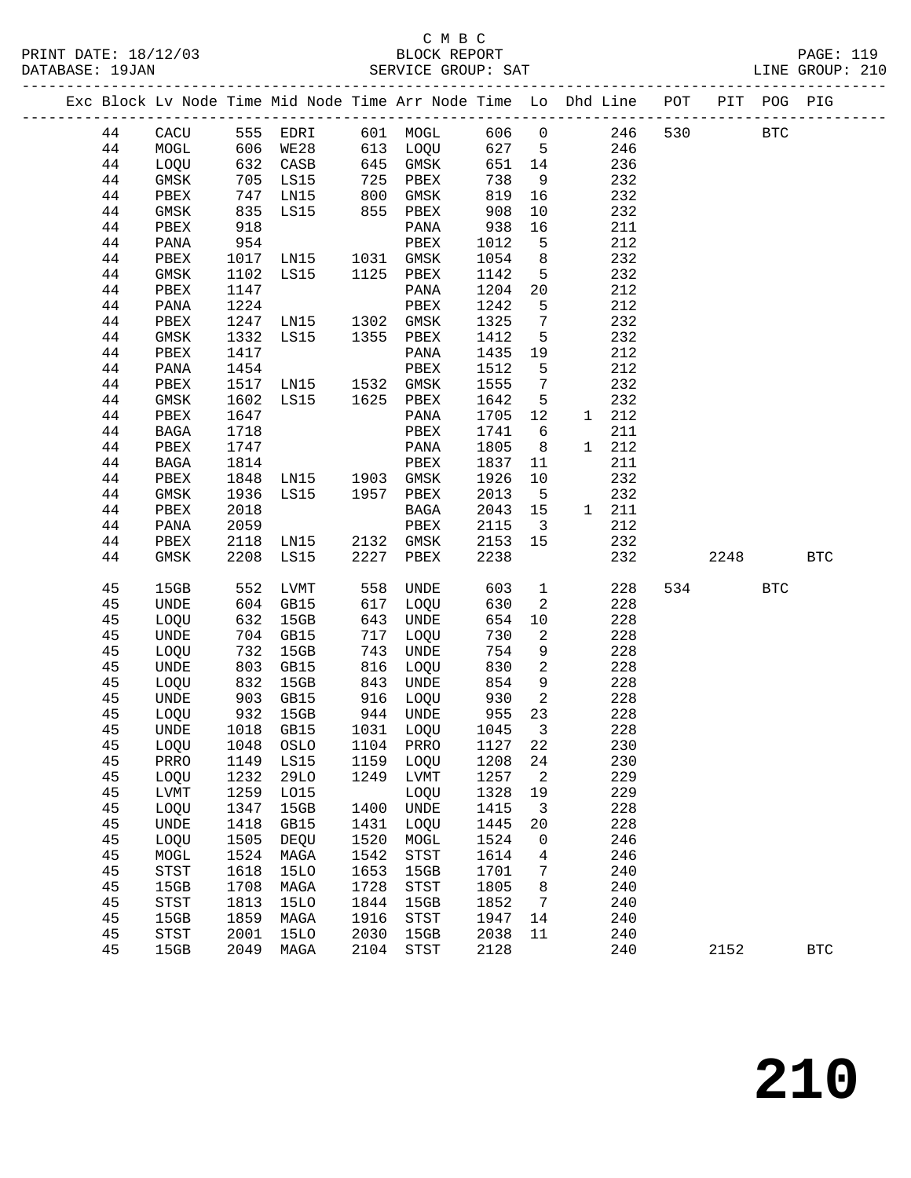C M B C
BLOCK REPORT
SERVICE GROUP: SAT
LINE GROUP: 210

| Exc | Block | Lv Node | Time | Mid Node | Time | Arr Node | Time | Lo | Dhd | Line | POT | PIT | POG | PIG |
|---|---|---|---|---|---|---|---|---|---|---|---|---|---|---|
| | 44 | CACU | 555 | EDRI | 601 | MOGL | 606 | 0 | | 246 | 530 | | BTC | |
| | 44 | MOGL | 606 | WE28 | 613 | LOQU | 627 | 5 | | 246 | | | | |
| | 44 | LOQU | 632 | CASB | 645 | GMSK | 651 | 14 | | 236 | | | | |
| | 44 | GMSK | 705 | LS15 | 725 | PBEX | 738 | 9 | | 232 | | | | |
| | 44 | PBEX | 747 | LN15 | 800 | GMSK | 819 | 16 | | 232 | | | | |
| | 44 | GMSK | 835 | LS15 | 855 | PBEX | 908 | 10 | | 232 | | | | |
| | 44 | PBEX | 918 | | | PANA | 938 | 16 | | 211 | | | | |
| | 44 | PANA | 954 | | | PBEX | 1012 | 5 | | 212 | | | | |
| | 44 | PBEX | 1017 | LN15 | 1031 | GMSK | 1054 | 8 | | 232 | | | | |
| | 44 | GMSK | 1102 | LS15 | 1125 | PBEX | 1142 | 5 | | 232 | | | | |
| | 44 | PBEX | 1147 | | | PANA | 1204 | 20 | | 212 | | | | |
| | 44 | PANA | 1224 | | | PBEX | 1242 | 5 | | 212 | | | | |
| | 44 | PBEX | 1247 | LN15 | 1302 | GMSK | 1325 | 7 | | 232 | | | | |
| | 44 | GMSK | 1332 | LS15 | 1355 | PBEX | 1412 | 5 | | 232 | | | | |
| | 44 | PBEX | 1417 | | | PANA | 1435 | 19 | | 212 | | | | |
| | 44 | PANA | 1454 | | | PBEX | 1512 | 5 | | 212 | | | | |
| | 44 | PBEX | 1517 | LN15 | 1532 | GMSK | 1555 | 7 | | 232 | | | | |
| | 44 | GMSK | 1602 | LS15 | 1625 | PBEX | 1642 | 5 | | 232 | | | | |
| | 44 | PBEX | 1647 | | | PANA | 1705 | 12 | 1 | 212 | | | | |
| | 44 | BAGA | 1718 | | | PBEX | 1741 | 6 | | 211 | | | | |
| | 44 | PBEX | 1747 | | | PANA | 1805 | 8 | 1 | 212 | | | | |
| | 44 | BAGA | 1814 | | | PBEX | 1837 | 11 | | 211 | | | | |
| | 44 | PBEX | 1848 | LN15 | 1903 | GMSK | 1926 | 10 | | 232 | | | | |
| | 44 | GMSK | 1936 | LS15 | 1957 | PBEX | 2013 | 5 | | 232 | | | | |
| | 44 | PBEX | 2018 | | | BAGA | 2043 | 15 | 1 | 211 | | | | |
| | 44 | PANA | 2059 | | | PBEX | 2115 | 3 | | 212 | | | | |
| | 44 | PBEX | 2118 | LN15 | 2132 | GMSK | 2153 | 15 | | 232 | | | | |
| | 44 | GMSK | 2208 | LS15 | 2227 | PBEX | 2238 | | | 232 | | 2248 | | BTC |
| | 45 | 15GB | 552 | LVMT | 558 | UNDE | 603 | 1 | | 228 | 534 | | BTC | |
| | 45 | UNDE | 604 | GB15 | 617 | LOQU | 630 | 2 | | 228 | | | | |
| | 45 | LOQU | 632 | 15GB | 643 | UNDE | 654 | 10 | | 228 | | | | |
| | 45 | UNDE | 704 | GB15 | 717 | LOQU | 730 | 2 | | 228 | | | | |
| | 45 | LOQU | 732 | 15GB | 743 | UNDE | 754 | 9 | | 228 | | | | |
| | 45 | UNDE | 803 | GB15 | 816 | LOQU | 830 | 2 | | 228 | | | | |
| | 45 | LOQU | 832 | 15GB | 843 | UNDE | 854 | 9 | | 228 | | | | |
| | 45 | UNDE | 903 | GB15 | 916 | LOQU | 930 | 2 | | 228 | | | | |
| | 45 | LOQU | 932 | 15GB | 944 | UNDE | 955 | 23 | | 228 | | | | |
| | 45 | UNDE | 1018 | GB15 | 1031 | LOQU | 1045 | 3 | | 228 | | | | |
| | 45 | LOQU | 1048 | OSLO | 1104 | PRRO | 1127 | 22 | | 230 | | | | |
| | 45 | PRRO | 1149 | LS15 | 1159 | LOQU | 1208 | 24 | | 230 | | | | |
| | 45 | LOQU | 1232 | 29LO | 1249 | LVMT | 1257 | 2 | | 229 | | | | |
| | 45 | LVMT | 1259 | LO15 | | LOQU | 1328 | 19 | | 229 | | | | |
| | 45 | LOQU | 1347 | 15GB | 1400 | UNDE | 1415 | 3 | | 228 | | | | |
| | 45 | UNDE | 1418 | GB15 | 1431 | LOQU | 1445 | 20 | | 228 | | | | |
| | 45 | LOQU | 1505 | DEQU | 1520 | MOGL | 1524 | 0 | | 246 | | | | |
| | 45 | MOGL | 1524 | MAGA | 1542 | STST | 1614 | 4 | | 246 | | | | |
| | 45 | STST | 1618 | 15LO | 1653 | 15GB | 1701 | 7 | | 240 | | | | |
| | 45 | 15GB | 1708 | MAGA | 1728 | STST | 1805 | 8 | | 240 | | | | |
| | 45 | STST | 1813 | 15LO | 1844 | 15GB | 1852 | 7 | | 240 | | | | |
| | 45 | 15GB | 1859 | MAGA | 1916 | STST | 1947 | 14 | | 240 | | | | |
| | 45 | STST | 2001 | 15LO | 2030 | 15GB | 2038 | 11 | | 240 | | | | |
| | 45 | 15GB | 2049 | MAGA | 2104 | STST | 2128 | | | 240 | | 2152 | | BTC |

210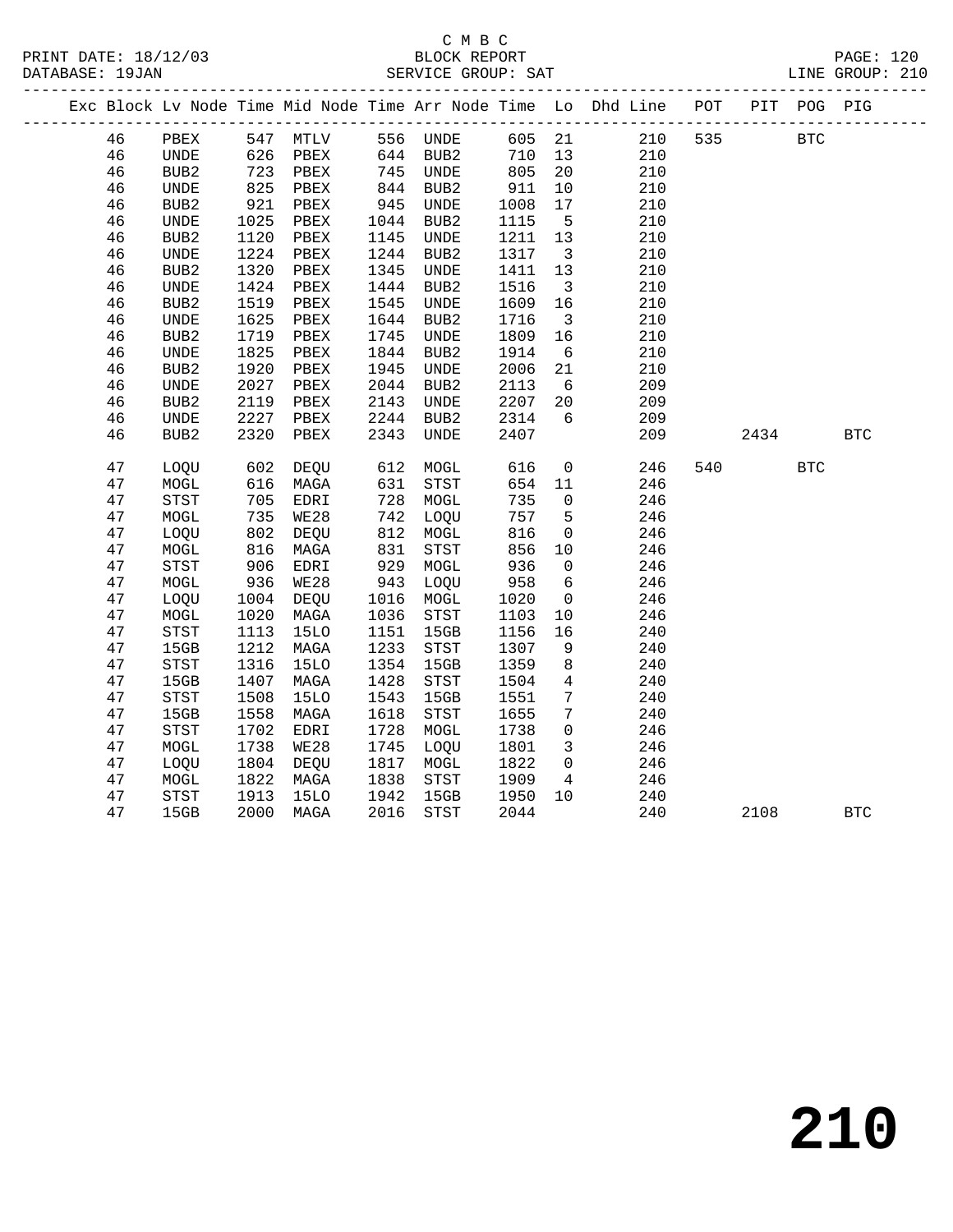C M B C

BLOCK REPORT

SERVICE GROUP: SAT

LINE GROUP: 210

| Exc | Block | Lv | Node | Time | Mid Node | Time | Arr Node | Time | Lo | Dhd Line | POT | PIT | POG | PIG |
|---|---|---|---|---|---|---|---|---|---|---|---|---|---|---|
| | 46 | | PBEX | 547 | MTLV | 556 | UNDE | 605 | 21 | 210 | 535 | | BTC | |
| | 46 | | UNDE | 626 | PBEX | 644 | BUB2 | 710 | 13 | 210 | | | | |
| | 46 | | BUB2 | 723 | PBEX | 745 | UNDE | 805 | 20 | 210 | | | | |
| | 46 | | UNDE | 825 | PBEX | 844 | BUB2 | 911 | 10 | 210 | | | | |
| | 46 | | BUB2 | 921 | PBEX | 945 | UNDE | 1008 | 17 | 210 | | | | |
| | 46 | | UNDE | 1025 | PBEX | 1044 | BUB2 | 1115 | 5 | 210 | | | | |
| | 46 | | BUB2 | 1120 | PBEX | 1145 | UNDE | 1211 | 13 | 210 | | | | |
| | 46 | | UNDE | 1224 | PBEX | 1244 | BUB2 | 1317 | 3 | 210 | | | | |
| | 46 | | BUB2 | 1320 | PBEX | 1345 | UNDE | 1411 | 13 | 210 | | | | |
| | 46 | | UNDE | 1424 | PBEX | 1444 | BUB2 | 1516 | 3 | 210 | | | | |
| | 46 | | BUB2 | 1519 | PBEX | 1545 | UNDE | 1609 | 16 | 210 | | | | |
| | 46 | | UNDE | 1625 | PBEX | 1644 | BUB2 | 1716 | 3 | 210 | | | | |
| | 46 | | BUB2 | 1719 | PBEX | 1745 | UNDE | 1809 | 16 | 210 | | | | |
| | 46 | | UNDE | 1825 | PBEX | 1844 | BUB2 | 1914 | 6 | 210 | | | | |
| | 46 | | BUB2 | 1920 | PBEX | 1945 | UNDE | 2006 | 21 | 210 | | | | |
| | 46 | | UNDE | 2027 | PBEX | 2044 | BUB2 | 2113 | 6 | 209 | | | | |
| | 46 | | BUB2 | 2119 | PBEX | 2143 | UNDE | 2207 | 20 | 209 | | | | |
| | 46 | | UNDE | 2227 | PBEX | 2244 | BUB2 | 2314 | 6 | 209 | | | | |
| | 46 | | BUB2 | 2320 | PBEX | 2343 | UNDE | 2407 | | 209 | | 2434 | | BTC |
| | 47 | | LOQU | 602 | DEQU | 612 | MOGL | 616 | 0 | 246 | 540 | | BTC | |
| | 47 | | MOGL | 616 | MAGA | 631 | STST | 654 | 11 | 246 | | | | |
| | 47 | | STST | 705 | EDRI | 728 | MOGL | 735 | 0 | 246 | | | | |
| | 47 | | MOGL | 735 | WE28 | 742 | LOQU | 757 | 5 | 246 | | | | |
| | 47 | | LOQU | 802 | DEQU | 812 | MOGL | 816 | 0 | 246 | | | | |
| | 47 | | MOGL | 816 | MAGA | 831 | STST | 856 | 10 | 246 | | | | |
| | 47 | | STST | 906 | EDRI | 929 | MOGL | 936 | 0 | 246 | | | | |
| | 47 | | MOGL | 936 | WE28 | 943 | LOQU | 958 | 6 | 246 | | | | |
| | 47 | | LOQU | 1004 | DEQU | 1016 | MOGL | 1020 | 0 | 246 | | | | |
| | 47 | | MOGL | 1020 | MAGA | 1036 | STST | 1103 | 10 | 246 | | | | |
| | 47 | | STST | 1113 | 15LO | 1151 | 15GB | 1156 | 16 | 240 | | | | |
| | 47 | | 15GB | 1212 | MAGA | 1233 | STST | 1307 | 9 | 240 | | | | |
| | 47 | | STST | 1316 | 15LO | 1354 | 15GB | 1359 | 8 | 240 | | | | |
| | 47 | | 15GB | 1407 | MAGA | 1428 | STST | 1504 | 4 | 240 | | | | |
| | 47 | | STST | 1508 | 15LO | 1543 | 15GB | 1551 | 7 | 240 | | | | |
| | 47 | | 15GB | 1558 | MAGA | 1618 | STST | 1655 | 7 | 240 | | | | |
| | 47 | | STST | 1702 | EDRI | 1728 | MOGL | 1738 | 0 | 246 | | | | |
| | 47 | | MOGL | 1738 | WE28 | 1745 | LOQU | 1801 | 3 | 246 | | | | |
| | 47 | | LOQU | 1804 | DEQU | 1817 | MOGL | 1822 | 0 | 246 | | | | |
| | 47 | | MOGL | 1822 | MAGA | 1838 | STST | 1909 | 4 | 246 | | | | |
| | 47 | | STST | 1913 | 15LO | 1942 | 15GB | 1950 | 10 | 240 | | | | |
| | 47 | | 15GB | 2000 | MAGA | 2016 | STST | 2044 | | 240 | | 2108 | | BTC |

# 210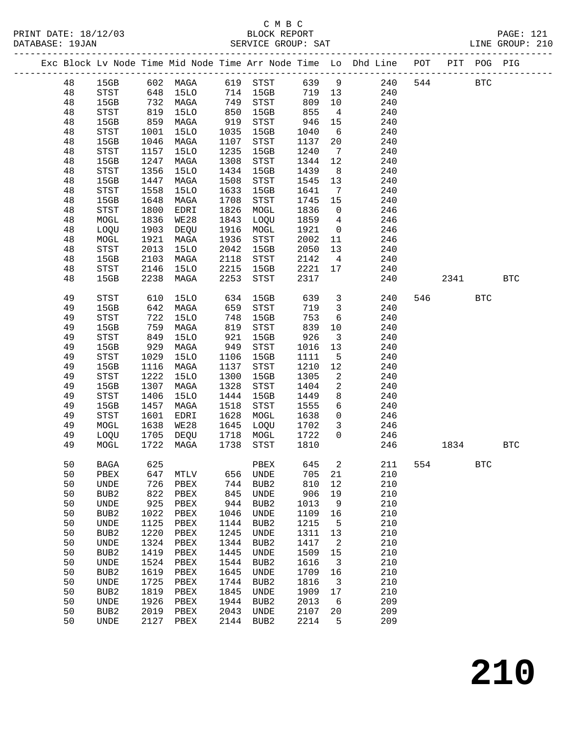C M B C
BLOCK REPORT
SERVICE GROUP: SAT

PRINT DATE: 18/12/03
DATABASE: 19JAN
PAGE: 121
LINE GROUP: 210

| Exc | Block | Lv Node | Time | Mid Node | Time | Arr Node | Time | Lo | Dhd Line | POT | PIT | POG | PIG |
|---|---|---|---|---|---|---|---|---|---|---|---|---|---|
| | 48 | 15GB | 602 | MAGA | 619 | STST | 639 | 9 | 240 | 544 | | BTC | |
| | 48 | STST | 648 | 15LO | 714 | 15GB | 719 | 13 | 240 | | | | |
| | 48 | 15GB | 732 | MAGA | 749 | STST | 809 | 10 | 240 | | | | |
| | 48 | STST | 819 | 15LO | 850 | 15GB | 855 | 4 | 240 | | | | |
| | 48 | 15GB | 859 | MAGA | 919 | STST | 946 | 15 | 240 | | | | |
| | 48 | STST | 1001 | 15LO | 1035 | 15GB | 1040 | 6 | 240 | | | | |
| | 48 | 15GB | 1046 | MAGA | 1107 | STST | 1137 | 20 | 240 | | | | |
| | 48 | STST | 1157 | 15LO | 1235 | 15GB | 1240 | 7 | 240 | | | | |
| | 48 | 15GB | 1247 | MAGA | 1308 | STST | 1344 | 12 | 240 | | | | |
| | 48 | STST | 1356 | 15LO | 1434 | 15GB | 1439 | 8 | 240 | | | | |
| | 48 | 15GB | 1447 | MAGA | 1508 | STST | 1545 | 13 | 240 | | | | |
| | 48 | STST | 1558 | 15LO | 1633 | 15GB | 1641 | 7 | 240 | | | | |
| | 48 | 15GB | 1648 | MAGA | 1708 | STST | 1745 | 15 | 240 | | | | |
| | 48 | STST | 1800 | EDRI | 1826 | MOGL | 1836 | 0 | 246 | | | | |
| | 48 | MOGL | 1836 | WE28 | 1843 | LOQU | 1859 | 4 | 246 | | | | |
| | 48 | LOQU | 1903 | DEQU | 1916 | MOGL | 1921 | 0 | 246 | | | | |
| | 48 | MOGL | 1921 | MAGA | 1936 | STST | 2002 | 11 | 246 | | | | |
| | 48 | STST | 2013 | 15LO | 2042 | 15GB | 2050 | 13 | 240 | | | | |
| | 48 | 15GB | 2103 | MAGA | 2118 | STST | 2142 | 4 | 240 | | | | |
| | 48 | STST | 2146 | 15LO | 2215 | 15GB | 2221 | 17 | 240 | | | | |
| | 48 | 15GB | 2238 | MAGA | 2253 | STST | 2317 | | 240 | | 2341 | | BTC |
| | 49 | STST | 610 | 15LO | 634 | 15GB | 639 | 3 | 240 | 546 | | BTC | |
| | 49 | 15GB | 642 | MAGA | 659 | STST | 719 | 3 | 240 | | | | |
| | 49 | STST | 722 | 15LO | 748 | 15GB | 753 | 6 | 240 | | | | |
| | 49 | 15GB | 759 | MAGA | 819 | STST | 839 | 10 | 240 | | | | |
| | 49 | STST | 849 | 15LO | 921 | 15GB | 926 | 3 | 240 | | | | |
| | 49 | 15GB | 929 | MAGA | 949 | STST | 1016 | 13 | 240 | | | | |
| | 49 | STST | 1029 | 15LO | 1106 | 15GB | 1111 | 5 | 240 | | | | |
| | 49 | 15GB | 1116 | MAGA | 1137 | STST | 1210 | 12 | 240 | | | | |
| | 49 | STST | 1222 | 15LO | 1300 | 15GB | 1305 | 2 | 240 | | | | |
| | 49 | 15GB | 1307 | MAGA | 1328 | STST | 1404 | 2 | 240 | | | | |
| | 49 | STST | 1406 | 15LO | 1444 | 15GB | 1449 | 8 | 240 | | | | |
| | 49 | 15GB | 1457 | MAGA | 1518 | STST | 1555 | 6 | 240 | | | | |
| | 49 | STST | 1601 | EDRI | 1628 | MOGL | 1638 | 0 | 246 | | | | |
| | 49 | MOGL | 1638 | WE28 | 1645 | LOQU | 1702 | 3 | 246 | | | | |
| | 49 | LOQU | 1705 | DEQU | 1718 | MOGL | 1722 | 0 | 246 | | | | |
| | 49 | MOGL | 1722 | MAGA | 1738 | STST | 1810 | | 246 | | 1834 | | BTC |
| | 50 | BAGA | 625 | | | PBEX | 645 | 2 | 211 | 554 | | BTC | |
| | 50 | PBEX | 647 | MTLV | 656 | UNDE | 705 | 21 | 210 | | | | |
| | 50 | UNDE | 726 | PBEX | 744 | BUB2 | 810 | 12 | 210 | | | | |
| | 50 | BUB2 | 822 | PBEX | 845 | UNDE | 906 | 19 | 210 | | | | |
| | 50 | UNDE | 925 | PBEX | 944 | BUB2 | 1013 | 9 | 210 | | | | |
| | 50 | BUB2 | 1022 | PBEX | 1046 | UNDE | 1109 | 16 | 210 | | | | |
| | 50 | UNDE | 1125 | PBEX | 1144 | BUB2 | 1215 | 5 | 210 | | | | |
| | 50 | BUB2 | 1220 | PBEX | 1245 | UNDE | 1311 | 13 | 210 | | | | |
| | 50 | UNDE | 1324 | PBEX | 1344 | BUB2 | 1417 | 2 | 210 | | | | |
| | 50 | BUB2 | 1419 | PBEX | 1445 | UNDE | 1509 | 15 | 210 | | | | |
| | 50 | UNDE | 1524 | PBEX | 1544 | BUB2 | 1616 | 3 | 210 | | | | |
| | 50 | BUB2 | 1619 | PBEX | 1645 | UNDE | 1709 | 16 | 210 | | | | |
| | 50 | UNDE | 1725 | PBEX | 1744 | BUB2 | 1816 | 3 | 210 | | | | |
| | 50 | BUB2 | 1819 | PBEX | 1845 | UNDE | 1909 | 17 | 210 | | | | |
| | 50 | UNDE | 1926 | PBEX | 1944 | BUB2 | 2013 | 6 | 209 | | | | |
| | 50 | BUB2 | 2019 | PBEX | 2043 | UNDE | 2107 | 20 | 209 | | | | |
| | 50 | UNDE | 2127 | PBEX | 2144 | BUB2 | 2214 | 5 | 209 | | | | |

# 210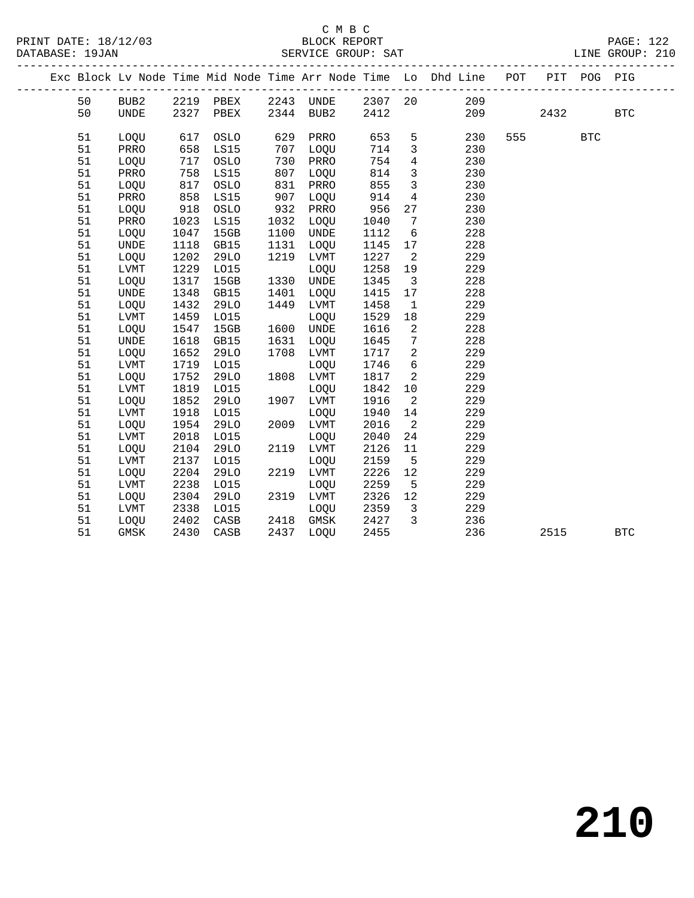C M B C

BLOCK REPORT

SERVICE GROUP: SAT

| Exc | Block | Lv Node | Time | Mid Node | Time | Arr Node | Time | Lo | Dhd Line | POT | PIT | POG | PIG |
|---|---|---|---|---|---|---|---|---|---|---|---|---|---|
| | 50 | BUB2 | 2219 | PBEX | 2243 | UNDE | 2307 | 20 | 209 | | | | |
| | 50 | UNDE | 2327 | PBEX | 2344 | BUB2 | 2412 | | 209 | | 2432 | | BTC |
| | 51 | LOQU | 617 | OSLO | 629 | PRRO | 653 | 5 | 230 | 555 | | BTC | |
| | 51 | PRRO | 658 | LS15 | 707 | LOQU | 714 | 3 | 230 | | | | |
| | 51 | LOQU | 717 | OSLO | 730 | PRRO | 754 | 4 | 230 | | | | |
| | 51 | PRRO | 758 | LS15 | 807 | LOQU | 814 | 3 | 230 | | | | |
| | 51 | LOQU | 817 | OSLO | 831 | PRRO | 855 | 3 | 230 | | | | |
| | 51 | PRRO | 858 | LS15 | 907 | LOQU | 914 | 4 | 230 | | | | |
| | 51 | LOQU | 918 | OSLO | 932 | PRRO | 956 | 27 | 230 | | | | |
| | 51 | PRRO | 1023 | LS15 | 1032 | LOQU | 1040 | 7 | 230 | | | | |
| | 51 | LOQU | 1047 | 15GB | 1100 | UNDE | 1112 | 6 | 228 | | | | |
| | 51 | UNDE | 1118 | GB15 | 1131 | LOQU | 1145 | 17 | 228 | | | | |
| | 51 | LOQU | 1202 | 29LO | 1219 | LVMT | 1227 | 2 | 229 | | | | |
| | 51 | LVMT | 1229 | LO15 | | LOQU | 1258 | 19 | 229 | | | | |
| | 51 | LOQU | 1317 | 15GB | 1330 | UNDE | 1345 | 3 | 228 | | | | |
| | 51 | UNDE | 1348 | GB15 | 1401 | LOQU | 1415 | 17 | 228 | | | | |
| | 51 | LOQU | 1432 | 29LO | 1449 | LVMT | 1458 | 1 | 229 | | | | |
| | 51 | LVMT | 1459 | LO15 | | LOQU | 1529 | 18 | 229 | | | | |
| | 51 | LOQU | 1547 | 15GB | 1600 | UNDE | 1616 | 2 | 228 | | | | |
| | 51 | UNDE | 1618 | GB15 | 1631 | LOQU | 1645 | 7 | 228 | | | | |
| | 51 | LOQU | 1652 | 29LO | 1708 | LVMT | 1717 | 2 | 229 | | | | |
| | 51 | LVMT | 1719 | LO15 | | LOQU | 1746 | 6 | 229 | | | | |
| | 51 | LOQU | 1752 | 29LO | 1808 | LVMT | 1817 | 2 | 229 | | | | |
| | 51 | LVMT | 1819 | LO15 | | LOQU | 1842 | 10 | 229 | | | | |
| | 51 | LOQU | 1852 | 29LO | 1907 | LVMT | 1916 | 2 | 229 | | | | |
| | 51 | LVMT | 1918 | LO15 | | LOQU | 1940 | 14 | 229 | | | | |
| | 51 | LOQU | 1954 | 29LO | 2009 | LVMT | 2016 | 2 | 229 | | | | |
| | 51 | LVMT | 2018 | LO15 | | LOQU | 2040 | 24 | 229 | | | | |
| | 51 | LOQU | 2104 | 29LO | 2119 | LVMT | 2126 | 11 | 229 | | | | |
| | 51 | LVMT | 2137 | LO15 | | LOQU | 2159 | 5 | 229 | | | | |
| | 51 | LOQU | 2204 | 29LO | 2219 | LVMT | 2226 | 12 | 229 | | | | |
| | 51 | LVMT | 2238 | LO15 | | LOQU | 2259 | 5 | 229 | | | | |
| | 51 | LOQU | 2304 | 29LO | 2319 | LVMT | 2326 | 12 | 229 | | | | |
| | 51 | LVMT | 2338 | LO15 | | LOQU | 2359 | 3 | 229 | | | | |
| | 51 | LOQU | 2402 | CASB | 2418 | GMSK | 2427 | 3 | 236 | | | | |
| | 51 | GMSK | 2430 | CASB | 2437 | LOQU | 2455 | | 236 | | 2515 | | BTC |

210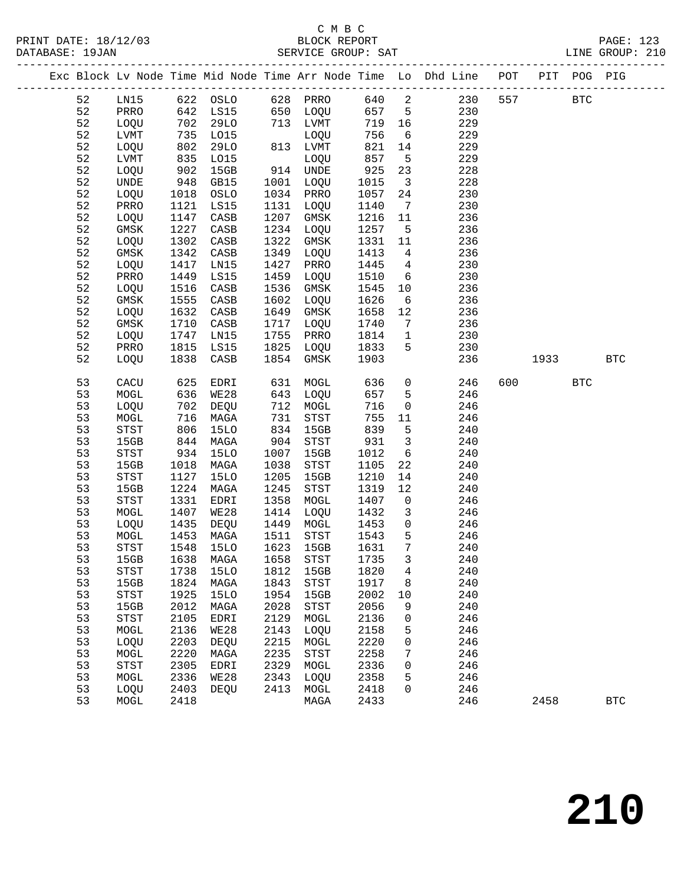C M B C
BLOCK REPORT
SERVICE GROUP: SAT

PRINT DATE: 18/12/03
DATABASE: 19JAN
LINE GROUP: 210

| Exc | Block | Lv | Node | Time | Mid Node | Time | Arr Node | Time | Lo | Dhd Line | POT | PIT | POG | PIG |
|---|---|---|---|---|---|---|---|---|---|---|---|---|---|---|
| | 52 | | LN15 | 622 | OSLO | 628 | PRRO | 640 | 2 | 230 | 557 | | BTC | |
| | 52 | | PRRO | 642 | LS15 | 650 | LOQU | 657 | 5 | 230 | | | | |
| | 52 | | LOQU | 702 | 29LO | 713 | LVMT | 719 | 16 | 229 | | | | |
| | 52 | | LVMT | 735 | LO15 | | LOQU | 756 | 6 | 229 | | | | |
| | 52 | | LOQU | 802 | 29LO | 813 | LVMT | 821 | 14 | 229 | | | | |
| | 52 | | LVMT | 835 | LO15 | | LOQU | 857 | 5 | 229 | | | | |
| | 52 | | LOQU | 902 | 15GB | 914 | UNDE | 925 | 23 | 228 | | | | |
| | 52 | | UNDE | 948 | GB15 | 1001 | LOQU | 1015 | 3 | 228 | | | | |
| | 52 | | LOQU | 1018 | OSLO | 1034 | PRRO | 1057 | 24 | 230 | | | | |
| | 52 | | PRRO | 1121 | LS15 | 1131 | LOQU | 1140 | 7 | 230 | | | | |
| | 52 | | LOQU | 1147 | CASB | 1207 | GMSK | 1216 | 11 | 236 | | | | |
| | 52 | | GMSK | 1227 | CASB | 1234 | LOQU | 1257 | 5 | 236 | | | | |
| | 52 | | LOQU | 1302 | CASB | 1322 | GMSK | 1331 | 11 | 236 | | | | |
| | 52 | | GMSK | 1342 | CASB | 1349 | LOQU | 1413 | 4 | 236 | | | | |
| | 52 | | LOQU | 1417 | LN15 | 1427 | PRRO | 1445 | 4 | 230 | | | | |
| | 52 | | PRRO | 1449 | LS15 | 1459 | LOQU | 1510 | 6 | 230 | | | | |
| | 52 | | LOQU | 1516 | CASB | 1536 | GMSK | 1545 | 10 | 236 | | | | |
| | 52 | | GMSK | 1555 | CASB | 1602 | LOQU | 1626 | 6 | 236 | | | | |
| | 52 | | LOQU | 1632 | CASB | 1649 | GMSK | 1658 | 12 | 236 | | | | |
| | 52 | | GMSK | 1710 | CASB | 1717 | LOQU | 1740 | 7 | 236 | | | | |
| | 52 | | LOQU | 1747 | LN15 | 1755 | PRRO | 1814 | 1 | 230 | | | | |
| | 52 | | PRRO | 1815 | LS15 | 1825 | LOQU | 1833 | 5 | 230 | | | | |
| | 52 | | LOQU | 1838 | CASB | 1854 | GMSK | 1903 | | 236 | | 1933 | | BTC |
| | 53 | | CACU | 625 | EDRI | 631 | MOGL | 636 | 0 | 246 | 600 | | BTC | |
| | 53 | | MOGL | 636 | WE28 | 643 | LOQU | 657 | 5 | 246 | | | | |
| | 53 | | LOQU | 702 | DEQU | 712 | MOGL | 716 | 0 | 246 | | | | |
| | 53 | | MOGL | 716 | MAGA | 731 | STST | 755 | 11 | 246 | | | | |
| | 53 | | STST | 806 | 15LO | 834 | 15GB | 839 | 5 | 240 | | | | |
| | 53 | | 15GB | 844 | MAGA | 904 | STST | 931 | 3 | 240 | | | | |
| | 53 | | STST | 934 | 15LO | 1007 | 15GB | 1012 | 6 | 240 | | | | |
| | 53 | | 15GB | 1018 | MAGA | 1038 | STST | 1105 | 22 | 240 | | | | |
| | 53 | | STST | 1127 | 15LO | 1205 | 15GB | 1210 | 14 | 240 | | | | |
| | 53 | | 15GB | 1224 | MAGA | 1245 | STST | 1319 | 12 | 240 | | | | |
| | 53 | | STST | 1331 | EDRI | 1358 | MOGL | 1407 | 0 | 246 | | | | |
| | 53 | | MOGL | 1407 | WE28 | 1414 | LOQU | 1432 | 3 | 246 | | | | |
| | 53 | | LOQU | 1435 | DEQU | 1449 | MOGL | 1453 | 0 | 246 | | | | |
| | 53 | | MOGL | 1453 | MAGA | 1511 | STST | 1543 | 5 | 246 | | | | |
| | 53 | | STST | 1548 | 15LO | 1623 | 15GB | 1631 | 7 | 240 | | | | |
| | 53 | | 15GB | 1638 | MAGA | 1658 | STST | 1735 | 3 | 240 | | | | |
| | 53 | | STST | 1738 | 15LO | 1812 | 15GB | 1820 | 4 | 240 | | | | |
| | 53 | | 15GB | 1824 | MAGA | 1843 | STST | 1917 | 8 | 240 | | | | |
| | 53 | | STST | 1925 | 15LO | 1954 | 15GB | 2002 | 10 | 240 | | | | |
| | 53 | | 15GB | 2012 | MAGA | 2028 | STST | 2056 | 9 | 240 | | | | |
| | 53 | | STST | 2105 | EDRI | 2129 | MOGL | 2136 | 0 | 246 | | | | |
| | 53 | | MOGL | 2136 | WE28 | 2143 | LOQU | 2158 | 5 | 246 | | | | |
| | 53 | | LOQU | 2203 | DEQU | 2215 | MOGL | 2220 | 0 | 246 | | | | |
| | 53 | | MOGL | 2220 | MAGA | 2235 | STST | 2258 | 7 | 246 | | | | |
| | 53 | | STST | 2305 | EDRI | 2329 | MOGL | 2336 | 0 | 246 | | | | |
| | 53 | | MOGL | 2336 | WE28 | 2343 | LOQU | 2358 | 5 | 246 | | | | |
| | 53 | | LOQU | 2403 | DEQU | 2413 | MOGL | 2418 | 0 | 246 | | | | |
| | 53 | | MOGL | 2418 | | | MAGA | 2433 | | 246 | | 2458 | | BTC |

210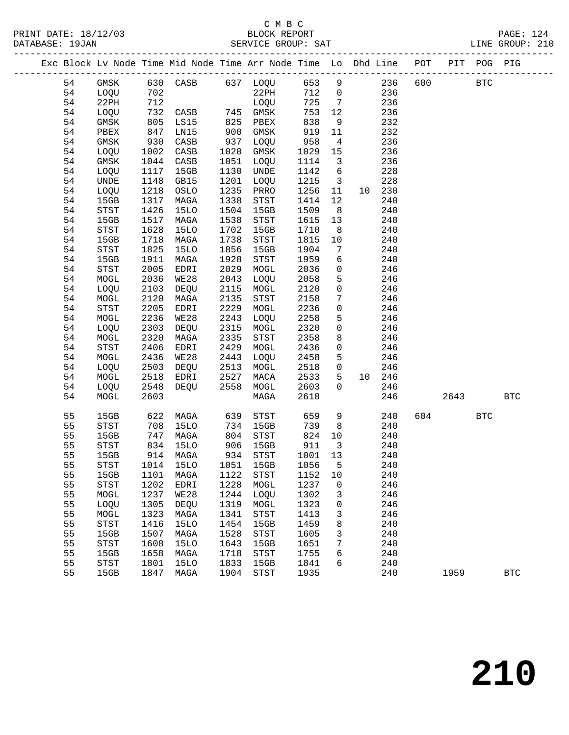C M B C
BLOCK REPORT
SERVICE GROUP: SAT

PRINT DATE: 18/12/03
DATABASE: 19JAN
LINE GROUP: 210

| Exc | Block | Lv | Node | Time | Mid Node | Time | Arr Node | Time | Lo | Dhd | Line | POT | PIT | POG | PIG |
|---|---|---|---|---|---|---|---|---|---|---|---|---|---|---|---|
| | 54 | | GMSK | 630 | CASB | 637 | LOQU | 653 | 9 | | 236 | 600 | | BTC | |
| | 54 | | LOQU | 702 | | | 22PH | 712 | 0 | | 236 | | | | |
| | 54 | | 22PH | 712 | | | LOQU | 725 | 7 | | 236 | | | | |
| | 54 | | LOQU | 732 | CASB | 745 | GMSK | 753 | 12 | | 236 | | | | |
| | 54 | | GMSK | 805 | LS15 | 825 | PBEX | 838 | 9 | | 232 | | | | |
| | 54 | | PBEX | 847 | LN15 | 900 | GMSK | 919 | 11 | | 232 | | | | |
| | 54 | | GMSK | 930 | CASB | 937 | LOQU | 958 | 4 | | 236 | | | | |
| | 54 | | LOQU | 1002 | CASB | 1020 | GMSK | 1029 | 15 | | 236 | | | | |
| | 54 | | GMSK | 1044 | CASB | 1051 | LOQU | 1114 | 3 | | 236 | | | | |
| | 54 | | LOQU | 1117 | 15GB | 1130 | UNDE | 1142 | 6 | | 228 | | | | |
| | 54 | | UNDE | 1148 | GB15 | 1201 | LOQU | 1215 | 3 | | 228 | | | | |
| | 54 | | LOQU | 1218 | OSLO | 1235 | PRRO | 1256 | 11 | 10 | 230 | | | | |
| | 54 | | 15GB | 1317 | MAGA | 1338 | STST | 1414 | 12 | | 240 | | | | |
| | 54 | | STST | 1426 | 15LO | 1504 | 15GB | 1509 | 8 | | 240 | | | | |
| | 54 | | 15GB | 1517 | MAGA | 1538 | STST | 1615 | 13 | | 240 | | | | |
| | 54 | | STST | 1628 | 15LO | 1702 | 15GB | 1710 | 8 | | 240 | | | | |
| | 54 | | 15GB | 1718 | MAGA | 1738 | STST | 1815 | 10 | | 240 | | | | |
| | 54 | | STST | 1825 | 15LO | 1856 | 15GB | 1904 | 7 | | 240 | | | | |
| | 54 | | 15GB | 1911 | MAGA | 1928 | STST | 1959 | 6 | | 240 | | | | |
| | 54 | | STST | 2005 | EDRI | 2029 | MOGL | 2036 | 0 | | 246 | | | | |
| | 54 | | MOGL | 2036 | WE28 | 2043 | LOQU | 2058 | 5 | | 246 | | | | |
| | 54 | | LOQU | 2103 | DEQU | 2115 | MOGL | 2120 | 0 | | 246 | | | | |
| | 54 | | MOGL | 2120 | MAGA | 2135 | STST | 2158 | 7 | | 246 | | | | |
| | 54 | | STST | 2205 | EDRI | 2229 | MOGL | 2236 | 0 | | 246 | | | | |
| | 54 | | MOGL | 2236 | WE28 | 2243 | LOQU | 2258 | 5 | | 246 | | | | |
| | 54 | | LOQU | 2303 | DEQU | 2315 | MOGL | 2320 | 0 | | 246 | | | | |
| | 54 | | MOGL | 2320 | MAGA | 2335 | STST | 2358 | 8 | | 246 | | | | |
| | 54 | | STST | 2406 | EDRI | 2429 | MOGL | 2436 | 0 | | 246 | | | | |
| | 54 | | MOGL | 2436 | WE28 | 2443 | LOQU | 2458 | 5 | | 246 | | | | |
| | 54 | | LOQU | 2503 | DEQU | 2513 | MOGL | 2518 | 0 | | 246 | | | | |
| | 54 | | MOGL | 2518 | EDRI | 2527 | MACA | 2533 | 5 | 10 | 246 | | | | |
| | 54 | | LOQU | 2548 | DEQU | 2558 | MOGL | 2603 | 0 | | 246 | | | | |
| | 54 | | MOGL | 2603 | | | MAGA | 2618 | | | 246 | | 2643 | | BTC |
| | 55 | | 15GB | 622 | MAGA | 639 | STST | 659 | 9 | | 240 | 604 | | BTC | |
| | 55 | | STST | 708 | 15LO | 734 | 15GB | 739 | 8 | | 240 | | | | |
| | 55 | | 15GB | 747 | MAGA | 804 | STST | 824 | 10 | | 240 | | | | |
| | 55 | | STST | 834 | 15LO | 906 | 15GB | 911 | 3 | | 240 | | | | |
| | 55 | | 15GB | 914 | MAGA | 934 | STST | 1001 | 13 | | 240 | | | | |
| | 55 | | STST | 1014 | 15LO | 1051 | 15GB | 1056 | 5 | | 240 | | | | |
| | 55 | | 15GB | 1101 | MAGA | 1122 | STST | 1152 | 10 | | 240 | | | | |
| | 55 | | STST | 1202 | EDRI | 1228 | MOGL | 1237 | 0 | | 246 | | | | |
| | 55 | | MOGL | 1237 | WE28 | 1244 | LOQU | 1302 | 3 | | 246 | | | | |
| | 55 | | LOQU | 1305 | DEQU | 1319 | MOGL | 1323 | 0 | | 246 | | | | |
| | 55 | | MOGL | 1323 | MAGA | 1341 | STST | 1413 | 3 | | 246 | | | | |
| | 55 | | STST | 1416 | 15LO | 1454 | 15GB | 1459 | 8 | | 240 | | | | |
| | 55 | | 15GB | 1507 | MAGA | 1528 | STST | 1605 | 3 | | 240 | | | | |
| | 55 | | STST | 1608 | 15LO | 1643 | 15GB | 1651 | 7 | | 240 | | | | |
| | 55 | | 15GB | 1658 | MAGA | 1718 | STST | 1755 | 6 | | 240 | | | | |
| | 55 | | STST | 1801 | 15LO | 1833 | 15GB | 1841 | 6 | | 240 | | | | |
| | 55 | | 15GB | 1847 | MAGA | 1904 | STST | 1935 | | | 240 | | 1959 | | BTC |

# 210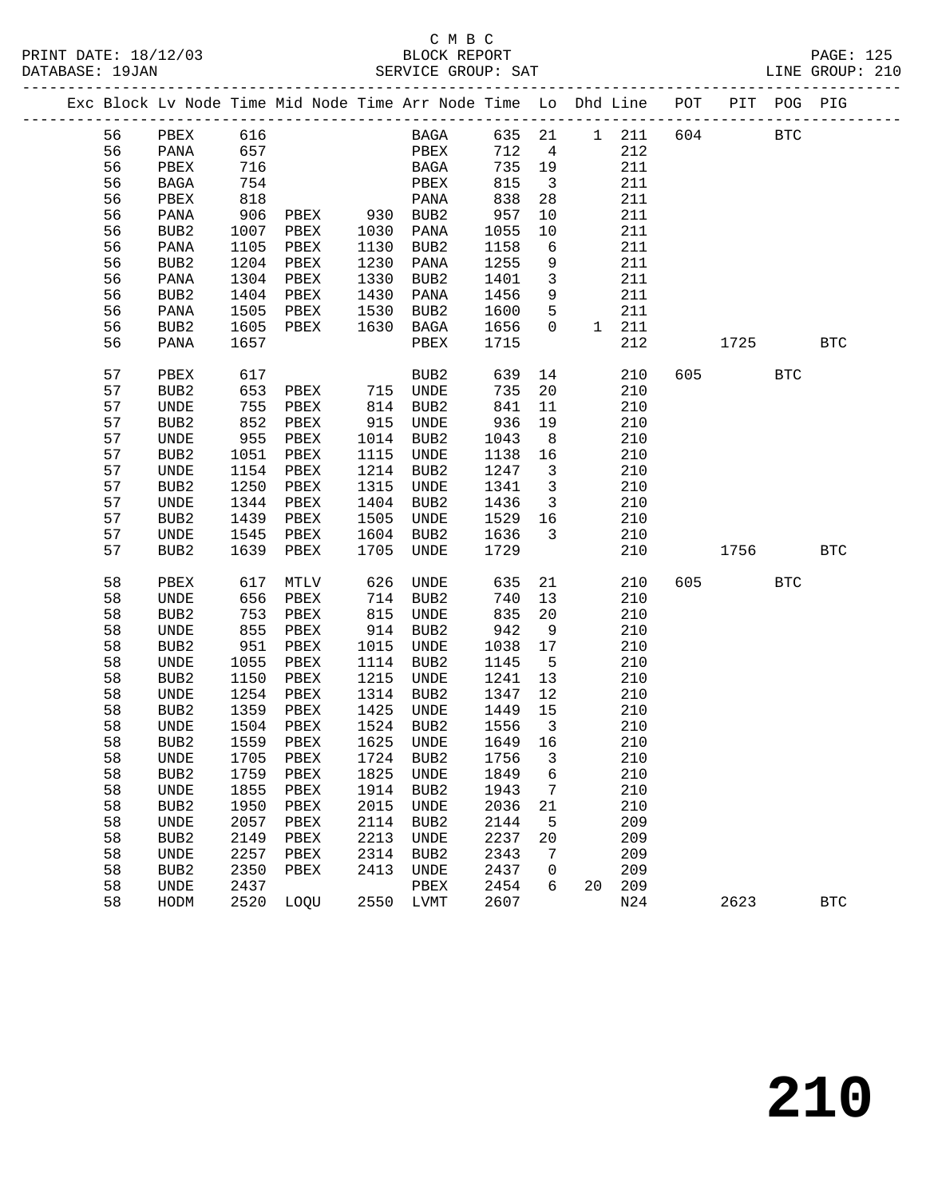C M B C

PRINT DATE: 18/12/03 BLOCK REPORT
DATABASE: 19JAN SERVICE GROUP: SAT LINE GROUP: 210

| Exc | Block | Lv | Node | Time | Mid Node | Time | Arr Node | Time | Lo | Dhd | Line | POT | PIT | POG | PIG |
|---|---|---|---|---|---|---|---|---|---|---|---|---|---|---|---|
| | 56 | | PBEX | 616 | | | BAGA | 635 | 21 | 1 | 211 | 604 | | BTC | |
| | 56 | | PANA | 657 | | | PBEX | 712 | 4 | | 212 | | | | |
| | 56 | | PBEX | 716 | | | BAGA | 735 | 19 | | 211 | | | | |
| | 56 | | BAGA | 754 | | | PBEX | 815 | 3 | | 211 | | | | |
| | 56 | | PBEX | 818 | | | PANA | 838 | 28 | | 211 | | | | |
| | 56 | | PANA | 906 | PBEX | 930 | BUB2 | 957 | 10 | | 211 | | | | |
| | 56 | | BUB2 | 1007 | PBEX | 1030 | PANA | 1055 | 10 | | 211 | | | | |
| | 56 | | PANA | 1105 | PBEX | 1130 | BUB2 | 1158 | 6 | | 211 | | | | |
| | 56 | | BUB2 | 1204 | PBEX | 1230 | PANA | 1255 | 9 | | 211 | | | | |
| | 56 | | PANA | 1304 | PBEX | 1330 | BUB2 | 1401 | 3 | | 211 | | | | |
| | 56 | | BUB2 | 1404 | PBEX | 1430 | PANA | 1456 | 9 | | 211 | | | | |
| | 56 | | PANA | 1505 | PBEX | 1530 | BUB2 | 1600 | 5 | | 211 | | | | |
| | 56 | | BUB2 | 1605 | PBEX | 1630 | BAGA | 1656 | 0 | 1 | 211 | | | | |
| | 56 | | PANA | 1657 | | | PBEX | 1715 | | | 212 | | 1725 | | BTC |
| | 57 | | PBEX | 617 | | | BUB2 | 639 | 14 | | 210 | 605 | | BTC | |
| | 57 | | BUB2 | 653 | PBEX | 715 | UNDE | 735 | 20 | | 210 | | | | |
| | 57 | | UNDE | 755 | PBEX | 814 | BUB2 | 841 | 11 | | 210 | | | | |
| | 57 | | BUB2 | 852 | PBEX | 915 | UNDE | 936 | 19 | | 210 | | | | |
| | 57 | | UNDE | 955 | PBEX | 1014 | BUB2 | 1043 | 8 | | 210 | | | | |
| | 57 | | BUB2 | 1051 | PBEX | 1115 | UNDE | 1138 | 16 | | 210 | | | | |
| | 57 | | UNDE | 1154 | PBEX | 1214 | BUB2 | 1247 | 3 | | 210 | | | | |
| | 57 | | BUB2 | 1250 | PBEX | 1315 | UNDE | 1341 | 3 | | 210 | | | | |
| | 57 | | UNDE | 1344 | PBEX | 1404 | BUB2 | 1436 | 3 | | 210 | | | | |
| | 57 | | BUB2 | 1439 | PBEX | 1505 | UNDE | 1529 | 16 | | 210 | | | | |
| | 57 | | UNDE | 1545 | PBEX | 1604 | BUB2 | 1636 | 3 | | 210 | | | | |
| | 57 | | BUB2 | 1639 | PBEX | 1705 | UNDE | 1729 | | | 210 | | 1756 | | BTC |
| | 58 | | PBEX | 617 | MTLV | 626 | UNDE | 635 | 21 | | 210 | 605 | | BTC | |
| | 58 | | UNDE | 656 | PBEX | 714 | BUB2 | 740 | 13 | | 210 | | | | |
| | 58 | | BUB2 | 753 | PBEX | 815 | UNDE | 835 | 20 | | 210 | | | | |
| | 58 | | UNDE | 855 | PBEX | 914 | BUB2 | 942 | 9 | | 210 | | | | |
| | 58 | | BUB2 | 951 | PBEX | 1015 | UNDE | 1038 | 17 | | 210 | | | | |
| | 58 | | UNDE | 1055 | PBEX | 1114 | BUB2 | 1145 | 5 | | 210 | | | | |
| | 58 | | BUB2 | 1150 | PBEX | 1215 | UNDE | 1241 | 13 | | 210 | | | | |
| | 58 | | UNDE | 1254 | PBEX | 1314 | BUB2 | 1347 | 12 | | 210 | | | | |
| | 58 | | BUB2 | 1359 | PBEX | 1425 | UNDE | 1449 | 15 | | 210 | | | | |
| | 58 | | UNDE | 1504 | PBEX | 1524 | BUB2 | 1556 | 3 | | 210 | | | | |
| | 58 | | BUB2 | 1559 | PBEX | 1625 | UNDE | 1649 | 16 | | 210 | | | | |
| | 58 | | UNDE | 1705 | PBEX | 1724 | BUB2 | 1756 | 3 | | 210 | | | | |
| | 58 | | BUB2 | 1759 | PBEX | 1825 | UNDE | 1849 | 6 | | 210 | | | | |
| | 58 | | UNDE | 1855 | PBEX | 1914 | BUB2 | 1943 | 7 | | 210 | | | | |
| | 58 | | BUB2 | 1950 | PBEX | 2015 | UNDE | 2036 | 21 | | 210 | | | | |
| | 58 | | UNDE | 2057 | PBEX | 2114 | BUB2 | 2144 | 5 | | 209 | | | | |
| | 58 | | BUB2 | 2149 | PBEX | 2213 | UNDE | 2237 | 20 | | 209 | | | | |
| | 58 | | UNDE | 2257 | PBEX | 2314 | BUB2 | 2343 | 7 | | 209 | | | | |
| | 58 | | BUB2 | 2350 | PBEX | 2413 | UNDE | 2437 | 0 | | 209 | | | | |
| | 58 | | UNDE | 2437 | | | PBEX | 2454 | 6 | 20 | 209 | | | | |
| | 58 | | HODM | 2520 | LOQU | 2550 | LVMT | 2607 | | | N24 | | 2623 | | BTC |

210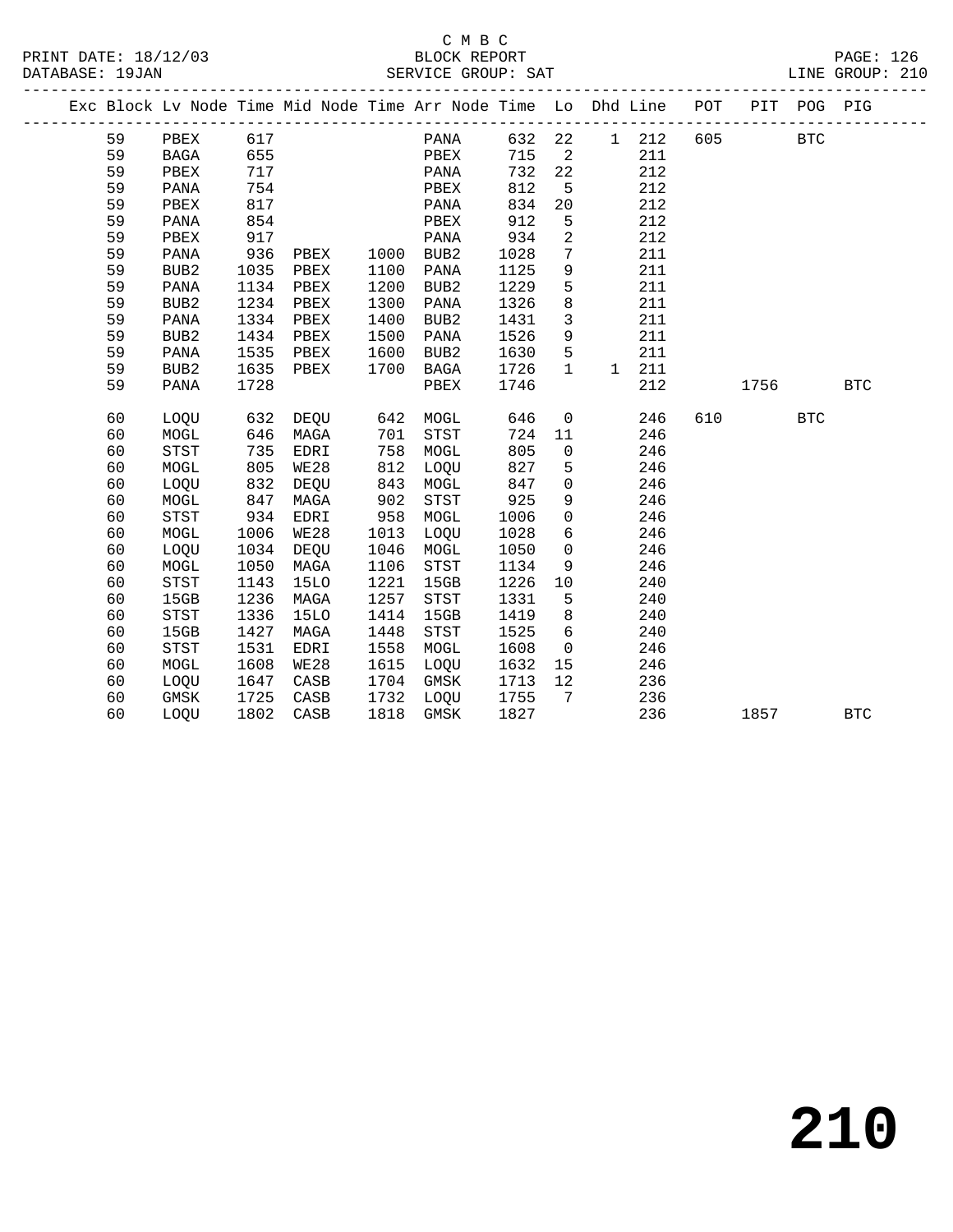C M B C

BLOCK REPORT

PRINT DATE: 18/12/03 DATABASE: 19JAN SERVICE GROUP: SAT LINE GROUP: 210

| Exc | Block | Lv Node | Time | Mid Node | Time | Arr Node | Time | Lo | Dhd | Line | POT | PIT | POG | PIG |
|---|---|---|---|---|---|---|---|---|---|---|---|---|---|---|
| | 59 | PBEX | 617 | | | PANA | 632 | 22 | 1 | 212 | 605 | | BTC | |
| | 59 | BAGA | 655 | | | PBEX | 715 | 2 | | 211 | | | | |
| | 59 | PBEX | 717 | | | PANA | 732 | 22 | | 212 | | | | |
| | 59 | PANA | 754 | | | PBEX | 812 | 5 | | 212 | | | | |
| | 59 | PBEX | 817 | | | PANA | 834 | 20 | | 212 | | | | |
| | 59 | PANA | 854 | | | PBEX | 912 | 5 | | 212 | | | | |
| | 59 | PBEX | 917 | | | PANA | 934 | 2 | | 212 | | | | |
| | 59 | PANA | 936 | PBEX | 1000 | BUB2 | 1028 | 7 | | 211 | | | | |
| | 59 | BUB2 | 1035 | PBEX | 1100 | PANA | 1125 | 9 | | 211 | | | | |
| | 59 | PANA | 1134 | PBEX | 1200 | BUB2 | 1229 | 5 | | 211 | | | | |
| | 59 | BUB2 | 1234 | PBEX | 1300 | PANA | 1326 | 8 | | 211 | | | | |
| | 59 | PANA | 1334 | PBEX | 1400 | BUB2 | 1431 | 3 | | 211 | | | | |
| | 59 | BUB2 | 1434 | PBEX | 1500 | PANA | 1526 | 9 | | 211 | | | | |
| | 59 | PANA | 1535 | PBEX | 1600 | BUB2 | 1630 | 5 | | 211 | | | | |
| | 59 | BUB2 | 1635 | PBEX | 1700 | BAGA | 1726 | 1 | 1 | 211 | | | | |
| | 59 | PANA | 1728 | | | PBEX | 1746 | | | 212 | | 1756 | | BTC |
| | 60 | LOQU | 632 | DEQU | 642 | MOGL | 646 | 0 | | 246 | 610 | | BTC | |
| | 60 | MOGL | 646 | MAGA | 701 | STST | 724 | 11 | | 246 | | | | |
| | 60 | STST | 735 | EDRI | 758 | MOGL | 805 | 0 | | 246 | | | | |
| | 60 | MOGL | 805 | WE28 | 812 | LOQU | 827 | 5 | | 246 | | | | |
| | 60 | LOQU | 832 | DEQU | 843 | MOGL | 847 | 0 | | 246 | | | | |
| | 60 | MOGL | 847 | MAGA | 902 | STST | 925 | 9 | | 246 | | | | |
| | 60 | STST | 934 | EDRI | 958 | MOGL | 1006 | 0 | | 246 | | | | |
| | 60 | MOGL | 1006 | WE28 | 1013 | LOQU | 1028 | 6 | | 246 | | | | |
| | 60 | LOQU | 1034 | DEQU | 1046 | MOGL | 1050 | 0 | | 246 | | | | |
| | 60 | MOGL | 1050 | MAGA | 1106 | STST | 1134 | 9 | | 246 | | | | |
| | 60 | STST | 1143 | 15LO | 1221 | 15GB | 1226 | 10 | | 240 | | | | |
| | 60 | 15GB | 1236 | MAGA | 1257 | STST | 1331 | 5 | | 240 | | | | |
| | 60 | STST | 1336 | 15LO | 1414 | 15GB | 1419 | 8 | | 240 | | | | |
| | 60 | 15GB | 1427 | MAGA | 1448 | STST | 1525 | 6 | | 240 | | | | |
| | 60 | STST | 1531 | EDRI | 1558 | MOGL | 1608 | 0 | | 246 | | | | |
| | 60 | MOGL | 1608 | WE28 | 1615 | LOQU | 1632 | 15 | | 246 | | | | |
| | 60 | LOQU | 1647 | CASB | 1704 | GMSK | 1713 | 12 | | 236 | | | | |
| | 60 | GMSK | 1725 | CASB | 1732 | LOQU | 1755 | 7 | | 236 | | | | |
| | 60 | LOQU | 1802 | CASB | 1818 | GMSK | 1827 | | | 236 | | 1857 | | BTC |

210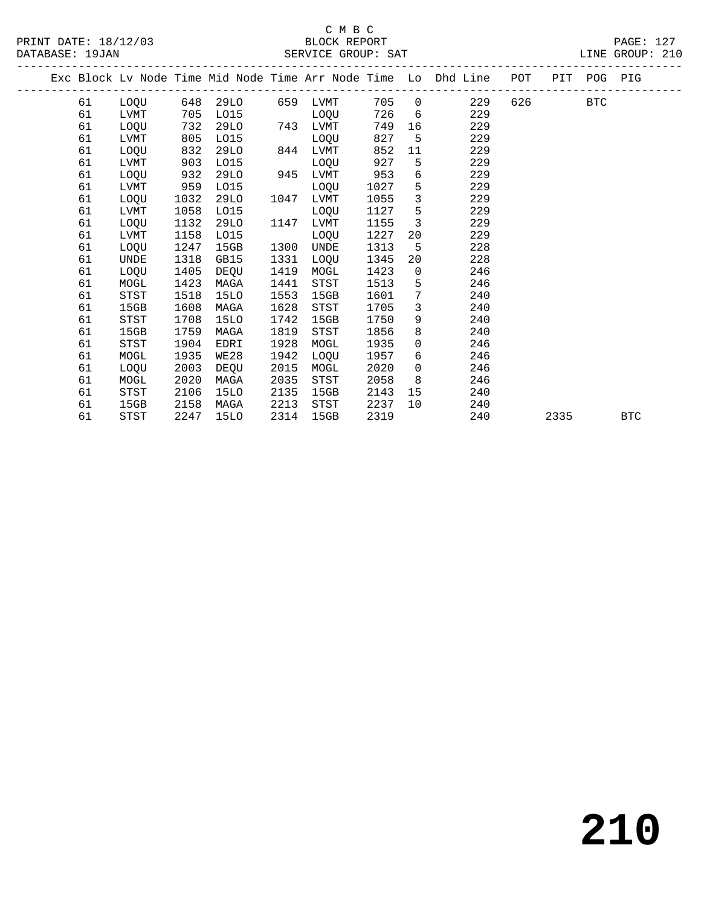C M B C

PRINT DATE: 18/12/03 BLOCK REPORT

DATABASE: 19JAN SERVICE GROUP: SAT LINE GROUP: 210

| Exc | Block | Lv Node | Time | Mid Node | Time | Arr Node | Time | Lo | Dhd Line | POT | PIT | POG | PIG |
|---|---|---|---|---|---|---|---|---|---|---|---|---|---|
| | 61 | LOQU | 648 | 29LO | 659 | LVMT | 705 | 0 | 229 | 626 | | BTC | |
| | 61 | LVMT | 705 | LO15 | | LOQU | 726 | 6 | 229 | | | | |
| | 61 | LOQU | 732 | 29LO | 743 | LVMT | 749 | 16 | 229 | | | | |
| | 61 | LVMT | 805 | LO15 | | LOQU | 827 | 5 | 229 | | | | |
| | 61 | LOQU | 832 | 29LO | 844 | LVMT | 852 | 11 | 229 | | | | |
| | 61 | LVMT | 903 | LO15 | | LOQU | 927 | 5 | 229 | | | | |
| | 61 | LOQU | 932 | 29LO | 945 | LVMT | 953 | 6 | 229 | | | | |
| | 61 | LVMT | 959 | LO15 | | LOQU | 1027 | 5 | 229 | | | | |
| | 61 | LOQU | 1032 | 29LO | 1047 | LVMT | 1055 | 3 | 229 | | | | |
| | 61 | LVMT | 1058 | LO15 | | LOQU | 1127 | 5 | 229 | | | | |
| | 61 | LOQU | 1132 | 29LO | 1147 | LVMT | 1155 | 3 | 229 | | | | |
| | 61 | LVMT | 1158 | LO15 | | LOQU | 1227 | 20 | 229 | | | | |
| | 61 | LOQU | 1247 | 15GB | 1300 | UNDE | 1313 | 5 | 228 | | | | |
| | 61 | UNDE | 1318 | GB15 | 1331 | LOQU | 1345 | 20 | 228 | | | | |
| | 61 | LOQU | 1405 | DEQU | 1419 | MOGL | 1423 | 0 | 246 | | | | |
| | 61 | MOGL | 1423 | MAGA | 1441 | STST | 1513 | 5 | 246 | | | | |
| | 61 | STST | 1518 | 15LO | 1553 | 15GB | 1601 | 7 | 240 | | | | |
| | 61 | 15GB | 1608 | MAGA | 1628 | STST | 1705 | 3 | 240 | | | | |
| | 61 | STST | 1708 | 15LO | 1742 | 15GB | 1750 | 9 | 240 | | | | |
| | 61 | 15GB | 1759 | MAGA | 1819 | STST | 1856 | 8 | 240 | | | | |
| | 61 | STST | 1904 | EDRI | 1928 | MOGL | 1935 | 0 | 246 | | | | |
| | 61 | MOGL | 1935 | WE28 | 1942 | LOQU | 1957 | 6 | 246 | | | | |
| | 61 | LOQU | 2003 | DEQU | 2015 | MOGL | 2020 | 0 | 246 | | | | |
| | 61 | MOGL | 2020 | MAGA | 2035 | STST | 2058 | 8 | 246 | | | | |
| | 61 | STST | 2106 | 15LO | 2135 | 15GB | 2143 | 15 | 240 | | | | |
| | 61 | 15GB | 2158 | MAGA | 2213 | STST | 2237 | 10 | 240 | | | | |
| | 61 | STST | 2247 | 15LO | 2314 | 15GB | 2319 | | 240 | | 2335 | | BTC |

210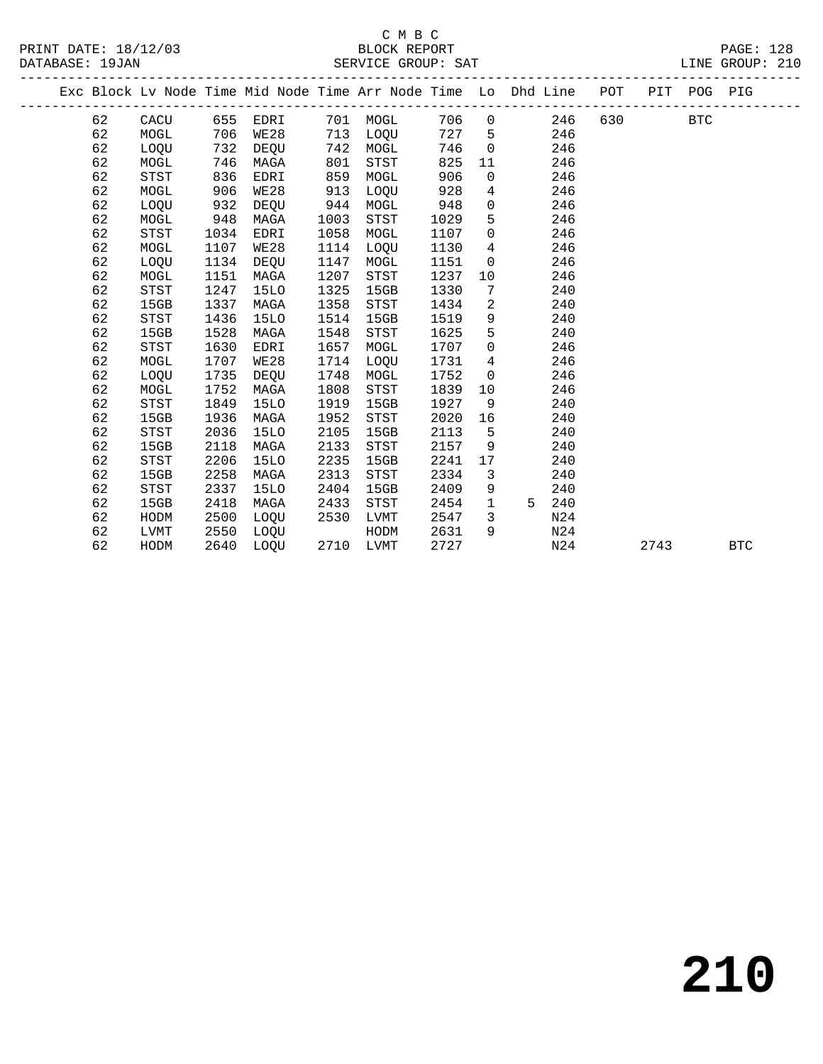C M B C
PRINT DATE: 18/12/03 BLOCK REPORT PAGE: 128
DATABASE: 19JAN SERVICE GROUP: SAT LINE GROUP: 210

| Exc | Block | Lv | Node | Time | Mid Node | Time | Arr Node | Time | Lo | Dhd | Line | POT | PIT | POG | PIG |
|---|---|---|---|---|---|---|---|---|---|---|---|---|---|---|---|
| | 62 | | CACU | 655 | EDRI | 701 | MOGL | 706 | 0 | | 246 | 630 | | BTC | |
| | 62 | | MOGL | 706 | WE28 | 713 | LOQU | 727 | 5 | | 246 | | | | |
| | 62 | | LOQU | 732 | DEQU | 742 | MOGL | 746 | 0 | | 246 | | | | |
| | 62 | | MOGL | 746 | MAGA | 801 | STST | 825 | 11 | | 246 | | | | |
| | 62 | | STST | 836 | EDRI | 859 | MOGL | 906 | 0 | | 246 | | | | |
| | 62 | | MOGL | 906 | WE28 | 913 | LOQU | 928 | 4 | | 246 | | | | |
| | 62 | | LOQU | 932 | DEQU | 944 | MOGL | 948 | 0 | | 246 | | | | |
| | 62 | | MOGL | 948 | MAGA | 1003 | STST | 1029 | 5 | | 246 | | | | |
| | 62 | | STST | 1034 | EDRI | 1058 | MOGL | 1107 | 0 | | 246 | | | | |
| | 62 | | MOGL | 1107 | WE28 | 1114 | LOQU | 1130 | 4 | | 246 | | | | |
| | 62 | | LOQU | 1134 | DEQU | 1147 | MOGL | 1151 | 0 | | 246 | | | | |
| | 62 | | MOGL | 1151 | MAGA | 1207 | STST | 1237 | 10 | | 246 | | | | |
| | 62 | | STST | 1247 | 15LO | 1325 | 15GB | 1330 | 7 | | 240 | | | | |
| | 62 | | 15GB | 1337 | MAGA | 1358 | STST | 1434 | 2 | | 240 | | | | |
| | 62 | | STST | 1436 | 15LO | 1514 | 15GB | 1519 | 9 | | 240 | | | | |
| | 62 | | 15GB | 1528 | MAGA | 1548 | STST | 1625 | 5 | | 240 | | | | |
| | 62 | | STST | 1630 | EDRI | 1657 | MOGL | 1707 | 0 | | 246 | | | | |
| | 62 | | MOGL | 1707 | WE28 | 1714 | LOQU | 1731 | 4 | | 246 | | | | |
| | 62 | | LOQU | 1735 | DEQU | 1748 | MOGL | 1752 | 0 | | 246 | | | | |
| | 62 | | MOGL | 1752 | MAGA | 1808 | STST | 1839 | 10 | | 246 | | | | |
| | 62 | | STST | 1849 | 15LO | 1919 | 15GB | 1927 | 9 | | 240 | | | | |
| | 62 | | 15GB | 1936 | MAGA | 1952 | STST | 2020 | 16 | | 240 | | | | |
| | 62 | | STST | 2036 | 15LO | 2105 | 15GB | 2113 | 5 | | 240 | | | | |
| | 62 | | 15GB | 2118 | MAGA | 2133 | STST | 2157 | 9 | | 240 | | | | |
| | 62 | | STST | 2206 | 15LO | 2235 | 15GB | 2241 | 17 | | 240 | | | | |
| | 62 | | 15GB | 2258 | MAGA | 2313 | STST | 2334 | 3 | | 240 | | | | |
| | 62 | | STST | 2337 | 15LO | 2404 | 15GB | 2409 | 9 | | 240 | | | | |
| | 62 | | 15GB | 2418 | MAGA | 2433 | STST | 2454 | 1 | 5 | 240 | | | | |
| | 62 | | HODM | 2500 | LOQU | 2530 | LVMT | 2547 | 3 | | N24 | | | | |
| | 62 | | LVMT | 2550 | LOQU | | HODM | 2631 | 9 | | N24 | | | | |
| | 62 | | HODM | 2640 | LOQU | 2710 | LVMT | 2727 | | | N24 | | 2743 | | BTC |

210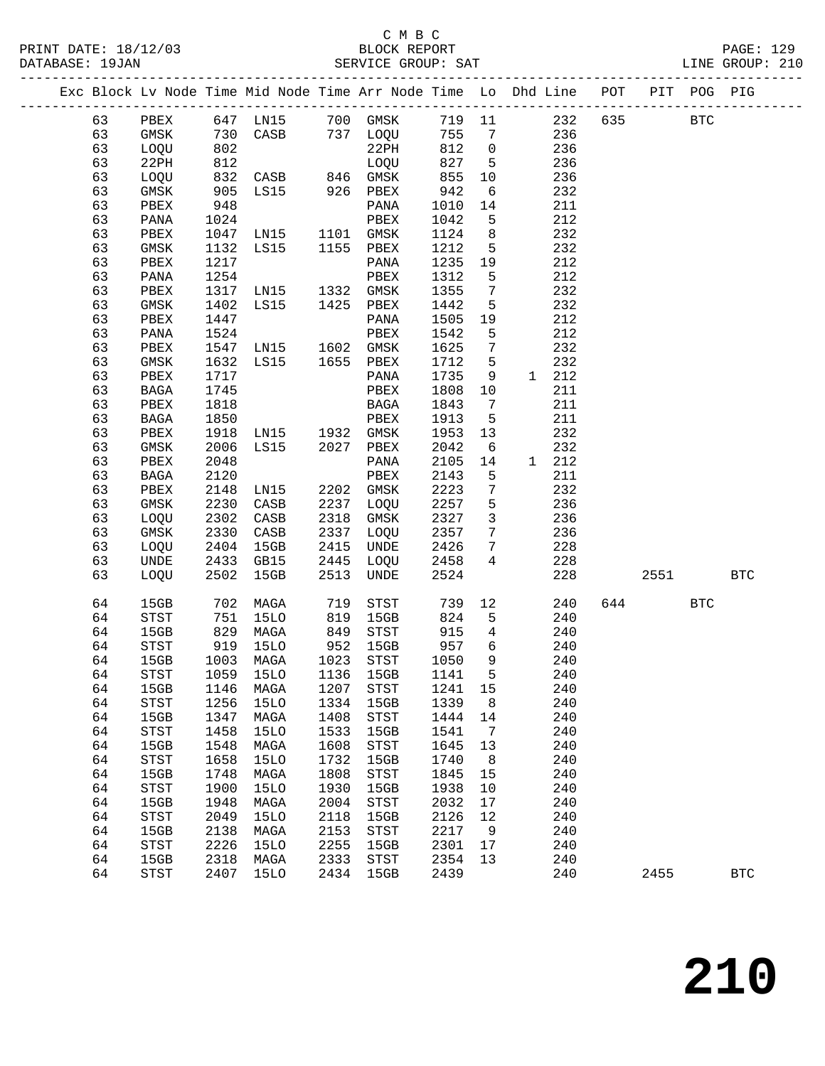C M B C

PRINT DATE: 18/12/03 BLOCK REPORT PAGE: 129
DATABASE: 19JAN SERVICE GROUP: SAT LINE GROUP: 210

| Exc | Block | Lv | Node | Time | Mid Node | Time | Arr Node | Time | Lo | Dhd | Line | POT | PIT | POG | PIG |
|---|---|---|---|---|---|---|---|---|---|---|---|---|---|---|---|
| | 63 | | PBEX | 647 | LN15 | 700 | GMSK | 719 | 11 | | 232 | 635 | | BTC | |
| | 63 | | GMSK | 730 | CASB | 737 | LOQU | 755 | 7 | | 236 | | | | |
| | 63 | | LOQU | 802 | | | 22PH | 812 | 0 | | 236 | | | | |
| | 63 | | 22PH | 812 | | | LOQU | 827 | 5 | | 236 | | | | |
| | 63 | | LOQU | 832 | CASB | 846 | GMSK | 855 | 10 | | 236 | | | | |
| | 63 | | GMSK | 905 | LS15 | 926 | PBEX | 942 | 6 | | 232 | | | | |
| | 63 | | PBEX | 948 | | | PANA | 1010 | 14 | | 211 | | | | |
| | 63 | | PANA | 1024 | | | PBEX | 1042 | 5 | | 212 | | | | |
| | 63 | | PBEX | 1047 | LN15 | 1101 | GMSK | 1124 | 8 | | 232 | | | | |
| | 63 | | GMSK | 1132 | LS15 | 1155 | PBEX | 1212 | 5 | | 232 | | | | |
| | 63 | | PBEX | 1217 | | | PANA | 1235 | 19 | | 212 | | | | |
| | 63 | | PANA | 1254 | | | PBEX | 1312 | 5 | | 212 | | | | |
| | 63 | | PBEX | 1317 | LN15 | 1332 | GMSK | 1355 | 7 | | 232 | | | | |
| | 63 | | GMSK | 1402 | LS15 | 1425 | PBEX | 1442 | 5 | | 232 | | | | |
| | 63 | | PBEX | 1447 | | | PANA | 1505 | 19 | | 212 | | | | |
| | 63 | | PANA | 1524 | | | PBEX | 1542 | 5 | | 212 | | | | |
| | 63 | | PBEX | 1547 | LN15 | 1602 | GMSK | 1625 | 7 | | 232 | | | | |
| | 63 | | GMSK | 1632 | LS15 | 1655 | PBEX | 1712 | 5 | | 232 | | | | |
| | 63 | | PBEX | 1717 | | | PANA | 1735 | 9 | 1 | 212 | | | | |
| | 63 | | BAGA | 1745 | | | PBEX | 1808 | 10 | | 211 | | | | |
| | 63 | | PBEX | 1818 | | | BAGA | 1843 | 7 | | 211 | | | | |
| | 63 | | BAGA | 1850 | | | PBEX | 1913 | 5 | | 211 | | | | |
| | 63 | | PBEX | 1918 | LN15 | 1932 | GMSK | 1953 | 13 | | 232 | | | | |
| | 63 | | GMSK | 2006 | LS15 | 2027 | PBEX | 2042 | 6 | | 232 | | | | |
| | 63 | | PBEX | 2048 | | | PANA | 2105 | 14 | 1 | 212 | | | | |
| | 63 | | BAGA | 2120 | | | PBEX | 2143 | 5 | | 211 | | | | |
| | 63 | | PBEX | 2148 | LN15 | 2202 | GMSK | 2223 | 7 | | 232 | | | | |
| | 63 | | GMSK | 2230 | CASB | 2237 | LOQU | 2257 | 5 | | 236 | | | | |
| | 63 | | LOQU | 2302 | CASB | 2318 | GMSK | 2327 | 3 | | 236 | | | | |
| | 63 | | GMSK | 2330 | CASB | 2337 | LOQU | 2357 | 7 | | 236 | | | | |
| | 63 | | LOQU | 2404 | 15GB | 2415 | UNDE | 2426 | 7 | | 228 | | | | |
| | 63 | | UNDE | 2433 | GB15 | 2445 | LOQU | 2458 | 4 | | 228 | | | | |
| | 63 | | LOQU | 2502 | 15GB | 2513 | UNDE | 2524 | | | 228 | | 2551 | | BTC |
| | 64 | | 15GB | 702 | MAGA | 719 | STST | 739 | 12 | | 240 | 644 | | BTC | |
| | 64 | | STST | 751 | 15LO | 819 | 15GB | 824 | 5 | | 240 | | | | |
| | 64 | | 15GB | 829 | MAGA | 849 | STST | 915 | 4 | | 240 | | | | |
| | 64 | | STST | 919 | 15LO | 952 | 15GB | 957 | 6 | | 240 | | | | |
| | 64 | | 15GB | 1003 | MAGA | 1023 | STST | 1050 | 9 | | 240 | | | | |
| | 64 | | STST | 1059 | 15LO | 1136 | 15GB | 1141 | 5 | | 240 | | | | |
| | 64 | | 15GB | 1146 | MAGA | 1207 | STST | 1241 | 15 | | 240 | | | | |
| | 64 | | STST | 1256 | 15LO | 1334 | 15GB | 1339 | 8 | | 240 | | | | |
| | 64 | | 15GB | 1347 | MAGA | 1408 | STST | 1444 | 14 | | 240 | | | | |
| | 64 | | STST | 1458 | 15LO | 1533 | 15GB | 1541 | 7 | | 240 | | | | |
| | 64 | | 15GB | 1548 | MAGA | 1608 | STST | 1645 | 13 | | 240 | | | | |
| | 64 | | STST | 1658 | 15LO | 1732 | 15GB | 1740 | 8 | | 240 | | | | |
| | 64 | | 15GB | 1748 | MAGA | 1808 | STST | 1845 | 15 | | 240 | | | | |
| | 64 | | STST | 1900 | 15LO | 1930 | 15GB | 1938 | 10 | | 240 | | | | |
| | 64 | | 15GB | 1948 | MAGA | 2004 | STST | 2032 | 17 | | 240 | | | | |
| | 64 | | STST | 2049 | 15LO | 2118 | 15GB | 2126 | 12 | | 240 | | | | |
| | 64 | | 15GB | 2138 | MAGA | 2153 | STST | 2217 | 9 | | 240 | | | | |
| | 64 | | STST | 2226 | 15LO | 2255 | 15GB | 2301 | 17 | | 240 | | | | |
| | 64 | | 15GB | 2318 | MAGA | 2333 | STST | 2354 | 13 | | 240 | | | | |
| | 64 | | STST | 2407 | 15LO | 2434 | 15GB | 2439 | | | 240 | | 2455 | | BTC |

210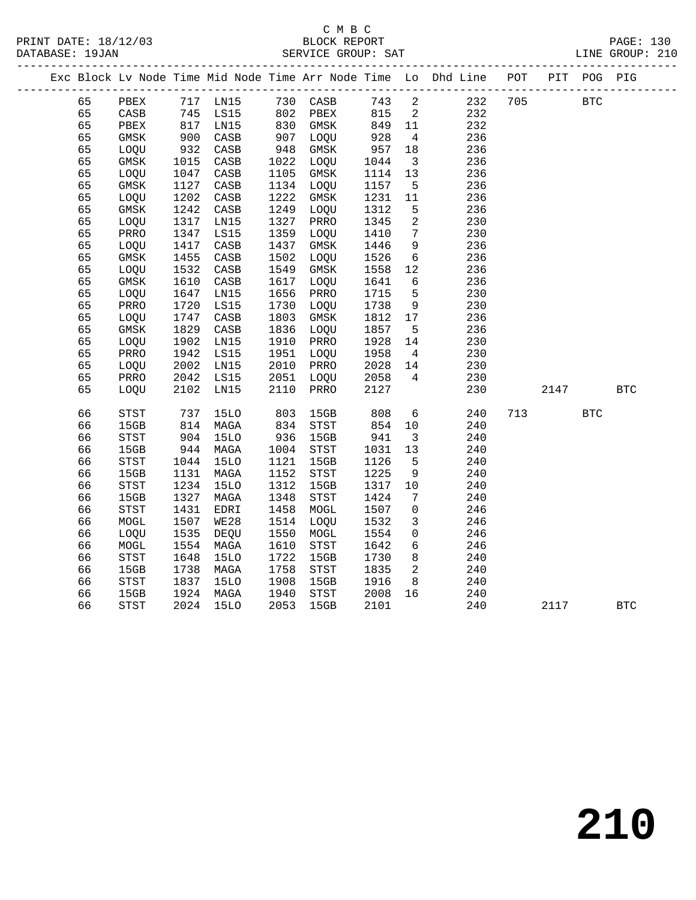C M B C
BLOCK REPORT
SERVICE GROUP: SAT

PRINT DATE: 18/12/03
DATABASE: 19JAN
LINE GROUP: 210

| Exc | Block | Lv | Node | Time | Mid Node | Time | Arr Node | Time | Lo | Dhd Line | POT | PIT | POG | PIG |
|---|---|---|---|---|---|---|---|---|---|---|---|---|---|---|
| | 65 | | PBEX | 717 | LN15 | 730 | CASB | 743 | 2 | 232 | 705 | | BTC | |
| | 65 | | CASB | 745 | LS15 | 802 | PBEX | 815 | 2 | 232 | | | | |
| | 65 | | PBEX | 817 | LN15 | 830 | GMSK | 849 | 11 | 232 | | | | |
| | 65 | | GMSK | 900 | CASB | 907 | LOQU | 928 | 4 | 236 | | | | |
| | 65 | | LOQU | 932 | CASB | 948 | GMSK | 957 | 18 | 236 | | | | |
| | 65 | | GMSK | 1015 | CASB | 1022 | LOQU | 1044 | 3 | 236 | | | | |
| | 65 | | LOQU | 1047 | CASB | 1105 | GMSK | 1114 | 13 | 236 | | | | |
| | 65 | | GMSK | 1127 | CASB | 1134 | LOQU | 1157 | 5 | 236 | | | | |
| | 65 | | LOQU | 1202 | CASB | 1222 | GMSK | 1231 | 11 | 236 | | | | |
| | 65 | | GMSK | 1242 | CASB | 1249 | LOQU | 1312 | 5 | 236 | | | | |
| | 65 | | LOQU | 1317 | LN15 | 1327 | PRRO | 1345 | 2 | 230 | | | | |
| | 65 | | PRRO | 1347 | LS15 | 1359 | LOQU | 1410 | 7 | 230 | | | | |
| | 65 | | LOQU | 1417 | CASB | 1437 | GMSK | 1446 | 9 | 236 | | | | |
| | 65 | | GMSK | 1455 | CASB | 1502 | LOQU | 1526 | 6 | 236 | | | | |
| | 65 | | LOQU | 1532 | CASB | 1549 | GMSK | 1558 | 12 | 236 | | | | |
| | 65 | | GMSK | 1610 | CASB | 1617 | LOQU | 1641 | 6 | 236 | | | | |
| | 65 | | LOQU | 1647 | LN15 | 1656 | PRRO | 1715 | 5 | 230 | | | | |
| | 65 | | PRRO | 1720 | LS15 | 1730 | LOQU | 1738 | 9 | 230 | | | | |
| | 65 | | LOQU | 1747 | CASB | 1803 | GMSK | 1812 | 17 | 236 | | | | |
| | 65 | | GMSK | 1829 | CASB | 1836 | LOQU | 1857 | 5 | 236 | | | | |
| | 65 | | LOQU | 1902 | LN15 | 1910 | PRRO | 1928 | 14 | 230 | | | | |
| | 65 | | PRRO | 1942 | LS15 | 1951 | LOQU | 1958 | 4 | 230 | | | | |
| | 65 | | LOQU | 2002 | LN15 | 2010 | PRRO | 2028 | 14 | 230 | | | | |
| | 65 | | PRRO | 2042 | LS15 | 2051 | LOQU | 2058 | 4 | 230 | | | | |
| | 65 | | LOQU | 2102 | LN15 | 2110 | PRRO | 2127 | | 230 | | 2147 | | BTC |
| | 66 | | STST | 737 | 15LO | 803 | 15GB | 808 | 6 | 240 | 713 | | BTC | |
| | 66 | | 15GB | 814 | MAGA | 834 | STST | 854 | 10 | 240 | | | | |
| | 66 | | STST | 904 | 15LO | 936 | 15GB | 941 | 3 | 240 | | | | |
| | 66 | | 15GB | 944 | MAGA | 1004 | STST | 1031 | 13 | 240 | | | | |
| | 66 | | STST | 1044 | 15LO | 1121 | 15GB | 1126 | 5 | 240 | | | | |
| | 66 | | 15GB | 1131 | MAGA | 1152 | STST | 1225 | 9 | 240 | | | | |
| | 66 | | STST | 1234 | 15LO | 1312 | 15GB | 1317 | 10 | 240 | | | | |
| | 66 | | 15GB | 1327 | MAGA | 1348 | STST | 1424 | 7 | 240 | | | | |
| | 66 | | STST | 1431 | EDRI | 1458 | MOGL | 1507 | 0 | 246 | | | | |
| | 66 | | MOGL | 1507 | WE28 | 1514 | LOQU | 1532 | 3 | 246 | | | | |
| | 66 | | LOQU | 1535 | DEQU | 1550 | MOGL | 1554 | 0 | 246 | | | | |
| | 66 | | MOGL | 1554 | MAGA | 1610 | STST | 1642 | 6 | 246 | | | | |
| | 66 | | STST | 1648 | 15LO | 1722 | 15GB | 1730 | 8 | 240 | | | | |
| | 66 | | 15GB | 1738 | MAGA | 1758 | STST | 1835 | 2 | 240 | | | | |
| | 66 | | STST | 1837 | 15LO | 1908 | 15GB | 1916 | 8 | 240 | | | | |
| | 66 | | 15GB | 1924 | MAGA | 1940 | STST | 2008 | 16 | 240 | | | | |
| | 66 | | STST | 2024 | 15LO | 2053 | 15GB | 2101 | | 240 | | 2117 | | BTC |

210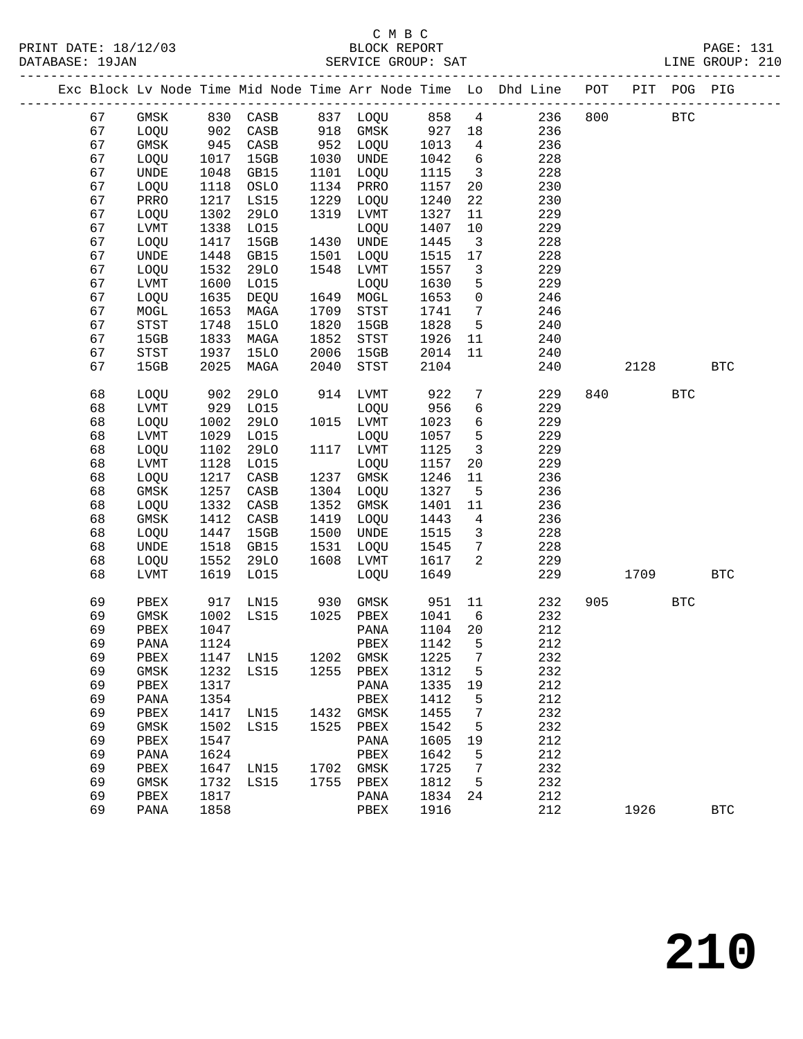C M B C
PRINT DATE: 18/12/03 BLOCK REPORT
DATABASE: 19JAN SERVICE GROUP: SAT LINE GROUP: 210

| Exc | Block | Lv Node | Time | Mid Node | Time | Arr Node | Time | Lo | Dhd Line | POT | PIT | POG | PIG |
|---|---|---|---|---|---|---|---|---|---|---|---|---|---|
| | 67 | GMSK | 830 | CASB | 837 | LOQU | 858 | 4 | 236 | 800 | | BTC | |
| | 67 | LOQU | 902 | CASB | 918 | GMSK | 927 | 18 | 236 | | | | |
| | 67 | GMSK | 945 | CASB | 952 | LOQU | 1013 | 4 | 236 | | | | |
| | 67 | LOQU | 1017 | 15GB | 1030 | UNDE | 1042 | 6 | 228 | | | | |
| | 67 | UNDE | 1048 | GB15 | 1101 | LOQU | 1115 | 3 | 228 | | | | |
| | 67 | LOQU | 1118 | OSLO | 1134 | PRRO | 1157 | 20 | 230 | | | | |
| | 67 | PRRO | 1217 | LS15 | 1229 | LOQU | 1240 | 22 | 230 | | | | |
| | 67 | LOQU | 1302 | 29LO | 1319 | LVMT | 1327 | 11 | 229 | | | | |
| | 67 | LVMT | 1338 | LO15 | | LOQU | 1407 | 10 | 229 | | | | |
| | 67 | LOQU | 1417 | 15GB | 1430 | UNDE | 1445 | 3 | 228 | | | | |
| | 67 | UNDE | 1448 | GB15 | 1501 | LOQU | 1515 | 17 | 228 | | | | |
| | 67 | LOQU | 1532 | 29LO | 1548 | LVMT | 1557 | 3 | 229 | | | | |
| | 67 | LVMT | 1600 | LO15 | | LOQU | 1630 | 5 | 229 | | | | |
| | 67 | LOQU | 1635 | DEQU | 1649 | MOGL | 1653 | 0 | 246 | | | | |
| | 67 | MOGL | 1653 | MAGA | 1709 | STST | 1741 | 7 | 246 | | | | |
| | 67 | STST | 1748 | 15LO | 1820 | 15GB | 1828 | 5 | 240 | | | | |
| | 67 | 15GB | 1833 | MAGA | 1852 | STST | 1926 | 11 | 240 | | | | |
| | 67 | STST | 1937 | 15LO | 2006 | 15GB | 2014 | 11 | 240 | | | | |
| | 67 | 15GB | 2025 | MAGA | 2040 | STST | 2104 | | 240 | | 2128 | | BTC |
| | 68 | LOQU | 902 | 29LO | 914 | LVMT | 922 | 7 | 229 | 840 | | BTC | |
| | 68 | LVMT | 929 | LO15 | | LOQU | 956 | 6 | 229 | | | | |
| | 68 | LOQU | 1002 | 29LO | 1015 | LVMT | 1023 | 6 | 229 | | | | |
| | 68 | LVMT | 1029 | LO15 | | LOQU | 1057 | 5 | 229 | | | | |
| | 68 | LOQU | 1102 | 29LO | 1117 | LVMT | 1125 | 3 | 229 | | | | |
| | 68 | LVMT | 1128 | LO15 | | LOQU | 1157 | 20 | 229 | | | | |
| | 68 | LOQU | 1217 | CASB | 1237 | GMSK | 1246 | 11 | 236 | | | | |
| | 68 | GMSK | 1257 | CASB | 1304 | LOQU | 1327 | 5 | 236 | | | | |
| | 68 | LOQU | 1332 | CASB | 1352 | GMSK | 1401 | 11 | 236 | | | | |
| | 68 | GMSK | 1412 | CASB | 1419 | LOQU | 1443 | 4 | 236 | | | | |
| | 68 | LOQU | 1447 | 15GB | 1500 | UNDE | 1515 | 3 | 228 | | | | |
| | 68 | UNDE | 1518 | GB15 | 1531 | LOQU | 1545 | 7 | 228 | | | | |
| | 68 | LOQU | 1552 | 29LO | 1608 | LVMT | 1617 | 2 | 229 | | | | |
| | 68 | LVMT | 1619 | LO15 | | LOQU | 1649 | | 229 | | 1709 | | BTC |
| | 69 | PBEX | 917 | LN15 | 930 | GMSK | 951 | 11 | 232 | 905 | | BTC | |
| | 69 | GMSK | 1002 | LS15 | 1025 | PBEX | 1041 | 6 | 232 | | | | |
| | 69 | PBEX | 1047 | | | PANA | 1104 | 20 | 212 | | | | |
| | 69 | PANA | 1124 | | | PBEX | 1142 | 5 | 212 | | | | |
| | 69 | PBEX | 1147 | LN15 | 1202 | GMSK | 1225 | 7 | 232 | | | | |
| | 69 | GMSK | 1232 | LS15 | 1255 | PBEX | 1312 | 5 | 232 | | | | |
| | 69 | PBEX | 1317 | | | PANA | 1335 | 19 | 212 | | | | |
| | 69 | PANA | 1354 | | | PBEX | 1412 | 5 | 212 | | | | |
| | 69 | PBEX | 1417 | LN15 | 1432 | GMSK | 1455 | 7 | 232 | | | | |
| | 69 | GMSK | 1502 | LS15 | 1525 | PBEX | 1542 | 5 | 232 | | | | |
| | 69 | PBEX | 1547 | | | PANA | 1605 | 19 | 212 | | | | |
| | 69 | PANA | 1624 | | | PBEX | 1642 | 5 | 212 | | | | |
| | 69 | PBEX | 1647 | LN15 | 1702 | GMSK | 1725 | 7 | 232 | | | | |
| | 69 | GMSK | 1732 | LS15 | 1755 | PBEX | 1812 | 5 | 232 | | | | |
| | 69 | PBEX | 1817 | | | PANA | 1834 | 24 | 212 | | | | |
| | 69 | PANA | 1858 | | | PBEX | 1916 | | 212 | | 1926 | | BTC |

210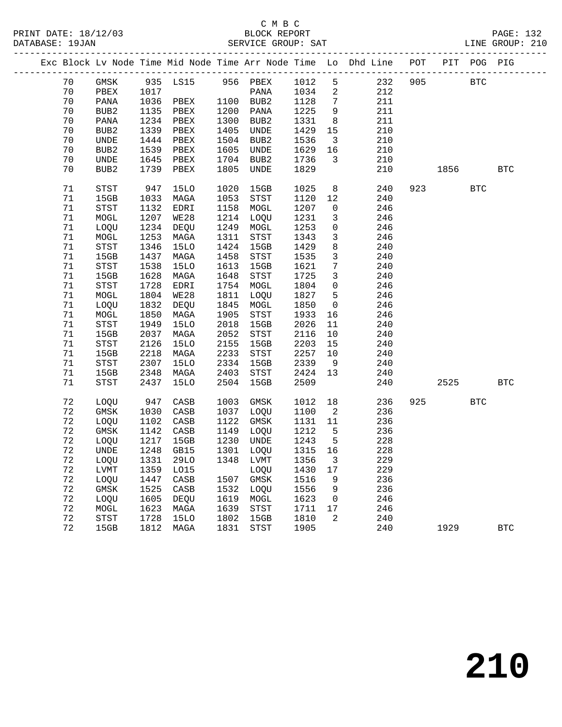C M B C
BLOCK REPORT
SERVICE GROUP: SAT

PRINT DATE: 18/12/03
DATABASE: 19JAN
LINE GROUP: 210

| Exc | Block | Lv Node | Time | Mid Node | Time | Arr Node | Time | Lo | Dhd Line | POT | PIT | POG | PIG |
|---|---|---|---|---|---|---|---|---|---|---|---|---|---|
| | 70 | GMSK | 935 | LS15 | 956 | PBEX | 1012 | 5 | 232 | 905 | | BTC | |
| | 70 | PBEX | 1017 | | | PANA | 1034 | 2 | 212 | | | | |
| | 70 | PANA | 1036 | PBEX | 1100 | BUB2 | 1128 | 7 | 211 | | | | |
| | 70 | BUB2 | 1135 | PBEX | 1200 | PANA | 1225 | 9 | 211 | | | | |
| | 70 | PANA | 1234 | PBEX | 1300 | BUB2 | 1331 | 8 | 211 | | | | |
| | 70 | BUB2 | 1339 | PBEX | 1405 | UNDE | 1429 | 15 | 210 | | | | |
| | 70 | UNDE | 1444 | PBEX | 1504 | BUB2 | 1536 | 3 | 210 | | | | |
| | 70 | BUB2 | 1539 | PBEX | 1605 | UNDE | 1629 | 16 | 210 | | | | |
| | 70 | UNDE | 1645 | PBEX | 1704 | BUB2 | 1736 | 3 | 210 | | | | |
| | 70 | BUB2 | 1739 | PBEX | 1805 | UNDE | 1829 | | 210 | | 1856 | | BTC |
| | 71 | STST | 947 | 15LO | 1020 | 15GB | 1025 | 8 | 240 | 923 | | BTC | |
| | 71 | 15GB | 1033 | MAGA | 1053 | STST | 1120 | 12 | 240 | | | | |
| | 71 | STST | 1132 | EDRI | 1158 | MOGL | 1207 | 0 | 246 | | | | |
| | 71 | MOGL | 1207 | WE28 | 1214 | LOQU | 1231 | 3 | 246 | | | | |
| | 71 | LOQU | 1234 | DEQU | 1249 | MOGL | 1253 | 0 | 246 | | | | |
| | 71 | MOGL | 1253 | MAGA | 1311 | STST | 1343 | 3 | 246 | | | | |
| | 71 | STST | 1346 | 15LO | 1424 | 15GB | 1429 | 8 | 240 | | | | |
| | 71 | 15GB | 1437 | MAGA | 1458 | STST | 1535 | 3 | 240 | | | | |
| | 71 | STST | 1538 | 15LO | 1613 | 15GB | 1621 | 7 | 240 | | | | |
| | 71 | 15GB | 1628 | MAGA | 1648 | STST | 1725 | 3 | 240 | | | | |
| | 71 | STST | 1728 | EDRI | 1754 | MOGL | 1804 | 0 | 246 | | | | |
| | 71 | MOGL | 1804 | WE28 | 1811 | LOQU | 1827 | 5 | 246 | | | | |
| | 71 | LOQU | 1832 | DEQU | 1845 | MOGL | 1850 | 0 | 246 | | | | |
| | 71 | MOGL | 1850 | MAGA | 1905 | STST | 1933 | 16 | 246 | | | | |
| | 71 | STST | 1949 | 15LO | 2018 | 15GB | 2026 | 11 | 240 | | | | |
| | 71 | 15GB | 2037 | MAGA | 2052 | STST | 2116 | 10 | 240 | | | | |
| | 71 | STST | 2126 | 15LO | 2155 | 15GB | 2203 | 15 | 240 | | | | |
| | 71 | 15GB | 2218 | MAGA | 2233 | STST | 2257 | 10 | 240 | | | | |
| | 71 | STST | 2307 | 15LO | 2334 | 15GB | 2339 | 9 | 240 | | | | |
| | 71 | 15GB | 2348 | MAGA | 2403 | STST | 2424 | 13 | 240 | | | | |
| | 71 | STST | 2437 | 15LO | 2504 | 15GB | 2509 | | 240 | | 2525 | | BTC |
| | 72 | LOQU | 947 | CASB | 1003 | GMSK | 1012 | 18 | 236 | 925 | | BTC | |
| | 72 | GMSK | 1030 | CASB | 1037 | LOQU | 1100 | 2 | 236 | | | | |
| | 72 | LOQU | 1102 | CASB | 1122 | GMSK | 1131 | 11 | 236 | | | | |
| | 72 | GMSK | 1142 | CASB | 1149 | LOQU | 1212 | 5 | 236 | | | | |
| | 72 | LOQU | 1217 | 15GB | 1230 | UNDE | 1243 | 5 | 228 | | | | |
| | 72 | UNDE | 1248 | GB15 | 1301 | LOQU | 1315 | 16 | 228 | | | | |
| | 72 | LOQU | 1331 | 29LO | 1348 | LVMT | 1356 | 3 | 229 | | | | |
| | 72 | LVMT | 1359 | LO15 | | LOQU | 1430 | 17 | 229 | | | | |
| | 72 | LOQU | 1447 | CASB | 1507 | GMSK | 1516 | 9 | 236 | | | | |
| | 72 | GMSK | 1525 | CASB | 1532 | LOQU | 1556 | 9 | 236 | | | | |
| | 72 | LOQU | 1605 | DEQU | 1619 | MOGL | 1623 | 0 | 246 | | | | |
| | 72 | MOGL | 1623 | MAGA | 1639 | STST | 1711 | 17 | 246 | | | | |
| | 72 | STST | 1728 | 15LO | 1802 | 15GB | 1810 | 2 | 240 | | | | |
| | 72 | 15GB | 1812 | MAGA | 1831 | STST | 1905 | | 240 | | 1929 | | BTC |

210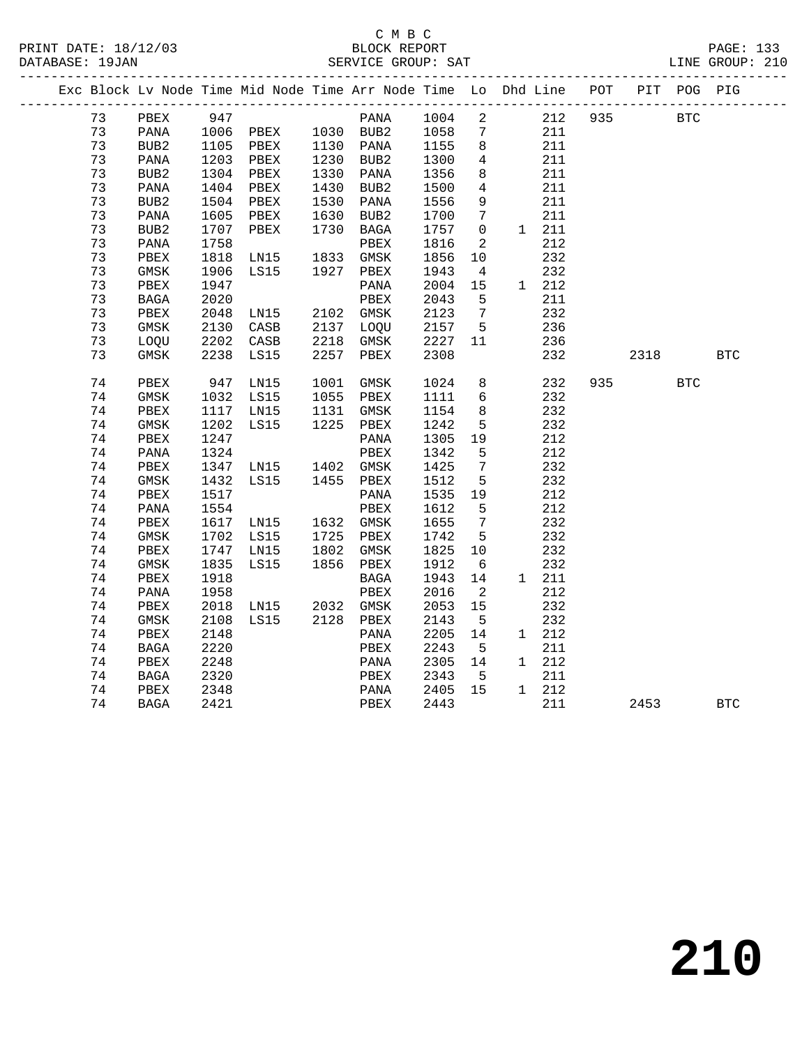C M B C
BLOCK REPORT
SERVICE GROUP: SAT

PRINT DATE: 18/12/03
DATABASE: 19JAN
LINE GROUP: 210

| Exc | Block | Lv | Node | Time | Mid Node | Time | Arr Node | Time | Lo | Dhd | Line | POT | PIT | POG | PIG |
|---|---|---|---|---|---|---|---|---|---|---|---|---|---|---|---|
| | 73 | | PBEX | 947 | | | PANA | 1004 | 2 | | 212 | 935 | | BTC | |
| | 73 | | PANA | 1006 | PBEX | 1030 | BUB2 | 1058 | 7 | | 211 | | | | |
| | 73 | | BUB2 | 1105 | PBEX | 1130 | PANA | 1155 | 8 | | 211 | | | | |
| | 73 | | PANA | 1203 | PBEX | 1230 | BUB2 | 1300 | 4 | | 211 | | | | |
| | 73 | | BUB2 | 1304 | PBEX | 1330 | PANA | 1356 | 8 | | 211 | | | | |
| | 73 | | PANA | 1404 | PBEX | 1430 | BUB2 | 1500 | 4 | | 211 | | | | |
| | 73 | | BUB2 | 1504 | PBEX | 1530 | PANA | 1556 | 9 | | 211 | | | | |
| | 73 | | PANA | 1605 | PBEX | 1630 | BUB2 | 1700 | 7 | | 211 | | | | |
| | 73 | | BUB2 | 1707 | PBEX | 1730 | BAGA | 1757 | 0 | 1 | 211 | | | | |
| | 73 | | PANA | 1758 | | | PBEX | 1816 | 2 | | 212 | | | | |
| | 73 | | PBEX | 1818 | LN15 | 1833 | GMSK | 1856 | 10 | | 232 | | | | |
| | 73 | | GMSK | 1906 | LS15 | 1927 | PBEX | 1943 | 4 | | 232 | | | | |
| | 73 | | PBEX | 1947 | | | PANA | 2004 | 15 | 1 | 212 | | | | |
| | 73 | | BAGA | 2020 | | | PBEX | 2043 | 5 | | 211 | | | | |
| | 73 | | PBEX | 2048 | LN15 | 2102 | GMSK | 2123 | 7 | | 232 | | | | |
| | 73 | | GMSK | 2130 | CASB | 2137 | LOQU | 2157 | 5 | | 236 | | | | |
| | 73 | | LOQU | 2202 | CASB | 2218 | GMSK | 2227 | 11 | | 236 | | | | |
| | 73 | | GMSK | 2238 | LS15 | 2257 | PBEX | 2308 | | | 232 | | 2318 | | BTC |
| | 74 | | PBEX | 947 | LN15 | 1001 | GMSK | 1024 | 8 | | 232 | 935 | | BTC | |
| | 74 | | GMSK | 1032 | LS15 | 1055 | PBEX | 1111 | 6 | | 232 | | | | |
| | 74 | | PBEX | 1117 | LN15 | 1131 | GMSK | 1154 | 8 | | 232 | | | | |
| | 74 | | GMSK | 1202 | LS15 | 1225 | PBEX | 1242 | 5 | | 232 | | | | |
| | 74 | | PBEX | 1247 | | | PANA | 1305 | 19 | | 212 | | | | |
| | 74 | | PANA | 1324 | | | PBEX | 1342 | 5 | | 212 | | | | |
| | 74 | | PBEX | 1347 | LN15 | 1402 | GMSK | 1425 | 7 | | 232 | | | | |
| | 74 | | GMSK | 1432 | LS15 | 1455 | PBEX | 1512 | 5 | | 232 | | | | |
| | 74 | | PBEX | 1517 | | | PANA | 1535 | 19 | | 212 | | | | |
| | 74 | | PANA | 1554 | | | PBEX | 1612 | 5 | | 212 | | | | |
| | 74 | | PBEX | 1617 | LN15 | 1632 | GMSK | 1655 | 7 | | 232 | | | | |
| | 74 | | GMSK | 1702 | LS15 | 1725 | PBEX | 1742 | 5 | | 232 | | | | |
| | 74 | | PBEX | 1747 | LN15 | 1802 | GMSK | 1825 | 10 | | 232 | | | | |
| | 74 | | GMSK | 1835 | LS15 | 1856 | PBEX | 1912 | 6 | | 232 | | | | |
| | 74 | | PBEX | 1918 | | | BAGA | 1943 | 14 | 1 | 211 | | | | |
| | 74 | | PANA | 1958 | | | PBEX | 2016 | 2 | | 212 | | | | |
| | 74 | | PBEX | 2018 | LN15 | 2032 | GMSK | 2053 | 15 | | 232 | | | | |
| | 74 | | GMSK | 2108 | LS15 | 2128 | PBEX | 2143 | 5 | | 232 | | | | |
| | 74 | | PBEX | 2148 | | | PANA | 2205 | 14 | 1 | 212 | | | | |
| | 74 | | BAGA | 2220 | | | PBEX | 2243 | 5 | | 211 | | | | |
| | 74 | | PBEX | 2248 | | | PANA | 2305 | 14 | 1 | 212 | | | | |
| | 74 | | BAGA | 2320 | | | PBEX | 2343 | 5 | | 211 | | | | |
| | 74 | | PBEX | 2348 | | | PANA | 2405 | 15 | 1 | 212 | | | | |
| | 74 | | BAGA | 2421 | | | PBEX | 2443 | | | 211 | | 2453 | | BTC |

210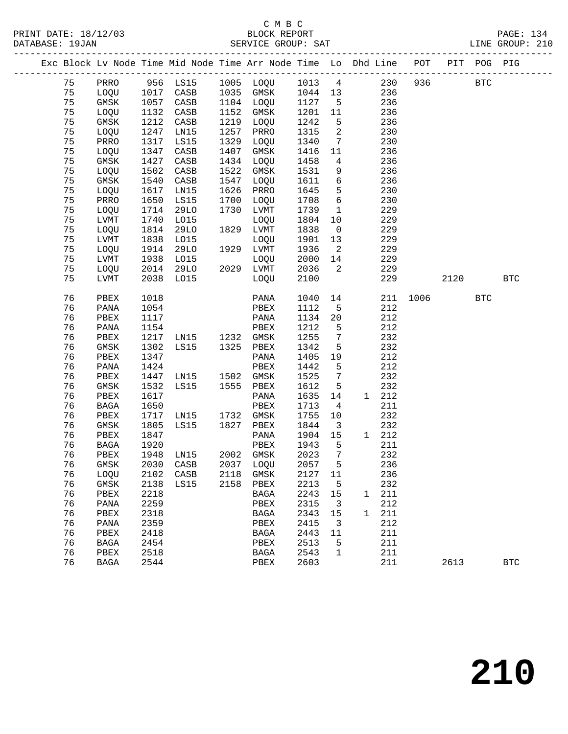C M B C
PRINT DATE: 18/12/03 BLOCK REPORT PAGE: 134
DATABASE: 19JAN SERVICE GROUP: SAT LINE GROUP: 210

| Exc | Block | Lv Node | Time | Mid Node | Time | Arr Node | Time | Lo | Dhd | Line | POT | PIT | POG | PIG |
|---|---|---|---|---|---|---|---|---|---|---|---|---|---|---|
| | 75 | PRRO | 956 | LS15 | 1005 | LOQU | 1013 | 4 | | 230 | 936 | | BTC | |
| | 75 | LOQU | 1017 | CASB | 1035 | GMSK | 1044 | 13 | | 236 | | | | |
| | 75 | GMSK | 1057 | CASB | 1104 | LOQU | 1127 | 5 | | 236 | | | | |
| | 75 | LOQU | 1132 | CASB | 1152 | GMSK | 1201 | 11 | | 236 | | | | |
| | 75 | GMSK | 1212 | CASB | 1219 | LOQU | 1242 | 5 | | 236 | | | | |
| | 75 | LOQU | 1247 | LN15 | 1257 | PRRO | 1315 | 2 | | 230 | | | | |
| | 75 | PRRO | 1317 | LS15 | 1329 | LOQU | 1340 | 7 | | 230 | | | | |
| | 75 | LOQU | 1347 | CASB | 1407 | GMSK | 1416 | 11 | | 236 | | | | |
| | 75 | GMSK | 1427 | CASB | 1434 | LOQU | 1458 | 4 | | 236 | | | | |
| | 75 | LOQU | 1502 | CASB | 1522 | GMSK | 1531 | 9 | | 236 | | | | |
| | 75 | GMSK | 1540 | CASB | 1547 | LOQU | 1611 | 6 | | 236 | | | | |
| | 75 | LOQU | 1617 | LN15 | 1626 | PRRO | 1645 | 5 | | 230 | | | | |
| | 75 | PRRO | 1650 | LS15 | 1700 | LOQU | 1708 | 6 | | 230 | | | | |
| | 75 | LOQU | 1714 | 29LO | 1730 | LVMT | 1739 | 1 | | 229 | | | | |
| | 75 | LVMT | 1740 | LO15 | | LOQU | 1804 | 10 | | 229 | | | | |
| | 75 | LOQU | 1814 | 29LO | 1829 | LVMT | 1838 | 0 | | 229 | | | | |
| | 75 | LVMT | 1838 | LO15 | | LOQU | 1901 | 13 | | 229 | | | | |
| | 75 | LOQU | 1914 | 29LO | 1929 | LVMT | 1936 | 2 | | 229 | | | | |
| | 75 | LVMT | 1938 | LO15 | | LOQU | 2000 | 14 | | 229 | | | | |
| | 75 | LOQU | 2014 | 29LO | 2029 | LVMT | 2036 | 2 | | 229 | | | | |
| | 75 | LVMT | 2038 | LO15 | | LOQU | 2100 | | | 229 | | 2120 | | BTC |
| | 76 | PBEX | 1018 | | | PANA | 1040 | 14 | | 211 | 1006 | | BTC | |
| | 76 | PANA | 1054 | | | PBEX | 1112 | 5 | | 212 | | | | |
| | 76 | PBEX | 1117 | | | PANA | 1134 | 20 | | 212 | | | | |
| | 76 | PANA | 1154 | | | PBEX | 1212 | 5 | | 212 | | | | |
| | 76 | PBEX | 1217 | LN15 | 1232 | GMSK | 1255 | 7 | | 232 | | | | |
| | 76 | GMSK | 1302 | LS15 | 1325 | PBEX | 1342 | 5 | | 232 | | | | |
| | 76 | PBEX | 1347 | | | PANA | 1405 | 19 | | 212 | | | | |
| | 76 | PANA | 1424 | | | PBEX | 1442 | 5 | | 212 | | | | |
| | 76 | PBEX | 1447 | LN15 | 1502 | GMSK | 1525 | 7 | | 232 | | | | |
| | 76 | GMSK | 1532 | LS15 | 1555 | PBEX | 1612 | 5 | | 232 | | | | |
| | 76 | PBEX | 1617 | | | PANA | 1635 | 14 | 1 | 212 | | | | |
| | 76 | BAGA | 1650 | | | PBEX | 1713 | 4 | | 211 | | | | |
| | 76 | PBEX | 1717 | LN15 | 1732 | GMSK | 1755 | 10 | | 232 | | | | |
| | 76 | GMSK | 1805 | LS15 | 1827 | PBEX | 1844 | 3 | | 232 | | | | |
| | 76 | PBEX | 1847 | | | PANA | 1904 | 15 | 1 | 212 | | | | |
| | 76 | BAGA | 1920 | | | PBEX | 1943 | 5 | | 211 | | | | |
| | 76 | PBEX | 1948 | LN15 | 2002 | GMSK | 2023 | 7 | | 232 | | | | |
| | 76 | GMSK | 2030 | CASB | 2037 | LOQU | 2057 | 5 | | 236 | | | | |
| | 76 | LOQU | 2102 | CASB | 2118 | GMSK | 2127 | 11 | | 236 | | | | |
| | 76 | GMSK | 2138 | LS15 | 2158 | PBEX | 2213 | 5 | | 232 | | | | |
| | 76 | PBEX | 2218 | | | BAGA | 2243 | 15 | 1 | 211 | | | | |
| | 76 | PANA | 2259 | | | PBEX | 2315 | 3 | | 212 | | | | |
| | 76 | PBEX | 2318 | | | BAGA | 2343 | 15 | 1 | 211 | | | | |
| | 76 | PANA | 2359 | | | PBEX | 2415 | 3 | | 212 | | | | |
| | 76 | PBEX | 2418 | | | BAGA | 2443 | 11 | | 211 | | | | |
| | 76 | BAGA | 2454 | | | PBEX | 2513 | 5 | | 211 | | | | |
| | 76 | PBEX | 2518 | | | BAGA | 2543 | 1 | | 211 | | | | |
| | 76 | BAGA | 2544 | | | PBEX | 2603 | | | 211 | | 2613 | | BTC |

210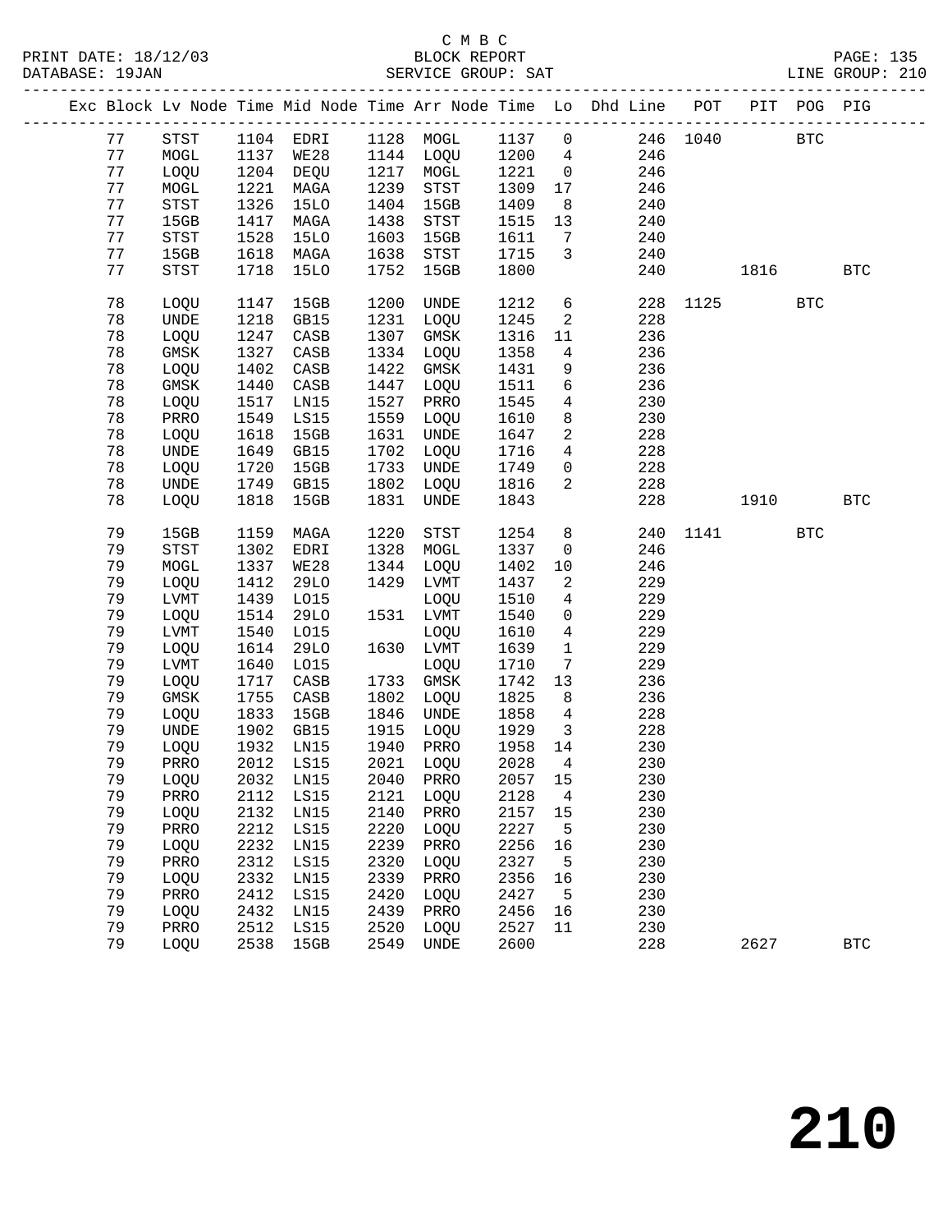C M B C
PRINT DATE: 18/12/03 BLOCK REPORT
DATABASE: 19JAN SERVICE GROUP: SAT LINE GROUP: 210

| Exc | Block | Lv | Node | Time | Mid Node | Time | Arr Node | Time | Lo | Dhd Line | POT | PIT | POG | PIG |
|---|---|---|---|---|---|---|---|---|---|---|---|---|---|---|
| | 77 | | STST | 1104 | EDRI | 1128 | MOGL | 1137 | 0 | 246 | 1040 | | BTC | |
| | 77 | | MOGL | 1137 | WE28 | 1144 | LOQU | 1200 | 4 | 246 | | | | |
| | 77 | | LOQU | 1204 | DEQU | 1217 | MOGL | 1221 | 0 | 246 | | | | |
| | 77 | | MOGL | 1221 | MAGA | 1239 | STST | 1309 | 17 | 246 | | | | |
| | 77 | | STST | 1326 | 15LO | 1404 | 15GB | 1409 | 8 | 240 | | | | |
| | 77 | | 15GB | 1417 | MAGA | 1438 | STST | 1515 | 13 | 240 | | | | |
| | 77 | | STST | 1528 | 15LO | 1603 | 15GB | 1611 | 7 | 240 | | | | |
| | 77 | | 15GB | 1618 | MAGA | 1638 | STST | 1715 | 3 | 240 | | | | |
| | 77 | | STST | 1718 | 15LO | 1752 | 15GB | 1800 | | 240 | | 1816 | | BTC |
| | 78 | | LOQU | 1147 | 15GB | 1200 | UNDE | 1212 | 6 | 228 | 1125 | | BTC | |
| | 78 | | UNDE | 1218 | GB15 | 1231 | LOQU | 1245 | 2 | 228 | | | | |
| | 78 | | LOQU | 1247 | CASB | 1307 | GMSK | 1316 | 11 | 236 | | | | |
| | 78 | | GMSK | 1327 | CASB | 1334 | LOQU | 1358 | 4 | 236 | | | | |
| | 78 | | LOQU | 1402 | CASB | 1422 | GMSK | 1431 | 9 | 236 | | | | |
| | 78 | | GMSK | 1440 | CASB | 1447 | LOQU | 1511 | 6 | 236 | | | | |
| | 78 | | LOQU | 1517 | LN15 | 1527 | PRRO | 1545 | 4 | 230 | | | | |
| | 78 | | PRRO | 1549 | LS15 | 1559 | LOQU | 1610 | 8 | 230 | | | | |
| | 78 | | LOQU | 1618 | 15GB | 1631 | UNDE | 1647 | 2 | 228 | | | | |
| | 78 | | UNDE | 1649 | GB15 | 1702 | LOQU | 1716 | 4 | 228 | | | | |
| | 78 | | LOQU | 1720 | 15GB | 1733 | UNDE | 1749 | 0 | 228 | | | | |
| | 78 | | UNDE | 1749 | GB15 | 1802 | LOQU | 1816 | 2 | 228 | | | | |
| | 78 | | LOQU | 1818 | 15GB | 1831 | UNDE | 1843 | | 228 | | 1910 | | BTC |
| | 79 | | 15GB | 1159 | MAGA | 1220 | STST | 1254 | 8 | 240 | 1141 | | BTC | |
| | 79 | | STST | 1302 | EDRI | 1328 | MOGL | 1337 | 0 | 246 | | | | |
| | 79 | | MOGL | 1337 | WE28 | 1344 | LOQU | 1402 | 10 | 246 | | | | |
| | 79 | | LOQU | 1412 | 29LO | 1429 | LVMT | 1437 | 2 | 229 | | | | |
| | 79 | | LVMT | 1439 | LO15 | | LOQU | 1510 | 4 | 229 | | | | |
| | 79 | | LOQU | 1514 | 29LO | 1531 | LVMT | 1540 | 0 | 229 | | | | |
| | 79 | | LVMT | 1540 | LO15 | | LOQU | 1610 | 4 | 229 | | | | |
| | 79 | | LOQU | 1614 | 29LO | 1630 | LVMT | 1639 | 1 | 229 | | | | |
| | 79 | | LVMT | 1640 | LO15 | | LOQU | 1710 | 7 | 229 | | | | |
| | 79 | | LOQU | 1717 | CASB | 1733 | GMSK | 1742 | 13 | 236 | | | | |
| | 79 | | GMSK | 1755 | CASB | 1802 | LOQU | 1825 | 8 | 236 | | | | |
| | 79 | | LOQU | 1833 | 15GB | 1846 | UNDE | 1858 | 4 | 228 | | | | |
| | 79 | | UNDE | 1902 | GB15 | 1915 | LOQU | 1929 | 3 | 228 | | | | |
| | 79 | | LOQU | 1932 | LN15 | 1940 | PRRO | 1958 | 14 | 230 | | | | |
| | 79 | | PRRO | 2012 | LS15 | 2021 | LOQU | 2028 | 4 | 230 | | | | |
| | 79 | | LOQU | 2032 | LN15 | 2040 | PRRO | 2057 | 15 | 230 | | | | |
| | 79 | | PRRO | 2112 | LS15 | 2121 | LOQU | 2128 | 4 | 230 | | | | |
| | 79 | | LOQU | 2132 | LN15 | 2140 | PRRO | 2157 | 15 | 230 | | | | |
| | 79 | | PRRO | 2212 | LS15 | 2220 | LOQU | 2227 | 5 | 230 | | | | |
| | 79 | | LOQU | 2232 | LN15 | 2239 | PRRO | 2256 | 16 | 230 | | | | |
| | 79 | | PRRO | 2312 | LS15 | 2320 | LOQU | 2327 | 5 | 230 | | | | |
| | 79 | | LOQU | 2332 | LN15 | 2339 | PRRO | 2356 | 16 | 230 | | | | |
| | 79 | | PRRO | 2412 | LS15 | 2420 | LOQU | 2427 | 5 | 230 | | | | |
| | 79 | | LOQU | 2432 | LN15 | 2439 | PRRO | 2456 | 16 | 230 | | | | |
| | 79 | | PRRO | 2512 | LS15 | 2520 | LOQU | 2527 | 11 | 230 | | | | |
| | 79 | | LOQU | 2538 | 15GB | 2549 | UNDE | 2600 | | 228 | | 2627 | | BTC |

210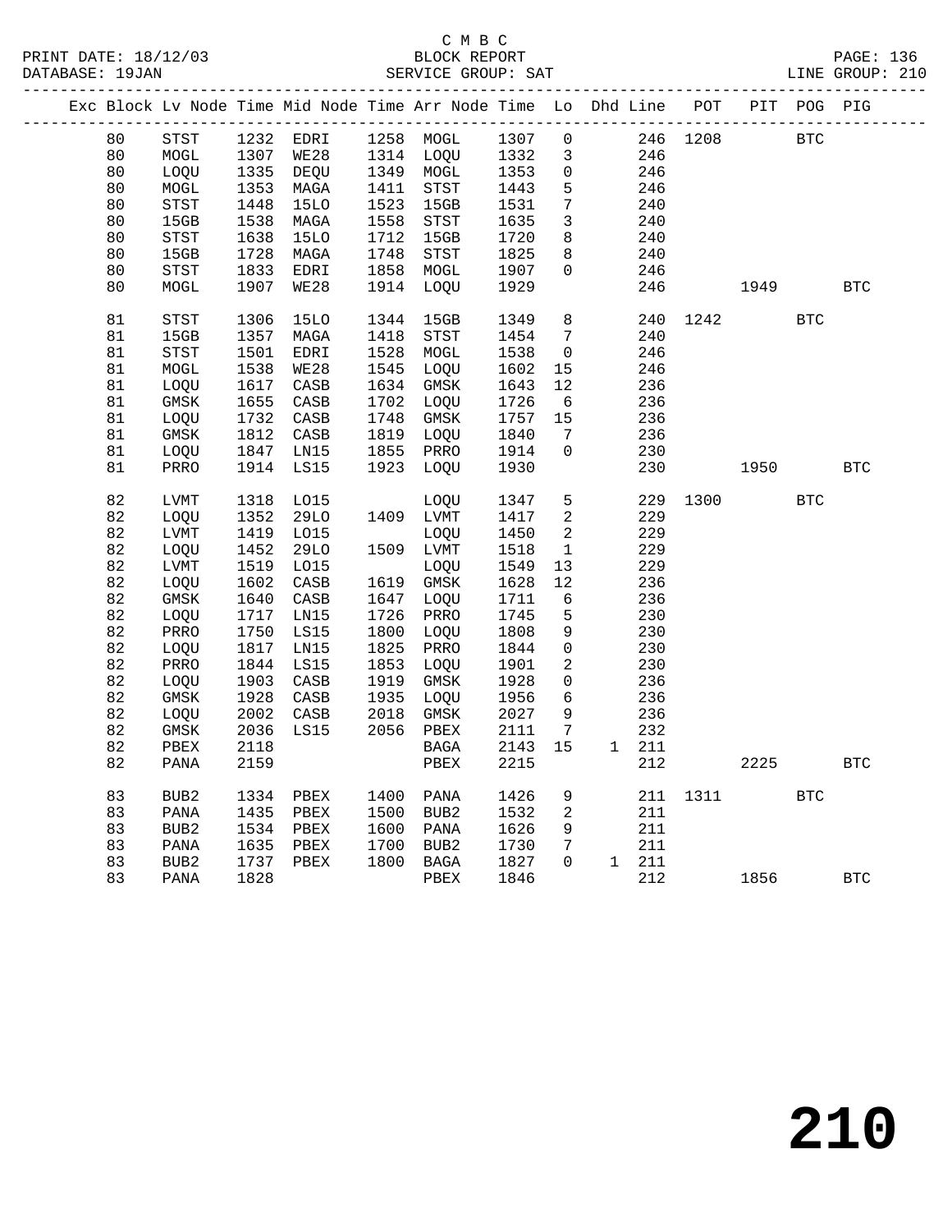C M B C
PRINT DATE: 18/12/03 BLOCK REPORT PAGE: 136
DATABASE: 19JAN SERVICE GROUP: SAT LINE GROUP: 210

| Exc | Block | Lv Node | Time | Mid Node | Time | Arr Node | Time | Lo | Dhd | Line | POT | PIT | POG | PIG |
|---|---|---|---|---|---|---|---|---|---|---|---|---|---|---|
| | 80 | STST | 1232 | EDRI | 1258 | MOGL | 1307 | 0 | | 246 | 1208 | | BTC | |
| | 80 | MOGL | 1307 | WE28 | 1314 | LOQU | 1332 | 3 | | 246 | | | | |
| | 80 | LOQU | 1335 | DEQU | 1349 | MOGL | 1353 | 0 | | 246 | | | | |
| | 80 | MOGL | 1353 | MAGA | 1411 | STST | 1443 | 5 | | 246 | | | | |
| | 80 | STST | 1448 | 15LO | 1523 | 15GB | 1531 | 7 | | 240 | | | | |
| | 80 | 15GB | 1538 | MAGA | 1558 | STST | 1635 | 3 | | 240 | | | | |
| | 80 | STST | 1638 | 15LO | 1712 | 15GB | 1720 | 8 | | 240 | | | | |
| | 80 | 15GB | 1728 | MAGA | 1748 | STST | 1825 | 8 | | 240 | | | | |
| | 80 | STST | 1833 | EDRI | 1858 | MOGL | 1907 | 0 | | 246 | | | | |
| | 80 | MOGL | 1907 | WE28 | 1914 | LOQU | 1929 | | | 246 | | 1949 | | BTC |
| | 81 | STST | 1306 | 15LO | 1344 | 15GB | 1349 | 8 | | 240 | 1242 | | BTC | |
| | 81 | 15GB | 1357 | MAGA | 1418 | STST | 1454 | 7 | | 240 | | | | |
| | 81 | STST | 1501 | EDRI | 1528 | MOGL | 1538 | 0 | | 246 | | | | |
| | 81 | MOGL | 1538 | WE28 | 1545 | LOQU | 1602 | 15 | | 246 | | | | |
| | 81 | LOQU | 1617 | CASB | 1634 | GMSK | 1643 | 12 | | 236 | | | | |
| | 81 | GMSK | 1655 | CASB | 1702 | LOQU | 1726 | 6 | | 236 | | | | |
| | 81 | LOQU | 1732 | CASB | 1748 | GMSK | 1757 | 15 | | 236 | | | | |
| | 81 | GMSK | 1812 | CASB | 1819 | LOQU | 1840 | 7 | | 236 | | | | |
| | 81 | LOQU | 1847 | LN15 | 1855 | PRRO | 1914 | 0 | | 230 | | | | |
| | 81 | PRRO | 1914 | LS15 | 1923 | LOQU | 1930 | | | 230 | | 1950 | | BTC |
| | 82 | LVMT | 1318 | LO15 | | LOQU | 1347 | 5 | | 229 | 1300 | | BTC | |
| | 82 | LOQU | 1352 | 29LO | 1409 | LVMT | 1417 | 2 | | 229 | | | | |
| | 82 | LVMT | 1419 | LO15 | | LOQU | 1450 | 2 | | 229 | | | | |
| | 82 | LOQU | 1452 | 29LO | 1509 | LVMT | 1518 | 1 | | 229 | | | | |
| | 82 | LVMT | 1519 | LO15 | | LOQU | 1549 | 13 | | 229 | | | | |
| | 82 | LOQU | 1602 | CASB | 1619 | GMSK | 1628 | 12 | | 236 | | | | |
| | 82 | GMSK | 1640 | CASB | 1647 | LOQU | 1711 | 6 | | 236 | | | | |
| | 82 | LOQU | 1717 | LN15 | 1726 | PRRO | 1745 | 5 | | 230 | | | | |
| | 82 | PRRO | 1750 | LS15 | 1800 | LOQU | 1808 | 9 | | 230 | | | | |
| | 82 | LOQU | 1817 | LN15 | 1825 | PRRO | 1844 | 0 | | 230 | | | | |
| | 82 | PRRO | 1844 | LS15 | 1853 | LOQU | 1901 | 2 | | 230 | | | | |
| | 82 | LOQU | 1903 | CASB | 1919 | GMSK | 1928 | 0 | | 236 | | | | |
| | 82 | GMSK | 1928 | CASB | 1935 | LOQU | 1956 | 6 | | 236 | | | | |
| | 82 | LOQU | 2002 | CASB | 2018 | GMSK | 2027 | 9 | | 236 | | | | |
| | 82 | GMSK | 2036 | LS15 | 2056 | PBEX | 2111 | 7 | | 232 | | | | |
| | 82 | PBEX | 2118 | | | BAGA | 2143 | 15 | 1 | 211 | | | | |
| | 82 | PANA | 2159 | | | PBEX | 2215 | | | 212 | | 2225 | | BTC |
| | 83 | BUB2 | 1334 | PBEX | 1400 | PANA | 1426 | 9 | | 211 | 1311 | | BTC | |
| | 83 | PANA | 1435 | PBEX | 1500 | BUB2 | 1532 | 2 | | 211 | | | | |
| | 83 | BUB2 | 1534 | PBEX | 1600 | PANA | 1626 | 9 | | 211 | | | | |
| | 83 | PANA | 1635 | PBEX | 1700 | BUB2 | 1730 | 7 | | 211 | | | | |
| | 83 | BUB2 | 1737 | PBEX | 1800 | BAGA | 1827 | 0 | 1 | 211 | | | | |
| | 83 | PANA | 1828 | | | PBEX | 1846 | | | 212 | | 1856 | | BTC |

210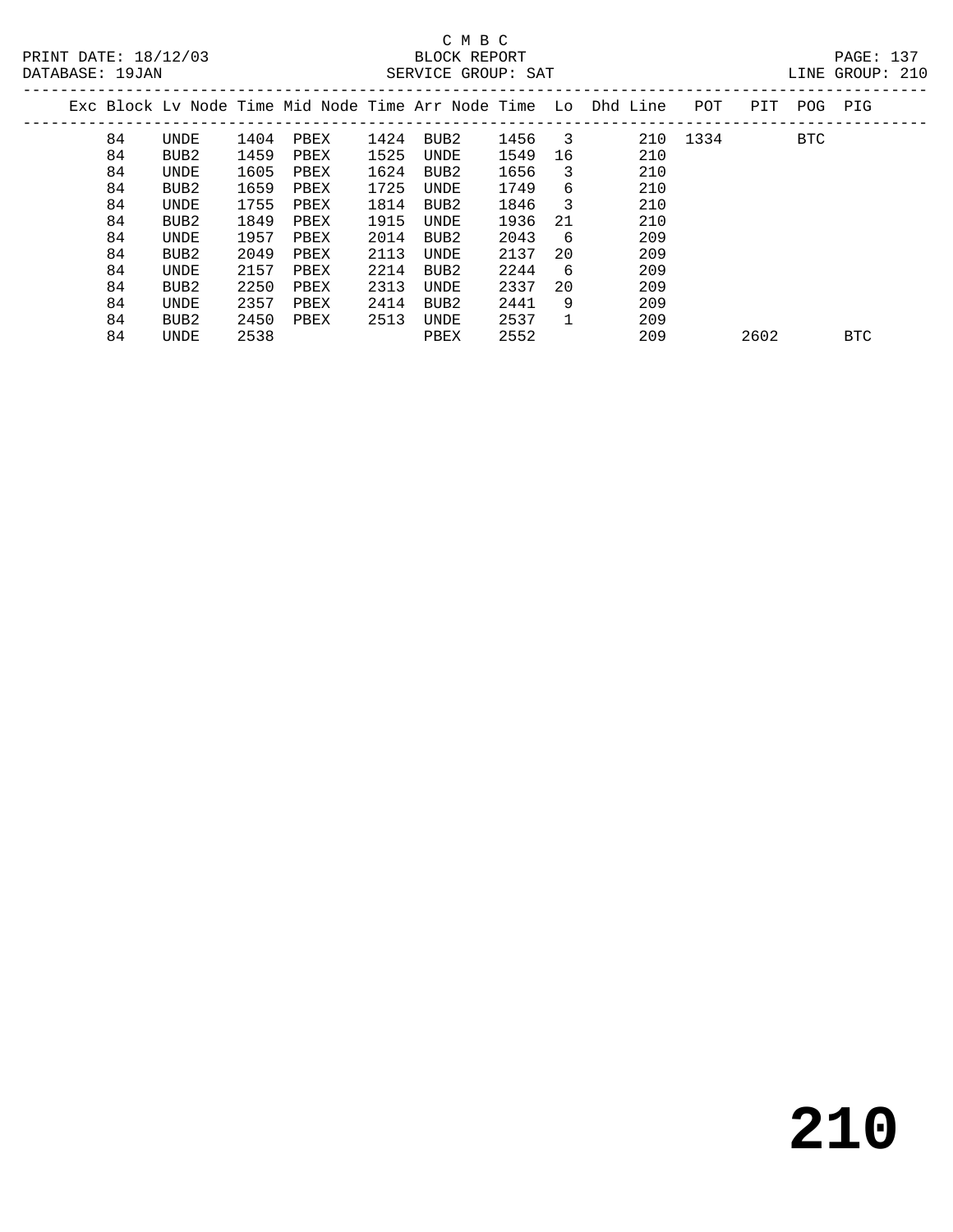C M B C
BLOCK REPORT
SERVICE GROUP: SAT

PRINT DATE: 18/12/03
DATABASE: 19JAN
LINE GROUP: 210

| Exc | Block | Lv Node | Time | Mid Node | Time | Arr Node | Time | Lo | Dhd | Line | POT | PIT | POG | PIG |
|---|---|---|---|---|---|---|---|---|---|---|---|---|---|---|
| | 84 | UNDE | 1404 | PBEX | 1424 | BUB2 | 1456 | 3 | | 210 | 1334 | | BTC | |
| | 84 | BUB2 | 1459 | PBEX | 1525 | UNDE | 1549 | 16 | | 210 | | | | |
| | 84 | UNDE | 1605 | PBEX | 1624 | BUB2 | 1656 | 3 | | 210 | | | | |
| | 84 | BUB2 | 1659 | PBEX | 1725 | UNDE | 1749 | 6 | | 210 | | | | |
| | 84 | UNDE | 1755 | PBEX | 1814 | BUB2 | 1846 | 3 | | 210 | | | | |
| | 84 | BUB2 | 1849 | PBEX | 1915 | UNDE | 1936 | 21 | | 210 | | | | |
| | 84 | UNDE | 1957 | PBEX | 2014 | BUB2 | 2043 | 6 | | 209 | | | | |
| | 84 | BUB2 | 2049 | PBEX | 2113 | UNDE | 2137 | 20 | | 209 | | | | |
| | 84 | UNDE | 2157 | PBEX | 2214 | BUB2 | 2244 | 6 | | 209 | | | | |
| | 84 | BUB2 | 2250 | PBEX | 2313 | UNDE | 2337 | 20 | | 209 | | | | |
| | 84 | UNDE | 2357 | PBEX | 2414 | BUB2 | 2441 | 9 | | 209 | | | | |
| | 84 | BUB2 | 2450 | PBEX | 2513 | UNDE | 2537 | 1 | | 209 | | | | |
| | 84 | UNDE | 2538 | | | PBEX | 2552 | | | 209 | | 2602 | | BTC |

# 210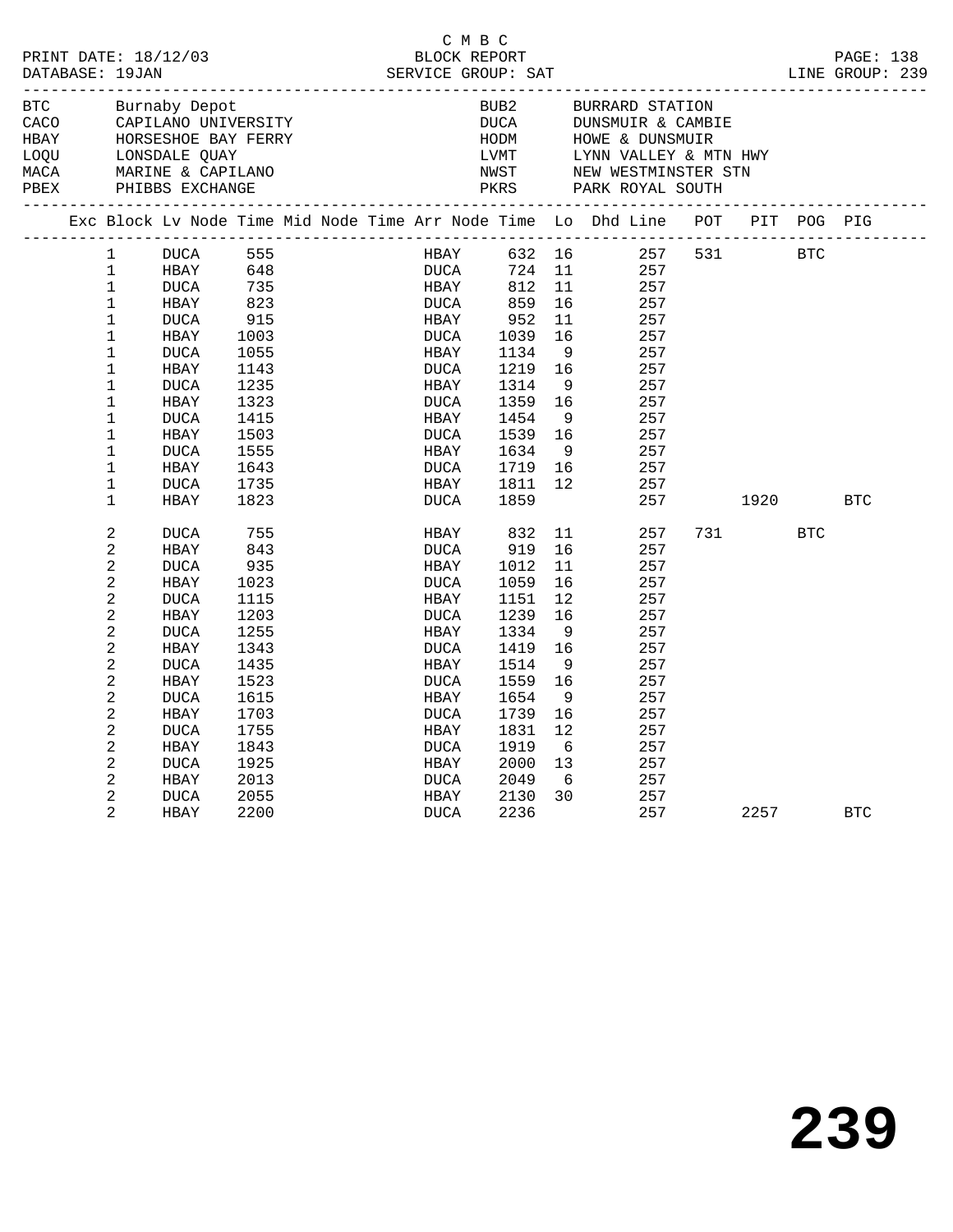C M B C
BLOCK REPORT
SERVICE GROUP: SAT

PRINT DATE: 18/12/03
DATABASE: 19JAN
LINE GROUP: 239

| Code | Location | Code | Location |
|---|---|---|---|
| BTC | Burnaby Depot | BUB2 | BURRARD STATION |
| CACO | CAPILANO UNIVERSITY | DUCA | DUNSMUIR & CAMBIE |
| HBAY | HORSESHOE BAY FERRY | HODM | HOWE & DUNSMUIR |
| LOQU | LONSDALE QUAY | LVMT | LYNN VALLEY & MTN HWY |
| MACA | MARINE & CAPILANO | NWST | NEW WESTMINSTER STN |
| PBEX | PHIBBS EXCHANGE | PKRS | PARK ROYAL SOUTH |

| Exc | Block | Lv Node | Time | Mid Node | Time | Arr Node | Time | Lo | Dhd Line | POT | PIT | POG | PIG |
|---|---|---|---|---|---|---|---|---|---|---|---|---|---|
| | 1 | DUCA | 555 | | | HBAY | 632 | 16 | 257 | 531 | | BTC | |
| | 1 | HBAY | 648 | | | DUCA | 724 | 11 | 257 | | | | |
| | 1 | DUCA | 735 | | | HBAY | 812 | 11 | 257 | | | | |
| | 1 | HBAY | 823 | | | DUCA | 859 | 16 | 257 | | | | |
| | 1 | DUCA | 915 | | | HBAY | 952 | 11 | 257 | | | | |
| | 1 | HBAY | 1003 | | | DUCA | 1039 | 16 | 257 | | | | |
| | 1 | DUCA | 1055 | | | HBAY | 1134 | 9 | 257 | | | | |
| | 1 | HBAY | 1143 | | | DUCA | 1219 | 16 | 257 | | | | |
| | 1 | DUCA | 1235 | | | HBAY | 1314 | 9 | 257 | | | | |
| | 1 | HBAY | 1323 | | | DUCA | 1359 | 16 | 257 | | | | |
| | 1 | DUCA | 1415 | | | HBAY | 1454 | 9 | 257 | | | | |
| | 1 | HBAY | 1503 | | | DUCA | 1539 | 16 | 257 | | | | |
| | 1 | DUCA | 1555 | | | HBAY | 1634 | 9 | 257 | | | | |
| | 1 | HBAY | 1643 | | | DUCA | 1719 | 16 | 257 | | | | |
| | 1 | DUCA | 1735 | | | HBAY | 1811 | 12 | 257 | | | | |
| | 1 | HBAY | 1823 | | | DUCA | 1859 | | 257 | | 1920 | | BTC |
| | 2 | DUCA | 755 | | | HBAY | 832 | 11 | 257 | 731 | | BTC | |
| | 2 | HBAY | 843 | | | DUCA | 919 | 16 | 257 | | | | |
| | 2 | DUCA | 935 | | | HBAY | 1012 | 11 | 257 | | | | |
| | 2 | HBAY | 1023 | | | DUCA | 1059 | 16 | 257 | | | | |
| | 2 | DUCA | 1115 | | | HBAY | 1151 | 12 | 257 | | | | |
| | 2 | HBAY | 1203 | | | DUCA | 1239 | 16 | 257 | | | | |
| | 2 | DUCA | 1255 | | | HBAY | 1334 | 9 | 257 | | | | |
| | 2 | HBAY | 1343 | | | DUCA | 1419 | 16 | 257 | | | | |
| | 2 | DUCA | 1435 | | | HBAY | 1514 | 9 | 257 | | | | |
| | 2 | HBAY | 1523 | | | DUCA | 1559 | 16 | 257 | | | | |
| | 2 | DUCA | 1615 | | | HBAY | 1654 | 9 | 257 | | | | |
| | 2 | HBAY | 1703 | | | DUCA | 1739 | 16 | 257 | | | | |
| | 2 | DUCA | 1755 | | | HBAY | 1831 | 12 | 257 | | | | |
| | 2 | HBAY | 1843 | | | DUCA | 1919 | 6 | 257 | | | | |
| | 2 | DUCA | 1925 | | | HBAY | 2000 | 13 | 257 | | | | |
| | 2 | HBAY | 2013 | | | DUCA | 2049 | 6 | 257 | | | | |
| | 2 | DUCA | 2055 | | | HBAY | 2130 | 30 | 257 | | | | |
| | 2 | HBAY | 2200 | | | DUCA | 2236 | | 257 | | 2257 | | BTC |

239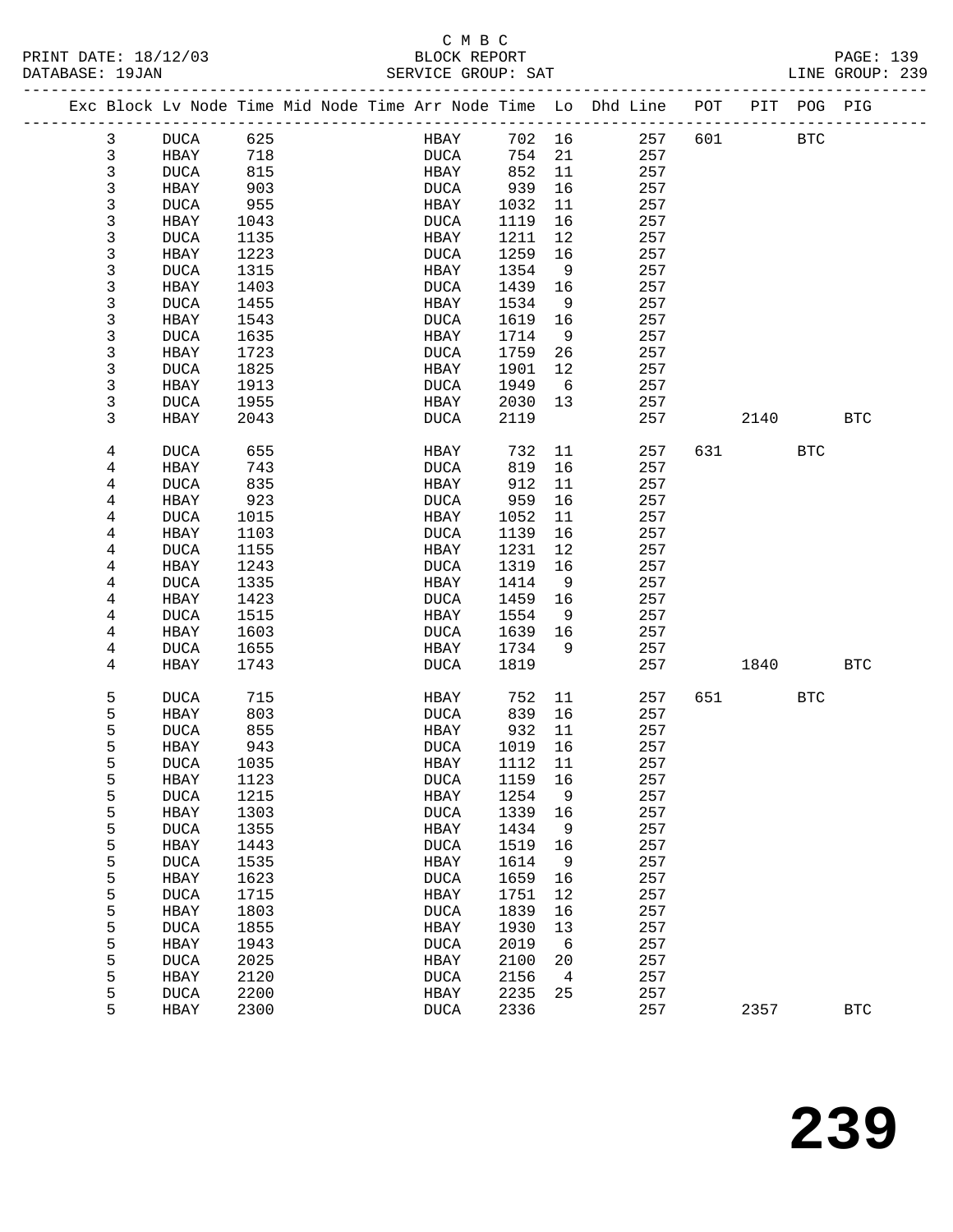C M B C

PRINT DATE: 18/12/03 BLOCK REPORT PAGE: 139
DATABASE: 19JAN SERVICE GROUP: SAT LINE GROUP: 239

| Exc | Block | Lv | Node | Time | Mid Node | Time | Arr Node | Time | Lo | Dhd Line | POT | PIT | POG | PIG |
|---|---|---|---|---|---|---|---|---|---|---|---|---|---|---|
| | 3 | | DUCA | 625 | | | HBAY | 702 | 16 | 257 | 601 | | BTC | |
| | 3 | | HBAY | 718 | | | DUCA | 754 | 21 | 257 | | | | |
| | 3 | | DUCA | 815 | | | HBAY | 852 | 11 | 257 | | | | |
| | 3 | | HBAY | 903 | | | DUCA | 939 | 16 | 257 | | | | |
| | 3 | | DUCA | 955 | | | HBAY | 1032 | 11 | 257 | | | | |
| | 3 | | HBAY | 1043 | | | DUCA | 1119 | 16 | 257 | | | | |
| | 3 | | DUCA | 1135 | | | HBAY | 1211 | 12 | 257 | | | | |
| | 3 | | HBAY | 1223 | | | DUCA | 1259 | 16 | 257 | | | | |
| | 3 | | DUCA | 1315 | | | HBAY | 1354 | 9 | 257 | | | | |
| | 3 | | HBAY | 1403 | | | DUCA | 1439 | 16 | 257 | | | | |
| | 3 | | DUCA | 1455 | | | HBAY | 1534 | 9 | 257 | | | | |
| | 3 | | HBAY | 1543 | | | DUCA | 1619 | 16 | 257 | | | | |
| | 3 | | DUCA | 1635 | | | HBAY | 1714 | 9 | 257 | | | | |
| | 3 | | HBAY | 1723 | | | DUCA | 1759 | 26 | 257 | | | | |
| | 3 | | DUCA | 1825 | | | HBAY | 1901 | 12 | 257 | | | | |
| | 3 | | HBAY | 1913 | | | DUCA | 1949 | 6 | 257 | | | | |
| | 3 | | DUCA | 1955 | | | HBAY | 2030 | 13 | 257 | | | | |
| | 3 | | HBAY | 2043 | | | DUCA | 2119 | | 257 | | 2140 | | BTC |
| | 4 | | DUCA | 655 | | | HBAY | 732 | 11 | 257 | 631 | | BTC | |
| | 4 | | HBAY | 743 | | | DUCA | 819 | 16 | 257 | | | | |
| | 4 | | DUCA | 835 | | | HBAY | 912 | 11 | 257 | | | | |
| | 4 | | HBAY | 923 | | | DUCA | 959 | 16 | 257 | | | | |
| | 4 | | DUCA | 1015 | | | HBAY | 1052 | 11 | 257 | | | | |
| | 4 | | HBAY | 1103 | | | DUCA | 1139 | 16 | 257 | | | | |
| | 4 | | DUCA | 1155 | | | HBAY | 1231 | 12 | 257 | | | | |
| | 4 | | HBAY | 1243 | | | DUCA | 1319 | 16 | 257 | | | | |
| | 4 | | DUCA | 1335 | | | HBAY | 1414 | 9 | 257 | | | | |
| | 4 | | HBAY | 1423 | | | DUCA | 1459 | 16 | 257 | | | | |
| | 4 | | DUCA | 1515 | | | HBAY | 1554 | 9 | 257 | | | | |
| | 4 | | HBAY | 1603 | | | DUCA | 1639 | 16 | 257 | | | | |
| | 4 | | DUCA | 1655 | | | HBAY | 1734 | 9 | 257 | | | | |
| | 4 | | HBAY | 1743 | | | DUCA | 1819 | | 257 | | 1840 | | BTC |
| | 5 | | DUCA | 715 | | | HBAY | 752 | 11 | 257 | 651 | | BTC | |
| | 5 | | HBAY | 803 | | | DUCA | 839 | 16 | 257 | | | | |
| | 5 | | DUCA | 855 | | | HBAY | 932 | 11 | 257 | | | | |
| | 5 | | HBAY | 943 | | | DUCA | 1019 | 16 | 257 | | | | |
| | 5 | | DUCA | 1035 | | | HBAY | 1112 | 11 | 257 | | | | |
| | 5 | | HBAY | 1123 | | | DUCA | 1159 | 16 | 257 | | | | |
| | 5 | | DUCA | 1215 | | | HBAY | 1254 | 9 | 257 | | | | |
| | 5 | | HBAY | 1303 | | | DUCA | 1339 | 16 | 257 | | | | |
| | 5 | | DUCA | 1355 | | | HBAY | 1434 | 9 | 257 | | | | |
| | 5 | | HBAY | 1443 | | | DUCA | 1519 | 16 | 257 | | | | |
| | 5 | | DUCA | 1535 | | | HBAY | 1614 | 9 | 257 | | | | |
| | 5 | | HBAY | 1623 | | | DUCA | 1659 | 16 | 257 | | | | |
| | 5 | | DUCA | 1715 | | | HBAY | 1751 | 12 | 257 | | | | |
| | 5 | | HBAY | 1803 | | | DUCA | 1839 | 16 | 257 | | | | |
| | 5 | | DUCA | 1855 | | | HBAY | 1930 | 13 | 257 | | | | |
| | 5 | | HBAY | 1943 | | | DUCA | 2019 | 6 | 257 | | | | |
| | 5 | | DUCA | 2025 | | | HBAY | 2100 | 20 | 257 | | | | |
| | 5 | | HBAY | 2120 | | | DUCA | 2156 | 4 | 257 | | | | |
| | 5 | | DUCA | 2200 | | | HBAY | 2235 | 25 | 257 | | | | |
| | 5 | | HBAY | 2300 | | | DUCA | 2336 | | 257 | | 2357 | | BTC |

239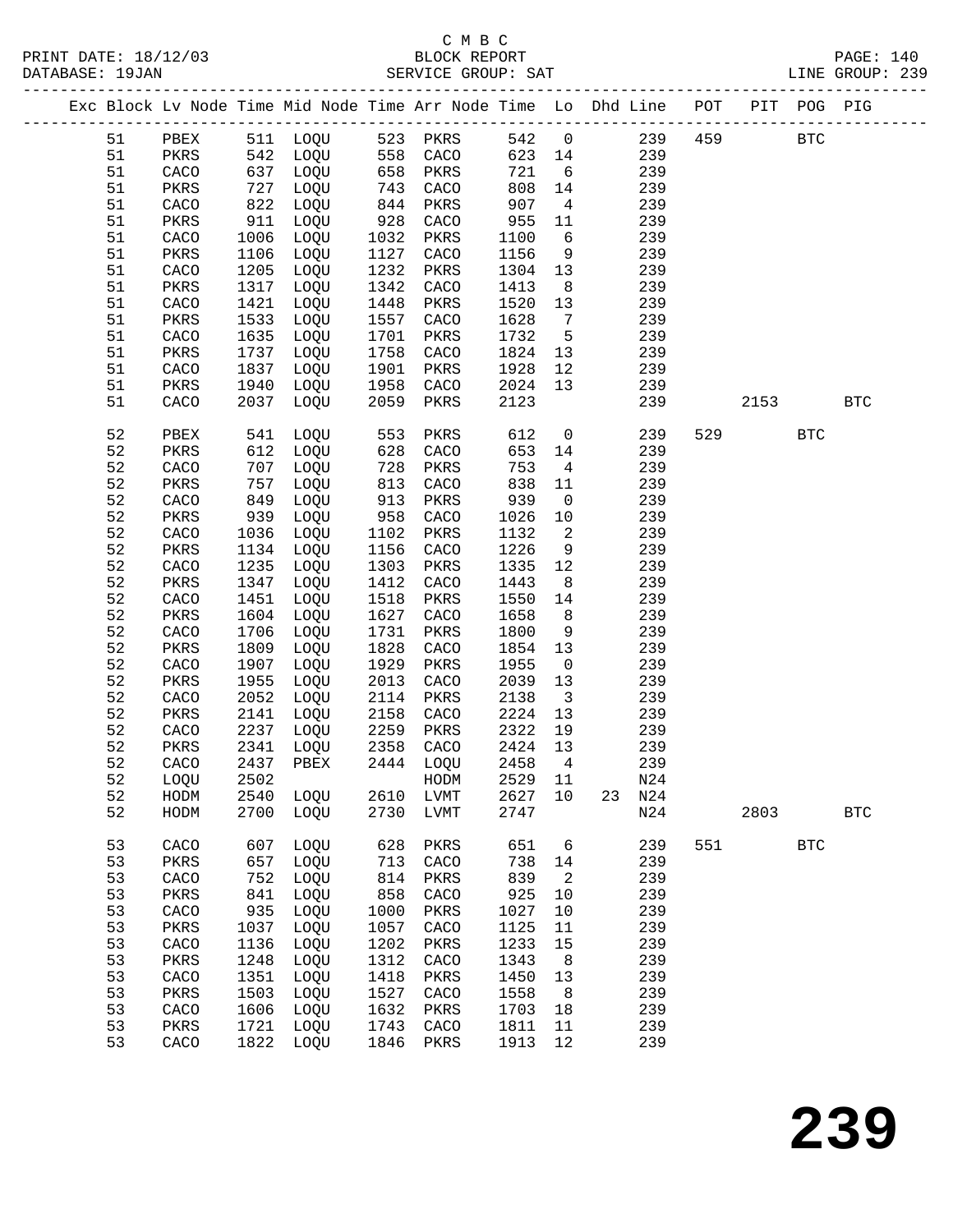C M B C

PRINT DATE: 18/12/03 BLOCK REPORT PAGE: 140
DATABASE: 19JAN SERVICE GROUP: SAT LINE GROUP: 239

| Exc | Block | Lv | Node | Time | Mid | Node | Time | Arr | Node | Time | Lo | Dhd | Line | POT | PIT | POG | PIG |
|---|---|---|---|---|---|---|---|---|---|---|---|---|---|---|---|---|---|
| | 51 | | PBEX | 511 | | LOQU | 523 | | PKRS | 542 | 0 | | 239 | 459 | | BTC | |
| | 51 | | PKRS | 542 | | LOQU | 558 | | CACO | 623 | 14 | | 239 | | | | |
| | 51 | | CACO | 637 | | LOQU | 658 | | PKRS | 721 | 6 | | 239 | | | | |
| | 51 | | PKRS | 727 | | LOQU | 743 | | CACO | 808 | 14 | | 239 | | | | |
| | 51 | | CACO | 822 | | LOQU | 844 | | PKRS | 907 | 4 | | 239 | | | | |
| | 51 | | PKRS | 911 | | LOQU | 928 | | CACO | 955 | 11 | | 239 | | | | |
| | 51 | | CACO | 1006 | | LOQU | 1032 | | PKRS | 1100 | 6 | | 239 | | | | |
| | 51 | | PKRS | 1106 | | LOQU | 1127 | | CACO | 1156 | 9 | | 239 | | | | |
| | 51 | | CACO | 1205 | | LOQU | 1232 | | PKRS | 1304 | 13 | | 239 | | | | |
| | 51 | | PKRS | 1317 | | LOQU | 1342 | | CACO | 1413 | 8 | | 239 | | | | |
| | 51 | | CACO | 1421 | | LOQU | 1448 | | PKRS | 1520 | 13 | | 239 | | | | |
| | 51 | | PKRS | 1533 | | LOQU | 1557 | | CACO | 1628 | 7 | | 239 | | | | |
| | 51 | | CACO | 1635 | | LOQU | 1701 | | PKRS | 1732 | 5 | | 239 | | | | |
| | 51 | | PKRS | 1737 | | LOQU | 1758 | | CACO | 1824 | 13 | | 239 | | | | |
| | 51 | | CACO | 1837 | | LOQU | 1901 | | PKRS | 1928 | 12 | | 239 | | | | |
| | 51 | | PKRS | 1940 | | LOQU | 1958 | | CACO | 2024 | 13 | | 239 | | | | |
| | 51 | | CACO | 2037 | | LOQU | 2059 | | PKRS | 2123 | | | 239 | | 2153 | | BTC |
| | 52 | | PBEX | 541 | | LOQU | 553 | | PKRS | 612 | 0 | | 239 | 529 | | BTC | |
| | 52 | | PKRS | 612 | | LOQU | 628 | | CACO | 653 | 14 | | 239 | | | | |
| | 52 | | CACO | 707 | | LOQU | 728 | | PKRS | 753 | 4 | | 239 | | | | |
| | 52 | | PKRS | 757 | | LOQU | 813 | | CACO | 838 | 11 | | 239 | | | | |
| | 52 | | CACO | 849 | | LOQU | 913 | | PKRS | 939 | 0 | | 239 | | | | |
| | 52 | | PKRS | 939 | | LOQU | 958 | | CACO | 1026 | 10 | | 239 | | | | |
| | 52 | | CACO | 1036 | | LOQU | 1102 | | PKRS | 1132 | 2 | | 239 | | | | |
| | 52 | | PKRS | 1134 | | LOQU | 1156 | | CACO | 1226 | 9 | | 239 | | | | |
| | 52 | | CACO | 1235 | | LOQU | 1303 | | PKRS | 1335 | 12 | | 239 | | | | |
| | 52 | | PKRS | 1347 | | LOQU | 1412 | | CACO | 1443 | 8 | | 239 | | | | |
| | 52 | | CACO | 1451 | | LOQU | 1518 | | PKRS | 1550 | 14 | | 239 | | | | |
| | 52 | | PKRS | 1604 | | LOQU | 1627 | | CACO | 1658 | 8 | | 239 | | | | |
| | 52 | | CACO | 1706 | | LOQU | 1731 | | PKRS | 1800 | 9 | | 239 | | | | |
| | 52 | | PKRS | 1809 | | LOQU | 1828 | | CACO | 1854 | 13 | | 239 | | | | |
| | 52 | | CACO | 1907 | | LOQU | 1929 | | PKRS | 1955 | 0 | | 239 | | | | |
| | 52 | | PKRS | 1955 | | LOQU | 2013 | | CACO | 2039 | 13 | | 239 | | | | |
| | 52 | | CACO | 2052 | | LOQU | 2114 | | PKRS | 2138 | 3 | | 239 | | | | |
| | 52 | | PKRS | 2141 | | LOQU | 2158 | | CACO | 2224 | 13 | | 239 | | | | |
| | 52 | | CACO | 2237 | | LOQU | 2259 | | PKRS | 2322 | 19 | | 239 | | | | |
| | 52 | | PKRS | 2341 | | LOQU | 2358 | | CACO | 2424 | 13 | | 239 | | | | |
| | 52 | | CACO | 2437 | | PBEX | 2444 | | LOQU | 2458 | 4 | | 239 | | | | |
| | 52 | | LOQU | 2502 | | | | | HODM | 2529 | 11 | | N24 | | | | |
| | 52 | | HODM | 2540 | | LOQU | 2610 | | LVMT | 2627 | 10 | 23 | N24 | | | | |
| | 52 | | HODM | 2700 | | LOQU | 2730 | | LVMT | 2747 | | | N24 | | 2803 | | BTC |
| | 53 | | CACO | 607 | | LOQU | 628 | | PKRS | 651 | 6 | | 239 | 551 | | BTC | |
| | 53 | | PKRS | 657 | | LOQU | 713 | | CACO | 738 | 14 | | 239 | | | | |
| | 53 | | CACO | 752 | | LOQU | 814 | | PKRS | 839 | 2 | | 239 | | | | |
| | 53 | | PKRS | 841 | | LOQU | 858 | | CACO | 925 | 10 | | 239 | | | | |
| | 53 | | CACO | 935 | | LOQU | 1000 | | PKRS | 1027 | 10 | | 239 | | | | |
| | 53 | | PKRS | 1037 | | LOQU | 1057 | | CACO | 1125 | 11 | | 239 | | | | |
| | 53 | | CACO | 1136 | | LOQU | 1202 | | PKRS | 1233 | 15 | | 239 | | | | |
| | 53 | | PKRS | 1248 | | LOQU | 1312 | | CACO | 1343 | 8 | | 239 | | | | |
| | 53 | | CACO | 1351 | | LOQU | 1418 | | PKRS | 1450 | 13 | | 239 | | | | |
| | 53 | | PKRS | 1503 | | LOQU | 1527 | | CACO | 1558 | 8 | | 239 | | | | |
| | 53 | | CACO | 1606 | | LOQU | 1632 | | PKRS | 1703 | 18 | | 239 | | | | |
| | 53 | | PKRS | 1721 | | LOQU | 1743 | | CACO | 1811 | 11 | | 239 | | | | |
| | 53 | | CACO | 1822 | | LOQU | 1846 | | PKRS | 1913 | 12 | | 239 | | | | |

239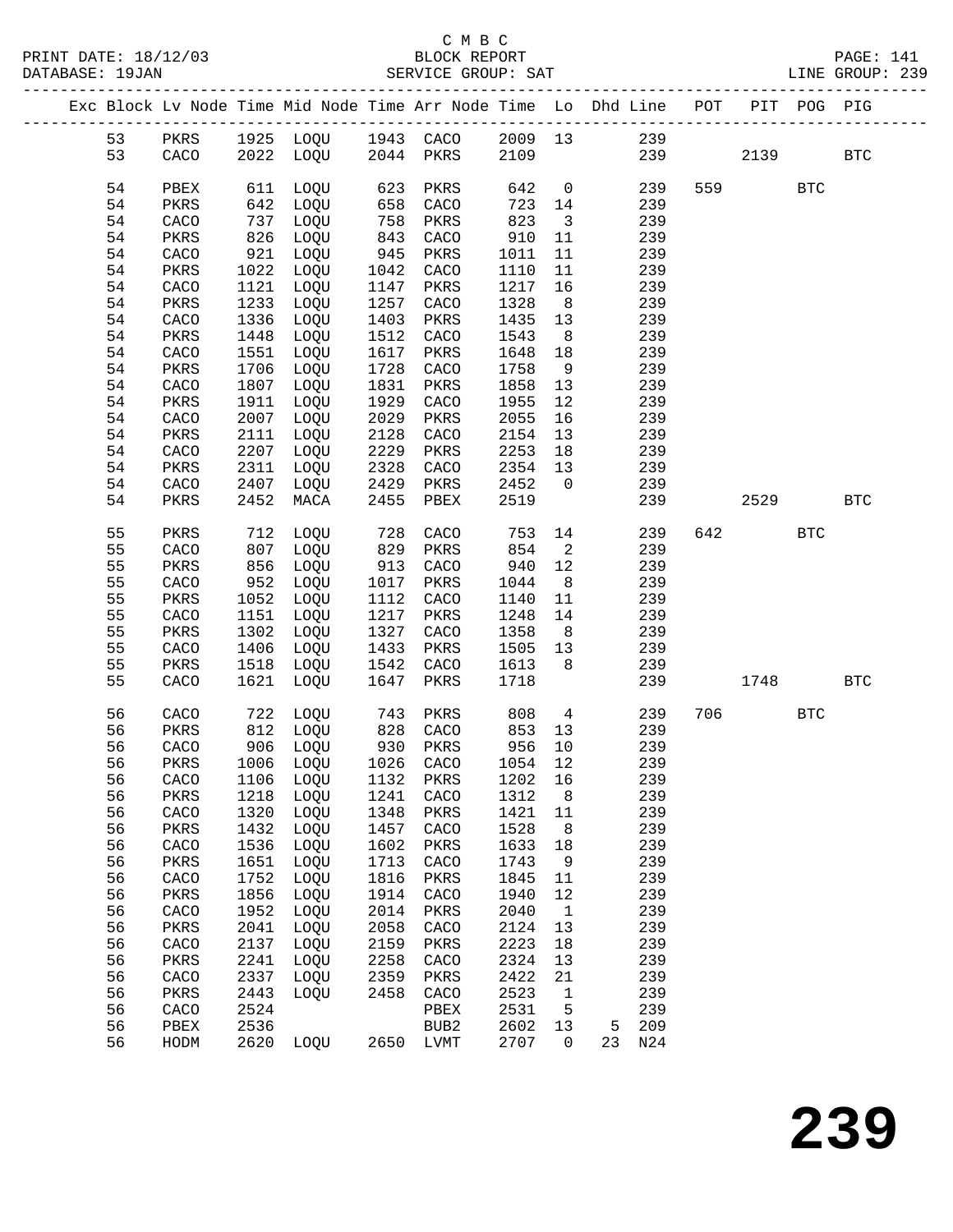C M B C

BLOCK REPORT

SERVICE GROUP: SAT

LINE GROUP: 239

| Exc | Block | Lv | Node | Time | Mid Node | Time | Arr Node | Time | Lo | Dhd Line | POT | PIT | POG | PIG |
|---|---|---|---|---|---|---|---|---|---|---|---|---|---|---|
| | 53 | | PKRS | 1925 | LOQU | 1943 | CACO | 2009 | 13 | 239 | | | | |
| | 53 | | CACO | 2022 | LOQU | 2044 | PKRS | 2109 | | 239 | | 2139 | | BTC |
| | 54 | | PBEX | 611 | LOQU | 623 | PKRS | 642 | 0 | 239 | 559 | | BTC | |
| | 54 | | PKRS | 642 | LOQU | 658 | CACO | 723 | 14 | 239 | | | | |
| | 54 | | CACO | 737 | LOQU | 758 | PKRS | 823 | 3 | 239 | | | | |
| | 54 | | PKRS | 826 | LOQU | 843 | CACO | 910 | 11 | 239 | | | | |
| | 54 | | CACO | 921 | LOQU | 945 | PKRS | 1011 | 11 | 239 | | | | |
| | 54 | | PKRS | 1022 | LOQU | 1042 | CACO | 1110 | 11 | 239 | | | | |
| | 54 | | CACO | 1121 | LOQU | 1147 | PKRS | 1217 | 16 | 239 | | | | |
| | 54 | | PKRS | 1233 | LOQU | 1257 | CACO | 1328 | 8 | 239 | | | | |
| | 54 | | CACO | 1336 | LOQU | 1403 | PKRS | 1435 | 13 | 239 | | | | |
| | 54 | | PKRS | 1448 | LOQU | 1512 | CACO | 1543 | 8 | 239 | | | | |
| | 54 | | CACO | 1551 | LOQU | 1617 | PKRS | 1648 | 18 | 239 | | | | |
| | 54 | | PKRS | 1706 | LOQU | 1728 | CACO | 1758 | 9 | 239 | | | | |
| | 54 | | CACO | 1807 | LOQU | 1831 | PKRS | 1858 | 13 | 239 | | | | |
| | 54 | | PKRS | 1911 | LOQU | 1929 | CACO | 1955 | 12 | 239 | | | | |
| | 54 | | CACO | 2007 | LOQU | 2029 | PKRS | 2055 | 16 | 239 | | | | |
| | 54 | | PKRS | 2111 | LOQU | 2128 | CACO | 2154 | 13 | 239 | | | | |
| | 54 | | CACO | 2207 | LOQU | 2229 | PKRS | 2253 | 18 | 239 | | | | |
| | 54 | | PKRS | 2311 | LOQU | 2328 | CACO | 2354 | 13 | 239 | | | | |
| | 54 | | CACO | 2407 | LOQU | 2429 | PKRS | 2452 | 0 | 239 | | | | |
| | 54 | | PKRS | 2452 | MACA | 2455 | PBEX | 2519 | | 239 | | 2529 | | BTC |
| | 55 | | PKRS | 712 | LOQU | 728 | CACO | 753 | 14 | 239 | 642 | | BTC | |
| | 55 | | CACO | 807 | LOQU | 829 | PKRS | 854 | 2 | 239 | | | | |
| | 55 | | PKRS | 856 | LOQU | 913 | CACO | 940 | 12 | 239 | | | | |
| | 55 | | CACO | 952 | LOQU | 1017 | PKRS | 1044 | 8 | 239 | | | | |
| | 55 | | PKRS | 1052 | LOQU | 1112 | CACO | 1140 | 11 | 239 | | | | |
| | 55 | | CACO | 1151 | LOQU | 1217 | PKRS | 1248 | 14 | 239 | | | | |
| | 55 | | PKRS | 1302 | LOQU | 1327 | CACO | 1358 | 8 | 239 | | | | |
| | 55 | | CACO | 1406 | LOQU | 1433 | PKRS | 1505 | 13 | 239 | | | | |
| | 55 | | PKRS | 1518 | LOQU | 1542 | CACO | 1613 | 8 | 239 | | | | |
| | 55 | | CACO | 1621 | LOQU | 1647 | PKRS | 1718 | | 239 | | 1748 | | BTC |
| | 56 | | CACO | 722 | LOQU | 743 | PKRS | 808 | 4 | 239 | 706 | | BTC | |
| | 56 | | PKRS | 812 | LOQU | 828 | CACO | 853 | 13 | 239 | | | | |
| | 56 | | CACO | 906 | LOQU | 930 | PKRS | 956 | 10 | 239 | | | | |
| | 56 | | PKRS | 1006 | LOQU | 1026 | CACO | 1054 | 12 | 239 | | | | |
| | 56 | | CACO | 1106 | LOQU | 1132 | PKRS | 1202 | 16 | 239 | | | | |
| | 56 | | PKRS | 1218 | LOQU | 1241 | CACO | 1312 | 8 | 239 | | | | |
| | 56 | | CACO | 1320 | LOQU | 1348 | PKRS | 1421 | 11 | 239 | | | | |
| | 56 | | PKRS | 1432 | LOQU | 1457 | CACO | 1528 | 8 | 239 | | | | |
| | 56 | | CACO | 1536 | LOQU | 1602 | PKRS | 1633 | 18 | 239 | | | | |
| | 56 | | PKRS | 1651 | LOQU | 1713 | CACO | 1743 | 9 | 239 | | | | |
| | 56 | | CACO | 1752 | LOQU | 1816 | PKRS | 1845 | 11 | 239 | | | | |
| | 56 | | PKRS | 1856 | LOQU | 1914 | CACO | 1940 | 12 | 239 | | | | |
| | 56 | | CACO | 1952 | LOQU | 2014 | PKRS | 2040 | 1 | 239 | | | | |
| | 56 | | PKRS | 2041 | LOQU | 2058 | CACO | 2124 | 13 | 239 | | | | |
| | 56 | | CACO | 2137 | LOQU | 2159 | PKRS | 2223 | 18 | 239 | | | | |
| | 56 | | PKRS | 2241 | LOQU | 2258 | CACO | 2324 | 13 | 239 | | | | |
| | 56 | | CACO | 2337 | LOQU | 2359 | PKRS | 2422 | 21 | 239 | | | | |
| | 56 | | PKRS | 2443 | LOQU | 2458 | CACO | 2523 | 1 | 239 | | | | |
| | 56 | | CACO | 2524 | | | PBEX | 2531 | 5 | 239 | | | | |
| | 56 | | PBEX | 2536 | | | BUB2 | 2602 | 13 | 5 209 | | | | |
| | 56 | | HODM | 2620 | LOQU | 2650 | LVMT | 2707 | 0 | 23 N24 | | | | |

239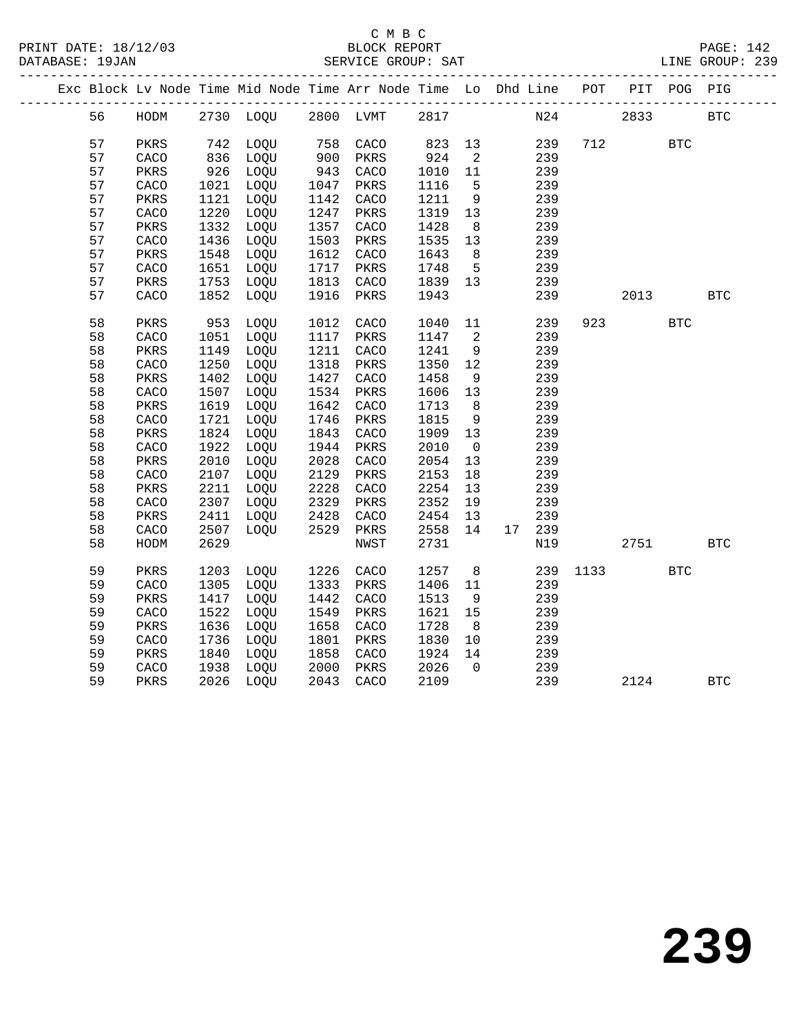C M B C

PRINT DATE: 18/12/03 BLOCK REPORT PAGE: 142
DATABASE: 19JAN SERVICE GROUP: SAT LINE GROUP: 239

| Exc | Block | Lv Node | Time | Mid Node | Time | Arr Node | Time | Lo | Dhd Line | POT | PIT | POG | PIG |
|---|---|---|---|---|---|---|---|---|---|---|---|---|---|
| | 56 | HODM | 2730 | LOQU | 2800 | LVMT | 2817 | | N24 | | 2833 | | BTC |
| | 57 | PKRS | 742 | LOQU | 758 | CACO | 823 | 13 | 239 | 712 | | BTC | |
| | 57 | CACO | 836 | LOQU | 900 | PKRS | 924 | 2 | 239 | | | | |
| | 57 | PKRS | 926 | LOQU | 943 | CACO | 1010 | 11 | 239 | | | | |
| | 57 | CACO | 1021 | LOQU | 1047 | PKRS | 1116 | 5 | 239 | | | | |
| | 57 | PKRS | 1121 | LOQU | 1142 | CACO | 1211 | 9 | 239 | | | | |
| | 57 | CACO | 1220 | LOQU | 1247 | PKRS | 1319 | 13 | 239 | | | | |
| | 57 | PKRS | 1332 | LOQU | 1357 | CACO | 1428 | 8 | 239 | | | | |
| | 57 | CACO | 1436 | LOQU | 1503 | PKRS | 1535 | 13 | 239 | | | | |
| | 57 | PKRS | 1548 | LOQU | 1612 | CACO | 1643 | 8 | 239 | | | | |
| | 57 | CACO | 1651 | LOQU | 1717 | PKRS | 1748 | 5 | 239 | | | | |
| | 57 | PKRS | 1753 | LOQU | 1813 | CACO | 1839 | 13 | 239 | | | | |
| | 57 | CACO | 1852 | LOQU | 1916 | PKRS | 1943 | | 239 | | 2013 | | BTC |
| | 58 | PKRS | 953 | LOQU | 1012 | CACO | 1040 | 11 | 239 | 923 | | BTC | |
| | 58 | CACO | 1051 | LOQU | 1117 | PKRS | 1147 | 2 | 239 | | | | |
| | 58 | PKRS | 1149 | LOQU | 1211 | CACO | 1241 | 9 | 239 | | | | |
| | 58 | CACO | 1250 | LOQU | 1318 | PKRS | 1350 | 12 | 239 | | | | |
| | 58 | PKRS | 1402 | LOQU | 1427 | CACO | 1458 | 9 | 239 | | | | |
| | 58 | CACO | 1507 | LOQU | 1534 | PKRS | 1606 | 13 | 239 | | | | |
| | 58 | PKRS | 1619 | LOQU | 1642 | CACO | 1713 | 8 | 239 | | | | |
| | 58 | CACO | 1721 | LOQU | 1746 | PKRS | 1815 | 9 | 239 | | | | |
| | 58 | PKRS | 1824 | LOQU | 1843 | CACO | 1909 | 13 | 239 | | | | |
| | 58 | CACO | 1922 | LOQU | 1944 | PKRS | 2010 | 0 | 239 | | | | |
| | 58 | PKRS | 2010 | LOQU | 2028 | CACO | 2054 | 13 | 239 | | | | |
| | 58 | CACO | 2107 | LOQU | 2129 | PKRS | 2153 | 18 | 239 | | | | |
| | 58 | PKRS | 2211 | LOQU | 2228 | CACO | 2254 | 13 | 239 | | | | |
| | 58 | CACO | 2307 | LOQU | 2329 | PKRS | 2352 | 19 | 239 | | | | |
| | 58 | PKRS | 2411 | LOQU | 2428 | CACO | 2454 | 13 | 239 | | | | |
| | 58 | CACO | 2507 | LOQU | 2529 | PKRS | 2558 | 14 | 17 239 | | | | |
| | 58 | HODM | 2629 | | | NWST | 2731 | | N19 | | 2751 | | BTC |
| | 59 | PKRS | 1203 | LOQU | 1226 | CACO | 1257 | 8 | 239 | 1133 | | BTC | |
| | 59 | CACO | 1305 | LOQU | 1333 | PKRS | 1406 | 11 | 239 | | | | |
| | 59 | PKRS | 1417 | LOQU | 1442 | CACO | 1513 | 9 | 239 | | | | |
| | 59 | CACO | 1522 | LOQU | 1549 | PKRS | 1621 | 15 | 239 | | | | |
| | 59 | PKRS | 1636 | LOQU | 1658 | CACO | 1728 | 8 | 239 | | | | |
| | 59 | CACO | 1736 | LOQU | 1801 | PKRS | 1830 | 10 | 239 | | | | |
| | 59 | PKRS | 1840 | LOQU | 1858 | CACO | 1924 | 14 | 239 | | | | |
| | 59 | CACO | 1938 | LOQU | 2000 | PKRS | 2026 | 0 | 239 | | | | |
| | 59 | PKRS | 2026 | LOQU | 2043 | CACO | 2109 | | 239 | | 2124 | | BTC |

# 239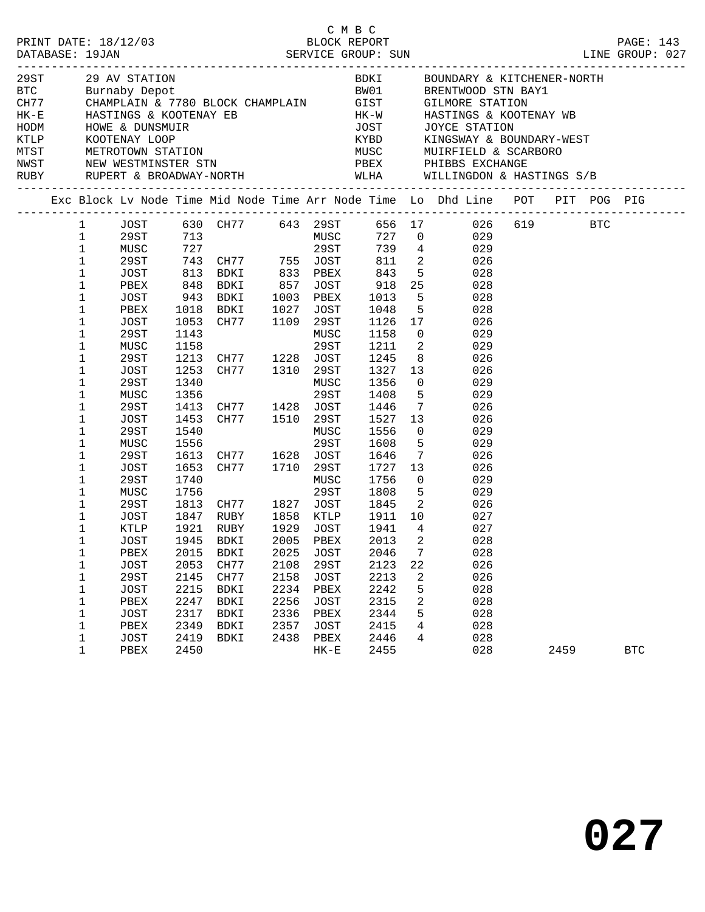C M B C

PRINT DATE: 18/12/03 BLOCK REPORT
DATABASE: 19JAN SERVICE GROUP: SUN LINE GROUP: 027

| Code | Location | Code | Location |
|---|---|---|---|
| 29ST | 29 AV STATION | BDKI | BOUNDARY & KITCHENER-NORTH |
| BTC | Burnaby Depot | BW01 | BRENTWOOD STN BAY1 |
| CH77 | CHAMPLAIN & 7780 BLOCK CHAMPLAIN | GIST | GILMORE STATION |
| HK-E | HASTINGS & KOOTENAY EB | HK-W | HASTINGS & KOOTENAY WB |
| HODM | HOWE & DUNSMUIR | JOST | JOYCE STATION |
| KTLP | KOOTENAY LOOP | KYBD | KINGSWAY & BOUNDARY-WEST |
| MTST | METROTOWN STATION | MUSC | MUIRFIELD & SCARBORO |
| NWST | NEW WESTMINSTER STN | PBEX | PHIBBS EXCHANGE |
| RUBY | RUPERT & BROADWAY-NORTH | WLHA | WILLINGDON & HASTINGS S/B |

| Exc | Block | Lv Node | Time | Mid Node | Time | Arr Node | Time | Lo | Dhd Line | POT | PIT | POG | PIG |
|---|---|---|---|---|---|---|---|---|---|---|---|---|---|
| | 1 | JOST | 630 | CH77 | 643 | 29ST | 656 | 17 | 026 | 619 | | BTC | |
| | 1 | 29ST | 713 | | | MUSC | 727 | 0 | 029 | | | | |
| | 1 | MUSC | 727 | | | 29ST | 739 | 4 | 029 | | | | |
| | 1 | 29ST | 743 | CH77 | 755 | JOST | 811 | 2 | 026 | | | | |
| | 1 | JOST | 813 | BDKI | 833 | PBEX | 843 | 5 | 028 | | | | |
| | 1 | PBEX | 848 | BDKI | 857 | JOST | 918 | 25 | 028 | | | | |
| | 1 | JOST | 943 | BDKI | 1003 | PBEX | 1013 | 5 | 028 | | | | |
| | 1 | PBEX | 1018 | BDKI | 1027 | JOST | 1048 | 5 | 028 | | | | |
| | 1 | JOST | 1053 | CH77 | 1109 | 29ST | 1126 | 17 | 026 | | | | |
| | 1 | 29ST | 1143 | | | MUSC | 1158 | 0 | 029 | | | | |
| | 1 | MUSC | 1158 | | | 29ST | 1211 | 2 | 029 | | | | |
| | 1 | 29ST | 1213 | CH77 | 1228 | JOST | 1245 | 8 | 026 | | | | |
| | 1 | JOST | 1253 | CH77 | 1310 | 29ST | 1327 | 13 | 026 | | | | |
| | 1 | 29ST | 1340 | | | MUSC | 1356 | 0 | 029 | | | | |
| | 1 | MUSC | 1356 | | | 29ST | 1408 | 5 | 029 | | | | |
| | 1 | 29ST | 1413 | CH77 | 1428 | JOST | 1446 | 7 | 026 | | | | |
| | 1 | JOST | 1453 | CH77 | 1510 | 29ST | 1527 | 13 | 026 | | | | |
| | 1 | 29ST | 1540 | | | MUSC | 1556 | 0 | 029 | | | | |
| | 1 | MUSC | 1556 | | | 29ST | 1608 | 5 | 029 | | | | |
| | 1 | 29ST | 1613 | CH77 | 1628 | JOST | 1646 | 7 | 026 | | | | |
| | 1 | JOST | 1653 | CH77 | 1710 | 29ST | 1727 | 13 | 026 | | | | |
| | 1 | 29ST | 1740 | | | MUSC | 1756 | 0 | 029 | | | | |
| | 1 | MUSC | 1756 | | | 29ST | 1808 | 5 | 029 | | | | |
| | 1 | 29ST | 1813 | CH77 | 1827 | JOST | 1845 | 2 | 026 | | | | |
| | 1 | JOST | 1847 | RUBY | 1858 | KTLP | 1911 | 10 | 027 | | | | |
| | 1 | KTLP | 1921 | RUBY | 1929 | JOST | 1941 | 4 | 027 | | | | |
| | 1 | JOST | 1945 | BDKI | 2005 | PBEX | 2013 | 2 | 028 | | | | |
| | 1 | PBEX | 2015 | BDKI | 2025 | JOST | 2046 | 7 | 028 | | | | |
| | 1 | JOST | 2053 | CH77 | 2108 | 29ST | 2123 | 22 | 026 | | | | |
| | 1 | 29ST | 2145 | CH77 | 2158 | JOST | 2213 | 2 | 026 | | | | |
| | 1 | JOST | 2215 | BDKI | 2234 | PBEX | 2242 | 5 | 028 | | | | |
| | 1 | PBEX | 2247 | BDKI | 2256 | JOST | 2315 | 2 | 028 | | | | |
| | 1 | JOST | 2317 | BDKI | 2336 | PBEX | 2344 | 5 | 028 | | | | |
| | 1 | PBEX | 2349 | BDKI | 2357 | JOST | 2415 | 4 | 028 | | | | |
| | 1 | JOST | 2419 | BDKI | 2438 | PBEX | 2446 | 4 | 028 | | | | |
| | 1 | PBEX | 2450 | | | HK-E | 2455 | | 028 | | 2459 | | BTC |

# 027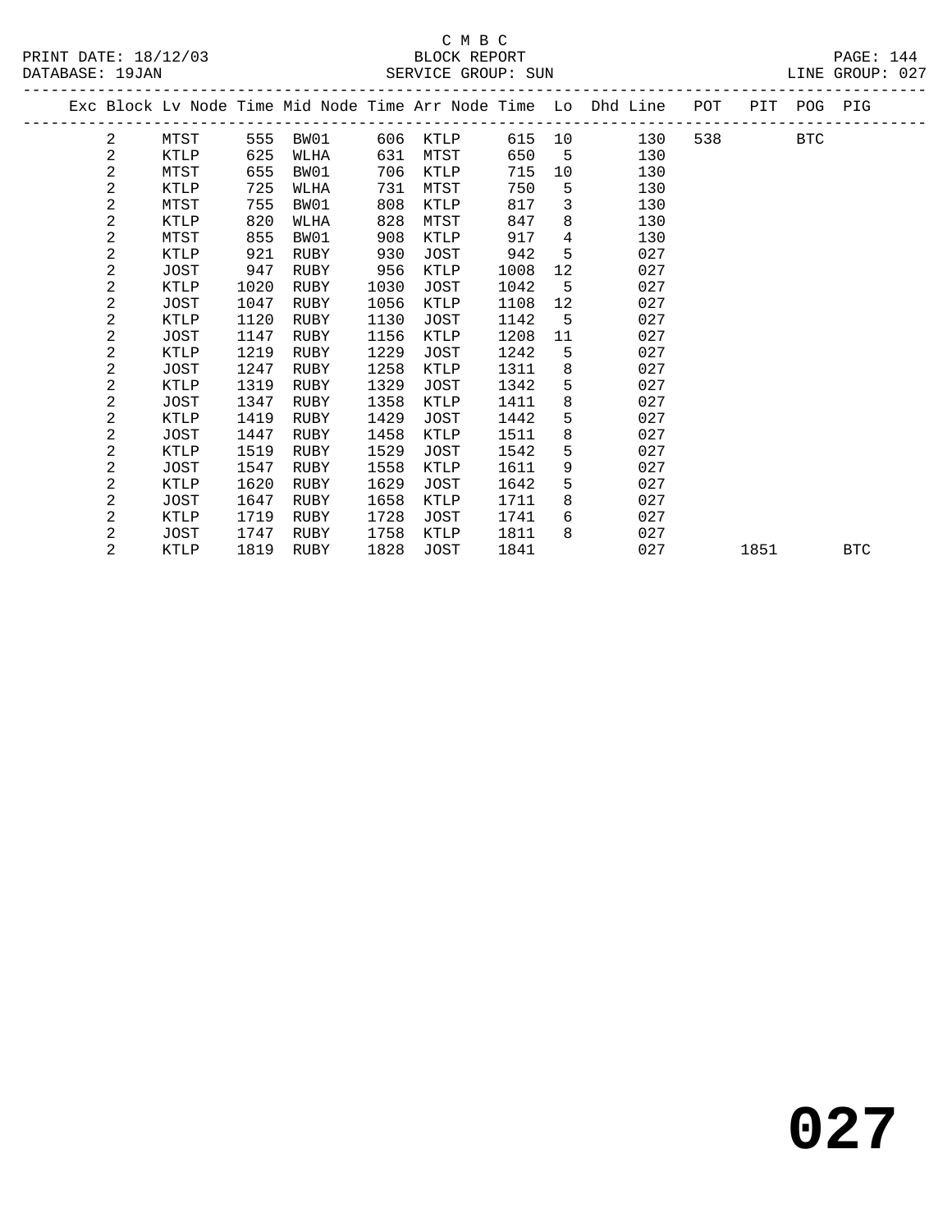C M B C

BLOCK REPORT

SERVICE GROUP: SUN

PRINT DATE: 18/12/03
DATABASE: 19JAN
LINE GROUP: 027

| Exc | Block | Lv Node | Time | Mid Node | Time | Arr Node | Time | Lo | Dhd Line | POT | PIT | POG | PIG |
|---|---|---|---|---|---|---|---|---|---|---|---|---|---|
| | 2 | MTST | 555 | BW01 | 606 | KTLP | 615 | 10 | 130 | 538 | | BTC | |
| | 2 | KTLP | 625 | WLHA | 631 | MTST | 650 | 5 | 130 | | | | |
| | 2 | MTST | 655 | BW01 | 706 | KTLP | 715 | 10 | 130 | | | | |
| | 2 | KTLP | 725 | WLHA | 731 | MTST | 750 | 5 | 130 | | | | |
| | 2 | MTST | 755 | BW01 | 808 | KTLP | 817 | 3 | 130 | | | | |
| | 2 | KTLP | 820 | WLHA | 828 | MTST | 847 | 8 | 130 | | | | |
| | 2 | MTST | 855 | BW01 | 908 | KTLP | 917 | 4 | 130 | | | | |
| | 2 | KTLP | 921 | RUBY | 930 | JOST | 942 | 5 | 027 | | | | |
| | 2 | JOST | 947 | RUBY | 956 | KTLP | 1008 | 12 | 027 | | | | |
| | 2 | KTLP | 1020 | RUBY | 1030 | JOST | 1042 | 5 | 027 | | | | |
| | 2 | JOST | 1047 | RUBY | 1056 | KTLP | 1108 | 12 | 027 | | | | |
| | 2 | KTLP | 1120 | RUBY | 1130 | JOST | 1142 | 5 | 027 | | | | |
| | 2 | JOST | 1147 | RUBY | 1156 | KTLP | 1208 | 11 | 027 | | | | |
| | 2 | KTLP | 1219 | RUBY | 1229 | JOST | 1242 | 5 | 027 | | | | |
| | 2 | JOST | 1247 | RUBY | 1258 | KTLP | 1311 | 8 | 027 | | | | |
| | 2 | KTLP | 1319 | RUBY | 1329 | JOST | 1342 | 5 | 027 | | | | |
| | 2 | JOST | 1347 | RUBY | 1358 | KTLP | 1411 | 8 | 027 | | | | |
| | 2 | KTLP | 1419 | RUBY | 1429 | JOST | 1442 | 5 | 027 | | | | |
| | 2 | JOST | 1447 | RUBY | 1458 | KTLP | 1511 | 8 | 027 | | | | |
| | 2 | KTLP | 1519 | RUBY | 1529 | JOST | 1542 | 5 | 027 | | | | |
| | 2 | JOST | 1547 | RUBY | 1558 | KTLP | 1611 | 9 | 027 | | | | |
| | 2 | KTLP | 1620 | RUBY | 1629 | JOST | 1642 | 5 | 027 | | | | |
| | 2 | JOST | 1647 | RUBY | 1658 | KTLP | 1711 | 8 | 027 | | | | |
| | 2 | KTLP | 1719 | RUBY | 1728 | JOST | 1741 | 6 | 027 | | | | |
| | 2 | JOST | 1747 | RUBY | 1758 | KTLP | 1811 | 8 | 027 | | | | |
| | 2 | KTLP | 1819 | RUBY | 1828 | JOST | 1841 | | 027 | | 1851 | | BTC |

# 027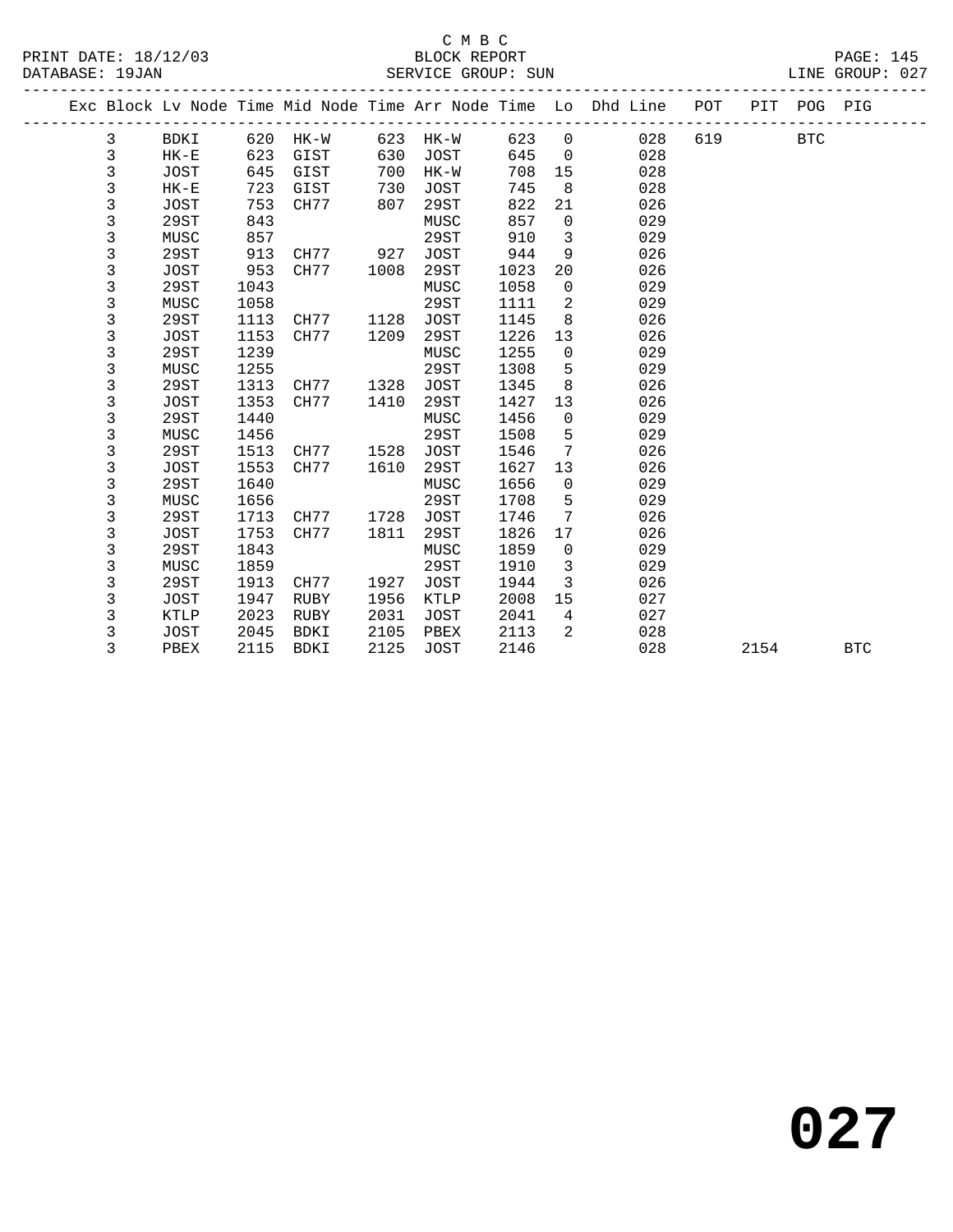C M B C

PRINT DATE: 18/12/03 BLOCK REPORT
DATABASE: 19JAN SERVICE GROUP: SUN LINE GROUP: 027

| Exc | Block | Lv | Node | Time | Mid Node | Time | Arr Node | Time | Lo | Dhd Line | POT | PIT | POG | PIG |
|---|---|---|---|---|---|---|---|---|---|---|---|---|---|---|
| | 3 | | BDKI | 620 | HK-W | 623 | HK-W | 623 | 0 | 028 | 619 | | BTC | |
| | 3 | | HK-E | 623 | GIST | 630 | JOST | 645 | 0 | 028 | | | | |
| | 3 | | JOST | 645 | GIST | 700 | HK-W | 708 | 15 | 028 | | | | |
| | 3 | | HK-E | 723 | GIST | 730 | JOST | 745 | 8 | 028 | | | | |
| | 3 | | JOST | 753 | CH77 | 807 | 29ST | 822 | 21 | 026 | | | | |
| | 3 | | 29ST | 843 | | | MUSC | 857 | 0 | 029 | | | | |
| | 3 | | MUSC | 857 | | | 29ST | 910 | 3 | 029 | | | | |
| | 3 | | 29ST | 913 | CH77 | 927 | JOST | 944 | 9 | 026 | | | | |
| | 3 | | JOST | 953 | CH77 | 1008 | 29ST | 1023 | 20 | 026 | | | | |
| | 3 | | 29ST | 1043 | | | MUSC | 1058 | 0 | 029 | | | | |
| | 3 | | MUSC | 1058 | | | 29ST | 1111 | 2 | 029 | | | | |
| | 3 | | 29ST | 1113 | CH77 | 1128 | JOST | 1145 | 8 | 026 | | | | |
| | 3 | | JOST | 1153 | CH77 | 1209 | 29ST | 1226 | 13 | 026 | | | | |
| | 3 | | 29ST | 1239 | | | MUSC | 1255 | 0 | 029 | | | | |
| | 3 | | MUSC | 1255 | | | 29ST | 1308 | 5 | 029 | | | | |
| | 3 | | 29ST | 1313 | CH77 | 1328 | JOST | 1345 | 8 | 026 | | | | |
| | 3 | | JOST | 1353 | CH77 | 1410 | 29ST | 1427 | 13 | 026 | | | | |
| | 3 | | 29ST | 1440 | | | MUSC | 1456 | 0 | 029 | | | | |
| | 3 | | MUSC | 1456 | | | 29ST | 1508 | 5 | 029 | | | | |
| | 3 | | 29ST | 1513 | CH77 | 1528 | JOST | 1546 | 7 | 026 | | | | |
| | 3 | | JOST | 1553 | CH77 | 1610 | 29ST | 1627 | 13 | 026 | | | | |
| | 3 | | 29ST | 1640 | | | MUSC | 1656 | 0 | 029 | | | | |
| | 3 | | MUSC | 1656 | | | 29ST | 1708 | 5 | 029 | | | | |
| | 3 | | 29ST | 1713 | CH77 | 1728 | JOST | 1746 | 7 | 026 | | | | |
| | 3 | | JOST | 1753 | CH77 | 1811 | 29ST | 1826 | 17 | 026 | | | | |
| | 3 | | 29ST | 1843 | | | MUSC | 1859 | 0 | 029 | | | | |
| | 3 | | MUSC | 1859 | | | 29ST | 1910 | 3 | 029 | | | | |
| | 3 | | 29ST | 1913 | CH77 | 1927 | JOST | 1944 | 3 | 026 | | | | |
| | 3 | | JOST | 1947 | RUBY | 1956 | KTLP | 2008 | 15 | 027 | | | | |
| | 3 | | KTLP | 2023 | RUBY | 2031 | JOST | 2041 | 4 | 027 | | | | |
| | 3 | | JOST | 2045 | BDKI | 2105 | PBEX | 2113 | 2 | 028 | | | | |
| | 3 | | PBEX | 2115 | BDKI | 2125 | JOST | 2146 | | 028 | | 2154 | | BTC |

# 027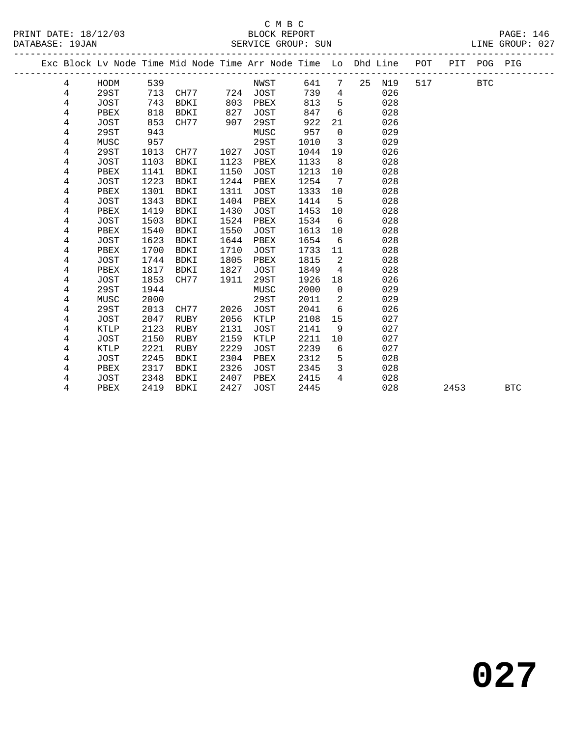C M B C
BLOCK REPORT
SERVICE GROUP: SUN

PRINT DATE: 18/12/03
DATABASE: 19JAN
LINE GROUP: 027

| Exc | Block | Lv | Node | Time | Mid Node | Time | Arr Node | Time | Lo | Dhd | Line | POT | PIT | POG | PIG |
|---|---|---|---|---|---|---|---|---|---|---|---|---|---|---|---|
| | 4 | | HODM | 539 | | | NWST | 641 | 7 | 25 | N19 | 517 | | BTC | |
| | 4 | | 29ST | 713 | CH77 | 724 | JOST | 739 | 4 | | 026 | | | | |
| | 4 | | JOST | 743 | BDKI | 803 | PBEX | 813 | 5 | | 028 | | | | |
| | 4 | | PBEX | 818 | BDKI | 827 | JOST | 847 | 6 | | 028 | | | | |
| | 4 | | JOST | 853 | CH77 | 907 | 29ST | 922 | 21 | | 026 | | | | |
| | 4 | | 29ST | 943 | | | MUSC | 957 | 0 | | 029 | | | | |
| | 4 | | MUSC | 957 | | | 29ST | 1010 | 3 | | 029 | | | | |
| | 4 | | 29ST | 1013 | CH77 | 1027 | JOST | 1044 | 19 | | 026 | | | | |
| | 4 | | JOST | 1103 | BDKI | 1123 | PBEX | 1133 | 8 | | 028 | | | | |
| | 4 | | PBEX | 1141 | BDKI | 1150 | JOST | 1213 | 10 | | 028 | | | | |
| | 4 | | JOST | 1223 | BDKI | 1244 | PBEX | 1254 | 7 | | 028 | | | | |
| | 4 | | PBEX | 1301 | BDKI | 1311 | JOST | 1333 | 10 | | 028 | | | | |
| | 4 | | JOST | 1343 | BDKI | 1404 | PBEX | 1414 | 5 | | 028 | | | | |
| | 4 | | PBEX | 1419 | BDKI | 1430 | JOST | 1453 | 10 | | 028 | | | | |
| | 4 | | JOST | 1503 | BDKI | 1524 | PBEX | 1534 | 6 | | 028 | | | | |
| | 4 | | PBEX | 1540 | BDKI | 1550 | JOST | 1613 | 10 | | 028 | | | | |
| | 4 | | JOST | 1623 | BDKI | 1644 | PBEX | 1654 | 6 | | 028 | | | | |
| | 4 | | PBEX | 1700 | BDKI | 1710 | JOST | 1733 | 11 | | 028 | | | | |
| | 4 | | JOST | 1744 | BDKI | 1805 | PBEX | 1815 | 2 | | 028 | | | | |
| | 4 | | PBEX | 1817 | BDKI | 1827 | JOST | 1849 | 4 | | 028 | | | | |
| | 4 | | JOST | 1853 | CH77 | 1911 | 29ST | 1926 | 18 | | 026 | | | | |
| | 4 | | 29ST | 1944 | | | MUSC | 2000 | 0 | | 029 | | | | |
| | 4 | | MUSC | 2000 | | | 29ST | 2011 | 2 | | 029 | | | | |
| | 4 | | 29ST | 2013 | CH77 | 2026 | JOST | 2041 | 6 | | 026 | | | | |
| | 4 | | JOST | 2047 | RUBY | 2056 | KTLP | 2108 | 15 | | 027 | | | | |
| | 4 | | KTLP | 2123 | RUBY | 2131 | JOST | 2141 | 9 | | 027 | | | | |
| | 4 | | JOST | 2150 | RUBY | 2159 | KTLP | 2211 | 10 | | 027 | | | | |
| | 4 | | KTLP | 2221 | RUBY | 2229 | JOST | 2239 | 6 | | 027 | | | | |
| | 4 | | JOST | 2245 | BDKI | 2304 | PBEX | 2312 | 5 | | 028 | | | | |
| | 4 | | PBEX | 2317 | BDKI | 2326 | JOST | 2345 | 3 | | 028 | | | | |
| | 4 | | JOST | 2348 | BDKI | 2407 | PBEX | 2415 | 4 | | 028 | | | | |
| | 4 | | PBEX | 2419 | BDKI | 2427 | JOST | 2445 | | | 028 | | 2453 | | BTC |

# 027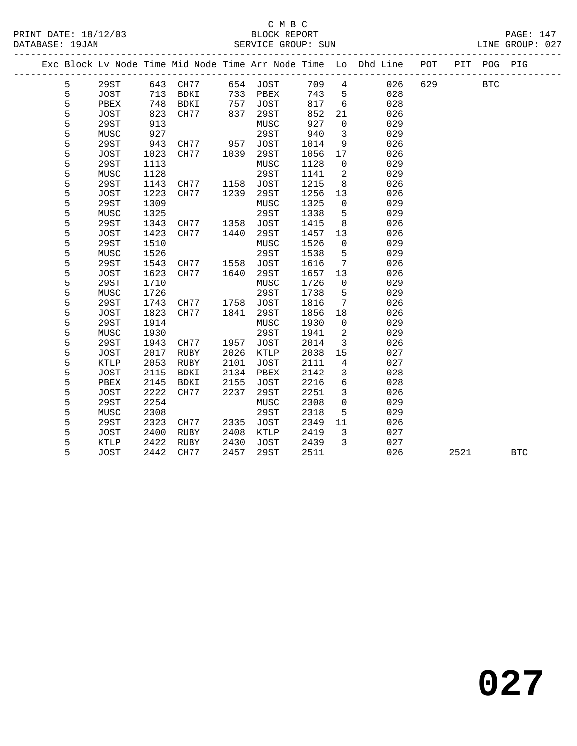C M B C

BLOCK REPORT

SERVICE GROUP: SUN

PRINT DATE: 18/12/03
DATABASE: 19JAN

PAGE: 147
LINE GROUP: 027

| Exc | Block | Lv | Node | Time | Mid Node | Time | Arr Node | Time | Lo | Dhd Line | POT | PIT | POG | PIG |
|---|---|---|---|---|---|---|---|---|---|---|---|---|---|---|
| | 5 | | 29ST | 643 | CH77 | 654 | JOST | 709 | 4 | 026 | 629 | | BTC | |
| | 5 | | JOST | 713 | BDKI | 733 | PBEX | 743 | 5 | 028 | | | | |
| | 5 | | PBEX | 748 | BDKI | 757 | JOST | 817 | 6 | 028 | | | | |
| | 5 | | JOST | 823 | CH77 | 837 | 29ST | 852 | 21 | 026 | | | | |
| | 5 | | 29ST | 913 | | | MUSC | 927 | 0 | 029 | | | | |
| | 5 | | MUSC | 927 | | | 29ST | 940 | 3 | 029 | | | | |
| | 5 | | 29ST | 943 | CH77 | 957 | JOST | 1014 | 9 | 026 | | | | |
| | 5 | | JOST | 1023 | CH77 | 1039 | 29ST | 1056 | 17 | 026 | | | | |
| | 5 | | 29ST | 1113 | | | MUSC | 1128 | 0 | 029 | | | | |
| | 5 | | MUSC | 1128 | | | 29ST | 1141 | 2 | 029 | | | | |
| | 5 | | 29ST | 1143 | CH77 | 1158 | JOST | 1215 | 8 | 026 | | | | |
| | 5 | | JOST | 1223 | CH77 | 1239 | 29ST | 1256 | 13 | 026 | | | | |
| | 5 | | 29ST | 1309 | | | MUSC | 1325 | 0 | 029 | | | | |
| | 5 | | MUSC | 1325 | | | 29ST | 1338 | 5 | 029 | | | | |
| | 5 | | 29ST | 1343 | CH77 | 1358 | JOST | 1415 | 8 | 026 | | | | |
| | 5 | | JOST | 1423 | CH77 | 1440 | 29ST | 1457 | 13 | 026 | | | | |
| | 5 | | 29ST | 1510 | | | MUSC | 1526 | 0 | 029 | | | | |
| | 5 | | MUSC | 1526 | | | 29ST | 1538 | 5 | 029 | | | | |
| | 5 | | 29ST | 1543 | CH77 | 1558 | JOST | 1616 | 7 | 026 | | | | |
| | 5 | | JOST | 1623 | CH77 | 1640 | 29ST | 1657 | 13 | 026 | | | | |
| | 5 | | 29ST | 1710 | | | MUSC | 1726 | 0 | 029 | | | | |
| | 5 | | MUSC | 1726 | | | 29ST | 1738 | 5 | 029 | | | | |
| | 5 | | 29ST | 1743 | CH77 | 1758 | JOST | 1816 | 7 | 026 | | | | |
| | 5 | | JOST | 1823 | CH77 | 1841 | 29ST | 1856 | 18 | 026 | | | | |
| | 5 | | 29ST | 1914 | | | MUSC | 1930 | 0 | 029 | | | | |
| | 5 | | MUSC | 1930 | | | 29ST | 1941 | 2 | 029 | | | | |
| | 5 | | 29ST | 1943 | CH77 | 1957 | JOST | 2014 | 3 | 026 | | | | |
| | 5 | | JOST | 2017 | RUBY | 2026 | KTLP | 2038 | 15 | 027 | | | | |
| | 5 | | KTLP | 2053 | RUBY | 2101 | JOST | 2111 | 4 | 027 | | | | |
| | 5 | | JOST | 2115 | BDKI | 2134 | PBEX | 2142 | 3 | 028 | | | | |
| | 5 | | PBEX | 2145 | BDKI | 2155 | JOST | 2216 | 6 | 028 | | | | |
| | 5 | | JOST | 2222 | CH77 | 2237 | 29ST | 2251 | 3 | 026 | | | | |
| | 5 | | 29ST | 2254 | | | MUSC | 2308 | 0 | 029 | | | | |
| | 5 | | MUSC | 2308 | | | 29ST | 2318 | 5 | 029 | | | | |
| | 5 | | 29ST | 2323 | CH77 | 2335 | JOST | 2349 | 11 | 026 | | | | |
| | 5 | | JOST | 2400 | RUBY | 2408 | KTLP | 2419 | 3 | 027 | | | | |
| | 5 | | KTLP | 2422 | RUBY | 2430 | JOST | 2439 | 3 | 027 | | | | |
| | 5 | | JOST | 2442 | CH77 | 2457 | 29ST | 2511 | | 026 | | 2521 | | BTC |

# 027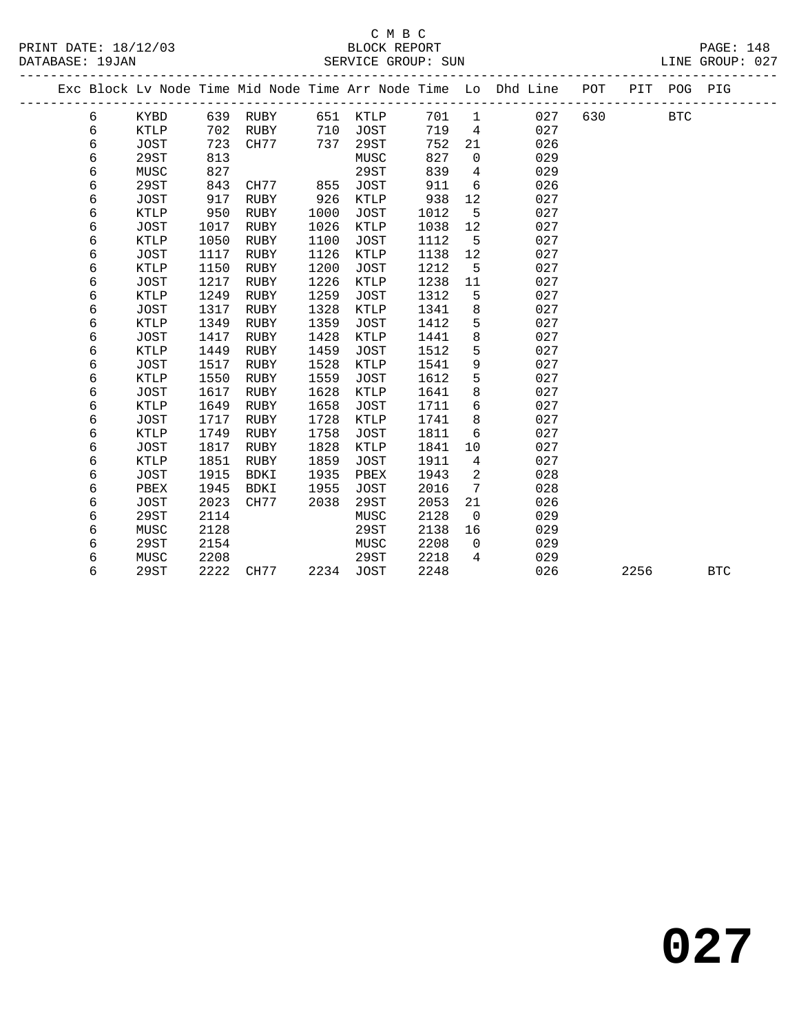C M B C

BLOCK REPORT

SERVICE GROUP: SUN

PRINT DATE: 18/12/03
DATABASE: 19JAN

LINE GROUP: 027

| Exc | Block | Lv | Node | Time | Mid Node | Time | Arr Node | Time | Lo | Dhd Line | POT | PIT | POG | PIG |
|---|---|---|---|---|---|---|---|---|---|---|---|---|---|---|
| | 6 | | KYBD | 639 | RUBY | 651 | KTLP | 701 | 1 | 027 | 630 | | BTC | |
| | 6 | | KTLP | 702 | RUBY | 710 | JOST | 719 | 4 | 027 | | | | |
| | 6 | | JOST | 723 | CH77 | 737 | 29ST | 752 | 21 | 026 | | | | |
| | 6 | | 29ST | 813 | | | MUSC | 827 | 0 | 029 | | | | |
| | 6 | | MUSC | 827 | | | 29ST | 839 | 4 | 029 | | | | |
| | 6 | | 29ST | 843 | CH77 | 855 | JOST | 911 | 6 | 026 | | | | |
| | 6 | | JOST | 917 | RUBY | 926 | KTLP | 938 | 12 | 027 | | | | |
| | 6 | | KTLP | 950 | RUBY | 1000 | JOST | 1012 | 5 | 027 | | | | |
| | 6 | | JOST | 1017 | RUBY | 1026 | KTLP | 1038 | 12 | 027 | | | | |
| | 6 | | KTLP | 1050 | RUBY | 1100 | JOST | 1112 | 5 | 027 | | | | |
| | 6 | | JOST | 1117 | RUBY | 1126 | KTLP | 1138 | 12 | 027 | | | | |
| | 6 | | KTLP | 1150 | RUBY | 1200 | JOST | 1212 | 5 | 027 | | | | |
| | 6 | | JOST | 1217 | RUBY | 1226 | KTLP | 1238 | 11 | 027 | | | | |
| | 6 | | KTLP | 1249 | RUBY | 1259 | JOST | 1312 | 5 | 027 | | | | |
| | 6 | | JOST | 1317 | RUBY | 1328 | KTLP | 1341 | 8 | 027 | | | | |
| | 6 | | KTLP | 1349 | RUBY | 1359 | JOST | 1412 | 5 | 027 | | | | |
| | 6 | | JOST | 1417 | RUBY | 1428 | KTLP | 1441 | 8 | 027 | | | | |
| | 6 | | KTLP | 1449 | RUBY | 1459 | JOST | 1512 | 5 | 027 | | | | |
| | 6 | | JOST | 1517 | RUBY | 1528 | KTLP | 1541 | 9 | 027 | | | | |
| | 6 | | KTLP | 1550 | RUBY | 1559 | JOST | 1612 | 5 | 027 | | | | |
| | 6 | | JOST | 1617 | RUBY | 1628 | KTLP | 1641 | 8 | 027 | | | | |
| | 6 | | KTLP | 1649 | RUBY | 1658 | JOST | 1711 | 6 | 027 | | | | |
| | 6 | | JOST | 1717 | RUBY | 1728 | KTLP | 1741 | 8 | 027 | | | | |
| | 6 | | KTLP | 1749 | RUBY | 1758 | JOST | 1811 | 6 | 027 | | | | |
| | 6 | | JOST | 1817 | RUBY | 1828 | KTLP | 1841 | 10 | 027 | | | | |
| | 6 | | KTLP | 1851 | RUBY | 1859 | JOST | 1911 | 4 | 027 | | | | |
| | 6 | | JOST | 1915 | BDKI | 1935 | PBEX | 1943 | 2 | 028 | | | | |
| | 6 | | PBEX | 1945 | BDKI | 1955 | JOST | 2016 | 7 | 028 | | | | |
| | 6 | | JOST | 2023 | CH77 | 2038 | 29ST | 2053 | 21 | 026 | | | | |
| | 6 | | 29ST | 2114 | | | MUSC | 2128 | 0 | 029 | | | | |
| | 6 | | MUSC | 2128 | | | 29ST | 2138 | 16 | 029 | | | | |
| | 6 | | 29ST | 2154 | | | MUSC | 2208 | 0 | 029 | | | | |
| | 6 | | MUSC | 2208 | | | 29ST | 2218 | 4 | 029 | | | | |
| | 6 | | 29ST | 2222 | CH77 | 2234 | JOST | 2248 | | 026 | | 2256 | | BTC |

# 027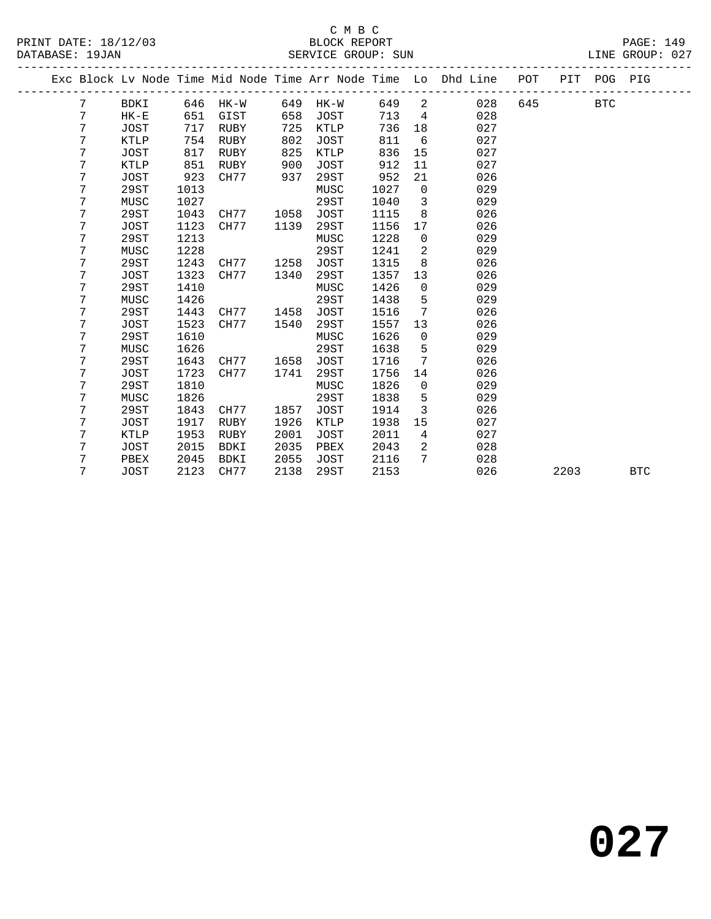C M B C
BLOCK REPORT
SERVICE GROUP: SUN

PRINT DATE: 18/12/03
DATABASE: 19JAN
LINE GROUP: 027

| Exc | Block | Lv Node | Time | Mid Node | Time | Arr Node | Time | Lo | Dhd Line | POT | PIT | POG | PIG |
|---|---|---|---|---|---|---|---|---|---|---|---|---|---|
| | 7 | BDKI | 646 | HK-W | 649 | HK-W | 649 | 2 | 028 | 645 | | BTC | |
| | 7 | HK-E | 651 | GIST | 658 | JOST | 713 | 4 | 028 | | | | |
| | 7 | JOST | 717 | RUBY | 725 | KTLP | 736 | 18 | 027 | | | | |
| | 7 | KTLP | 754 | RUBY | 802 | JOST | 811 | 6 | 027 | | | | |
| | 7 | JOST | 817 | RUBY | 825 | KTLP | 836 | 15 | 027 | | | | |
| | 7 | KTLP | 851 | RUBY | 900 | JOST | 912 | 11 | 027 | | | | |
| | 7 | JOST | 923 | CH77 | 937 | 29ST | 952 | 21 | 026 | | | | |
| | 7 | 29ST | 1013 | | | MUSC | 1027 | 0 | 029 | | | | |
| | 7 | MUSC | 1027 | | | 29ST | 1040 | 3 | 029 | | | | |
| | 7 | 29ST | 1043 | CH77 | 1058 | JOST | 1115 | 8 | 026 | | | | |
| | 7 | JOST | 1123 | CH77 | 1139 | 29ST | 1156 | 17 | 026 | | | | |
| | 7 | 29ST | 1213 | | | MUSC | 1228 | 0 | 029 | | | | |
| | 7 | MUSC | 1228 | | | 29ST | 1241 | 2 | 029 | | | | |
| | 7 | 29ST | 1243 | CH77 | 1258 | JOST | 1315 | 8 | 026 | | | | |
| | 7 | JOST | 1323 | CH77 | 1340 | 29ST | 1357 | 13 | 026 | | | | |
| | 7 | 29ST | 1410 | | | MUSC | 1426 | 0 | 029 | | | | |
| | 7 | MUSC | 1426 | | | 29ST | 1438 | 5 | 029 | | | | |
| | 7 | 29ST | 1443 | CH77 | 1458 | JOST | 1516 | 7 | 026 | | | | |
| | 7 | JOST | 1523 | CH77 | 1540 | 29ST | 1557 | 13 | 026 | | | | |
| | 7 | 29ST | 1610 | | | MUSC | 1626 | 0 | 029 | | | | |
| | 7 | MUSC | 1626 | | | 29ST | 1638 | 5 | 029 | | | | |
| | 7 | 29ST | 1643 | CH77 | 1658 | JOST | 1716 | 7 | 026 | | | | |
| | 7 | JOST | 1723 | CH77 | 1741 | 29ST | 1756 | 14 | 026 | | | | |
| | 7 | 29ST | 1810 | | | MUSC | 1826 | 0 | 029 | | | | |
| | 7 | MUSC | 1826 | | | 29ST | 1838 | 5 | 029 | | | | |
| | 7 | 29ST | 1843 | CH77 | 1857 | JOST | 1914 | 3 | 026 | | | | |
| | 7 | JOST | 1917 | RUBY | 1926 | KTLP | 1938 | 15 | 027 | | | | |
| | 7 | KTLP | 1953 | RUBY | 2001 | JOST | 2011 | 4 | 027 | | | | |
| | 7 | JOST | 2015 | BDKI | 2035 | PBEX | 2043 | 2 | 028 | | | | |
| | 7 | PBEX | 2045 | BDKI | 2055 | JOST | 2116 | 7 | 028 | | | | |
| | 7 | JOST | 2123 | CH77 | 2138 | 29ST | 2153 | | 026 | | 2203 | | BTC |

# 027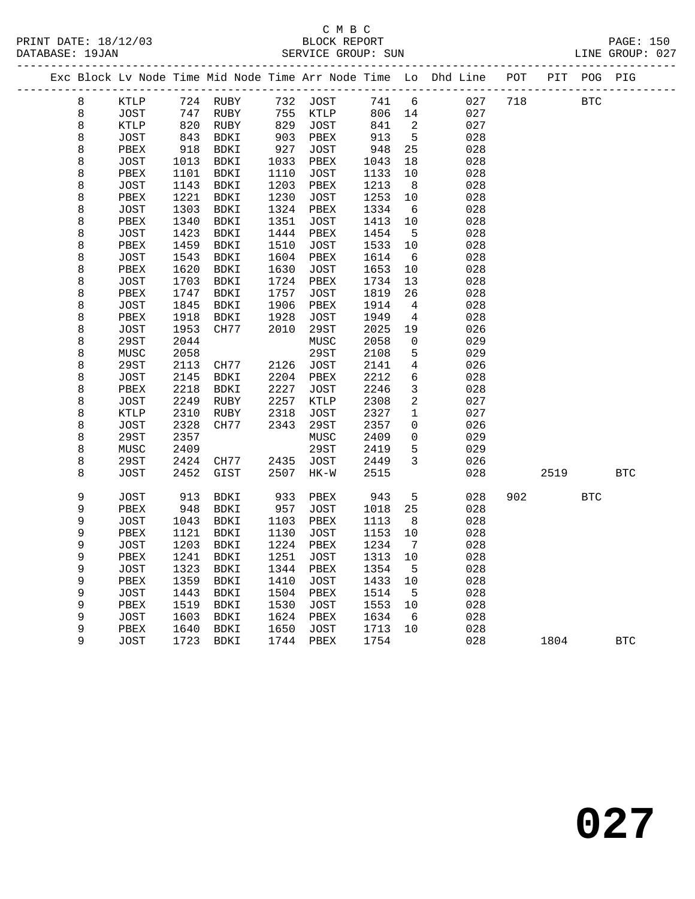C M B C

PRINT DATE: 18/12/03 BLOCK REPORT PAGE: 150
DATABASE: 19JAN SERVICE GROUP: SUN LINE GROUP: 027

| Exc | Block | Lv | Node | Time | Mid Node | Time | Arr Node | Time | Lo | Dhd Line | POT | PIT | POG | PIG |
|---|---|---|---|---|---|---|---|---|---|---|---|---|---|---|
| | 8 | | KTLP | 724 | RUBY | 732 | JOST | 741 | 6 | 027 | 718 | | BTC | |
| | 8 | | JOST | 747 | RUBY | 755 | KTLP | 806 | 14 | 027 | | | | |
| | 8 | | KTLP | 820 | RUBY | 829 | JOST | 841 | 2 | 027 | | | | |
| | 8 | | JOST | 843 | BDKI | 903 | PBEX | 913 | 5 | 028 | | | | |
| | 8 | | PBEX | 918 | BDKI | 927 | JOST | 948 | 25 | 028 | | | | |
| | 8 | | JOST | 1013 | BDKI | 1033 | PBEX | 1043 | 18 | 028 | | | | |
| | 8 | | PBEX | 1101 | BDKI | 1110 | JOST | 1133 | 10 | 028 | | | | |
| | 8 | | JOST | 1143 | BDKI | 1203 | PBEX | 1213 | 8 | 028 | | | | |
| | 8 | | PBEX | 1221 | BDKI | 1230 | JOST | 1253 | 10 | 028 | | | | |
| | 8 | | JOST | 1303 | BDKI | 1324 | PBEX | 1334 | 6 | 028 | | | | |
| | 8 | | PBEX | 1340 | BDKI | 1351 | JOST | 1413 | 10 | 028 | | | | |
| | 8 | | JOST | 1423 | BDKI | 1444 | PBEX | 1454 | 5 | 028 | | | | |
| | 8 | | PBEX | 1459 | BDKI | 1510 | JOST | 1533 | 10 | 028 | | | | |
| | 8 | | JOST | 1543 | BDKI | 1604 | PBEX | 1614 | 6 | 028 | | | | |
| | 8 | | PBEX | 1620 | BDKI | 1630 | JOST | 1653 | 10 | 028 | | | | |
| | 8 | | JOST | 1703 | BDKI | 1724 | PBEX | 1734 | 13 | 028 | | | | |
| | 8 | | PBEX | 1747 | BDKI | 1757 | JOST | 1819 | 26 | 028 | | | | |
| | 8 | | JOST | 1845 | BDKI | 1906 | PBEX | 1914 | 4 | 028 | | | | |
| | 8 | | PBEX | 1918 | BDKI | 1928 | JOST | 1949 | 4 | 028 | | | | |
| | 8 | | JOST | 1953 | CH77 | 2010 | 29ST | 2025 | 19 | 026 | | | | |
| | 8 | | 29ST | 2044 | | | MUSC | 2058 | 0 | 029 | | | | |
| | 8 | | MUSC | 2058 | | | 29ST | 2108 | 5 | 029 | | | | |
| | 8 | | 29ST | 2113 | CH77 | 2126 | JOST | 2141 | 4 | 026 | | | | |
| | 8 | | JOST | 2145 | BDKI | 2204 | PBEX | 2212 | 6 | 028 | | | | |
| | 8 | | PBEX | 2218 | BDKI | 2227 | JOST | 2246 | 3 | 028 | | | | |
| | 8 | | JOST | 2249 | RUBY | 2257 | KTLP | 2308 | 2 | 027 | | | | |
| | 8 | | KTLP | 2310 | RUBY | 2318 | JOST | 2327 | 1 | 027 | | | | |
| | 8 | | JOST | 2328 | CH77 | 2343 | 29ST | 2357 | 0 | 026 | | | | |
| | 8 | | 29ST | 2357 | | | MUSC | 2409 | 0 | 029 | | | | |
| | 8 | | MUSC | 2409 | | | 29ST | 2419 | 5 | 029 | | | | |
| | 8 | | 29ST | 2424 | CH77 | 2435 | JOST | 2449 | 3 | 026 | | | | |
| | 8 | | JOST | 2452 | GIST | 2507 | HK-W | 2515 | | 028 | | 2519 | | BTC |
| | 9 | | JOST | 913 | BDKI | 933 | PBEX | 943 | 5 | 028 | 902 | | BTC | |
| | 9 | | PBEX | 948 | BDKI | 957 | JOST | 1018 | 25 | 028 | | | | |
| | 9 | | JOST | 1043 | BDKI | 1103 | PBEX | 1113 | 8 | 028 | | | | |
| | 9 | | PBEX | 1121 | BDKI | 1130 | JOST | 1153 | 10 | 028 | | | | |
| | 9 | | JOST | 1203 | BDKI | 1224 | PBEX | 1234 | 7 | 028 | | | | |
| | 9 | | PBEX | 1241 | BDKI | 1251 | JOST | 1313 | 10 | 028 | | | | |
| | 9 | | JOST | 1323 | BDKI | 1344 | PBEX | 1354 | 5 | 028 | | | | |
| | 9 | | PBEX | 1359 | BDKI | 1410 | JOST | 1433 | 10 | 028 | | | | |
| | 9 | | JOST | 1443 | BDKI | 1504 | PBEX | 1514 | 5 | 028 | | | | |
| | 9 | | PBEX | 1519 | BDKI | 1530 | JOST | 1553 | 10 | 028 | | | | |
| | 9 | | JOST | 1603 | BDKI | 1624 | PBEX | 1634 | 6 | 028 | | | | |
| | 9 | | PBEX | 1640 | BDKI | 1650 | JOST | 1713 | 10 | 028 | | | | |
| | 9 | | JOST | 1723 | BDKI | 1744 | PBEX | 1754 | | 028 | | 1804 | | BTC |

# 027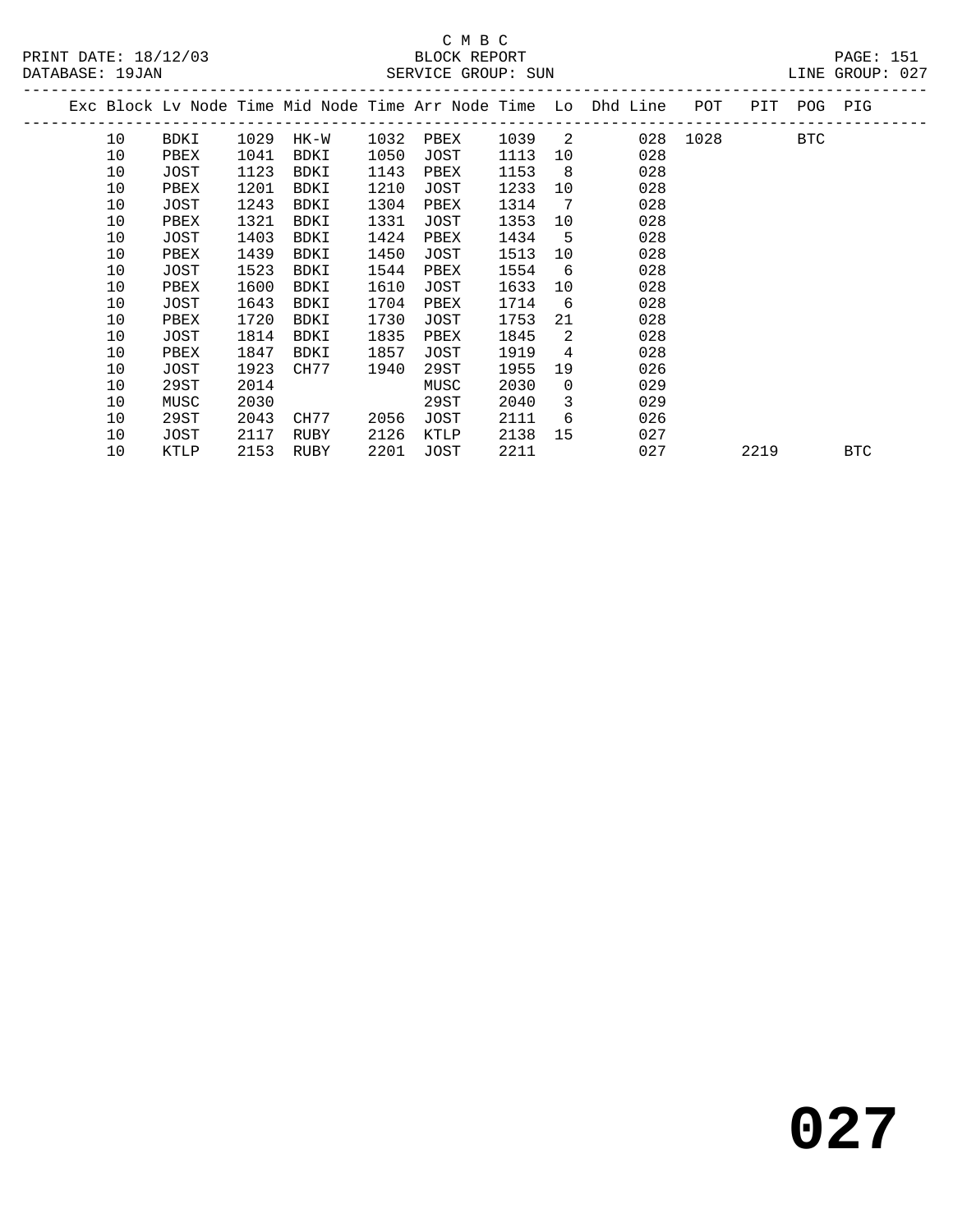C M B C

BLOCK REPORT

SERVICE GROUP: SUN

PRINT DATE: 18/12/03

DATABASE: 19JAN

LINE GROUP: 027

| Exc | Block | Lv | Node | Time | Mid Node | Time | Arr Node | Time | Lo | Dhd Line | POT | PIT | POG | PIG |
|---|---|---|---|---|---|---|---|---|---|---|---|---|---|---|
| | 10 | | BDKI | 1029 | HK-W | 1032 | PBEX | 1039 | 2 | 028 | 1028 | | BTC | |
| | 10 | | PBEX | 1041 | BDKI | 1050 | JOST | 1113 | 10 | 028 | | | | |
| | 10 | | JOST | 1123 | BDKI | 1143 | PBEX | 1153 | 8 | 028 | | | | |
| | 10 | | PBEX | 1201 | BDKI | 1210 | JOST | 1233 | 10 | 028 | | | | |
| | 10 | | JOST | 1243 | BDKI | 1304 | PBEX | 1314 | 7 | 028 | | | | |
| | 10 | | PBEX | 1321 | BDKI | 1331 | JOST | 1353 | 10 | 028 | | | | |
| | 10 | | JOST | 1403 | BDKI | 1424 | PBEX | 1434 | 5 | 028 | | | | |
| | 10 | | PBEX | 1439 | BDKI | 1450 | JOST | 1513 | 10 | 028 | | | | |
| | 10 | | JOST | 1523 | BDKI | 1544 | PBEX | 1554 | 6 | 028 | | | | |
| | 10 | | PBEX | 1600 | BDKI | 1610 | JOST | 1633 | 10 | 028 | | | | |
| | 10 | | JOST | 1643 | BDKI | 1704 | PBEX | 1714 | 6 | 028 | | | | |
| | 10 | | PBEX | 1720 | BDKI | 1730 | JOST | 1753 | 21 | 028 | | | | |
| | 10 | | JOST | 1814 | BDKI | 1835 | PBEX | 1845 | 2 | 028 | | | | |
| | 10 | | PBEX | 1847 | BDKI | 1857 | JOST | 1919 | 4 | 028 | | | | |
| | 10 | | JOST | 1923 | CH77 | 1940 | 29ST | 1955 | 19 | 026 | | | | |
| | 10 | | 29ST | 2014 | | | MUSC | 2030 | 0 | 029 | | | | |
| | 10 | | MUSC | 2030 | | | 29ST | 2040 | 3 | 029 | | | | |
| | 10 | | 29ST | 2043 | CH77 | 2056 | JOST | 2111 | 6 | 026 | | | | |
| | 10 | | JOST | 2117 | RUBY | 2126 | KTLP | 2138 | 15 | 027 | | | | |
| | 10 | | KTLP | 2153 | RUBY | 2201 | JOST | 2211 | | 027 | | 2219 | | BTC |

# 027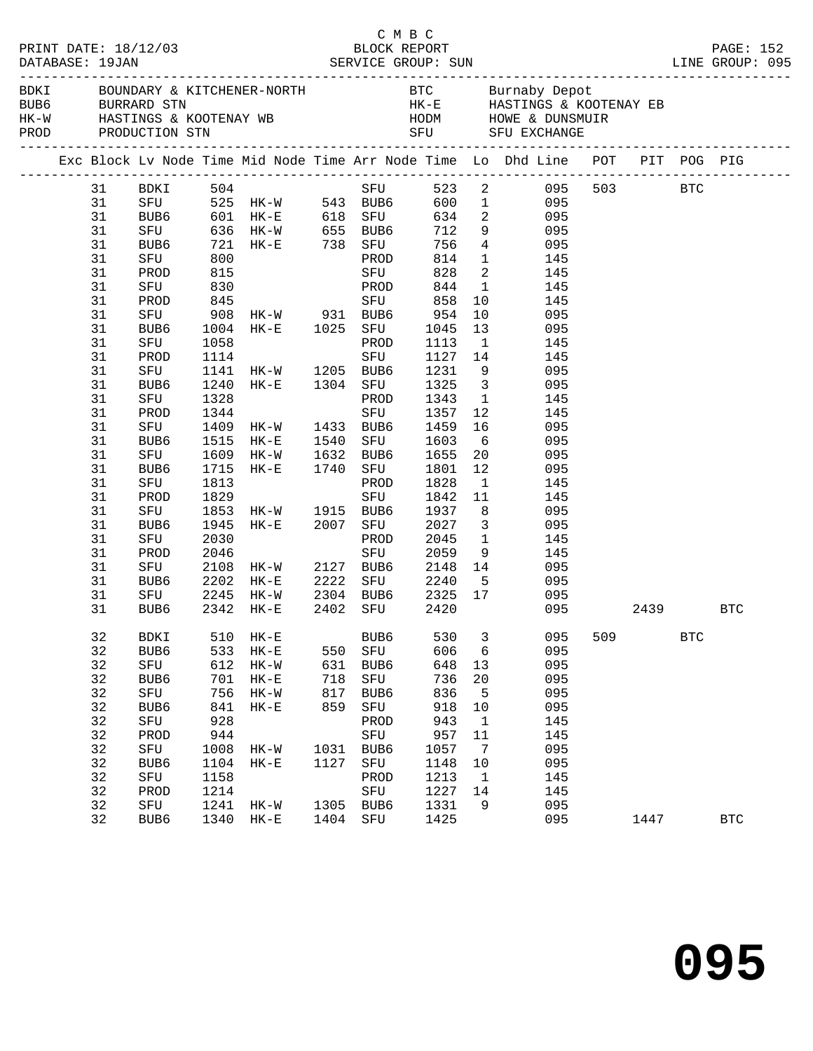C M B C
PRINT DATE: 18/12/03 BLOCK REPORT PAGE: 152
DATABASE: 19JAN SERVICE GROUP: SUN LINE GROUP: 095

| | | | |
|---|---|---|---|
| BDKI | BOUNDARY & KITCHENER-NORTH | BTC | Burnaby Depot |
| BUB6 | BURRARD STN | HK-E | HASTINGS & KOOTENAY EB |
| HK-W | HASTINGS & KOOTENAY WB | HODM | HOWE & DUNSMUIR |
| PROD | PRODUCTION STN | SFU | SFU EXCHANGE |

| Exc | Block | Lv Node | Time | Mid Node | Time | Arr Node | Time | Lo | Dhd Line | POT | PIT | POG | PIG |
|---|---|---|---|---|---|---|---|---|---|---|---|---|---|
| | 31 | BDKI | 504 | | | SFU | 523 | 2 | 095 | 503 | | BTC | |
| | 31 | SFU | 525 | HK-W | 543 | BUB6 | 600 | 1 | 095 | | | | |
| | 31 | BUB6 | 601 | HK-E | 618 | SFU | 634 | 2 | 095 | | | | |
| | 31 | SFU | 636 | HK-W | 655 | BUB6 | 712 | 9 | 095 | | | | |
| | 31 | BUB6 | 721 | HK-E | 738 | SFU | 756 | 4 | 095 | | | | |
| | 31 | SFU | 800 | | | PROD | 814 | 1 | 145 | | | | |
| | 31 | PROD | 815 | | | SFU | 828 | 2 | 145 | | | | |
| | 31 | SFU | 830 | | | PROD | 844 | 1 | 145 | | | | |
| | 31 | PROD | 845 | | | SFU | 858 | 10 | 145 | | | | |
| | 31 | SFU | 908 | HK-W | 931 | BUB6 | 954 | 10 | 095 | | | | |
| | 31 | BUB6 | 1004 | HK-E | 1025 | SFU | 1045 | 13 | 095 | | | | |
| | 31 | SFU | 1058 | | | PROD | 1113 | 1 | 145 | | | | |
| | 31 | PROD | 1114 | | | SFU | 1127 | 14 | 145 | | | | |
| | 31 | SFU | 1141 | HK-W | 1205 | BUB6 | 1231 | 9 | 095 | | | | |
| | 31 | BUB6 | 1240 | HK-E | 1304 | SFU | 1325 | 3 | 095 | | | | |
| | 31 | SFU | 1328 | | | PROD | 1343 | 1 | 145 | | | | |
| | 31 | PROD | 1344 | | | SFU | 1357 | 12 | 145 | | | | |
| | 31 | SFU | 1409 | HK-W | 1433 | BUB6 | 1459 | 16 | 095 | | | | |
| | 31 | BUB6 | 1515 | HK-E | 1540 | SFU | 1603 | 6 | 095 | | | | |
| | 31 | SFU | 1609 | HK-W | 1632 | BUB6 | 1655 | 20 | 095 | | | | |
| | 31 | BUB6 | 1715 | HK-E | 1740 | SFU | 1801 | 12 | 095 | | | | |
| | 31 | SFU | 1813 | | | PROD | 1828 | 1 | 145 | | | | |
| | 31 | PROD | 1829 | | | SFU | 1842 | 11 | 145 | | | | |
| | 31 | SFU | 1853 | HK-W | 1915 | BUB6 | 1937 | 8 | 095 | | | | |
| | 31 | BUB6 | 1945 | HK-E | 2007 | SFU | 2027 | 3 | 095 | | | | |
| | 31 | SFU | 2030 | | | PROD | 2045 | 1 | 145 | | | | |
| | 31 | PROD | 2046 | | | SFU | 2059 | 9 | 145 | | | | |
| | 31 | SFU | 2108 | HK-W | 2127 | BUB6 | 2148 | 14 | 095 | | | | |
| | 31 | BUB6 | 2202 | HK-E | 2222 | SFU | 2240 | 5 | 095 | | | | |
| | 31 | SFU | 2245 | HK-W | 2304 | BUB6 | 2325 | 17 | 095 | | | | |
| | 31 | BUB6 | 2342 | HK-E | 2402 | SFU | 2420 | | 095 | | 2439 | | BTC |
| | 32 | BDKI | 510 | HK-E | | BUB6 | 530 | 3 | 095 | 509 | | BTC | |
| | 32 | BUB6 | 533 | HK-E | 550 | SFU | 606 | 6 | 095 | | | | |
| | 32 | SFU | 612 | HK-W | 631 | BUB6 | 648 | 13 | 095 | | | | |
| | 32 | BUB6 | 701 | HK-E | 718 | SFU | 736 | 20 | 095 | | | | |
| | 32 | SFU | 756 | HK-W | 817 | BUB6 | 836 | 5 | 095 | | | | |
| | 32 | BUB6 | 841 | HK-E | 859 | SFU | 918 | 10 | 095 | | | | |
| | 32 | SFU | 928 | | | PROD | 943 | 1 | 145 | | | | |
| | 32 | PROD | 944 | | | SFU | 957 | 11 | 145 | | | | |
| | 32 | SFU | 1008 | HK-W | 1031 | BUB6 | 1057 | 7 | 095 | | | | |
| | 32 | BUB6 | 1104 | HK-E | 1127 | SFU | 1148 | 10 | 095 | | | | |
| | 32 | SFU | 1158 | | | PROD | 1213 | 1 | 145 | | | | |
| | 32 | PROD | 1214 | | | SFU | 1227 | 14 | 145 | | | | |
| | 32 | SFU | 1241 | HK-W | 1305 | BUB6 | 1331 | 9 | 095 | | | | |
| | 32 | BUB6 | 1340 | HK-E | 1404 | SFU | 1425 | | 095 | | 1447 | | BTC |

095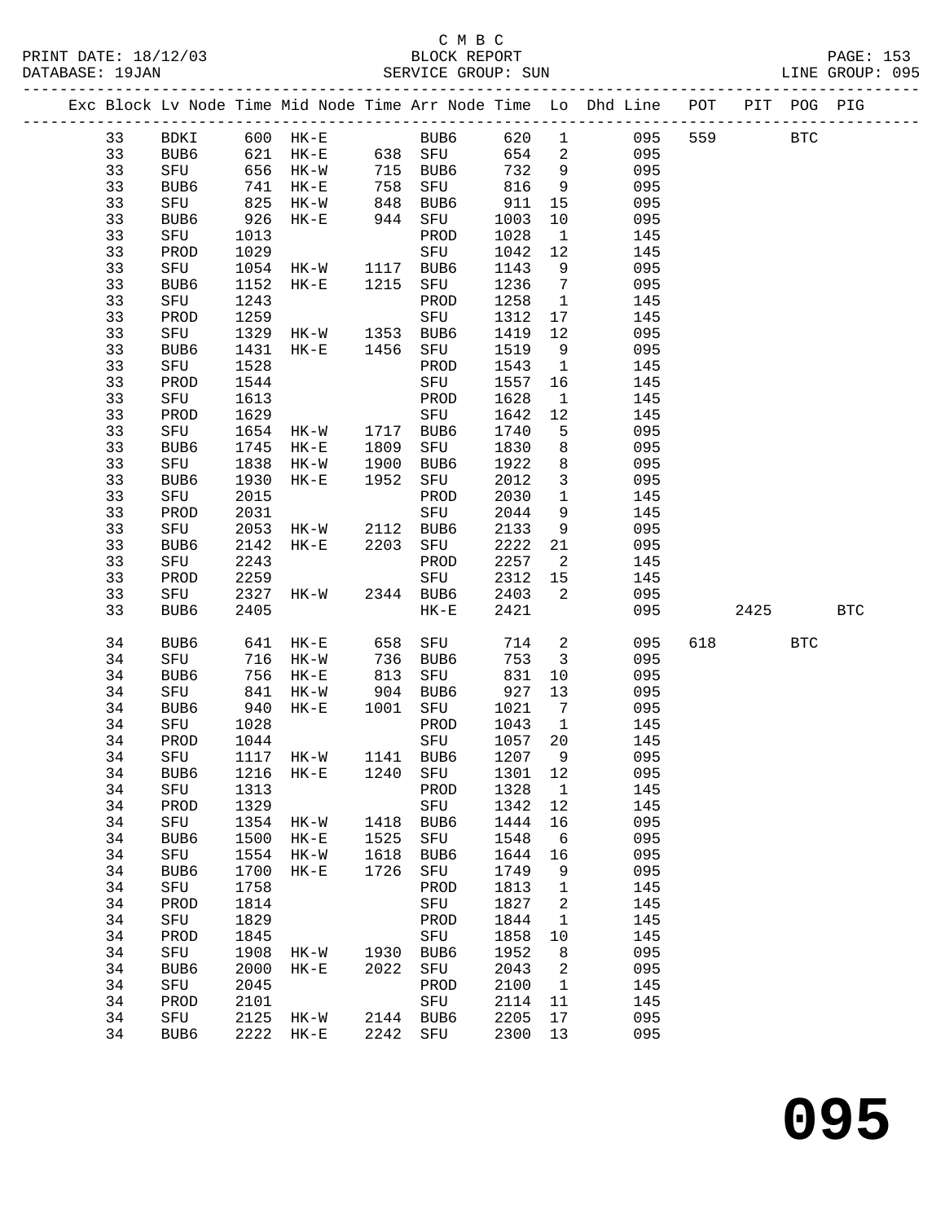C M B C

PRINT DATE: 18/12/03 BLOCK REPORT PAGE: 153

DATABASE: 19JAN SERVICE GROUP: SUN LINE GROUP: 095

| Exc | Block | Lv | Node | Time | Mid Node | Time | Arr Node | Time | Lo | Dhd Line | POT | PIT | POG | PIG |
|---|---|---|---|---|---|---|---|---|---|---|---|---|---|---|
| | 33 | | BDKI | 600 | HK-E | | BUB6 | 620 | 1 | 095 | 559 | | BTC | |
| | 33 | | BUB6 | 621 | HK-E | 638 | SFU | 654 | 2 | 095 | | | | |
| | 33 | | SFU | 656 | HK-W | 715 | BUB6 | 732 | 9 | 095 | | | | |
| | 33 | | BUB6 | 741 | HK-E | 758 | SFU | 816 | 9 | 095 | | | | |
| | 33 | | SFU | 825 | HK-W | 848 | BUB6 | 911 | 15 | 095 | | | | |
| | 33 | | BUB6 | 926 | HK-E | 944 | SFU | 1003 | 10 | 095 | | | | |
| | 33 | | SFU | 1013 | | | PROD | 1028 | 1 | 145 | | | | |
| | 33 | | PROD | 1029 | | | SFU | 1042 | 12 | 145 | | | | |
| | 33 | | SFU | 1054 | HK-W | 1117 | BUB6 | 1143 | 9 | 095 | | | | |
| | 33 | | BUB6 | 1152 | HK-E | 1215 | SFU | 1236 | 7 | 095 | | | | |
| | 33 | | SFU | 1243 | | | PROD | 1258 | 1 | 145 | | | | |
| | 33 | | PROD | 1259 | | | SFU | 1312 | 17 | 145 | | | | |
| | 33 | | SFU | 1329 | HK-W | 1353 | BUB6 | 1419 | 12 | 095 | | | | |
| | 33 | | BUB6 | 1431 | HK-E | 1456 | SFU | 1519 | 9 | 095 | | | | |
| | 33 | | SFU | 1528 | | | PROD | 1543 | 1 | 145 | | | | |
| | 33 | | PROD | 1544 | | | SFU | 1557 | 16 | 145 | | | | |
| | 33 | | SFU | 1613 | | | PROD | 1628 | 1 | 145 | | | | |
| | 33 | | PROD | 1629 | | | SFU | 1642 | 12 | 145 | | | | |
| | 33 | | SFU | 1654 | HK-W | 1717 | BUB6 | 1740 | 5 | 095 | | | | |
| | 33 | | BUB6 | 1745 | HK-E | 1809 | SFU | 1830 | 8 | 095 | | | | |
| | 33 | | SFU | 1838 | HK-W | 1900 | BUB6 | 1922 | 8 | 095 | | | | |
| | 33 | | BUB6 | 1930 | HK-E | 1952 | SFU | 2012 | 3 | 095 | | | | |
| | 33 | | SFU | 2015 | | | PROD | 2030 | 1 | 145 | | | | |
| | 33 | | PROD | 2031 | | | SFU | 2044 | 9 | 145 | | | | |
| | 33 | | SFU | 2053 | HK-W | 2112 | BUB6 | 2133 | 9 | 095 | | | | |
| | 33 | | BUB6 | 2142 | HK-E | 2203 | SFU | 2222 | 21 | 095 | | | | |
| | 33 | | SFU | 2243 | | | PROD | 2257 | 2 | 145 | | | | |
| | 33 | | PROD | 2259 | | | SFU | 2312 | 15 | 145 | | | | |
| | 33 | | SFU | 2327 | HK-W | 2344 | BUB6 | 2403 | 2 | 095 | | | | |
| | 33 | | BUB6 | 2405 | | | HK-E | 2421 | | 095 | | 2425 | | BTC |
| | 34 | | BUB6 | 641 | HK-E | 658 | SFU | 714 | 2 | 095 | 618 | | BTC | |
| | 34 | | SFU | 716 | HK-W | 736 | BUB6 | 753 | 3 | 095 | | | | |
| | 34 | | BUB6 | 756 | HK-E | 813 | SFU | 831 | 10 | 095 | | | | |
| | 34 | | SFU | 841 | HK-W | 904 | BUB6 | 927 | 13 | 095 | | | | |
| | 34 | | BUB6 | 940 | HK-E | 1001 | SFU | 1021 | 7 | 095 | | | | |
| | 34 | | SFU | 1028 | | | PROD | 1043 | 1 | 145 | | | | |
| | 34 | | PROD | 1044 | | | SFU | 1057 | 20 | 145 | | | | |
| | 34 | | SFU | 1117 | HK-W | 1141 | BUB6 | 1207 | 9 | 095 | | | | |
| | 34 | | BUB6 | 1216 | HK-E | 1240 | SFU | 1301 | 12 | 095 | | | | |
| | 34 | | SFU | 1313 | | | PROD | 1328 | 1 | 145 | | | | |
| | 34 | | PROD | 1329 | | | SFU | 1342 | 12 | 145 | | | | |
| | 34 | | SFU | 1354 | HK-W | 1418 | BUB6 | 1444 | 16 | 095 | | | | |
| | 34 | | BUB6 | 1500 | HK-E | 1525 | SFU | 1548 | 6 | 095 | | | | |
| | 34 | | SFU | 1554 | HK-W | 1618 | BUB6 | 1644 | 16 | 095 | | | | |
| | 34 | | BUB6 | 1700 | HK-E | 1726 | SFU | 1749 | 9 | 095 | | | | |
| | 34 | | SFU | 1758 | | | PROD | 1813 | 1 | 145 | | | | |
| | 34 | | PROD | 1814 | | | SFU | 1827 | 2 | 145 | | | | |
| | 34 | | SFU | 1829 | | | PROD | 1844 | 1 | 145 | | | | |
| | 34 | | PROD | 1845 | | | SFU | 1858 | 10 | 145 | | | | |
| | 34 | | SFU | 1908 | HK-W | 1930 | BUB6 | 1952 | 8 | 095 | | | | |
| | 34 | | BUB6 | 2000 | HK-E | 2022 | SFU | 2043 | 2 | 095 | | | | |
| | 34 | | SFU | 2045 | | | PROD | 2100 | 1 | 145 | | | | |
| | 34 | | PROD | 2101 | | | SFU | 2114 | 11 | 145 | | | | |
| | 34 | | SFU | 2125 | HK-W | 2144 | BUB6 | 2205 | 17 | 095 | | | | |
| | 34 | | BUB6 | 2222 | HK-E | 2242 | SFU | 2300 | 13 | 095 | | | | |

# 095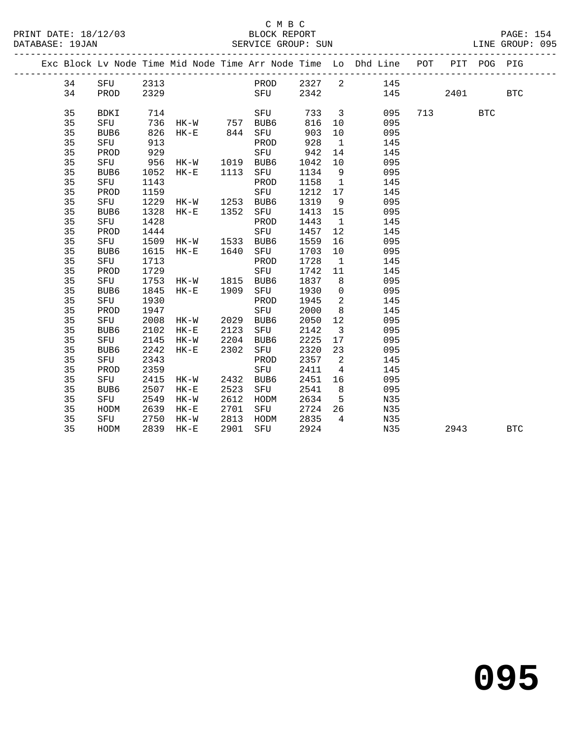C M B C
BLOCK REPORT
SERVICE GROUP: SUN

PRINT DATE: 18/12/03
DATABASE: 19JAN
LINE GROUP: 095

| Exc | Block | Lv Node | Time | Mid Node | Time | Arr Node | Time | Lo | Dhd Line | POT | PIT | POG | PIG |
|---|---|---|---|---|---|---|---|---|---|---|---|---|---|
| | 34 | SFU | 2313 | | | PROD | 2327 | 2 | 145 | | | | |
| | 34 | PROD | 2329 | | | SFU | 2342 | | 145 | | 2401 | | BTC |
| | 35 | BDKI | 714 | | | SFU | 733 | 3 | 095 | 713 | | BTC | |
| | 35 | SFU | 736 | HK-W | 757 | BUB6 | 816 | 10 | 095 | | | | |
| | 35 | BUB6 | 826 | HK-E | 844 | SFU | 903 | 10 | 095 | | | | |
| | 35 | SFU | 913 | | | PROD | 928 | 1 | 145 | | | | |
| | 35 | PROD | 929 | | | SFU | 942 | 14 | 145 | | | | |
| | 35 | SFU | 956 | HK-W | 1019 | BUB6 | 1042 | 10 | 095 | | | | |
| | 35 | BUB6 | 1052 | HK-E | 1113 | SFU | 1134 | 9 | 095 | | | | |
| | 35 | SFU | 1143 | | | PROD | 1158 | 1 | 145 | | | | |
| | 35 | PROD | 1159 | | | SFU | 1212 | 17 | 145 | | | | |
| | 35 | SFU | 1229 | HK-W | 1253 | BUB6 | 1319 | 9 | 095 | | | | |
| | 35 | BUB6 | 1328 | HK-E | 1352 | SFU | 1413 | 15 | 095 | | | | |
| | 35 | SFU | 1428 | | | PROD | 1443 | 1 | 145 | | | | |
| | 35 | PROD | 1444 | | | SFU | 1457 | 12 | 145 | | | | |
| | 35 | SFU | 1509 | HK-W | 1533 | BUB6 | 1559 | 16 | 095 | | | | |
| | 35 | BUB6 | 1615 | HK-E | 1640 | SFU | 1703 | 10 | 095 | | | | |
| | 35 | SFU | 1713 | | | PROD | 1728 | 1 | 145 | | | | |
| | 35 | PROD | 1729 | | | SFU | 1742 | 11 | 145 | | | | |
| | 35 | SFU | 1753 | HK-W | 1815 | BUB6 | 1837 | 8 | 095 | | | | |
| | 35 | BUB6 | 1845 | HK-E | 1909 | SFU | 1930 | 0 | 095 | | | | |
| | 35 | SFU | 1930 | | | PROD | 1945 | 2 | 145 | | | | |
| | 35 | PROD | 1947 | | | SFU | 2000 | 8 | 145 | | | | |
| | 35 | SFU | 2008 | HK-W | 2029 | BUB6 | 2050 | 12 | 095 | | | | |
| | 35 | BUB6 | 2102 | HK-E | 2123 | SFU | 2142 | 3 | 095 | | | | |
| | 35 | SFU | 2145 | HK-W | 2204 | BUB6 | 2225 | 17 | 095 | | | | |
| | 35 | BUB6 | 2242 | HK-E | 2302 | SFU | 2320 | 23 | 095 | | | | |
| | 35 | SFU | 2343 | | | PROD | 2357 | 2 | 145 | | | | |
| | 35 | PROD | 2359 | | | SFU | 2411 | 4 | 145 | | | | |
| | 35 | SFU | 2415 | HK-W | 2432 | BUB6 | 2451 | 16 | 095 | | | | |
| | 35 | BUB6 | 2507 | HK-E | 2523 | SFU | 2541 | 8 | 095 | | | | |
| | 35 | SFU | 2549 | HK-W | 2612 | HODM | 2634 | 5 | N35 | | | | |
| | 35 | HODM | 2639 | HK-E | 2701 | SFU | 2724 | 26 | N35 | | | | |
| | 35 | SFU | 2750 | HK-W | 2813 | HODM | 2835 | 4 | N35 | | | | |
| | 35 | HODM | 2839 | HK-E | 2901 | SFU | 2924 | | N35 | | 2943 | | BTC |

# 095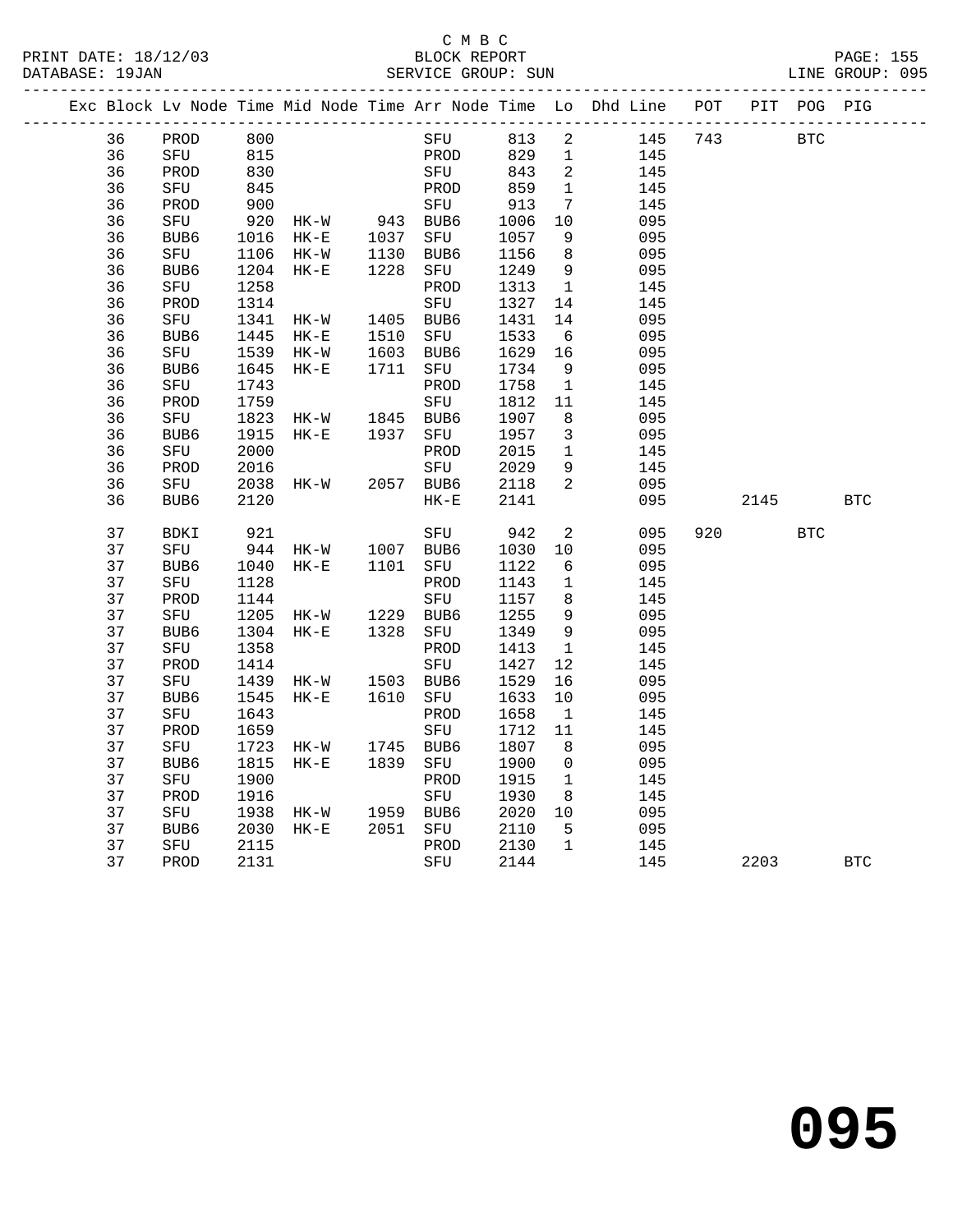C M B C
PRINT DATE: 18/12/03 BLOCK REPORT
DATABASE: 19JAN SERVICE GROUP: SUN LINE GROUP: 095

| Exc | Block | Lv | Node | Time | Mid Node | Time | Arr Node | Time | Lo | Dhd Line | POT | PIT | POG | PIG |
|---|---|---|---|---|---|---|---|---|---|---|---|---|---|---|
| | 36 | | PROD | 800 | | | SFU | 813 | 2 | 145 | 743 | | BTC | |
| | 36 | | SFU | 815 | | | PROD | 829 | 1 | 145 | | | | |
| | 36 | | PROD | 830 | | | SFU | 843 | 2 | 145 | | | | |
| | 36 | | SFU | 845 | | | PROD | 859 | 1 | 145 | | | | |
| | 36 | | PROD | 900 | | | SFU | 913 | 7 | 145 | | | | |
| | 36 | | SFU | 920 | HK-W | 943 | BUB6 | 1006 | 10 | 095 | | | | |
| | 36 | | BUB6 | 1016 | HK-E | 1037 | SFU | 1057 | 9 | 095 | | | | |
| | 36 | | SFU | 1106 | HK-W | 1130 | BUB6 | 1156 | 8 | 095 | | | | |
| | 36 | | BUB6 | 1204 | HK-E | 1228 | SFU | 1249 | 9 | 095 | | | | |
| | 36 | | SFU | 1258 | | | PROD | 1313 | 1 | 145 | | | | |
| | 36 | | PROD | 1314 | | | SFU | 1327 | 14 | 145 | | | | |
| | 36 | | SFU | 1341 | HK-W | 1405 | BUB6 | 1431 | 14 | 095 | | | | |
| | 36 | | BUB6 | 1445 | HK-E | 1510 | SFU | 1533 | 6 | 095 | | | | |
| | 36 | | SFU | 1539 | HK-W | 1603 | BUB6 | 1629 | 16 | 095 | | | | |
| | 36 | | BUB6 | 1645 | HK-E | 1711 | SFU | 1734 | 9 | 095 | | | | |
| | 36 | | SFU | 1743 | | | PROD | 1758 | 1 | 145 | | | | |
| | 36 | | PROD | 1759 | | | SFU | 1812 | 11 | 145 | | | | |
| | 36 | | SFU | 1823 | HK-W | 1845 | BUB6 | 1907 | 8 | 095 | | | | |
| | 36 | | BUB6 | 1915 | HK-E | 1937 | SFU | 1957 | 3 | 095 | | | | |
| | 36 | | SFU | 2000 | | | PROD | 2015 | 1 | 145 | | | | |
| | 36 | | PROD | 2016 | | | SFU | 2029 | 9 | 145 | | | | |
| | 36 | | SFU | 2038 | HK-W | 2057 | BUB6 | 2118 | 2 | 095 | | | | |
| | 36 | | BUB6 | 2120 | | | HK-E | 2141 | | 095 | | 2145 | | BTC |
| | 37 | | BDKI | 921 | | | SFU | 942 | 2 | 095 | 920 | | BTC | |
| | 37 | | SFU | 944 | HK-W | 1007 | BUB6 | 1030 | 10 | 095 | | | | |
| | 37 | | BUB6 | 1040 | HK-E | 1101 | SFU | 1122 | 6 | 095 | | | | |
| | 37 | | SFU | 1128 | | | PROD | 1143 | 1 | 145 | | | | |
| | 37 | | PROD | 1144 | | | SFU | 1157 | 8 | 145 | | | | |
| | 37 | | SFU | 1205 | HK-W | 1229 | BUB6 | 1255 | 9 | 095 | | | | |
| | 37 | | BUB6 | 1304 | HK-E | 1328 | SFU | 1349 | 9 | 095 | | | | |
| | 37 | | SFU | 1358 | | | PROD | 1413 | 1 | 145 | | | | |
| | 37 | | PROD | 1414 | | | SFU | 1427 | 12 | 145 | | | | |
| | 37 | | SFU | 1439 | HK-W | 1503 | BUB6 | 1529 | 16 | 095 | | | | |
| | 37 | | BUB6 | 1545 | HK-E | 1610 | SFU | 1633 | 10 | 095 | | | | |
| | 37 | | SFU | 1643 | | | PROD | 1658 | 1 | 145 | | | | |
| | 37 | | PROD | 1659 | | | SFU | 1712 | 11 | 145 | | | | |
| | 37 | | SFU | 1723 | HK-W | 1745 | BUB6 | 1807 | 8 | 095 | | | | |
| | 37 | | BUB6 | 1815 | HK-E | 1839 | SFU | 1900 | 0 | 095 | | | | |
| | 37 | | SFU | 1900 | | | PROD | 1915 | 1 | 145 | | | | |
| | 37 | | PROD | 1916 | | | SFU | 1930 | 8 | 145 | | | | |
| | 37 | | SFU | 1938 | HK-W | 1959 | BUB6 | 2020 | 10 | 095 | | | | |
| | 37 | | BUB6 | 2030 | HK-E | 2051 | SFU | 2110 | 5 | 095 | | | | |
| | 37 | | SFU | 2115 | | | PROD | 2130 | 1 | 145 | | | | |
| | 37 | | PROD | 2131 | | | SFU | 2144 | | 145 | | 2203 | | BTC |

**095**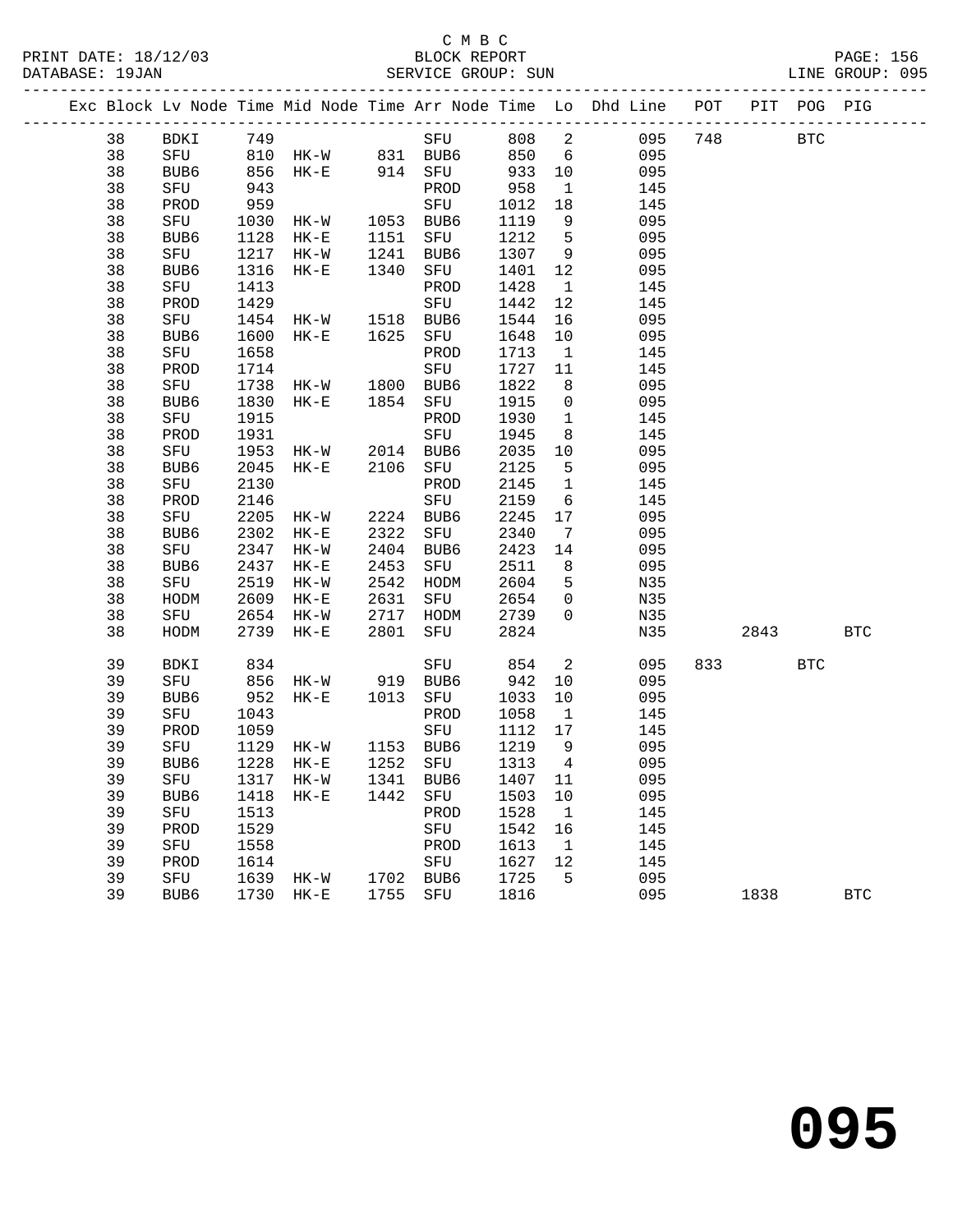C M B C
PRINT DATE: 18/12/03 BLOCK REPORT
DATABASE: 19JAN SERVICE GROUP: SUN LINE GROUP: 095

| Exc | Block | Lv | Node | Time | Mid Node | Time | Arr Node | Time | Lo | Dhd Line | POT | PIT | POG | PIG |
|---|---|---|---|---|---|---|---|---|---|---|---|---|---|---|
| | 38 | | BDKI | 749 | | | SFU | 808 | 2 | 095 | 748 | | BTC | |
| | 38 | | SFU | 810 | HK-W | 831 | BUB6 | 850 | 6 | 095 | | | | |
| | 38 | | BUB6 | 856 | HK-E | 914 | SFU | 933 | 10 | 095 | | | | |
| | 38 | | SFU | 943 | | | PROD | 958 | 1 | 145 | | | | |
| | 38 | | PROD | 959 | | | SFU | 1012 | 18 | 145 | | | | |
| | 38 | | SFU | 1030 | HK-W | 1053 | BUB6 | 1119 | 9 | 095 | | | | |
| | 38 | | BUB6 | 1128 | HK-E | 1151 | SFU | 1212 | 5 | 095 | | | | |
| | 38 | | SFU | 1217 | HK-W | 1241 | BUB6 | 1307 | 9 | 095 | | | | |
| | 38 | | BUB6 | 1316 | HK-E | 1340 | SFU | 1401 | 12 | 095 | | | | |
| | 38 | | SFU | 1413 | | | PROD | 1428 | 1 | 145 | | | | |
| | 38 | | PROD | 1429 | | | SFU | 1442 | 12 | 145 | | | | |
| | 38 | | SFU | 1454 | HK-W | 1518 | BUB6 | 1544 | 16 | 095 | | | | |
| | 38 | | BUB6 | 1600 | HK-E | 1625 | SFU | 1648 | 10 | 095 | | | | |
| | 38 | | SFU | 1658 | | | PROD | 1713 | 1 | 145 | | | | |
| | 38 | | PROD | 1714 | | | SFU | 1727 | 11 | 145 | | | | |
| | 38 | | SFU | 1738 | HK-W | 1800 | BUB6 | 1822 | 8 | 095 | | | | |
| | 38 | | BUB6 | 1830 | HK-E | 1854 | SFU | 1915 | 0 | 095 | | | | |
| | 38 | | SFU | 1915 | | | PROD | 1930 | 1 | 145 | | | | |
| | 38 | | PROD | 1931 | | | SFU | 1945 | 8 | 145 | | | | |
| | 38 | | SFU | 1953 | HK-W | 2014 | BUB6 | 2035 | 10 | 095 | | | | |
| | 38 | | BUB6 | 2045 | HK-E | 2106 | SFU | 2125 | 5 | 095 | | | | |
| | 38 | | SFU | 2130 | | | PROD | 2145 | 1 | 145 | | | | |
| | 38 | | PROD | 2146 | | | SFU | 2159 | 6 | 145 | | | | |
| | 38 | | SFU | 2205 | HK-W | 2224 | BUB6 | 2245 | 17 | 095 | | | | |
| | 38 | | BUB6 | 2302 | HK-E | 2322 | SFU | 2340 | 7 | 095 | | | | |
| | 38 | | SFU | 2347 | HK-W | 2404 | BUB6 | 2423 | 14 | 095 | | | | |
| | 38 | | BUB6 | 2437 | HK-E | 2453 | SFU | 2511 | 8 | 095 | | | | |
| | 38 | | SFU | 2519 | HK-W | 2542 | HODM | 2604 | 5 | N35 | | | | |
| | 38 | | HODM | 2609 | HK-E | 2631 | SFU | 2654 | 0 | N35 | | | | |
| | 38 | | SFU | 2654 | HK-W | 2717 | HODM | 2739 | 0 | N35 | | | | |
| | 38 | | HODM | 2739 | HK-E | 2801 | SFU | 2824 | | N35 | | 2843 | | BTC |
| | 39 | | BDKI | 834 | | | SFU | 854 | 2 | 095 | 833 | | BTC | |
| | 39 | | SFU | 856 | HK-W | 919 | BUB6 | 942 | 10 | 095 | | | | |
| | 39 | | BUB6 | 952 | HK-E | 1013 | SFU | 1033 | 10 | 095 | | | | |
| | 39 | | SFU | 1043 | | | PROD | 1058 | 1 | 145 | | | | |
| | 39 | | PROD | 1059 | | | SFU | 1112 | 17 | 145 | | | | |
| | 39 | | SFU | 1129 | HK-W | 1153 | BUB6 | 1219 | 9 | 095 | | | | |
| | 39 | | BUB6 | 1228 | HK-E | 1252 | SFU | 1313 | 4 | 095 | | | | |
| | 39 | | SFU | 1317 | HK-W | 1341 | BUB6 | 1407 | 11 | 095 | | | | |
| | 39 | | BUB6 | 1418 | HK-E | 1442 | SFU | 1503 | 10 | 095 | | | | |
| | 39 | | SFU | 1513 | | | PROD | 1528 | 1 | 145 | | | | |
| | 39 | | PROD | 1529 | | | SFU | 1542 | 16 | 145 | | | | |
| | 39 | | SFU | 1558 | | | PROD | 1613 | 1 | 145 | | | | |
| | 39 | | PROD | 1614 | | | SFU | 1627 | 12 | 145 | | | | |
| | 39 | | SFU | 1639 | HK-W | 1702 | BUB6 | 1725 | 5 | 095 | | | | |
| | 39 | | BUB6 | 1730 | HK-E | 1755 | SFU | 1816 | | 095 | | 1838 | | BTC |

# 095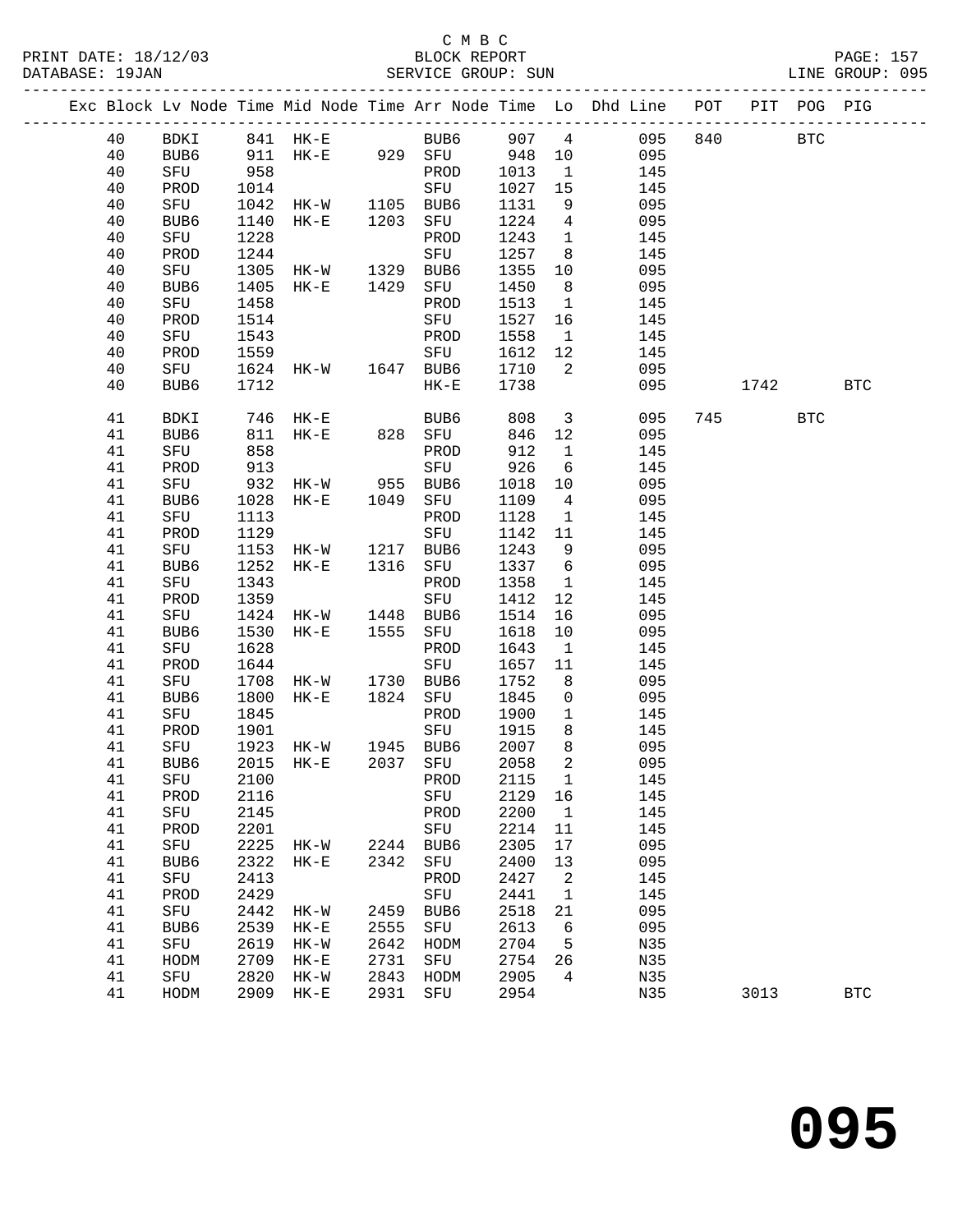C M B C
BLOCK REPORT
SERVICE GROUP: SUN

PRINT DATE: 18/12/03
DATABASE: 19JAN
LINE GROUP: 095

| Exc | Block | Lv | Node | Time | Mid Node | Time | Arr Node | Time | Lo | Dhd Line | POT | PIT | POG | PIG |
|---|---|---|---|---|---|---|---|---|---|---|---|---|---|---|
| | 40 | | BDKI | 841 | HK-E | | BUB6 | 907 | 4 | 095 | 840 | | BTC | |
| | 40 | | BUB6 | 911 | HK-E | 929 | SFU | 948 | 10 | 095 | | | | |
| | 40 | | SFU | 958 | | | PROD | 1013 | 1 | 145 | | | | |
| | 40 | | PROD | 1014 | | | SFU | 1027 | 15 | 145 | | | | |
| | 40 | | SFU | 1042 | HK-W | 1105 | BUB6 | 1131 | 9 | 095 | | | | |
| | 40 | | BUB6 | 1140 | HK-E | 1203 | SFU | 1224 | 4 | 095 | | | | |
| | 40 | | SFU | 1228 | | | PROD | 1243 | 1 | 145 | | | | |
| | 40 | | PROD | 1244 | | | SFU | 1257 | 8 | 145 | | | | |
| | 40 | | SFU | 1305 | HK-W | 1329 | BUB6 | 1355 | 10 | 095 | | | | |
| | 40 | | BUB6 | 1405 | HK-E | 1429 | SFU | 1450 | 8 | 095 | | | | |
| | 40 | | SFU | 1458 | | | PROD | 1513 | 1 | 145 | | | | |
| | 40 | | PROD | 1514 | | | SFU | 1527 | 16 | 145 | | | | |
| | 40 | | SFU | 1543 | | | PROD | 1558 | 1 | 145 | | | | |
| | 40 | | PROD | 1559 | | | SFU | 1612 | 12 | 145 | | | | |
| | 40 | | SFU | 1624 | HK-W | 1647 | BUB6 | 1710 | 2 | 095 | | | | |
| | 40 | | BUB6 | 1712 | | | HK-E | 1738 | | 095 | | 1742 | | BTC |
| | 41 | | BDKI | 746 | HK-E | | BUB6 | 808 | 3 | 095 | 745 | | BTC | |
| | 41 | | BUB6 | 811 | HK-E | 828 | SFU | 846 | 12 | 095 | | | | |
| | 41 | | SFU | 858 | | | PROD | 912 | 1 | 145 | | | | |
| | 41 | | PROD | 913 | | | SFU | 926 | 6 | 145 | | | | |
| | 41 | | SFU | 932 | HK-W | 955 | BUB6 | 1018 | 10 | 095 | | | | |
| | 41 | | BUB6 | 1028 | HK-E | 1049 | SFU | 1109 | 4 | 095 | | | | |
| | 41 | | SFU | 1113 | | | PROD | 1128 | 1 | 145 | | | | |
| | 41 | | PROD | 1129 | | | SFU | 1142 | 11 | 145 | | | | |
| | 41 | | SFU | 1153 | HK-W | 1217 | BUB6 | 1243 | 9 | 095 | | | | |
| | 41 | | BUB6 | 1252 | HK-E | 1316 | SFU | 1337 | 6 | 095 | | | | |
| | 41 | | SFU | 1343 | | | PROD | 1358 | 1 | 145 | | | | |
| | 41 | | PROD | 1359 | | | SFU | 1412 | 12 | 145 | | | | |
| | 41 | | SFU | 1424 | HK-W | 1448 | BUB6 | 1514 | 16 | 095 | | | | |
| | 41 | | BUB6 | 1530 | HK-E | 1555 | SFU | 1618 | 10 | 095 | | | | |
| | 41 | | SFU | 1628 | | | PROD | 1643 | 1 | 145 | | | | |
| | 41 | | PROD | 1644 | | | SFU | 1657 | 11 | 145 | | | | |
| | 41 | | SFU | 1708 | HK-W | 1730 | BUB6 | 1752 | 8 | 095 | | | | |
| | 41 | | BUB6 | 1800 | HK-E | 1824 | SFU | 1845 | 0 | 095 | | | | |
| | 41 | | SFU | 1845 | | | PROD | 1900 | 1 | 145 | | | | |
| | 41 | | PROD | 1901 | | | SFU | 1915 | 8 | 145 | | | | |
| | 41 | | SFU | 1923 | HK-W | 1945 | BUB6 | 2007 | 8 | 095 | | | | |
| | 41 | | BUB6 | 2015 | HK-E | 2037 | SFU | 2058 | 2 | 095 | | | | |
| | 41 | | SFU | 2100 | | | PROD | 2115 | 1 | 145 | | | | |
| | 41 | | PROD | 2116 | | | SFU | 2129 | 16 | 145 | | | | |
| | 41 | | SFU | 2145 | | | PROD | 2200 | 1 | 145 | | | | |
| | 41 | | PROD | 2201 | | | SFU | 2214 | 11 | 145 | | | | |
| | 41 | | SFU | 2225 | HK-W | 2244 | BUB6 | 2305 | 17 | 095 | | | | |
| | 41 | | BUB6 | 2322 | HK-E | 2342 | SFU | 2400 | 13 | 095 | | | | |
| | 41 | | SFU | 2413 | | | PROD | 2427 | 2 | 145 | | | | |
| | 41 | | PROD | 2429 | | | SFU | 2441 | 1 | 145 | | | | |
| | 41 | | SFU | 2442 | HK-W | 2459 | BUB6 | 2518 | 21 | 095 | | | | |
| | 41 | | BUB6 | 2539 | HK-E | 2555 | SFU | 2613 | 6 | 095 | | | | |
| | 41 | | SFU | 2619 | HK-W | 2642 | HODM | 2704 | 5 | N35 | | | | |
| | 41 | | HODM | 2709 | HK-E | 2731 | SFU | 2754 | 26 | N35 | | | | |
| | 41 | | SFU | 2820 | HK-W | 2843 | HODM | 2905 | 4 | N35 | | | | |
| | 41 | | HODM | 2909 | HK-E | 2931 | SFU | 2954 | | N35 | | 3013 | | BTC |

095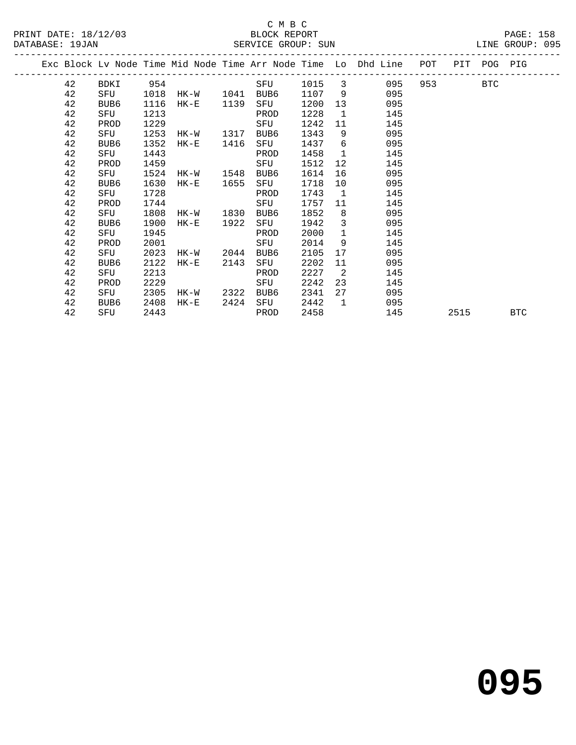C M B C

BLOCK REPORT

PRINT DATE: 18/12/03

DATABASE: 19JAN

SERVICE GROUP: SUN

LINE GROUP: 095

| Exc | Block | Lv | Node | Time | Mid Node | Time | Arr Node | Time | Lo | Dhd Line | POT | PIT | POG | PIG |
|---|---|---|---|---|---|---|---|---|---|---|---|---|---|---|
| | 42 | | BDKI | 954 | | | SFU | 1015 | 3 | 095 | 953 | | BTC | |
| | 42 | | SFU | 1018 | HK-W | 1041 | BUB6 | 1107 | 9 | 095 | | | | |
| | 42 | | BUB6 | 1116 | HK-E | 1139 | SFU | 1200 | 13 | 095 | | | | |
| | 42 | | SFU | 1213 | | | PROD | 1228 | 1 | 145 | | | | |
| | 42 | | PROD | 1229 | | | SFU | 1242 | 11 | 145 | | | | |
| | 42 | | SFU | 1253 | HK-W | 1317 | BUB6 | 1343 | 9 | 095 | | | | |
| | 42 | | BUB6 | 1352 | HK-E | 1416 | SFU | 1437 | 6 | 095 | | | | |
| | 42 | | SFU | 1443 | | | PROD | 1458 | 1 | 145 | | | | |
| | 42 | | PROD | 1459 | | | SFU | 1512 | 12 | 145 | | | | |
| | 42 | | SFU | 1524 | HK-W | 1548 | BUB6 | 1614 | 16 | 095 | | | | |
| | 42 | | BUB6 | 1630 | HK-E | 1655 | SFU | 1718 | 10 | 095 | | | | |
| | 42 | | SFU | 1728 | | | PROD | 1743 | 1 | 145 | | | | |
| | 42 | | PROD | 1744 | | | SFU | 1757 | 11 | 145 | | | | |
| | 42 | | SFU | 1808 | HK-W | 1830 | BUB6 | 1852 | 8 | 095 | | | | |
| | 42 | | BUB6 | 1900 | HK-E | 1922 | SFU | 1942 | 3 | 095 | | | | |
| | 42 | | SFU | 1945 | | | PROD | 2000 | 1 | 145 | | | | |
| | 42 | | PROD | 2001 | | | SFU | 2014 | 9 | 145 | | | | |
| | 42 | | SFU | 2023 | HK-W | 2044 | BUB6 | 2105 | 17 | 095 | | | | |
| | 42 | | BUB6 | 2122 | HK-E | 2143 | SFU | 2202 | 11 | 095 | | | | |
| | 42 | | SFU | 2213 | | | PROD | 2227 | 2 | 145 | | | | |
| | 42 | | PROD | 2229 | | | SFU | 2242 | 23 | 145 | | | | |
| | 42 | | SFU | 2305 | HK-W | 2322 | BUB6 | 2341 | 27 | 095 | | | | |
| | 42 | | BUB6 | 2408 | HK-E | 2424 | SFU | 2442 | 1 | 095 | | | | |
| | 42 | | SFU | 2443 | | | PROD | 2458 | | 145 | | 2515 | | BTC |

095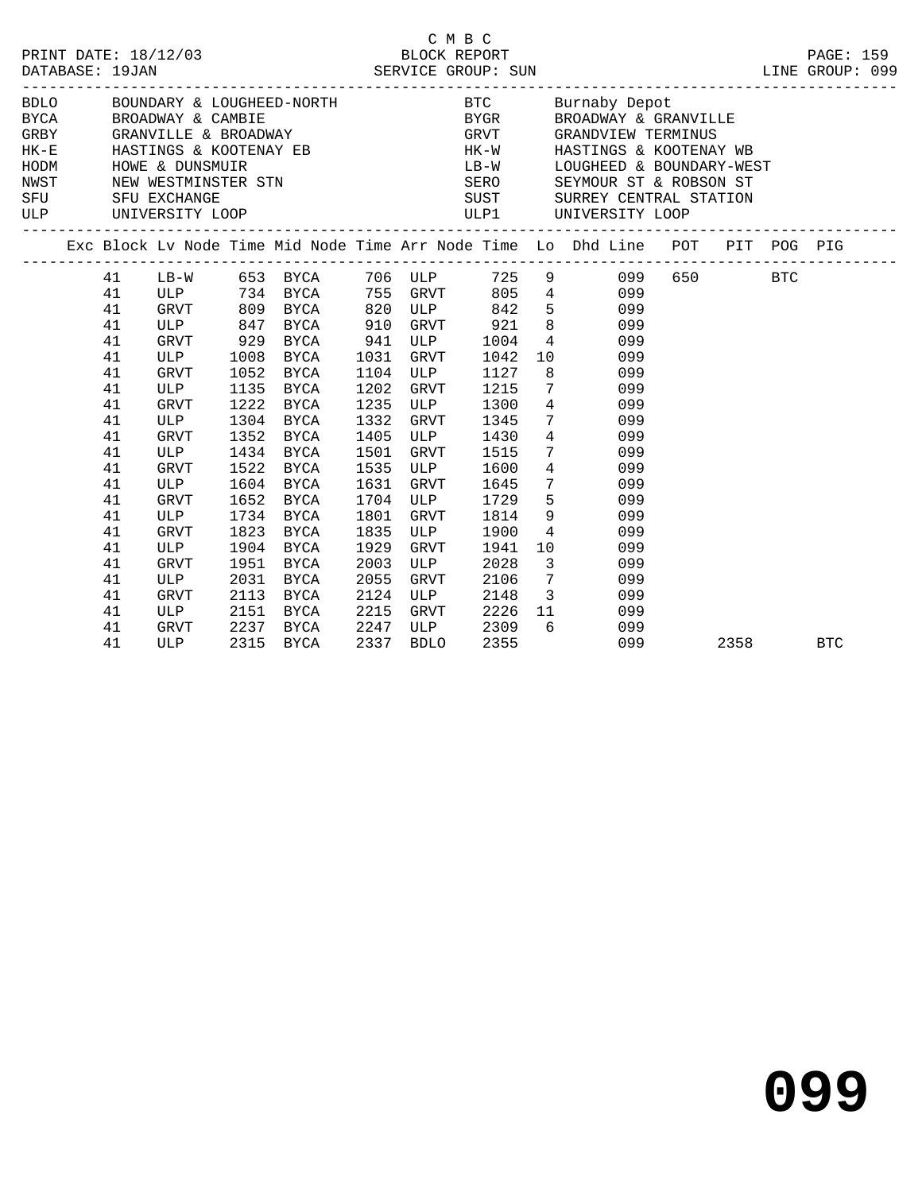C M B C

PRINT DATE: 18/12/03 BLOCK REPORT

DATABASE: 19JAN SERVICE GROUP: SUN LINE GROUP: 099

| | | | |
|---|---|---|---|
| BDLO | BOUNDARY & LOUGHEED-NORTH | BTC | Burnaby Depot |
| BYCA | BROADWAY & CAMBIE | BYGR | BROADWAY & GRANVILLE |
| GRBY | GRANVILLE & BROADWAY | GRVT | GRANDVIEW TERMINUS |
| HK-E | HASTINGS & KOOTENAY EB | HK-W | HASTINGS & KOOTENAY WB |
| HODM | HOWE & DUNSMUIR | LB-W | LOUGHEED & BOUNDARY-WEST |
| NWST | NEW WESTMINSTER STN | SERO | SEYMOUR ST & ROBSON ST |
| SFU | SFU EXCHANGE | SUST | SURREY CENTRAL STATION |
| ULP | UNIVERSITY LOOP | ULP1 | UNIVERSITY LOOP |

| Exc | Block | Lv Node | Time | Mid Node | Time | Arr Node | Time | Lo | Dhd Line | POT | PIT | POG | PIG |
|---|---|---|---|---|---|---|---|---|---|---|---|---|---|
| | 41 | LB-W | 653 | BYCA | 706 | ULP | 725 | 9 | 099 | 650 | | BTC | |
| | 41 | ULP | 734 | BYCA | 755 | GRVT | 805 | 4 | 099 | | | | |
| | 41 | GRVT | 809 | BYCA | 820 | ULP | 842 | 5 | 099 | | | | |
| | 41 | ULP | 847 | BYCA | 910 | GRVT | 921 | 8 | 099 | | | | |
| | 41 | GRVT | 929 | BYCA | 941 | ULP | 1004 | 4 | 099 | | | | |
| | 41 | ULP | 1008 | BYCA | 1031 | GRVT | 1042 | 10 | 099 | | | | |
| | 41 | GRVT | 1052 | BYCA | 1104 | ULP | 1127 | 8 | 099 | | | | |
| | 41 | ULP | 1135 | BYCA | 1202 | GRVT | 1215 | 7 | 099 | | | | |
| | 41 | GRVT | 1222 | BYCA | 1235 | ULP | 1300 | 4 | 099 | | | | |
| | 41 | ULP | 1304 | BYCA | 1332 | GRVT | 1345 | 7 | 099 | | | | |
| | 41 | GRVT | 1352 | BYCA | 1405 | ULP | 1430 | 4 | 099 | | | | |
| | 41 | ULP | 1434 | BYCA | 1501 | GRVT | 1515 | 7 | 099 | | | | |
| | 41 | GRVT | 1522 | BYCA | 1535 | ULP | 1600 | 4 | 099 | | | | |
| | 41 | ULP | 1604 | BYCA | 1631 | GRVT | 1645 | 7 | 099 | | | | |
| | 41 | GRVT | 1652 | BYCA | 1704 | ULP | 1729 | 5 | 099 | | | | |
| | 41 | ULP | 1734 | BYCA | 1801 | GRVT | 1814 | 9 | 099 | | | | |
| | 41 | GRVT | 1823 | BYCA | 1835 | ULP | 1900 | 4 | 099 | | | | |
| | 41 | ULP | 1904 | BYCA | 1929 | GRVT | 1941 | 10 | 099 | | | | |
| | 41 | GRVT | 1951 | BYCA | 2003 | ULP | 2028 | 3 | 099 | | | | |
| | 41 | ULP | 2031 | BYCA | 2055 | GRVT | 2106 | 7 | 099 | | | | |
| | 41 | GRVT | 2113 | BYCA | 2124 | ULP | 2148 | 3 | 099 | | | | |
| | 41 | ULP | 2151 | BYCA | 2215 | GRVT | 2226 | 11 | 099 | | | | |
| | 41 | GRVT | 2237 | BYCA | 2247 | ULP | 2309 | 6 | 099 | | | | |
| | 41 | ULP | 2315 | BYCA | 2337 | BDLO | 2355 | | 099 | | 2358 | | BTC |

# 099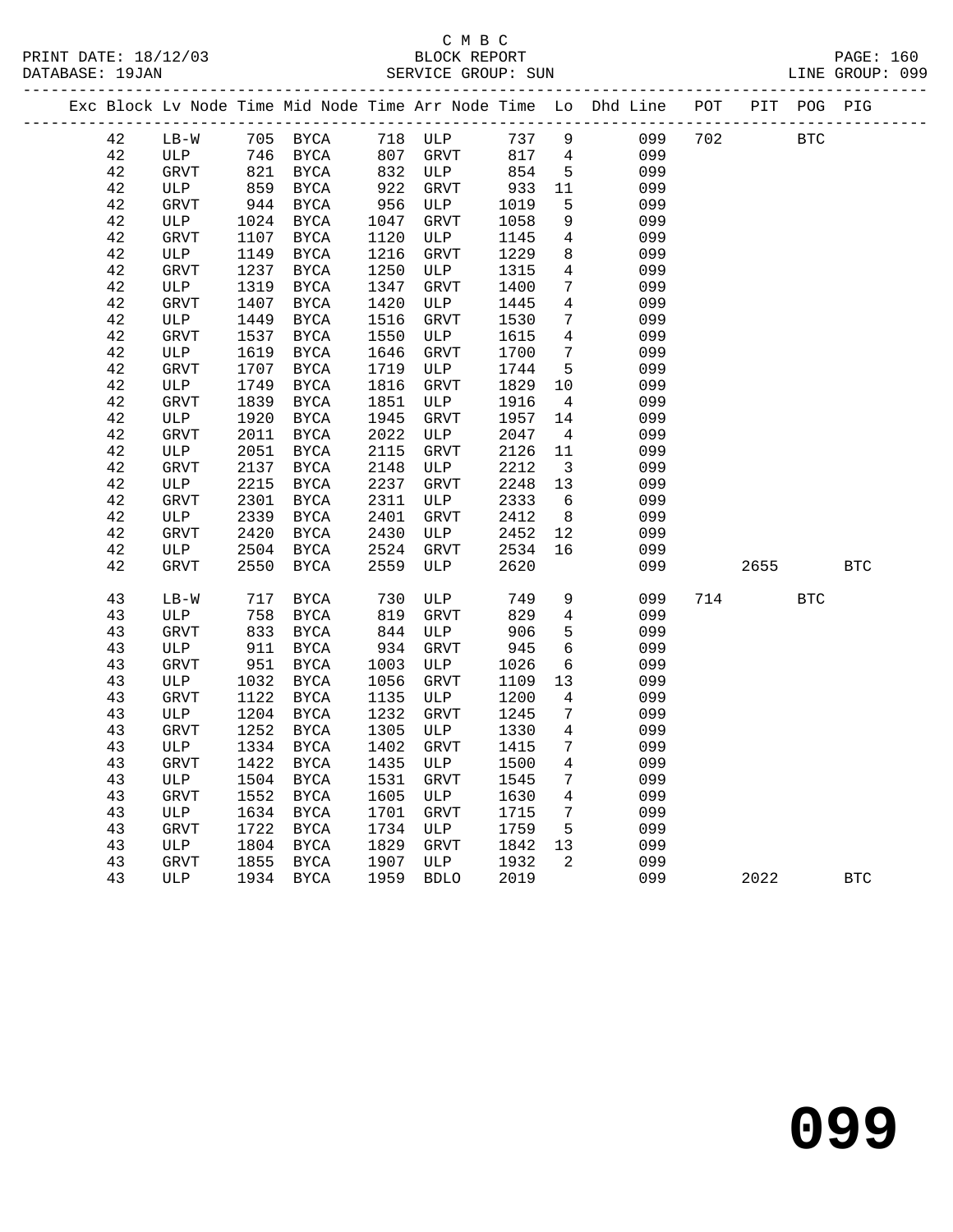C M B C
PRINT DATE: 18/12/03 BLOCK REPORT
DATABASE: 19JAN SERVICE GROUP: SUN LINE GROUP: 099

| Exc | Block | Lv | Node | Time | Mid Node | Time | Arr Node | Time | Lo | Dhd Line | POT | PIT | POG | PIG |
|---|---|---|---|---|---|---|---|---|---|---|---|---|---|---|
| | 42 | | LB-W | 705 | BYCA | 718 | ULP | 737 | 9 | 099 | 702 | | BTC | |
| | 42 | | ULP | 746 | BYCA | 807 | GRVT | 817 | 4 | 099 | | | | |
| | 42 | | GRVT | 821 | BYCA | 832 | ULP | 854 | 5 | 099 | | | | |
| | 42 | | ULP | 859 | BYCA | 922 | GRVT | 933 | 11 | 099 | | | | |
| | 42 | | GRVT | 944 | BYCA | 956 | ULP | 1019 | 5 | 099 | | | | |
| | 42 | | ULP | 1024 | BYCA | 1047 | GRVT | 1058 | 9 | 099 | | | | |
| | 42 | | GRVT | 1107 | BYCA | 1120 | ULP | 1145 | 4 | 099 | | | | |
| | 42 | | ULP | 1149 | BYCA | 1216 | GRVT | 1229 | 8 | 099 | | | | |
| | 42 | | GRVT | 1237 | BYCA | 1250 | ULP | 1315 | 4 | 099 | | | | |
| | 42 | | ULP | 1319 | BYCA | 1347 | GRVT | 1400 | 7 | 099 | | | | |
| | 42 | | GRVT | 1407 | BYCA | 1420 | ULP | 1445 | 4 | 099 | | | | |
| | 42 | | ULP | 1449 | BYCA | 1516 | GRVT | 1530 | 7 | 099 | | | | |
| | 42 | | GRVT | 1537 | BYCA | 1550 | ULP | 1615 | 4 | 099 | | | | |
| | 42 | | ULP | 1619 | BYCA | 1646 | GRVT | 1700 | 7 | 099 | | | | |
| | 42 | | GRVT | 1707 | BYCA | 1719 | ULP | 1744 | 5 | 099 | | | | |
| | 42 | | ULP | 1749 | BYCA | 1816 | GRVT | 1829 | 10 | 099 | | | | |
| | 42 | | GRVT | 1839 | BYCA | 1851 | ULP | 1916 | 4 | 099 | | | | |
| | 42 | | ULP | 1920 | BYCA | 1945 | GRVT | 1957 | 14 | 099 | | | | |
| | 42 | | GRVT | 2011 | BYCA | 2022 | ULP | 2047 | 4 | 099 | | | | |
| | 42 | | ULP | 2051 | BYCA | 2115 | GRVT | 2126 | 11 | 099 | | | | |
| | 42 | | GRVT | 2137 | BYCA | 2148 | ULP | 2212 | 3 | 099 | | | | |
| | 42 | | ULP | 2215 | BYCA | 2237 | GRVT | 2248 | 13 | 099 | | | | |
| | 42 | | GRVT | 2301 | BYCA | 2311 | ULP | 2333 | 6 | 099 | | | | |
| | 42 | | ULP | 2339 | BYCA | 2401 | GRVT | 2412 | 8 | 099 | | | | |
| | 42 | | GRVT | 2420 | BYCA | 2430 | ULP | 2452 | 12 | 099 | | | | |
| | 42 | | ULP | 2504 | BYCA | 2524 | GRVT | 2534 | 16 | 099 | | | | |
| | 42 | | GRVT | 2550 | BYCA | 2559 | ULP | 2620 | | 099 | | 2655 | | BTC |
| | 43 | | LB-W | 717 | BYCA | 730 | ULP | 749 | 9 | 099 | 714 | | BTC | |
| | 43 | | ULP | 758 | BYCA | 819 | GRVT | 829 | 4 | 099 | | | | |
| | 43 | | GRVT | 833 | BYCA | 844 | ULP | 906 | 5 | 099 | | | | |
| | 43 | | ULP | 911 | BYCA | 934 | GRVT | 945 | 6 | 099 | | | | |
| | 43 | | GRVT | 951 | BYCA | 1003 | ULP | 1026 | 6 | 099 | | | | |
| | 43 | | ULP | 1032 | BYCA | 1056 | GRVT | 1109 | 13 | 099 | | | | |
| | 43 | | GRVT | 1122 | BYCA | 1135 | ULP | 1200 | 4 | 099 | | | | |
| | 43 | | ULP | 1204 | BYCA | 1232 | GRVT | 1245 | 7 | 099 | | | | |
| | 43 | | GRVT | 1252 | BYCA | 1305 | ULP | 1330 | 4 | 099 | | | | |
| | 43 | | ULP | 1334 | BYCA | 1402 | GRVT | 1415 | 7 | 099 | | | | |
| | 43 | | GRVT | 1422 | BYCA | 1435 | ULP | 1500 | 4 | 099 | | | | |
| | 43 | | ULP | 1504 | BYCA | 1531 | GRVT | 1545 | 7 | 099 | | | | |
| | 43 | | GRVT | 1552 | BYCA | 1605 | ULP | 1630 | 4 | 099 | | | | |
| | 43 | | ULP | 1634 | BYCA | 1701 | GRVT | 1715 | 7 | 099 | | | | |
| | 43 | | GRVT | 1722 | BYCA | 1734 | ULP | 1759 | 5 | 099 | | | | |
| | 43 | | ULP | 1804 | BYCA | 1829 | GRVT | 1842 | 13 | 099 | | | | |
| | 43 | | GRVT | 1855 | BYCA | 1907 | ULP | 1932 | 2 | 099 | | | | |
| | 43 | | ULP | 1934 | BYCA | 1959 | BDLO | 2019 | | 099 | | 2022 | | BTC |

# 099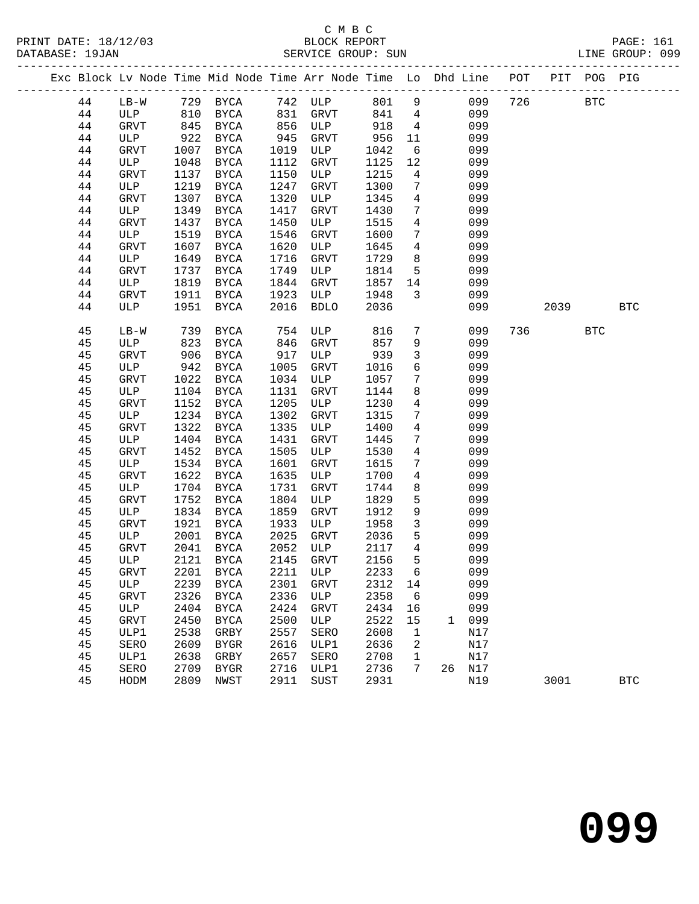C M B C
PRINT DATE: 18/12/03 BLOCK REPORT
DATABASE: 19JAN SERVICE GROUP: SUN LINE GROUP: 099

| Exc | Block | Lv | Node | Time | Mid Node | Time | Arr Node | Time | Lo | Dhd | Line | POT | PIT | POG | PIG |
|---|---|---|---|---|---|---|---|---|---|---|---|---|---|---|---|
| | 44 | | LB-W | 729 | BYCA | 742 | ULP | 801 | 9 | | 099 | 726 | | BTC | |
| | 44 | | ULP | 810 | BYCA | 831 | GRVT | 841 | 4 | | 099 | | | | |
| | 44 | | GRVT | 845 | BYCA | 856 | ULP | 918 | 4 | | 099 | | | | |
| | 44 | | ULP | 922 | BYCA | 945 | GRVT | 956 | 11 | | 099 | | | | |
| | 44 | | GRVT | 1007 | BYCA | 1019 | ULP | 1042 | 6 | | 099 | | | | |
| | 44 | | ULP | 1048 | BYCA | 1112 | GRVT | 1125 | 12 | | 099 | | | | |
| | 44 | | GRVT | 1137 | BYCA | 1150 | ULP | 1215 | 4 | | 099 | | | | |
| | 44 | | ULP | 1219 | BYCA | 1247 | GRVT | 1300 | 7 | | 099 | | | | |
| | 44 | | GRVT | 1307 | BYCA | 1320 | ULP | 1345 | 4 | | 099 | | | | |
| | 44 | | ULP | 1349 | BYCA | 1417 | GRVT | 1430 | 7 | | 099 | | | | |
| | 44 | | GRVT | 1437 | BYCA | 1450 | ULP | 1515 | 4 | | 099 | | | | |
| | 44 | | ULP | 1519 | BYCA | 1546 | GRVT | 1600 | 7 | | 099 | | | | |
| | 44 | | GRVT | 1607 | BYCA | 1620 | ULP | 1645 | 4 | | 099 | | | | |
| | 44 | | ULP | 1649 | BYCA | 1716 | GRVT | 1729 | 8 | | 099 | | | | |
| | 44 | | GRVT | 1737 | BYCA | 1749 | ULP | 1814 | 5 | | 099 | | | | |
| | 44 | | ULP | 1819 | BYCA | 1844 | GRVT | 1857 | 14 | | 099 | | | | |
| | 44 | | GRVT | 1911 | BYCA | 1923 | ULP | 1948 | 3 | | 099 | | | | |
| | 44 | | ULP | 1951 | BYCA | 2016 | BDLO | 2036 | | | 099 | | 2039 | | BTC |
| | 45 | | LB-W | 739 | BYCA | 754 | ULP | 816 | 7 | | 099 | 736 | | BTC | |
| | 45 | | ULP | 823 | BYCA | 846 | GRVT | 857 | 9 | | 099 | | | | |
| | 45 | | GRVT | 906 | BYCA | 917 | ULP | 939 | 3 | | 099 | | | | |
| | 45 | | ULP | 942 | BYCA | 1005 | GRVT | 1016 | 6 | | 099 | | | | |
| | 45 | | GRVT | 1022 | BYCA | 1034 | ULP | 1057 | 7 | | 099 | | | | |
| | 45 | | ULP | 1104 | BYCA | 1131 | GRVT | 1144 | 8 | | 099 | | | | |
| | 45 | | GRVT | 1152 | BYCA | 1205 | ULP | 1230 | 4 | | 099 | | | | |
| | 45 | | ULP | 1234 | BYCA | 1302 | GRVT | 1315 | 7 | | 099 | | | | |
| | 45 | | GRVT | 1322 | BYCA | 1335 | ULP | 1400 | 4 | | 099 | | | | |
| | 45 | | ULP | 1404 | BYCA | 1431 | GRVT | 1445 | 7 | | 099 | | | | |
| | 45 | | GRVT | 1452 | BYCA | 1505 | ULP | 1530 | 4 | | 099 | | | | |
| | 45 | | ULP | 1534 | BYCA | 1601 | GRVT | 1615 | 7 | | 099 | | | | |
| | 45 | | GRVT | 1622 | BYCA | 1635 | ULP | 1700 | 4 | | 099 | | | | |
| | 45 | | ULP | 1704 | BYCA | 1731 | GRVT | 1744 | 8 | | 099 | | | | |
| | 45 | | GRVT | 1752 | BYCA | 1804 | ULP | 1829 | 5 | | 099 | | | | |
| | 45 | | ULP | 1834 | BYCA | 1859 | GRVT | 1912 | 9 | | 099 | | | | |
| | 45 | | GRVT | 1921 | BYCA | 1933 | ULP | 1958 | 3 | | 099 | | | | |
| | 45 | | ULP | 2001 | BYCA | 2025 | GRVT | 2036 | 5 | | 099 | | | | |
| | 45 | | GRVT | 2041 | BYCA | 2052 | ULP | 2117 | 4 | | 099 | | | | |
| | 45 | | ULP | 2121 | BYCA | 2145 | GRVT | 2156 | 5 | | 099 | | | | |
| | 45 | | GRVT | 2201 | BYCA | 2211 | ULP | 2233 | 6 | | 099 | | | | |
| | 45 | | ULP | 2239 | BYCA | 2301 | GRVT | 2312 | 14 | | 099 | | | | |
| | 45 | | GRVT | 2326 | BYCA | 2336 | ULP | 2358 | 6 | | 099 | | | | |
| | 45 | | ULP | 2404 | BYCA | 2424 | GRVT | 2434 | 16 | | 099 | | | | |
| | 45 | | GRVT | 2450 | BYCA | 2500 | ULP | 2522 | 15 | 1 | 099 | | | | |
| | 45 | | ULP1 | 2538 | GRBY | 2557 | SERO | 2608 | 1 | | N17 | | | | |
| | 45 | | SERO | 2609 | BYGR | 2616 | ULP1 | 2636 | 2 | | N17 | | | | |
| | 45 | | ULP1 | 2638 | GRBY | 2657 | SERO | 2708 | 1 | | N17 | | | | |
| | 45 | | SERO | 2709 | BYGR | 2716 | ULP1 | 2736 | 7 | 26 | N17 | | | | |
| | 45 | | HODM | 2809 | NWST | 2911 | SUST | 2931 | | | N19 | | 3001 | | BTC |

# 099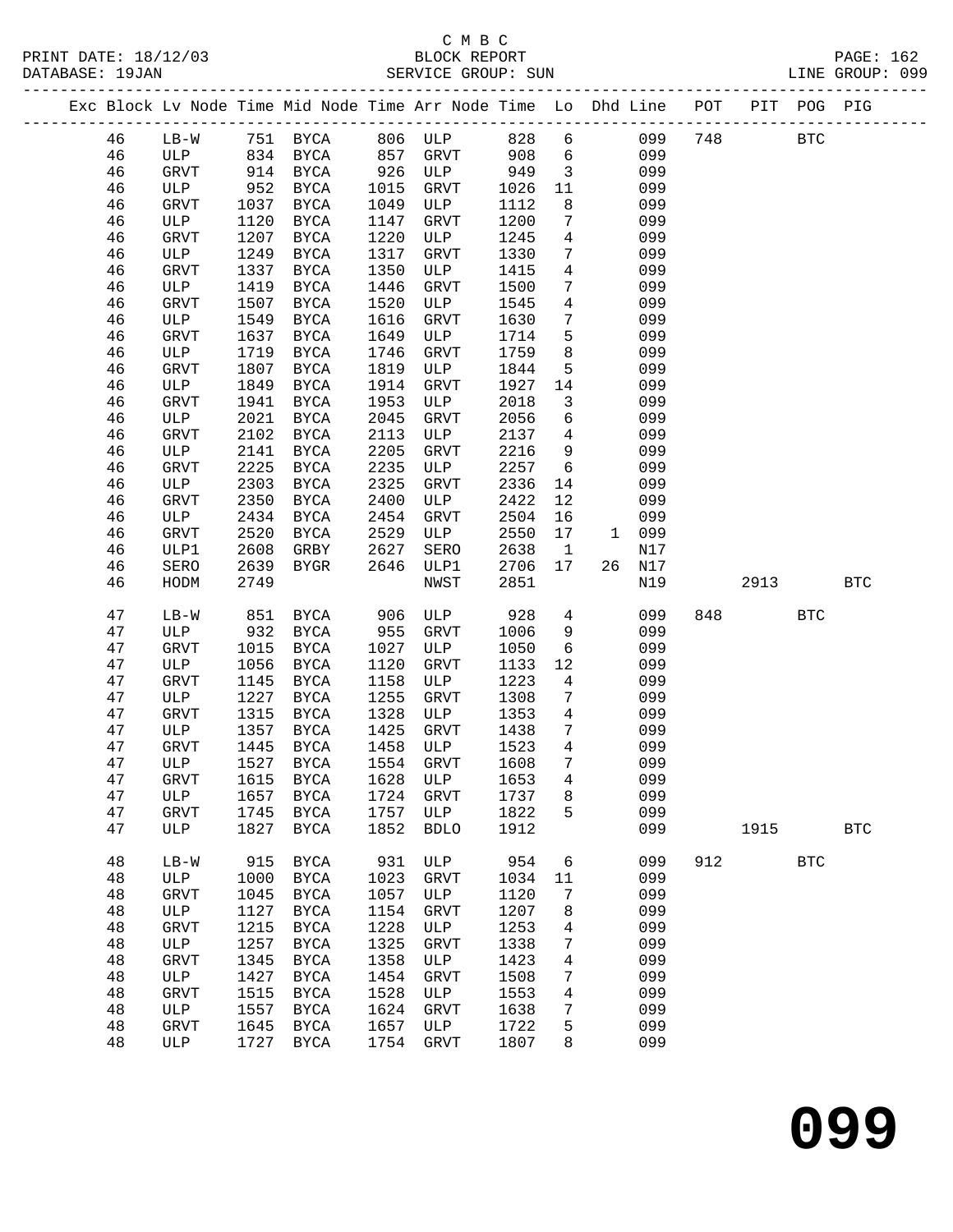C M B C

PRINT DATE: 18/12/03 BLOCK REPORT PAGE: 162
DATABASE: 19JAN SERVICE GROUP: SUN LINE GROUP: 099

| Exc | Block | Lv Node | Time | Mid Node | Time | Arr Node | Time | Lo | Dhd | Line | POT | PIT | POG | PIG |
|---|---|---|---|---|---|---|---|---|---|---|---|---|---|---|
| | 46 | LB-W | 751 | BYCA | 806 | ULP | 828 | 6 | | 099 | 748 | | BTC | |
| | 46 | ULP | 834 | BYCA | 857 | GRVT | 908 | 6 | | 099 | | | | |
| | 46 | GRVT | 914 | BYCA | 926 | ULP | 949 | 3 | | 099 | | | | |
| | 46 | ULP | 952 | BYCA | 1015 | GRVT | 1026 | 11 | | 099 | | | | |
| | 46 | GRVT | 1037 | BYCA | 1049 | ULP | 1112 | 8 | | 099 | | | | |
| | 46 | ULP | 1120 | BYCA | 1147 | GRVT | 1200 | 7 | | 099 | | | | |
| | 46 | GRVT | 1207 | BYCA | 1220 | ULP | 1245 | 4 | | 099 | | | | |
| | 46 | ULP | 1249 | BYCA | 1317 | GRVT | 1330 | 7 | | 099 | | | | |
| | 46 | GRVT | 1337 | BYCA | 1350 | ULP | 1415 | 4 | | 099 | | | | |
| | 46 | ULP | 1419 | BYCA | 1446 | GRVT | 1500 | 7 | | 099 | | | | |
| | 46 | GRVT | 1507 | BYCA | 1520 | ULP | 1545 | 4 | | 099 | | | | |
| | 46 | ULP | 1549 | BYCA | 1616 | GRVT | 1630 | 7 | | 099 | | | | |
| | 46 | GRVT | 1637 | BYCA | 1649 | ULP | 1714 | 5 | | 099 | | | | |
| | 46 | ULP | 1719 | BYCA | 1746 | GRVT | 1759 | 8 | | 099 | | | | |
| | 46 | GRVT | 1807 | BYCA | 1819 | ULP | 1844 | 5 | | 099 | | | | |
| | 46 | ULP | 1849 | BYCA | 1914 | GRVT | 1927 | 14 | | 099 | | | | |
| | 46 | GRVT | 1941 | BYCA | 1953 | ULP | 2018 | 3 | | 099 | | | | |
| | 46 | ULP | 2021 | BYCA | 2045 | GRVT | 2056 | 6 | | 099 | | | | |
| | 46 | GRVT | 2102 | BYCA | 2113 | ULP | 2137 | 4 | | 099 | | | | |
| | 46 | ULP | 2141 | BYCA | 2205 | GRVT | 2216 | 9 | | 099 | | | | |
| | 46 | GRVT | 2225 | BYCA | 2235 | ULP | 2257 | 6 | | 099 | | | | |
| | 46 | ULP | 2303 | BYCA | 2325 | GRVT | 2336 | 14 | | 099 | | | | |
| | 46 | GRVT | 2350 | BYCA | 2400 | ULP | 2422 | 12 | | 099 | | | | |
| | 46 | ULP | 2434 | BYCA | 2454 | GRVT | 2504 | 16 | | 099 | | | | |
| | 46 | GRVT | 2520 | BYCA | 2529 | ULP | 2550 | 17 | 1 | 099 | | | | |
| | 46 | ULP1 | 2608 | GRBY | 2627 | SERO | 2638 | 1 | | N17 | | | | |
| | 46 | SERO | 2639 | BYGR | 2646 | ULP1 | 2706 | 17 | 26 | N17 | | | | |
| | 46 | HODM | 2749 | | | NWST | 2851 | | | N19 | | 2913 | | BTC |
| | 47 | LB-W | 851 | BYCA | 906 | ULP | 928 | 4 | | 099 | 848 | | BTC | |
| | 47 | ULP | 932 | BYCA | 955 | GRVT | 1006 | 9 | | 099 | | | | |
| | 47 | GRVT | 1015 | BYCA | 1027 | ULP | 1050 | 6 | | 099 | | | | |
| | 47 | ULP | 1056 | BYCA | 1120 | GRVT | 1133 | 12 | | 099 | | | | |
| | 47 | GRVT | 1145 | BYCA | 1158 | ULP | 1223 | 4 | | 099 | | | | |
| | 47 | ULP | 1227 | BYCA | 1255 | GRVT | 1308 | 7 | | 099 | | | | |
| | 47 | GRVT | 1315 | BYCA | 1328 | ULP | 1353 | 4 | | 099 | | | | |
| | 47 | ULP | 1357 | BYCA | 1425 | GRVT | 1438 | 7 | | 099 | | | | |
| | 47 | GRVT | 1445 | BYCA | 1458 | ULP | 1523 | 4 | | 099 | | | | |
| | 47 | ULP | 1527 | BYCA | 1554 | GRVT | 1608 | 7 | | 099 | | | | |
| | 47 | GRVT | 1615 | BYCA | 1628 | ULP | 1653 | 4 | | 099 | | | | |
| | 47 | ULP | 1657 | BYCA | 1724 | GRVT | 1737 | 8 | | 099 | | | | |
| | 47 | GRVT | 1745 | BYCA | 1757 | ULP | 1822 | 5 | | 099 | | | | |
| | 47 | ULP | 1827 | BYCA | 1852 | BDLO | 1912 | | | 099 | | 1915 | | BTC |
| | 48 | LB-W | 915 | BYCA | 931 | ULP | 954 | 6 | | 099 | 912 | | BTC | |
| | 48 | ULP | 1000 | BYCA | 1023 | GRVT | 1034 | 11 | | 099 | | | | |
| | 48 | GRVT | 1045 | BYCA | 1057 | ULP | 1120 | 7 | | 099 | | | | |
| | 48 | ULP | 1127 | BYCA | 1154 | GRVT | 1207 | 8 | | 099 | | | | |
| | 48 | GRVT | 1215 | BYCA | 1228 | ULP | 1253 | 4 | | 099 | | | | |
| | 48 | ULP | 1257 | BYCA | 1325 | GRVT | 1338 | 7 | | 099 | | | | |
| | 48 | GRVT | 1345 | BYCA | 1358 | ULP | 1423 | 4 | | 099 | | | | |
| | 48 | ULP | 1427 | BYCA | 1454 | GRVT | 1508 | 7 | | 099 | | | | |
| | 48 | GRVT | 1515 | BYCA | 1528 | ULP | 1553 | 4 | | 099 | | | | |
| | 48 | ULP | 1557 | BYCA | 1624 | GRVT | 1638 | 7 | | 099 | | | | |
| | 48 | GRVT | 1645 | BYCA | 1657 | ULP | 1722 | 5 | | 099 | | | | |
| | 48 | ULP | 1727 | BYCA | 1754 | GRVT | 1807 | 8 | | 099 | | | | |

**099**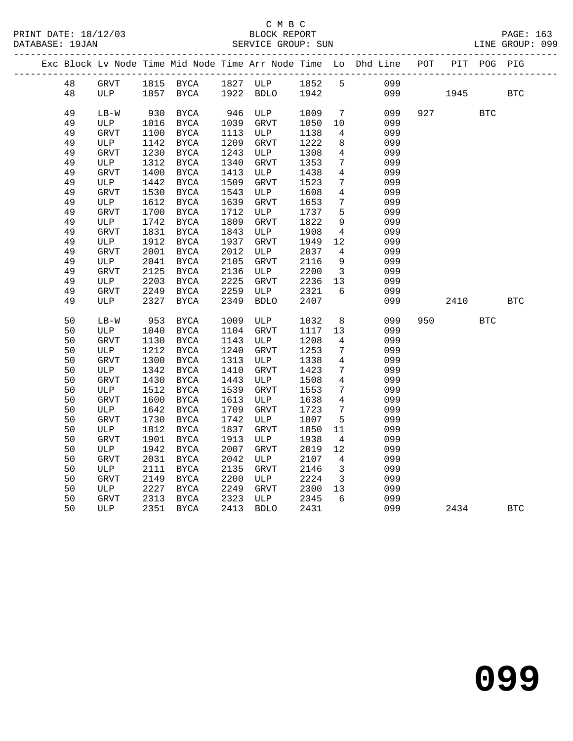C M B C
BLOCK REPORT
SERVICE GROUP: SUN

PRINT DATE: 18/12/03
DATABASE: 19JAN
LINE GROUP: 099

| Exc | Block | Lv Node | Time | Mid Node | Time | Arr Node | Time | Lo | Dhd Line | POT | PIT | POG | PIG |
|---|---|---|---|---|---|---|---|---|---|---|---|---|---|
| | 48 | GRVT | 1815 | BYCA | 1827 | ULP | 1852 | 5 | 099 | | | | |
| | 48 | ULP | 1857 | BYCA | 1922 | BDLO | 1942 | | 099 | | 1945 | | BTC |
| | 49 | LB-W | 930 | BYCA | 946 | ULP | 1009 | 7 | 099 | 927 | | BTC | |
| | 49 | ULP | 1016 | BYCA | 1039 | GRVT | 1050 | 10 | 099 | | | | |
| | 49 | GRVT | 1100 | BYCA | 1113 | ULP | 1138 | 4 | 099 | | | | |
| | 49 | ULP | 1142 | BYCA | 1209 | GRVT | 1222 | 8 | 099 | | | | |
| | 49 | GRVT | 1230 | BYCA | 1243 | ULP | 1308 | 4 | 099 | | | | |
| | 49 | ULP | 1312 | BYCA | 1340 | GRVT | 1353 | 7 | 099 | | | | |
| | 49 | GRVT | 1400 | BYCA | 1413 | ULP | 1438 | 4 | 099 | | | | |
| | 49 | ULP | 1442 | BYCA | 1509 | GRVT | 1523 | 7 | 099 | | | | |
| | 49 | GRVT | 1530 | BYCA | 1543 | ULP | 1608 | 4 | 099 | | | | |
| | 49 | ULP | 1612 | BYCA | 1639 | GRVT | 1653 | 7 | 099 | | | | |
| | 49 | GRVT | 1700 | BYCA | 1712 | ULP | 1737 | 5 | 099 | | | | |
| | 49 | ULP | 1742 | BYCA | 1809 | GRVT | 1822 | 9 | 099 | | | | |
| | 49 | GRVT | 1831 | BYCA | 1843 | ULP | 1908 | 4 | 099 | | | | |
| | 49 | ULP | 1912 | BYCA | 1937 | GRVT | 1949 | 12 | 099 | | | | |
| | 49 | GRVT | 2001 | BYCA | 2012 | ULP | 2037 | 4 | 099 | | | | |
| | 49 | ULP | 2041 | BYCA | 2105 | GRVT | 2116 | 9 | 099 | | | | |
| | 49 | GRVT | 2125 | BYCA | 2136 | ULP | 2200 | 3 | 099 | | | | |
| | 49 | ULP | 2203 | BYCA | 2225 | GRVT | 2236 | 13 | 099 | | | | |
| | 49 | GRVT | 2249 | BYCA | 2259 | ULP | 2321 | 6 | 099 | | | | |
| | 49 | ULP | 2327 | BYCA | 2349 | BDLO | 2407 | | 099 | | 2410 | | BTC |
| | 50 | LB-W | 953 | BYCA | 1009 | ULP | 1032 | 8 | 099 | 950 | | BTC | |
| | 50 | ULP | 1040 | BYCA | 1104 | GRVT | 1117 | 13 | 099 | | | | |
| | 50 | GRVT | 1130 | BYCA | 1143 | ULP | 1208 | 4 | 099 | | | | |
| | 50 | ULP | 1212 | BYCA | 1240 | GRVT | 1253 | 7 | 099 | | | | |
| | 50 | GRVT | 1300 | BYCA | 1313 | ULP | 1338 | 4 | 099 | | | | |
| | 50 | ULP | 1342 | BYCA | 1410 | GRVT | 1423 | 7 | 099 | | | | |
| | 50 | GRVT | 1430 | BYCA | 1443 | ULP | 1508 | 4 | 099 | | | | |
| | 50 | ULP | 1512 | BYCA | 1539 | GRVT | 1553 | 7 | 099 | | | | |
| | 50 | GRVT | 1600 | BYCA | 1613 | ULP | 1638 | 4 | 099 | | | | |
| | 50 | ULP | 1642 | BYCA | 1709 | GRVT | 1723 | 7 | 099 | | | | |
| | 50 | GRVT | 1730 | BYCA | 1742 | ULP | 1807 | 5 | 099 | | | | |
| | 50 | ULP | 1812 | BYCA | 1837 | GRVT | 1850 | 11 | 099 | | | | |
| | 50 | GRVT | 1901 | BYCA | 1913 | ULP | 1938 | 4 | 099 | | | | |
| | 50 | ULP | 1942 | BYCA | 2007 | GRVT | 2019 | 12 | 099 | | | | |
| | 50 | GRVT | 2031 | BYCA | 2042 | ULP | 2107 | 4 | 099 | | | | |
| | 50 | ULP | 2111 | BYCA | 2135 | GRVT | 2146 | 3 | 099 | | | | |
| | 50 | GRVT | 2149 | BYCA | 2200 | ULP | 2224 | 3 | 099 | | | | |
| | 50 | ULP | 2227 | BYCA | 2249 | GRVT | 2300 | 13 | 099 | | | | |
| | 50 | GRVT | 2313 | BYCA | 2323 | ULP | 2345 | 6 | 099 | | | | |
| | 50 | ULP | 2351 | BYCA | 2413 | BDLO | 2431 | | 099 | | 2434 | | BTC |

# 099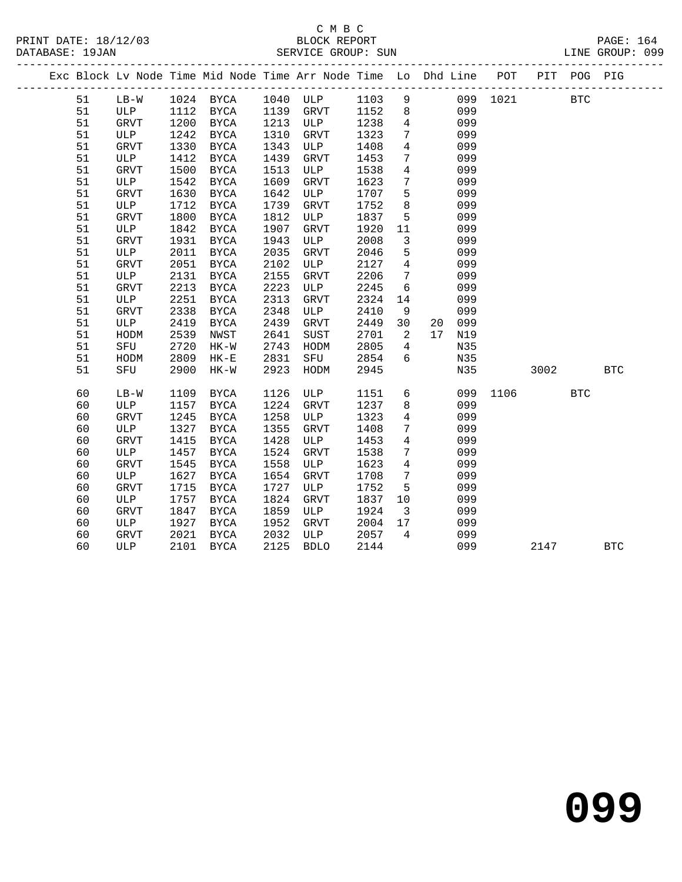C M B C

PRINT DATE: 18/12/03 BLOCK REPORT

DATABASE: 19JAN SERVICE GROUP: SUN LINE GROUP: 099

| Exc | Block | Lv Node | Time | Mid Node | Time | Arr Node | Time | Lo | Dhd | Line | POT | PIT | POG | PIG |
|---|---|---|---|---|---|---|---|---|---|---|---|---|---|---|
| | 51 | LB-W | 1024 | BYCA | 1040 | ULP | 1103 | 9 | | 099 | 1021 | | BTC | |
| | 51 | ULP | 1112 | BYCA | 1139 | GRVT | 1152 | 8 | | 099 | | | | |
| | 51 | GRVT | 1200 | BYCA | 1213 | ULP | 1238 | 4 | | 099 | | | | |
| | 51 | ULP | 1242 | BYCA | 1310 | GRVT | 1323 | 7 | | 099 | | | | |
| | 51 | GRVT | 1330 | BYCA | 1343 | ULP | 1408 | 4 | | 099 | | | | |
| | 51 | ULP | 1412 | BYCA | 1439 | GRVT | 1453 | 7 | | 099 | | | | |
| | 51 | GRVT | 1500 | BYCA | 1513 | ULP | 1538 | 4 | | 099 | | | | |
| | 51 | ULP | 1542 | BYCA | 1609 | GRVT | 1623 | 7 | | 099 | | | | |
| | 51 | GRVT | 1630 | BYCA | 1642 | ULP | 1707 | 5 | | 099 | | | | |
| | 51 | ULP | 1712 | BYCA | 1739 | GRVT | 1752 | 8 | | 099 | | | | |
| | 51 | GRVT | 1800 | BYCA | 1812 | ULP | 1837 | 5 | | 099 | | | | |
| | 51 | ULP | 1842 | BYCA | 1907 | GRVT | 1920 | 11 | | 099 | | | | |
| | 51 | GRVT | 1931 | BYCA | 1943 | ULP | 2008 | 3 | | 099 | | | | |
| | 51 | ULP | 2011 | BYCA | 2035 | GRVT | 2046 | 5 | | 099 | | | | |
| | 51 | GRVT | 2051 | BYCA | 2102 | ULP | 2127 | 4 | | 099 | | | | |
| | 51 | ULP | 2131 | BYCA | 2155 | GRVT | 2206 | 7 | | 099 | | | | |
| | 51 | GRVT | 2213 | BYCA | 2223 | ULP | 2245 | 6 | | 099 | | | | |
| | 51 | ULP | 2251 | BYCA | 2313 | GRVT | 2324 | 14 | | 099 | | | | |
| | 51 | GRVT | 2338 | BYCA | 2348 | ULP | 2410 | 9 | | 099 | | | | |
| | 51 | ULP | 2419 | BYCA | 2439 | GRVT | 2449 | 30 | 20 | 099 | | | | |
| | 51 | HODM | 2539 | NWST | 2641 | SUST | 2701 | 2 | 17 | N19 | | | | |
| | 51 | SFU | 2720 | HK-W | 2743 | HODM | 2805 | 4 | | N35 | | | | |
| | 51 | HODM | 2809 | HK-E | 2831 | SFU | 2854 | 6 | | N35 | | | | |
| | 51 | SFU | 2900 | HK-W | 2923 | HODM | 2945 | | | N35 | | 3002 | | BTC |
| | 60 | LB-W | 1109 | BYCA | 1126 | ULP | 1151 | 6 | | 099 | 1106 | | BTC | |
| | 60 | ULP | 1157 | BYCA | 1224 | GRVT | 1237 | 8 | | 099 | | | | |
| | 60 | GRVT | 1245 | BYCA | 1258 | ULP | 1323 | 4 | | 099 | | | | |
| | 60 | ULP | 1327 | BYCA | 1355 | GRVT | 1408 | 7 | | 099 | | | | |
| | 60 | GRVT | 1415 | BYCA | 1428 | ULP | 1453 | 4 | | 099 | | | | |
| | 60 | ULP | 1457 | BYCA | 1524 | GRVT | 1538 | 7 | | 099 | | | | |
| | 60 | GRVT | 1545 | BYCA | 1558 | ULP | 1623 | 4 | | 099 | | | | |
| | 60 | ULP | 1627 | BYCA | 1654 | GRVT | 1708 | 7 | | 099 | | | | |
| | 60 | GRVT | 1715 | BYCA | 1727 | ULP | 1752 | 5 | | 099 | | | | |
| | 60 | ULP | 1757 | BYCA | 1824 | GRVT | 1837 | 10 | | 099 | | | | |
| | 60 | GRVT | 1847 | BYCA | 1859 | ULP | 1924 | 3 | | 099 | | | | |
| | 60 | ULP | 1927 | BYCA | 1952 | GRVT | 2004 | 17 | | 099 | | | | |
| | 60 | GRVT | 2021 | BYCA | 2032 | ULP | 2057 | 4 | | 099 | | | | |
| | 60 | ULP | 2101 | BYCA | 2125 | BDLO | 2144 | | | 099 | | 2147 | | BTC |

# 099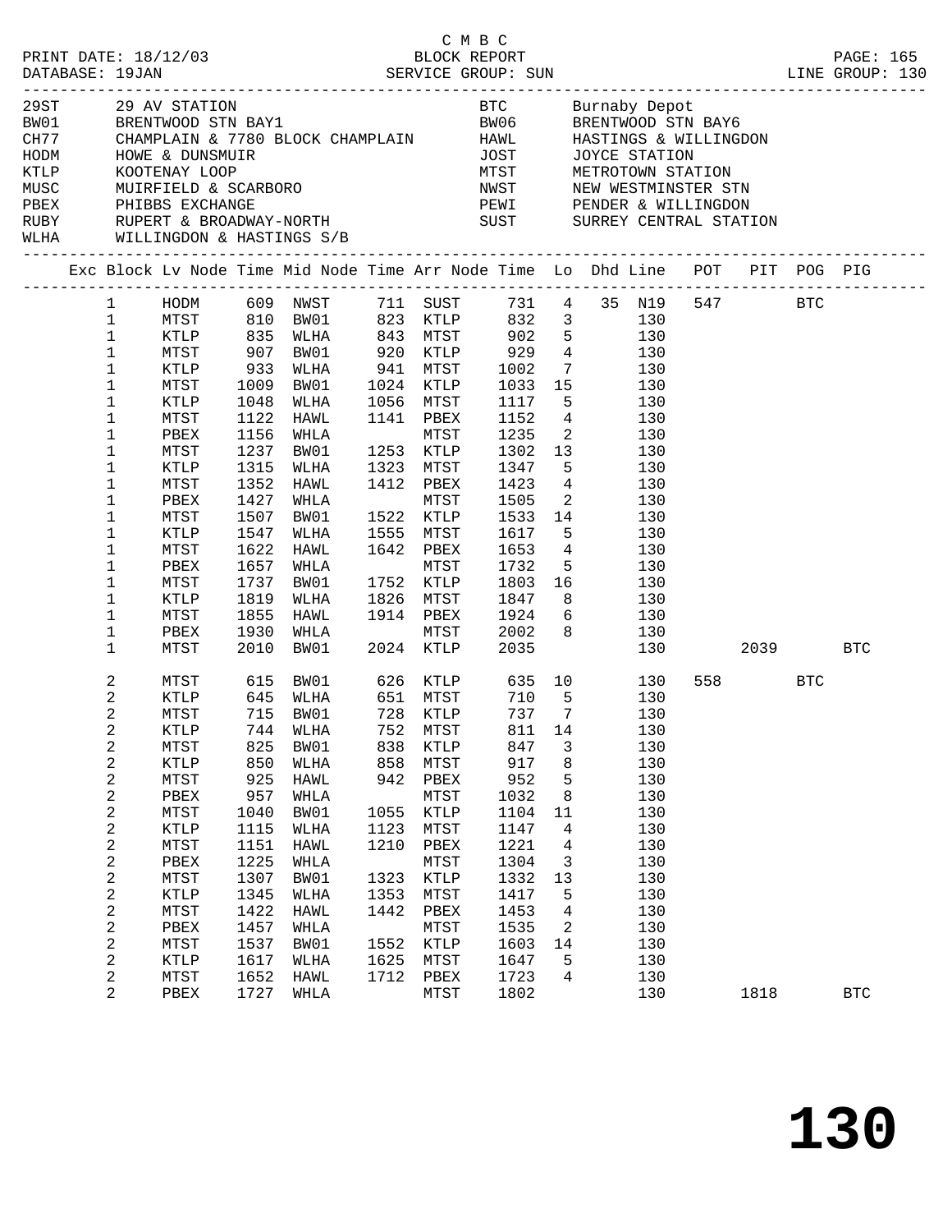C M B C

PRINT DATE: 18/12/03 BLOCK REPORT PAGE: 165
DATABASE: 19JAN SERVICE GROUP: SUN LINE GROUP: 130

| Code | Name | Code | Name |
|---|---|---|---|
| 29ST | 29 AV STATION | BTC | Burnaby Depot |
| BW01 | BRENTWOOD STN BAY1 | BW06 | BRENTWOOD STN BAY6 |
| CH77 | CHAMPLAIN & 7780 BLOCK CHAMPLAIN | HAWL | HASTINGS & WILLINGDON |
| HODM | HOWE & DUNSMUIR | JOST | JOYCE STATION |
| KTLP | KOOTENAY LOOP | MTST | METROTOWN STATION |
| MUSC | MUIRFIELD & SCARBORO | NWST | NEW WESTMINSTER STN |
| PBEX | PHIBBS EXCHANGE | PEWI | PENDER & WILLINGDON |
| RUBY | RUPERT & BROADWAY-NORTH | SUST | SURREY CENTRAL STATION |
| WLHA | WILLINGDON & HASTINGS S/B | | |

| Exc | Block | Lv Node | Time | Mid Node | Time | Arr Node | Time | Lo | Dhd | Line | POT | PIT | POG | PIG |
|---|---|---|---|---|---|---|---|---|---|---|---|---|---|---|
| | 1 | HODM | 609 | NWST | 711 | SUST | 731 | 4 | 35 | N19 | 547 | | BTC | |
| | 1 | MTST | 810 | BW01 | 823 | KTLP | 832 | 3 | | 130 | | | | |
| | 1 | KTLP | 835 | WLHA | 843 | MTST | 902 | 5 | | 130 | | | | |
| | 1 | MTST | 907 | BW01 | 920 | KTLP | 929 | 4 | | 130 | | | | |
| | 1 | KTLP | 933 | WLHA | 941 | MTST | 1002 | 7 | | 130 | | | | |
| | 1 | MTST | 1009 | BW01 | 1024 | KTLP | 1033 | 15 | | 130 | | | | |
| | 1 | KTLP | 1048 | WLHA | 1056 | MTST | 1117 | 5 | | 130 | | | | |
| | 1 | MTST | 1122 | HAWL | 1141 | PBEX | 1152 | 4 | | 130 | | | | |
| | 1 | PBEX | 1156 | WHLA | | MTST | 1235 | 2 | | 130 | | | | |
| | 1 | MTST | 1237 | BW01 | 1253 | KTLP | 1302 | 13 | | 130 | | | | |
| | 1 | KTLP | 1315 | WLHA | 1323 | MTST | 1347 | 5 | | 130 | | | | |
| | 1 | MTST | 1352 | HAWL | 1412 | PBEX | 1423 | 4 | | 130 | | | | |
| | 1 | PBEX | 1427 | WHLA | | MTST | 1505 | 2 | | 130 | | | | |
| | 1 | MTST | 1507 | BW01 | 1522 | KTLP | 1533 | 14 | | 130 | | | | |
| | 1 | KTLP | 1547 | WLHA | 1555 | MTST | 1617 | 5 | | 130 | | | | |
| | 1 | MTST | 1622 | HAWL | 1642 | PBEX | 1653 | 4 | | 130 | | | | |
| | 1 | PBEX | 1657 | WHLA | | MTST | 1732 | 5 | | 130 | | | | |
| | 1 | MTST | 1737 | BW01 | 1752 | KTLP | 1803 | 16 | | 130 | | | | |
| | 1 | KTLP | 1819 | WLHA | 1826 | MTST | 1847 | 8 | | 130 | | | | |
| | 1 | MTST | 1855 | HAWL | 1914 | PBEX | 1924 | 6 | | 130 | | | | |
| | 1 | PBEX | 1930 | WHLA | | MTST | 2002 | 8 | | 130 | | | | |
| | 1 | MTST | 2010 | BW01 | 2024 | KTLP | 2035 | | | 130 | | 2039 | | BTC |
| | 2 | MTST | 615 | BW01 | 626 | KTLP | 635 | 10 | | 130 | 558 | | BTC | |
| | 2 | KTLP | 645 | WLHA | 651 | MTST | 710 | 5 | | 130 | | | | |
| | 2 | MTST | 715 | BW01 | 728 | KTLP | 737 | 7 | | 130 | | | | |
| | 2 | KTLP | 744 | WLHA | 752 | MTST | 811 | 14 | | 130 | | | | |
| | 2 | MTST | 825 | BW01 | 838 | KTLP | 847 | 3 | | 130 | | | | |
| | 2 | KTLP | 850 | WLHA | 858 | MTST | 917 | 8 | | 130 | | | | |
| | 2 | MTST | 925 | HAWL | 942 | PBEX | 952 | 5 | | 130 | | | | |
| | 2 | PBEX | 957 | WHLA | | MTST | 1032 | 8 | | 130 | | | | |
| | 2 | MTST | 1040 | BW01 | 1055 | KTLP | 1104 | 11 | | 130 | | | | |
| | 2 | KTLP | 1115 | WLHA | 1123 | MTST | 1147 | 4 | | 130 | | | | |
| | 2 | MTST | 1151 | HAWL | 1210 | PBEX | 1221 | 4 | | 130 | | | | |
| | 2 | PBEX | 1225 | WHLA | | MTST | 1304 | 3 | | 130 | | | | |
| | 2 | MTST | 1307 | BW01 | 1323 | KTLP | 1332 | 13 | | 130 | | | | |
| | 2 | KTLP | 1345 | WLHA | 1353 | MTST | 1417 | 5 | | 130 | | | | |
| | 2 | MTST | 1422 | HAWL | 1442 | PBEX | 1453 | 4 | | 130 | | | | |
| | 2 | PBEX | 1457 | WHLA | | MTST | 1535 | 2 | | 130 | | | | |
| | 2 | MTST | 1537 | BW01 | 1552 | KTLP | 1603 | 14 | | 130 | | | | |
| | 2 | KTLP | 1617 | WLHA | 1625 | MTST | 1647 | 5 | | 130 | | | | |
| | 2 | MTST | 1652 | HAWL | 1712 | PBEX | 1723 | 4 | | 130 | | | | |
| | 2 | PBEX | 1727 | WHLA | | MTST | 1802 | | | 130 | | 1818 | | BTC |

# 130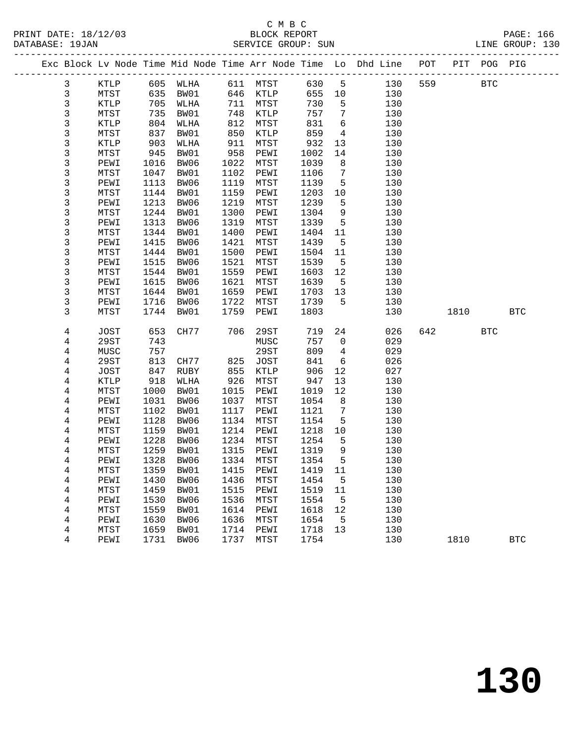| Exc | Block | Lv Node | Time | Mid Node | Time | Arr Node | Time | Lo | Dhd Line | POT | PIT | POG | PIG |
|---|---|---|---|---|---|---|---|---|---|---|---|---|---|
| | 3 | KTLP | 605 | WLHA | 611 | MTST | 630 | 5 | 130 | 559 | | BTC | |
| | 3 | MTST | 635 | BW01 | 646 | KTLP | 655 | 10 | 130 | | | | |
| | 3 | KTLP | 705 | WLHA | 711 | MTST | 730 | 5 | 130 | | | | |
| | 3 | MTST | 735 | BW01 | 748 | KTLP | 757 | 7 | 130 | | | | |
| | 3 | KTLP | 804 | WLHA | 812 | MTST | 831 | 6 | 130 | | | | |
| | 3 | MTST | 837 | BW01 | 850 | KTLP | 859 | 4 | 130 | | | | |
| | 3 | KTLP | 903 | WLHA | 911 | MTST | 932 | 13 | 130 | | | | |
| | 3 | MTST | 945 | BW01 | 958 | PEWI | 1002 | 14 | 130 | | | | |
| | 3 | PEWI | 1016 | BW06 | 1022 | MTST | 1039 | 8 | 130 | | | | |
| | 3 | MTST | 1047 | BW01 | 1102 | PEWI | 1106 | 7 | 130 | | | | |
| | 3 | PEWI | 1113 | BW06 | 1119 | MTST | 1139 | 5 | 130 | | | | |
| | 3 | MTST | 1144 | BW01 | 1159 | PEWI | 1203 | 10 | 130 | | | | |
| | 3 | PEWI | 1213 | BW06 | 1219 | MTST | 1239 | 5 | 130 | | | | |
| | 3 | MTST | 1244 | BW01 | 1300 | PEWI | 1304 | 9 | 130 | | | | |
| | 3 | PEWI | 1313 | BW06 | 1319 | MTST | 1339 | 5 | 130 | | | | |
| | 3 | MTST | 1344 | BW01 | 1400 | PEWI | 1404 | 11 | 130 | | | | |
| | 3 | PEWI | 1415 | BW06 | 1421 | MTST | 1439 | 5 | 130 | | | | |
| | 3 | MTST | 1444 | BW01 | 1500 | PEWI | 1504 | 11 | 130 | | | | |
| | 3 | PEWI | 1515 | BW06 | 1521 | MTST | 1539 | 5 | 130 | | | | |
| | 3 | MTST | 1544 | BW01 | 1559 | PEWI | 1603 | 12 | 130 | | | | |
| | 3 | PEWI | 1615 | BW06 | 1621 | MTST | 1639 | 5 | 130 | | | | |
| | 3 | MTST | 1644 | BW01 | 1659 | PEWI | 1703 | 13 | 130 | | | | |
| | 3 | PEWI | 1716 | BW06 | 1722 | MTST | 1739 | 5 | 130 | | | | |
| | 3 | MTST | 1744 | BW01 | 1759 | PEWI | 1803 | | 130 | | 1810 | | BTC |
| | 4 | JOST | 653 | CH77 | 706 | 29ST | 719 | 24 | 026 | 642 | | BTC | |
| | 4 | 29ST | 743 | | | MUSC | 757 | 0 | 029 | | | | |
| | 4 | MUSC | 757 | | | 29ST | 809 | 4 | 029 | | | | |
| | 4 | 29ST | 813 | CH77 | 825 | JOST | 841 | 6 | 026 | | | | |
| | 4 | JOST | 847 | RUBY | 855 | KTLP | 906 | 12 | 027 | | | | |
| | 4 | KTLP | 918 | WLHA | 926 | MTST | 947 | 13 | 130 | | | | |
| | 4 | MTST | 1000 | BW01 | 1015 | PEWI | 1019 | 12 | 130 | | | | |
| | 4 | PEWI | 1031 | BW06 | 1037 | MTST | 1054 | 8 | 130 | | | | |
| | 4 | MTST | 1102 | BW01 | 1117 | PEWI | 1121 | 7 | 130 | | | | |
| | 4 | PEWI | 1128 | BW06 | 1134 | MTST | 1154 | 5 | 130 | | | | |
| | 4 | MTST | 1159 | BW01 | 1214 | PEWI | 1218 | 10 | 130 | | | | |
| | 4 | PEWI | 1228 | BW06 | 1234 | MTST | 1254 | 5 | 130 | | | | |
| | 4 | MTST | 1259 | BW01 | 1315 | PEWI | 1319 | 9 | 130 | | | | |
| | 4 | PEWI | 1328 | BW06 | 1334 | MTST | 1354 | 5 | 130 | | | | |
| | 4 | MTST | 1359 | BW01 | 1415 | PEWI | 1419 | 11 | 130 | | | | |
| | 4 | PEWI | 1430 | BW06 | 1436 | MTST | 1454 | 5 | 130 | | | | |
| | 4 | MTST | 1459 | BW01 | 1515 | PEWI | 1519 | 11 | 130 | | | | |
| | 4 | PEWI | 1530 | BW06 | 1536 | MTST | 1554 | 5 | 130 | | | | |
| | 4 | MTST | 1559 | BW01 | 1614 | PEWI | 1618 | 12 | 130 | | | | |
| | 4 | PEWI | 1630 | BW06 | 1636 | MTST | 1654 | 5 | 130 | | | | |
| | 4 | MTST | 1659 | BW01 | 1714 | PEWI | 1718 | 13 | 130 | | | | |
| | 4 | PEWI | 1731 | BW06 | 1737 | MTST | 1754 | | 130 | | 1810 | | BTC |

# 130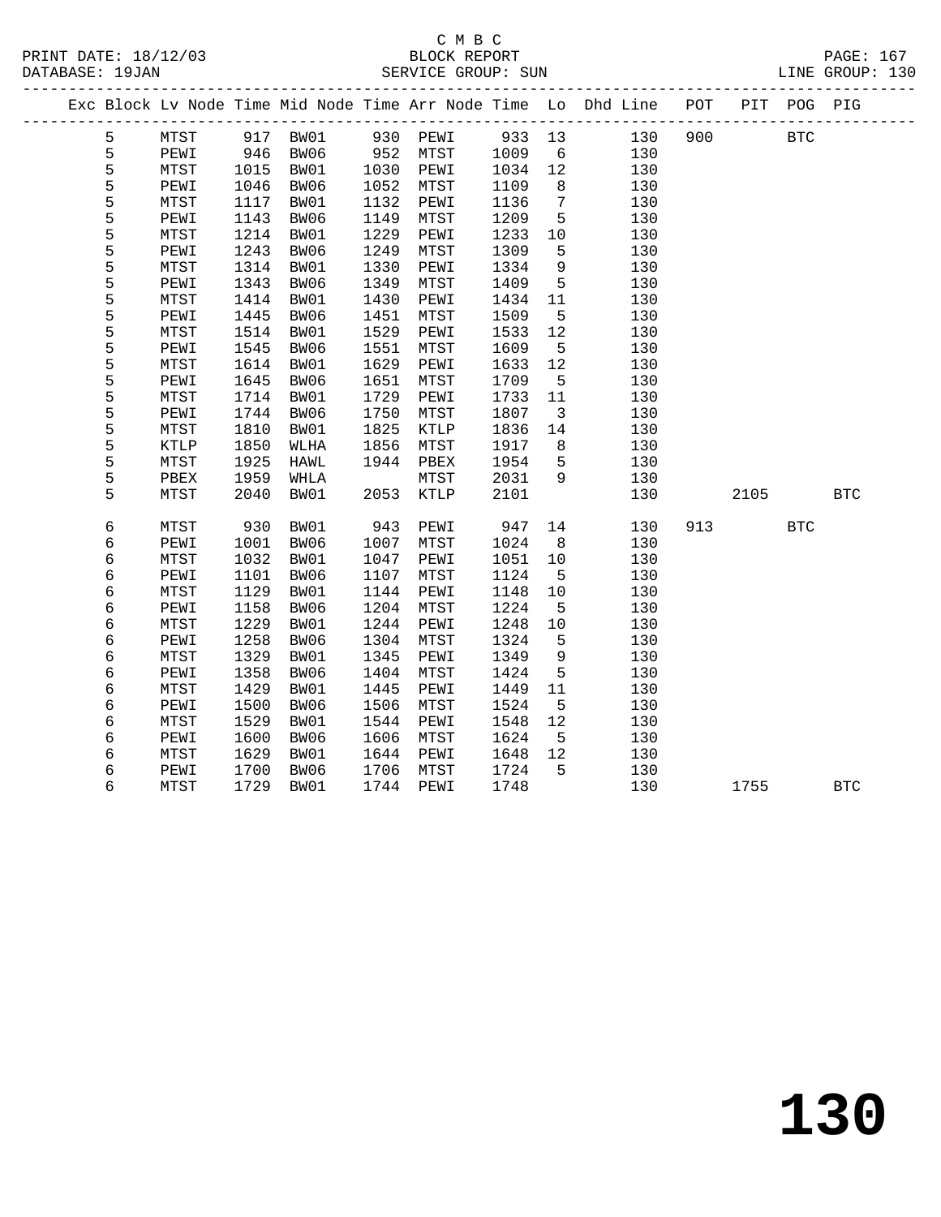C M B C

BLOCK REPORT

SERVICE GROUP: SUN

LINE GROUP: 130

| Exc | Block | Lv Node | Time | Mid Node | Time | Arr Node | Time | Lo | Dhd Line | POT | PIT | POG | PIG |
|---|---|---|---|---|---|---|---|---|---|---|---|---|---|
| | 5 | MTST | 917 | BW01 | 930 | PEWI | 933 | 13 | 130 | 900 | | BTC | |
| | 5 | PEWI | 946 | BW06 | 952 | MTST | 1009 | 6 | 130 | | | | |
| | 5 | MTST | 1015 | BW01 | 1030 | PEWI | 1034 | 12 | 130 | | | | |
| | 5 | PEWI | 1046 | BW06 | 1052 | MTST | 1109 | 8 | 130 | | | | |
| | 5 | MTST | 1117 | BW01 | 1132 | PEWI | 1136 | 7 | 130 | | | | |
| | 5 | PEWI | 1143 | BW06 | 1149 | MTST | 1209 | 5 | 130 | | | | |
| | 5 | MTST | 1214 | BW01 | 1229 | PEWI | 1233 | 10 | 130 | | | | |
| | 5 | PEWI | 1243 | BW06 | 1249 | MTST | 1309 | 5 | 130 | | | | |
| | 5 | MTST | 1314 | BW01 | 1330 | PEWI | 1334 | 9 | 130 | | | | |
| | 5 | PEWI | 1343 | BW06 | 1349 | MTST | 1409 | 5 | 130 | | | | |
| | 5 | MTST | 1414 | BW01 | 1430 | PEWI | 1434 | 11 | 130 | | | | |
| | 5 | PEWI | 1445 | BW06 | 1451 | MTST | 1509 | 5 | 130 | | | | |
| | 5 | MTST | 1514 | BW01 | 1529 | PEWI | 1533 | 12 | 130 | | | | |
| | 5 | PEWI | 1545 | BW06 | 1551 | MTST | 1609 | 5 | 130 | | | | |
| | 5 | MTST | 1614 | BW01 | 1629 | PEWI | 1633 | 12 | 130 | | | | |
| | 5 | PEWI | 1645 | BW06 | 1651 | MTST | 1709 | 5 | 130 | | | | |
| | 5 | MTST | 1714 | BW01 | 1729 | PEWI | 1733 | 11 | 130 | | | | |
| | 5 | PEWI | 1744 | BW06 | 1750 | MTST | 1807 | 3 | 130 | | | | |
| | 5 | MTST | 1810 | BW01 | 1825 | KTLP | 1836 | 14 | 130 | | | | |
| | 5 | KTLP | 1850 | WLHA | 1856 | MTST | 1917 | 8 | 130 | | | | |
| | 5 | MTST | 1925 | HAWL | 1944 | PBEX | 1954 | 5 | 130 | | | | |
| | 5 | PBEX | 1959 | WHLA | | MTST | 2031 | 9 | 130 | | | | |
| | 5 | MTST | 2040 | BW01 | 2053 | KTLP | 2101 | | 130 | | 2105 | | BTC |
| | 6 | MTST | 930 | BW01 | 943 | PEWI | 947 | 14 | 130 | 913 | | BTC | |
| | 6 | PEWI | 1001 | BW06 | 1007 | MTST | 1024 | 8 | 130 | | | | |
| | 6 | MTST | 1032 | BW01 | 1047 | PEWI | 1051 | 10 | 130 | | | | |
| | 6 | PEWI | 1101 | BW06 | 1107 | MTST | 1124 | 5 | 130 | | | | |
| | 6 | MTST | 1129 | BW01 | 1144 | PEWI | 1148 | 10 | 130 | | | | |
| | 6 | PEWI | 1158 | BW06 | 1204 | MTST | 1224 | 5 | 130 | | | | |
| | 6 | MTST | 1229 | BW01 | 1244 | PEWI | 1248 | 10 | 130 | | | | |
| | 6 | PEWI | 1258 | BW06 | 1304 | MTST | 1324 | 5 | 130 | | | | |
| | 6 | MTST | 1329 | BW01 | 1345 | PEWI | 1349 | 9 | 130 | | | | |
| | 6 | PEWI | 1358 | BW06 | 1404 | MTST | 1424 | 5 | 130 | | | | |
| | 6 | MTST | 1429 | BW01 | 1445 | PEWI | 1449 | 11 | 130 | | | | |
| | 6 | PEWI | 1500 | BW06 | 1506 | MTST | 1524 | 5 | 130 | | | | |
| | 6 | MTST | 1529 | BW01 | 1544 | PEWI | 1548 | 12 | 130 | | | | |
| | 6 | PEWI | 1600 | BW06 | 1606 | MTST | 1624 | 5 | 130 | | | | |
| | 6 | MTST | 1629 | BW01 | 1644 | PEWI | 1648 | 12 | 130 | | | | |
| | 6 | PEWI | 1700 | BW06 | 1706 | MTST | 1724 | 5 | 130 | | | | |
| | 6 | MTST | 1729 | BW01 | 1744 | PEWI | 1748 | | 130 | | 1755 | | BTC |

# 130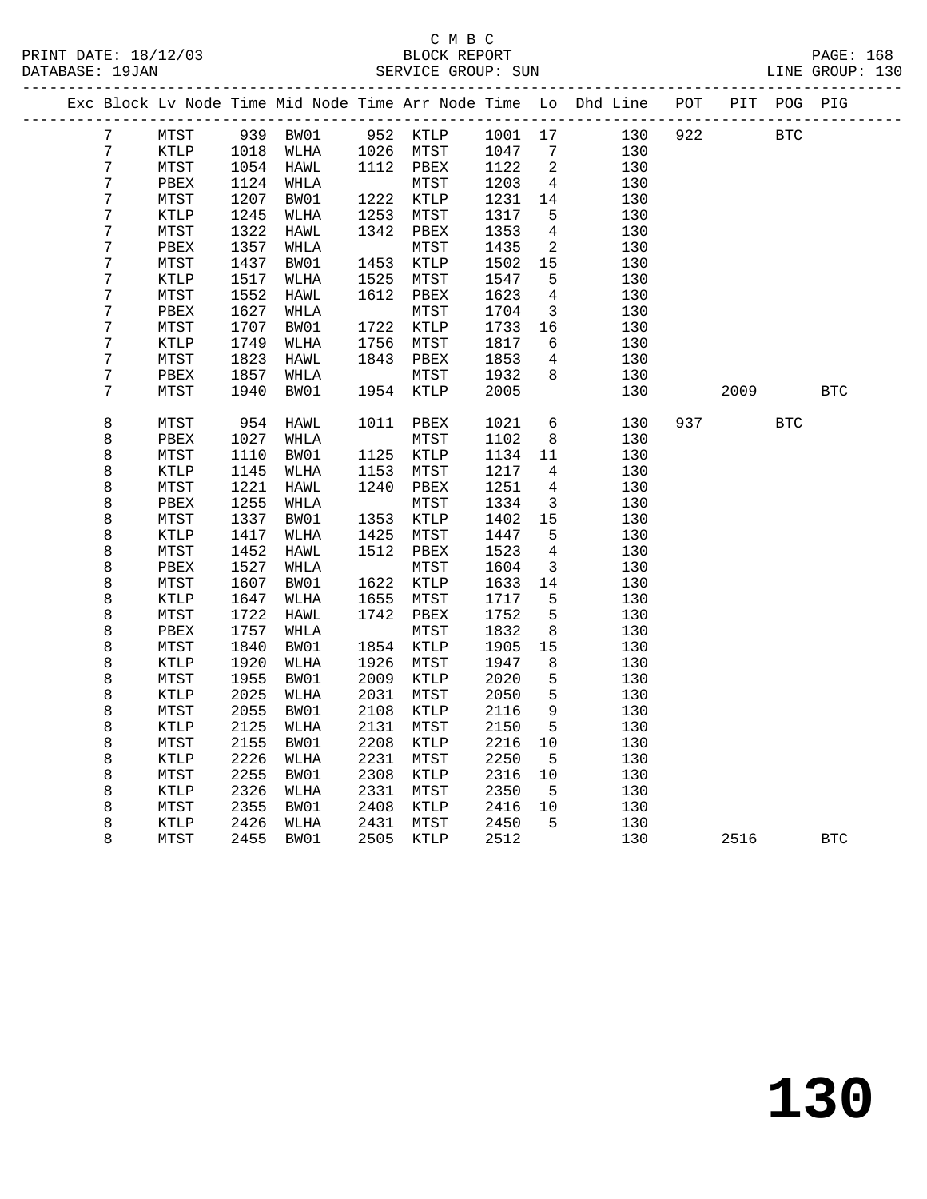C M B C
BLOCK REPORT
SERVICE GROUP: SUN

PRINT DATE: 18/12/03
DATABASE: 19JAN
LINE GROUP: 130

| Exc | Block | Lv | Node | Time | Mid Node | Time | Arr Node | Time | Lo | Dhd Line | POT | PIT | POG | PIG |
|---|---|---|---|---|---|---|---|---|---|---|---|---|---|---|
| | 7 | | MTST | 939 | BW01 | 952 | KTLP | 1001 | 17 | 130 | 922 | | BTC | |
| | 7 | | KTLP | 1018 | WLHA | 1026 | MTST | 1047 | 7 | 130 | | | | |
| | 7 | | MTST | 1054 | HAWL | 1112 | PBEX | 1122 | 2 | 130 | | | | |
| | 7 | | PBEX | 1124 | WHLA | | MTST | 1203 | 4 | 130 | | | | |
| | 7 | | MTST | 1207 | BW01 | 1222 | KTLP | 1231 | 14 | 130 | | | | |
| | 7 | | KTLP | 1245 | WLHA | 1253 | MTST | 1317 | 5 | 130 | | | | |
| | 7 | | MTST | 1322 | HAWL | 1342 | PBEX | 1353 | 4 | 130 | | | | |
| | 7 | | PBEX | 1357 | WHLA | | MTST | 1435 | 2 | 130 | | | | |
| | 7 | | MTST | 1437 | BW01 | 1453 | KTLP | 1502 | 15 | 130 | | | | |
| | 7 | | KTLP | 1517 | WLHA | 1525 | MTST | 1547 | 5 | 130 | | | | |
| | 7 | | MTST | 1552 | HAWL | 1612 | PBEX | 1623 | 4 | 130 | | | | |
| | 7 | | PBEX | 1627 | WHLA | | MTST | 1704 | 3 | 130 | | | | |
| | 7 | | MTST | 1707 | BW01 | 1722 | KTLP | 1733 | 16 | 130 | | | | |
| | 7 | | KTLP | 1749 | WLHA | 1756 | MTST | 1817 | 6 | 130 | | | | |
| | 7 | | MTST | 1823 | HAWL | 1843 | PBEX | 1853 | 4 | 130 | | | | |
| | 7 | | PBEX | 1857 | WHLA | | MTST | 1932 | 8 | 130 | | | | |
| | 7 | | MTST | 1940 | BW01 | 1954 | KTLP | 2005 | | 130 | | 2009 | | BTC |
| | 8 | | MTST | 954 | HAWL | 1011 | PBEX | 1021 | 6 | 130 | 937 | | BTC | |
| | 8 | | PBEX | 1027 | WHLA | | MTST | 1102 | 8 | 130 | | | | |
| | 8 | | MTST | 1110 | BW01 | 1125 | KTLP | 1134 | 11 | 130 | | | | |
| | 8 | | KTLP | 1145 | WLHA | 1153 | MTST | 1217 | 4 | 130 | | | | |
| | 8 | | MTST | 1221 | HAWL | 1240 | PBEX | 1251 | 4 | 130 | | | | |
| | 8 | | PBEX | 1255 | WHLA | | MTST | 1334 | 3 | 130 | | | | |
| | 8 | | MTST | 1337 | BW01 | 1353 | KTLP | 1402 | 15 | 130 | | | | |
| | 8 | | KTLP | 1417 | WLHA | 1425 | MTST | 1447 | 5 | 130 | | | | |
| | 8 | | MTST | 1452 | HAWL | 1512 | PBEX | 1523 | 4 | 130 | | | | |
| | 8 | | PBEX | 1527 | WHLA | | MTST | 1604 | 3 | 130 | | | | |
| | 8 | | MTST | 1607 | BW01 | 1622 | KTLP | 1633 | 14 | 130 | | | | |
| | 8 | | KTLP | 1647 | WLHA | 1655 | MTST | 1717 | 5 | 130 | | | | |
| | 8 | | MTST | 1722 | HAWL | 1742 | PBEX | 1752 | 5 | 130 | | | | |
| | 8 | | PBEX | 1757 | WHLA | | MTST | 1832 | 8 | 130 | | | | |
| | 8 | | MTST | 1840 | BW01 | 1854 | KTLP | 1905 | 15 | 130 | | | | |
| | 8 | | KTLP | 1920 | WLHA | 1926 | MTST | 1947 | 8 | 130 | | | | |
| | 8 | | MTST | 1955 | BW01 | 2009 | KTLP | 2020 | 5 | 130 | | | | |
| | 8 | | KTLP | 2025 | WLHA | 2031 | MTST | 2050 | 5 | 130 | | | | |
| | 8 | | MTST | 2055 | BW01 | 2108 | KTLP | 2116 | 9 | 130 | | | | |
| | 8 | | KTLP | 2125 | WLHA | 2131 | MTST | 2150 | 5 | 130 | | | | |
| | 8 | | MTST | 2155 | BW01 | 2208 | KTLP | 2216 | 10 | 130 | | | | |
| | 8 | | KTLP | 2226 | WLHA | 2231 | MTST | 2250 | 5 | 130 | | | | |
| | 8 | | MTST | 2255 | BW01 | 2308 | KTLP | 2316 | 10 | 130 | | | | |
| | 8 | | KTLP | 2326 | WLHA | 2331 | MTST | 2350 | 5 | 130 | | | | |
| | 8 | | MTST | 2355 | BW01 | 2408 | KTLP | 2416 | 10 | 130 | | | | |
| | 8 | | KTLP | 2426 | WLHA | 2431 | MTST | 2450 | 5 | 130 | | | | |
| | 8 | | MTST | 2455 | BW01 | 2505 | KTLP | 2512 | | 130 | | 2516 | | BTC |

# 130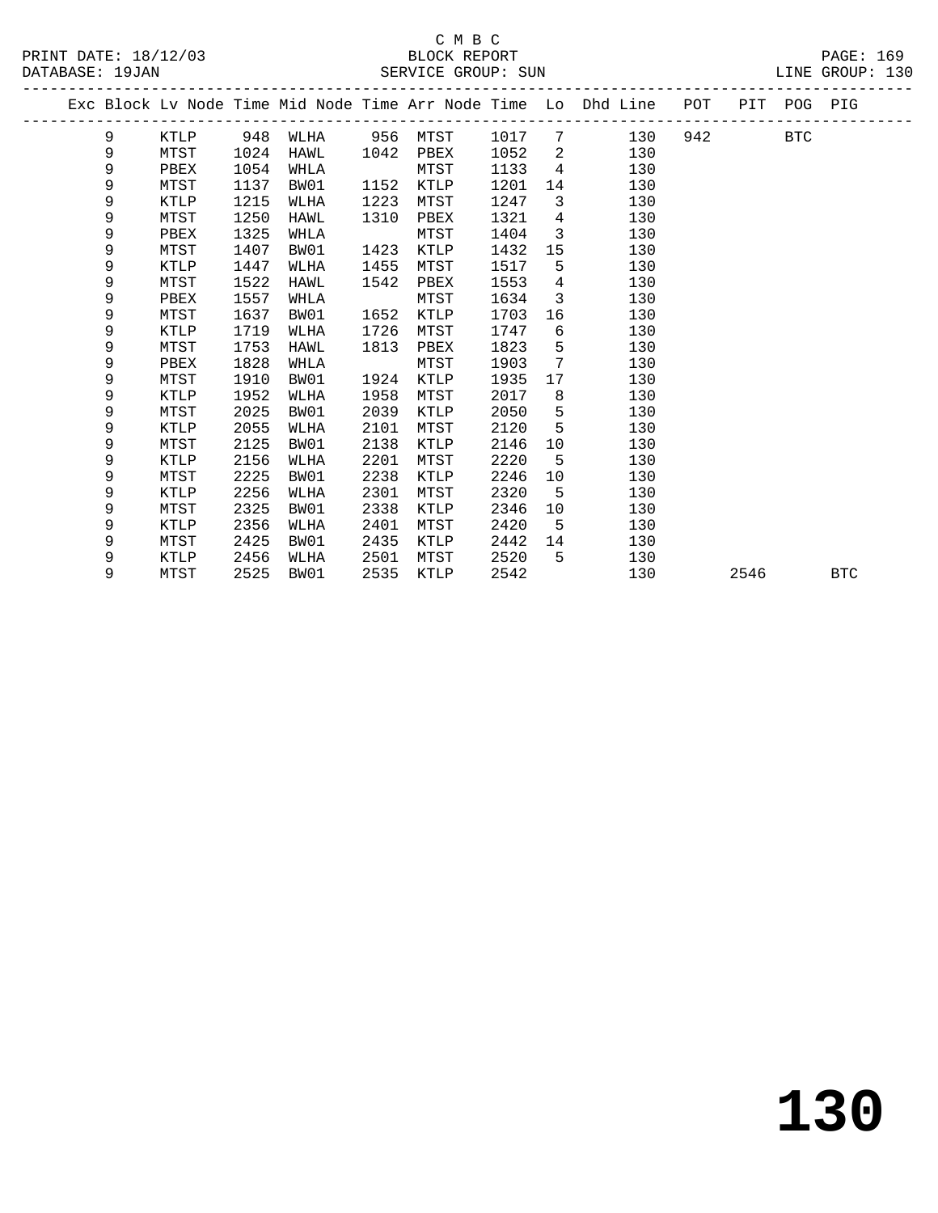C M B C

BLOCK REPORT

SERVICE GROUP: SUN

PRINT DATE: 18/12/03
DATABASE: 19JAN
LINE GROUP: 130

| Exc | Block | Lv | Node | Time | Mid Node | Time | Arr Node | Time | Lo | Dhd Line | POT | PIT | POG | PIG |
|---|---|---|---|---|---|---|---|---|---|---|---|---|---|---|
| | 9 | | KTLP | 948 | WLHA | 956 | MTST | 1017 | 7 | 130 | 942 | | BTC | |
| | 9 | | MTST | 1024 | HAWL | 1042 | PBEX | 1052 | 2 | 130 | | | | |
| | 9 | | PBEX | 1054 | WHLA | | MTST | 1133 | 4 | 130 | | | | |
| | 9 | | MTST | 1137 | BW01 | 1152 | KTLP | 1201 | 14 | 130 | | | | |
| | 9 | | KTLP | 1215 | WLHA | 1223 | MTST | 1247 | 3 | 130 | | | | |
| | 9 | | MTST | 1250 | HAWL | 1310 | PBEX | 1321 | 4 | 130 | | | | |
| | 9 | | PBEX | 1325 | WHLA | | MTST | 1404 | 3 | 130 | | | | |
| | 9 | | MTST | 1407 | BW01 | 1423 | KTLP | 1432 | 15 | 130 | | | | |
| | 9 | | KTLP | 1447 | WLHA | 1455 | MTST | 1517 | 5 | 130 | | | | |
| | 9 | | MTST | 1522 | HAWL | 1542 | PBEX | 1553 | 4 | 130 | | | | |
| | 9 | | PBEX | 1557 | WHLA | | MTST | 1634 | 3 | 130 | | | | |
| | 9 | | MTST | 1637 | BW01 | 1652 | KTLP | 1703 | 16 | 130 | | | | |
| | 9 | | KTLP | 1719 | WLHA | 1726 | MTST | 1747 | 6 | 130 | | | | |
| | 9 | | MTST | 1753 | HAWL | 1813 | PBEX | 1823 | 5 | 130 | | | | |
| | 9 | | PBEX | 1828 | WHLA | | MTST | 1903 | 7 | 130 | | | | |
| | 9 | | MTST | 1910 | BW01 | 1924 | KTLP | 1935 | 17 | 130 | | | | |
| | 9 | | KTLP | 1952 | WLHA | 1958 | MTST | 2017 | 8 | 130 | | | | |
| | 9 | | MTST | 2025 | BW01 | 2039 | KTLP | 2050 | 5 | 130 | | | | |
| | 9 | | KTLP | 2055 | WLHA | 2101 | MTST | 2120 | 5 | 130 | | | | |
| | 9 | | MTST | 2125 | BW01 | 2138 | KTLP | 2146 | 10 | 130 | | | | |
| | 9 | | KTLP | 2156 | WLHA | 2201 | MTST | 2220 | 5 | 130 | | | | |
| | 9 | | MTST | 2225 | BW01 | 2238 | KTLP | 2246 | 10 | 130 | | | | |
| | 9 | | KTLP | 2256 | WLHA | 2301 | MTST | 2320 | 5 | 130 | | | | |
| | 9 | | MTST | 2325 | BW01 | 2338 | KTLP | 2346 | 10 | 130 | | | | |
| | 9 | | KTLP | 2356 | WLHA | 2401 | MTST | 2420 | 5 | 130 | | | | |
| | 9 | | MTST | 2425 | BW01 | 2435 | KTLP | 2442 | 14 | 130 | | | | |
| | 9 | | KTLP | 2456 | WLHA | 2501 | MTST | 2520 | 5 | 130 | | | | |
| | 9 | | MTST | 2525 | BW01 | 2535 | KTLP | 2542 | | 130 | | 2546 | | BTC |

# 130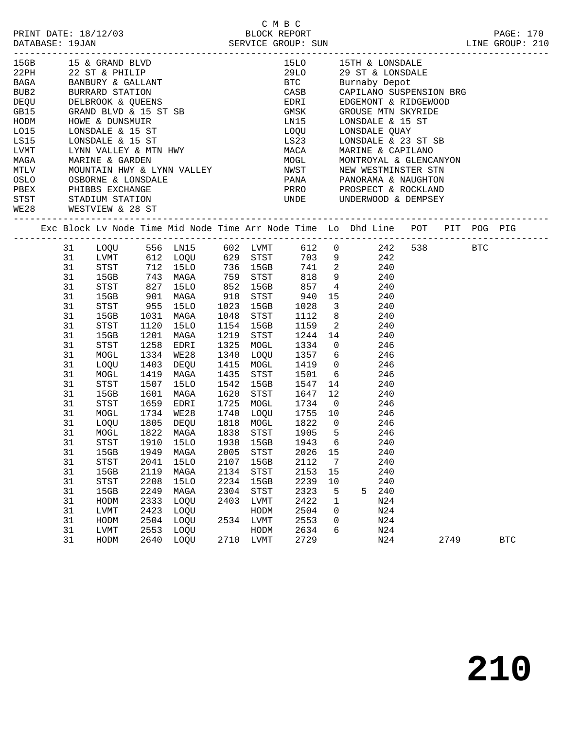C M B C
BLOCK REPORT
SERVICE GROUP: SUN

PRINT DATE: 18/12/03
DATABASE: 19JAN
LINE GROUP: 210

| Code | Description | Code | Description |
|---|---|---|---|
| 15GB | 15 & GRAND BLVD | 15LO | 15TH & LONSDALE |
| 22PH | 22 ST & PHILIP | 29LO | 29 ST & LONSDALE |
| BAGA | BANBURY & GALLANT | BTC | Burnaby Depot |
| BUB2 | BURRARD STATION | CASB | CAPILANO SUSPENSION BRG |
| DEQU | DELBROOK & QUEENS | EDRI | EDGEMONT & RIDGEWOOD |
| GB15 | GRAND BLVD & 15 ST SB | GMSK | GROUSE MTN SKYRIDE |
| HODM | HOWE & DUNSMUIR | LN15 | LONSDALE & 15 ST |
| LO15 | LONSDALE & 15 ST | LOQU | LONSDALE QUAY |
| LS15 | LONSDALE & 15 ST | LS23 | LONSDALE & 23 ST SB |
| LVMT | LYNN VALLEY & MTN HWY | MACA | MARINE & CAPILANO |
| MAGA | MARINE & GARDEN | MOGL | MONTROYAL & GLENCANYON |
| MTLV | MOUNTAIN HWY & LYNN VALLEY | NWST | NEW WESTMINSTER STN |
| OSLO | OSBORNE & LONSDALE | PANA | PANORAMA & NAUGHTON |
| PBEX | PHIBBS EXCHANGE | PRRO | PROSPECT & ROCKLAND |
| STST | STADIUM STATION | UNDE | UNDERWOOD & DEMPSEY |
| WE28 | WESTVIEW & 28 ST | | |

| Exc | Block | Lv Node | Time | Mid Node | Time | Arr Node | Time | Lo | Dhd | Line | POT | PIT | POG | PIG |
|---|---|---|---|---|---|---|---|---|---|---|---|---|---|---|
| | 31 | LOQU | 556 | LN15 | 602 | LVMT | 612 | 0 | | 242 | 538 | | BTC | |
| | 31 | LVMT | 612 | LOQU | 629 | STST | 703 | 9 | | 242 | | | | |
| | 31 | STST | 712 | 15LO | 736 | 15GB | 741 | 2 | | 240 | | | | |
| | 31 | 15GB | 743 | MAGA | 759 | STST | 818 | 9 | | 240 | | | | |
| | 31 | STST | 827 | 15LO | 852 | 15GB | 857 | 4 | | 240 | | | | |
| | 31 | 15GB | 901 | MAGA | 918 | STST | 940 | 15 | | 240 | | | | |
| | 31 | STST | 955 | 15LO | 1023 | 15GB | 1028 | 3 | | 240 | | | | |
| | 31 | 15GB | 1031 | MAGA | 1048 | STST | 1112 | 8 | | 240 | | | | |
| | 31 | STST | 1120 | 15LO | 1154 | 15GB | 1159 | 2 | | 240 | | | | |
| | 31 | 15GB | 1201 | MAGA | 1219 | STST | 1244 | 14 | | 240 | | | | |
| | 31 | STST | 1258 | EDRI | 1325 | MOGL | 1334 | 0 | | 246 | | | | |
| | 31 | MOGL | 1334 | WE28 | 1340 | LOQU | 1357 | 6 | | 246 | | | | |
| | 31 | LOQU | 1403 | DEQU | 1415 | MOGL | 1419 | 0 | | 246 | | | | |
| | 31 | MOGL | 1419 | MAGA | 1435 | STST | 1501 | 6 | | 246 | | | | |
| | 31 | STST | 1507 | 15LO | 1542 | 15GB | 1547 | 14 | | 240 | | | | |
| | 31 | 15GB | 1601 | MAGA | 1620 | STST | 1647 | 12 | | 240 | | | | |
| | 31 | STST | 1659 | EDRI | 1725 | MOGL | 1734 | 0 | | 246 | | | | |
| | 31 | MOGL | 1734 | WE28 | 1740 | LOQU | 1755 | 10 | | 246 | | | | |
| | 31 | LOQU | 1805 | DEQU | 1818 | MOGL | 1822 | 0 | | 246 | | | | |
| | 31 | MOGL | 1822 | MAGA | 1838 | STST | 1905 | 5 | | 246 | | | | |
| | 31 | STST | 1910 | 15LO | 1938 | 15GB | 1943 | 6 | | 240 | | | | |
| | 31 | 15GB | 1949 | MAGA | 2005 | STST | 2026 | 15 | | 240 | | | | |
| | 31 | STST | 2041 | 15LO | 2107 | 15GB | 2112 | 7 | | 240 | | | | |
| | 31 | 15GB | 2119 | MAGA | 2134 | STST | 2153 | 15 | | 240 | | | | |
| | 31 | STST | 2208 | 15LO | 2234 | 15GB | 2239 | 10 | | 240 | | | | |
| | 31 | 15GB | 2249 | MAGA | 2304 | STST | 2323 | 5 | 5 | 240 | | | | |
| | 31 | HODM | 2333 | LOQU | 2403 | LVMT | 2422 | 1 | | N24 | | | | |
| | 31 | LVMT | 2423 | LOQU | | HODM | 2504 | 0 | | N24 | | | | |
| | 31 | HODM | 2504 | LOQU | 2534 | LVMT | 2553 | 0 | | N24 | | | | |
| | 31 | LVMT | 2553 | LOQU | | HODM | 2634 | 6 | | N24 | | | | |
| | 31 | HODM | 2640 | LOQU | 2710 | LVMT | 2729 | | | N24 | | 2749 | | BTC |

210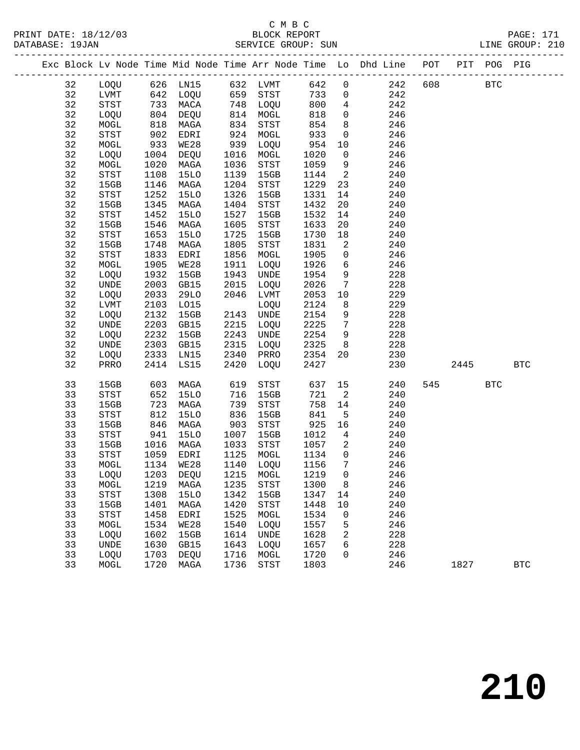C M B C
BLOCK REPORT
SERVICE GROUP: SUN

PRINT DATE: 18/12/03
DATABASE: 19JAN
LINE GROUP: 210

| Exc | Block | Lv Node | Time | Mid Node | Time | Arr Node | Time | Lo | Dhd Line | POT | PIT | POG | PIG |
|---|---|---|---|---|---|---|---|---|---|---|---|---|---|
| | 32 | LOQU | 626 | LN15 | 632 | LVMT | 642 | 0 | 242 | 608 | | BTC | |
| | 32 | LVMT | 642 | LOQU | 659 | STST | 733 | 0 | 242 | | | | |
| | 32 | STST | 733 | MACA | 748 | LOQU | 800 | 4 | 242 | | | | |
| | 32 | LOQU | 804 | DEQU | 814 | MOGL | 818 | 0 | 246 | | | | |
| | 32 | MOGL | 818 | MAGA | 834 | STST | 854 | 8 | 246 | | | | |
| | 32 | STST | 902 | EDRI | 924 | MOGL | 933 | 0 | 246 | | | | |
| | 32 | MOGL | 933 | WE28 | 939 | LOQU | 954 | 10 | 246 | | | | |
| | 32 | LOQU | 1004 | DEQU | 1016 | MOGL | 1020 | 0 | 246 | | | | |
| | 32 | MOGL | 1020 | MAGA | 1036 | STST | 1059 | 9 | 246 | | | | |
| | 32 | STST | 1108 | 15LO | 1139 | 15GB | 1144 | 2 | 240 | | | | |
| | 32 | 15GB | 1146 | MAGA | 1204 | STST | 1229 | 23 | 240 | | | | |
| | 32 | STST | 1252 | 15LO | 1326 | 15GB | 1331 | 14 | 240 | | | | |
| | 32 | 15GB | 1345 | MAGA | 1404 | STST | 1432 | 20 | 240 | | | | |
| | 32 | STST | 1452 | 15LO | 1527 | 15GB | 1532 | 14 | 240 | | | | |
| | 32 | 15GB | 1546 | MAGA | 1605 | STST | 1633 | 20 | 240 | | | | |
| | 32 | STST | 1653 | 15LO | 1725 | 15GB | 1730 | 18 | 240 | | | | |
| | 32 | 15GB | 1748 | MAGA | 1805 | STST | 1831 | 2 | 240 | | | | |
| | 32 | STST | 1833 | EDRI | 1856 | MOGL | 1905 | 0 | 246 | | | | |
| | 32 | MOGL | 1905 | WE28 | 1911 | LOQU | 1926 | 6 | 246 | | | | |
| | 32 | LOQU | 1932 | 15GB | 1943 | UNDE | 1954 | 9 | 228 | | | | |
| | 32 | UNDE | 2003 | GB15 | 2015 | LOQU | 2026 | 7 | 228 | | | | |
| | 32 | LOQU | 2033 | 29LO | 2046 | LVMT | 2053 | 10 | 229 | | | | |
| | 32 | LVMT | 2103 | LO15 | | LOQU | 2124 | 8 | 229 | | | | |
| | 32 | LOQU | 2132 | 15GB | 2143 | UNDE | 2154 | 9 | 228 | | | | |
| | 32 | UNDE | 2203 | GB15 | 2215 | LOQU | 2225 | 7 | 228 | | | | |
| | 32 | LOQU | 2232 | 15GB | 2243 | UNDE | 2254 | 9 | 228 | | | | |
| | 32 | UNDE | 2303 | GB15 | 2315 | LOQU | 2325 | 8 | 228 | | | | |
| | 32 | LOQU | 2333 | LN15 | 2340 | PRRO | 2354 | 20 | 230 | | | | |
| | 32 | PRRO | 2414 | LS15 | 2420 | LOQU | 2427 | | 230 | | 2445 | | BTC |
| | 33 | 15GB | 603 | MAGA | 619 | STST | 637 | 15 | 240 | 545 | | BTC | |
| | 33 | STST | 652 | 15LO | 716 | 15GB | 721 | 2 | 240 | | | | |
| | 33 | 15GB | 723 | MAGA | 739 | STST | 758 | 14 | 240 | | | | |
| | 33 | STST | 812 | 15LO | 836 | 15GB | 841 | 5 | 240 | | | | |
| | 33 | 15GB | 846 | MAGA | 903 | STST | 925 | 16 | 240 | | | | |
| | 33 | STST | 941 | 15LO | 1007 | 15GB | 1012 | 4 | 240 | | | | |
| | 33 | 15GB | 1016 | MAGA | 1033 | STST | 1057 | 2 | 240 | | | | |
| | 33 | STST | 1059 | EDRI | 1125 | MOGL | 1134 | 0 | 246 | | | | |
| | 33 | MOGL | 1134 | WE28 | 1140 | LOQU | 1156 | 7 | 246 | | | | |
| | 33 | LOQU | 1203 | DEQU | 1215 | MOGL | 1219 | 0 | 246 | | | | |
| | 33 | MOGL | 1219 | MAGA | 1235 | STST | 1300 | 8 | 246 | | | | |
| | 33 | STST | 1308 | 15LO | 1342 | 15GB | 1347 | 14 | 240 | | | | |
| | 33 | 15GB | 1401 | MAGA | 1420 | STST | 1448 | 10 | 240 | | | | |
| | 33 | STST | 1458 | EDRI | 1525 | MOGL | 1534 | 0 | 246 | | | | |
| | 33 | MOGL | 1534 | WE28 | 1540 | LOQU | 1557 | 5 | 246 | | | | |
| | 33 | LOQU | 1602 | 15GB | 1614 | UNDE | 1628 | 2 | 228 | | | | |
| | 33 | UNDE | 1630 | GB15 | 1643 | LOQU | 1657 | 6 | 228 | | | | |
| | 33 | LOQU | 1703 | DEQU | 1716 | MOGL | 1720 | 0 | 246 | | | | |
| | 33 | MOGL | 1720 | MAGA | 1736 | STST | 1803 | | 246 | | 1827 | | BTC |

210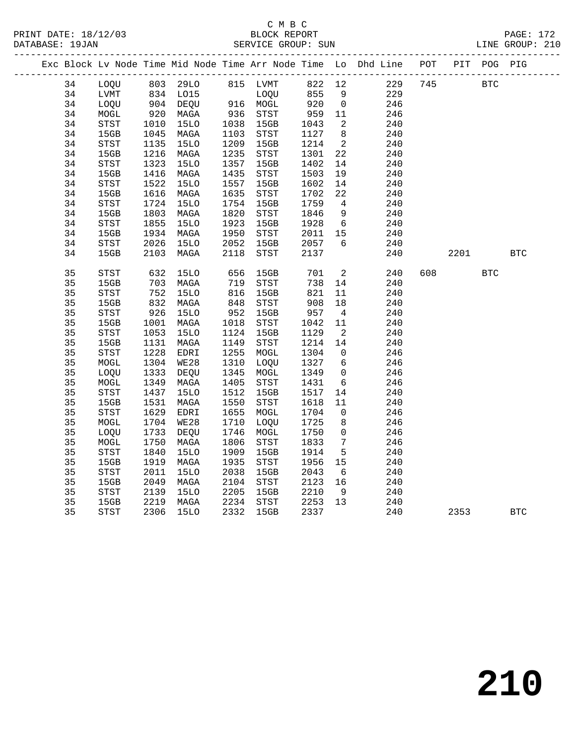C M B C
PRINT DATE: 18/12/03 BLOCK REPORT
DATABASE: 19JAN SERVICE GROUP: SUN LINE GROUP: 210

| Exc | Block | Lv | Node | Time | Mid Node | Time | Arr Node | Time | Lo | Dhd Line | POT | PIT | POG | PIG |
|---|---|---|---|---|---|---|---|---|---|---|---|---|---|---|
| | 34 | | LOQU | 803 | 29LO | 815 | LVMT | 822 | 12 | 229 | 745 | | BTC | |
| | 34 | | LVMT | 834 | LO15 | | LOQU | 855 | 9 | 229 | | | | |
| | 34 | | LOQU | 904 | DEQU | 916 | MOGL | 920 | 0 | 246 | | | | |
| | 34 | | MOGL | 920 | MAGA | 936 | STST | 959 | 11 | 246 | | | | |
| | 34 | | STST | 1010 | 15LO | 1038 | 15GB | 1043 | 2 | 240 | | | | |
| | 34 | | 15GB | 1045 | MAGA | 1103 | STST | 1127 | 8 | 240 | | | | |
| | 34 | | STST | 1135 | 15LO | 1209 | 15GB | 1214 | 2 | 240 | | | | |
| | 34 | | 15GB | 1216 | MAGA | 1235 | STST | 1301 | 22 | 240 | | | | |
| | 34 | | STST | 1323 | 15LO | 1357 | 15GB | 1402 | 14 | 240 | | | | |
| | 34 | | 15GB | 1416 | MAGA | 1435 | STST | 1503 | 19 | 240 | | | | |
| | 34 | | STST | 1522 | 15LO | 1557 | 15GB | 1602 | 14 | 240 | | | | |
| | 34 | | 15GB | 1616 | MAGA | 1635 | STST | 1702 | 22 | 240 | | | | |
| | 34 | | STST | 1724 | 15LO | 1754 | 15GB | 1759 | 4 | 240 | | | | |
| | 34 | | 15GB | 1803 | MAGA | 1820 | STST | 1846 | 9 | 240 | | | | |
| | 34 | | STST | 1855 | 15LO | 1923 | 15GB | 1928 | 6 | 240 | | | | |
| | 34 | | 15GB | 1934 | MAGA | 1950 | STST | 2011 | 15 | 240 | | | | |
| | 34 | | STST | 2026 | 15LO | 2052 | 15GB | 2057 | 6 | 240 | | | | |
| | 34 | | 15GB | 2103 | MAGA | 2118 | STST | 2137 | | 240 | | 2201 | | BTC |
| | 35 | | STST | 632 | 15LO | 656 | 15GB | 701 | 2 | 240 | 608 | | BTC | |
| | 35 | | 15GB | 703 | MAGA | 719 | STST | 738 | 14 | 240 | | | | |
| | 35 | | STST | 752 | 15LO | 816 | 15GB | 821 | 11 | 240 | | | | |
| | 35 | | 15GB | 832 | MAGA | 848 | STST | 908 | 18 | 240 | | | | |
| | 35 | | STST | 926 | 15LO | 952 | 15GB | 957 | 4 | 240 | | | | |
| | 35 | | 15GB | 1001 | MAGA | 1018 | STST | 1042 | 11 | 240 | | | | |
| | 35 | | STST | 1053 | 15LO | 1124 | 15GB | 1129 | 2 | 240 | | | | |
| | 35 | | 15GB | 1131 | MAGA | 1149 | STST | 1214 | 14 | 240 | | | | |
| | 35 | | STST | 1228 | EDRI | 1255 | MOGL | 1304 | 0 | 246 | | | | |
| | 35 | | MOGL | 1304 | WE28 | 1310 | LOQU | 1327 | 6 | 246 | | | | |
| | 35 | | LOQU | 1333 | DEQU | 1345 | MOGL | 1349 | 0 | 246 | | | | |
| | 35 | | MOGL | 1349 | MAGA | 1405 | STST | 1431 | 6 | 246 | | | | |
| | 35 | | STST | 1437 | 15LO | 1512 | 15GB | 1517 | 14 | 240 | | | | |
| | 35 | | 15GB | 1531 | MAGA | 1550 | STST | 1618 | 11 | 240 | | | | |
| | 35 | | STST | 1629 | EDRI | 1655 | MOGL | 1704 | 0 | 246 | | | | |
| | 35 | | MOGL | 1704 | WE28 | 1710 | LOQU | 1725 | 8 | 246 | | | | |
| | 35 | | LOQU | 1733 | DEQU | 1746 | MOGL | 1750 | 0 | 246 | | | | |
| | 35 | | MOGL | 1750 | MAGA | 1806 | STST | 1833 | 7 | 246 | | | | |
| | 35 | | STST | 1840 | 15LO | 1909 | 15GB | 1914 | 5 | 240 | | | | |
| | 35 | | 15GB | 1919 | MAGA | 1935 | STST | 1956 | 15 | 240 | | | | |
| | 35 | | STST | 2011 | 15LO | 2038 | 15GB | 2043 | 6 | 240 | | | | |
| | 35 | | 15GB | 2049 | MAGA | 2104 | STST | 2123 | 16 | 240 | | | | |
| | 35 | | STST | 2139 | 15LO | 2205 | 15GB | 2210 | 9 | 240 | | | | |
| | 35 | | 15GB | 2219 | MAGA | 2234 | STST | 2253 | 13 | 240 | | | | |
| | 35 | | STST | 2306 | 15LO | 2332 | 15GB | 2337 | | 240 | | 2353 | | BTC |

210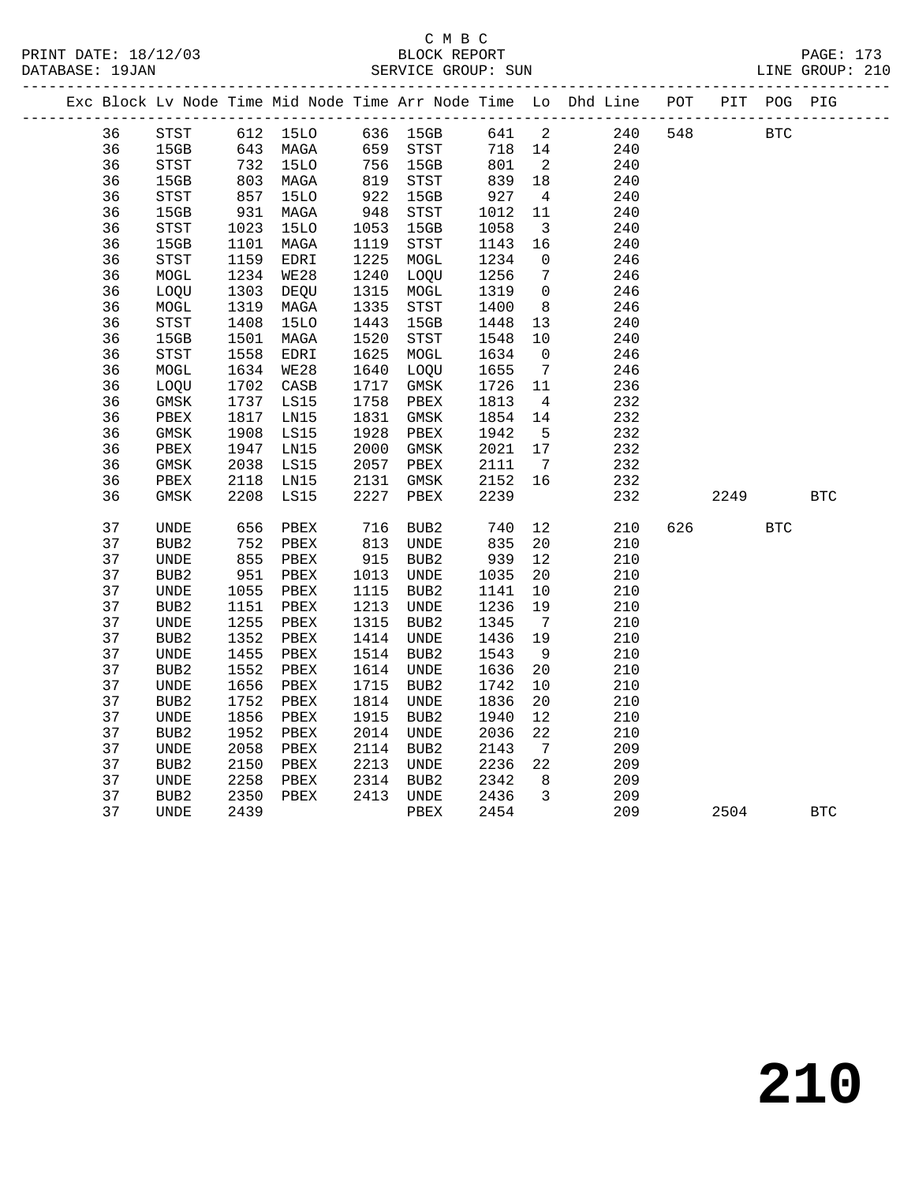C M B C

PRINT DATE: 18/12/03 BLOCK REPORT

DATABASE: 19JAN SERVICE GROUP: SUN LINE GROUP: 210

| Exc | Block | Lv Node | Time | Mid Node | Time | Arr Node | Time | Lo | Dhd Line | POT | PIT | POG | PIG |
|---|---|---|---|---|---|---|---|---|---|---|---|---|---|
| | 36 | STST | 612 | 15LO | 636 | 15GB | 641 | 2 | 240 | 548 | | BTC | |
| | 36 | 15GB | 643 | MAGA | 659 | STST | 718 | 14 | 240 | | | | |
| | 36 | STST | 732 | 15LO | 756 | 15GB | 801 | 2 | 240 | | | | |
| | 36 | 15GB | 803 | MAGA | 819 | STST | 839 | 18 | 240 | | | | |
| | 36 | STST | 857 | 15LO | 922 | 15GB | 927 | 4 | 240 | | | | |
| | 36 | 15GB | 931 | MAGA | 948 | STST | 1012 | 11 | 240 | | | | |
| | 36 | STST | 1023 | 15LO | 1053 | 15GB | 1058 | 3 | 240 | | | | |
| | 36 | 15GB | 1101 | MAGA | 1119 | STST | 1143 | 16 | 240 | | | | |
| | 36 | STST | 1159 | EDRI | 1225 | MOGL | 1234 | 0 | 246 | | | | |
| | 36 | MOGL | 1234 | WE28 | 1240 | LOQU | 1256 | 7 | 246 | | | | |
| | 36 | LOQU | 1303 | DEQU | 1315 | MOGL | 1319 | 0 | 246 | | | | |
| | 36 | MOGL | 1319 | MAGA | 1335 | STST | 1400 | 8 | 246 | | | | |
| | 36 | STST | 1408 | 15LO | 1443 | 15GB | 1448 | 13 | 240 | | | | |
| | 36 | 15GB | 1501 | MAGA | 1520 | STST | 1548 | 10 | 240 | | | | |
| | 36 | STST | 1558 | EDRI | 1625 | MOGL | 1634 | 0 | 246 | | | | |
| | 36 | MOGL | 1634 | WE28 | 1640 | LOQU | 1655 | 7 | 246 | | | | |
| | 36 | LOQU | 1702 | CASB | 1717 | GMSK | 1726 | 11 | 236 | | | | |
| | 36 | GMSK | 1737 | LS15 | 1758 | PBEX | 1813 | 4 | 232 | | | | |
| | 36 | PBEX | 1817 | LN15 | 1831 | GMSK | 1854 | 14 | 232 | | | | |
| | 36 | GMSK | 1908 | LS15 | 1928 | PBEX | 1942 | 5 | 232 | | | | |
| | 36 | PBEX | 1947 | LN15 | 2000 | GMSK | 2021 | 17 | 232 | | | | |
| | 36 | GMSK | 2038 | LS15 | 2057 | PBEX | 2111 | 7 | 232 | | | | |
| | 36 | PBEX | 2118 | LN15 | 2131 | GMSK | 2152 | 16 | 232 | | | | |
| | 36 | GMSK | 2208 | LS15 | 2227 | PBEX | 2239 | | 232 | | 2249 | | BTC |
| | 37 | UNDE | 656 | PBEX | 716 | BUB2 | 740 | 12 | 210 | 626 | | BTC | |
| | 37 | BUB2 | 752 | PBEX | 813 | UNDE | 835 | 20 | 210 | | | | |
| | 37 | UNDE | 855 | PBEX | 915 | BUB2 | 939 | 12 | 210 | | | | |
| | 37 | BUB2 | 951 | PBEX | 1013 | UNDE | 1035 | 20 | 210 | | | | |
| | 37 | UNDE | 1055 | PBEX | 1115 | BUB2 | 1141 | 10 | 210 | | | | |
| | 37 | BUB2 | 1151 | PBEX | 1213 | UNDE | 1236 | 19 | 210 | | | | |
| | 37 | UNDE | 1255 | PBEX | 1315 | BUB2 | 1345 | 7 | 210 | | | | |
| | 37 | BUB2 | 1352 | PBEX | 1414 | UNDE | 1436 | 19 | 210 | | | | |
| | 37 | UNDE | 1455 | PBEX | 1514 | BUB2 | 1543 | 9 | 210 | | | | |
| | 37 | BUB2 | 1552 | PBEX | 1614 | UNDE | 1636 | 20 | 210 | | | | |
| | 37 | UNDE | 1656 | PBEX | 1715 | BUB2 | 1742 | 10 | 210 | | | | |
| | 37 | BUB2 | 1752 | PBEX | 1814 | UNDE | 1836 | 20 | 210 | | | | |
| | 37 | UNDE | 1856 | PBEX | 1915 | BUB2 | 1940 | 12 | 210 | | | | |
| | 37 | BUB2 | 1952 | PBEX | 2014 | UNDE | 2036 | 22 | 210 | | | | |
| | 37 | UNDE | 2058 | PBEX | 2114 | BUB2 | 2143 | 7 | 209 | | | | |
| | 37 | BUB2 | 2150 | PBEX | 2213 | UNDE | 2236 | 22 | 209 | | | | |
| | 37 | UNDE | 2258 | PBEX | 2314 | BUB2 | 2342 | 8 | 209 | | | | |
| | 37 | BUB2 | 2350 | PBEX | 2413 | UNDE | 2436 | 3 | 209 | | | | |
| | 37 | UNDE | 2439 | | | PBEX | 2454 | | 209 | | 2504 | | BTC |

210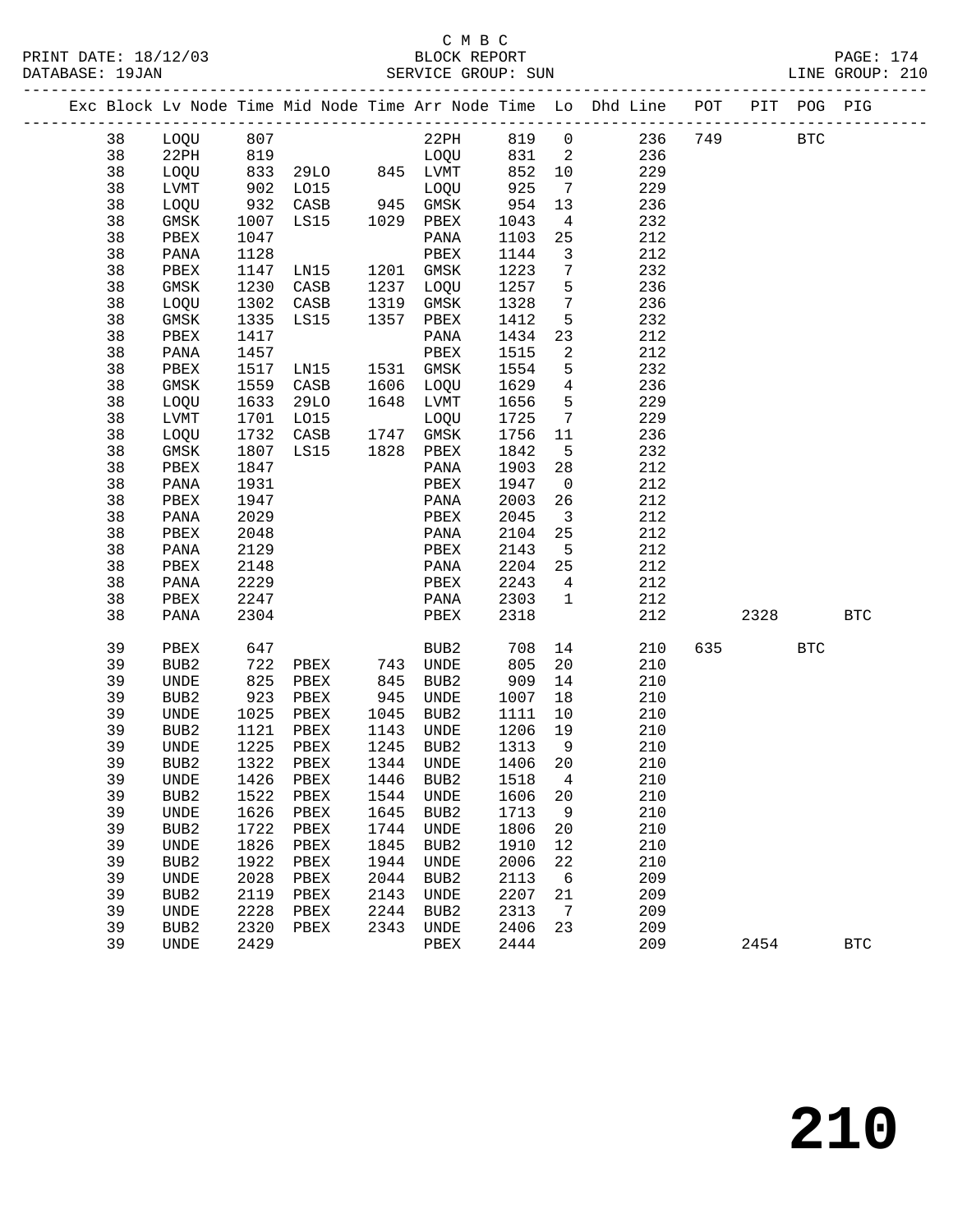C M B C
BLOCK REPORT
SERVICE GROUP: SUN

PRINT DATE: 18/12/03
DATABASE: 19JAN
LINE GROUP: 210

| Exc | Block | Lv | Node | Time | Mid Node | Time | Arr Node | Time | Lo | Dhd Line | POT | PIT | POG | PIG |
|---|---|---|---|---|---|---|---|---|---|---|---|---|---|---|
| | 38 | | LOQU | 807 | | | 22PH | 819 | 0 | 236 | 749 | | BTC | |
| | 38 | | 22PH | 819 | | | LOQU | 831 | 2 | 236 | | | | |
| | 38 | | LOQU | 833 | 29LO | 845 | LVMT | 852 | 10 | 229 | | | | |
| | 38 | | LVMT | 902 | LO15 | | LOQU | 925 | 7 | 229 | | | | |
| | 38 | | LOQU | 932 | CASB | 945 | GMSK | 954 | 13 | 236 | | | | |
| | 38 | | GMSK | 1007 | LS15 | 1029 | PBEX | 1043 | 4 | 232 | | | | |
| | 38 | | PBEX | 1047 | | | PANA | 1103 | 25 | 212 | | | | |
| | 38 | | PANA | 1128 | | | PBEX | 1144 | 3 | 212 | | | | |
| | 38 | | PBEX | 1147 | LN15 | 1201 | GMSK | 1223 | 7 | 232 | | | | |
| | 38 | | GMSK | 1230 | CASB | 1237 | LOQU | 1257 | 5 | 236 | | | | |
| | 38 | | LOQU | 1302 | CASB | 1319 | GMSK | 1328 | 7 | 236 | | | | |
| | 38 | | GMSK | 1335 | LS15 | 1357 | PBEX | 1412 | 5 | 232 | | | | |
| | 38 | | PBEX | 1417 | | | PANA | 1434 | 23 | 212 | | | | |
| | 38 | | PANA | 1457 | | | PBEX | 1515 | 2 | 212 | | | | |
| | 38 | | PBEX | 1517 | LN15 | 1531 | GMSK | 1554 | 5 | 232 | | | | |
| | 38 | | GMSK | 1559 | CASB | 1606 | LOQU | 1629 | 4 | 236 | | | | |
| | 38 | | LOQU | 1633 | 29LO | 1648 | LVMT | 1656 | 5 | 229 | | | | |
| | 38 | | LVMT | 1701 | LO15 | | LOQU | 1725 | 7 | 229 | | | | |
| | 38 | | LOQU | 1732 | CASB | 1747 | GMSK | 1756 | 11 | 236 | | | | |
| | 38 | | GMSK | 1807 | LS15 | 1828 | PBEX | 1842 | 5 | 232 | | | | |
| | 38 | | PBEX | 1847 | | | PANA | 1903 | 28 | 212 | | | | |
| | 38 | | PANA | 1931 | | | PBEX | 1947 | 0 | 212 | | | | |
| | 38 | | PBEX | 1947 | | | PANA | 2003 | 26 | 212 | | | | |
| | 38 | | PANA | 2029 | | | PBEX | 2045 | 3 | 212 | | | | |
| | 38 | | PBEX | 2048 | | | PANA | 2104 | 25 | 212 | | | | |
| | 38 | | PANA | 2129 | | | PBEX | 2143 | 5 | 212 | | | | |
| | 38 | | PBEX | 2148 | | | PANA | 2204 | 25 | 212 | | | | |
| | 38 | | PANA | 2229 | | | PBEX | 2243 | 4 | 212 | | | | |
| | 38 | | PBEX | 2247 | | | PANA | 2303 | 1 | 212 | | | | |
| | 38 | | PANA | 2304 | | | PBEX | 2318 | | 212 | | 2328 | | BTC |
| | 39 | | PBEX | 647 | | | BUB2 | 708 | 14 | 210 | 635 | | BTC | |
| | 39 | | BUB2 | 722 | PBEX | 743 | UNDE | 805 | 20 | 210 | | | | |
| | 39 | | UNDE | 825 | PBEX | 845 | BUB2 | 909 | 14 | 210 | | | | |
| | 39 | | BUB2 | 923 | PBEX | 945 | UNDE | 1007 | 18 | 210 | | | | |
| | 39 | | UNDE | 1025 | PBEX | 1045 | BUB2 | 1111 | 10 | 210 | | | | |
| | 39 | | BUB2 | 1121 | PBEX | 1143 | UNDE | 1206 | 19 | 210 | | | | |
| | 39 | | UNDE | 1225 | PBEX | 1245 | BUB2 | 1313 | 9 | 210 | | | | |
| | 39 | | BUB2 | 1322 | PBEX | 1344 | UNDE | 1406 | 20 | 210 | | | | |
| | 39 | | UNDE | 1426 | PBEX | 1446 | BUB2 | 1518 | 4 | 210 | | | | |
| | 39 | | BUB2 | 1522 | PBEX | 1544 | UNDE | 1606 | 20 | 210 | | | | |
| | 39 | | UNDE | 1626 | PBEX | 1645 | BUB2 | 1713 | 9 | 210 | | | | |
| | 39 | | BUB2 | 1722 | PBEX | 1744 | UNDE | 1806 | 20 | 210 | | | | |
| | 39 | | UNDE | 1826 | PBEX | 1845 | BUB2 | 1910 | 12 | 210 | | | | |
| | 39 | | BUB2 | 1922 | PBEX | 1944 | UNDE | 2006 | 22 | 210 | | | | |
| | 39 | | UNDE | 2028 | PBEX | 2044 | BUB2 | 2113 | 6 | 209 | | | | |
| | 39 | | BUB2 | 2119 | PBEX | 2143 | UNDE | 2207 | 21 | 209 | | | | |
| | 39 | | UNDE | 2228 | PBEX | 2244 | BUB2 | 2313 | 7 | 209 | | | | |
| | 39 | | BUB2 | 2320 | PBEX | 2343 | UNDE | 2406 | 23 | 209 | | | | |
| | 39 | | UNDE | 2429 | | | PBEX | 2444 | | 209 | | 2454 | | BTC |

# 210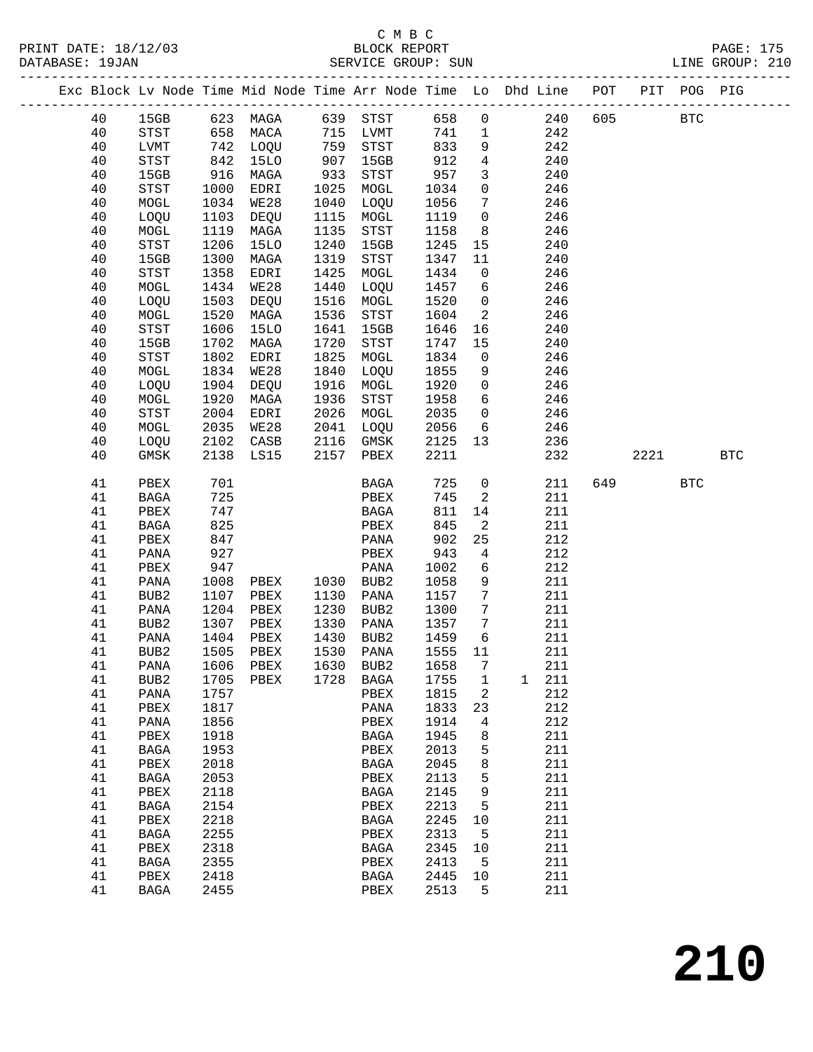C M B C
PRINT DATE: 18/12/03 BLOCK REPORT
DATABASE: 19JAN SERVICE GROUP: SUN LINE GROUP: 210

| Exc | Block | Lv | Node | Time | Mid Node | Time | Arr Node | Time | Lo | Dhd Line | POT | PIT | POG | PIG |
|---|---|---|---|---|---|---|---|---|---|---|---|---|---|---|
| | 40 | | 15GB | 623 | MAGA | 639 | STST | 658 | 0 | 240 | 605 | | BTC | |
| | 40 | | STST | 658 | MACA | 715 | LVMT | 741 | 1 | 242 | | | | |
| | 40 | | LVMT | 742 | LOQU | 759 | STST | 833 | 9 | 242 | | | | |
| | 40 | | STST | 842 | 15LO | 907 | 15GB | 912 | 4 | 240 | | | | |
| | 40 | | 15GB | 916 | MAGA | 933 | STST | 957 | 3 | 240 | | | | |
| | 40 | | STST | 1000 | EDRI | 1025 | MOGL | 1034 | 0 | 246 | | | | |
| | 40 | | MOGL | 1034 | WE28 | 1040 | LOQU | 1056 | 7 | 246 | | | | |
| | 40 | | LOQU | 1103 | DEQU | 1115 | MOGL | 1119 | 0 | 246 | | | | |
| | 40 | | MOGL | 1119 | MAGA | 1135 | STST | 1158 | 8 | 246 | | | | |
| | 40 | | STST | 1206 | 15LO | 1240 | 15GB | 1245 | 15 | 240 | | | | |
| | 40 | | 15GB | 1300 | MAGA | 1319 | STST | 1347 | 11 | 240 | | | | |
| | 40 | | STST | 1358 | EDRI | 1425 | MOGL | 1434 | 0 | 246 | | | | |
| | 40 | | MOGL | 1434 | WE28 | 1440 | LOQU | 1457 | 6 | 246 | | | | |
| | 40 | | LOQU | 1503 | DEQU | 1516 | MOGL | 1520 | 0 | 246 | | | | |
| | 40 | | MOGL | 1520 | MAGA | 1536 | STST | 1604 | 2 | 246 | | | | |
| | 40 | | STST | 1606 | 15LO | 1641 | 15GB | 1646 | 16 | 240 | | | | |
| | 40 | | 15GB | 1702 | MAGA | 1720 | STST | 1747 | 15 | 240 | | | | |
| | 40 | | STST | 1802 | EDRI | 1825 | MOGL | 1834 | 0 | 246 | | | | |
| | 40 | | MOGL | 1834 | WE28 | 1840 | LOQU | 1855 | 9 | 246 | | | | |
| | 40 | | LOQU | 1904 | DEQU | 1916 | MOGL | 1920 | 0 | 246 | | | | |
| | 40 | | MOGL | 1920 | MAGA | 1936 | STST | 1958 | 6 | 246 | | | | |
| | 40 | | STST | 2004 | EDRI | 2026 | MOGL | 2035 | 0 | 246 | | | | |
| | 40 | | MOGL | 2035 | WE28 | 2041 | LOQU | 2056 | 6 | 246 | | | | |
| | 40 | | LOQU | 2102 | CASB | 2116 | GMSK | 2125 | 13 | 236 | | | | |
| | 40 | | GMSK | 2138 | LS15 | 2157 | PBEX | 2211 | | 232 | | 2221 | | BTC |
| | 41 | | PBEX | 701 | | | BAGA | 725 | 0 | 211 | 649 | | BTC | |
| | 41 | | BAGA | 725 | | | PBEX | 745 | 2 | 211 | | | | |
| | 41 | | PBEX | 747 | | | BAGA | 811 | 14 | 211 | | | | |
| | 41 | | BAGA | 825 | | | PBEX | 845 | 2 | 211 | | | | |
| | 41 | | PBEX | 847 | | | PANA | 902 | 25 | 212 | | | | |
| | 41 | | PANA | 927 | | | PBEX | 943 | 4 | 212 | | | | |
| | 41 | | PBEX | 947 | | | PANA | 1002 | 6 | 212 | | | | |
| | 41 | | PANA | 1008 | PBEX | 1030 | BUB2 | 1058 | 9 | 211 | | | | |
| | 41 | | BUB2 | 1107 | PBEX | 1130 | PANA | 1157 | 7 | 211 | | | | |
| | 41 | | PANA | 1204 | PBEX | 1230 | BUB2 | 1300 | 7 | 211 | | | | |
| | 41 | | BUB2 | 1307 | PBEX | 1330 | PANA | 1357 | 7 | 211 | | | | |
| | 41 | | PANA | 1404 | PBEX | 1430 | BUB2 | 1459 | 6 | 211 | | | | |
| | 41 | | BUB2 | 1505 | PBEX | 1530 | PANA | 1555 | 11 | 211 | | | | |
| | 41 | | PANA | 1606 | PBEX | 1630 | BUB2 | 1658 | 7 | 211 | | | | |
| | 41 | | BUB2 | 1705 | PBEX | 1728 | BAGA | 1755 | 1 | 1 211 | | | | |
| | 41 | | PANA | 1757 | | | PBEX | 1815 | 2 | 212 | | | | |
| | 41 | | PBEX | 1817 | | | PANA | 1833 | 23 | 212 | | | | |
| | 41 | | PANA | 1856 | | | PBEX | 1914 | 4 | 212 | | | | |
| | 41 | | PBEX | 1918 | | | BAGA | 1945 | 8 | 211 | | | | |
| | 41 | | BAGA | 1953 | | | PBEX | 2013 | 5 | 211 | | | | |
| | 41 | | PBEX | 2018 | | | BAGA | 2045 | 8 | 211 | | | | |
| | 41 | | BAGA | 2053 | | | PBEX | 2113 | 5 | 211 | | | | |
| | 41 | | PBEX | 2118 | | | BAGA | 2145 | 9 | 211 | | | | |
| | 41 | | BAGA | 2154 | | | PBEX | 2213 | 5 | 211 | | | | |
| | 41 | | PBEX | 2218 | | | BAGA | 2245 | 10 | 211 | | | | |
| | 41 | | BAGA | 2255 | | | PBEX | 2313 | 5 | 211 | | | | |
| | 41 | | PBEX | 2318 | | | BAGA | 2345 | 10 | 211 | | | | |
| | 41 | | BAGA | 2355 | | | PBEX | 2413 | 5 | 211 | | | | |
| | 41 | | PBEX | 2418 | | | BAGA | 2445 | 10 | 211 | | | | |
| | 41 | | BAGA | 2455 | | | PBEX | 2513 | 5 | 211 | | | | |

210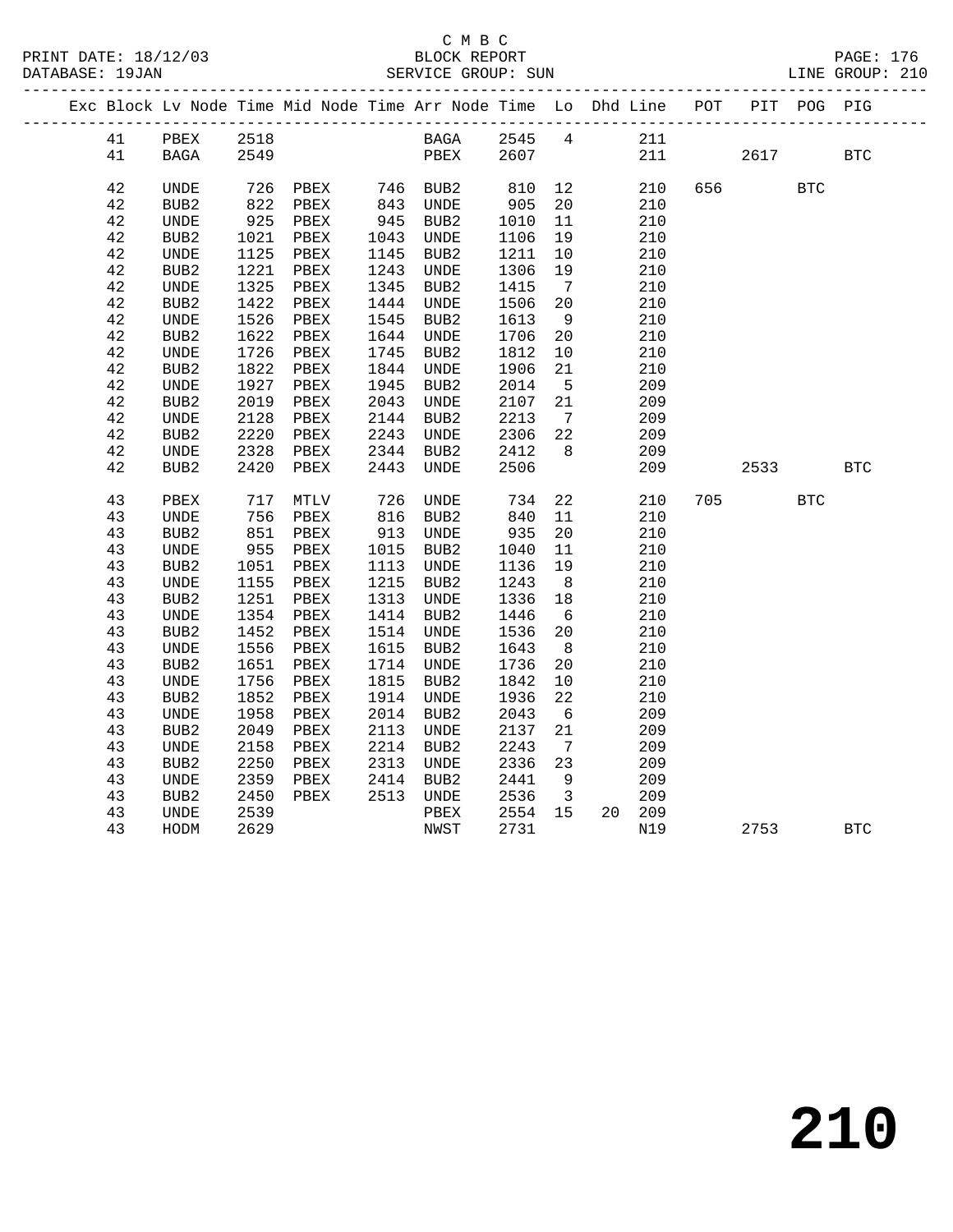C M B C

PRINT DATE: 18/12/03 BLOCK REPORT
DATABASE: 19JAN SERVICE GROUP: SUN LINE GROUP: 210

| Exc | Block | Lv | Node | Time | Mid Node | Time | Arr Node | Time | Lo | Dhd | Line | POT | PIT | POG | PIG |
|---|---|---|---|---|---|---|---|---|---|---|---|---|---|---|---|
| | 41 | | PBEX | 2518 | | | BAGA | 2545 | 4 | | 211 | | | | |
| | 41 | | BAGA | 2549 | | | PBEX | 2607 | | | 211 | | 2617 | | BTC |
| | 42 | | UNDE | 726 | PBEX | 746 | BUB2 | 810 | 12 | | 210 | 656 | | BTC | |
| | 42 | | BUB2 | 822 | PBEX | 843 | UNDE | 905 | 20 | | 210 | | | | |
| | 42 | | UNDE | 925 | PBEX | 945 | BUB2 | 1010 | 11 | | 210 | | | | |
| | 42 | | BUB2 | 1021 | PBEX | 1043 | UNDE | 1106 | 19 | | 210 | | | | |
| | 42 | | UNDE | 1125 | PBEX | 1145 | BUB2 | 1211 | 10 | | 210 | | | | |
| | 42 | | BUB2 | 1221 | PBEX | 1243 | UNDE | 1306 | 19 | | 210 | | | | |
| | 42 | | UNDE | 1325 | PBEX | 1345 | BUB2 | 1415 | 7 | | 210 | | | | |
| | 42 | | BUB2 | 1422 | PBEX | 1444 | UNDE | 1506 | 20 | | 210 | | | | |
| | 42 | | UNDE | 1526 | PBEX | 1545 | BUB2 | 1613 | 9 | | 210 | | | | |
| | 42 | | BUB2 | 1622 | PBEX | 1644 | UNDE | 1706 | 20 | | 210 | | | | |
| | 42 | | UNDE | 1726 | PBEX | 1745 | BUB2 | 1812 | 10 | | 210 | | | | |
| | 42 | | BUB2 | 1822 | PBEX | 1844 | UNDE | 1906 | 21 | | 210 | | | | |
| | 42 | | UNDE | 1927 | PBEX | 1945 | BUB2 | 2014 | 5 | | 209 | | | | |
| | 42 | | BUB2 | 2019 | PBEX | 2043 | UNDE | 2107 | 21 | | 209 | | | | |
| | 42 | | UNDE | 2128 | PBEX | 2144 | BUB2 | 2213 | 7 | | 209 | | | | |
| | 42 | | BUB2 | 2220 | PBEX | 2243 | UNDE | 2306 | 22 | | 209 | | | | |
| | 42 | | UNDE | 2328 | PBEX | 2344 | BUB2 | 2412 | 8 | | 209 | | | | |
| | 42 | | BUB2 | 2420 | PBEX | 2443 | UNDE | 2506 | | | 209 | | 2533 | | BTC |
| | 43 | | PBEX | 717 | MTLV | 726 | UNDE | 734 | 22 | | 210 | 705 | | BTC | |
| | 43 | | UNDE | 756 | PBEX | 816 | BUB2 | 840 | 11 | | 210 | | | | |
| | 43 | | BUB2 | 851 | PBEX | 913 | UNDE | 935 | 20 | | 210 | | | | |
| | 43 | | UNDE | 955 | PBEX | 1015 | BUB2 | 1040 | 11 | | 210 | | | | |
| | 43 | | BUB2 | 1051 | PBEX | 1113 | UNDE | 1136 | 19 | | 210 | | | | |
| | 43 | | UNDE | 1155 | PBEX | 1215 | BUB2 | 1243 | 8 | | 210 | | | | |
| | 43 | | BUB2 | 1251 | PBEX | 1313 | UNDE | 1336 | 18 | | 210 | | | | |
| | 43 | | UNDE | 1354 | PBEX | 1414 | BUB2 | 1446 | 6 | | 210 | | | | |
| | 43 | | BUB2 | 1452 | PBEX | 1514 | UNDE | 1536 | 20 | | 210 | | | | |
| | 43 | | UNDE | 1556 | PBEX | 1615 | BUB2 | 1643 | 8 | | 210 | | | | |
| | 43 | | BUB2 | 1651 | PBEX | 1714 | UNDE | 1736 | 20 | | 210 | | | | |
| | 43 | | UNDE | 1756 | PBEX | 1815 | BUB2 | 1842 | 10 | | 210 | | | | |
| | 43 | | BUB2 | 1852 | PBEX | 1914 | UNDE | 1936 | 22 | | 210 | | | | |
| | 43 | | UNDE | 1958 | PBEX | 2014 | BUB2 | 2043 | 6 | | 209 | | | | |
| | 43 | | BUB2 | 2049 | PBEX | 2113 | UNDE | 2137 | 21 | | 209 | | | | |
| | 43 | | UNDE | 2158 | PBEX | 2214 | BUB2 | 2243 | 7 | | 209 | | | | |
| | 43 | | BUB2 | 2250 | PBEX | 2313 | UNDE | 2336 | 23 | | 209 | | | | |
| | 43 | | UNDE | 2359 | PBEX | 2414 | BUB2 | 2441 | 9 | | 209 | | | | |
| | 43 | | BUB2 | 2450 | PBEX | 2513 | UNDE | 2536 | 3 | | 209 | | | | |
| | 43 | | UNDE | 2539 | | | PBEX | 2554 | 15 | 20 | 209 | | | | |
| | 43 | | HODM | 2629 | | | NWST | 2731 | | | N19 | | 2753 | | BTC |

210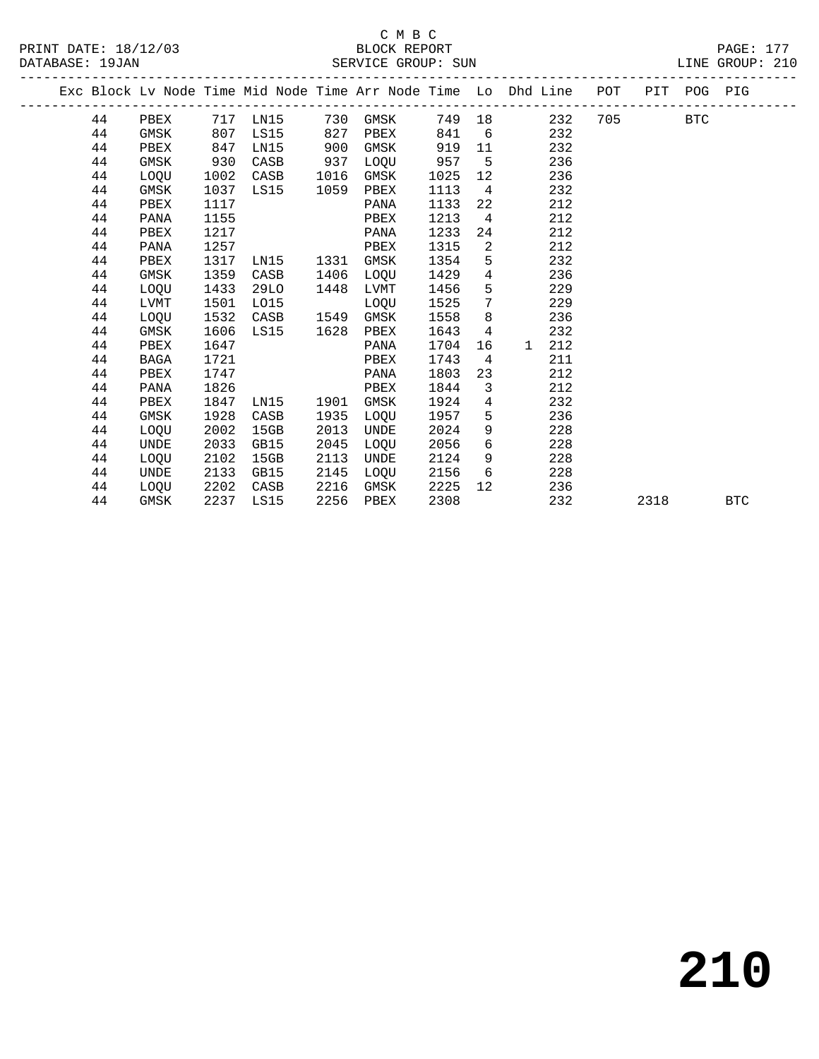C M B C

BLOCK REPORT

SERVICE GROUP: SUN

PRINT DATE: 18/12/03
DATABASE: 19JAN
LINE GROUP: 210

| Exc | Block | Lv | Node | Time | Mid Node | Time | Arr Node | Time | Lo | Dhd | Line | POT | PIT | POG | PIG |
|---|---|---|---|---|---|---|---|---|---|---|---|---|---|---|---|
| | 44 | | PBEX | 717 | LN15 | 730 | GMSK | 749 | 18 | | 232 | 705 | | BTC | |
| | 44 | | GMSK | 807 | LS15 | 827 | PBEX | 841 | 6 | | 232 | | | | |
| | 44 | | PBEX | 847 | LN15 | 900 | GMSK | 919 | 11 | | 232 | | | | |
| | 44 | | GMSK | 930 | CASB | 937 | LOQU | 957 | 5 | | 236 | | | | |
| | 44 | | LOQU | 1002 | CASB | 1016 | GMSK | 1025 | 12 | | 236 | | | | |
| | 44 | | GMSK | 1037 | LS15 | 1059 | PBEX | 1113 | 4 | | 232 | | | | |
| | 44 | | PBEX | 1117 | | | PANA | 1133 | 22 | | 212 | | | | |
| | 44 | | PANA | 1155 | | | PBEX | 1213 | 4 | | 212 | | | | |
| | 44 | | PBEX | 1217 | | | PANA | 1233 | 24 | | 212 | | | | |
| | 44 | | PANA | 1257 | | | PBEX | 1315 | 2 | | 212 | | | | |
| | 44 | | PBEX | 1317 | LN15 | 1331 | GMSK | 1354 | 5 | | 232 | | | | |
| | 44 | | GMSK | 1359 | CASB | 1406 | LOQU | 1429 | 4 | | 236 | | | | |
| | 44 | | LOQU | 1433 | 29LO | 1448 | LVMT | 1456 | 5 | | 229 | | | | |
| | 44 | | LVMT | 1501 | LO15 | | LOQU | 1525 | 7 | | 229 | | | | |
| | 44 | | LOQU | 1532 | CASB | 1549 | GMSK | 1558 | 8 | | 236 | | | | |
| | 44 | | GMSK | 1606 | LS15 | 1628 | PBEX | 1643 | 4 | | 232 | | | | |
| | 44 | | PBEX | 1647 | | | PANA | 1704 | 16 | 1 | 212 | | | | |
| | 44 | | BAGA | 1721 | | | PBEX | 1743 | 4 | | 211 | | | | |
| | 44 | | PBEX | 1747 | | | PANA | 1803 | 23 | | 212 | | | | |
| | 44 | | PANA | 1826 | | | PBEX | 1844 | 3 | | 212 | | | | |
| | 44 | | PBEX | 1847 | LN15 | 1901 | GMSK | 1924 | 4 | | 232 | | | | |
| | 44 | | GMSK | 1928 | CASB | 1935 | LOQU | 1957 | 5 | | 236 | | | | |
| | 44 | | LOQU | 2002 | 15GB | 2013 | UNDE | 2024 | 9 | | 228 | | | | |
| | 44 | | UNDE | 2033 | GB15 | 2045 | LOQU | 2056 | 6 | | 228 | | | | |
| | 44 | | LOQU | 2102 | 15GB | 2113 | UNDE | 2124 | 9 | | 228 | | | | |
| | 44 | | UNDE | 2133 | GB15 | 2145 | LOQU | 2156 | 6 | | 228 | | | | |
| | 44 | | LOQU | 2202 | CASB | 2216 | GMSK | 2225 | 12 | | 236 | | | | |
| | 44 | | GMSK | 2237 | LS15 | 2256 | PBEX | 2308 | | | 232 | | 2318 | | BTC |

# 210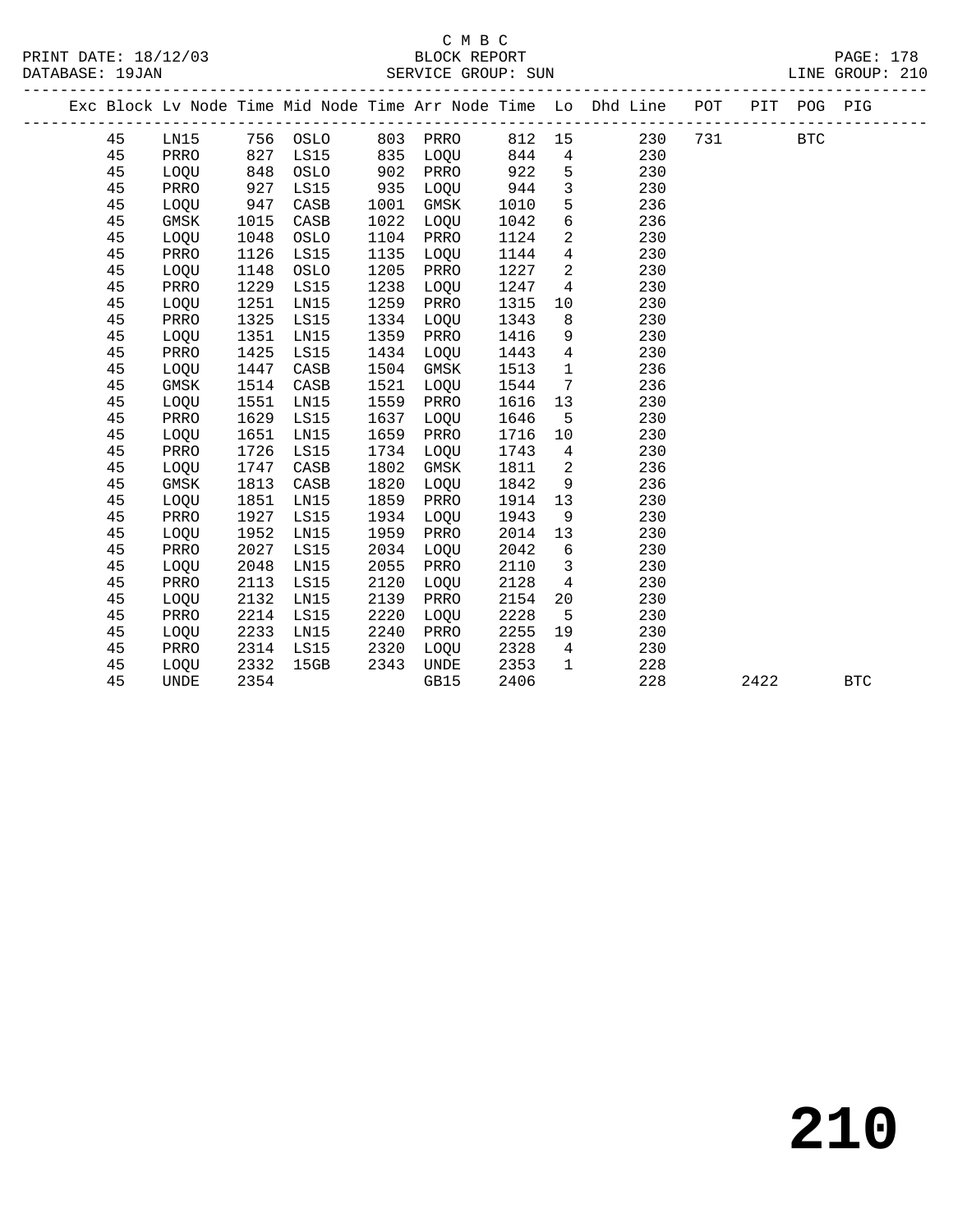C M B C
BLOCK REPORT
SERVICE GROUP: SUN

PRINT DATE: 18/12/03
DATABASE: 19JAN

PAGE: 178
LINE GROUP: 210

| Exc | Block | Lv | Node | Time | Mid Node | Time | Arr Node | Time | Lo | Dhd Line | POT | PIT | POG | PIG |
|---|---|---|---|---|---|---|---|---|---|---|---|---|---|---|
| | 45 | | LN15 | 756 | OSLO | 803 | PRRO | 812 | 15 | 230 | 731 | | BTC | |
| | 45 | | PRRO | 827 | LS15 | 835 | LOQU | 844 | 4 | 230 | | | | |
| | 45 | | LOQU | 848 | OSLO | 902 | PRRO | 922 | 5 | 230 | | | | |
| | 45 | | PRRO | 927 | LS15 | 935 | LOQU | 944 | 3 | 230 | | | | |
| | 45 | | LOQU | 947 | CASB | 1001 | GMSK | 1010 | 5 | 236 | | | | |
| | 45 | | GMSK | 1015 | CASB | 1022 | LOQU | 1042 | 6 | 236 | | | | |
| | 45 | | LOQU | 1048 | OSLO | 1104 | PRRO | 1124 | 2 | 230 | | | | |
| | 45 | | PRRO | 1126 | LS15 | 1135 | LOQU | 1144 | 4 | 230 | | | | |
| | 45 | | LOQU | 1148 | OSLO | 1205 | PRRO | 1227 | 2 | 230 | | | | |
| | 45 | | PRRO | 1229 | LS15 | 1238 | LOQU | 1247 | 4 | 230 | | | | |
| | 45 | | LOQU | 1251 | LN15 | 1259 | PRRO | 1315 | 10 | 230 | | | | |
| | 45 | | PRRO | 1325 | LS15 | 1334 | LOQU | 1343 | 8 | 230 | | | | |
| | 45 | | LOQU | 1351 | LN15 | 1359 | PRRO | 1416 | 9 | 230 | | | | |
| | 45 | | PRRO | 1425 | LS15 | 1434 | LOQU | 1443 | 4 | 230 | | | | |
| | 45 | | LOQU | 1447 | CASB | 1504 | GMSK | 1513 | 1 | 236 | | | | |
| | 45 | | GMSK | 1514 | CASB | 1521 | LOQU | 1544 | 7 | 236 | | | | |
| | 45 | | LOQU | 1551 | LN15 | 1559 | PRRO | 1616 | 13 | 230 | | | | |
| | 45 | | PRRO | 1629 | LS15 | 1637 | LOQU | 1646 | 5 | 230 | | | | |
| | 45 | | LOQU | 1651 | LN15 | 1659 | PRRO | 1716 | 10 | 230 | | | | |
| | 45 | | PRRO | 1726 | LS15 | 1734 | LOQU | 1743 | 4 | 230 | | | | |
| | 45 | | LOQU | 1747 | CASB | 1802 | GMSK | 1811 | 2 | 236 | | | | |
| | 45 | | GMSK | 1813 | CASB | 1820 | LOQU | 1842 | 9 | 236 | | | | |
| | 45 | | LOQU | 1851 | LN15 | 1859 | PRRO | 1914 | 13 | 230 | | | | |
| | 45 | | PRRO | 1927 | LS15 | 1934 | LOQU | 1943 | 9 | 230 | | | | |
| | 45 | | LOQU | 1952 | LN15 | 1959 | PRRO | 2014 | 13 | 230 | | | | |
| | 45 | | PRRO | 2027 | LS15 | 2034 | LOQU | 2042 | 6 | 230 | | | | |
| | 45 | | LOQU | 2048 | LN15 | 2055 | PRRO | 2110 | 3 | 230 | | | | |
| | 45 | | PRRO | 2113 | LS15 | 2120 | LOQU | 2128 | 4 | 230 | | | | |
| | 45 | | LOQU | 2132 | LN15 | 2139 | PRRO | 2154 | 20 | 230 | | | | |
| | 45 | | PRRO | 2214 | LS15 | 2220 | LOQU | 2228 | 5 | 230 | | | | |
| | 45 | | LOQU | 2233 | LN15 | 2240 | PRRO | 2255 | 19 | 230 | | | | |
| | 45 | | PRRO | 2314 | LS15 | 2320 | LOQU | 2328 | 4 | 230 | | | | |
| | 45 | | LOQU | 2332 | 15GB | 2343 | UNDE | 2353 | 1 | 228 | | | | |
| | 45 | | UNDE | 2354 | | | GB15 | 2406 | | 228 | | 2422 | | BTC |

# 210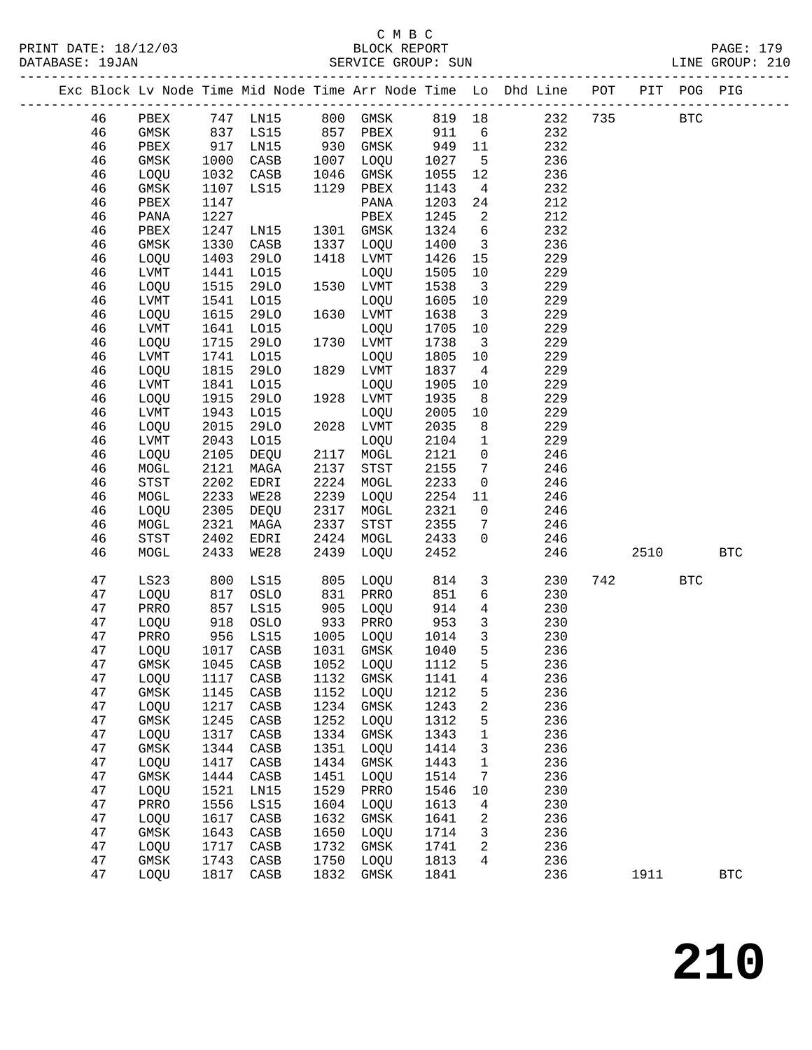C M B C
PRINT DATE: 18/12/03 BLOCK REPORT
DATABASE: 19JAN SERVICE GROUP: SUN LINE GROUP: 210

| Exc | Block | Lv | Node | Time | Mid Node | Time | Arr Node | Time | Lo | Dhd Line | POT | PIT | POG | PIG |
|---|---|---|---|---|---|---|---|---|---|---|---|---|---|---|
| | 46 | | PBEX | 747 | LN15 | 800 | GMSK | 819 | 18 | 232 | 735 | | BTC | |
| | 46 | | GMSK | 837 | LS15 | 857 | PBEX | 911 | 6 | 232 | | | | |
| | 46 | | PBEX | 917 | LN15 | 930 | GMSK | 949 | 11 | 232 | | | | |
| | 46 | | GMSK | 1000 | CASB | 1007 | LOQU | 1027 | 5 | 236 | | | | |
| | 46 | | LOQU | 1032 | CASB | 1046 | GMSK | 1055 | 12 | 236 | | | | |
| | 46 | | GMSK | 1107 | LS15 | 1129 | PBEX | 1143 | 4 | 232 | | | | |
| | 46 | | PBEX | 1147 | | | PANA | 1203 | 24 | 212 | | | | |
| | 46 | | PANA | 1227 | | | PBEX | 1245 | 2 | 212 | | | | |
| | 46 | | PBEX | 1247 | LN15 | 1301 | GMSK | 1324 | 6 | 232 | | | | |
| | 46 | | GMSK | 1330 | CASB | 1337 | LOQU | 1400 | 3 | 236 | | | | |
| | 46 | | LOQU | 1403 | 29LO | 1418 | LVMT | 1426 | 15 | 229 | | | | |
| | 46 | | LVMT | 1441 | LO15 | | LOQU | 1505 | 10 | 229 | | | | |
| | 46 | | LOQU | 1515 | 29LO | 1530 | LVMT | 1538 | 3 | 229 | | | | |
| | 46 | | LVMT | 1541 | LO15 | | LOQU | 1605 | 10 | 229 | | | | |
| | 46 | | LOQU | 1615 | 29LO | 1630 | LVMT | 1638 | 3 | 229 | | | | |
| | 46 | | LVMT | 1641 | LO15 | | LOQU | 1705 | 10 | 229 | | | | |
| | 46 | | LOQU | 1715 | 29LO | 1730 | LVMT | 1738 | 3 | 229 | | | | |
| | 46 | | LVMT | 1741 | LO15 | | LOQU | 1805 | 10 | 229 | | | | |
| | 46 | | LOQU | 1815 | 29LO | 1829 | LVMT | 1837 | 4 | 229 | | | | |
| | 46 | | LVMT | 1841 | LO15 | | LOQU | 1905 | 10 | 229 | | | | |
| | 46 | | LOQU | 1915 | 29LO | 1928 | LVMT | 1935 | 8 | 229 | | | | |
| | 46 | | LVMT | 1943 | LO15 | | LOQU | 2005 | 10 | 229 | | | | |
| | 46 | | LOQU | 2015 | 29LO | 2028 | LVMT | 2035 | 8 | 229 | | | | |
| | 46 | | LVMT | 2043 | LO15 | | LOQU | 2104 | 1 | 229 | | | | |
| | 46 | | LOQU | 2105 | DEQU | 2117 | MOGL | 2121 | 0 | 246 | | | | |
| | 46 | | MOGL | 2121 | MAGA | 2137 | STST | 2155 | 7 | 246 | | | | |
| | 46 | | STST | 2202 | EDRI | 2224 | MOGL | 2233 | 0 | 246 | | | | |
| | 46 | | MOGL | 2233 | WE28 | 2239 | LOQU | 2254 | 11 | 246 | | | | |
| | 46 | | LOQU | 2305 | DEQU | 2317 | MOGL | 2321 | 0 | 246 | | | | |
| | 46 | | MOGL | 2321 | MAGA | 2337 | STST | 2355 | 7 | 246 | | | | |
| | 46 | | STST | 2402 | EDRI | 2424 | MOGL | 2433 | 0 | 246 | | | | |
| | 46 | | MOGL | 2433 | WE28 | 2439 | LOQU | 2452 | | 246 | | 2510 | | BTC |
| | 47 | | LS23 | 800 | LS15 | 805 | LOQU | 814 | 3 | 230 | 742 | | BTC | |
| | 47 | | LOQU | 817 | OSLO | 831 | PRRO | 851 | 6 | 230 | | | | |
| | 47 | | PRRO | 857 | LS15 | 905 | LOQU | 914 | 4 | 230 | | | | |
| | 47 | | LOQU | 918 | OSLO | 933 | PRRO | 953 | 3 | 230 | | | | |
| | 47 | | PRRO | 956 | LS15 | 1005 | LOQU | 1014 | 3 | 230 | | | | |
| | 47 | | LOQU | 1017 | CASB | 1031 | GMSK | 1040 | 5 | 236 | | | | |
| | 47 | | GMSK | 1045 | CASB | 1052 | LOQU | 1112 | 5 | 236 | | | | |
| | 47 | | LOQU | 1117 | CASB | 1132 | GMSK | 1141 | 4 | 236 | | | | |
| | 47 | | GMSK | 1145 | CASB | 1152 | LOQU | 1212 | 5 | 236 | | | | |
| | 47 | | LOQU | 1217 | CASB | 1234 | GMSK | 1243 | 2 | 236 | | | | |
| | 47 | | GMSK | 1245 | CASB | 1252 | LOQU | 1312 | 5 | 236 | | | | |
| | 47 | | LOQU | 1317 | CASB | 1334 | GMSK | 1343 | 1 | 236 | | | | |
| | 47 | | GMSK | 1344 | CASB | 1351 | LOQU | 1414 | 3 | 236 | | | | |
| | 47 | | LOQU | 1417 | CASB | 1434 | GMSK | 1443 | 1 | 236 | | | | |
| | 47 | | GMSK | 1444 | CASB | 1451 | LOQU | 1514 | 7 | 236 | | | | |
| | 47 | | LOQU | 1521 | LN15 | 1529 | PRRO | 1546 | 10 | 230 | | | | |
| | 47 | | PRRO | 1556 | LS15 | 1604 | LOQU | 1613 | 4 | 230 | | | | |
| | 47 | | LOQU | 1617 | CASB | 1632 | GMSK | 1641 | 2 | 236 | | | | |
| | 47 | | GMSK | 1643 | CASB | 1650 | LOQU | 1714 | 3 | 236 | | | | |
| | 47 | | LOQU | 1717 | CASB | 1732 | GMSK | 1741 | 2 | 236 | | | | |
| | 47 | | GMSK | 1743 | CASB | 1750 | LOQU | 1813 | 4 | 236 | | | | |
| | 47 | | LOQU | 1817 | CASB | 1832 | GMSK | 1841 | | 236 | | 1911 | | BTC |

210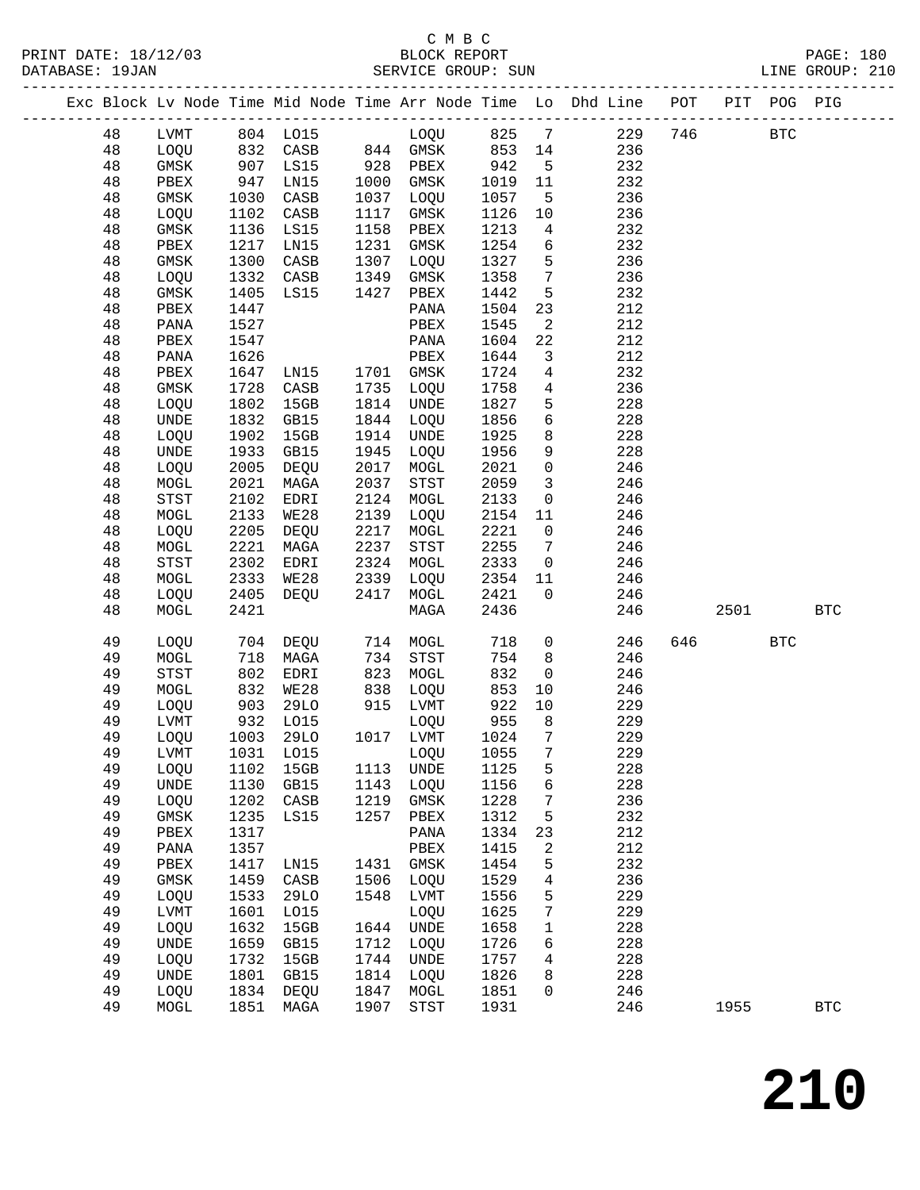C M B C

PRINT DATE: 18/12/03 BLOCK REPORT PAGE: 180
DATABASE: 19JAN SERVICE GROUP: SUN LINE GROUP: 210

| Exc | Block | Lv | Node | Time | Mid Node | Time | Arr Node | Time | Lo | Dhd Line | POT | PIT | POG | PIG |
|---|---|---|---|---|---|---|---|---|---|---|---|---|---|---|
| | 48 | | LVMT | 804 | LO15 | | LOQU | 825 | 7 | 229 | 746 | | BTC | |
| | 48 | | LOQU | 832 | CASB | 844 | GMSK | 853 | 14 | 236 | | | | |
| | 48 | | GMSK | 907 | LS15 | 928 | PBEX | 942 | 5 | 232 | | | | |
| | 48 | | PBEX | 947 | LN15 | 1000 | GMSK | 1019 | 11 | 232 | | | | |
| | 48 | | GMSK | 1030 | CASB | 1037 | LOQU | 1057 | 5 | 236 | | | | |
| | 48 | | LOQU | 1102 | CASB | 1117 | GMSK | 1126 | 10 | 236 | | | | |
| | 48 | | GMSK | 1136 | LS15 | 1158 | PBEX | 1213 | 4 | 232 | | | | |
| | 48 | | PBEX | 1217 | LN15 | 1231 | GMSK | 1254 | 6 | 232 | | | | |
| | 48 | | GMSK | 1300 | CASB | 1307 | LOQU | 1327 | 5 | 236 | | | | |
| | 48 | | LOQU | 1332 | CASB | 1349 | GMSK | 1358 | 7 | 236 | | | | |
| | 48 | | GMSK | 1405 | LS15 | 1427 | PBEX | 1442 | 5 | 232 | | | | |
| | 48 | | PBEX | 1447 | | | PANA | 1504 | 23 | 212 | | | | |
| | 48 | | PANA | 1527 | | | PBEX | 1545 | 2 | 212 | | | | |
| | 48 | | PBEX | 1547 | | | PANA | 1604 | 22 | 212 | | | | |
| | 48 | | PANA | 1626 | | | PBEX | 1644 | 3 | 212 | | | | |
| | 48 | | PBEX | 1647 | LN15 | 1701 | GMSK | 1724 | 4 | 232 | | | | |
| | 48 | | GMSK | 1728 | CASB | 1735 | LOQU | 1758 | 4 | 236 | | | | |
| | 48 | | LOQU | 1802 | 15GB | 1814 | UNDE | 1827 | 5 | 228 | | | | |
| | 48 | | UNDE | 1832 | GB15 | 1844 | LOQU | 1856 | 6 | 228 | | | | |
| | 48 | | LOQU | 1902 | 15GB | 1914 | UNDE | 1925 | 8 | 228 | | | | |
| | 48 | | UNDE | 1933 | GB15 | 1945 | LOQU | 1956 | 9 | 228 | | | | |
| | 48 | | LOQU | 2005 | DEQU | 2017 | MOGL | 2021 | 0 | 246 | | | | |
| | 48 | | MOGL | 2021 | MAGA | 2037 | STST | 2059 | 3 | 246 | | | | |
| | 48 | | STST | 2102 | EDRI | 2124 | MOGL | 2133 | 0 | 246 | | | | |
| | 48 | | MOGL | 2133 | WE28 | 2139 | LOQU | 2154 | 11 | 246 | | | | |
| | 48 | | LOQU | 2205 | DEQU | 2217 | MOGL | 2221 | 0 | 246 | | | | |
| | 48 | | MOGL | 2221 | MAGA | 2237 | STST | 2255 | 7 | 246 | | | | |
| | 48 | | STST | 2302 | EDRI | 2324 | MOGL | 2333 | 0 | 246 | | | | |
| | 48 | | MOGL | 2333 | WE28 | 2339 | LOQU | 2354 | 11 | 246 | | | | |
| | 48 | | LOQU | 2405 | DEQU | 2417 | MOGL | 2421 | 0 | 246 | | | | |
| | 48 | | MOGL | 2421 | | | MAGA | 2436 | | 246 | | 2501 | | BTC |
| | 49 | | LOQU | 704 | DEQU | 714 | MOGL | 718 | 0 | 246 | 646 | | BTC | |
| | 49 | | MOGL | 718 | MAGA | 734 | STST | 754 | 8 | 246 | | | | |
| | 49 | | STST | 802 | EDRI | 823 | MOGL | 832 | 0 | 246 | | | | |
| | 49 | | MOGL | 832 | WE28 | 838 | LOQU | 853 | 10 | 246 | | | | |
| | 49 | | LOQU | 903 | 29LO | 915 | LVMT | 922 | 10 | 229 | | | | |
| | 49 | | LVMT | 932 | LO15 | | LOQU | 955 | 8 | 229 | | | | |
| | 49 | | LOQU | 1003 | 29LO | 1017 | LVMT | 1024 | 7 | 229 | | | | |
| | 49 | | LVMT | 1031 | LO15 | | LOQU | 1055 | 7 | 229 | | | | |
| | 49 | | LOQU | 1102 | 15GB | 1113 | UNDE | 1125 | 5 | 228 | | | | |
| | 49 | | UNDE | 1130 | GB15 | 1143 | LOQU | 1156 | 6 | 228 | | | | |
| | 49 | | LOQU | 1202 | CASB | 1219 | GMSK | 1228 | 7 | 236 | | | | |
| | 49 | | GMSK | 1235 | LS15 | 1257 | PBEX | 1312 | 5 | 232 | | | | |
| | 49 | | PBEX | 1317 | | | PANA | 1334 | 23 | 212 | | | | |
| | 49 | | PANA | 1357 | | | PBEX | 1415 | 2 | 212 | | | | |
| | 49 | | PBEX | 1417 | LN15 | 1431 | GMSK | 1454 | 5 | 232 | | | | |
| | 49 | | GMSK | 1459 | CASB | 1506 | LOQU | 1529 | 4 | 236 | | | | |
| | 49 | | LOQU | 1533 | 29LO | 1548 | LVMT | 1556 | 5 | 229 | | | | |
| | 49 | | LVMT | 1601 | LO15 | | LOQU | 1625 | 7 | 229 | | | | |
| | 49 | | LOQU | 1632 | 15GB | 1644 | UNDE | 1658 | 1 | 228 | | | | |
| | 49 | | UNDE | 1659 | GB15 | 1712 | LOQU | 1726 | 6 | 228 | | | | |
| | 49 | | LOQU | 1732 | 15GB | 1744 | UNDE | 1757 | 4 | 228 | | | | |
| | 49 | | UNDE | 1801 | GB15 | 1814 | LOQU | 1826 | 8 | 228 | | | | |
| | 49 | | LOQU | 1834 | DEQU | 1847 | MOGL | 1851 | 0 | 246 | | | | |
| | 49 | | MOGL | 1851 | MAGA | 1907 | STST | 1931 | | 246 | | 1955 | | BTC |

210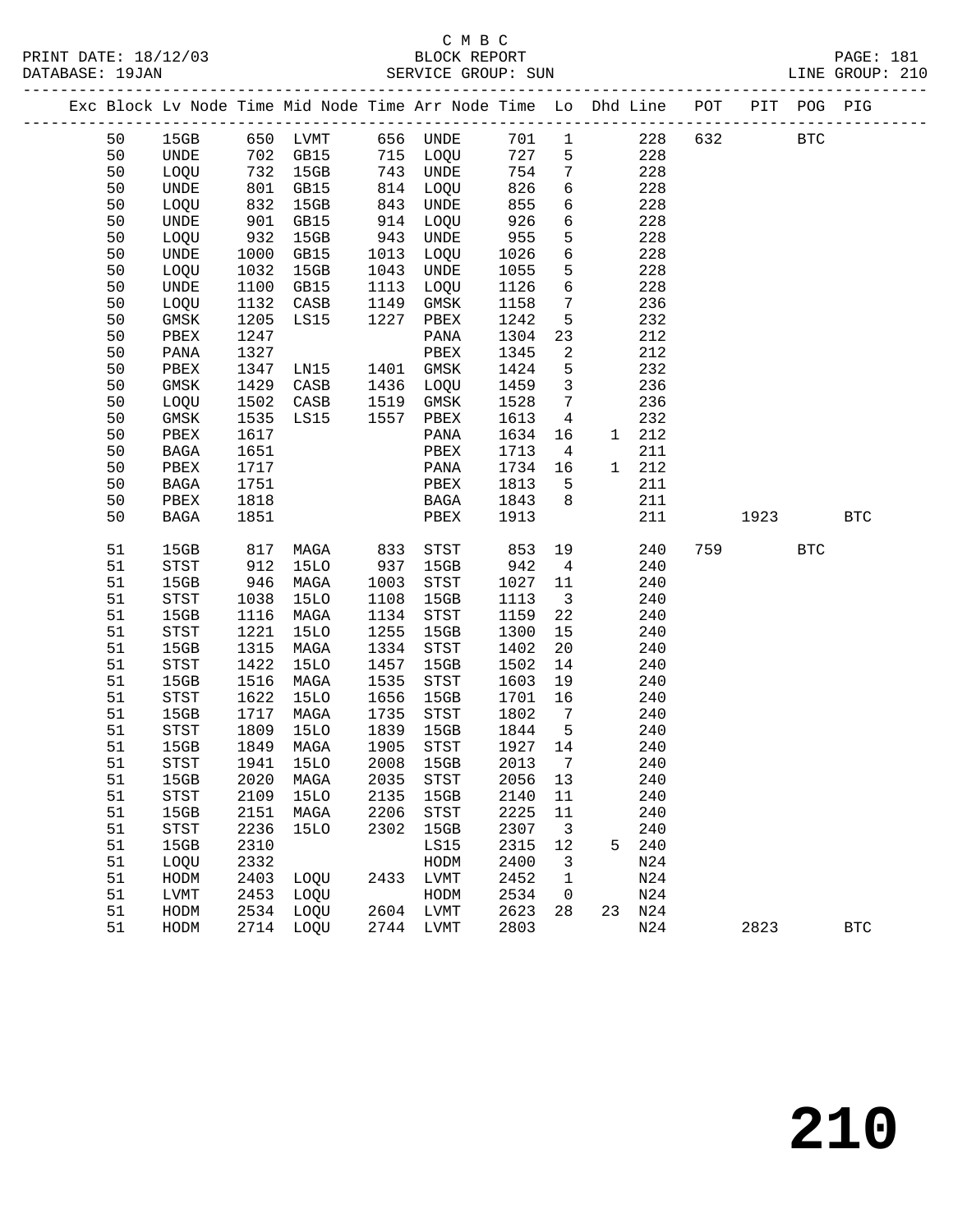# C M B C

BLOCK REPORT

SERVICE GROUP: SUN

| Exc | Block | Lv Node | Time | Mid Node | Time | Arr Node | Time | Lo | Dhd | Line | POT | PIT | POG | PIG |
|---|---|---|---|---|---|---|---|---|---|---|---|---|---|---|
| | 50 | 15GB | 650 | LVMT | 656 | UNDE | 701 | 1 | | 228 | 632 | | BTC | |
| | 50 | UNDE | 702 | GB15 | 715 | LOQU | 727 | 5 | | 228 | | | | |
| | 50 | LOQU | 732 | 15GB | 743 | UNDE | 754 | 7 | | 228 | | | | |
| | 50 | UNDE | 801 | GB15 | 814 | LOQU | 826 | 6 | | 228 | | | | |
| | 50 | LOQU | 832 | 15GB | 843 | UNDE | 855 | 6 | | 228 | | | | |
| | 50 | UNDE | 901 | GB15 | 914 | LOQU | 926 | 6 | | 228 | | | | |
| | 50 | LOQU | 932 | 15GB | 943 | UNDE | 955 | 5 | | 228 | | | | |
| | 50 | UNDE | 1000 | GB15 | 1013 | LOQU | 1026 | 6 | | 228 | | | | |
| | 50 | LOQU | 1032 | 15GB | 1043 | UNDE | 1055 | 5 | | 228 | | | | |
| | 50 | UNDE | 1100 | GB15 | 1113 | LOQU | 1126 | 6 | | 228 | | | | |
| | 50 | LOQU | 1132 | CASB | 1149 | GMSK | 1158 | 7 | | 236 | | | | |
| | 50 | GMSK | 1205 | LS15 | 1227 | PBEX | 1242 | 5 | | 232 | | | | |
| | 50 | PBEX | 1247 | | | PANA | 1304 | 23 | | 212 | | | | |
| | 50 | PANA | 1327 | | | PBEX | 1345 | 2 | | 212 | | | | |
| | 50 | PBEX | 1347 | LN15 | 1401 | GMSK | 1424 | 5 | | 232 | | | | |
| | 50 | GMSK | 1429 | CASB | 1436 | LOQU | 1459 | 3 | | 236 | | | | |
| | 50 | LOQU | 1502 | CASB | 1519 | GMSK | 1528 | 7 | | 236 | | | | |
| | 50 | GMSK | 1535 | LS15 | 1557 | PBEX | 1613 | 4 | | 232 | | | | |
| | 50 | PBEX | 1617 | | | PANA | 1634 | 16 | 1 | 212 | | | | |
| | 50 | BAGA | 1651 | | | PBEX | 1713 | 4 | | 211 | | | | |
| | 50 | PBEX | 1717 | | | PANA | 1734 | 16 | 1 | 212 | | | | |
| | 50 | BAGA | 1751 | | | PBEX | 1813 | 5 | | 211 | | | | |
| | 50 | PBEX | 1818 | | | BAGA | 1843 | 8 | | 211 | | | | |
| | 50 | BAGA | 1851 | | | PBEX | 1913 | | | 211 | | 1923 | | BTC |
| | 51 | 15GB | 817 | MAGA | 833 | STST | 853 | 19 | | 240 | 759 | | BTC | |
| | 51 | STST | 912 | 15LO | 937 | 15GB | 942 | 4 | | 240 | | | | |
| | 51 | 15GB | 946 | MAGA | 1003 | STST | 1027 | 11 | | 240 | | | | |
| | 51 | STST | 1038 | 15LO | 1108 | 15GB | 1113 | 3 | | 240 | | | | |
| | 51 | 15GB | 1116 | MAGA | 1134 | STST | 1159 | 22 | | 240 | | | | |
| | 51 | STST | 1221 | 15LO | 1255 | 15GB | 1300 | 15 | | 240 | | | | |
| | 51 | 15GB | 1315 | MAGA | 1334 | STST | 1402 | 20 | | 240 | | | | |
| | 51 | STST | 1422 | 15LO | 1457 | 15GB | 1502 | 14 | | 240 | | | | |
| | 51 | 15GB | 1516 | MAGA | 1535 | STST | 1603 | 19 | | 240 | | | | |
| | 51 | STST | 1622 | 15LO | 1656 | 15GB | 1701 | 16 | | 240 | | | | |
| | 51 | 15GB | 1717 | MAGA | 1735 | STST | 1802 | 7 | | 240 | | | | |
| | 51 | STST | 1809 | 15LO | 1839 | 15GB | 1844 | 5 | | 240 | | | | |
| | 51 | 15GB | 1849 | MAGA | 1905 | STST | 1927 | 14 | | 240 | | | | |
| | 51 | STST | 1941 | 15LO | 2008 | 15GB | 2013 | 7 | | 240 | | | | |
| | 51 | 15GB | 2020 | MAGA | 2035 | STST | 2056 | 13 | | 240 | | | | |
| | 51 | STST | 2109 | 15LO | 2135 | 15GB | 2140 | 11 | | 240 | | | | |
| | 51 | 15GB | 2151 | MAGA | 2206 | STST | 2225 | 11 | | 240 | | | | |
| | 51 | STST | 2236 | 15LO | 2302 | 15GB | 2307 | 3 | | 240 | | | | |
| | 51 | 15GB | 2310 | | | LS15 | 2315 | 12 | 5 | 240 | | | | |
| | 51 | LOQU | 2332 | | | HODM | 2400 | 3 | | N24 | | | | |
| | 51 | HODM | 2403 | LOQU | 2433 | LVMT | 2452 | 1 | | N24 | | | | |
| | 51 | LVMT | 2453 | LOQU | | HODM | 2534 | 0 | | N24 | | | | |
| | 51 | HODM | 2534 | LOQU | 2604 | LVMT | 2623 | 28 | 23 | N24 | | | | |
| | 51 | HODM | 2714 | LOQU | 2744 | LVMT | 2803 | | | N24 | | 2823 | | BTC |

210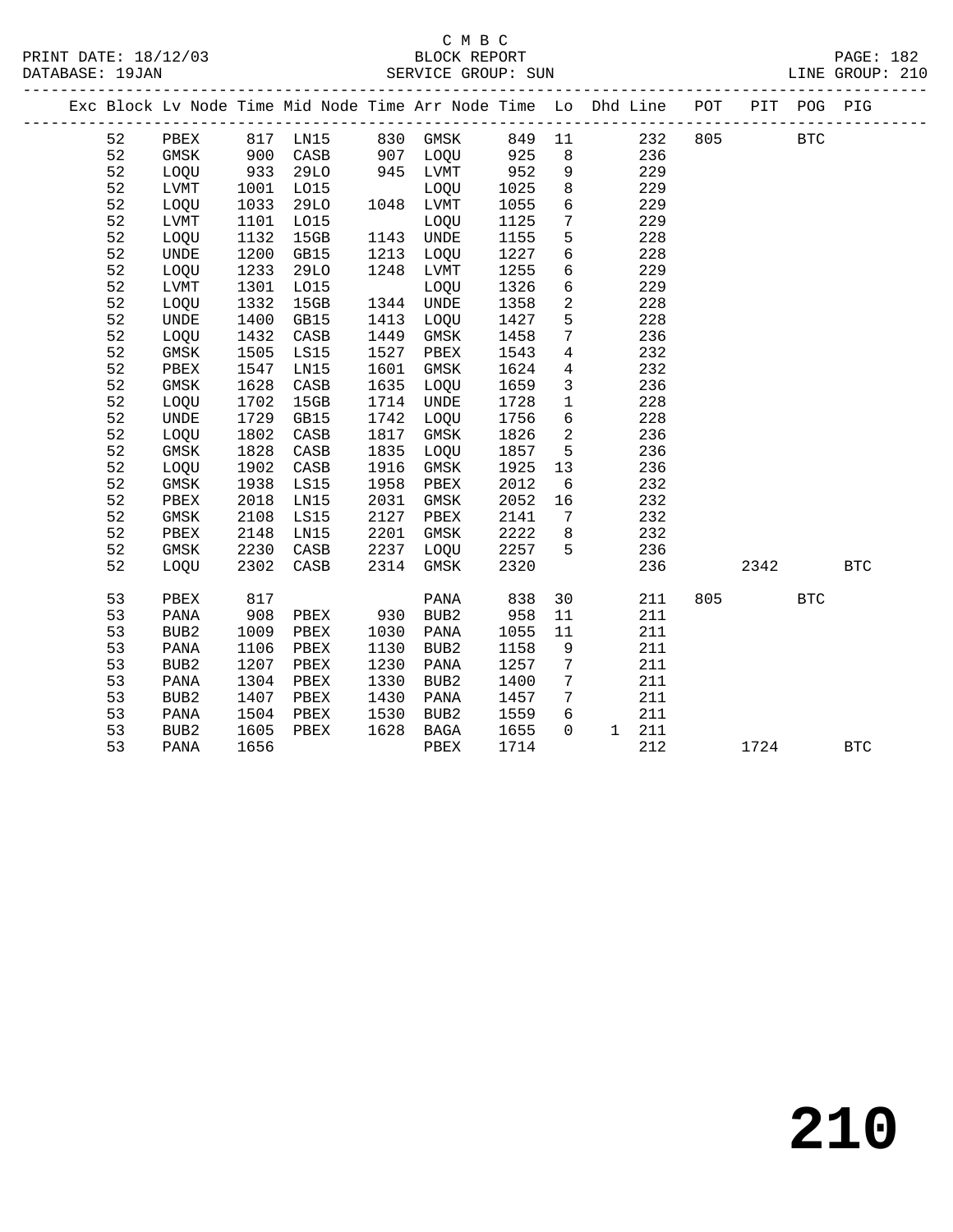C M B C

PRINT DATE: 18/12/03 BLOCK REPORT
DATABASE: 19JAN SERVICE GROUP: SUN LINE GROUP: 210

| Exc | Block | Lv | Node | Time | Mid Node | Time | Arr Node | Time | Lo | Dhd | Line | POT | PIT | POG | PIG |
|---|---|---|---|---|---|---|---|---|---|---|---|---|---|---|---|
| | 52 | | PBEX | 817 | LN15 | 830 | GMSK | 849 | 11 | | 232 | 805 | | BTC | |
| | 52 | | GMSK | 900 | CASB | 907 | LOQU | 925 | 8 | | 236 | | | | |
| | 52 | | LOQU | 933 | 29LO | 945 | LVMT | 952 | 9 | | 229 | | | | |
| | 52 | | LVMT | 1001 | LO15 | | LOQU | 1025 | 8 | | 229 | | | | |
| | 52 | | LOQU | 1033 | 29LO | 1048 | LVMT | 1055 | 6 | | 229 | | | | |
| | 52 | | LVMT | 1101 | LO15 | | LOQU | 1125 | 7 | | 229 | | | | |
| | 52 | | LOQU | 1132 | 15GB | 1143 | UNDE | 1155 | 5 | | 228 | | | | |
| | 52 | | UNDE | 1200 | GB15 | 1213 | LOQU | 1227 | 6 | | 228 | | | | |
| | 52 | | LOQU | 1233 | 29LO | 1248 | LVMT | 1255 | 6 | | 229 | | | | |
| | 52 | | LVMT | 1301 | LO15 | | LOQU | 1326 | 6 | | 229 | | | | |
| | 52 | | LOQU | 1332 | 15GB | 1344 | UNDE | 1358 | 2 | | 228 | | | | |
| | 52 | | UNDE | 1400 | GB15 | 1413 | LOQU | 1427 | 5 | | 228 | | | | |
| | 52 | | LOQU | 1432 | CASB | 1449 | GMSK | 1458 | 7 | | 236 | | | | |
| | 52 | | GMSK | 1505 | LS15 | 1527 | PBEX | 1543 | 4 | | 232 | | | | |
| | 52 | | PBEX | 1547 | LN15 | 1601 | GMSK | 1624 | 4 | | 232 | | | | |
| | 52 | | GMSK | 1628 | CASB | 1635 | LOQU | 1659 | 3 | | 236 | | | | |
| | 52 | | LOQU | 1702 | 15GB | 1714 | UNDE | 1728 | 1 | | 228 | | | | |
| | 52 | | UNDE | 1729 | GB15 | 1742 | LOQU | 1756 | 6 | | 228 | | | | |
| | 52 | | LOQU | 1802 | CASB | 1817 | GMSK | 1826 | 2 | | 236 | | | | |
| | 52 | | GMSK | 1828 | CASB | 1835 | LOQU | 1857 | 5 | | 236 | | | | |
| | 52 | | LOQU | 1902 | CASB | 1916 | GMSK | 1925 | 13 | | 236 | | | | |
| | 52 | | GMSK | 1938 | LS15 | 1958 | PBEX | 2012 | 6 | | 232 | | | | |
| | 52 | | PBEX | 2018 | LN15 | 2031 | GMSK | 2052 | 16 | | 232 | | | | |
| | 52 | | GMSK | 2108 | LS15 | 2127 | PBEX | 2141 | 7 | | 232 | | | | |
| | 52 | | PBEX | 2148 | LN15 | 2201 | GMSK | 2222 | 8 | | 232 | | | | |
| | 52 | | GMSK | 2230 | CASB | 2237 | LOQU | 2257 | 5 | | 236 | | | | |
| | 52 | | LOQU | 2302 | CASB | 2314 | GMSK | 2320 | | | 236 | | 2342 | | BTC |
| | 53 | | PBEX | 817 | | | PANA | 838 | 30 | | 211 | 805 | | BTC | |
| | 53 | | PANA | 908 | PBEX | 930 | BUB2 | 958 | 11 | | 211 | | | | |
| | 53 | | BUB2 | 1009 | PBEX | 1030 | PANA | 1055 | 11 | | 211 | | | | |
| | 53 | | PANA | 1106 | PBEX | 1130 | BUB2 | 1158 | 9 | | 211 | | | | |
| | 53 | | BUB2 | 1207 | PBEX | 1230 | PANA | 1257 | 7 | | 211 | | | | |
| | 53 | | PANA | 1304 | PBEX | 1330 | BUB2 | 1400 | 7 | | 211 | | | | |
| | 53 | | BUB2 | 1407 | PBEX | 1430 | PANA | 1457 | 7 | | 211 | | | | |
| | 53 | | PANA | 1504 | PBEX | 1530 | BUB2 | 1559 | 6 | | 211 | | | | |
| | 53 | | BUB2 | 1605 | PBEX | 1628 | BAGA | 1655 | 0 | 1 | 211 | | | | |
| | 53 | | PANA | 1656 | | | PBEX | 1714 | | | 212 | | 1724 | | BTC |

# 210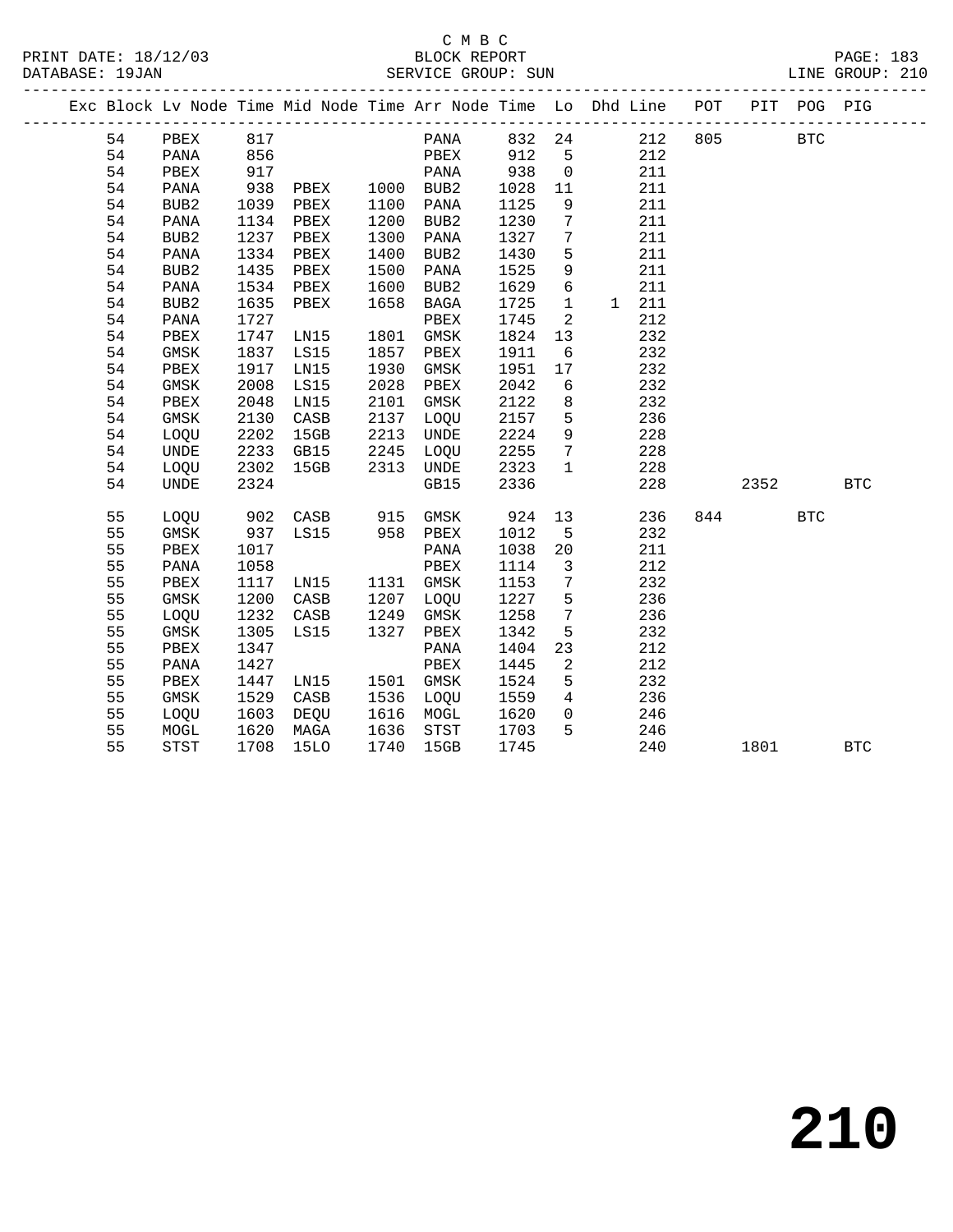C M B C
BLOCK REPORT
SERVICE GROUP: SUN

PRINT DATE: 18/12/03
DATABASE: 19JAN
LINE GROUP: 210

| Exc | Block | Lv | Node | Time | Mid Node | Time | Arr Node | Time | Lo | Dhd | Line | POT | PIT | POG | PIG |
|---|---|---|---|---|---|---|---|---|---|---|---|---|---|---|---|
| | 54 | | PBEX | 817 | | | PANA | 832 | 24 | | 212 | 805 | | BTC | |
| | 54 | | PANA | 856 | | | PBEX | 912 | 5 | | 212 | | | | |
| | 54 | | PBEX | 917 | | | PANA | 938 | 0 | | 211 | | | | |
| | 54 | | PANA | 938 | PBEX | 1000 | BUB2 | 1028 | 11 | | 211 | | | | |
| | 54 | | BUB2 | 1039 | PBEX | 1100 | PANA | 1125 | 9 | | 211 | | | | |
| | 54 | | PANA | 1134 | PBEX | 1200 | BUB2 | 1230 | 7 | | 211 | | | | |
| | 54 | | BUB2 | 1237 | PBEX | 1300 | PANA | 1327 | 7 | | 211 | | | | |
| | 54 | | PANA | 1334 | PBEX | 1400 | BUB2 | 1430 | 5 | | 211 | | | | |
| | 54 | | BUB2 | 1435 | PBEX | 1500 | PANA | 1525 | 9 | | 211 | | | | |
| | 54 | | PANA | 1534 | PBEX | 1600 | BUB2 | 1629 | 6 | | 211 | | | | |
| | 54 | | BUB2 | 1635 | PBEX | 1658 | BAGA | 1725 | 1 | 1 | 211 | | | | |
| | 54 | | PANA | 1727 | | | PBEX | 1745 | 2 | | 212 | | | | |
| | 54 | | PBEX | 1747 | LN15 | 1801 | GMSK | 1824 | 13 | | 232 | | | | |
| | 54 | | GMSK | 1837 | LS15 | 1857 | PBEX | 1911 | 6 | | 232 | | | | |
| | 54 | | PBEX | 1917 | LN15 | 1930 | GMSK | 1951 | 17 | | 232 | | | | |
| | 54 | | GMSK | 2008 | LS15 | 2028 | PBEX | 2042 | 6 | | 232 | | | | |
| | 54 | | PBEX | 2048 | LN15 | 2101 | GMSK | 2122 | 8 | | 232 | | | | |
| | 54 | | GMSK | 2130 | CASB | 2137 | LOQU | 2157 | 5 | | 236 | | | | |
| | 54 | | LOQU | 2202 | 15GB | 2213 | UNDE | 2224 | 9 | | 228 | | | | |
| | 54 | | UNDE | 2233 | GB15 | 2245 | LOQU | 2255 | 7 | | 228 | | | | |
| | 54 | | LOQU | 2302 | 15GB | 2313 | UNDE | 2323 | 1 | | 228 | | | | |
| | 54 | | UNDE | 2324 | | | GB15 | 2336 | | | 228 | | 2352 | | BTC |
| | 55 | | LOQU | 902 | CASB | 915 | GMSK | 924 | 13 | | 236 | 844 | | BTC | |
| | 55 | | GMSK | 937 | LS15 | 958 | PBEX | 1012 | 5 | | 232 | | | | |
| | 55 | | PBEX | 1017 | | | PANA | 1038 | 20 | | 211 | | | | |
| | 55 | | PANA | 1058 | | | PBEX | 1114 | 3 | | 212 | | | | |
| | 55 | | PBEX | 1117 | LN15 | 1131 | GMSK | 1153 | 7 | | 232 | | | | |
| | 55 | | GMSK | 1200 | CASB | 1207 | LOQU | 1227 | 5 | | 236 | | | | |
| | 55 | | LOQU | 1232 | CASB | 1249 | GMSK | 1258 | 7 | | 236 | | | | |
| | 55 | | GMSK | 1305 | LS15 | 1327 | PBEX | 1342 | 5 | | 232 | | | | |
| | 55 | | PBEX | 1347 | | | PANA | 1404 | 23 | | 212 | | | | |
| | 55 | | PANA | 1427 | | | PBEX | 1445 | 2 | | 212 | | | | |
| | 55 | | PBEX | 1447 | LN15 | 1501 | GMSK | 1524 | 5 | | 232 | | | | |
| | 55 | | GMSK | 1529 | CASB | 1536 | LOQU | 1559 | 4 | | 236 | | | | |
| | 55 | | LOQU | 1603 | DEQU | 1616 | MOGL | 1620 | 0 | | 246 | | | | |
| | 55 | | MOGL | 1620 | MAGA | 1636 | STST | 1703 | 5 | | 246 | | | | |
| | 55 | | STST | 1708 | 15LO | 1740 | 15GB | 1745 | | | 240 | | 1801 | | BTC |

210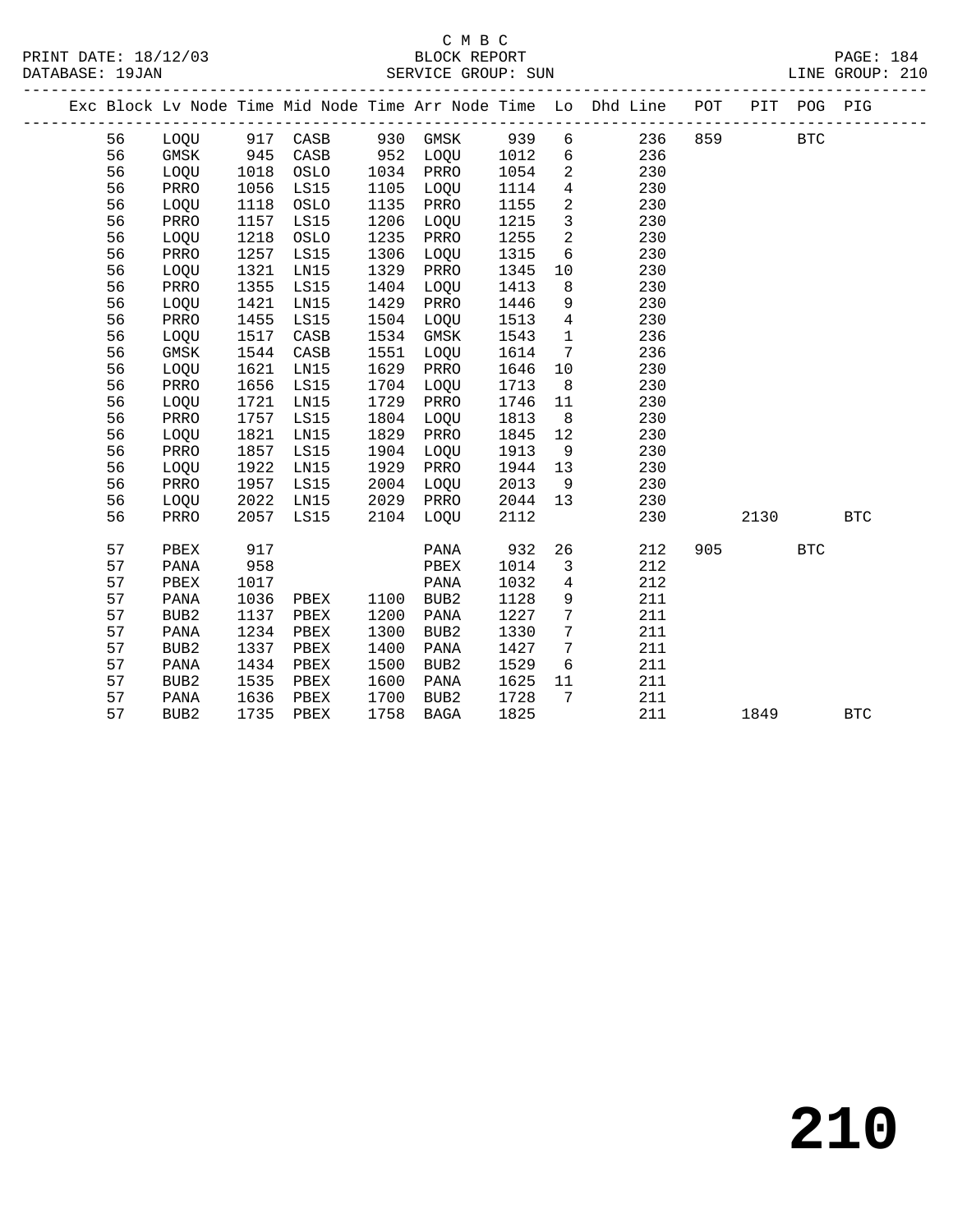C M B C
BLOCK REPORT
SERVICE GROUP: SUN

PRINT DATE: 18/12/03
DATABASE: 19JAN
PAGE: 184
LINE GROUP: 210

| Exc | Block | Lv | Node | Time | Mid Node | Time | Arr Node | Time | Lo | Dhd Line | POT | PIT | POG | PIG |
|---|---|---|---|---|---|---|---|---|---|---|---|---|---|---|
| | 56 | | LOQU | 917 | CASB | 930 | GMSK | 939 | 6 | 236 | 859 | | BTC | |
| | 56 | | GMSK | 945 | CASB | 952 | LOQU | 1012 | 6 | 236 | | | | |
| | 56 | | LOQU | 1018 | OSLO | 1034 | PRRO | 1054 | 2 | 230 | | | | |
| | 56 | | PRRO | 1056 | LS15 | 1105 | LOQU | 1114 | 4 | 230 | | | | |
| | 56 | | LOQU | 1118 | OSLO | 1135 | PRRO | 1155 | 2 | 230 | | | | |
| | 56 | | PRRO | 1157 | LS15 | 1206 | LOQU | 1215 | 3 | 230 | | | | |
| | 56 | | LOQU | 1218 | OSLO | 1235 | PRRO | 1255 | 2 | 230 | | | | |
| | 56 | | PRRO | 1257 | LS15 | 1306 | LOQU | 1315 | 6 | 230 | | | | |
| | 56 | | LOQU | 1321 | LN15 | 1329 | PRRO | 1345 | 10 | 230 | | | | |
| | 56 | | PRRO | 1355 | LS15 | 1404 | LOQU | 1413 | 8 | 230 | | | | |
| | 56 | | LOQU | 1421 | LN15 | 1429 | PRRO | 1446 | 9 | 230 | | | | |
| | 56 | | PRRO | 1455 | LS15 | 1504 | LOQU | 1513 | 4 | 230 | | | | |
| | 56 | | LOQU | 1517 | CASB | 1534 | GMSK | 1543 | 1 | 236 | | | | |
| | 56 | | GMSK | 1544 | CASB | 1551 | LOQU | 1614 | 7 | 236 | | | | |
| | 56 | | LOQU | 1621 | LN15 | 1629 | PRRO | 1646 | 10 | 230 | | | | |
| | 56 | | PRRO | 1656 | LS15 | 1704 | LOQU | 1713 | 8 | 230 | | | | |
| | 56 | | LOQU | 1721 | LN15 | 1729 | PRRO | 1746 | 11 | 230 | | | | |
| | 56 | | PRRO | 1757 | LS15 | 1804 | LOQU | 1813 | 8 | 230 | | | | |
| | 56 | | LOQU | 1821 | LN15 | 1829 | PRRO | 1845 | 12 | 230 | | | | |
| | 56 | | PRRO | 1857 | LS15 | 1904 | LOQU | 1913 | 9 | 230 | | | | |
| | 56 | | LOQU | 1922 | LN15 | 1929 | PRRO | 1944 | 13 | 230 | | | | |
| | 56 | | PRRO | 1957 | LS15 | 2004 | LOQU | 2013 | 9 | 230 | | | | |
| | 56 | | LOQU | 2022 | LN15 | 2029 | PRRO | 2044 | 13 | 230 | | | | |
| | 56 | | PRRO | 2057 | LS15 | 2104 | LOQU | 2112 | | 230 | | 2130 | | BTC |
| | 57 | | PBEX | 917 | | | PANA | 932 | 26 | 212 | 905 | | BTC | |
| | 57 | | PANA | 958 | | | PBEX | 1014 | 3 | 212 | | | | |
| | 57 | | PBEX | 1017 | | | PANA | 1032 | 4 | 212 | | | | |
| | 57 | | PANA | 1036 | PBEX | 1100 | BUB2 | 1128 | 9 | 211 | | | | |
| | 57 | | BUB2 | 1137 | PBEX | 1200 | PANA | 1227 | 7 | 211 | | | | |
| | 57 | | PANA | 1234 | PBEX | 1300 | BUB2 | 1330 | 7 | 211 | | | | |
| | 57 | | BUB2 | 1337 | PBEX | 1400 | PANA | 1427 | 7 | 211 | | | | |
| | 57 | | PANA | 1434 | PBEX | 1500 | BUB2 | 1529 | 6 | 211 | | | | |
| | 57 | | BUB2 | 1535 | PBEX | 1600 | PANA | 1625 | 11 | 211 | | | | |
| | 57 | | PANA | 1636 | PBEX | 1700 | BUB2 | 1728 | 7 | 211 | | | | |
| | 57 | | BUB2 | 1735 | PBEX | 1758 | BAGA | 1825 | | 211 | | 1849 | | BTC |

210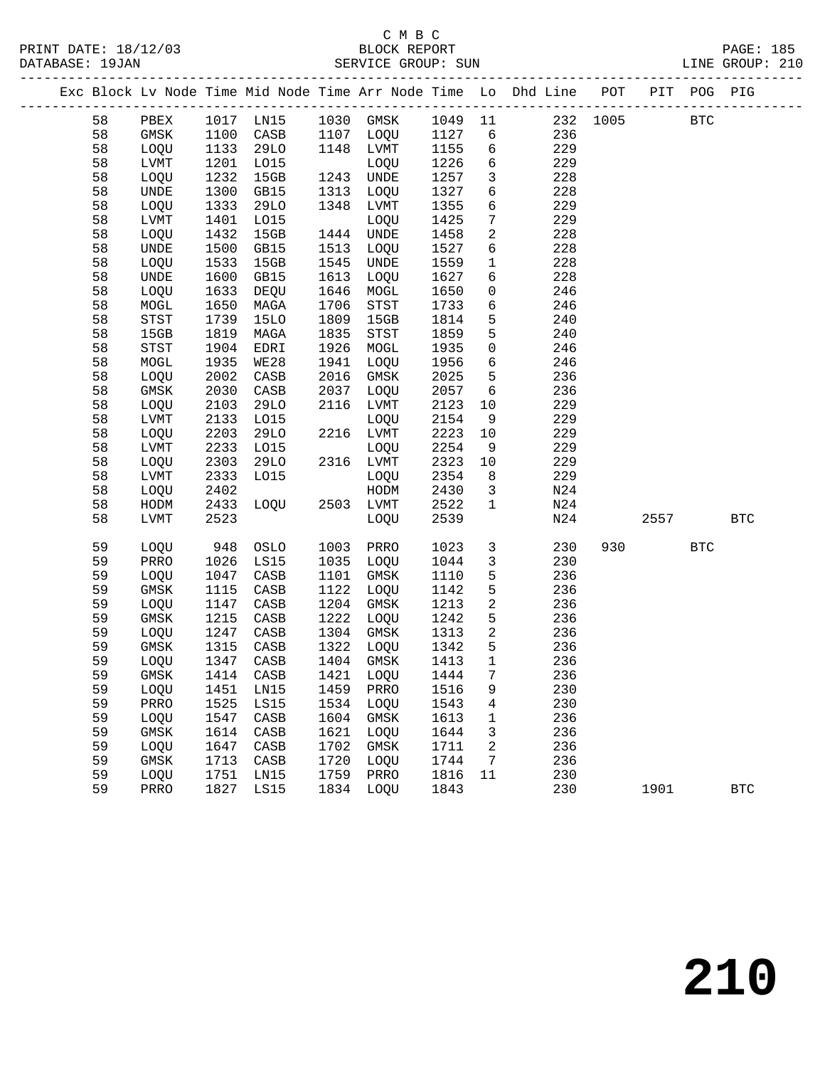C M B C
BLOCK REPORT
SERVICE GROUP: SUN

PRINT DATE: 18/12/03
DATABASE: 19JAN
LINE GROUP: 210

| Exc | Block | Lv Node | Time | Mid Node | Time | Arr Node | Time | Lo | Dhd Line | POT | PIT | POG | PIG |
|---|---|---|---|---|---|---|---|---|---|---|---|---|---|
| | 58 | PBEX | 1017 | LN15 | 1030 | GMSK | 1049 | 11 | 232 | 1005 | | BTC | |
| | 58 | GMSK | 1100 | CASB | 1107 | LOQU | 1127 | 6 | 236 | | | | |
| | 58 | LOQU | 1133 | 29LO | 1148 | LVMT | 1155 | 6 | 229 | | | | |
| | 58 | LVMT | 1201 | LO15 | | LOQU | 1226 | 6 | 229 | | | | |
| | 58 | LOQU | 1232 | 15GB | 1243 | UNDE | 1257 | 3 | 228 | | | | |
| | 58 | UNDE | 1300 | GB15 | 1313 | LOQU | 1327 | 6 | 228 | | | | |
| | 58 | LOQU | 1333 | 29LO | 1348 | LVMT | 1355 | 6 | 229 | | | | |
| | 58 | LVMT | 1401 | LO15 | | LOQU | 1425 | 7 | 229 | | | | |
| | 58 | LOQU | 1432 | 15GB | 1444 | UNDE | 1458 | 2 | 228 | | | | |
| | 58 | UNDE | 1500 | GB15 | 1513 | LOQU | 1527 | 6 | 228 | | | | |
| | 58 | LOQU | 1533 | 15GB | 1545 | UNDE | 1559 | 1 | 228 | | | | |
| | 58 | UNDE | 1600 | GB15 | 1613 | LOQU | 1627 | 6 | 228 | | | | |
| | 58 | LOQU | 1633 | DEQU | 1646 | MOGL | 1650 | 0 | 246 | | | | |
| | 58 | MOGL | 1650 | MAGA | 1706 | STST | 1733 | 6 | 246 | | | | |
| | 58 | STST | 1739 | 15LO | 1809 | 15GB | 1814 | 5 | 240 | | | | |
| | 58 | 15GB | 1819 | MAGA | 1835 | STST | 1859 | 5 | 240 | | | | |
| | 58 | STST | 1904 | EDRI | 1926 | MOGL | 1935 | 0 | 246 | | | | |
| | 58 | MOGL | 1935 | WE28 | 1941 | LOQU | 1956 | 6 | 246 | | | | |
| | 58 | LOQU | 2002 | CASB | 2016 | GMSK | 2025 | 5 | 236 | | | | |
| | 58 | GMSK | 2030 | CASB | 2037 | LOQU | 2057 | 6 | 236 | | | | |
| | 58 | LOQU | 2103 | 29LO | 2116 | LVMT | 2123 | 10 | 229 | | | | |
| | 58 | LVMT | 2133 | LO15 | | LOQU | 2154 | 9 | 229 | | | | |
| | 58 | LOQU | 2203 | 29LO | 2216 | LVMT | 2223 | 10 | 229 | | | | |
| | 58 | LVMT | 2233 | LO15 | | LOQU | 2254 | 9 | 229 | | | | |
| | 58 | LOQU | 2303 | 29LO | 2316 | LVMT | 2323 | 10 | 229 | | | | |
| | 58 | LVMT | 2333 | LO15 | | LOQU | 2354 | 8 | 229 | | | | |
| | 58 | LOQU | 2402 | | | HODM | 2430 | 3 | N24 | | | | |
| | 58 | HODM | 2433 | LOQU | 2503 | LVMT | 2522 | 1 | N24 | | | | |
| | 58 | LVMT | 2523 | | | LOQU | 2539 | | N24 | | 2557 | | BTC |
| | 59 | LOQU | 948 | OSLO | 1003 | PRRO | 1023 | 3 | 230 | 930 | | BTC | |
| | 59 | PRRO | 1026 | LS15 | 1035 | LOQU | 1044 | 3 | 230 | | | | |
| | 59 | LOQU | 1047 | CASB | 1101 | GMSK | 1110 | 5 | 236 | | | | |
| | 59 | GMSK | 1115 | CASB | 1122 | LOQU | 1142 | 5 | 236 | | | | |
| | 59 | LOQU | 1147 | CASB | 1204 | GMSK | 1213 | 2 | 236 | | | | |
| | 59 | GMSK | 1215 | CASB | 1222 | LOQU | 1242 | 5 | 236 | | | | |
| | 59 | LOQU | 1247 | CASB | 1304 | GMSK | 1313 | 2 | 236 | | | | |
| | 59 | GMSK | 1315 | CASB | 1322 | LOQU | 1342 | 5 | 236 | | | | |
| | 59 | LOQU | 1347 | CASB | 1404 | GMSK | 1413 | 1 | 236 | | | | |
| | 59 | GMSK | 1414 | CASB | 1421 | LOQU | 1444 | 7 | 236 | | | | |
| | 59 | LOQU | 1451 | LN15 | 1459 | PRRO | 1516 | 9 | 230 | | | | |
| | 59 | PRRO | 1525 | LS15 | 1534 | LOQU | 1543 | 4 | 230 | | | | |
| | 59 | LOQU | 1547 | CASB | 1604 | GMSK | 1613 | 1 | 236 | | | | |
| | 59 | GMSK | 1614 | CASB | 1621 | LOQU | 1644 | 3 | 236 | | | | |
| | 59 | LOQU | 1647 | CASB | 1702 | GMSK | 1711 | 2 | 236 | | | | |
| | 59 | GMSK | 1713 | CASB | 1720 | LOQU | 1744 | 7 | 236 | | | | |
| | 59 | LOQU | 1751 | LN15 | 1759 | PRRO | 1816 | 11 | 230 | | | | |
| | 59 | PRRO | 1827 | LS15 | 1834 | LOQU | 1843 | | 230 | | 1901 | | BTC |

# 210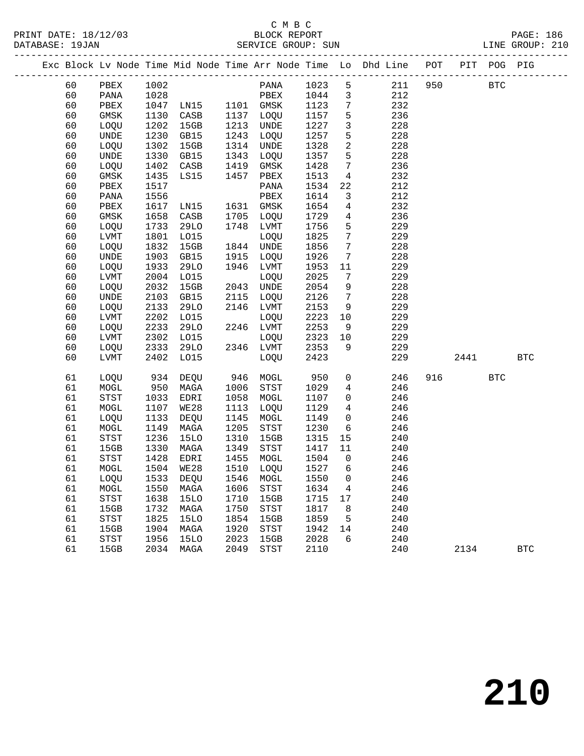C M B C

BLOCK REPORT

SERVICE GROUP: SUN

| Exc | Block | Lv Node | Time | Mid Node | Time | Arr Node | Time | Lo | Dhd Line | POT | PIT | POG | PIG |
|---|---|---|---|---|---|---|---|---|---|---|---|---|---|
| | 60 | PBEX | 1002 | | | PANA | 1023 | 5 | 211 | 950 | | BTC | |
| | 60 | PANA | 1028 | | | PBEX | 1044 | 3 | 212 | | | | |
| | 60 | PBEX | 1047 | LN15 | 1101 | GMSK | 1123 | 7 | 232 | | | | |
| | 60 | GMSK | 1130 | CASB | 1137 | LOQU | 1157 | 5 | 236 | | | | |
| | 60 | LOQU | 1202 | 15GB | 1213 | UNDE | 1227 | 3 | 228 | | | | |
| | 60 | UNDE | 1230 | GB15 | 1243 | LOQU | 1257 | 5 | 228 | | | | |
| | 60 | LOQU | 1302 | 15GB | 1314 | UNDE | 1328 | 2 | 228 | | | | |
| | 60 | UNDE | 1330 | GB15 | 1343 | LOQU | 1357 | 5 | 228 | | | | |
| | 60 | LOQU | 1402 | CASB | 1419 | GMSK | 1428 | 7 | 236 | | | | |
| | 60 | GMSK | 1435 | LS15 | 1457 | PBEX | 1513 | 4 | 232 | | | | |
| | 60 | PBEX | 1517 | | | PANA | 1534 | 22 | 212 | | | | |
| | 60 | PANA | 1556 | | | PBEX | 1614 | 3 | 212 | | | | |
| | 60 | PBEX | 1617 | LN15 | 1631 | GMSK | 1654 | 4 | 232 | | | | |
| | 60 | GMSK | 1658 | CASB | 1705 | LOQU | 1729 | 4 | 236 | | | | |
| | 60 | LOQU | 1733 | 29LO | 1748 | LVMT | 1756 | 5 | 229 | | | | |
| | 60 | LVMT | 1801 | LO15 | | LOQU | 1825 | 7 | 229 | | | | |
| | 60 | LOQU | 1832 | 15GB | 1844 | UNDE | 1856 | 7 | 228 | | | | |
| | 60 | UNDE | 1903 | GB15 | 1915 | LOQU | 1926 | 7 | 228 | | | | |
| | 60 | LOQU | 1933 | 29LO | 1946 | LVMT | 1953 | 11 | 229 | | | | |
| | 60 | LVMT | 2004 | LO15 | | LOQU | 2025 | 7 | 229 | | | | |
| | 60 | LOQU | 2032 | 15GB | 2043 | UNDE | 2054 | 9 | 228 | | | | |
| | 60 | UNDE | 2103 | GB15 | 2115 | LOQU | 2126 | 7 | 228 | | | | |
| | 60 | LOQU | 2133 | 29LO | 2146 | LVMT | 2153 | 9 | 229 | | | | |
| | 60 | LVMT | 2202 | LO15 | | LOQU | 2223 | 10 | 229 | | | | |
| | 60 | LOQU | 2233 | 29LO | 2246 | LVMT | 2253 | 9 | 229 | | | | |
| | 60 | LVMT | 2302 | LO15 | | LOQU | 2323 | 10 | 229 | | | | |
| | 60 | LOQU | 2333 | 29LO | 2346 | LVMT | 2353 | 9 | 229 | | | | |
| | 60 | LVMT | 2402 | LO15 | | LOQU | 2423 | | 229 | | 2441 | | BTC |
| | 61 | LOQU | 934 | DEQU | 946 | MOGL | 950 | 0 | 246 | 916 | | BTC | |
| | 61 | MOGL | 950 | MAGA | 1006 | STST | 1029 | 4 | 246 | | | | |
| | 61 | STST | 1033 | EDRI | 1058 | MOGL | 1107 | 0 | 246 | | | | |
| | 61 | MOGL | 1107 | WE28 | 1113 | LOQU | 1129 | 4 | 246 | | | | |
| | 61 | LOQU | 1133 | DEQU | 1145 | MOGL | 1149 | 0 | 246 | | | | |
| | 61 | MOGL | 1149 | MAGA | 1205 | STST | 1230 | 6 | 246 | | | | |
| | 61 | STST | 1236 | 15LO | 1310 | 15GB | 1315 | 15 | 240 | | | | |
| | 61 | 15GB | 1330 | MAGA | 1349 | STST | 1417 | 11 | 240 | | | | |
| | 61 | STST | 1428 | EDRI | 1455 | MOGL | 1504 | 0 | 246 | | | | |
| | 61 | MOGL | 1504 | WE28 | 1510 | LOQU | 1527 | 6 | 246 | | | | |
| | 61 | LOQU | 1533 | DEQU | 1546 | MOGL | 1550 | 0 | 246 | | | | |
| | 61 | MOGL | 1550 | MAGA | 1606 | STST | 1634 | 4 | 246 | | | | |
| | 61 | STST | 1638 | 15LO | 1710 | 15GB | 1715 | 17 | 240 | | | | |
| | 61 | 15GB | 1732 | MAGA | 1750 | STST | 1817 | 8 | 240 | | | | |
| | 61 | STST | 1825 | 15LO | 1854 | 15GB | 1859 | 5 | 240 | | | | |
| | 61 | 15GB | 1904 | MAGA | 1920 | STST | 1942 | 14 | 240 | | | | |
| | 61 | STST | 1956 | 15LO | 2023 | 15GB | 2028 | 6 | 240 | | | | |
| | 61 | 15GB | 2034 | MAGA | 2049 | STST | 2110 | | 240 | | 2134 | | BTC |

210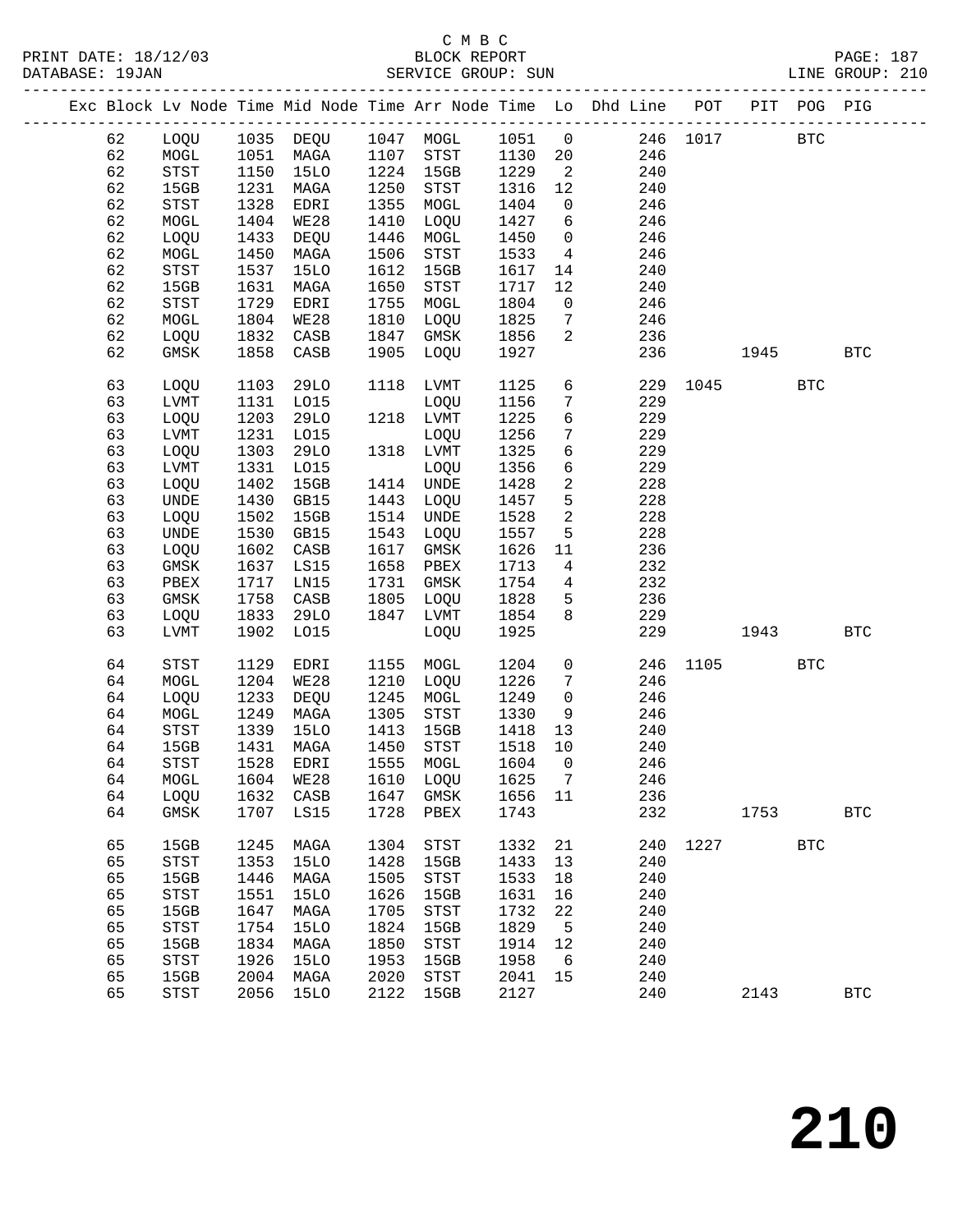C M B C
BLOCK REPORT
SERVICE GROUP: SUN

PRINT DATE: 18/12/03
DATABASE: 19JAN
LINE GROUP: 210

| Exc | Block | Lv Node | Time | Mid Node | Time | Arr Node | Time | Lo | Dhd Line | POT | PIT | POG | PIG |
|---|---|---|---|---|---|---|---|---|---|---|---|---|---|
| | 62 | LOQU | 1035 | DEQU | 1047 | MOGL | 1051 | 0 | 246 | 1017 | | BTC | |
| | 62 | MOGL | 1051 | MAGA | 1107 | STST | 1130 | 20 | 246 | | | | |
| | 62 | STST | 1150 | 15LO | 1224 | 15GB | 1229 | 2 | 240 | | | | |
| | 62 | 15GB | 1231 | MAGA | 1250 | STST | 1316 | 12 | 240 | | | | |
| | 62 | STST | 1328 | EDRI | 1355 | MOGL | 1404 | 0 | 246 | | | | |
| | 62 | MOGL | 1404 | WE28 | 1410 | LOQU | 1427 | 6 | 246 | | | | |
| | 62 | LOQU | 1433 | DEQU | 1446 | MOGL | 1450 | 0 | 246 | | | | |
| | 62 | MOGL | 1450 | MAGA | 1506 | STST | 1533 | 4 | 246 | | | | |
| | 62 | STST | 1537 | 15LO | 1612 | 15GB | 1617 | 14 | 240 | | | | |
| | 62 | 15GB | 1631 | MAGA | 1650 | STST | 1717 | 12 | 240 | | | | |
| | 62 | STST | 1729 | EDRI | 1755 | MOGL | 1804 | 0 | 246 | | | | |
| | 62 | MOGL | 1804 | WE28 | 1810 | LOQU | 1825 | 7 | 246 | | | | |
| | 62 | LOQU | 1832 | CASB | 1847 | GMSK | 1856 | 2 | 236 | | | | |
| | 62 | GMSK | 1858 | CASB | 1905 | LOQU | 1927 | | 236 | | 1945 | | BTC |
| | 63 | LOQU | 1103 | 29LO | 1118 | LVMT | 1125 | 6 | 229 | 1045 | | BTC | |
| | 63 | LVMT | 1131 | LO15 | | LOQU | 1156 | 7 | 229 | | | | |
| | 63 | LOQU | 1203 | 29LO | 1218 | LVMT | 1225 | 6 | 229 | | | | |
| | 63 | LVMT | 1231 | LO15 | | LOQU | 1256 | 7 | 229 | | | | |
| | 63 | LOQU | 1303 | 29LO | 1318 | LVMT | 1325 | 6 | 229 | | | | |
| | 63 | LVMT | 1331 | LO15 | | LOQU | 1356 | 6 | 229 | | | | |
| | 63 | LOQU | 1402 | 15GB | 1414 | UNDE | 1428 | 2 | 228 | | | | |
| | 63 | UNDE | 1430 | GB15 | 1443 | LOQU | 1457 | 5 | 228 | | | | |
| | 63 | LOQU | 1502 | 15GB | 1514 | UNDE | 1528 | 2 | 228 | | | | |
| | 63 | UNDE | 1530 | GB15 | 1543 | LOQU | 1557 | 5 | 228 | | | | |
| | 63 | LOQU | 1602 | CASB | 1617 | GMSK | 1626 | 11 | 236 | | | | |
| | 63 | GMSK | 1637 | LS15 | 1658 | PBEX | 1713 | 4 | 232 | | | | |
| | 63 | PBEX | 1717 | LN15 | 1731 | GMSK | 1754 | 4 | 232 | | | | |
| | 63 | GMSK | 1758 | CASB | 1805 | LOQU | 1828 | 5 | 236 | | | | |
| | 63 | LOQU | 1833 | 29LO | 1847 | LVMT | 1854 | 8 | 229 | | | | |
| | 63 | LVMT | 1902 | LO15 | | LOQU | 1925 | | 229 | | 1943 | | BTC |
| | 64 | STST | 1129 | EDRI | 1155 | MOGL | 1204 | 0 | 246 | 1105 | | BTC | |
| | 64 | MOGL | 1204 | WE28 | 1210 | LOQU | 1226 | 7 | 246 | | | | |
| | 64 | LOQU | 1233 | DEQU | 1245 | MOGL | 1249 | 0 | 246 | | | | |
| | 64 | MOGL | 1249 | MAGA | 1305 | STST | 1330 | 9 | 246 | | | | |
| | 64 | STST | 1339 | 15LO | 1413 | 15GB | 1418 | 13 | 240 | | | | |
| | 64 | 15GB | 1431 | MAGA | 1450 | STST | 1518 | 10 | 240 | | | | |
| | 64 | STST | 1528 | EDRI | 1555 | MOGL | 1604 | 0 | 246 | | | | |
| | 64 | MOGL | 1604 | WE28 | 1610 | LOQU | 1625 | 7 | 246 | | | | |
| | 64 | LOQU | 1632 | CASB | 1647 | GMSK | 1656 | 11 | 236 | | | | |
| | 64 | GMSK | 1707 | LS15 | 1728 | PBEX | 1743 | | 232 | | 1753 | | BTC |
| | 65 | 15GB | 1245 | MAGA | 1304 | STST | 1332 | 21 | 240 | 1227 | | BTC | |
| | 65 | STST | 1353 | 15LO | 1428 | 15GB | 1433 | 13 | 240 | | | | |
| | 65 | 15GB | 1446 | MAGA | 1505 | STST | 1533 | 18 | 240 | | | | |
| | 65 | STST | 1551 | 15LO | 1626 | 15GB | 1631 | 16 | 240 | | | | |
| | 65 | 15GB | 1647 | MAGA | 1705 | STST | 1732 | 22 | 240 | | | | |
| | 65 | STST | 1754 | 15LO | 1824 | 15GB | 1829 | 5 | 240 | | | | |
| | 65 | 15GB | 1834 | MAGA | 1850 | STST | 1914 | 12 | 240 | | | | |
| | 65 | STST | 1926 | 15LO | 1953 | 15GB | 1958 | 6 | 240 | | | | |
| | 65 | 15GB | 2004 | MAGA | 2020 | STST | 2041 | 15 | 240 | | | | |
| | 65 | STST | 2056 | 15LO | 2122 | 15GB | 2127 | | 240 | | 2143 | | BTC |

# 210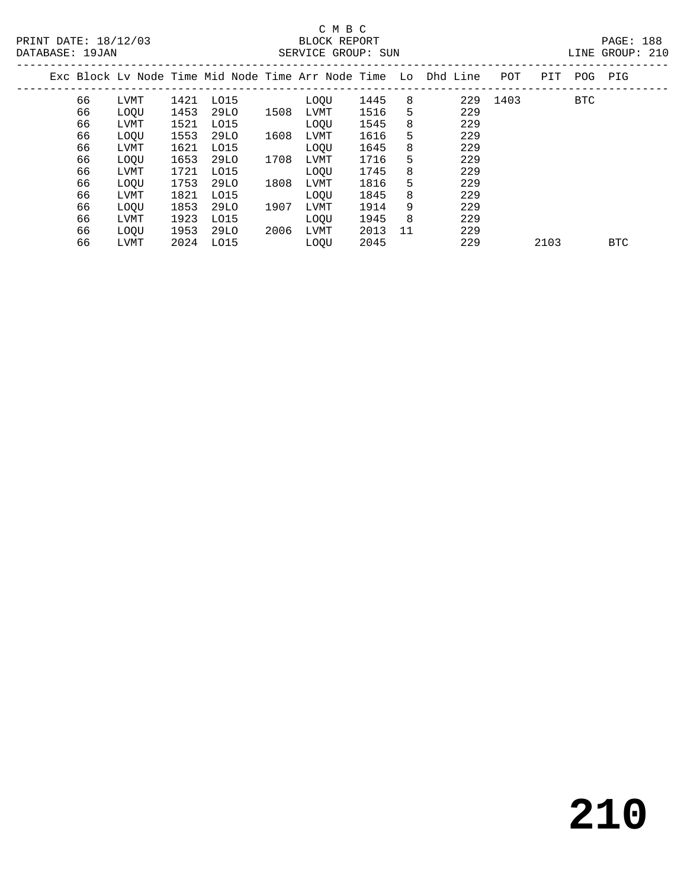C M B C
BLOCK REPORT
SERVICE GROUP: SUN

PRINT DATE: 18/12/03
DATABASE: 19JAN
LINE GROUP: 210

| Exc | Block | Lv Node | Time | Mid Node | Time | Arr Node | Time | Lo | Dhd | Line | POT | PIT | POG | PIG |
|---|---|---|---|---|---|---|---|---|---|---|---|---|---|---|
| | 66 | LVMT | 1421 | LO15 | | LOQU | 1445 | 8 | | 229 | 1403 | | BTC | |
| | 66 | LOQU | 1453 | 29LO | 1508 | LVMT | 1516 | 5 | | 229 | | | | |
| | 66 | LVMT | 1521 | LO15 | | LOQU | 1545 | 8 | | 229 | | | | |
| | 66 | LOQU | 1553 | 29LO | 1608 | LVMT | 1616 | 5 | | 229 | | | | |
| | 66 | LVMT | 1621 | LO15 | | LOQU | 1645 | 8 | | 229 | | | | |
| | 66 | LOQU | 1653 | 29LO | 1708 | LVMT | 1716 | 5 | | 229 | | | | |
| | 66 | LVMT | 1721 | LO15 | | LOQU | 1745 | 8 | | 229 | | | | |
| | 66 | LOQU | 1753 | 29LO | 1808 | LVMT | 1816 | 5 | | 229 | | | | |
| | 66 | LVMT | 1821 | LO15 | | LOQU | 1845 | 8 | | 229 | | | | |
| | 66 | LOQU | 1853 | 29LO | 1907 | LVMT | 1914 | 9 | | 229 | | | | |
| | 66 | LVMT | 1923 | LO15 | | LOQU | 1945 | 8 | | 229 | | | | |
| | 66 | LOQU | 1953 | 29LO | 2006 | LVMT | 2013 | 11 | | 229 | | | | |
| | 66 | LVMT | 2024 | LO15 | | LOQU | 2045 | | | 229 | | 2103 | | BTC |

**210**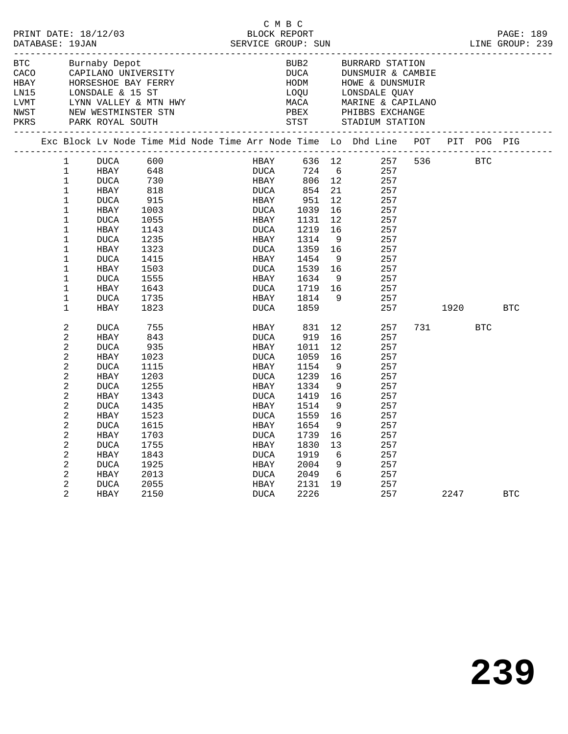C M B C

PRINT DATE: 18/12/03 BLOCK REPORT PAGE: 189
DATABASE: 19JAN SERVICE GROUP: SUN LINE GROUP: 239

| Code | Name | Code | Name |
|---|---|---|---|
| BTC | Burnaby Depot | BUB2 | BURRARD STATION |
| CACO | CAPILANO UNIVERSITY | DUCA | DUNSMUIR & CAMBIE |
| HBAY | HORSESHOE BAY FERRY | HODM | HOWE & DUNSMUIR |
| LN15 | LONSDALE & 15 ST | LOQU | LONSDALE QUAY |
| LVMT | LYNN VALLEY & MTN HWY | MACA | MARINE & CAPILANO |
| NWST | NEW WESTMINSTER STN | PBEX | PHIBBS EXCHANGE |
| PKRS | PARK ROYAL SOUTH | STST | STADIUM STATION |

| Exc | Block | Lv Node | Time | Mid Node | Time | Arr Node | Time | Lo | Dhd | Line | POT | PIT | POG | PIG |
|---|---|---|---|---|---|---|---|---|---|---|---|---|---|---|
| | 1 | DUCA | 600 | | | HBAY | 636 | 12 | | 257 | 536 | | BTC | |
| | 1 | HBAY | 648 | | | DUCA | 724 | 6 | | 257 | | | | |
| | 1 | DUCA | 730 | | | HBAY | 806 | 12 | | 257 | | | | |
| | 1 | HBAY | 818 | | | DUCA | 854 | 21 | | 257 | | | | |
| | 1 | DUCA | 915 | | | HBAY | 951 | 12 | | 257 | | | | |
| | 1 | HBAY | 1003 | | | DUCA | 1039 | 16 | | 257 | | | | |
| | 1 | DUCA | 1055 | | | HBAY | 1131 | 12 | | 257 | | | | |
| | 1 | HBAY | 1143 | | | DUCA | 1219 | 16 | | 257 | | | | |
| | 1 | DUCA | 1235 | | | HBAY | 1314 | 9 | | 257 | | | | |
| | 1 | HBAY | 1323 | | | DUCA | 1359 | 16 | | 257 | | | | |
| | 1 | DUCA | 1415 | | | HBAY | 1454 | 9 | | 257 | | | | |
| | 1 | HBAY | 1503 | | | DUCA | 1539 | 16 | | 257 | | | | |
| | 1 | DUCA | 1555 | | | HBAY | 1634 | 9 | | 257 | | | | |
| | 1 | HBAY | 1643 | | | DUCA | 1719 | 16 | | 257 | | | | |
| | 1 | DUCA | 1735 | | | HBAY | 1814 | 9 | | 257 | | | | |
| | 1 | HBAY | 1823 | | | DUCA | 1859 | | | 257 | | 1920 | | BTC |
| | 2 | DUCA | 755 | | | HBAY | 831 | 12 | | 257 | 731 | | BTC | |
| | 2 | HBAY | 843 | | | DUCA | 919 | 16 | | 257 | | | | |
| | 2 | DUCA | 935 | | | HBAY | 1011 | 12 | | 257 | | | | |
| | 2 | HBAY | 1023 | | | DUCA | 1059 | 16 | | 257 | | | | |
| | 2 | DUCA | 1115 | | | HBAY | 1154 | 9 | | 257 | | | | |
| | 2 | HBAY | 1203 | | | DUCA | 1239 | 16 | | 257 | | | | |
| | 2 | DUCA | 1255 | | | HBAY | 1334 | 9 | | 257 | | | | |
| | 2 | HBAY | 1343 | | | DUCA | 1419 | 16 | | 257 | | | | |
| | 2 | DUCA | 1435 | | | HBAY | 1514 | 9 | | 257 | | | | |
| | 2 | HBAY | 1523 | | | DUCA | 1559 | 16 | | 257 | | | | |
| | 2 | DUCA | 1615 | | | HBAY | 1654 | 9 | | 257 | | | | |
| | 2 | HBAY | 1703 | | | DUCA | 1739 | 16 | | 257 | | | | |
| | 2 | DUCA | 1755 | | | HBAY | 1830 | 13 | | 257 | | | | |
| | 2 | HBAY | 1843 | | | DUCA | 1919 | 6 | | 257 | | | | |
| | 2 | DUCA | 1925 | | | HBAY | 2004 | 9 | | 257 | | | | |
| | 2 | HBAY | 2013 | | | DUCA | 2049 | 6 | | 257 | | | | |
| | 2 | DUCA | 2055 | | | HBAY | 2131 | 19 | | 257 | | | | |
| | 2 | HBAY | 2150 | | | DUCA | 2226 | | | 257 | | 2247 | | BTC |

# 239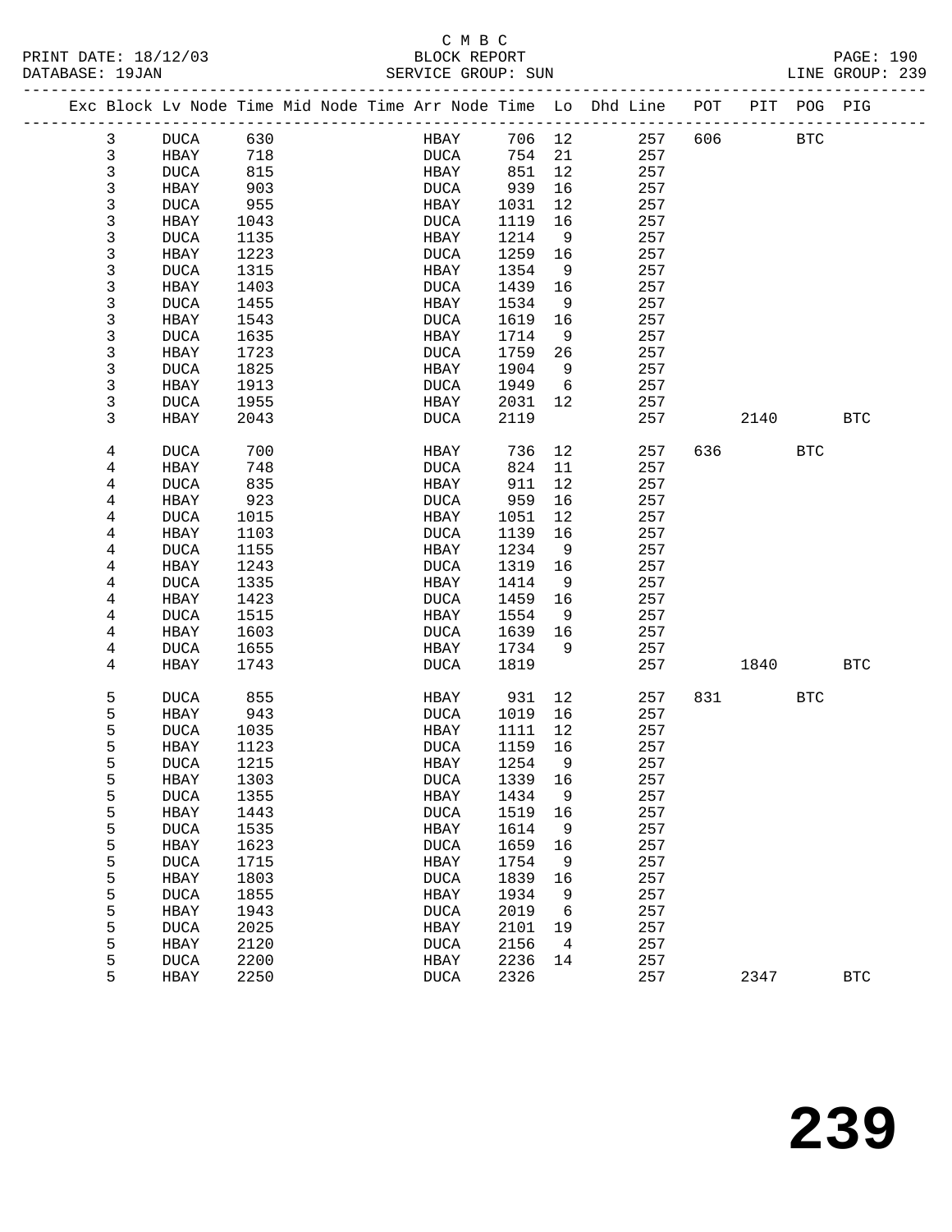C M B C
BLOCK REPORT
SERVICE GROUP: SUN

PRINT DATE: 18/12/03
DATABASE: 19JAN
LINE GROUP: 239

| Exc | Block | Lv | Node | Time | Mid Node | Time | Arr Node | Time | Lo | Dhd Line | POT | PIT | POG | PIG |
|---|---|---|---|---|---|---|---|---|---|---|---|---|---|---|
| | 3 | | DUCA | 630 | | | HBAY | 706 | 12 | 257 | 606 | | BTC | |
| | 3 | | HBAY | 718 | | | DUCA | 754 | 21 | 257 | | | | |
| | 3 | | DUCA | 815 | | | HBAY | 851 | 12 | 257 | | | | |
| | 3 | | HBAY | 903 | | | DUCA | 939 | 16 | 257 | | | | |
| | 3 | | DUCA | 955 | | | HBAY | 1031 | 12 | 257 | | | | |
| | 3 | | HBAY | 1043 | | | DUCA | 1119 | 16 | 257 | | | | |
| | 3 | | DUCA | 1135 | | | HBAY | 1214 | 9 | 257 | | | | |
| | 3 | | HBAY | 1223 | | | DUCA | 1259 | 16 | 257 | | | | |
| | 3 | | DUCA | 1315 | | | HBAY | 1354 | 9 | 257 | | | | |
| | 3 | | HBAY | 1403 | | | DUCA | 1439 | 16 | 257 | | | | |
| | 3 | | DUCA | 1455 | | | HBAY | 1534 | 9 | 257 | | | | |
| | 3 | | HBAY | 1543 | | | DUCA | 1619 | 16 | 257 | | | | |
| | 3 | | DUCA | 1635 | | | HBAY | 1714 | 9 | 257 | | | | |
| | 3 | | HBAY | 1723 | | | DUCA | 1759 | 26 | 257 | | | | |
| | 3 | | DUCA | 1825 | | | HBAY | 1904 | 9 | 257 | | | | |
| | 3 | | HBAY | 1913 | | | DUCA | 1949 | 6 | 257 | | | | |
| | 3 | | DUCA | 1955 | | | HBAY | 2031 | 12 | 257 | | | | |
| | 3 | | HBAY | 2043 | | | DUCA | 2119 | | 257 | | 2140 | | BTC |
| | 4 | | DUCA | 700 | | | HBAY | 736 | 12 | 257 | 636 | | BTC | |
| | 4 | | HBAY | 748 | | | DUCA | 824 | 11 | 257 | | | | |
| | 4 | | DUCA | 835 | | | HBAY | 911 | 12 | 257 | | | | |
| | 4 | | HBAY | 923 | | | DUCA | 959 | 16 | 257 | | | | |
| | 4 | | DUCA | 1015 | | | HBAY | 1051 | 12 | 257 | | | | |
| | 4 | | HBAY | 1103 | | | DUCA | 1139 | 16 | 257 | | | | |
| | 4 | | DUCA | 1155 | | | HBAY | 1234 | 9 | 257 | | | | |
| | 4 | | HBAY | 1243 | | | DUCA | 1319 | 16 | 257 | | | | |
| | 4 | | DUCA | 1335 | | | HBAY | 1414 | 9 | 257 | | | | |
| | 4 | | HBAY | 1423 | | | DUCA | 1459 | 16 | 257 | | | | |
| | 4 | | DUCA | 1515 | | | HBAY | 1554 | 9 | 257 | | | | |
| | 4 | | HBAY | 1603 | | | DUCA | 1639 | 16 | 257 | | | | |
| | 4 | | DUCA | 1655 | | | HBAY | 1734 | 9 | 257 | | | | |
| | 4 | | HBAY | 1743 | | | DUCA | 1819 | | 257 | | 1840 | | BTC |
| | 5 | | DUCA | 855 | | | HBAY | 931 | 12 | 257 | 831 | | BTC | |
| | 5 | | HBAY | 943 | | | DUCA | 1019 | 16 | 257 | | | | |
| | 5 | | DUCA | 1035 | | | HBAY | 1111 | 12 | 257 | | | | |
| | 5 | | HBAY | 1123 | | | DUCA | 1159 | 16 | 257 | | | | |
| | 5 | | DUCA | 1215 | | | HBAY | 1254 | 9 | 257 | | | | |
| | 5 | | HBAY | 1303 | | | DUCA | 1339 | 16 | 257 | | | | |
| | 5 | | DUCA | 1355 | | | HBAY | 1434 | 9 | 257 | | | | |
| | 5 | | HBAY | 1443 | | | DUCA | 1519 | 16 | 257 | | | | |
| | 5 | | DUCA | 1535 | | | HBAY | 1614 | 9 | 257 | | | | |
| | 5 | | HBAY | 1623 | | | DUCA | 1659 | 16 | 257 | | | | |
| | 5 | | DUCA | 1715 | | | HBAY | 1754 | 9 | 257 | | | | |
| | 5 | | HBAY | 1803 | | | DUCA | 1839 | 16 | 257 | | | | |
| | 5 | | DUCA | 1855 | | | HBAY | 1934 | 9 | 257 | | | | |
| | 5 | | HBAY | 1943 | | | DUCA | 2019 | 6 | 257 | | | | |
| | 5 | | DUCA | 2025 | | | HBAY | 2101 | 19 | 257 | | | | |
| | 5 | | HBAY | 2120 | | | DUCA | 2156 | 4 | 257 | | | | |
| | 5 | | DUCA | 2200 | | | HBAY | 2236 | 14 | 257 | | | | |
| | 5 | | HBAY | 2250 | | | DUCA | 2326 | | 257 | | 2347 | | BTC |

239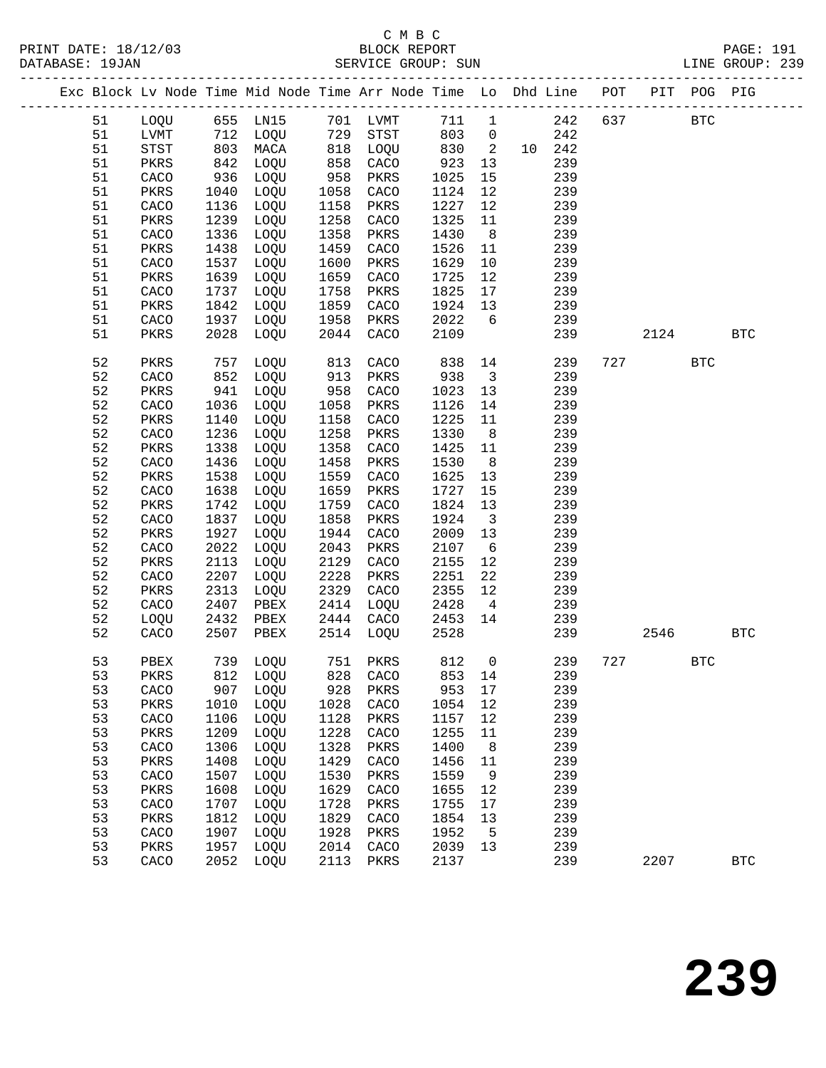C M B C

PRINT DATE: 18/12/03 BLOCK REPORT PAGE: 191
DATABASE: 19JAN SERVICE GROUP: SUN LINE GROUP: 239

| Exc | Block | Lv Node | Time | Mid Node | Time | Arr Node | Time | Lo | Dhd | Line | POT | PIT | POG | PIG |
|---|---|---|---|---|---|---|---|---|---|---|---|---|---|---|
| | 51 | LOQU | 655 | LN15 | 701 | LVMT | 711 | 1 | | 242 | 637 | | BTC | |
| | 51 | LVMT | 712 | LOQU | 729 | STST | 803 | 0 | | 242 | | | | |
| | 51 | STST | 803 | MACA | 818 | LOQU | 830 | 2 | 10 | 242 | | | | |
| | 51 | PKRS | 842 | LOQU | 858 | CACO | 923 | 13 | | 239 | | | | |
| | 51 | CACO | 936 | LOQU | 958 | PKRS | 1025 | 15 | | 239 | | | | |
| | 51 | PKRS | 1040 | LOQU | 1058 | CACO | 1124 | 12 | | 239 | | | | |
| | 51 | CACO | 1136 | LOQU | 1158 | PKRS | 1227 | 12 | | 239 | | | | |
| | 51 | PKRS | 1239 | LOQU | 1258 | CACO | 1325 | 11 | | 239 | | | | |
| | 51 | CACO | 1336 | LOQU | 1358 | PKRS | 1430 | 8 | | 239 | | | | |
| | 51 | PKRS | 1438 | LOQU | 1459 | CACO | 1526 | 11 | | 239 | | | | |
| | 51 | CACO | 1537 | LOQU | 1600 | PKRS | 1629 | 10 | | 239 | | | | |
| | 51 | PKRS | 1639 | LOQU | 1659 | CACO | 1725 | 12 | | 239 | | | | |
| | 51 | CACO | 1737 | LOQU | 1758 | PKRS | 1825 | 17 | | 239 | | | | |
| | 51 | PKRS | 1842 | LOQU | 1859 | CACO | 1924 | 13 | | 239 | | | | |
| | 51 | CACO | 1937 | LOQU | 1958 | PKRS | 2022 | 6 | | 239 | | | | |
| | 51 | PKRS | 2028 | LOQU | 2044 | CACO | 2109 | | | 239 | | 2124 | | BTC |
| | 52 | PKRS | 757 | LOQU | 813 | CACO | 838 | 14 | | 239 | 727 | | BTC | |
| | 52 | CACO | 852 | LOQU | 913 | PKRS | 938 | 3 | | 239 | | | | |
| | 52 | PKRS | 941 | LOQU | 958 | CACO | 1023 | 13 | | 239 | | | | |
| | 52 | CACO | 1036 | LOQU | 1058 | PKRS | 1126 | 14 | | 239 | | | | |
| | 52 | PKRS | 1140 | LOQU | 1158 | CACO | 1225 | 11 | | 239 | | | | |
| | 52 | CACO | 1236 | LOQU | 1258 | PKRS | 1330 | 8 | | 239 | | | | |
| | 52 | PKRS | 1338 | LOQU | 1358 | CACO | 1425 | 11 | | 239 | | | | |
| | 52 | CACO | 1436 | LOQU | 1458 | PKRS | 1530 | 8 | | 239 | | | | |
| | 52 | PKRS | 1538 | LOQU | 1559 | CACO | 1625 | 13 | | 239 | | | | |
| | 52 | CACO | 1638 | LOQU | 1659 | PKRS | 1727 | 15 | | 239 | | | | |
| | 52 | PKRS | 1742 | LOQU | 1759 | CACO | 1824 | 13 | | 239 | | | | |
| | 52 | CACO | 1837 | LOQU | 1858 | PKRS | 1924 | 3 | | 239 | | | | |
| | 52 | PKRS | 1927 | LOQU | 1944 | CACO | 2009 | 13 | | 239 | | | | |
| | 52 | CACO | 2022 | LOQU | 2043 | PKRS | 2107 | 6 | | 239 | | | | |
| | 52 | PKRS | 2113 | LOQU | 2129 | CACO | 2155 | 12 | | 239 | | | | |
| | 52 | CACO | 2207 | LOQU | 2228 | PKRS | 2251 | 22 | | 239 | | | | |
| | 52 | PKRS | 2313 | LOQU | 2329 | CACO | 2355 | 12 | | 239 | | | | |
| | 52 | CACO | 2407 | PBEX | 2414 | LOQU | 2428 | 4 | | 239 | | | | |
| | 52 | LOQU | 2432 | PBEX | 2444 | CACO | 2453 | 14 | | 239 | | | | |
| | 52 | CACO | 2507 | PBEX | 2514 | LOQU | 2528 | | | 239 | | 2546 | | BTC |
| | 53 | PBEX | 739 | LOQU | 751 | PKRS | 812 | 0 | | 239 | 727 | | BTC | |
| | 53 | PKRS | 812 | LOQU | 828 | CACO | 853 | 14 | | 239 | | | | |
| | 53 | CACO | 907 | LOQU | 928 | PKRS | 953 | 17 | | 239 | | | | |
| | 53 | PKRS | 1010 | LOQU | 1028 | CACO | 1054 | 12 | | 239 | | | | |
| | 53 | CACO | 1106 | LOQU | 1128 | PKRS | 1157 | 12 | | 239 | | | | |
| | 53 | PKRS | 1209 | LOQU | 1228 | CACO | 1255 | 11 | | 239 | | | | |
| | 53 | CACO | 1306 | LOQU | 1328 | PKRS | 1400 | 8 | | 239 | | | | |
| | 53 | PKRS | 1408 | LOQU | 1429 | CACO | 1456 | 11 | | 239 | | | | |
| | 53 | CACO | 1507 | LOQU | 1530 | PKRS | 1559 | 9 | | 239 | | | | |
| | 53 | PKRS | 1608 | LOQU | 1629 | CACO | 1655 | 12 | | 239 | | | | |
| | 53 | CACO | 1707 | LOQU | 1728 | PKRS | 1755 | 17 | | 239 | | | | |
| | 53 | PKRS | 1812 | LOQU | 1829 | CACO | 1854 | 13 | | 239 | | | | |
| | 53 | CACO | 1907 | LOQU | 1928 | PKRS | 1952 | 5 | | 239 | | | | |
| | 53 | PKRS | 1957 | LOQU | 2014 | CACO | 2039 | 13 | | 239 | | | | |
| | 53 | CACO | 2052 | LOQU | 2113 | PKRS | 2137 | | | 239 | | 2207 | | BTC |

239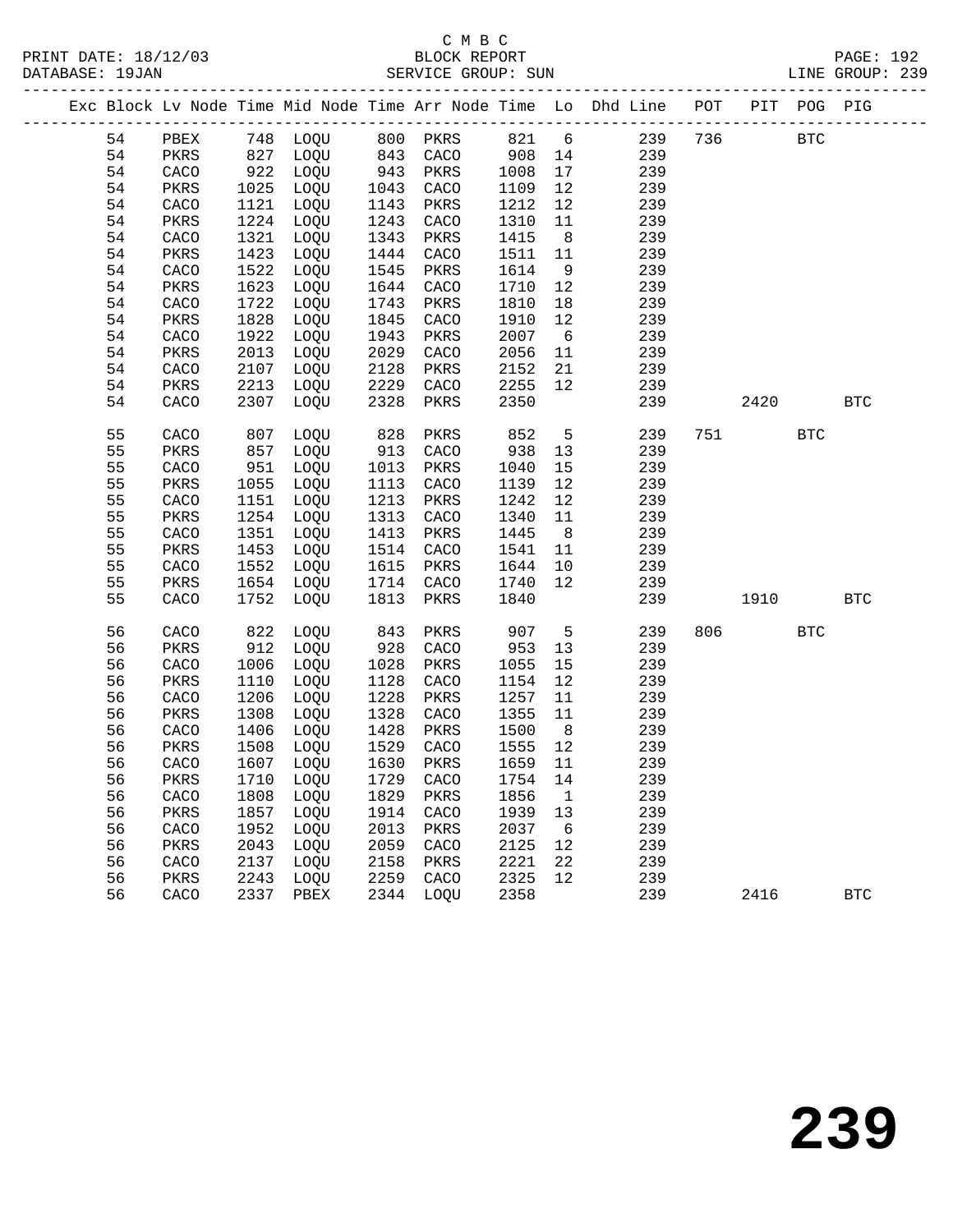C M B C

BLOCK REPORT

SERVICE GROUP: SUN

PRINT DATE: 18/12/03
DATABASE: 19JAN
LINE GROUP: 239

| Exc | Block | Lv | Node | Time | Mid Node | Time | Arr Node | Time | Lo | Dhd Line | POT | PIT | POG | PIG |
|---|---|---|---|---|---|---|---|---|---|---|---|---|---|---|
| | 54 | | PBEX | 748 | LOQU | 800 | PKRS | 821 | 6 | 239 | 736 | | BTC | |
| | 54 | | PKRS | 827 | LOQU | 843 | CACO | 908 | 14 | 239 | | | | |
| | 54 | | CACO | 922 | LOQU | 943 | PKRS | 1008 | 17 | 239 | | | | |
| | 54 | | PKRS | 1025 | LOQU | 1043 | CACO | 1109 | 12 | 239 | | | | |
| | 54 | | CACO | 1121 | LOQU | 1143 | PKRS | 1212 | 12 | 239 | | | | |
| | 54 | | PKRS | 1224 | LOQU | 1243 | CACO | 1310 | 11 | 239 | | | | |
| | 54 | | CACO | 1321 | LOQU | 1343 | PKRS | 1415 | 8 | 239 | | | | |
| | 54 | | PKRS | 1423 | LOQU | 1444 | CACO | 1511 | 11 | 239 | | | | |
| | 54 | | CACO | 1522 | LOQU | 1545 | PKRS | 1614 | 9 | 239 | | | | |
| | 54 | | PKRS | 1623 | LOQU | 1644 | CACO | 1710 | 12 | 239 | | | | |
| | 54 | | CACO | 1722 | LOQU | 1743 | PKRS | 1810 | 18 | 239 | | | | |
| | 54 | | PKRS | 1828 | LOQU | 1845 | CACO | 1910 | 12 | 239 | | | | |
| | 54 | | CACO | 1922 | LOQU | 1943 | PKRS | 2007 | 6 | 239 | | | | |
| | 54 | | PKRS | 2013 | LOQU | 2029 | CACO | 2056 | 11 | 239 | | | | |
| | 54 | | CACO | 2107 | LOQU | 2128 | PKRS | 2152 | 21 | 239 | | | | |
| | 54 | | PKRS | 2213 | LOQU | 2229 | CACO | 2255 | 12 | 239 | | | | |
| | 54 | | CACO | 2307 | LOQU | 2328 | PKRS | 2350 | | 239 | | 2420 | | BTC |
| | 55 | | CACO | 807 | LOQU | 828 | PKRS | 852 | 5 | 239 | 751 | | BTC | |
| | 55 | | PKRS | 857 | LOQU | 913 | CACO | 938 | 13 | 239 | | | | |
| | 55 | | CACO | 951 | LOQU | 1013 | PKRS | 1040 | 15 | 239 | | | | |
| | 55 | | PKRS | 1055 | LOQU | 1113 | CACO | 1139 | 12 | 239 | | | | |
| | 55 | | CACO | 1151 | LOQU | 1213 | PKRS | 1242 | 12 | 239 | | | | |
| | 55 | | PKRS | 1254 | LOQU | 1313 | CACO | 1340 | 11 | 239 | | | | |
| | 55 | | CACO | 1351 | LOQU | 1413 | PKRS | 1445 | 8 | 239 | | | | |
| | 55 | | PKRS | 1453 | LOQU | 1514 | CACO | 1541 | 11 | 239 | | | | |
| | 55 | | CACO | 1552 | LOQU | 1615 | PKRS | 1644 | 10 | 239 | | | | |
| | 55 | | PKRS | 1654 | LOQU | 1714 | CACO | 1740 | 12 | 239 | | | | |
| | 55 | | CACO | 1752 | LOQU | 1813 | PKRS | 1840 | | 239 | | 1910 | | BTC |
| | 56 | | CACO | 822 | LOQU | 843 | PKRS | 907 | 5 | 239 | 806 | | BTC | |
| | 56 | | PKRS | 912 | LOQU | 928 | CACO | 953 | 13 | 239 | | | | |
| | 56 | | CACO | 1006 | LOQU | 1028 | PKRS | 1055 | 15 | 239 | | | | |
| | 56 | | PKRS | 1110 | LOQU | 1128 | CACO | 1154 | 12 | 239 | | | | |
| | 56 | | CACO | 1206 | LOQU | 1228 | PKRS | 1257 | 11 | 239 | | | | |
| | 56 | | PKRS | 1308 | LOQU | 1328 | CACO | 1355 | 11 | 239 | | | | |
| | 56 | | CACO | 1406 | LOQU | 1428 | PKRS | 1500 | 8 | 239 | | | | |
| | 56 | | PKRS | 1508 | LOQU | 1529 | CACO | 1555 | 12 | 239 | | | | |
| | 56 | | CACO | 1607 | LOQU | 1630 | PKRS | 1659 | 11 | 239 | | | | |
| | 56 | | PKRS | 1710 | LOQU | 1729 | CACO | 1754 | 14 | 239 | | | | |
| | 56 | | CACO | 1808 | LOQU | 1829 | PKRS | 1856 | 1 | 239 | | | | |
| | 56 | | PKRS | 1857 | LOQU | 1914 | CACO | 1939 | 13 | 239 | | | | |
| | 56 | | CACO | 1952 | LOQU | 2013 | PKRS | 2037 | 6 | 239 | | | | |
| | 56 | | PKRS | 2043 | LOQU | 2059 | CACO | 2125 | 12 | 239 | | | | |
| | 56 | | CACO | 2137 | LOQU | 2158 | PKRS | 2221 | 22 | 239 | | | | |
| | 56 | | PKRS | 2243 | LOQU | 2259 | CACO | 2325 | 12 | 239 | | | | |
| | 56 | | CACO | 2337 | PBEX | 2344 | LOQU | 2358 | | 239 | | 2416 | | BTC |

239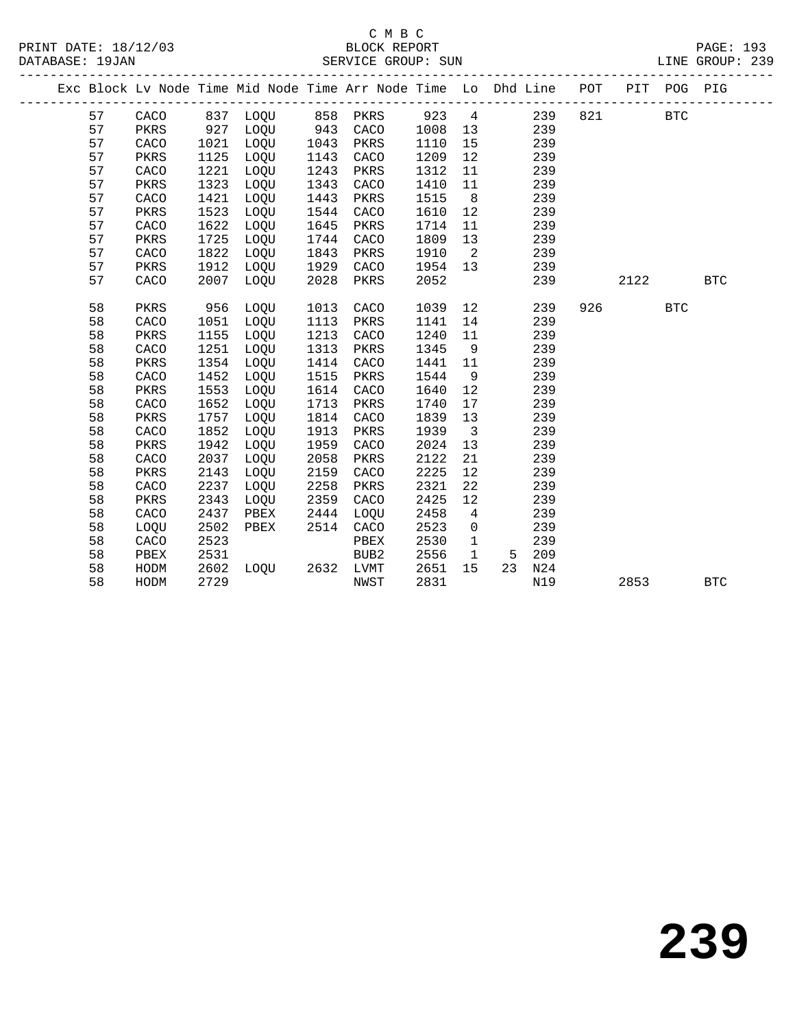C M B C

BLOCK REPORT

SERVICE GROUP: SUN

PRINT DATE: 18/12/03
DATABASE: 19JAN

LINE GROUP: 239

| Exc | Block | Lv | Node | Time | Mid Node | Time | Arr Node | Time | Lo | Dhd | Line | POT | PIT | POG | PIG |
|---|---|---|---|---|---|---|---|---|---|---|---|---|---|---|---|
| | 57 | | CACO | 837 | LOQU | 858 | PKRS | 923 | 4 | | 239 | 821 | | BTC | |
| | 57 | | PKRS | 927 | LOQU | 943 | CACO | 1008 | 13 | | 239 | | | | |
| | 57 | | CACO | 1021 | LOQU | 1043 | PKRS | 1110 | 15 | | 239 | | | | |
| | 57 | | PKRS | 1125 | LOQU | 1143 | CACO | 1209 | 12 | | 239 | | | | |
| | 57 | | CACO | 1221 | LOQU | 1243 | PKRS | 1312 | 11 | | 239 | | | | |
| | 57 | | PKRS | 1323 | LOQU | 1343 | CACO | 1410 | 11 | | 239 | | | | |
| | 57 | | CACO | 1421 | LOQU | 1443 | PKRS | 1515 | 8 | | 239 | | | | |
| | 57 | | PKRS | 1523 | LOQU | 1544 | CACO | 1610 | 12 | | 239 | | | | |
| | 57 | | CACO | 1622 | LOQU | 1645 | PKRS | 1714 | 11 | | 239 | | | | |
| | 57 | | PKRS | 1725 | LOQU | 1744 | CACO | 1809 | 13 | | 239 | | | | |
| | 57 | | CACO | 1822 | LOQU | 1843 | PKRS | 1910 | 2 | | 239 | | | | |
| | 57 | | PKRS | 1912 | LOQU | 1929 | CACO | 1954 | 13 | | 239 | | | | |
| | 57 | | CACO | 2007 | LOQU | 2028 | PKRS | 2052 | | | 239 | | 2122 | | BTC |
| | 58 | | PKRS | 956 | LOQU | 1013 | CACO | 1039 | 12 | | 239 | 926 | | BTC | |
| | 58 | | CACO | 1051 | LOQU | 1113 | PKRS | 1141 | 14 | | 239 | | | | |
| | 58 | | PKRS | 1155 | LOQU | 1213 | CACO | 1240 | 11 | | 239 | | | | |
| | 58 | | CACO | 1251 | LOQU | 1313 | PKRS | 1345 | 9 | | 239 | | | | |
| | 58 | | PKRS | 1354 | LOQU | 1414 | CACO | 1441 | 11 | | 239 | | | | |
| | 58 | | CACO | 1452 | LOQU | 1515 | PKRS | 1544 | 9 | | 239 | | | | |
| | 58 | | PKRS | 1553 | LOQU | 1614 | CACO | 1640 | 12 | | 239 | | | | |
| | 58 | | CACO | 1652 | LOQU | 1713 | PKRS | 1740 | 17 | | 239 | | | | |
| | 58 | | PKRS | 1757 | LOQU | 1814 | CACO | 1839 | 13 | | 239 | | | | |
| | 58 | | CACO | 1852 | LOQU | 1913 | PKRS | 1939 | 3 | | 239 | | | | |
| | 58 | | PKRS | 1942 | LOQU | 1959 | CACO | 2024 | 13 | | 239 | | | | |
| | 58 | | CACO | 2037 | LOQU | 2058 | PKRS | 2122 | 21 | | 239 | | | | |
| | 58 | | PKRS | 2143 | LOQU | 2159 | CACO | 2225 | 12 | | 239 | | | | |
| | 58 | | CACO | 2237 | LOQU | 2258 | PKRS | 2321 | 22 | | 239 | | | | |
| | 58 | | PKRS | 2343 | LOQU | 2359 | CACO | 2425 | 12 | | 239 | | | | |
| | 58 | | CACO | 2437 | PBEX | 2444 | LOQU | 2458 | 4 | | 239 | | | | |
| | 58 | | LOQU | 2502 | PBEX | 2514 | CACO | 2523 | 0 | | 239 | | | | |
| | 58 | | CACO | 2523 | | | PBEX | 2530 | 1 | | 239 | | | | |
| | 58 | | PBEX | 2531 | | | BUB2 | 2556 | 1 | 5 | 209 | | | | |
| | 58 | | HODM | 2602 | LOQU | 2632 | LVMT | 2651 | 15 | 23 | N24 | | | | |
| | 58 | | HODM | 2729 | | | NWST | 2831 | | | N19 | | 2853 | | BTC |

239